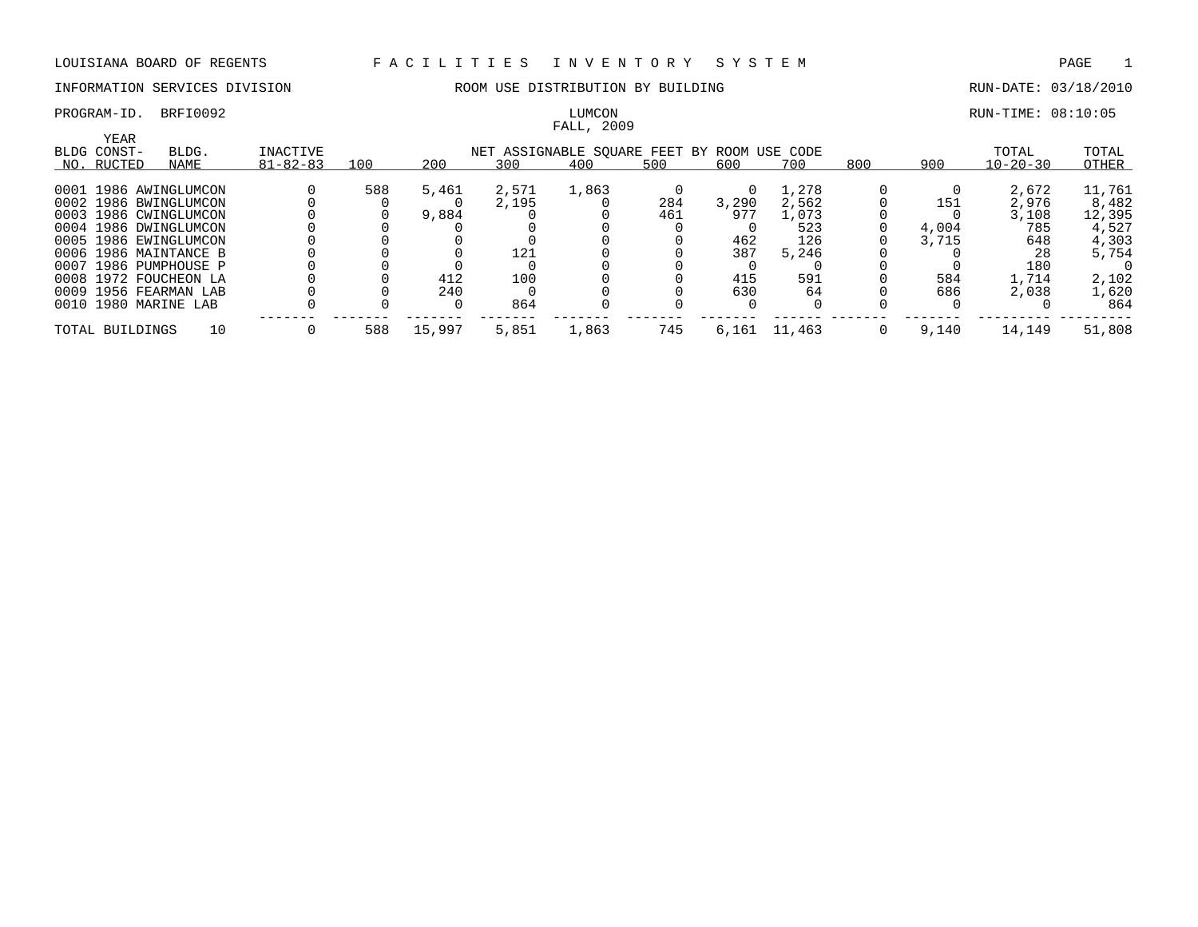LOUISIANA BOARD OF REGENTS — F A C I L I T I E S   I N V E N T O R Y   S Y S T E M

INFORMATION SERVICES DIVISION — ROOM USE DISTRIBUTION BY BUILDING — RUN-DATE: 03/18/2010

PROGRAM-ID. BRFI0092 — LUMCON — RUN-TIME: 08:10:05

FALL, 2009

| BLDG NO. | YEAR CONST-RUCTED | BLDG. NAME | INACTIVE 81-82-83 | 100 | 200 | 300 | 400 | 500 | 600 | 700 | 800 | 900 | TOTAL 10-20-30 | TOTAL OTHER |
|---|---|---|---|---|---|---|---|---|---|---|---|---|---|---|
| | | | | NET ASSIGNABLE SQUARE FEET BY ROOM USE CODE | | | | | | | | | | |
| 0001 | 1986 | AWINGLUMCON | 0 | 588 | 5,461 | 2,571 | 1,863 | 0 | 0 | 1,278 | 0 | 0 | 2,672 | 11,761 |
| 0002 | 1986 | BWINGLUMCON | 0 | 0 | 0 | 2,195 | 0 | 284 | 3,290 | 2,562 | 0 | 151 | 2,976 | 8,482 |
| 0003 | 1986 | CWINGLUMCON | 0 | 0 | 9,884 | 0 | 0 | 461 | 977 | 1,073 | 0 | 0 | 3,108 | 12,395 |
| 0004 | 1986 | DWINGLUMCON | 0 | 0 | 0 | 0 | 0 | 0 | 0 | 523 | 0 | 4,004 | 785 | 4,527 |
| 0005 | 1986 | EWINGLUMCON | 0 | 0 | 0 | 0 | 0 | 0 | 462 | 126 | 0 | 3,715 | 648 | 4,303 |
| 0006 | 1986 | MAINTANCE B | 0 | 0 | 0 | 121 | 0 | 0 | 387 | 5,246 | 0 | 0 | 28 | 5,754 |
| 0007 | 1986 | PUMPHOUSE P | 0 | 0 | 0 | 0 | 0 | 0 | 0 | 0 | 0 | 0 | 180 | 0 |
| 0008 | 1972 | FOUCHEON LA | 0 | 0 | 412 | 100 | 0 | 0 | 415 | 591 | 0 | 584 | 1,714 | 2,102 |
| 0009 | 1956 | FEARMAN LAB | 0 | 0 | 240 | 0 | 0 | 0 | 630 | 64 | 0 | 686 | 2,038 | 1,620 |
| 0010 | 1980 | MARINE LAB | 0 | 0 | 0 | 864 | 0 | 0 | 0 | 0 | 0 | 0 | 0 | 864 |
| TOTAL BUILDINGS | | 10 | 0 | 588 | 15,997 | 5,851 | 1,863 | 745 | 6,161 | 11,463 | 0 | 9,140 | 14,149 | 51,808 |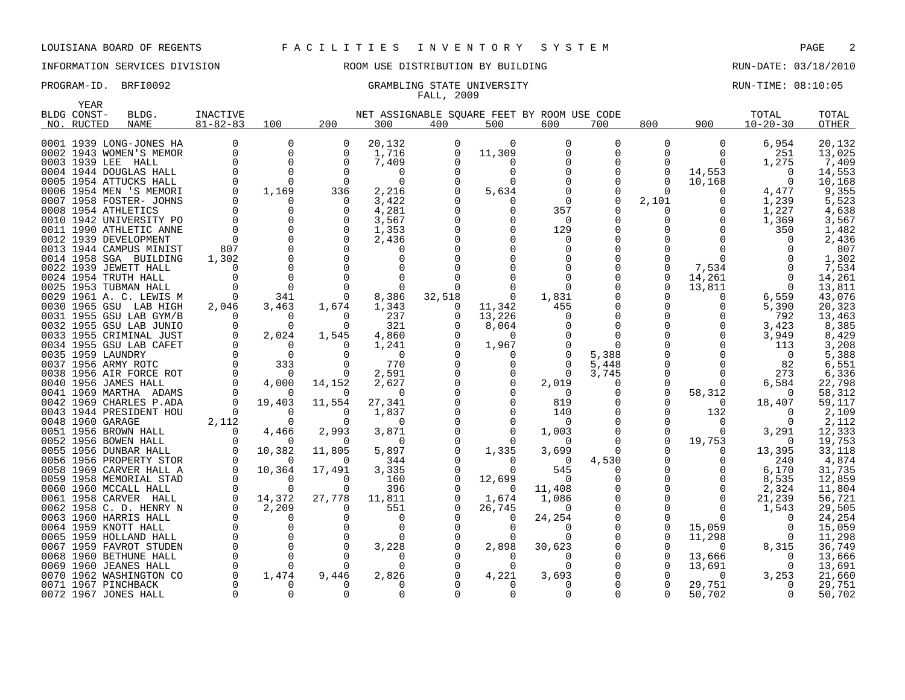LOUISIANA BOARD OF REGENTS — FACILITIES INVENTORY SYSTEM

INFORMATION SERVICES DIVISION — ROOM USE DISTRIBUTION BY BUILDING — RUN-DATE: 03/18/2010

PROGRAM-ID. BRFI0092 — GRAMBLING STATE UNIVERSITY — RUN-TIME: 08:10:05

FALL, 2009

| BLDG NO. | YEAR CONST-RUCTED | BLDG. NAME | INACTIVE 81-82-83 | 100 | 200 | 300 | 400 | 500 | 600 | 700 | 800 | 900 | TOTAL 10-20-30 | TOTAL OTHER |
|---|---|---|---|---|---|---|---|---|---|---|---|---|---|---|
| | | | | NET ASSIGNABLE SQUARE FEET BY ROOM USE CODE | | | | | | | | | | |
| 0001 | 1939 | LONG-JONES HA | 0 | 0 | 0 | 20,132 | 0 | 0 | 0 | 0 | 0 | 0 | 6,954 | 20,132 |
| 0002 | 1943 | WOMEN'S MEMOR | 0 | 0 | 0 | 1,716 | 0 | 11,309 | 0 | 0 | 0 | 0 | 251 | 13,025 |
| 0003 | 1939 | LEE HALL | 0 | 0 | 0 | 7,409 | 0 | 0 | 0 | 0 | 0 | 0 | 1,275 | 7,409 |
| 0004 | 1944 | DOUGLAS HALL | 0 | 0 | 0 | 0 | 0 | 0 | 0 | 0 | 0 | 14,553 | 0 | 14,553 |
| 0005 | 1954 | ATTUCKS HALL | 0 | 0 | 0 | 0 | 0 | 0 | 0 | 0 | 0 | 10,168 | 0 | 10,168 |
| 0006 | 1954 | MEN 'S MEMORI | 0 | 1,169 | 336 | 2,216 | 0 | 5,634 | 0 | 0 | 0 | 0 | 4,477 | 9,355 |
| 0007 | 1958 | FOSTER- JOHNS | 0 | 0 | 0 | 3,422 | 0 | 0 | 0 | 0 | 2,101 | 0 | 1,239 | 5,523 |
| 0008 | 1954 | ATHLETICS | 0 | 0 | 0 | 4,281 | 0 | 0 | 357 | 0 | 0 | 0 | 1,227 | 4,638 |
| 0010 | 1942 | UNIVERSITY PO | 0 | 0 | 0 | 3,567 | 0 | 0 | 0 | 0 | 0 | 0 | 1,369 | 3,567 |
| 0011 | 1990 | ATHLETIC ANNE | 0 | 0 | 0 | 1,353 | 0 | 0 | 129 | 0 | 0 | 0 | 350 | 1,482 |
| 0012 | 1939 | DEVELOPMENT | 0 | 0 | 0 | 2,436 | 0 | 0 | 0 | 0 | 0 | 0 | 0 | 2,436 |
| 0013 | 1944 | CAMPUS MINIST | 807 | 0 | 0 | 0 | 0 | 0 | 0 | 0 | 0 | 0 | 0 | 807 |
| 0014 | 1958 | SGA BUILDING | 1,302 | 0 | 0 | 0 | 0 | 0 | 0 | 0 | 0 | 0 | 0 | 1,302 |
| 0022 | 1939 | JEWETT HALL | 0 | 0 | 0 | 0 | 0 | 0 | 0 | 0 | 0 | 7,534 | 0 | 7,534 |
| 0024 | 1954 | TRUTH HALL | 0 | 0 | 0 | 0 | 0 | 0 | 0 | 0 | 0 | 14,261 | 0 | 14,261 |
| 0025 | 1953 | TUBMAN HALL | 0 | 0 | 0 | 0 | 0 | 0 | 0 | 0 | 0 | 13,811 | 0 | 13,811 |
| 0029 | 1961 | A. C. LEWIS M | 0 | 341 | 0 | 8,386 | 32,518 | 0 | 1,831 | 0 | 0 | 0 | 6,559 | 43,076 |
| 0030 | 1965 | GSU LAB HIGH | 2,046 | 3,463 | 1,674 | 1,343 | 0 | 11,342 | 455 | 0 | 0 | 0 | 5,390 | 20,323 |
| 0031 | 1955 | GSU LAB GYM/B | 0 | 0 | 0 | 237 | 0 | 13,226 | 0 | 0 | 0 | 0 | 792 | 13,463 |
| 0032 | 1955 | GSU LAB JUNIO | 0 | 0 | 0 | 321 | 0 | 8,064 | 0 | 0 | 0 | 0 | 3,423 | 8,385 |
| 0033 | 1955 | CRIMINAL JUST | 0 | 2,024 | 1,545 | 4,860 | 0 | 0 | 0 | 0 | 0 | 0 | 3,949 | 8,429 |
| 0034 | 1955 | GSU LAB CAFET | 0 | 0 | 0 | 1,241 | 0 | 1,967 | 0 | 0 | 0 | 0 | 113 | 3,208 |
| 0035 | 1959 | LAUNDRY | 0 | 0 | 0 | 0 | 0 | 0 | 0 | 5,388 | 0 | 0 | 0 | 5,388 |
| 0037 | 1956 | ARMY ROTC | 0 | 333 | 0 | 770 | 0 | 0 | 0 | 5,448 | 0 | 0 | 82 | 6,551 |
| 0038 | 1956 | AIR FORCE ROT | 0 | 0 | 0 | 2,591 | 0 | 0 | 0 | 3,745 | 0 | 0 | 273 | 6,336 |
| 0040 | 1956 | JAMES HALL | 0 | 4,000 | 14,152 | 2,627 | 0 | 0 | 2,019 | 0 | 0 | 0 | 6,584 | 22,798 |
| 0041 | 1969 | MARTHA ADAMS | 0 | 0 | 0 | 0 | 0 | 0 | 0 | 0 | 0 | 58,312 | 0 | 58,312 |
| 0042 | 1969 | CHARLES P.ADA | 0 | 19,403 | 11,554 | 27,341 | 0 | 0 | 819 | 0 | 0 | 0 | 18,407 | 59,117 |
| 0043 | 1944 | PRESIDENT HOU | 0 | 0 | 0 | 1,837 | 0 | 0 | 140 | 0 | 0 | 132 | 0 | 2,109 |
| 0048 | 1960 | GARAGE | 2,112 | 0 | 0 | 0 | 0 | 0 | 0 | 0 | 0 | 0 | 0 | 2,112 |
| 0051 | 1956 | BROWN HALL | 0 | 4,466 | 2,993 | 3,871 | 0 | 0 | 1,003 | 0 | 0 | 0 | 3,291 | 12,333 |
| 0052 | 1956 | BOWEN HALL | 0 | 0 | 0 | 0 | 0 | 0 | 0 | 0 | 0 | 19,753 | 0 | 19,753 |
| 0055 | 1956 | DUNBAR HALL | 0 | 10,382 | 11,805 | 5,897 | 0 | 1,335 | 3,699 | 0 | 0 | 0 | 13,395 | 33,118 |
| 0056 | 1956 | PROPERTY STOR | 0 | 0 | 0 | 344 | 0 | 0 | 0 | 4,530 | 0 | 0 | 240 | 4,874 |
| 0058 | 1969 | CARVER HALL A | 0 | 10,364 | 17,491 | 3,335 | 0 | 0 | 545 | 0 | 0 | 0 | 6,170 | 31,735 |
| 0059 | 1958 | MEMORIAL STAD | 0 | 0 | 0 | 160 | 0 | 12,699 | 0 | 0 | 0 | 0 | 8,535 | 12,859 |
| 0060 | 1960 | MCCALL HALL | 0 | 0 | 0 | 396 | 0 | 0 | 11,408 | 0 | 0 | 0 | 2,324 | 11,804 |
| 0061 | 1958 | CARVER HALL | 0 | 14,372 | 27,778 | 11,811 | 0 | 1,674 | 1,086 | 0 | 0 | 0 | 21,239 | 56,721 |
| 0062 | 1958 | C. D. HENRY N | 0 | 2,209 | 0 | 551 | 0 | 26,745 | 0 | 0 | 0 | 0 | 1,543 | 29,505 |
| 0063 | 1960 | HARRIS HALL | 0 | 0 | 0 | 0 | 0 | 0 | 24,254 | 0 | 0 | 0 | 0 | 24,254 |
| 0064 | 1959 | KNOTT HALL | 0 | 0 | 0 | 0 | 0 | 0 | 0 | 0 | 0 | 15,059 | 0 | 15,059 |
| 0065 | 1959 | HOLLAND HALL | 0 | 0 | 0 | 0 | 0 | 0 | 0 | 0 | 0 | 11,298 | 0 | 11,298 |
| 0067 | 1959 | FAVROT STUDEN | 0 | 0 | 0 | 3,228 | 0 | 2,898 | 30,623 | 0 | 0 | 0 | 8,315 | 36,749 |
| 0068 | 1960 | BETHUNE HALL | 0 | 0 | 0 | 0 | 0 | 0 | 0 | 0 | 0 | 13,666 | 0 | 13,666 |
| 0069 | 1960 | JEANES HALL | 0 | 0 | 0 | 0 | 0 | 0 | 0 | 0 | 0 | 13,691 | 0 | 13,691 |
| 0070 | 1962 | WASHINGTON CO | 0 | 1,474 | 9,446 | 2,826 | 0 | 4,221 | 3,693 | 0 | 0 | 0 | 3,253 | 21,660 |
| 0071 | 1967 | PINCHBACK | 0 | 0 | 0 | 0 | 0 | 0 | 0 | 0 | 0 | 29,751 | 0 | 29,751 |
| 0072 | 1967 | JONES HALL | 0 | 0 | 0 | 0 | 0 | 0 | 0 | 0 | 0 | 50,702 | 0 | 50,702 |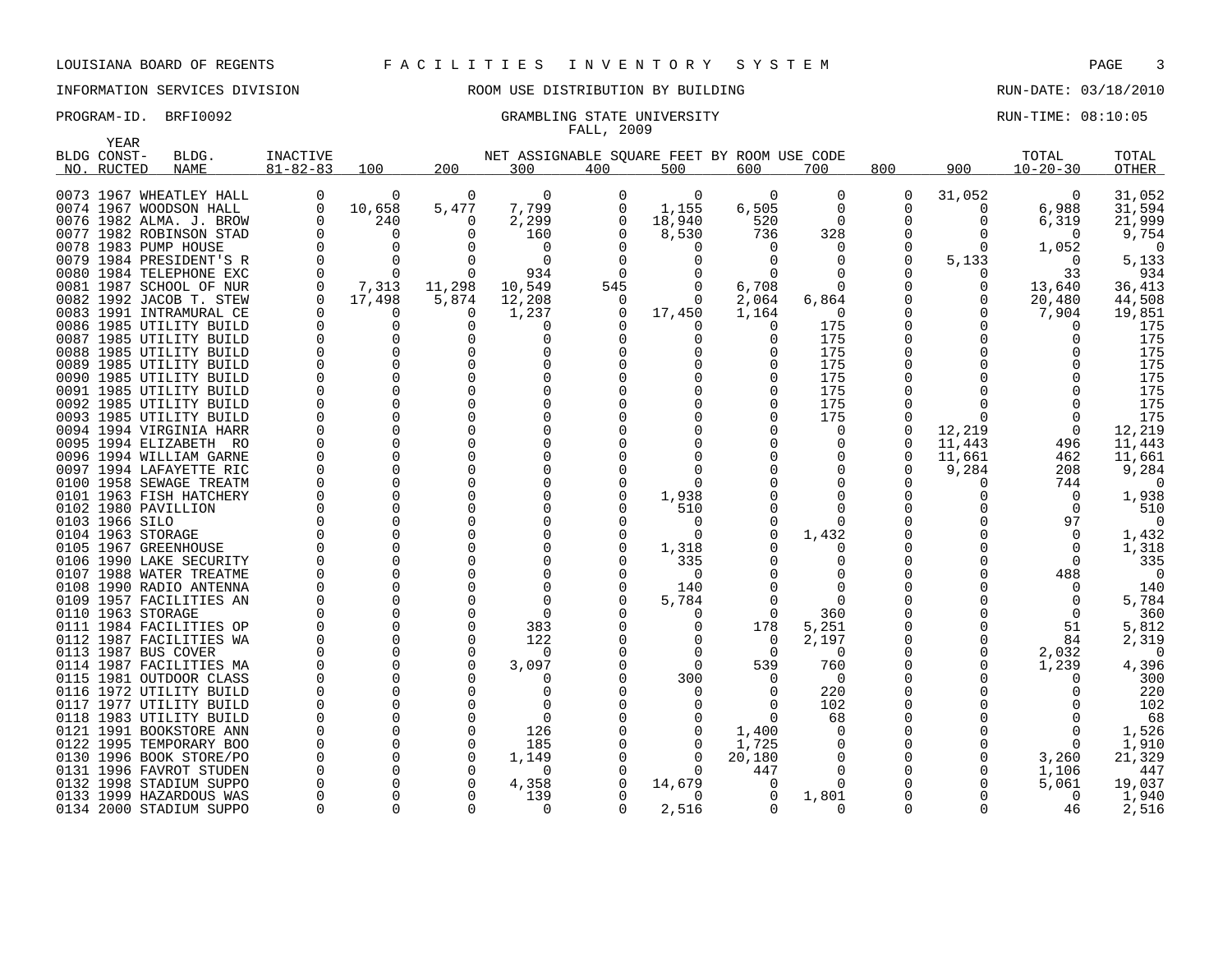LOUISIANA BOARD OF REGENTS F A C I L I T I E S I N V E N T O R Y S Y S T E M

INFORMATION SERVICES DIVISION ROOM USE DISTRIBUTION BY BUILDING RUN-DATE: 03/18/2010

PROGRAM-ID. BRFI0092 GRAMBLING STATE UNIVERSITY RUN-TIME: 08:10:05

FALL, 2009

| BLDG NO. | YEAR CONST-RUCTED | BLDG. NAME | INACTIVE 81-82-83 | 100 | 200 | 300 | 400 | 500 | 600 | 700 | 800 | 900 | TOTAL 10-20-30 | TOTAL OTHER |
|---|---|---|---|---|---|---|---|---|---|---|---|---|---|---|
| | | | | NET ASSIGNABLE SQUARE FEET BY ROOM USE CODE | | | | | | | | | | |
| 0073 | 1967 | WHEATLEY HALL | 0 | 0 | 0 | 0 | 0 | 0 | 0 | 0 | 0 | 31,052 | 0 | 31,052 |
| 0074 | 1967 | WOODSON HALL | 0 | 10,658 | 5,477 | 7,799 | 0 | 1,155 | 6,505 | 0 | 0 | 0 | 6,988 | 31,594 |
| 0076 | 1982 | ALMA. J. BROW | 0 | 240 | 0 | 2,299 | 0 | 18,940 | 520 | 0 | 0 | 0 | 6,319 | 21,999 |
| 0077 | 1982 | ROBINSON STAD | 0 | 0 | 0 | 160 | 0 | 8,530 | 736 | 328 | 0 | 0 | 0 | 9,754 |
| 0078 | 1983 | PUMP HOUSE | 0 | 0 | 0 | 0 | 0 | 0 | 0 | 0 | 0 | 0 | 1,052 | 0 |
| 0079 | 1984 | PRESIDENT'S R | 0 | 0 | 0 | 0 | 0 | 0 | 0 | 0 | 0 | 5,133 | 0 | 5,133 |
| 0080 | 1984 | TELEPHONE EXC | 0 | 0 | 0 | 934 | 0 | 0 | 0 | 0 | 0 | 0 | 33 | 934 |
| 0081 | 1987 | SCHOOL OF NUR | 0 | 7,313 | 11,298 | 10,549 | 545 | 0 | 6,708 | 0 | 0 | 0 | 13,640 | 36,413 |
| 0082 | 1992 | JACOB T. STEW | 0 | 17,498 | 5,874 | 12,208 | 0 | 0 | 2,064 | 6,864 | 0 | 0 | 20,480 | 44,508 |
| 0083 | 1991 | INTRAMURAL CE | 0 | 0 | 0 | 1,237 | 0 | 17,450 | 1,164 | 0 | 0 | 0 | 7,904 | 19,851 |
| 0086 | 1985 | UTILITY BUILD | 0 | 0 | 0 | 0 | 0 | 0 | 0 | 175 | 0 | 0 | 0 | 175 |
| 0087 | 1985 | UTILITY BUILD | 0 | 0 | 0 | 0 | 0 | 0 | 0 | 175 | 0 | 0 | 0 | 175 |
| 0088 | 1985 | UTILITY BUILD | 0 | 0 | 0 | 0 | 0 | 0 | 0 | 175 | 0 | 0 | 0 | 175 |
| 0089 | 1985 | UTILITY BUILD | 0 | 0 | 0 | 0 | 0 | 0 | 0 | 175 | 0 | 0 | 0 | 175 |
| 0090 | 1985 | UTILITY BUILD | 0 | 0 | 0 | 0 | 0 | 0 | 0 | 175 | 0 | 0 | 0 | 175 |
| 0091 | 1985 | UTILITY BUILD | 0 | 0 | 0 | 0 | 0 | 0 | 0 | 175 | 0 | 0 | 0 | 175 |
| 0092 | 1985 | UTILITY BUILD | 0 | 0 | 0 | 0 | 0 | 0 | 0 | 175 | 0 | 0 | 0 | 175 |
| 0093 | 1985 | UTILITY BUILD | 0 | 0 | 0 | 0 | 0 | 0 | 0 | 175 | 0 | 0 | 0 | 175 |
| 0094 | 1994 | VIRGINIA HARR | 0 | 0 | 0 | 0 | 0 | 0 | 0 | 0 | 0 | 12,219 | 0 | 12,219 |
| 0095 | 1994 | ELIZABETH RO | 0 | 0 | 0 | 0 | 0 | 0 | 0 | 0 | 0 | 11,443 | 496 | 11,443 |
| 0096 | 1994 | WILLIAM GARNE | 0 | 0 | 0 | 0 | 0 | 0 | 0 | 0 | 0 | 11,661 | 462 | 11,661 |
| 0097 | 1994 | LAFAYETTE RIC | 0 | 0 | 0 | 0 | 0 | 0 | 0 | 0 | 0 | 9,284 | 208 | 9,284 |
| 0100 | 1958 | SEWAGE TREATM | 0 | 0 | 0 | 0 | 0 | 0 | 0 | 0 | 0 | 0 | 744 | 0 |
| 0101 | 1963 | FISH HATCHERY | 0 | 0 | 0 | 0 | 0 | 1,938 | 0 | 0 | 0 | 0 | 0 | 1,938 |
| 0102 | 1980 | PAVILLION | 0 | 0 | 0 | 0 | 0 | 510 | 0 | 0 | 0 | 0 | 0 | 510 |
| 0103 | 1966 | SILO | 0 | 0 | 0 | 0 | 0 | 0 | 0 | 0 | 0 | 0 | 97 | 0 |
| 0104 | 1963 | STORAGE | 0 | 0 | 0 | 0 | 0 | 0 | 0 | 1,432 | 0 | 0 | 0 | 1,432 |
| 0105 | 1967 | GREENHOUSE | 0 | 0 | 0 | 0 | 0 | 1,318 | 0 | 0 | 0 | 0 | 0 | 1,318 |
| 0106 | 1990 | LAKE SECURITY | 0 | 0 | 0 | 0 | 0 | 335 | 0 | 0 | 0 | 0 | 0 | 335 |
| 0107 | 1988 | WATER TREATME | 0 | 0 | 0 | 0 | 0 | 0 | 0 | 0 | 0 | 0 | 488 | 0 |
| 0108 | 1990 | RADIO ANTENNA | 0 | 0 | 0 | 0 | 0 | 140 | 0 | 0 | 0 | 0 | 0 | 140 |
| 0109 | 1957 | FACILITIES AN | 0 | 0 | 0 | 0 | 0 | 5,784 | 0 | 0 | 0 | 0 | 0 | 5,784 |
| 0110 | 1963 | STORAGE | 0 | 0 | 0 | 0 | 0 | 0 | 0 | 360 | 0 | 0 | 0 | 360 |
| 0111 | 1984 | FACILITIES OP | 0 | 0 | 0 | 383 | 0 | 0 | 178 | 5,251 | 0 | 0 | 51 | 5,812 |
| 0112 | 1987 | FACILITIES WA | 0 | 0 | 0 | 122 | 0 | 0 | 0 | 2,197 | 0 | 0 | 84 | 2,319 |
| 0113 | 1987 | BUS COVER | 0 | 0 | 0 | 0 | 0 | 0 | 0 | 0 | 0 | 0 | 2,032 | 0 |
| 0114 | 1987 | FACILITIES MA | 0 | 0 | 0 | 3,097 | 0 | 0 | 539 | 760 | 0 | 0 | 1,239 | 4,396 |
| 0115 | 1981 | OUTDOOR CLASS | 0 | 0 | 0 | 0 | 0 | 300 | 0 | 0 | 0 | 0 | 0 | 300 |
| 0116 | 1972 | UTILITY BUILD | 0 | 0 | 0 | 0 | 0 | 0 | 0 | 220 | 0 | 0 | 0 | 220 |
| 0117 | 1977 | UTILITY BUILD | 0 | 0 | 0 | 0 | 0 | 0 | 0 | 102 | 0 | 0 | 0 | 102 |
| 0118 | 1983 | UTILITY BUILD | 0 | 0 | 0 | 0 | 0 | 0 | 0 | 68 | 0 | 0 | 0 | 68 |
| 0121 | 1991 | BOOKSTORE ANN | 0 | 0 | 0 | 126 | 0 | 0 | 1,400 | 0 | 0 | 0 | 0 | 1,526 |
| 0122 | 1995 | TEMPORARY BOO | 0 | 0 | 0 | 185 | 0 | 0 | 1,725 | 0 | 0 | 0 | 0 | 1,910 |
| 0130 | 1996 | BOOK STORE/PO | 0 | 0 | 0 | 1,149 | 0 | 0 | 20,180 | 0 | 0 | 0 | 3,260 | 21,329 |
| 0131 | 1996 | FAVROT STUDEN | 0 | 0 | 0 | 0 | 0 | 0 | 447 | 0 | 0 | 0 | 1,106 | 447 |
| 0132 | 1998 | STADIUM SUPPO | 0 | 0 | 0 | 4,358 | 0 | 14,679 | 0 | 0 | 0 | 0 | 5,061 | 19,037 |
| 0133 | 1999 | HAZARDOUS WAS | 0 | 0 | 0 | 139 | 0 | 0 | 0 | 1,801 | 0 | 0 | 0 | 1,940 |
| 0134 | 2000 | STADIUM SUPPO | 0 | 0 | 0 | 0 | 0 | 2,516 | 0 | 0 | 0 | 0 | 46 | 2,516 |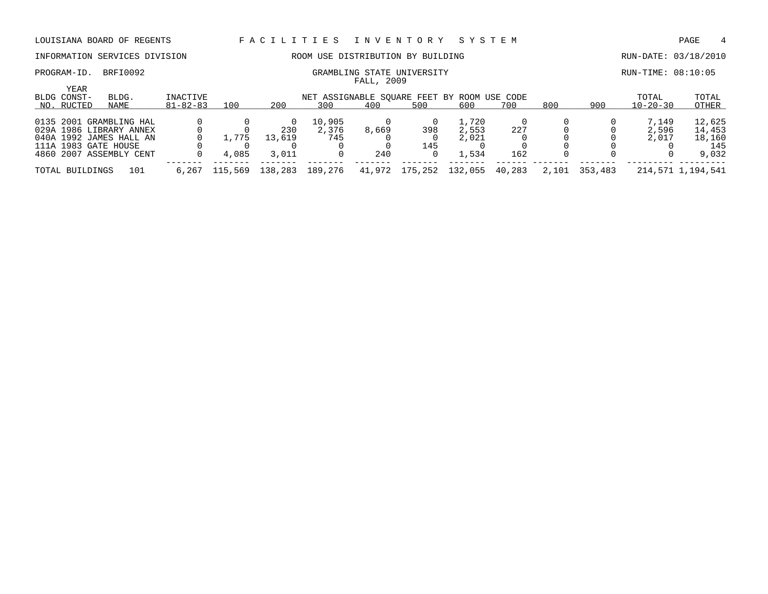LOUISIANA BOARD OF REGENTS — FACILITIES INVENTORY SYSTEM

INFORMATION SERVICES DIVISION — ROOM USE DISTRIBUTION BY BUILDING — RUN-DATE: 03/18/2010

PROGRAM-ID. BRFI0092 — GRAMBLING STATE UNIVERSITY — RUN-TIME: 08:10:05

FALL, 2009

| BLDG NO. | YEAR CONST-RUCTED | BLDG. NAME | INACTIVE 81-82-83 | 100 | 200 | 300 | 400 | 500 | 600 | 700 | 800 | 900 | TOTAL 10-20-30 | TOTAL OTHER |
|---|---|---|---|---|---|---|---|---|---|---|---|---|---|---|
| 0135 | 2001 | GRAMBLING HAL | 0 | 0 | 0 | 10,905 | 0 | 0 | 1,720 | 0 | 0 | 0 | 7,149 | 12,625 |
| 029A | 1986 | LIBRARY ANNEX | 0 | 0 | 230 | 2,376 | 8,669 | 398 | 2,553 | 227 | 0 | 0 | 2,596 | 14,453 |
| 040A | 1992 | JAMES HALL AN | 0 | 1,775 | 13,619 | 745 | 0 | 0 | 2,021 | 0 | 0 | 0 | 2,017 | 18,160 |
| 111A | 1983 | GATE HOUSE | 0 | 0 | 0 | 0 | 0 | 145 | 0 | 0 | 0 | 0 | 0 | 145 |
| 4860 | 2007 | ASSEMBLY CENT | 0 | 4,085 | 3,011 | 0 | 240 | 0 | 1,534 | 162 | 0 | 0 | 0 | 9,032 |
| TOTAL BUILDINGS | | 101 | 6,267 | 115,569 | 138,283 | 189,276 | 41,972 | 175,252 | 132,055 | 40,283 | 2,101 | 353,483 | 214,571 | 1,194,541 |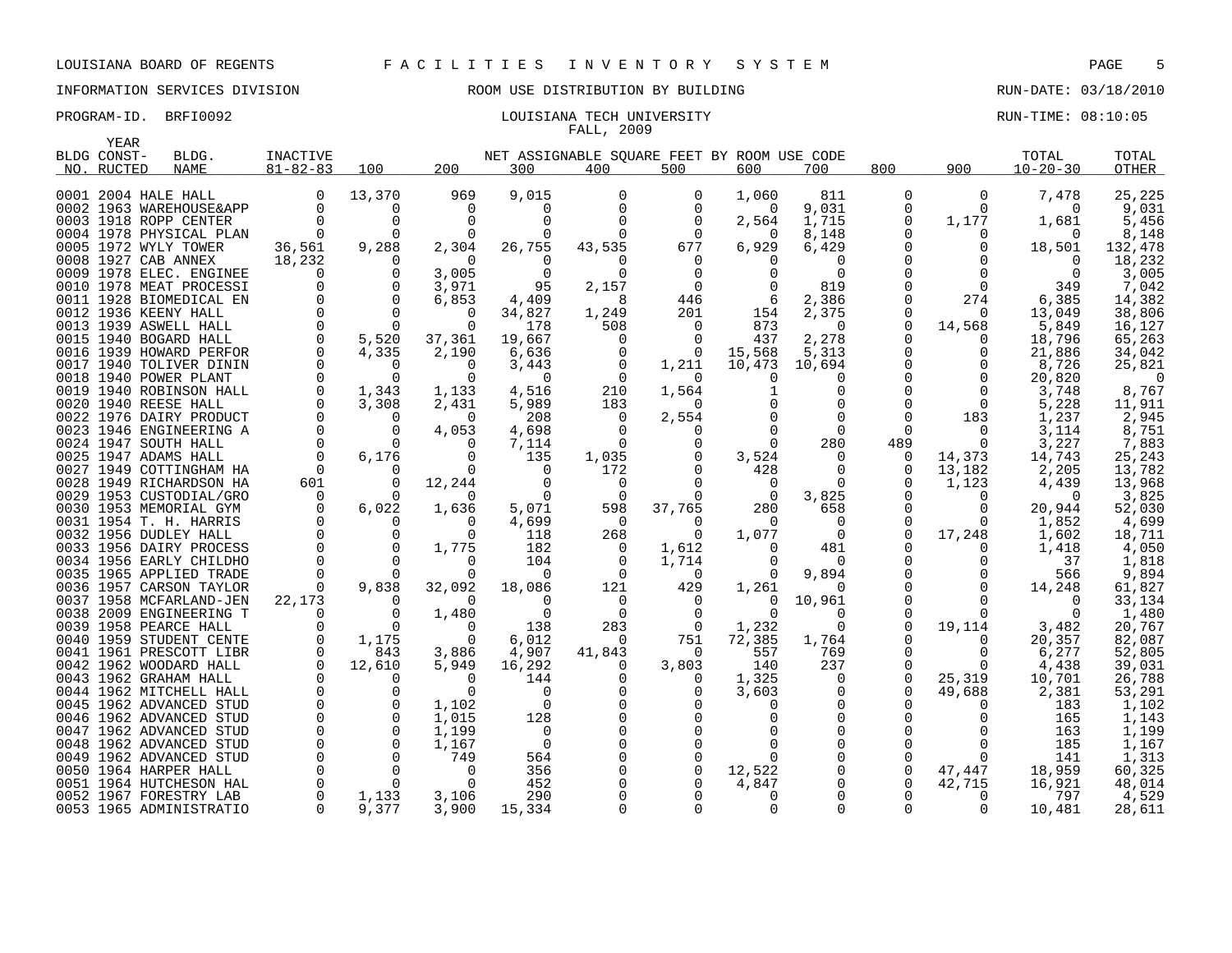LOUISIANA BOARD OF REGENTS — FACILITIES INVENTORY SYSTEM

INFORMATION SERVICES DIVISION — ROOM USE DISTRIBUTION BY BUILDING — RUN-DATE: 03/18/2010

PROGRAM-ID. BRFI0092 — LOUISIANA TECH UNIVERSITY — RUN-TIME: 08:10:05

FALL, 2009

| BLDG NO. | YEAR CONST-RUCTED | BLDG. NAME | INACTIVE 81-82-83 | 100 | 200 | 300 | 400 | 500 | 600 | 700 | 800 | 900 | TOTAL 10-20-30 | TOTAL OTHER |
|---|---|---|---|---|---|---|---|---|---|---|---|---|---|---|
| | | | | NET ASSIGNABLE SQUARE FEET BY ROOM USE CODE | | | | | | | | | | |
| 0001 | 2004 | HALE HALL | 0 | 13,370 | 969 | 9,015 | 0 | 0 | 1,060 | 811 | 0 | 0 | 7,478 | 25,225 |
| 0002 | 1963 | WAREHOUSE&APP | 0 | 0 | 0 | 0 | 0 | 0 | 0 | 9,031 | 0 | 0 | 0 | 9,031 |
| 0003 | 1918 | ROPP CENTER | 0 | 0 | 0 | 0 | 0 | 0 | 2,564 | 1,715 | 0 | 1,177 | 1,681 | 5,456 |
| 0004 | 1978 | PHYSICAL PLAN | 0 | 0 | 0 | 0 | 0 | 0 | 0 | 8,148 | 0 | 0 | 0 | 8,148 |
| 0005 | 1972 | WYLY TOWER | 36,561 | 9,288 | 2,304 | 26,755 | 43,535 | 677 | 6,929 | 6,429 | 0 | 0 | 18,501 | 132,478 |
| 0008 | 1927 | CAB ANNEX | 18,232 | 0 | 0 | 0 | 0 | 0 | 0 | 0 | 0 | 0 | 0 | 18,232 |
| 0009 | 1978 | ELEC. ENGINEE | 0 | 0 | 3,005 | 0 | 0 | 0 | 0 | 0 | 0 | 0 | 0 | 3,005 |
| 0010 | 1978 | MEAT PROCESSI | 0 | 0 | 3,971 | 95 | 2,157 | 0 | 0 | 819 | 0 | 0 | 349 | 7,042 |
| 0011 | 1928 | BIOMEDICAL EN | 0 | 0 | 6,853 | 4,409 | 8 | 446 | 6 | 2,386 | 0 | 274 | 6,385 | 14,382 |
| 0012 | 1936 | KEENY HALL | 0 | 0 | 0 | 34,827 | 1,249 | 201 | 154 | 2,375 | 0 | 0 | 13,049 | 38,806 |
| 0013 | 1939 | ASWELL HALL | 0 | 0 | 0 | 178 | 508 | 0 | 873 | 0 | 0 | 14,568 | 5,849 | 16,127 |
| 0015 | 1940 | BOGARD HALL | 0 | 5,520 | 37,361 | 19,667 | 0 | 0 | 437 | 2,278 | 0 | 0 | 18,796 | 65,263 |
| 0016 | 1939 | HOWARD PERFOR | 0 | 4,335 | 2,190 | 6,636 | 0 | 0 | 15,568 | 5,313 | 0 | 0 | 21,886 | 34,042 |
| 0017 | 1940 | TOLIVER DININ | 0 | 0 | 0 | 3,443 | 0 | 1,211 | 10,473 | 10,694 | 0 | 0 | 8,726 | 25,821 |
| 0018 | 1940 | POWER PLANT | 0 | 0 | 0 | 0 | 0 | 0 | 0 | 0 | 0 | 0 | 20,820 | 0 |
| 0019 | 1940 | ROBINSON HALL | 0 | 1,343 | 1,133 | 4,516 | 210 | 1,564 | 1 | 0 | 0 | 0 | 3,748 | 8,767 |
| 0020 | 1940 | REESE HALL | 0 | 3,308 | 2,431 | 5,989 | 183 | 0 | 0 | 0 | 0 | 0 | 5,228 | 11,911 |
| 0022 | 1976 | DAIRY PRODUCT | 0 | 0 | 0 | 208 | 0 | 2,554 | 0 | 0 | 0 | 183 | 1,237 | 2,945 |
| 0023 | 1946 | ENGINEERING A | 0 | 0 | 4,053 | 4,698 | 0 | 0 | 0 | 0 | 0 | 0 | 3,114 | 8,751 |
| 0024 | 1947 | SOUTH HALL | 0 | 0 | 0 | 7,114 | 0 | 0 | 0 | 280 | 489 | 0 | 3,227 | 7,883 |
| 0025 | 1947 | ADAMS HALL | 0 | 6,176 | 0 | 135 | 1,035 | 0 | 3,524 | 0 | 0 | 14,373 | 14,743 | 25,243 |
| 0027 | 1949 | COTTINGHAM HA | 0 | 0 | 0 | 0 | 172 | 0 | 428 | 0 | 0 | 13,182 | 2,205 | 13,782 |
| 0028 | 1949 | RICHARDSON HA | 601 | 0 | 12,244 | 0 | 0 | 0 | 0 | 0 | 0 | 1,123 | 4,439 | 13,968 |
| 0029 | 1953 | CUSTODIAL/GRO | 0 | 0 | 0 | 0 | 0 | 0 | 0 | 3,825 | 0 | 0 | 0 | 3,825 |
| 0030 | 1953 | MEMORIAL GYM | 0 | 6,022 | 1,636 | 5,071 | 598 | 37,765 | 280 | 658 | 0 | 0 | 20,944 | 52,030 |
| 0031 | 1954 | T. H. HARRIS | 0 | 0 | 0 | 4,699 | 0 | 0 | 0 | 0 | 0 | 0 | 1,852 | 4,699 |
| 0032 | 1956 | DUDLEY HALL | 0 | 0 | 0 | 118 | 268 | 0 | 1,077 | 0 | 0 | 17,248 | 1,602 | 18,711 |
| 0033 | 1956 | DAIRY PROCESS | 0 | 0 | 1,775 | 182 | 0 | 1,612 | 0 | 481 | 0 | 0 | 1,418 | 4,050 |
| 0034 | 1956 | EARLY CHILDHO | 0 | 0 | 0 | 104 | 0 | 1,714 | 0 | 0 | 0 | 0 | 37 | 1,818 |
| 0035 | 1965 | APPLIED TRADE | 0 | 0 | 0 | 0 | 0 | 0 | 0 | 9,894 | 0 | 0 | 566 | 9,894 |
| 0036 | 1957 | CARSON TAYLOR | 0 | 9,838 | 32,092 | 18,086 | 121 | 429 | 1,261 | 0 | 0 | 0 | 14,248 | 61,827 |
| 0037 | 1958 | MCFARLAND-JEN | 22,173 | 0 | 0 | 0 | 0 | 0 | 0 | 10,961 | 0 | 0 | 0 | 33,134 |
| 0038 | 2009 | ENGINEERING T | 0 | 0 | 1,480 | 0 | 0 | 0 | 0 | 0 | 0 | 0 | 0 | 1,480 |
| 0039 | 1958 | PEARCE HALL | 0 | 0 | 0 | 138 | 283 | 0 | 1,232 | 0 | 0 | 19,114 | 3,482 | 20,767 |
| 0040 | 1959 | STUDENT CENTE | 0 | 1,175 | 0 | 6,012 | 0 | 751 | 72,385 | 1,764 | 0 | 0 | 20,357 | 82,087 |
| 0041 | 1961 | PRESCOTT LIBR | 0 | 843 | 3,886 | 4,907 | 41,843 | 0 | 557 | 769 | 0 | 0 | 6,277 | 52,805 |
| 0042 | 1962 | WOODARD HALL | 0 | 12,610 | 5,949 | 16,292 | 0 | 3,803 | 140 | 237 | 0 | 0 | 4,438 | 39,031 |
| 0043 | 1962 | GRAHAM HALL | 0 | 0 | 0 | 144 | 0 | 0 | 1,325 | 0 | 0 | 25,319 | 10,701 | 26,788 |
| 0044 | 1962 | MITCHELL HALL | 0 | 0 | 0 | 0 | 0 | 0 | 3,603 | 0 | 0 | 49,688 | 2,381 | 53,291 |
| 0045 | 1962 | ADVANCED STUD | 0 | 0 | 1,102 | 0 | 0 | 0 | 0 | 0 | 0 | 0 | 183 | 1,102 |
| 0046 | 1962 | ADVANCED STUD | 0 | 0 | 1,015 | 128 | 0 | 0 | 0 | 0 | 0 | 0 | 165 | 1,143 |
| 0047 | 1962 | ADVANCED STUD | 0 | 0 | 1,199 | 0 | 0 | 0 | 0 | 0 | 0 | 0 | 163 | 1,199 |
| 0048 | 1962 | ADVANCED STUD | 0 | 0 | 1,167 | 0 | 0 | 0 | 0 | 0 | 0 | 0 | 185 | 1,167 |
| 0049 | 1962 | ADVANCED STUD | 0 | 0 | 749 | 564 | 0 | 0 | 0 | 0 | 0 | 0 | 141 | 1,313 |
| 0050 | 1964 | HARPER HALL | 0 | 0 | 0 | 356 | 0 | 0 | 12,522 | 0 | 0 | 47,447 | 18,959 | 60,325 |
| 0051 | 1964 | HUTCHESON HAL | 0 | 0 | 0 | 452 | 0 | 0 | 4,847 | 0 | 0 | 42,715 | 16,921 | 48,014 |
| 0052 | 1967 | FORESTRY LAB | 0 | 1,133 | 3,106 | 290 | 0 | 0 | 0 | 0 | 0 | 0 | 797 | 4,529 |
| 0053 | 1965 | ADMINISTRATIO | 0 | 9,377 | 3,900 | 15,334 | 0 | 0 | 0 | 0 | 0 | 0 | 10,481 | 28,611 |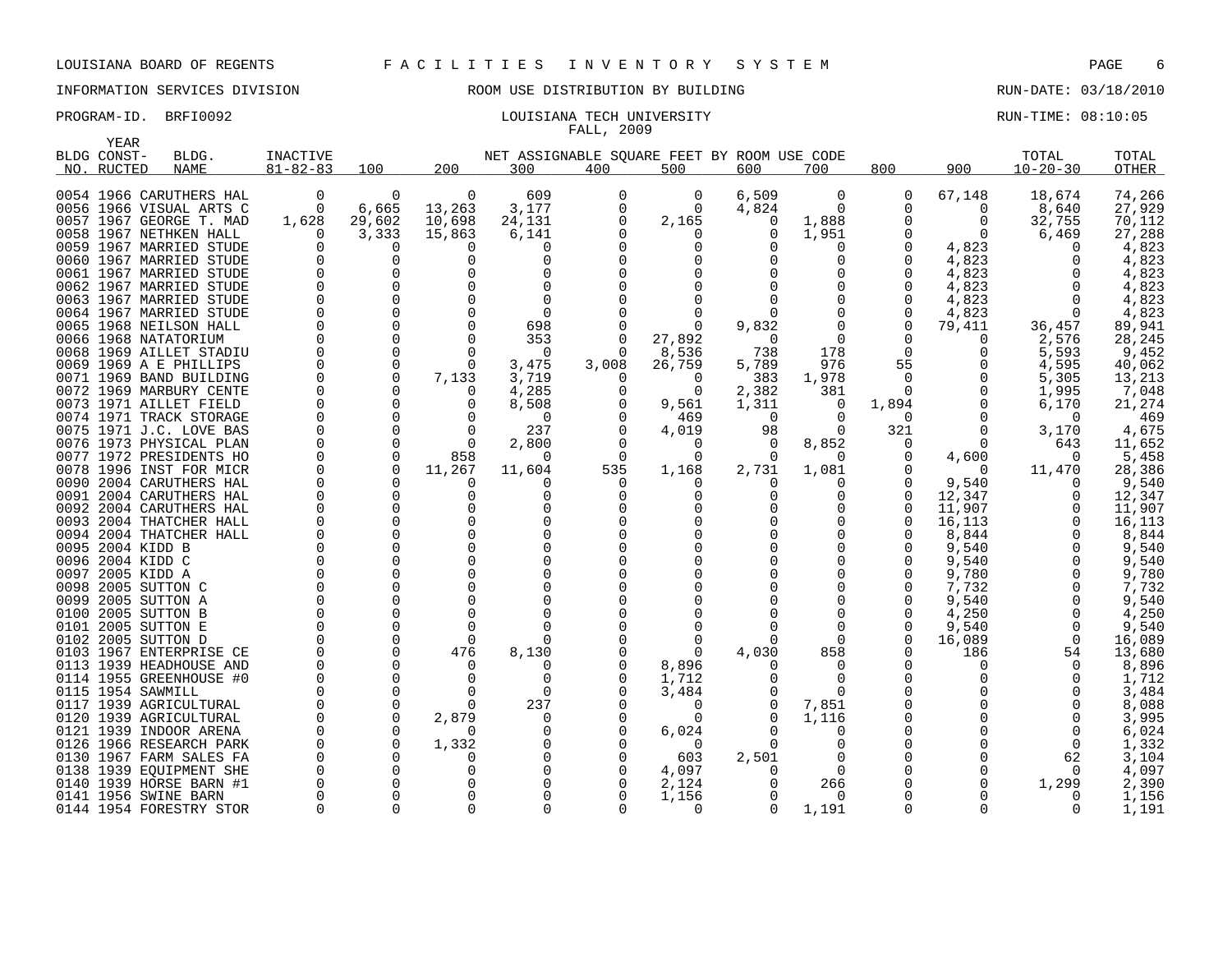LOUISIANA BOARD OF REGENTS — FACILITIES INVENTORY SYSTEM

INFORMATION SERVICES DIVISION — ROOM USE DISTRIBUTION BY BUILDING — RUN-DATE: 03/18/2010

PROGRAM-ID. BRFI0092 — LOUISIANA TECH UNIVERSITY — RUN-TIME: 08:10:05

FALL, 2009

NET ASSIGNABLE SQUARE FEET BY ROOM USE CODE

| BLDG NO. | YEAR CONST-RUCTED | BLDG. NAME | INACTIVE 81-82-83 | 100 | 200 | 300 | 400 | 500 | 600 | 700 | 800 | 900 | TOTAL 10-20-30 | TOTAL OTHER |
|---|---|---|---|---|---|---|---|---|---|---|---|---|---|---|
| 0054 | 1966 | CARUTHERS HAL | 0 | 0 | 0 | 609 | 0 | 0 | 6,509 | 0 | 0 | 67,148 | 18,674 | 74,266 |
| 0056 | 1966 | VISUAL ARTS C | 0 | 6,665 | 13,263 | 3,177 | 0 | 0 | 4,824 | 0 | 0 | 0 | 8,640 | 27,929 |
| 0057 | 1967 | GEORGE T. MAD | 1,628 | 29,602 | 10,698 | 24,131 | 0 | 2,165 | 0 | 1,888 | 0 | 0 | 32,755 | 70,112 |
| 0058 | 1967 | NETHKEN HALL | 0 | 3,333 | 15,863 | 6,141 | 0 | 0 | 0 | 1,951 | 0 | 0 | 6,469 | 27,288 |
| 0059 | 1967 | MARRIED STUDE | 0 | 0 | 0 | 0 | 0 | 0 | 0 | 0 | 0 | 4,823 | 0 | 4,823 |
| 0060 | 1967 | MARRIED STUDE | 0 | 0 | 0 | 0 | 0 | 0 | 0 | 0 | 0 | 4,823 | 0 | 4,823 |
| 0061 | 1967 | MARRIED STUDE | 0 | 0 | 0 | 0 | 0 | 0 | 0 | 0 | 0 | 4,823 | 0 | 4,823 |
| 0062 | 1967 | MARRIED STUDE | 0 | 0 | 0 | 0 | 0 | 0 | 0 | 0 | 0 | 4,823 | 0 | 4,823 |
| 0063 | 1967 | MARRIED STUDE | 0 | 0 | 0 | 0 | 0 | 0 | 0 | 0 | 0 | 4,823 | 0 | 4,823 |
| 0064 | 1967 | MARRIED STUDE | 0 | 0 | 0 | 0 | 0 | 0 | 0 | 0 | 0 | 4,823 | 0 | 4,823 |
| 0065 | 1968 | NEILSON HALL | 0 | 0 | 0 | 698 | 0 | 0 | 9,832 | 0 | 0 | 79,411 | 36,457 | 89,941 |
| 0066 | 1968 | NATATORIUM | 0 | 0 | 0 | 353 | 0 | 27,892 | 0 | 0 | 0 | 0 | 2,576 | 28,245 |
| 0068 | 1969 | AILLET STADIU | 0 | 0 | 0 | 0 | 0 | 8,536 | 738 | 178 | 0 | 0 | 5,593 | 9,452 |
| 0069 | 1969 | A E PHILLIPS | 0 | 0 | 0 | 3,475 | 3,008 | 26,759 | 5,789 | 976 | 55 | 0 | 4,595 | 40,062 |
| 0071 | 1969 | BAND BUILDING | 0 | 0 | 7,133 | 3,719 | 0 | 0 | 383 | 1,978 | 0 | 0 | 5,305 | 13,213 |
| 0072 | 1969 | MARBURY CENTE | 0 | 0 | 0 | 4,285 | 0 | 0 | 2,382 | 381 | 0 | 0 | 1,995 | 7,048 |
| 0073 | 1971 | AILLET FIELD | 0 | 0 | 0 | 8,508 | 0 | 9,561 | 1,311 | 0 | 1,894 | 0 | 6,170 | 21,274 |
| 0074 | 1971 | TRACK STORAGE | 0 | 0 | 0 | 0 | 0 | 469 | 0 | 0 | 0 | 0 | 0 | 469 |
| 0075 | 1971 | J.C. LOVE BAS | 0 | 0 | 0 | 237 | 0 | 4,019 | 98 | 0 | 321 | 0 | 3,170 | 4,675 |
| 0076 | 1973 | PHYSICAL PLAN | 0 | 0 | 0 | 2,800 | 0 | 0 | 0 | 8,852 | 0 | 0 | 643 | 11,652 |
| 0077 | 1972 | PRESIDENTS HO | 0 | 0 | 858 | 0 | 0 | 0 | 0 | 0 | 0 | 4,600 | 0 | 5,458 |
| 0078 | 1996 | INST FOR MICR | 0 | 0 | 11,267 | 11,604 | 535 | 1,168 | 2,731 | 1,081 | 0 | 0 | 11,470 | 28,386 |
| 0090 | 2004 | CARUTHERS HAL | 0 | 0 | 0 | 0 | 0 | 0 | 0 | 0 | 0 | 9,540 | 0 | 9,540 |
| 0091 | 2004 | CARUTHERS HAL | 0 | 0 | 0 | 0 | 0 | 0 | 0 | 0 | 0 | 12,347 | 0 | 12,347 |
| 0092 | 2004 | CARUTHERS HAL | 0 | 0 | 0 | 0 | 0 | 0 | 0 | 0 | 0 | 11,907 | 0 | 11,907 |
| 0093 | 2004 | THATCHER HALL | 0 | 0 | 0 | 0 | 0 | 0 | 0 | 0 | 0 | 16,113 | 0 | 16,113 |
| 0094 | 2004 | THATCHER HALL | 0 | 0 | 0 | 0 | 0 | 0 | 0 | 0 | 0 | 8,844 | 0 | 8,844 |
| 0095 | 2004 | KIDD B | 0 | 0 | 0 | 0 | 0 | 0 | 0 | 0 | 0 | 9,540 | 0 | 9,540 |
| 0096 | 2004 | KIDD C | 0 | 0 | 0 | 0 | 0 | 0 | 0 | 0 | 0 | 9,540 | 0 | 9,540 |
| 0097 | 2005 | KIDD A | 0 | 0 | 0 | 0 | 0 | 0 | 0 | 0 | 0 | 9,780 | 0 | 9,780 |
| 0098 | 2005 | SUTTON C | 0 | 0 | 0 | 0 | 0 | 0 | 0 | 0 | 0 | 7,732 | 0 | 7,732 |
| 0099 | 2005 | SUTTON A | 0 | 0 | 0 | 0 | 0 | 0 | 0 | 0 | 0 | 9,540 | 0 | 9,540 |
| 0100 | 2005 | SUTTON B | 0 | 0 | 0 | 0 | 0 | 0 | 0 | 0 | 0 | 4,250 | 0 | 4,250 |
| 0101 | 2005 | SUTTON E | 0 | 0 | 0 | 0 | 0 | 0 | 0 | 0 | 0 | 9,540 | 0 | 9,540 |
| 0102 | 2005 | SUTTON D | 0 | 0 | 0 | 0 | 0 | 0 | 0 | 0 | 0 | 16,089 | 0 | 16,089 |
| 0103 | 1967 | ENTERPRISE CE | 0 | 0 | 476 | 8,130 | 0 | 0 | 4,030 | 858 | 0 | 186 | 54 | 13,680 |
| 0113 | 1939 | HEADHOUSE AND | 0 | 0 | 0 | 0 | 0 | 8,896 | 0 | 0 | 0 | 0 | 0 | 8,896 |
| 0114 | 1955 | GREENHOUSE #0 | 0 | 0 | 0 | 0 | 0 | 1,712 | 0 | 0 | 0 | 0 | 0 | 1,712 |
| 0115 | 1954 | SAWMILL | 0 | 0 | 0 | 0 | 0 | 3,484 | 0 | 0 | 0 | 0 | 0 | 3,484 |
| 0117 | 1939 | AGRICULTURAL | 0 | 0 | 0 | 237 | 0 | 0 | 0 | 7,851 | 0 | 0 | 0 | 8,088 |
| 0120 | 1939 | AGRICULTURAL | 0 | 0 | 2,879 | 0 | 0 | 0 | 0 | 1,116 | 0 | 0 | 0 | 3,995 |
| 0121 | 1939 | INDOOR ARENA | 0 | 0 | 0 | 0 | 0 | 6,024 | 0 | 0 | 0 | 0 | 0 | 6,024 |
| 0126 | 1966 | RESEARCH PARK | 0 | 0 | 1,332 | 0 | 0 | 0 | 0 | 0 | 0 | 0 | 0 | 1,332 |
| 0130 | 1967 | FARM SALES FA | 0 | 0 | 0 | 0 | 0 | 603 | 2,501 | 0 | 0 | 0 | 62 | 3,104 |
| 0138 | 1939 | EQUIPMENT SHE | 0 | 0 | 0 | 0 | 0 | 4,097 | 0 | 0 | 0 | 0 | 0 | 4,097 |
| 0140 | 1939 | HORSE BARN #1 | 0 | 0 | 0 | 0 | 0 | 2,124 | 0 | 266 | 0 | 0 | 1,299 | 2,390 |
| 0141 | 1956 | SWINE BARN | 0 | 0 | 0 | 0 | 0 | 1,156 | 0 | 0 | 0 | 0 | 0 | 1,156 |
| 0144 | 1954 | FORESTRY STOR | 0 | 0 | 0 | 0 | 0 | 0 | 0 | 1,191 | 0 | 0 | 0 | 1,191 |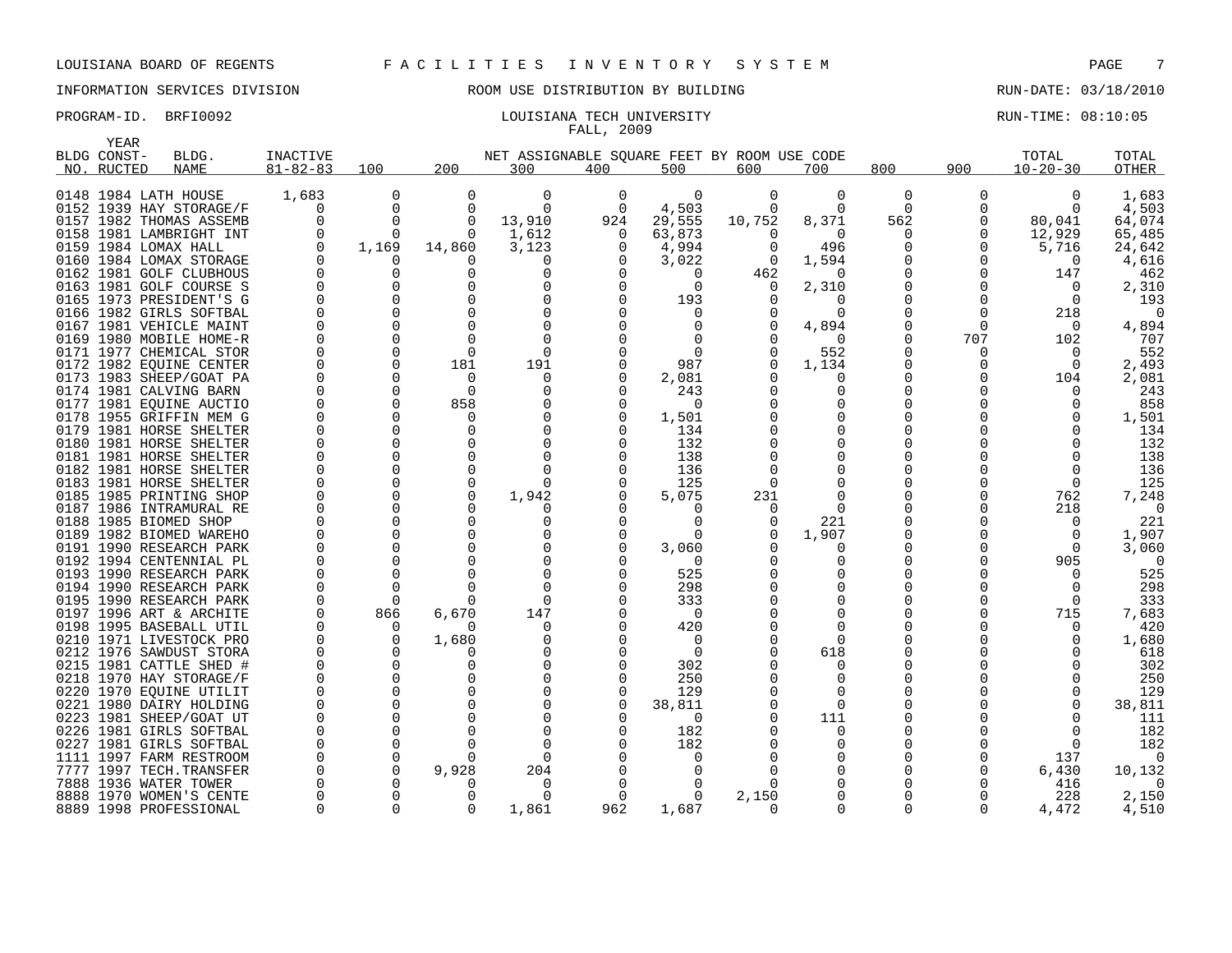LOUISIANA BOARD OF REGENTS — FACILITIES INVENTORY SYSTEM

INFORMATION SERVICES DIVISION — ROOM USE DISTRIBUTION BY BUILDING — RUN-DATE: 03/18/2010

PROGRAM-ID. BRFI0092 — LOUISIANA TECH UNIVERSITY — RUN-TIME: 08:10:05

FALL, 2009

| BLDG NO. | YEAR CONST-RUCTED | BLDG. NAME | INACTIVE 81-82-83 | 100 | 200 | 300 | 400 | 500 | 600 | 700 | 800 | 900 | TOTAL 10-20-30 | TOTAL OTHER |
|---|---|---|---|---|---|---|---|---|---|---|---|---|---|---|
| | | | | NET ASSIGNABLE SQUARE FEET BY ROOM USE CODE | | | | | | | | | | |
| 0148 | 1984 | LATH HOUSE | 1,683 | 0 | 0 | 0 | 0 | 0 | 0 | 0 | 0 | 0 | 0 | 1,683 |
| 0152 | 1939 | HAY STORAGE/F | 0 | 0 | 0 | 0 | 0 | 4,503 | 0 | 0 | 0 | 0 | 0 | 4,503 |
| 0157 | 1982 | THOMAS ASSEMB | 0 | 0 | 0 | 13,910 | 924 | 29,555 | 10,752 | 8,371 | 562 | 0 | 80,041 | 64,074 |
| 0158 | 1981 | LAMBRIGHT INT | 0 | 0 | 0 | 1,612 | 0 | 63,873 | 0 | 0 | 0 | 0 | 12,929 | 65,485 |
| 0159 | 1984 | LOMAX HALL | 0 | 1,169 | 14,860 | 3,123 | 0 | 4,994 | 0 | 496 | 0 | 0 | 5,716 | 24,642 |
| 0160 | 1984 | LOMAX STORAGE | 0 | 0 | 0 | 0 | 0 | 3,022 | 0 | 1,594 | 0 | 0 | 0 | 4,616 |
| 0162 | 1981 | GOLF CLUBHOUS | 0 | 0 | 0 | 0 | 0 | 0 | 462 | 0 | 0 | 0 | 147 | 462 |
| 0163 | 1981 | GOLF COURSE S | 0 | 0 | 0 | 0 | 0 | 0 | 0 | 2,310 | 0 | 0 | 0 | 2,310 |
| 0165 | 1973 | PRESIDENT'S G | 0 | 0 | 0 | 0 | 0 | 193 | 0 | 0 | 0 | 0 | 0 | 193 |
| 0166 | 1982 | GIRLS SOFTBAL | 0 | 0 | 0 | 0 | 0 | 0 | 0 | 0 | 0 | 0 | 218 | 0 |
| 0167 | 1981 | VEHICLE MAINT | 0 | 0 | 0 | 0 | 0 | 0 | 0 | 4,894 | 0 | 0 | 0 | 4,894 |
| 0169 | 1980 | MOBILE HOME-R | 0 | 0 | 0 | 0 | 0 | 0 | 0 | 0 | 0 | 707 | 102 | 707 |
| 0171 | 1977 | CHEMICAL STOR | 0 | 0 | 0 | 0 | 0 | 0 | 0 | 552 | 0 | 0 | 0 | 552 |
| 0172 | 1982 | EQUINE CENTER | 0 | 0 | 181 | 191 | 0 | 987 | 0 | 1,134 | 0 | 0 | 0 | 2,493 |
| 0173 | 1983 | SHEEP/GOAT PA | 0 | 0 | 0 | 0 | 0 | 2,081 | 0 | 0 | 0 | 0 | 104 | 2,081 |
| 0174 | 1981 | CALVING BARN | 0 | 0 | 0 | 0 | 0 | 243 | 0 | 0 | 0 | 0 | 0 | 243 |
| 0177 | 1981 | EQUINE AUCTIO | 0 | 0 | 858 | 0 | 0 | 0 | 0 | 0 | 0 | 0 | 0 | 858 |
| 0178 | 1955 | GRIFFIN MEM G | 0 | 0 | 0 | 0 | 0 | 1,501 | 0 | 0 | 0 | 0 | 0 | 1,501 |
| 0179 | 1981 | HORSE SHELTER | 0 | 0 | 0 | 0 | 0 | 134 | 0 | 0 | 0 | 0 | 0 | 134 |
| 0180 | 1981 | HORSE SHELTER | 0 | 0 | 0 | 0 | 0 | 132 | 0 | 0 | 0 | 0 | 0 | 132 |
| 0181 | 1981 | HORSE SHELTER | 0 | 0 | 0 | 0 | 0 | 138 | 0 | 0 | 0 | 0 | 0 | 138 |
| 0182 | 1981 | HORSE SHELTER | 0 | 0 | 0 | 0 | 0 | 136 | 0 | 0 | 0 | 0 | 0 | 136 |
| 0183 | 1981 | HORSE SHELTER | 0 | 0 | 0 | 0 | 0 | 125 | 0 | 0 | 0 | 0 | 0 | 125 |
| 0185 | 1985 | PRINTING SHOP | 0 | 0 | 0 | 1,942 | 0 | 5,075 | 231 | 0 | 0 | 0 | 762 | 7,248 |
| 0187 | 1986 | INTRAMURAL RE | 0 | 0 | 0 | 0 | 0 | 0 | 0 | 0 | 0 | 0 | 218 | 0 |
| 0188 | 1985 | BIOMED SHOP | 0 | 0 | 0 | 0 | 0 | 0 | 0 | 221 | 0 | 0 | 0 | 221 |
| 0189 | 1982 | BIOMED WAREHO | 0 | 0 | 0 | 0 | 0 | 0 | 0 | 1,907 | 0 | 0 | 0 | 1,907 |
| 0191 | 1990 | RESEARCH PARK | 0 | 0 | 0 | 0 | 0 | 3,060 | 0 | 0 | 0 | 0 | 0 | 3,060 |
| 0192 | 1994 | CENTENNIAL PL | 0 | 0 | 0 | 0 | 0 | 0 | 0 | 0 | 0 | 0 | 905 | 0 |
| 0193 | 1990 | RESEARCH PARK | 0 | 0 | 0 | 0 | 0 | 525 | 0 | 0 | 0 | 0 | 0 | 525 |
| 0194 | 1990 | RESEARCH PARK | 0 | 0 | 0 | 0 | 0 | 298 | 0 | 0 | 0 | 0 | 0 | 298 |
| 0195 | 1990 | RESEARCH PARK | 0 | 0 | 0 | 0 | 0 | 333 | 0 | 0 | 0 | 0 | 0 | 333 |
| 0197 | 1996 | ART & ARCHITE | 0 | 866 | 6,670 | 147 | 0 | 0 | 0 | 0 | 0 | 0 | 715 | 7,683 |
| 0198 | 1995 | BASEBALL UTIL | 0 | 0 | 0 | 0 | 0 | 420 | 0 | 0 | 0 | 0 | 0 | 420 |
| 0210 | 1971 | LIVESTOCK PRO | 0 | 0 | 1,680 | 0 | 0 | 0 | 0 | 0 | 0 | 0 | 0 | 1,680 |
| 0212 | 1976 | SAWDUST STORA | 0 | 0 | 0 | 0 | 0 | 0 | 0 | 618 | 0 | 0 | 0 | 618 |
| 0215 | 1981 | CATTLE SHED # | 0 | 0 | 0 | 0 | 0 | 302 | 0 | 0 | 0 | 0 | 0 | 302 |
| 0218 | 1970 | HAY STORAGE/F | 0 | 0 | 0 | 0 | 0 | 250 | 0 | 0 | 0 | 0 | 0 | 250 |
| 0220 | 1970 | EQUINE UTILIT | 0 | 0 | 0 | 0 | 0 | 129 | 0 | 0 | 0 | 0 | 0 | 129 |
| 0221 | 1980 | DAIRY HOLDING | 0 | 0 | 0 | 0 | 0 | 38,811 | 0 | 0 | 0 | 0 | 0 | 38,811 |
| 0223 | 1981 | SHEEP/GOAT UT | 0 | 0 | 0 | 0 | 0 | 0 | 0 | 111 | 0 | 0 | 0 | 111 |
| 0226 | 1981 | GIRLS SOFTBAL | 0 | 0 | 0 | 0 | 0 | 182 | 0 | 0 | 0 | 0 | 0 | 182 |
| 0227 | 1981 | GIRLS SOFTBAL | 0 | 0 | 0 | 0 | 0 | 182 | 0 | 0 | 0 | 0 | 0 | 182 |
| 1111 | 1997 | FARM RESTROOM | 0 | 0 | 0 | 0 | 0 | 0 | 0 | 0 | 0 | 0 | 137 | 0 |
| 7777 | 1997 | TECH.TRANSFER | 0 | 0 | 9,928 | 204 | 0 | 0 | 0 | 0 | 0 | 0 | 6,430 | 10,132 |
| 7888 | 1936 | WATER TOWER | 0 | 0 | 0 | 0 | 0 | 0 | 0 | 0 | 0 | 0 | 416 | 0 |
| 8888 | 1970 | WOMEN'S CENTE | 0 | 0 | 0 | 0 | 0 | 0 | 2,150 | 0 | 0 | 0 | 228 | 2,150 |
| 8889 | 1998 | PROFESSIONAL | 0 | 0 | 0 | 1,861 | 962 | 1,687 | 0 | 0 | 0 | 0 | 4,472 | 4,510 |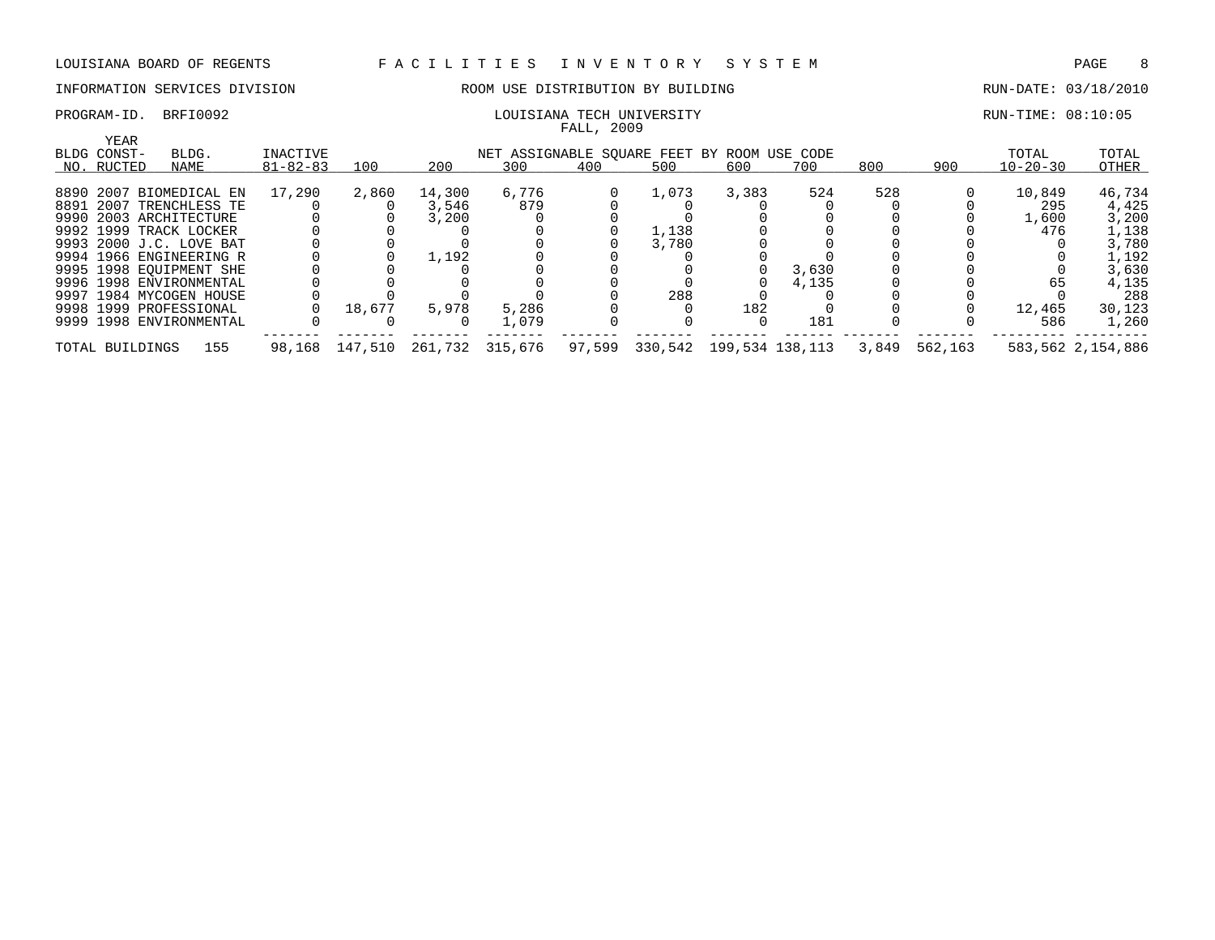LOUISIANA BOARD OF REGENTS F A C I L I T I E S I N V E N T O R Y S Y S T E M

INFORMATION SERVICES DIVISION ROOM USE DISTRIBUTION BY BUILDING RUN-DATE: 03/18/2010

PROGRAM-ID. BRFI0092 LOUISIANA TECH UNIVERSITY RUN-TIME: 08:10:05

FALL, 2009

| BLDG NO. | YEAR CONST-RUCTED | BLDG. NAME | INACTIVE 81-82-83 | 100 | 200 | 300 | 400 | 500 | 600 | 700 | 800 | 900 | TOTAL 10-20-30 | TOTAL OTHER |
|---|---|---|---|---|---|---|---|---|---|---|---|---|---|---|
| | | | | NET ASSIGNABLE SQUARE FEET BY ROOM USE CODE | | | | | | | | | | |
| 8890 | 2007 | BIOMEDICAL EN | 17,290 | 2,860 | 14,300 | 6,776 | 0 | 1,073 | 3,383 | 524 | 528 | 0 | 10,849 | 46,734 |
| 8891 | 2007 | TRENCHLESS TE | 0 | 0 | 3,546 | 879 | 0 | 0 | 0 | 0 | 0 | 0 | 295 | 4,425 |
| 9990 | 2003 | ARCHITECTURE | 0 | 0 | 3,200 | 0 | 0 | 0 | 0 | 0 | 0 | 0 | 1,600 | 3,200 |
| 9992 | 1999 | TRACK LOCKER | 0 | 0 | 0 | 0 | 0 | 1,138 | 0 | 0 | 0 | 0 | 476 | 1,138 |
| 9993 | 2000 | J.C. LOVE BAT | 0 | 0 | 0 | 0 | 0 | 3,780 | 0 | 0 | 0 | 0 | 0 | 3,780 |
| 9994 | 1966 | ENGINEERING R | 0 | 0 | 1,192 | 0 | 0 | 0 | 0 | 0 | 0 | 0 | 0 | 1,192 |
| 9995 | 1998 | EQUIPMENT SHE | 0 | 0 | 0 | 0 | 0 | 0 | 0 | 3,630 | 0 | 0 | 0 | 3,630 |
| 9996 | 1998 | ENVIRONMENTAL | 0 | 0 | 0 | 0 | 0 | 0 | 0 | 4,135 | 0 | 0 | 65 | 4,135 |
| 9997 | 1984 | MYCOGEN HOUSE | 0 | 0 | 0 | 0 | 0 | 288 | 0 | 0 | 0 | 0 | 0 | 288 |
| 9998 | 1999 | PROFESSIONAL | 0 | 18,677 | 5,978 | 5,286 | 0 | 0 | 182 | 0 | 0 | 0 | 12,465 | 30,123 |
| 9999 | 1998 | ENVIRONMENTAL | 0 | 0 | 0 | 1,079 | 0 | 0 | 0 | 181 | 0 | 0 | 586 | 1,260 |
| TOTAL BUILDINGS | | 155 | 98,168 | 147,510 | 261,732 | 315,676 | 97,599 | 330,542 | 199,534 | 138,113 | 3,849 | 562,163 | 583,562 | 2,154,886 |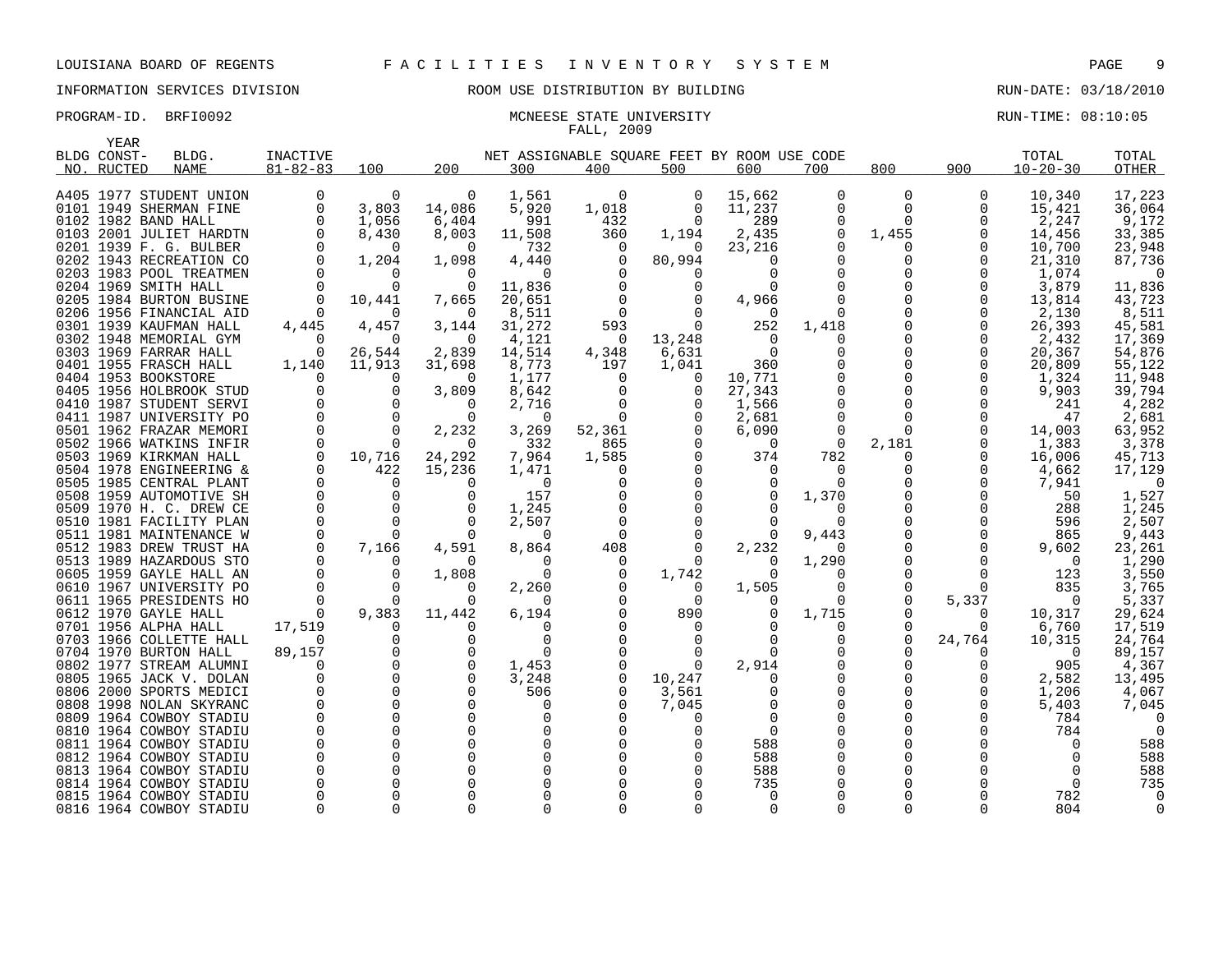LOUISIANA BOARD OF REGENTS F A C I L I T I E S I N V E N T O R Y S Y S T E M

INFORMATION SERVICES DIVISION ROOM USE DISTRIBUTION BY BUILDING RUN-DATE: 03/18/2010

PROGRAM-ID. BRFI0092 MCNEESE STATE UNIVERSITY RUN-TIME: 08:10:05

FALL, 2009

| BLDG NO. | YEAR CONST-RUCTED | BLDG. NAME | INACTIVE 81-82-83 | 100 | 200 | 300 | 400 | 500 | 600 | 700 | 800 | 900 | TOTAL 10-20-30 | TOTAL OTHER |
|---|---|---|---|---|---|---|---|---|---|---|---|---|---|---|
| | | | | NET ASSIGNABLE SQUARE FEET BY ROOM USE CODE | | | | | | | | | | |
| A405 | 1977 | STUDENT UNION | 0 | 0 | 0 | 1,561 | 0 | 0 | 15,662 | 0 | 0 | 0 | 10,340 | 17,223 |
| 0101 | 1949 | SHERMAN FINE | 0 | 3,803 | 14,086 | 5,920 | 1,018 | 0 | 11,237 | 0 | 0 | 0 | 15,421 | 36,064 |
| 0102 | 1982 | BAND HALL | 0 | 1,056 | 6,404 | 991 | 432 | 0 | 289 | 0 | 0 | 0 | 2,247 | 9,172 |
| 0103 | 2001 | JULIET HARDTN | 0 | 8,430 | 8,003 | 11,508 | 360 | 1,194 | 2,435 | 0 | 1,455 | 0 | 14,456 | 33,385 |
| 0201 | 1939 | F. G. BULBER | 0 | 0 | 0 | 732 | 0 | 0 | 23,216 | 0 | 0 | 0 | 10,700 | 23,948 |
| 0202 | 1943 | RECREATION CO | 0 | 1,204 | 1,098 | 4,440 | 0 | 80,994 | 0 | 0 | 0 | 0 | 21,310 | 87,736 |
| 0203 | 1983 | POOL TREATMEN | 0 | 0 | 0 | 0 | 0 | 0 | 0 | 0 | 0 | 0 | 1,074 | 0 |
| 0204 | 1969 | SMITH HALL | 0 | 0 | 0 | 11,836 | 0 | 0 | 0 | 0 | 0 | 0 | 3,879 | 11,836 |
| 0205 | 1984 | BURTON BUSINE | 0 | 10,441 | 7,665 | 20,651 | 0 | 0 | 4,966 | 0 | 0 | 0 | 13,814 | 43,723 |
| 0206 | 1956 | FINANCIAL AID | 0 | 0 | 0 | 8,511 | 0 | 0 | 0 | 0 | 0 | 0 | 2,130 | 8,511 |
| 0301 | 1939 | KAUFMAN HALL | 4,445 | 4,457 | 3,144 | 31,272 | 593 | 0 | 252 | 1,418 | 0 | 0 | 26,393 | 45,581 |
| 0302 | 1948 | MEMORIAL GYM | 0 | 0 | 0 | 4,121 | 0 | 13,248 | 0 | 0 | 0 | 0 | 2,432 | 17,369 |
| 0303 | 1969 | FARRAR HALL | 0 | 26,544 | 2,839 | 14,514 | 4,348 | 6,631 | 0 | 0 | 0 | 0 | 20,367 | 54,876 |
| 0401 | 1955 | FRASCH HALL | 1,140 | 11,913 | 31,698 | 8,773 | 197 | 1,041 | 360 | 0 | 0 | 0 | 20,809 | 55,122 |
| 0404 | 1953 | BOOKSTORE | 0 | 0 | 0 | 1,177 | 0 | 0 | 10,771 | 0 | 0 | 0 | 1,324 | 11,948 |
| 0405 | 1956 | HOLBROOK STUD | 0 | 0 | 3,809 | 8,642 | 0 | 0 | 27,343 | 0 | 0 | 0 | 9,903 | 39,794 |
| 0410 | 1987 | STUDENT SERVI | 0 | 0 | 0 | 2,716 | 0 | 0 | 1,566 | 0 | 0 | 0 | 241 | 4,282 |
| 0411 | 1987 | UNIVERSITY PO | 0 | 0 | 0 | 0 | 0 | 0 | 2,681 | 0 | 0 | 0 | 47 | 2,681 |
| 0501 | 1962 | FRAZAR MEMORI | 0 | 0 | 2,232 | 3,269 | 52,361 | 0 | 6,090 | 0 | 0 | 0 | 14,003 | 63,952 |
| 0502 | 1966 | WATKINS INFIR | 0 | 0 | 0 | 332 | 865 | 0 | 0 | 0 | 2,181 | 0 | 1,383 | 3,378 |
| 0503 | 1969 | KIRKMAN HALL | 0 | 10,716 | 24,292 | 7,964 | 1,585 | 0 | 374 | 782 | 0 | 0 | 16,006 | 45,713 |
| 0504 | 1978 | ENGINEERING & | 0 | 422 | 15,236 | 1,471 | 0 | 0 | 0 | 0 | 0 | 0 | 4,662 | 17,129 |
| 0505 | 1985 | CENTRAL PLANT | 0 | 0 | 0 | 0 | 0 | 0 | 0 | 0 | 0 | 0 | 7,941 | 0 |
| 0508 | 1959 | AUTOMOTIVE SH | 0 | 0 | 0 | 157 | 0 | 0 | 0 | 1,370 | 0 | 0 | 50 | 1,527 |
| 0509 | 1970 | H. C. DREW CE | 0 | 0 | 0 | 1,245 | 0 | 0 | 0 | 0 | 0 | 0 | 288 | 1,245 |
| 0510 | 1981 | FACILITY PLAN | 0 | 0 | 0 | 2,507 | 0 | 0 | 0 | 0 | 0 | 0 | 596 | 2,507 |
| 0511 | 1981 | MAINTENANCE W | 0 | 0 | 0 | 0 | 0 | 0 | 0 | 9,443 | 0 | 0 | 865 | 9,443 |
| 0512 | 1983 | DREW TRUST HA | 0 | 7,166 | 4,591 | 8,864 | 408 | 0 | 2,232 | 0 | 0 | 0 | 9,602 | 23,261 |
| 0513 | 1989 | HAZARDOUS STO | 0 | 0 | 0 | 0 | 0 | 0 | 0 | 1,290 | 0 | 0 | 0 | 1,290 |
| 0605 | 1959 | GAYLE HALL AN | 0 | 0 | 1,808 | 0 | 0 | 1,742 | 0 | 0 | 0 | 0 | 123 | 3,550 |
| 0610 | 1967 | UNIVERSITY PO | 0 | 0 | 0 | 2,260 | 0 | 0 | 1,505 | 0 | 0 | 0 | 835 | 3,765 |
| 0611 | 1965 | PRESIDENTS HO | 0 | 0 | 0 | 0 | 0 | 0 | 0 | 0 | 0 | 5,337 | 0 | 5,337 |
| 0612 | 1970 | GAYLE HALL | 0 | 9,383 | 11,442 | 6,194 | 0 | 890 | 0 | 1,715 | 0 | 0 | 10,317 | 29,624 |
| 0701 | 1956 | ALPHA HALL | 17,519 | 0 | 0 | 0 | 0 | 0 | 0 | 0 | 0 | 0 | 6,760 | 17,519 |
| 0703 | 1966 | COLLETTE HALL | 0 | 0 | 0 | 0 | 0 | 0 | 0 | 0 | 0 | 24,764 | 10,315 | 24,764 |
| 0704 | 1970 | BURTON HALL | 89,157 | 0 | 0 | 0 | 0 | 0 | 0 | 0 | 0 | 0 | 0 | 89,157 |
| 0802 | 1977 | STREAM ALUMNI | 0 | 0 | 0 | 1,453 | 0 | 0 | 2,914 | 0 | 0 | 0 | 905 | 4,367 |
| 0805 | 1965 | JACK V. DOLAN | 0 | 0 | 0 | 3,248 | 0 | 10,247 | 0 | 0 | 0 | 0 | 2,582 | 13,495 |
| 0806 | 2000 | SPORTS MEDICI | 0 | 0 | 0 | 506 | 0 | 3,561 | 0 | 0 | 0 | 0 | 1,206 | 4,067 |
| 0808 | 1998 | NOLAN SKYRANC | 0 | 0 | 0 | 0 | 0 | 7,045 | 0 | 0 | 0 | 0 | 5,403 | 7,045 |
| 0809 | 1964 | COWBOY STADIU | 0 | 0 | 0 | 0 | 0 | 0 | 0 | 0 | 0 | 0 | 784 | 0 |
| 0810 | 1964 | COWBOY STADIU | 0 | 0 | 0 | 0 | 0 | 0 | 0 | 0 | 0 | 0 | 784 | 0 |
| 0811 | 1964 | COWBOY STADIU | 0 | 0 | 0 | 0 | 0 | 0 | 588 | 0 | 0 | 0 | 0 | 588 |
| 0812 | 1964 | COWBOY STADIU | 0 | 0 | 0 | 0 | 0 | 0 | 588 | 0 | 0 | 0 | 0 | 588 |
| 0813 | 1964 | COWBOY STADIU | 0 | 0 | 0 | 0 | 0 | 0 | 588 | 0 | 0 | 0 | 0 | 588 |
| 0814 | 1964 | COWBOY STADIU | 0 | 0 | 0 | 0 | 0 | 0 | 735 | 0 | 0 | 0 | 0 | 735 |
| 0815 | 1964 | COWBOY STADIU | 0 | 0 | 0 | 0 | 0 | 0 | 0 | 0 | 0 | 0 | 782 | 0 |
| 0816 | 1964 | COWBOY STADIU | 0 | 0 | 0 | 0 | 0 | 0 | 0 | 0 | 0 | 0 | 804 | 0 |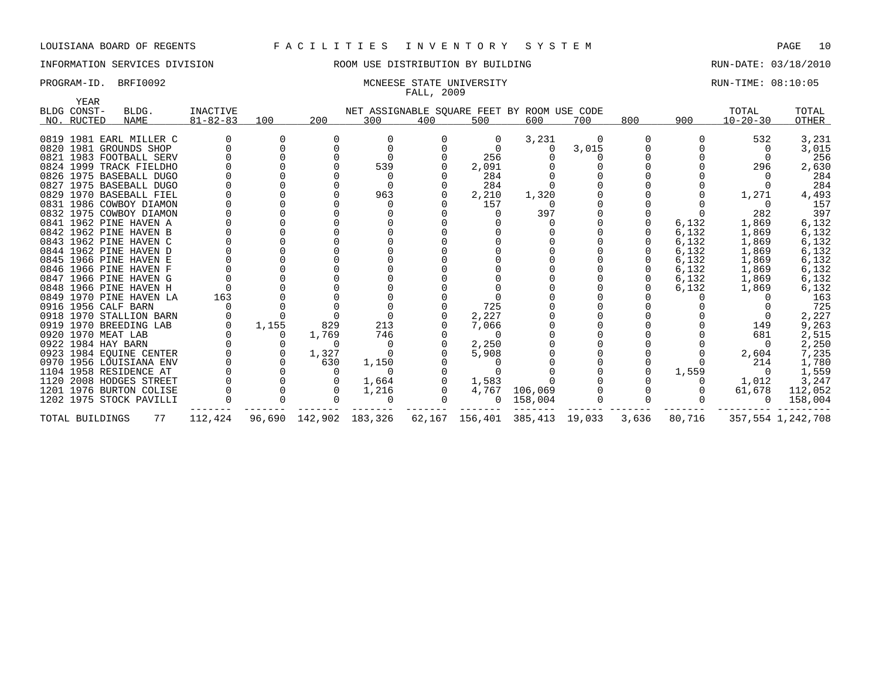LOUISIANA BOARD OF REGENTS F A C I L I T I E S I N V E N T O R Y S Y S T E M

INFORMATION SERVICES DIVISION — ROOM USE DISTRIBUTION BY BUILDING — RUN-DATE: 03/18/2010

PROGRAM-ID. BRFI0092 — MCNEESE STATE UNIVERSITY — RUN-TIME: 08:10:05

FALL, 2009

NET ASSIGNABLE SQUARE FEET BY ROOM USE CODE

| BLDG NO. | YEAR CONSTRUCTED | BLDG. NAME | INACTIVE 81-82-83 | 100 | 200 | 300 | 400 | 500 | 600 | 700 | 800 | 900 | TOTAL 10-20-30 | TOTAL OTHER |
|---|---|---|---|---|---|---|---|---|---|---|---|---|---|---|
| 0819 | 1981 | EARL MILLER C | 0 | 0 | 0 | 0 | 0 | 0 | 3,231 | 0 | 0 | 0 | 532 | 3,231 |
| 0820 | 1981 | GROUNDS SHOP | 0 | 0 | 0 | 0 | 0 | 0 | 0 | 3,015 | 0 | 0 | 0 | 3,015 |
| 0821 | 1983 | FOOTBALL SERV | 0 | 0 | 0 | 0 | 0 | 256 | 0 | 0 | 0 | 0 | 0 | 256 |
| 0824 | 1999 | TRACK FIELDHO | 0 | 0 | 0 | 539 | 0 | 2,091 | 0 | 0 | 0 | 0 | 296 | 2,630 |
| 0826 | 1975 | BASEBALL DUGO | 0 | 0 | 0 | 0 | 0 | 284 | 0 | 0 | 0 | 0 | 0 | 284 |
| 0827 | 1975 | BASEBALL DUGO | 0 | 0 | 0 | 0 | 0 | 284 | 0 | 0 | 0 | 0 | 0 | 284 |
| 0829 | 1970 | BASEBALL FIEL | 0 | 0 | 0 | 963 | 0 | 2,210 | 1,320 | 0 | 0 | 0 | 1,271 | 4,493 |
| 0831 | 1986 | COWBOY DIAMON | 0 | 0 | 0 | 0 | 0 | 157 | 0 | 0 | 0 | 0 | 0 | 157 |
| 0832 | 1975 | COWBOY DIAMON | 0 | 0 | 0 | 0 | 0 | 0 | 397 | 0 | 0 | 0 | 282 | 397 |
| 0841 | 1962 | PINE HAVEN A | 0 | 0 | 0 | 0 | 0 | 0 | 0 | 0 | 0 | 6,132 | 1,869 | 6,132 |
| 0842 | 1962 | PINE HAVEN B | 0 | 0 | 0 | 0 | 0 | 0 | 0 | 0 | 0 | 6,132 | 1,869 | 6,132 |
| 0843 | 1962 | PINE HAVEN C | 0 | 0 | 0 | 0 | 0 | 0 | 0 | 0 | 0 | 6,132 | 1,869 | 6,132 |
| 0844 | 1962 | PINE HAVEN D | 0 | 0 | 0 | 0 | 0 | 0 | 0 | 0 | 0 | 6,132 | 1,869 | 6,132 |
| 0845 | 1966 | PINE HAVEN E | 0 | 0 | 0 | 0 | 0 | 0 | 0 | 0 | 0 | 6,132 | 1,869 | 6,132 |
| 0846 | 1966 | PINE HAVEN F | 0 | 0 | 0 | 0 | 0 | 0 | 0 | 0 | 0 | 6,132 | 1,869 | 6,132 |
| 0847 | 1966 | PINE HAVEN G | 0 | 0 | 0 | 0 | 0 | 0 | 0 | 0 | 0 | 6,132 | 1,869 | 6,132 |
| 0848 | 1966 | PINE HAVEN H | 0 | 0 | 0 | 0 | 0 | 0 | 0 | 0 | 0 | 6,132 | 1,869 | 6,132 |
| 0849 | 1970 | PINE HAVEN LA | 163 | 0 | 0 | 0 | 0 | 0 | 0 | 0 | 0 | 0 | 0 | 163 |
| 0916 | 1956 | CALF BARN | 0 | 0 | 0 | 0 | 0 | 725 | 0 | 0 | 0 | 0 | 0 | 725 |
| 0918 | 1970 | STALLION BARN | 0 | 0 | 0 | 0 | 0 | 2,227 | 0 | 0 | 0 | 0 | 0 | 2,227 |
| 0919 | 1970 | BREEDING LAB | 0 | 1,155 | 829 | 213 | 0 | 7,066 | 0 | 0 | 0 | 0 | 149 | 9,263 |
| 0920 | 1970 | MEAT LAB | 0 | 0 | 1,769 | 746 | 0 | 0 | 0 | 0 | 0 | 0 | 681 | 2,515 |
| 0922 | 1984 | HAY BARN | 0 | 0 | 0 | 0 | 0 | 2,250 | 0 | 0 | 0 | 0 | 0 | 2,250 |
| 0923 | 1984 | EQUINE CENTER | 0 | 0 | 1,327 | 0 | 0 | 5,908 | 0 | 0 | 0 | 0 | 2,604 | 7,235 |
| 0970 | 1956 | LOUISIANA ENV | 0 | 0 | 630 | 1,150 | 0 | 0 | 0 | 0 | 0 | 0 | 214 | 1,780 |
| 1104 | 1958 | RESIDENCE AT | 0 | 0 | 0 | 0 | 0 | 0 | 0 | 0 | 0 | 1,559 | 0 | 1,559 |
| 1120 | 2008 | HODGES STREET | 0 | 0 | 0 | 1,664 | 0 | 1,583 | 0 | 0 | 0 | 0 | 1,012 | 3,247 |
| 1201 | 1976 | BURTON COLISE | 0 | 0 | 0 | 1,216 | 0 | 4,767 | 106,069 | 0 | 0 | 0 | 61,678 | 112,052 |
| 1202 | 1975 | STOCK PAVILLI | 0 | 0 | 0 | 0 | 0 | 0 | 158,004 | 0 | 0 | 0 | 0 | 158,004 |
| TOTAL BUILDINGS | | 77 | 112,424 | 96,690 | 142,902 | 183,326 | 62,167 | 156,401 | 385,413 | 19,033 | 3,636 | 80,716 | 357,554 | 1,242,708 |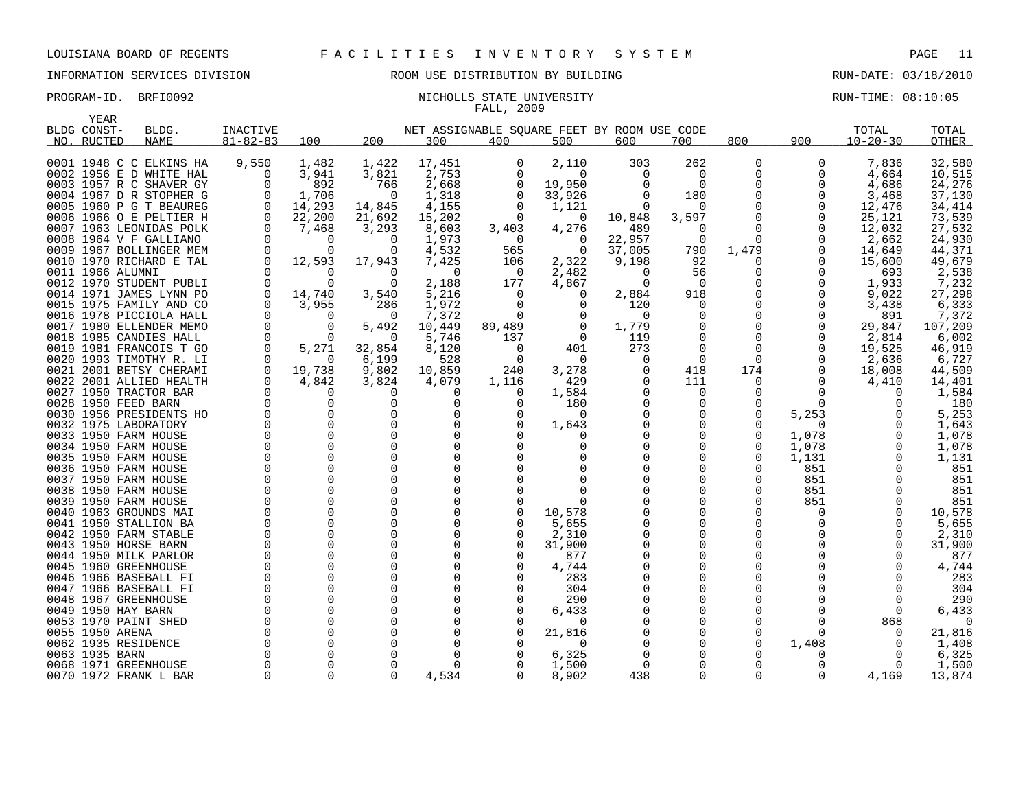LOUISIANA BOARD OF REGENTS — F A C I L I T I E S   I N V E N T O R Y   S Y S T E M

INFORMATION SERVICES DIVISION — ROOM USE DISTRIBUTION BY BUILDING — RUN-DATE: 03/18/2010

PROGRAM-ID. BRFI0092 — NICHOLLS STATE UNIVERSITY — RUN-TIME: 08:10:05

FALL, 2009

| BLDG NO. | YEAR CONST-RUCTED | BLDG. NAME | INACTIVE 81-82-83 | 100 | 200 | 300 | 400 | 500 | 600 | 700 | 800 | 900 | TOTAL 10-20-30 | TOTAL OTHER |
|---|---|---|---|---|---|---|---|---|---|---|---|---|---|---|
| | | | | NET ASSIGNABLE SQUARE FEET BY ROOM USE CODE | | | | | | | | | | |
| 0001 | 1948 | C C ELKINS HA | 9,550 | 1,482 | 1,422 | 17,451 | 0 | 2,110 | 303 | 262 | 0 | 0 | 7,836 | 32,580 |
| 0002 | 1956 | E D WHITE HAL | 0 | 3,941 | 3,821 | 2,753 | 0 | 0 | 0 | 0 | 0 | 0 | 4,664 | 10,515 |
| 0003 | 1957 | R C SHAVER GY | 0 | 892 | 766 | 2,668 | 0 | 19,950 | 0 | 0 | 0 | 0 | 4,686 | 24,276 |
| 0004 | 1967 | D R STOPHER G | 0 | 1,706 | 0 | 1,318 | 0 | 33,926 | 0 | 180 | 0 | 0 | 3,468 | 37,130 |
| 0005 | 1960 | P G T BEAUREG | 0 | 14,293 | 14,845 | 4,155 | 0 | 1,121 | 0 | 0 | 0 | 0 | 12,476 | 34,414 |
| 0006 | 1966 | O E PELTIER H | 0 | 22,200 | 21,692 | 15,202 | 0 | 0 | 10,848 | 3,597 | 0 | 0 | 25,121 | 73,539 |
| 0007 | 1963 | LEONIDAS POLK | 0 | 7,468 | 3,293 | 8,603 | 3,403 | 4,276 | 489 | 0 | 0 | 0 | 12,032 | 27,532 |
| 0008 | 1964 | V F GALLIANO | 0 | 0 | 0 | 1,973 | 0 | 0 | 22,957 | 0 | 0 | 0 | 2,662 | 24,930 |
| 0009 | 1967 | BOLLINGER MEM | 0 | 0 | 0 | 4,532 | 565 | 0 | 37,005 | 790 | 1,479 | 0 | 14,649 | 44,371 |
| 0010 | 1970 | RICHARD E TAL | 0 | 12,593 | 17,943 | 7,425 | 106 | 2,322 | 9,198 | 92 | 0 | 0 | 15,600 | 49,679 |
| 0011 | 1966 | ALUMNI | 0 | 0 | 0 | 0 | 0 | 2,482 | 0 | 56 | 0 | 0 | 693 | 2,538 |
| 0012 | 1970 | STUDENT PUBLI | 0 | 0 | 0 | 2,188 | 177 | 4,867 | 0 | 0 | 0 | 0 | 1,933 | 7,232 |
| 0014 | 1971 | JAMES LYNN PO | 0 | 14,740 | 3,540 | 5,216 | 0 | 0 | 2,884 | 918 | 0 | 0 | 9,022 | 27,298 |
| 0015 | 1975 | FAMILY AND CO | 0 | 3,955 | 286 | 1,972 | 0 | 0 | 120 | 0 | 0 | 0 | 3,438 | 6,333 |
| 0016 | 1978 | PICCIOLA HALL | 0 | 0 | 0 | 7,372 | 0 | 0 | 0 | 0 | 0 | 0 | 891 | 7,372 |
| 0017 | 1980 | ELLENDER MEMO | 0 | 0 | 5,492 | 10,449 | 89,489 | 0 | 1,779 | 0 | 0 | 0 | 29,847 | 107,209 |
| 0018 | 1985 | CANDIES HALL | 0 | 0 | 0 | 5,746 | 137 | 0 | 119 | 0 | 0 | 0 | 2,814 | 6,002 |
| 0019 | 1981 | FRANCOIS T GO | 0 | 5,271 | 32,854 | 8,120 | 0 | 401 | 273 | 0 | 0 | 0 | 19,525 | 46,919 |
| 0020 | 1993 | TIMOTHY R. LI | 0 | 0 | 6,199 | 528 | 0 | 0 | 0 | 0 | 0 | 0 | 2,636 | 6,727 |
| 0021 | 2001 | BETSY CHERAMI | 0 | 19,738 | 9,802 | 10,859 | 240 | 3,278 | 0 | 418 | 174 | 0 | 18,008 | 44,509 |
| 0022 | 2001 | ALLIED HEALTH | 0 | 4,842 | 3,824 | 4,079 | 1,116 | 429 | 0 | 111 | 0 | 0 | 4,410 | 14,401 |
| 0027 | 1950 | TRACTOR BAR | 0 | 0 | 0 | 0 | 0 | 1,584 | 0 | 0 | 0 | 0 | 0 | 1,584 |
| 0028 | 1950 | FEED BARN | 0 | 0 | 0 | 0 | 0 | 180 | 0 | 0 | 0 | 0 | 0 | 180 |
| 0030 | 1956 | PRESIDENTS HO | 0 | 0 | 0 | 0 | 0 | 0 | 0 | 0 | 0 | 5,253 | 0 | 5,253 |
| 0032 | 1975 | LABORATORY | 0 | 0 | 0 | 0 | 0 | 1,643 | 0 | 0 | 0 | 0 | 0 | 1,643 |
| 0033 | 1950 | FARM HOUSE | 0 | 0 | 0 | 0 | 0 | 0 | 0 | 0 | 0 | 1,078 | 0 | 1,078 |
| 0034 | 1950 | FARM HOUSE | 0 | 0 | 0 | 0 | 0 | 0 | 0 | 0 | 0 | 1,078 | 0 | 1,078 |
| 0035 | 1950 | FARM HOUSE | 0 | 0 | 0 | 0 | 0 | 0 | 0 | 0 | 0 | 1,131 | 0 | 1,131 |
| 0036 | 1950 | FARM HOUSE | 0 | 0 | 0 | 0 | 0 | 0 | 0 | 0 | 0 | 851 | 0 | 851 |
| 0037 | 1950 | FARM HOUSE | 0 | 0 | 0 | 0 | 0 | 0 | 0 | 0 | 0 | 851 | 0 | 851 |
| 0038 | 1950 | FARM HOUSE | 0 | 0 | 0 | 0 | 0 | 0 | 0 | 0 | 0 | 851 | 0 | 851 |
| 0039 | 1950 | FARM HOUSE | 0 | 0 | 0 | 0 | 0 | 0 | 0 | 0 | 0 | 851 | 0 | 851 |
| 0040 | 1963 | GROUNDS MAI | 0 | 0 | 0 | 0 | 0 | 10,578 | 0 | 0 | 0 | 0 | 0 | 10,578 |
| 0041 | 1950 | STALLION BA | 0 | 0 | 0 | 0 | 0 | 5,655 | 0 | 0 | 0 | 0 | 0 | 5,655 |
| 0042 | 1950 | FARM STABLE | 0 | 0 | 0 | 0 | 0 | 2,310 | 0 | 0 | 0 | 0 | 0 | 2,310 |
| 0043 | 1950 | HORSE BARN | 0 | 0 | 0 | 0 | 0 | 31,900 | 0 | 0 | 0 | 0 | 0 | 31,900 |
| 0044 | 1950 | MILK PARLOR | 0 | 0 | 0 | 0 | 0 | 877 | 0 | 0 | 0 | 0 | 0 | 877 |
| 0045 | 1960 | GREENHOUSE | 0 | 0 | 0 | 0 | 0 | 4,744 | 0 | 0 | 0 | 0 | 0 | 4,744 |
| 0046 | 1966 | BASEBALL FI | 0 | 0 | 0 | 0 | 0 | 283 | 0 | 0 | 0 | 0 | 0 | 283 |
| 0047 | 1966 | BASEBALL FI | 0 | 0 | 0 | 0 | 0 | 304 | 0 | 0 | 0 | 0 | 0 | 304 |
| 0048 | 1967 | GREENHOUSE | 0 | 0 | 0 | 0 | 0 | 290 | 0 | 0 | 0 | 0 | 0 | 290 |
| 0049 | 1950 | HAY BARN | 0 | 0 | 0 | 0 | 0 | 6,433 | 0 | 0 | 0 | 0 | 0 | 6,433 |
| 0053 | 1970 | PAINT SHED | 0 | 0 | 0 | 0 | 0 | 0 | 0 | 0 | 0 | 0 | 868 | 0 |
| 0055 | 1950 | ARENA | 0 | 0 | 0 | 0 | 0 | 21,816 | 0 | 0 | 0 | 0 | 0 | 21,816 |
| 0062 | 1935 | RESIDENCE | 0 | 0 | 0 | 0 | 0 | 0 | 0 | 0 | 0 | 1,408 | 0 | 1,408 |
| 0063 | 1935 | BARN | 0 | 0 | 0 | 0 | 0 | 6,325 | 0 | 0 | 0 | 0 | 0 | 6,325 |
| 0068 | 1971 | GREENHOUSE | 0 | 0 | 0 | 0 | 0 | 1,500 | 0 | 0 | 0 | 0 | 0 | 1,500 |
| 0070 | 1972 | FRANK L BAR | 0 | 0 | 0 | 4,534 | 0 | 8,902 | 438 | 0 | 0 | 0 | 4,169 | 13,874 |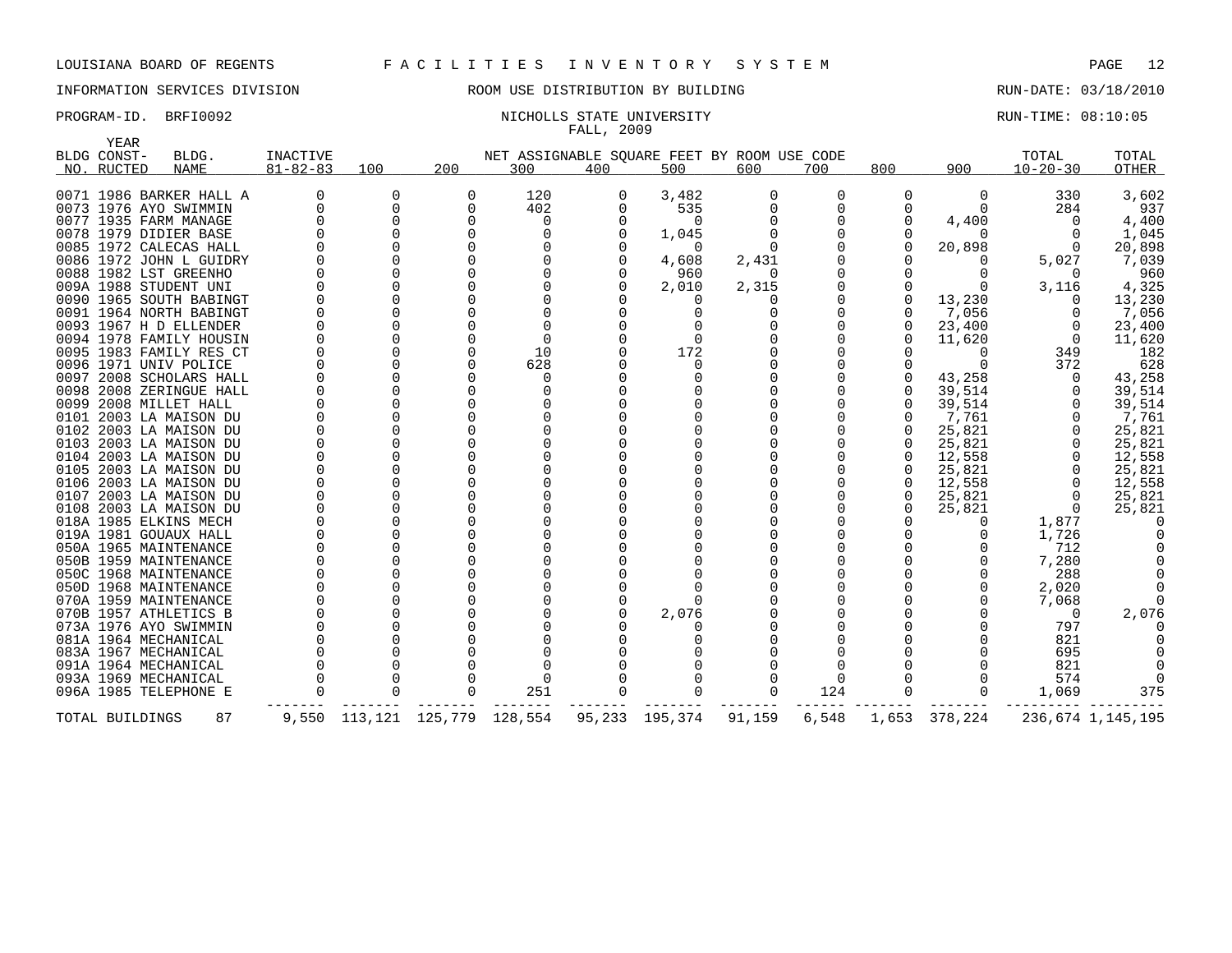LOUISIANA BOARD OF REGENTS F A C I L I T I E S I N V E N T O R Y S Y S T E M

INFORMATION SERVICES DIVISION — ROOM USE DISTRIBUTION BY BUILDING — RUN-DATE: 03/18/2010

PROGRAM-ID. BRFI0092 — NICHOLLS STATE UNIVERSITY — RUN-TIME: 08:10:05

FALL, 2009

NET ASSIGNABLE SQUARE FEET BY ROOM USE CODE

| BLDG NO. | YEAR CONSTRUCTED | BLDG. NAME | INACTIVE 81-82-83 | 100 | 200 | 300 | 400 | 500 | 600 | 700 | 800 | 900 | TOTAL 10-20-30 | TOTAL OTHER |
|---|---|---|---|---|---|---|---|---|---|---|---|---|---|---|
| 0071 | 1986 | BARKER HALL A | 0 | 0 | 0 | 120 | 0 | 3,482 | 0 | 0 | 0 | 0 | 330 | 3,602 |
| 0073 | 1976 | AYO SWIMMIN | 0 | 0 | 0 | 402 | 0 | 535 | 0 | 0 | 0 | 0 | 284 | 937 |
| 0077 | 1935 | FARM MANAGE | 0 | 0 | 0 | 0 | 0 | 0 | 0 | 0 | 0 | 4,400 | 0 | 4,400 |
| 0078 | 1979 | DIDIER BASE | 0 | 0 | 0 | 0 | 0 | 1,045 | 0 | 0 | 0 | 0 | 0 | 1,045 |
| 0085 | 1972 | CALECAS HALL | 0 | 0 | 0 | 0 | 0 | 0 | 0 | 0 | 0 | 20,898 | 0 | 20,898 |
| 0086 | 1972 | JOHN L GUIDRY | 0 | 0 | 0 | 0 | 0 | 4,608 | 2,431 | 0 | 0 | 0 | 5,027 | 7,039 |
| 0088 | 1982 | LST GREENHO | 0 | 0 | 0 | 0 | 0 | 960 | 0 | 0 | 0 | 0 | 0 | 960 |
| 009A | 1988 | STUDENT UNI | 0 | 0 | 0 | 0 | 0 | 2,010 | 2,315 | 0 | 0 | 0 | 3,116 | 4,325 |
| 0090 | 1965 | SOUTH BABINGT | 0 | 0 | 0 | 0 | 0 | 0 | 0 | 0 | 0 | 13,230 | 0 | 13,230 |
| 0091 | 1964 | NORTH BABINGT | 0 | 0 | 0 | 0 | 0 | 0 | 0 | 0 | 0 | 7,056 | 0 | 7,056 |
| 0093 | 1967 | H D ELLENDER | 0 | 0 | 0 | 0 | 0 | 0 | 0 | 0 | 0 | 23,400 | 0 | 23,400 |
| 0094 | 1978 | FAMILY HOUSIN | 0 | 0 | 0 | 0 | 0 | 0 | 0 | 0 | 0 | 11,620 | 0 | 11,620 |
| 0095 | 1983 | FAMILY RES CT | 0 | 0 | 0 | 10 | 0 | 172 | 0 | 0 | 0 | 0 | 349 | 182 |
| 0096 | 1971 | UNIV POLICE | 0 | 0 | 0 | 628 | 0 | 0 | 0 | 0 | 0 | 0 | 372 | 628 |
| 0097 | 2008 | SCHOLARS HALL | 0 | 0 | 0 | 0 | 0 | 0 | 0 | 0 | 0 | 43,258 | 0 | 43,258 |
| 0098 | 2008 | ZERINGUE HALL | 0 | 0 | 0 | 0 | 0 | 0 | 0 | 0 | 0 | 39,514 | 0 | 39,514 |
| 0099 | 2008 | MILLET HALL | 0 | 0 | 0 | 0 | 0 | 0 | 0 | 0 | 0 | 39,514 | 0 | 39,514 |
| 0101 | 2003 | LA MAISON DU | 0 | 0 | 0 | 0 | 0 | 0 | 0 | 0 | 0 | 7,761 | 0 | 7,761 |
| 0102 | 2003 | LA MAISON DU | 0 | 0 | 0 | 0 | 0 | 0 | 0 | 0 | 0 | 25,821 | 0 | 25,821 |
| 0103 | 2003 | LA MAISON DU | 0 | 0 | 0 | 0 | 0 | 0 | 0 | 0 | 0 | 25,821 | 0 | 25,821 |
| 0104 | 2003 | LA MAISON DU | 0 | 0 | 0 | 0 | 0 | 0 | 0 | 0 | 0 | 12,558 | 0 | 12,558 |
| 0105 | 2003 | LA MAISON DU | 0 | 0 | 0 | 0 | 0 | 0 | 0 | 0 | 0 | 25,821 | 0 | 25,821 |
| 0106 | 2003 | LA MAISON DU | 0 | 0 | 0 | 0 | 0 | 0 | 0 | 0 | 0 | 12,558 | 0 | 12,558 |
| 0107 | 2003 | LA MAISON DU | 0 | 0 | 0 | 0 | 0 | 0 | 0 | 0 | 0 | 25,821 | 0 | 25,821 |
| 0108 | 2003 | LA MAISON DU | 0 | 0 | 0 | 0 | 0 | 0 | 0 | 0 | 0 | 25,821 | 0 | 25,821 |
| 018A | 1985 | ELKINS MECH | 0 | 0 | 0 | 0 | 0 | 0 | 0 | 0 | 0 | 0 | 1,877 | 0 |
| 019A | 1981 | GOUAUX HALL | 0 | 0 | 0 | 0 | 0 | 0 | 0 | 0 | 0 | 0 | 1,726 | 0 |
| 050A | 1965 | MAINTENANCE | 0 | 0 | 0 | 0 | 0 | 0 | 0 | 0 | 0 | 0 | 712 | 0 |
| 050B | 1959 | MAINTENANCE | 0 | 0 | 0 | 0 | 0 | 0 | 0 | 0 | 0 | 0 | 7,280 | 0 |
| 050C | 1968 | MAINTENANCE | 0 | 0 | 0 | 0 | 0 | 0 | 0 | 0 | 0 | 0 | 288 | 0 |
| 050D | 1968 | MAINTENANCE | 0 | 0 | 0 | 0 | 0 | 0 | 0 | 0 | 0 | 0 | 2,020 | 0 |
| 070A | 1959 | MAINTENANCE | 0 | 0 | 0 | 0 | 0 | 0 | 0 | 0 | 0 | 0 | 7,068 | 0 |
| 070B | 1957 | ATHLETICS B | 0 | 0 | 0 | 0 | 0 | 2,076 | 0 | 0 | 0 | 0 | 0 | 2,076 |
| 073A | 1976 | AYO SWIMMIN | 0 | 0 | 0 | 0 | 0 | 0 | 0 | 0 | 0 | 0 | 797 | 0 |
| 081A | 1964 | MECHANICAL | 0 | 0 | 0 | 0 | 0 | 0 | 0 | 0 | 0 | 0 | 821 | 0 |
| 083A | 1967 | MECHANICAL | 0 | 0 | 0 | 0 | 0 | 0 | 0 | 0 | 0 | 0 | 695 | 0 |
| 091A | 1964 | MECHANICAL | 0 | 0 | 0 | 0 | 0 | 0 | 0 | 0 | 0 | 0 | 821 | 0 |
| 093A | 1969 | MECHANICAL | 0 | 0 | 0 | 0 | 0 | 0 | 0 | 0 | 0 | 0 | 574 | 0 |
| 096A | 1985 | TELEPHONE E | 0 | 0 | 0 | 251 | 0 | 0 | 0 | 124 | 0 | 0 | 1,069 | 375 |
| TOTAL BUILDINGS | | 87 | 9,550 | 113,121 | 125,779 | 128,554 | 95,233 | 195,374 | 91,159 | 6,548 | 1,653 | 378,224 | 236,674 | 1,145,195 |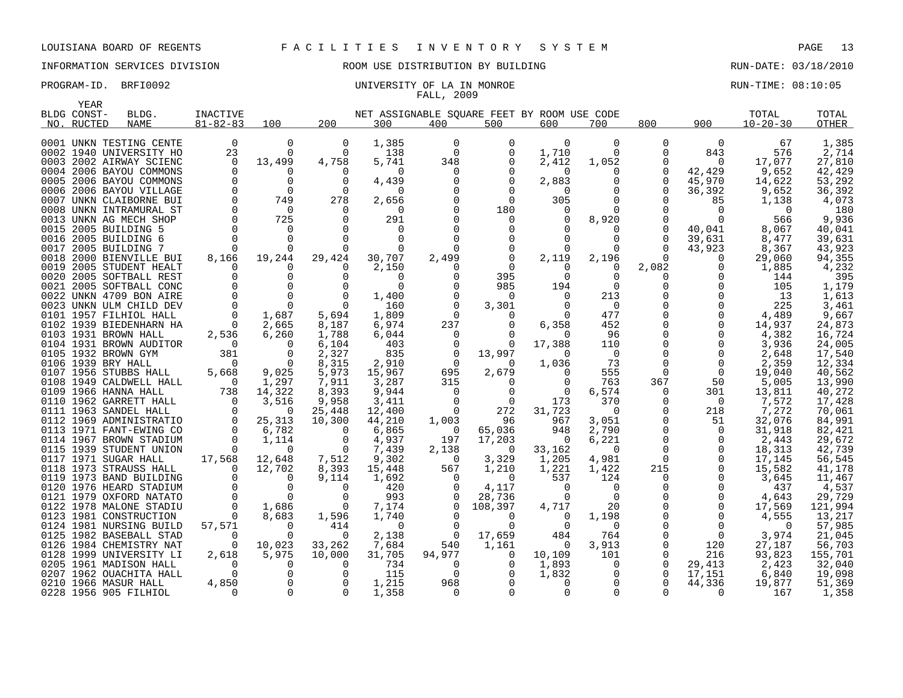LOUISIANA BOARD OF REGENTS F A C I L I T I E S I N V E N T O R Y S Y S T E M

INFORMATION SERVICES DIVISION ROOM USE DISTRIBUTION BY BUILDING RUN-DATE: 03/18/2010

PROGRAM-ID. BRFI0092 UNIVERSITY OF LA IN MONROE RUN-TIME: 08:10:05

FALL, 2009

| BLDG NO. | YEAR CONST-RUCTED | BLDG. NAME | INACTIVE 81-82-83 | 100 | 200 | 300 | 400 | 500 | 600 | 700 | 800 | 900 | TOTAL 10-20-30 | TOTAL OTHER |
|---|---|---|---|---|---|---|---|---|---|---|---|---|---|---|
| | | | | NET ASSIGNABLE SQUARE FEET BY ROOM USE CODE | | | | | | | | | | |
| 0001 | UNKN | TESTING CENTE | 0 | 0 | 0 | 1,385 | 0 | 0 | 0 | 0 | 0 | 0 | 67 | 1,385 |
| 0002 | 1940 | UNIVERSITY HO | 23 | 0 | 0 | 138 | 0 | 0 | 1,710 | 0 | 0 | 843 | 576 | 2,714 |
| 0003 | 2002 | AIRWAY SCIENC | 0 | 13,499 | 4,758 | 5,741 | 348 | 0 | 2,412 | 1,052 | 0 | 0 | 17,077 | 27,810 |
| 0004 | 2006 | BAYOU COMMONS | 0 | 0 | 0 | 0 | 0 | 0 | 0 | 0 | 0 | 42,429 | 9,652 | 42,429 |
| 0005 | 2006 | BAYOU COMMONS | 0 | 0 | 0 | 4,439 | 0 | 0 | 2,883 | 0 | 0 | 45,970 | 14,622 | 53,292 |
| 0006 | 2006 | BAYOU VILLAGE | 0 | 0 | 0 | 0 | 0 | 0 | 0 | 0 | 0 | 36,392 | 9,652 | 36,392 |
| 0007 | UNKN | CLAIBORNE BUI | 0 | 749 | 278 | 2,656 | 0 | 0 | 305 | 0 | 0 | 85 | 1,138 | 4,073 |
| 0008 | UNKN | INTRAMURAL ST | 0 | 0 | 0 | 0 | 0 | 180 | 0 | 0 | 0 | 0 | 0 | 180 |
| 0013 | UNKN | AG MECH SHOP | 0 | 725 | 0 | 291 | 0 | 0 | 0 | 8,920 | 0 | 0 | 566 | 9,936 |
| 0015 | 2005 | BUILDING 5 | 0 | 0 | 0 | 0 | 0 | 0 | 0 | 0 | 0 | 40,041 | 8,067 | 40,041 |
| 0016 | 2005 | BUILDING 6 | 0 | 0 | 0 | 0 | 0 | 0 | 0 | 0 | 0 | 39,631 | 8,477 | 39,631 |
| 0017 | 2005 | BUILDING 7 | 0 | 0 | 0 | 0 | 0 | 0 | 0 | 0 | 0 | 43,923 | 8,367 | 43,923 |
| 0018 | 2000 | BIENVILLE BUI | 8,166 | 19,244 | 29,424 | 30,707 | 2,499 | 0 | 2,119 | 2,196 | 0 | 0 | 29,060 | 94,355 |
| 0019 | 2005 | STUDENT HEALT | 0 | 0 | 0 | 2,150 | 0 | 0 | 0 | 0 | 2,082 | 0 | 1,885 | 4,232 |
| 0020 | 2005 | SOFTBALL REST | 0 | 0 | 0 | 0 | 0 | 395 | 0 | 0 | 0 | 0 | 144 | 395 |
| 0021 | 2005 | SOFTBALL CONC | 0 | 0 | 0 | 0 | 0 | 985 | 194 | 0 | 0 | 0 | 105 | 1,179 |
| 0022 | UNKN | 4709 BON AIRE | 0 | 0 | 0 | 1,400 | 0 | 0 | 0 | 213 | 0 | 0 | 13 | 1,613 |
| 0023 | UNKN | ULM CHILD DEV | 0 | 0 | 0 | 160 | 0 | 3,301 | 0 | 0 | 0 | 0 | 225 | 3,461 |
| 0101 | 1957 | FILHIOL HALL | 0 | 1,687 | 5,694 | 1,809 | 0 | 0 | 0 | 477 | 0 | 0 | 4,489 | 9,667 |
| 0102 | 1939 | BIEDENHARN HA | 0 | 2,665 | 8,187 | 6,974 | 237 | 0 | 6,358 | 452 | 0 | 0 | 14,937 | 24,873 |
| 0103 | 1931 | BROWN HALL | 2,536 | 6,260 | 1,788 | 6,044 | 0 | 0 | 0 | 96 | 0 | 0 | 4,382 | 16,724 |
| 0104 | 1931 | BROWN AUDITOR | 0 | 0 | 6,104 | 403 | 0 | 0 | 17,388 | 110 | 0 | 0 | 3,936 | 24,005 |
| 0105 | 1932 | BROWN GYM | 381 | 0 | 2,327 | 835 | 0 | 13,997 | 0 | 0 | 0 | 0 | 2,648 | 17,540 |
| 0106 | 1939 | BRY HALL | 0 | 0 | 8,315 | 2,910 | 0 | 0 | 1,036 | 73 | 0 | 0 | 2,359 | 12,334 |
| 0107 | 1956 | STUBBS HALL | 5,668 | 9,025 | 5,973 | 15,967 | 695 | 2,679 | 0 | 555 | 0 | 0 | 19,040 | 40,562 |
| 0108 | 1949 | CALDWELL HALL | 0 | 1,297 | 7,911 | 3,287 | 315 | 0 | 0 | 763 | 367 | 50 | 5,005 | 13,990 |
| 0109 | 1966 | HANNA HALL | 738 | 14,322 | 8,393 | 9,944 | 0 | 0 | 0 | 6,574 | 0 | 301 | 13,811 | 40,272 |
| 0110 | 1962 | GARRETT HALL | 0 | 3,516 | 9,958 | 3,411 | 0 | 0 | 173 | 370 | 0 | 0 | 7,572 | 17,428 |
| 0111 | 1963 | SANDEL HALL | 0 | 0 | 25,448 | 12,400 | 0 | 272 | 31,723 | 0 | 0 | 218 | 7,272 | 70,061 |
| 0112 | 1969 | ADMINISTRATIO | 0 | 25,313 | 10,300 | 44,210 | 1,003 | 96 | 967 | 3,051 | 0 | 51 | 32,076 | 84,991 |
| 0113 | 1971 | FANT-EWING CO | 0 | 6,782 | 0 | 6,865 | 0 | 65,036 | 948 | 2,790 | 0 | 0 | 31,918 | 82,421 |
| 0114 | 1967 | BROWN STADIUM | 0 | 1,114 | 0 | 4,937 | 197 | 17,203 | 0 | 6,221 | 0 | 0 | 2,443 | 29,672 |
| 0115 | 1939 | STUDENT UNION | 0 | 0 | 0 | 7,439 | 2,138 | 0 | 33,162 | 0 | 0 | 0 | 18,313 | 42,739 |
| 0117 | 1971 | SUGAR HALL | 17,568 | 12,648 | 7,512 | 9,302 | 0 | 3,329 | 1,205 | 4,981 | 0 | 0 | 17,145 | 56,545 |
| 0118 | 1973 | STRAUSS HALL | 0 | 12,702 | 8,393 | 15,448 | 567 | 1,210 | 1,221 | 1,422 | 215 | 0 | 15,582 | 41,178 |
| 0119 | 1973 | BAND BUILDING | 0 | 0 | 9,114 | 1,692 | 0 | 0 | 537 | 124 | 0 | 0 | 3,645 | 11,467 |
| 0120 | 1976 | HEARD STADIUM | 0 | 0 | 0 | 420 | 0 | 4,117 | 0 | 0 | 0 | 0 | 437 | 4,537 |
| 0121 | 1979 | OXFORD NATATO | 0 | 0 | 0 | 993 | 0 | 28,736 | 0 | 0 | 0 | 0 | 4,643 | 29,729 |
| 0122 | 1978 | MALONE STADIU | 0 | 1,686 | 0 | 7,174 | 0 | 108,397 | 4,717 | 20 | 0 | 0 | 17,569 | 121,994 |
| 0123 | 1981 | CONSTRUCTION | 0 | 8,683 | 1,596 | 1,740 | 0 | 0 | 0 | 1,198 | 0 | 0 | 4,555 | 13,217 |
| 0124 | 1981 | NURSING BUILD | 57,571 | 0 | 414 | 0 | 0 | 0 | 0 | 0 | 0 | 0 | 0 | 57,985 |
| 0125 | 1982 | BASEBALL STAD | 0 | 0 | 0 | 2,138 | 0 | 17,659 | 484 | 764 | 0 | 0 | 3,974 | 21,045 |
| 0126 | 1984 | CHEMISTRY NAT | 0 | 10,023 | 33,262 | 7,684 | 540 | 1,161 | 0 | 3,913 | 0 | 120 | 27,187 | 56,703 |
| 0128 | 1999 | UNIVERSITY LI | 2,618 | 5,975 | 10,000 | 31,705 | 94,977 | 0 | 10,109 | 101 | 0 | 216 | 93,823 | 155,701 |
| 0205 | 1961 | MADISON HALL | 0 | 0 | 0 | 734 | 0 | 0 | 1,893 | 0 | 0 | 29,413 | 2,423 | 32,040 |
| 0207 | 1962 | OUACHITA HALL | 0 | 0 | 0 | 115 | 0 | 0 | 1,832 | 0 | 0 | 17,151 | 6,840 | 19,098 |
| 0210 | 1966 | MASUR HALL | 4,850 | 0 | 0 | 1,215 | 968 | 0 | 0 | 0 | 0 | 44,336 | 19,877 | 51,369 |
| 0228 | 1956 | 905 FILHIOL | 0 | 0 | 0 | 1,358 | 0 | 0 | 0 | 0 | 0 | 0 | 167 | 1,358 |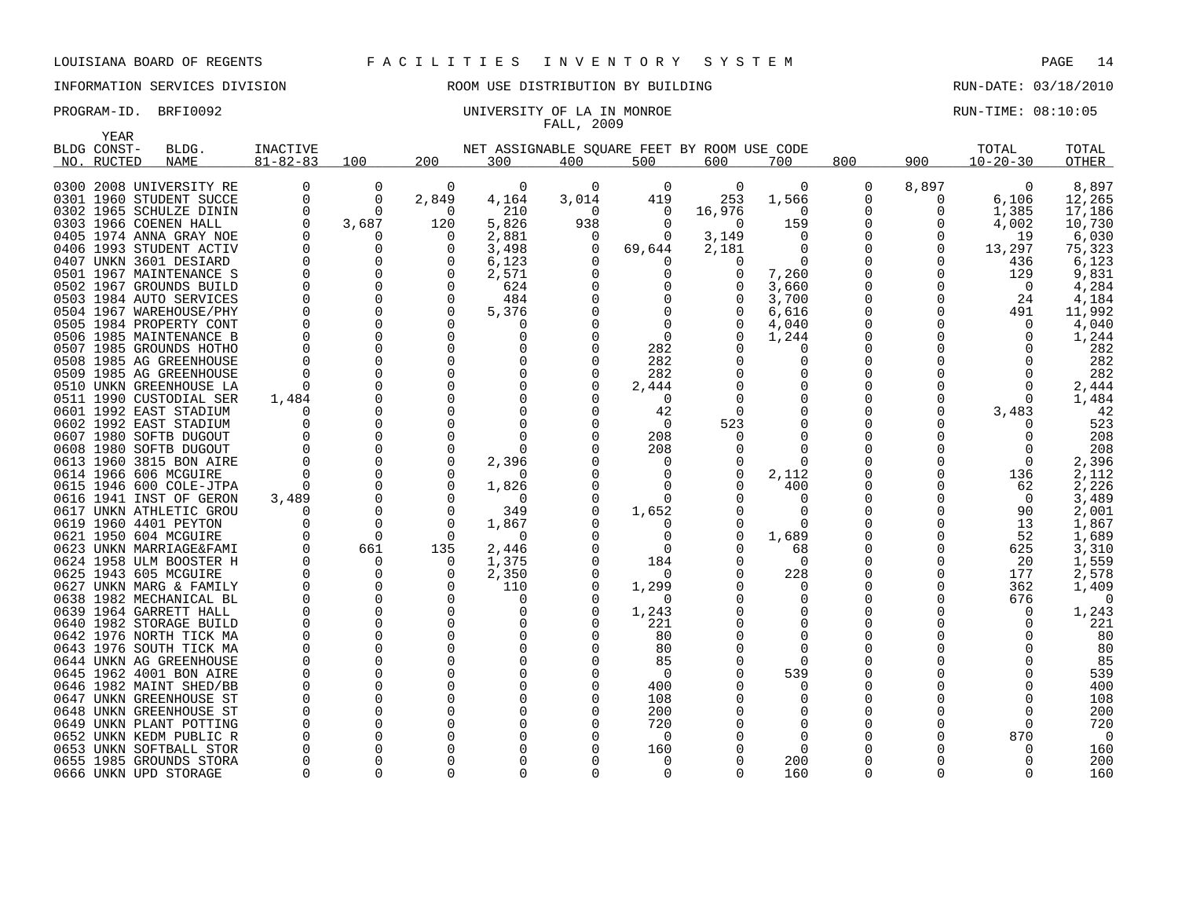LOUISIANA BOARD OF REGENTS F A C I L I T I E S I N V E N T O R Y S Y S T E M

INFORMATION SERVICES DIVISION ROOM USE DISTRIBUTION BY BUILDING RUN-DATE: 03/18/2010

PROGRAM-ID. BRFI0092 UNIVERSITY OF LA IN MONROE RUN-TIME: 08:10:05

FALL, 2009

| BLDG NO. | YEAR CONST-RUCTED | BLDG. NAME | INACTIVE 81-82-83 | 100 | 200 | 300 | 400 | 500 | 600 | 700 | 800 | 900 | TOTAL 10-20-30 | TOTAL OTHER |
|---|---|---|---|---|---|---|---|---|---|---|---|---|---|---|
| | | | | NET ASSIGNABLE SQUARE FEET BY ROOM USE CODE | | | | | | | | | | |
| 0300 | 2008 | UNIVERSITY RE | 0 | 0 | 0 | 0 | 0 | 0 | 0 | 0 | 0 | 8,897 | 0 | 8,897 |
| 0301 | 1960 | STUDENT SUCCE | 0 | 0 | 2,849 | 4,164 | 3,014 | 419 | 253 | 1,566 | 0 | 0 | 6,106 | 12,265 |
| 0302 | 1965 | SCHULZE DININ | 0 | 0 | 0 | 210 | 0 | 0 | 16,976 | 0 | 0 | 0 | 1,385 | 17,186 |
| 0303 | 1966 | COENEN HALL | 0 | 3,687 | 120 | 5,826 | 938 | 0 | 0 | 159 | 0 | 0 | 4,002 | 10,730 |
| 0405 | 1974 | ANNA GRAY NOE | 0 | 0 | 0 | 2,881 | 0 | 0 | 3,149 | 0 | 0 | 0 | 19 | 6,030 |
| 0406 | 1993 | STUDENT ACTIV | 0 | 0 | 0 | 3,498 | 0 | 69,644 | 2,181 | 0 | 0 | 0 | 13,297 | 75,323 |
| 0407 | UNKN | 3601 DESIARD | 0 | 0 | 0 | 6,123 | 0 | 0 | 0 | 0 | 0 | 0 | 436 | 6,123 |
| 0501 | 1967 | MAINTENANCE S | 0 | 0 | 0 | 2,571 | 0 | 0 | 0 | 7,260 | 0 | 0 | 129 | 9,831 |
| 0502 | 1967 | GROUNDS BUILD | 0 | 0 | 0 | 624 | 0 | 0 | 0 | 3,660 | 0 | 0 | 0 | 4,284 |
| 0503 | 1984 | AUTO SERVICES | 0 | 0 | 0 | 484 | 0 | 0 | 0 | 3,700 | 0 | 0 | 24 | 4,184 |
| 0504 | 1967 | WAREHOUSE/PHY | 0 | 0 | 0 | 5,376 | 0 | 0 | 0 | 6,616 | 0 | 0 | 491 | 11,992 |
| 0505 | 1984 | PROPERTY CONT | 0 | 0 | 0 | 0 | 0 | 0 | 0 | 4,040 | 0 | 0 | 0 | 4,040 |
| 0506 | 1985 | MAINTENANCE B | 0 | 0 | 0 | 0 | 0 | 0 | 0 | 1,244 | 0 | 0 | 0 | 1,244 |
| 0507 | 1985 | GROUNDS HOTHO | 0 | 0 | 0 | 0 | 0 | 282 | 0 | 0 | 0 | 0 | 0 | 282 |
| 0508 | 1985 | AG GREENHOUSE | 0 | 0 | 0 | 0 | 0 | 282 | 0 | 0 | 0 | 0 | 0 | 282 |
| 0509 | 1985 | AG GREENHOUSE | 0 | 0 | 0 | 0 | 0 | 282 | 0 | 0 | 0 | 0 | 0 | 282 |
| 0510 | UNKN | GREENHOUSE LA | 0 | 0 | 0 | 0 | 0 | 2,444 | 0 | 0 | 0 | 0 | 0 | 2,444 |
| 0511 | 1990 | CUSTODIAL SER | 1,484 | 0 | 0 | 0 | 0 | 0 | 0 | 0 | 0 | 0 | 0 | 1,484 |
| 0601 | 1992 | EAST STADIUM | 0 | 0 | 0 | 0 | 0 | 42 | 0 | 0 | 0 | 0 | 3,483 | 42 |
| 0602 | 1992 | EAST STADIUM | 0 | 0 | 0 | 0 | 0 | 0 | 523 | 0 | 0 | 0 | 0 | 523 |
| 0607 | 1980 | SOFTB DUGOUT | 0 | 0 | 0 | 0 | 0 | 208 | 0 | 0 | 0 | 0 | 0 | 208 |
| 0608 | 1980 | SOFTB DUGOUT | 0 | 0 | 0 | 0 | 0 | 208 | 0 | 0 | 0 | 0 | 0 | 208 |
| 0613 | 1960 | 3815 BON AIRE | 0 | 0 | 0 | 2,396 | 0 | 0 | 0 | 0 | 0 | 0 | 0 | 2,396 |
| 0614 | 1966 | 606 MCGUIRE | 0 | 0 | 0 | 0 | 0 | 0 | 0 | 2,112 | 0 | 0 | 136 | 2,112 |
| 0615 | 1946 | 600 COLE-JTPA | 0 | 0 | 0 | 1,826 | 0 | 0 | 0 | 400 | 0 | 0 | 62 | 2,226 |
| 0616 | 1941 | INST OF GERON | 3,489 | 0 | 0 | 0 | 0 | 0 | 0 | 0 | 0 | 0 | 0 | 3,489 |
| 0617 | UNKN | ATHLETIC GROU | 0 | 0 | 0 | 349 | 0 | 1,652 | 0 | 0 | 0 | 0 | 90 | 2,001 |
| 0619 | 1960 | 4401 PEYTON | 0 | 0 | 0 | 1,867 | 0 | 0 | 0 | 0 | 0 | 0 | 13 | 1,867 |
| 0621 | 1950 | 604 MCGUIRE | 0 | 0 | 0 | 0 | 0 | 0 | 0 | 1,689 | 0 | 0 | 52 | 1,689 |
| 0623 | UNKN | MARRIAGE&FAMI | 0 | 661 | 135 | 2,446 | 0 | 0 | 0 | 68 | 0 | 0 | 625 | 3,310 |
| 0624 | 1958 | ULM BOOSTER H | 0 | 0 | 0 | 1,375 | 0 | 184 | 0 | 0 | 0 | 0 | 20 | 1,559 |
| 0625 | 1943 | 605 MCGUIRE | 0 | 0 | 0 | 2,350 | 0 | 0 | 0 | 228 | 0 | 0 | 177 | 2,578 |
| 0627 | UNKN | MARG & FAMILY | 0 | 0 | 0 | 110 | 0 | 1,299 | 0 | 0 | 0 | 0 | 362 | 1,409 |
| 0638 | 1982 | MECHANICAL BL | 0 | 0 | 0 | 0 | 0 | 0 | 0 | 0 | 0 | 0 | 676 | 0 |
| 0639 | 1964 | GARRETT HALL | 0 | 0 | 0 | 0 | 0 | 1,243 | 0 | 0 | 0 | 0 | 0 | 1,243 |
| 0640 | 1982 | STORAGE BUILD | 0 | 0 | 0 | 0 | 0 | 221 | 0 | 0 | 0 | 0 | 0 | 221 |
| 0642 | 1976 | NORTH TICK MA | 0 | 0 | 0 | 0 | 0 | 80 | 0 | 0 | 0 | 0 | 0 | 80 |
| 0643 | 1976 | SOUTH TICK MA | 0 | 0 | 0 | 0 | 0 | 80 | 0 | 0 | 0 | 0 | 0 | 80 |
| 0644 | UNKN | AG GREENHOUSE | 0 | 0 | 0 | 0 | 0 | 85 | 0 | 0 | 0 | 0 | 0 | 85 |
| 0645 | 1962 | 4001 BON AIRE | 0 | 0 | 0 | 0 | 0 | 0 | 0 | 539 | 0 | 0 | 0 | 539 |
| 0646 | 1982 | MAINT SHED/BB | 0 | 0 | 0 | 0 | 0 | 400 | 0 | 0 | 0 | 0 | 0 | 400 |
| 0647 | UNKN | GREENHOUSE ST | 0 | 0 | 0 | 0 | 0 | 108 | 0 | 0 | 0 | 0 | 0 | 108 |
| 0648 | UNKN | GREENHOUSE ST | 0 | 0 | 0 | 0 | 0 | 200 | 0 | 0 | 0 | 0 | 0 | 200 |
| 0649 | UNKN | PLANT POTTING | 0 | 0 | 0 | 0 | 0 | 720 | 0 | 0 | 0 | 0 | 0 | 720 |
| 0652 | UNKN | KEDM PUBLIC R | 0 | 0 | 0 | 0 | 0 | 0 | 0 | 0 | 0 | 0 | 870 | 0 |
| 0653 | UNKN | SOFTBALL STOR | 0 | 0 | 0 | 0 | 0 | 160 | 0 | 0 | 0 | 0 | 0 | 160 |
| 0655 | 1985 | GROUNDS STORA | 0 | 0 | 0 | 0 | 0 | 0 | 0 | 200 | 0 | 0 | 0 | 200 |
| 0666 | UNKN | UPD STORAGE | 0 | 0 | 0 | 0 | 0 | 0 | 0 | 160 | 0 | 0 | 0 | 160 |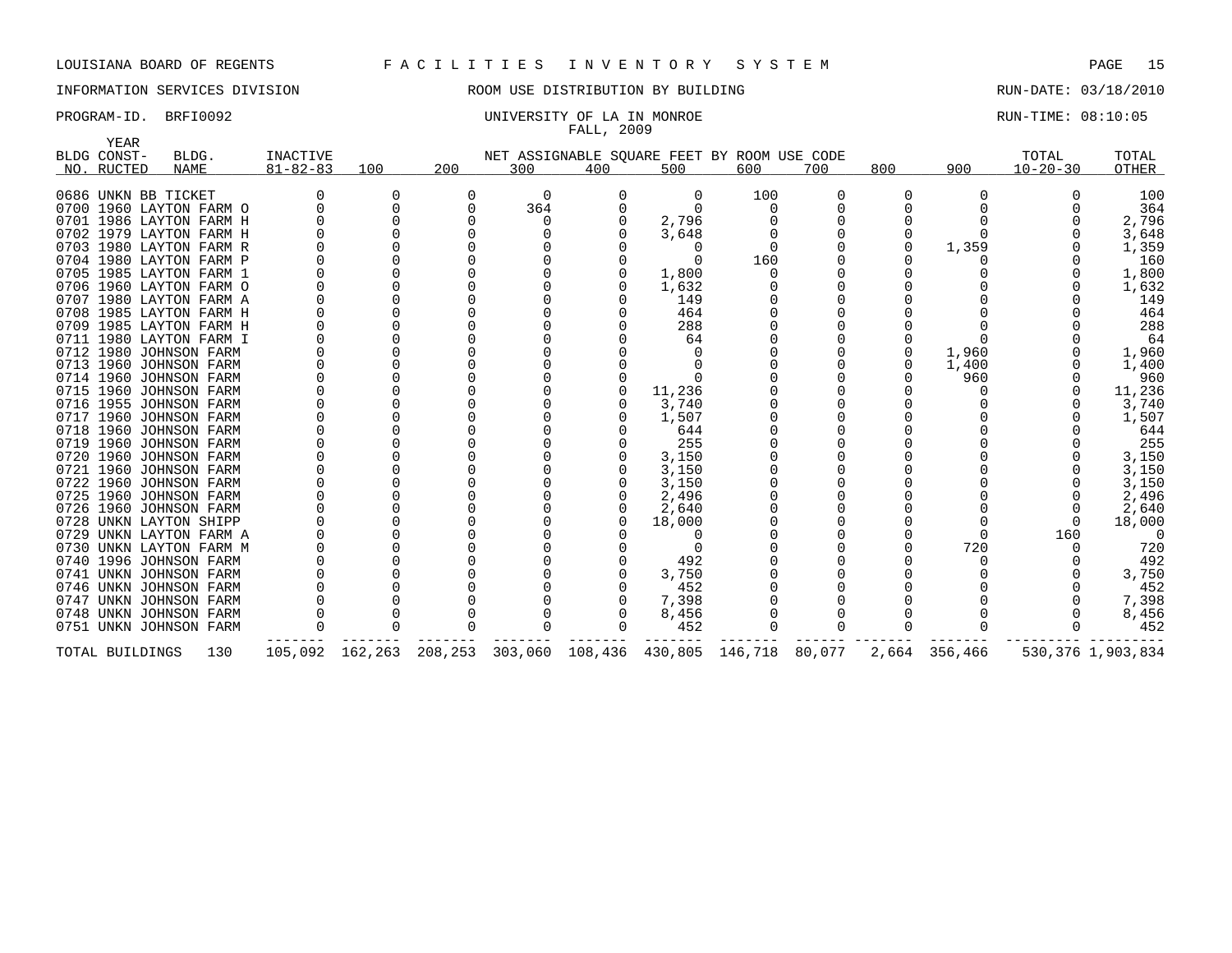LOUISIANA BOARD OF REGENTS F A C I L I T I E S I N V E N T O R Y S Y S T E M

INFORMATION SERVICES DIVISION ROOM USE DISTRIBUTION BY BUILDING RUN-DATE: 03/18/2010

PROGRAM-ID. BRFI0092 UNIVERSITY OF LA IN MONROE RUN-TIME: 08:10:05

FALL, 2009

| BLDG NO. | YEAR CONST-RUCTED | BLDG. NAME | INACTIVE 81-82-83 | 100 | 200 | 300 | 400 | 500 | 600 | 700 | 800 | 900 | TOTAL 10-20-30 | TOTAL OTHER |
|---|---|---|---|---|---|---|---|---|---|---|---|---|---|---|
| 0686 | UNKN | BB TICKET | 0 | 0 | 0 | 0 | 0 | 0 | 100 | 0 | 0 | 0 | 0 | 100 |
| 0700 | 1960 | LAYTON FARM O | 0 | 0 | 0 | 364 | 0 | 0 | 0 | 0 | 0 | 0 | 0 | 364 |
| 0701 | 1986 | LAYTON FARM H | 0 | 0 | 0 | 0 | 0 | 2,796 | 0 | 0 | 0 | 0 | 0 | 2,796 |
| 0702 | 1979 | LAYTON FARM H | 0 | 0 | 0 | 0 | 0 | 3,648 | 0 | 0 | 0 | 0 | 0 | 3,648 |
| 0703 | 1980 | LAYTON FARM R | 0 | 0 | 0 | 0 | 0 | 0 | 0 | 0 | 0 | 1,359 | 0 | 1,359 |
| 0704 | 1980 | LAYTON FARM P | 0 | 0 | 0 | 0 | 0 | 0 | 160 | 0 | 0 | 0 | 0 | 160 |
| 0705 | 1985 | LAYTON FARM 1 | 0 | 0 | 0 | 0 | 0 | 1,800 | 0 | 0 | 0 | 0 | 0 | 1,800 |
| 0706 | 1960 | LAYTON FARM O | 0 | 0 | 0 | 0 | 0 | 1,632 | 0 | 0 | 0 | 0 | 0 | 1,632 |
| 0707 | 1980 | LAYTON FARM A | 0 | 0 | 0 | 0 | 0 | 149 | 0 | 0 | 0 | 0 | 0 | 149 |
| 0708 | 1985 | LAYTON FARM H | 0 | 0 | 0 | 0 | 0 | 464 | 0 | 0 | 0 | 0 | 0 | 464 |
| 0709 | 1985 | LAYTON FARM H | 0 | 0 | 0 | 0 | 0 | 288 | 0 | 0 | 0 | 0 | 0 | 288 |
| 0711 | 1980 | LAYTON FARM I | 0 | 0 | 0 | 0 | 0 | 64 | 0 | 0 | 0 | 0 | 0 | 64 |
| 0712 | 1980 | JOHNSON FARM | 0 | 0 | 0 | 0 | 0 | 0 | 0 | 0 | 0 | 1,960 | 0 | 1,960 |
| 0713 | 1960 | JOHNSON FARM | 0 | 0 | 0 | 0 | 0 | 0 | 0 | 0 | 0 | 1,400 | 0 | 1,400 |
| 0714 | 1960 | JOHNSON FARM | 0 | 0 | 0 | 0 | 0 | 0 | 0 | 0 | 0 | 960 | 0 | 960 |
| 0715 | 1960 | JOHNSON FARM | 0 | 0 | 0 | 0 | 0 | 11,236 | 0 | 0 | 0 | 0 | 0 | 11,236 |
| 0716 | 1955 | JOHNSON FARM | 0 | 0 | 0 | 0 | 0 | 3,740 | 0 | 0 | 0 | 0 | 0 | 3,740 |
| 0717 | 1960 | JOHNSON FARM | 0 | 0 | 0 | 0 | 0 | 1,507 | 0 | 0 | 0 | 0 | 0 | 1,507 |
| 0718 | 1960 | JOHNSON FARM | 0 | 0 | 0 | 0 | 0 | 644 | 0 | 0 | 0 | 0 | 0 | 644 |
| 0719 | 1960 | JOHNSON FARM | 0 | 0 | 0 | 0 | 0 | 255 | 0 | 0 | 0 | 0 | 0 | 255 |
| 0720 | 1960 | JOHNSON FARM | 0 | 0 | 0 | 0 | 0 | 3,150 | 0 | 0 | 0 | 0 | 0 | 3,150 |
| 0721 | 1960 | JOHNSON FARM | 0 | 0 | 0 | 0 | 0 | 3,150 | 0 | 0 | 0 | 0 | 0 | 3,150 |
| 0722 | 1960 | JOHNSON FARM | 0 | 0 | 0 | 0 | 0 | 3,150 | 0 | 0 | 0 | 0 | 0 | 3,150 |
| 0725 | 1960 | JOHNSON FARM | 0 | 0 | 0 | 0 | 0 | 2,496 | 0 | 0 | 0 | 0 | 0 | 2,496 |
| 0726 | 1960 | JOHNSON FARM | 0 | 0 | 0 | 0 | 0 | 2,640 | 0 | 0 | 0 | 0 | 0 | 2,640 |
| 0728 | UNKN | LAYTON SHIPP | 0 | 0 | 0 | 0 | 0 | 18,000 | 0 | 0 | 0 | 0 | 0 | 18,000 |
| 0729 | UNKN | LAYTON FARM A | 0 | 0 | 0 | 0 | 0 | 0 | 0 | 0 | 0 | 0 | 160 | 0 |
| 0730 | UNKN | LAYTON FARM M | 0 | 0 | 0 | 0 | 0 | 0 | 0 | 0 | 0 | 720 | 0 | 720 |
| 0740 | 1996 | JOHNSON FARM | 0 | 0 | 0 | 0 | 0 | 492 | 0 | 0 | 0 | 0 | 0 | 492 |
| 0741 | UNKN | JOHNSON FARM | 0 | 0 | 0 | 0 | 0 | 3,750 | 0 | 0 | 0 | 0 | 0 | 3,750 |
| 0746 | UNKN | JOHNSON FARM | 0 | 0 | 0 | 0 | 0 | 452 | 0 | 0 | 0 | 0 | 0 | 452 |
| 0747 | UNKN | JOHNSON FARM | 0 | 0 | 0 | 0 | 0 | 7,398 | 0 | 0 | 0 | 0 | 0 | 7,398 |
| 0748 | UNKN | JOHNSON FARM | 0 | 0 | 0 | 0 | 0 | 8,456 | 0 | 0 | 0 | 0 | 0 | 8,456 |
| 0751 | UNKN | JOHNSON FARM | 0 | 0 | 0 | 0 | 0 | 452 | 0 | 0 | 0 | 0 | 0 | 452 |
| TOTAL BUILDINGS | | 130 | 105,092 | 162,263 | 208,253 | 303,060 | 108,436 | 430,805 | 146,718 | 80,077 | 2,664 | 356,466 | 530,376 | 1,903,834 |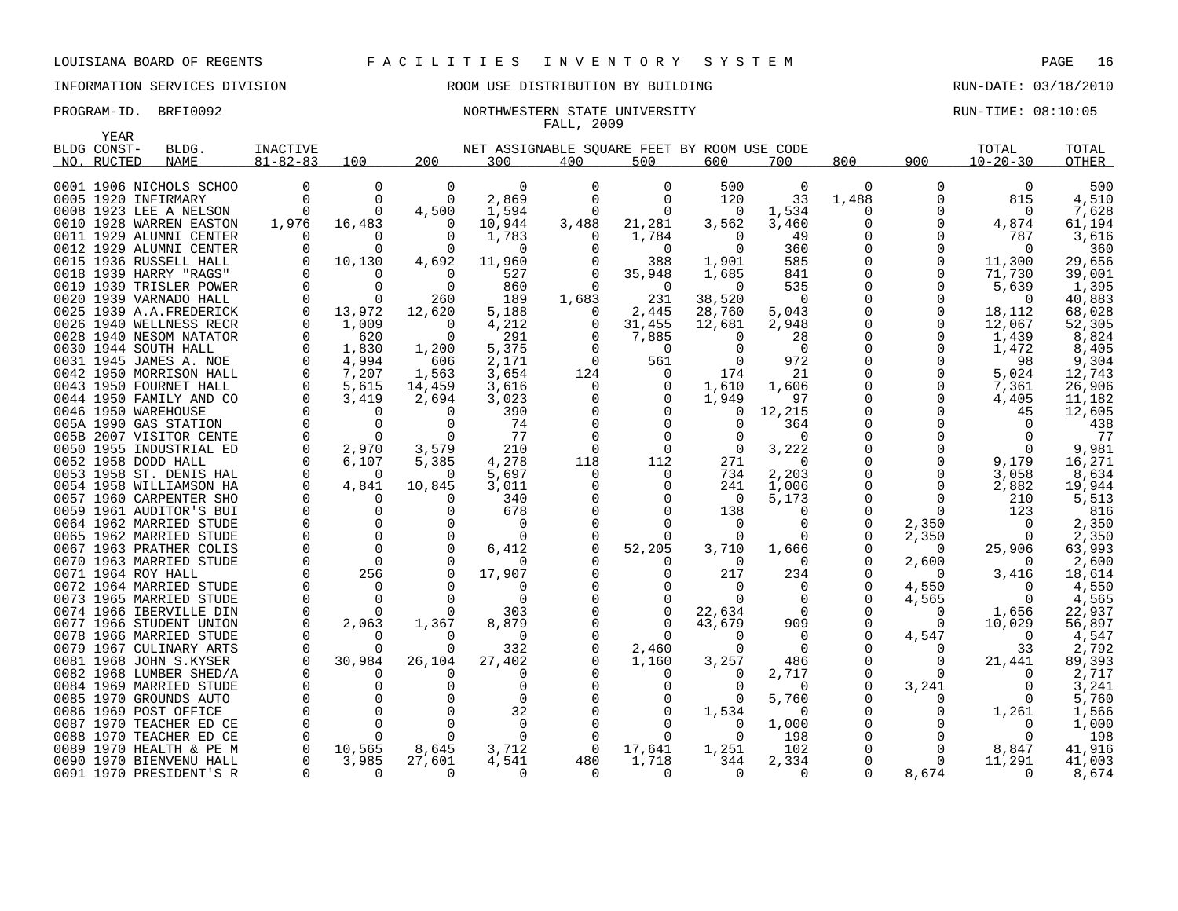LOUISIANA BOARD OF REGENTS F A C I L I T I E S I N V E N T O R Y S Y S T E M

INFORMATION SERVICES DIVISION ROOM USE DISTRIBUTION BY BUILDING RUN-DATE: 03/18/2010

PROGRAM-ID. BRFI0092 NORTHWESTERN STATE UNIVERSITY RUN-TIME: 08:10:05

FALL, 2009

| BLDG NO. | YEAR CONST-RUCTED | BLDG. NAME | INACTIVE 81-82-83 | 100 | 200 | 300 | 400 | 500 | 600 | 700 | 800 | 900 | TOTAL 10-20-30 | TOTAL OTHER |
|---|---|---|---|---|---|---|---|---|---|---|---|---|---|---|
| 0001 | 1906 | NICHOLS SCHOO | 0 | 0 | 0 | 0 | 0 | 0 | 500 | 0 | 0 | 0 | 0 | 500 |
| 0005 | 1920 | INFIRMARY | 0 | 0 | 0 | 2,869 | 0 | 0 | 120 | 33 | 1,488 | 0 | 815 | 4,510 |
| 0008 | 1923 | LEE A NELSON | 0 | 0 | 4,500 | 1,594 | 0 | 0 | 0 | 1,534 | 0 | 0 | 0 | 7,628 |
| 0010 | 1928 | WARREN EASTON | 1,976 | 16,483 | 0 | 10,944 | 3,488 | 21,281 | 3,562 | 3,460 | 0 | 0 | 4,874 | 61,194 |
| 0011 | 1929 | ALUMNI CENTER | 0 | 0 | 0 | 1,783 | 0 | 1,784 | 0 | 49 | 0 | 0 | 787 | 3,616 |
| 0012 | 1929 | ALUMNI CENTER | 0 | 0 | 0 | 0 | 0 | 0 | 0 | 360 | 0 | 0 | 0 | 360 |
| 0015 | 1936 | RUSSELL HALL | 0 | 10,130 | 4,692 | 11,960 | 0 | 388 | 1,901 | 585 | 0 | 0 | 11,300 | 29,656 |
| 0018 | 1939 | HARRY "RAGS" | 0 | 0 | 0 | 527 | 0 | 35,948 | 1,685 | 841 | 0 | 0 | 71,730 | 39,001 |
| 0019 | 1939 | TRISLER POWER | 0 | 0 | 0 | 860 | 0 | 0 | 0 | 535 | 0 | 0 | 5,639 | 1,395 |
| 0020 | 1939 | VARNADO HALL | 0 | 0 | 260 | 189 | 1,683 | 231 | 38,520 | 0 | 0 | 0 | 0 | 40,883 |
| 0025 | 1939 | A.A.FREDERICK | 0 | 13,972 | 12,620 | 5,188 | 0 | 2,445 | 28,760 | 5,043 | 0 | 0 | 18,112 | 68,028 |
| 0026 | 1940 | WELLNESS RECR | 0 | 1,009 | 0 | 4,212 | 0 | 31,455 | 12,681 | 2,948 | 0 | 0 | 12,067 | 52,305 |
| 0028 | 1940 | NESOM NATATOR | 0 | 620 | 0 | 291 | 0 | 7,885 | 0 | 28 | 0 | 0 | 1,439 | 8,824 |
| 0030 | 1944 | SOUTH HALL | 0 | 1,830 | 1,200 | 5,375 | 0 | 0 | 0 | 0 | 0 | 0 | 1,472 | 8,405 |
| 0031 | 1945 | JAMES A. NOE | 0 | 4,994 | 606 | 2,171 | 0 | 561 | 0 | 972 | 0 | 0 | 98 | 9,304 |
| 0042 | 1950 | MORRISON HALL | 0 | 7,207 | 1,563 | 3,654 | 124 | 0 | 174 | 21 | 0 | 0 | 5,024 | 12,743 |
| 0043 | 1950 | FOURNET HALL | 0 | 5,615 | 14,459 | 3,616 | 0 | 0 | 1,610 | 1,606 | 0 | 0 | 7,361 | 26,906 |
| 0044 | 1950 | FAMILY AND CO | 0 | 3,419 | 2,694 | 3,023 | 0 | 0 | 1,949 | 97 | 0 | 0 | 4,405 | 11,182 |
| 0046 | 1950 | WAREHOUSE | 0 | 0 | 0 | 390 | 0 | 0 | 0 | 12,215 | 0 | 0 | 45 | 12,605 |
| 005A | 1990 | GAS STATION | 0 | 0 | 0 | 74 | 0 | 0 | 0 | 364 | 0 | 0 | 0 | 438 |
| 005B | 2007 | VISITOR CENTE | 0 | 0 | 0 | 77 | 0 | 0 | 0 | 0 | 0 | 0 | 0 | 77 |
| 0050 | 1955 | INDUSTRIAL ED | 0 | 2,970 | 3,579 | 210 | 0 | 0 | 0 | 3,222 | 0 | 0 | 0 | 9,981 |
| 0052 | 1958 | DODD HALL | 0 | 6,107 | 5,385 | 4,278 | 118 | 112 | 271 | 0 | 0 | 0 | 9,179 | 16,271 |
| 0053 | 1958 | ST. DENIS HAL | 0 | 0 | 0 | 5,697 | 0 | 0 | 734 | 2,203 | 0 | 0 | 3,058 | 8,634 |
| 0054 | 1958 | WILLIAMSON HA | 0 | 4,841 | 10,845 | 3,011 | 0 | 0 | 241 | 1,006 | 0 | 0 | 2,882 | 19,944 |
| 0057 | 1960 | CARPENTER SHO | 0 | 0 | 0 | 340 | 0 | 0 | 0 | 5,173 | 0 | 0 | 210 | 5,513 |
| 0059 | 1961 | AUDITOR'S BUI | 0 | 0 | 0 | 678 | 0 | 0 | 138 | 0 | 0 | 0 | 123 | 816 |
| 0064 | 1962 | MARRIED STUDE | 0 | 0 | 0 | 0 | 0 | 0 | 0 | 0 | 0 | 2,350 | 0 | 2,350 |
| 0065 | 1962 | MARRIED STUDE | 0 | 0 | 0 | 0 | 0 | 0 | 0 | 0 | 0 | 2,350 | 0 | 2,350 |
| 0067 | 1963 | PRATHER COLIS | 0 | 0 | 0 | 6,412 | 0 | 52,205 | 3,710 | 1,666 | 0 | 0 | 25,906 | 63,993 |
| 0070 | 1963 | MARRIED STUDE | 0 | 0 | 0 | 0 | 0 | 0 | 0 | 0 | 0 | 2,600 | 0 | 2,600 |
| 0071 | 1964 | ROY HALL | 0 | 256 | 0 | 17,907 | 0 | 0 | 217 | 234 | 0 | 0 | 3,416 | 18,614 |
| 0072 | 1964 | MARRIED STUDE | 0 | 0 | 0 | 0 | 0 | 0 | 0 | 0 | 0 | 4,550 | 0 | 4,550 |
| 0073 | 1965 | MARRIED STUDE | 0 | 0 | 0 | 0 | 0 | 0 | 0 | 0 | 0 | 4,565 | 0 | 4,565 |
| 0074 | 1966 | IBERVILLE DIN | 0 | 0 | 0 | 303 | 0 | 0 | 22,634 | 0 | 0 | 0 | 1,656 | 22,937 |
| 0077 | 1966 | STUDENT UNION | 0 | 2,063 | 1,367 | 8,879 | 0 | 0 | 43,679 | 909 | 0 | 0 | 10,029 | 56,897 |
| 0078 | 1966 | MARRIED STUDE | 0 | 0 | 0 | 0 | 0 | 0 | 0 | 0 | 0 | 4,547 | 0 | 4,547 |
| 0079 | 1967 | CULINARY ARTS | 0 | 0 | 0 | 332 | 0 | 2,460 | 0 | 0 | 0 | 0 | 33 | 2,792 |
| 0081 | 1968 | JOHN S.KYSER | 0 | 30,984 | 26,104 | 27,402 | 0 | 1,160 | 3,257 | 486 | 0 | 0 | 21,441 | 89,393 |
| 0082 | 1968 | LUMBER SHED/A | 0 | 0 | 0 | 0 | 0 | 0 | 0 | 2,717 | 0 | 0 | 0 | 2,717 |
| 0084 | 1969 | MARRIED STUDE | 0 | 0 | 0 | 0 | 0 | 0 | 0 | 0 | 0 | 3,241 | 0 | 3,241 |
| 0085 | 1970 | GROUNDS AUTO | 0 | 0 | 0 | 0 | 0 | 0 | 0 | 5,760 | 0 | 0 | 0 | 5,760 |
| 0086 | 1969 | POST OFFICE | 0 | 0 | 0 | 32 | 0 | 0 | 1,534 | 0 | 0 | 0 | 1,261 | 1,566 |
| 0087 | 1970 | TEACHER ED CE | 0 | 0 | 0 | 0 | 0 | 0 | 0 | 1,000 | 0 | 0 | 0 | 1,000 |
| 0088 | 1970 | TEACHER ED CE | 0 | 0 | 0 | 0 | 0 | 0 | 0 | 198 | 0 | 0 | 0 | 198 |
| 0089 | 1970 | HEALTH & PE M | 0 | 10,565 | 8,645 | 3,712 | 0 | 17,641 | 1,251 | 102 | 0 | 0 | 8,847 | 41,916 |
| 0090 | 1970 | BIENVENU HALL | 0 | 3,985 | 27,601 | 4,541 | 480 | 1,718 | 344 | 2,334 | 0 | 0 | 11,291 | 41,003 |
| 0091 | 1970 | PRESIDENT'S R | 0 | 0 | 0 | 0 | 0 | 0 | 0 | 0 | 0 | 8,674 | 0 | 8,674 |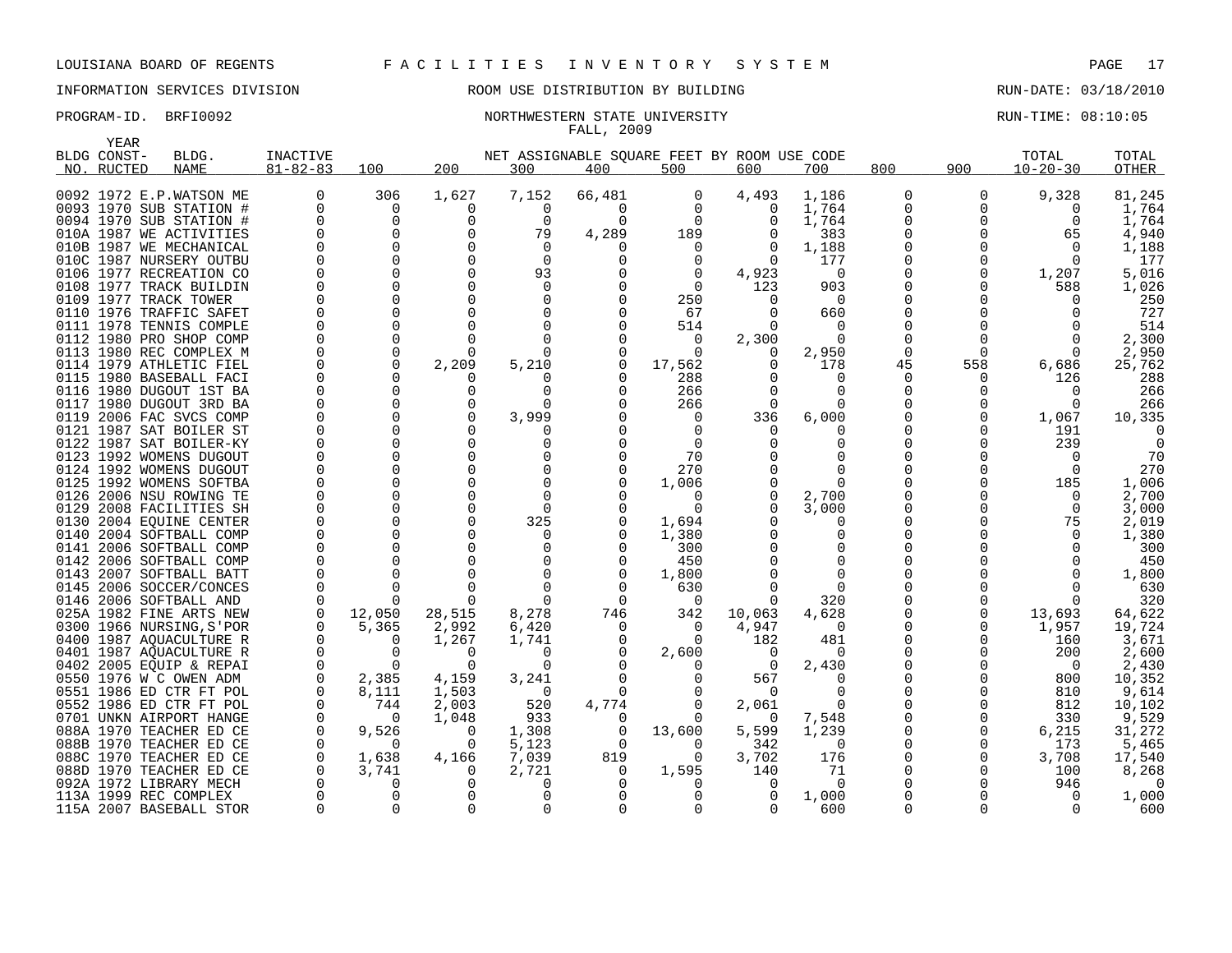LOUISIANA BOARD OF REGENTS F A C I L I T I E S I N V E N T O R Y S Y S T E M

INFORMATION SERVICES DIVISION ROOM USE DISTRIBUTION BY BUILDING RUN-DATE: 03/18/2010

PROGRAM-ID. BRFI0092 NORTHWESTERN STATE UNIVERSITY RUN-TIME: 08:10:05

FALL, 2009

| BLDG NO. | YEAR CONST-RUCTED | BLDG. NAME | INACTIVE 81-82-83 | 100 | 200 | 300 | 400 | 500 | 600 | 700 | 800 | 900 | TOTAL 10-20-30 | TOTAL OTHER |
|---|---|---|---|---|---|---|---|---|---|---|---|---|---|---|
| 0092 | 1972 | E.P.WATSON ME | 0 | 306 | 1,627 | 7,152 | 66,481 | 0 | 4,493 | 1,186 | 0 | 0 | 9,328 | 81,245 |
| 0093 | 1970 | SUB STATION # | 0 | 0 | 0 | 0 | 0 | 0 | 0 | 1,764 | 0 | 0 | 0 | 1,764 |
| 0094 | 1970 | SUB STATION # | 0 | 0 | 0 | 0 | 0 | 0 | 0 | 1,764 | 0 | 0 | 0 | 1,764 |
| 010A | 1987 | WE ACTIVITIES | 0 | 0 | 0 | 79 | 4,289 | 189 | 0 | 383 | 0 | 0 | 65 | 4,940 |
| 010B | 1987 | WE MECHANICAL | 0 | 0 | 0 | 0 | 0 | 0 | 0 | 1,188 | 0 | 0 | 0 | 1,188 |
| 010C | 1987 | NURSERY OUTBU | 0 | 0 | 0 | 0 | 0 | 0 | 0 | 177 | 0 | 0 | 0 | 177 |
| 0106 | 1977 | RECREATION CO | 0 | 0 | 0 | 93 | 0 | 0 | 4,923 | 0 | 0 | 0 | 1,207 | 5,016 |
| 0108 | 1977 | TRACK BUILDIN | 0 | 0 | 0 | 0 | 0 | 0 | 123 | 903 | 0 | 0 | 588 | 1,026 |
| 0109 | 1977 | TRACK TOWER | 0 | 0 | 0 | 0 | 0 | 250 | 0 | 0 | 0 | 0 | 0 | 250 |
| 0110 | 1976 | TRAFFIC SAFET | 0 | 0 | 0 | 0 | 0 | 67 | 0 | 660 | 0 | 0 | 0 | 727 |
| 0111 | 1978 | TENNIS COMPLE | 0 | 0 | 0 | 0 | 0 | 514 | 0 | 0 | 0 | 0 | 0 | 514 |
| 0112 | 1980 | PRO SHOP COMP | 0 | 0 | 0 | 0 | 0 | 0 | 2,300 | 0 | 0 | 0 | 0 | 2,300 |
| 0113 | 1980 | REC COMPLEX M | 0 | 0 | 0 | 0 | 0 | 0 | 0 | 2,950 | 0 | 0 | 0 | 2,950 |
| 0114 | 1979 | ATHLETIC FIEL | 0 | 0 | 2,209 | 5,210 | 0 | 17,562 | 0 | 178 | 45 | 558 | 6,686 | 25,762 |
| 0115 | 1980 | BASEBALL FACI | 0 | 0 | 0 | 0 | 0 | 288 | 0 | 0 | 0 | 0 | 126 | 288 |
| 0116 | 1980 | DUGOUT 1ST BA | 0 | 0 | 0 | 0 | 0 | 266 | 0 | 0 | 0 | 0 | 0 | 266 |
| 0117 | 1980 | DUGOUT 3RD BA | 0 | 0 | 0 | 0 | 0 | 266 | 0 | 0 | 0 | 0 | 0 | 266 |
| 0119 | 2006 | FAC SVCS COMP | 0 | 0 | 0 | 3,999 | 0 | 0 | 336 | 6,000 | 0 | 0 | 1,067 | 10,335 |
| 0121 | 1987 | SAT BOILER ST | 0 | 0 | 0 | 0 | 0 | 0 | 0 | 0 | 0 | 0 | 191 | 0 |
| 0122 | 1987 | SAT BOILER-KY | 0 | 0 | 0 | 0 | 0 | 0 | 0 | 0 | 0 | 0 | 239 | 0 |
| 0123 | 1992 | WOMENS DUGOUT | 0 | 0 | 0 | 0 | 0 | 70 | 0 | 0 | 0 | 0 | 0 | 70 |
| 0124 | 1992 | WOMENS DUGOUT | 0 | 0 | 0 | 0 | 0 | 270 | 0 | 0 | 0 | 0 | 0 | 270 |
| 0125 | 1992 | WOMENS SOFTBA | 0 | 0 | 0 | 0 | 0 | 1,006 | 0 | 0 | 0 | 0 | 185 | 1,006 |
| 0126 | 2006 | NSU ROWING TE | 0 | 0 | 0 | 0 | 0 | 0 | 0 | 2,700 | 0 | 0 | 0 | 2,700 |
| 0129 | 2008 | FACILITIES SH | 0 | 0 | 0 | 0 | 0 | 0 | 0 | 3,000 | 0 | 0 | 0 | 3,000 |
| 0130 | 2004 | EQUINE CENTER | 0 | 0 | 0 | 325 | 0 | 1,694 | 0 | 0 | 0 | 0 | 75 | 2,019 |
| 0140 | 2004 | SOFTBALL COMP | 0 | 0 | 0 | 0 | 0 | 1,380 | 0 | 0 | 0 | 0 | 0 | 1,380 |
| 0141 | 2006 | SOFTBALL COMP | 0 | 0 | 0 | 0 | 0 | 300 | 0 | 0 | 0 | 0 | 0 | 300 |
| 0142 | 2006 | SOFTBALL COMP | 0 | 0 | 0 | 0 | 0 | 450 | 0 | 0 | 0 | 0 | 0 | 450 |
| 0143 | 2007 | SOFTBALL BATT | 0 | 0 | 0 | 0 | 0 | 1,800 | 0 | 0 | 0 | 0 | 0 | 1,800 |
| 0145 | 2006 | SOCCER/CONCES | 0 | 0 | 0 | 0 | 0 | 630 | 0 | 0 | 0 | 0 | 0 | 630 |
| 0146 | 2006 | SOFTBALL AND | 0 | 0 | 0 | 0 | 0 | 0 | 0 | 320 | 0 | 0 | 0 | 320 |
| 025A | 1982 | FINE ARTS NEW | 0 | 12,050 | 28,515 | 8,278 | 746 | 342 | 10,063 | 4,628 | 0 | 0 | 13,693 | 64,622 |
| 0300 | 1966 | NURSING,S'POR | 0 | 5,365 | 2,992 | 6,420 | 0 | 0 | 4,947 | 0 | 0 | 0 | 1,957 | 19,724 |
| 0400 | 1987 | AQUACULTURE R | 0 | 0 | 1,267 | 1,741 | 0 | 0 | 182 | 481 | 0 | 0 | 160 | 3,671 |
| 0401 | 1987 | AQUACULTURE R | 0 | 0 | 0 | 0 | 0 | 2,600 | 0 | 0 | 0 | 0 | 200 | 2,600 |
| 0402 | 2005 | EQUIP & REPAI | 0 | 0 | 0 | 0 | 0 | 0 | 0 | 2,430 | 0 | 0 | 0 | 2,430 |
| 0550 | 1976 | W C OWEN ADM | 0 | 2,385 | 4,159 | 3,241 | 0 | 0 | 567 | 0 | 0 | 0 | 800 | 10,352 |
| 0551 | 1986 | ED CTR FT POL | 0 | 8,111 | 1,503 | 0 | 0 | 0 | 0 | 0 | 0 | 0 | 810 | 9,614 |
| 0552 | 1986 | ED CTR FT POL | 0 | 744 | 2,003 | 520 | 4,774 | 0 | 2,061 | 0 | 0 | 0 | 812 | 10,102 |
| 0701 | UNKN | AIRPORT HANGE | 0 | 0 | 1,048 | 933 | 0 | 0 | 0 | 7,548 | 0 | 0 | 330 | 9,529 |
| 088A | 1970 | TEACHER ED CE | 0 | 9,526 | 0 | 1,308 | 0 | 13,600 | 5,599 | 1,239 | 0 | 0 | 6,215 | 31,272 |
| 088B | 1970 | TEACHER ED CE | 0 | 0 | 0 | 5,123 | 0 | 0 | 342 | 0 | 0 | 0 | 173 | 5,465 |
| 088C | 1970 | TEACHER ED CE | 0 | 1,638 | 4,166 | 7,039 | 819 | 0 | 3,702 | 176 | 0 | 0 | 3,708 | 17,540 |
| 088D | 1970 | TEACHER ED CE | 0 | 3,741 | 0 | 2,721 | 0 | 1,595 | 140 | 71 | 0 | 0 | 100 | 8,268 |
| 092A | 1972 | LIBRARY MECH | 0 | 0 | 0 | 0 | 0 | 0 | 0 | 0 | 0 | 0 | 946 | 0 |
| 113A | 1999 | REC COMPLEX | 0 | 0 | 0 | 0 | 0 | 0 | 0 | 1,000 | 0 | 0 | 0 | 1,000 |
| 115A | 2007 | BASEBALL STOR | 0 | 0 | 0 | 0 | 0 | 0 | 0 | 600 | 0 | 0 | 0 | 600 |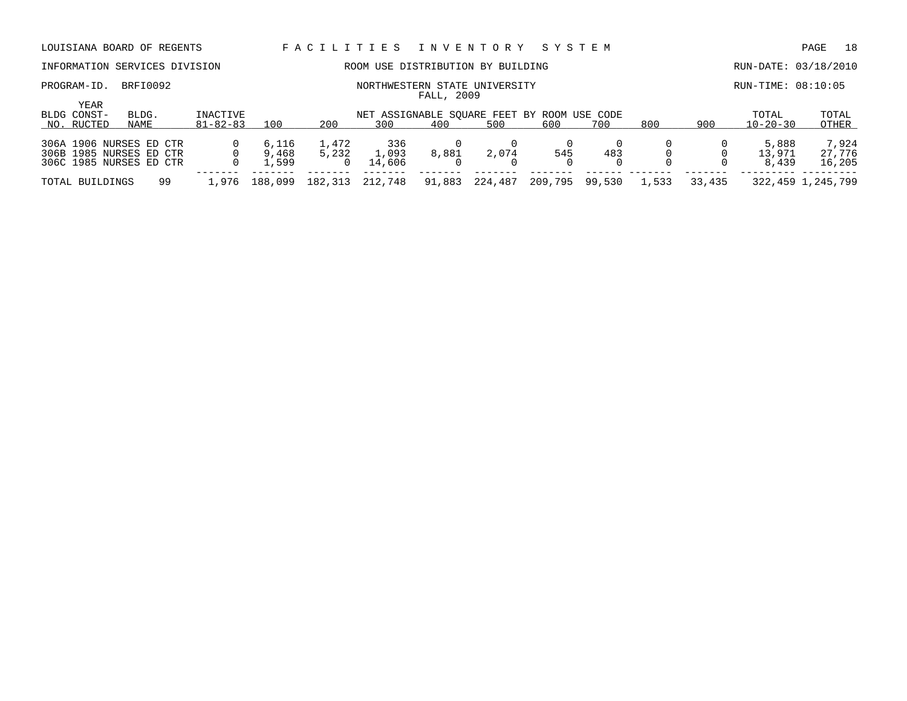LOUISIANA BOARD OF REGENTS — FACILITIES INVENTORY SYSTEM

INFORMATION SERVICES DIVISION — ROOM USE DISTRIBUTION BY BUILDING — RUN-DATE: 03/18/2010

PROGRAM-ID. BRFI0092 — NORTHWESTERN STATE UNIVERSITY — RUN-TIME: 08:10:05

FALL, 2009

| BLDG NO. | YEAR CONST-RUCTED | BLDG. NAME | INACTIVE 81-82-83 | 100 | 200 | 300 | 400 | 500 | 600 | 700 | 800 | 900 | TOTAL 10-20-30 | TOTAL OTHER |
|---|---|---|---|---|---|---|---|---|---|---|---|---|---|---|
| | | | | NET ASSIGNABLE SQUARE FEET BY ROOM USE CODE | | | | | | | | | | |
| 306A | 1906 | NURSES ED CTR | 0 | 6,116 | 1,472 | 336 | 0 | 0 | 0 | 0 | 0 | 0 | 5,888 | 7,924 |
| 306B | 1985 | NURSES ED CTR | 0 | 9,468 | 5,232 | 1,093 | 8,881 | 2,074 | 545 | 483 | 0 | 0 | 13,971 | 27,776 |
| 306C | 1985 | NURSES ED CTR | 0 | 1,599 | 0 | 14,606 | 0 | 0 | 0 | 0 | 0 | 0 | 8,439 | 16,205 |
| TOTAL BUILDINGS | | 99 | 1,976 | 188,099 | 182,313 | 212,748 | 91,883 | 224,487 | 209,795 | 99,530 | 1,533 | 33,435 | 322,459 | 1,245,799 |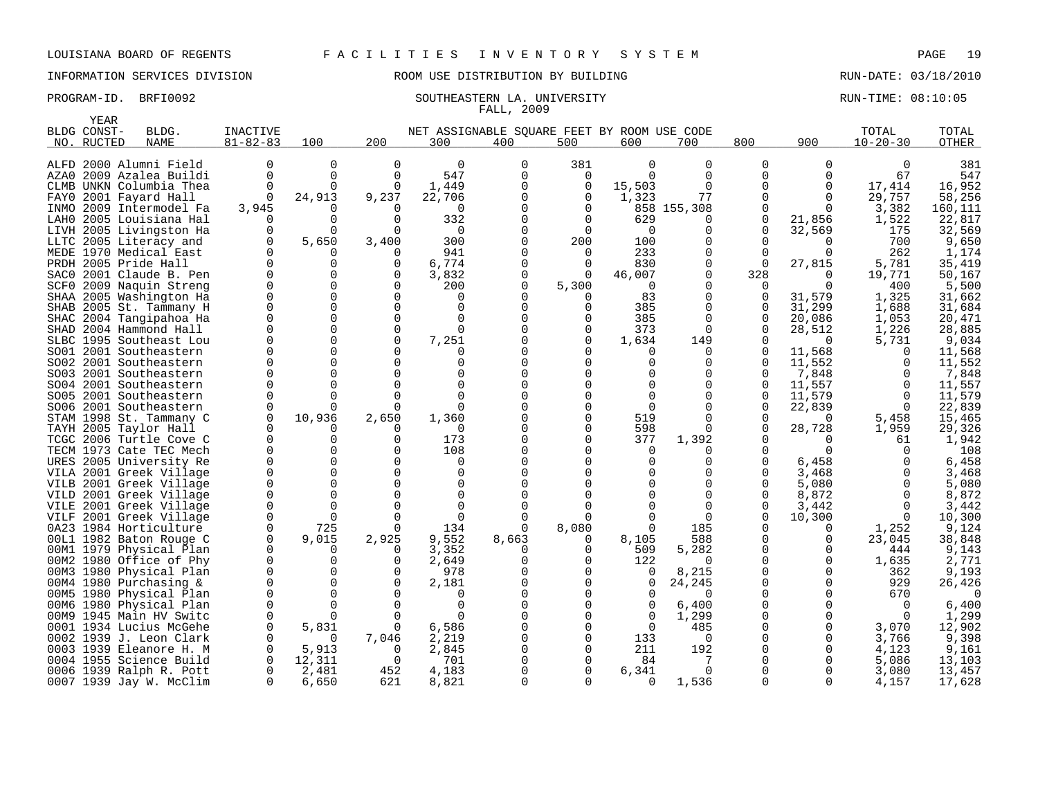LOUISIANA BOARD OF REGENTS — F A C I L I T I E S   I N V E N T O R Y   S Y S T E M

INFORMATION SERVICES DIVISION — ROOM USE DISTRIBUTION BY BUILDING — RUN-DATE: 03/18/2010

PROGRAM-ID. BRFI0092 — SOUTHEASTERN LA. UNIVERSITY — RUN-TIME: 08:10:05

FALL, 2009

| BLDG NO. | YEAR CONST-RUCTED | BLDG. NAME | INACTIVE 81-82-83 | 100 | 200 | 300 | 400 | 500 | 600 | 700 | 800 | 900 | TOTAL 10-20-30 | TOTAL OTHER |
|---|---|---|---|---|---|---|---|---|---|---|---|---|---|---|
| | | | | NET ASSIGNABLE SQUARE FEET BY ROOM USE CODE | | | | | | | | | | |
| ALFD | 2000 | Alumni Field | 0 | 0 | 0 | 0 | 0 | 381 | 0 | 0 | 0 | 0 | 0 | 381 |
| AZA0 | 2009 | Azalea Buildi | 0 | 0 | 0 | 547 | 0 | 0 | 0 | 0 | 0 | 0 | 67 | 547 |
| CLMB | UNKN | Columbia Thea | 0 | 0 | 0 | 1,449 | 0 | 0 | 15,503 | 0 | 0 | 0 | 17,414 | 16,952 |
| FAY0 | 2001 | Fayard Hall | 0 | 24,913 | 9,237 | 22,706 | 0 | 0 | 1,323 | 77 | 0 | 0 | 29,757 | 58,256 |
| INMO | 2009 | Intermodel Fa | 3,945 | 0 | 0 | 0 | 0 | 0 | 858 | 155,308 | 0 | 0 | 3,382 | 160,111 |
| LAH0 | 2005 | Louisiana Hal | 0 | 0 | 0 | 332 | 0 | 0 | 629 | 0 | 0 | 21,856 | 1,522 | 22,817 |
| LIVH | 2005 | Livingston Ha | 0 | 0 | 0 | 0 | 0 | 0 | 0 | 0 | 0 | 32,569 | 175 | 32,569 |
| LLTC | 2005 | Literacy and | 0 | 5,650 | 3,400 | 300 | 0 | 200 | 100 | 0 | 0 | 0 | 700 | 9,650 |
| MEDE | 1970 | Medical East | 0 | 0 | 0 | 941 | 0 | 0 | 233 | 0 | 0 | 0 | 262 | 1,174 |
| PRDH | 2005 | Pride Hall | 0 | 0 | 0 | 6,774 | 0 | 0 | 830 | 0 | 0 | 27,815 | 5,781 | 35,419 |
| SAC0 | 2001 | Claude B. Pen | 0 | 0 | 0 | 3,832 | 0 | 0 | 46,007 | 0 | 328 | 0 | 19,771 | 50,167 |
| SCF0 | 2009 | Naquin Streng | 0 | 0 | 0 | 200 | 0 | 5,300 | 0 | 0 | 0 | 0 | 400 | 5,500 |
| SHAA | 2005 | Washington Ha | 0 | 0 | 0 | 0 | 0 | 0 | 83 | 0 | 0 | 31,579 | 1,325 | 31,662 |
| SHAB | 2005 | St. Tammany H | 0 | 0 | 0 | 0 | 0 | 0 | 385 | 0 | 0 | 31,299 | 1,688 | 31,684 |
| SHAC | 2004 | Tangipahoa Ha | 0 | 0 | 0 | 0 | 0 | 0 | 385 | 0 | 0 | 20,086 | 1,053 | 20,471 |
| SHAD | 2004 | Hammond Hall | 0 | 0 | 0 | 0 | 0 | 0 | 373 | 0 | 0 | 28,512 | 1,226 | 28,885 |
| SLBC | 1995 | Southeast Lou | 0 | 0 | 0 | 7,251 | 0 | 0 | 1,634 | 149 | 0 | 0 | 5,731 | 9,034 |
| SO01 | 2001 | Southeastern | 0 | 0 | 0 | 0 | 0 | 0 | 0 | 0 | 0 | 11,568 | 0 | 11,568 |
| SO02 | 2001 | Southeastern | 0 | 0 | 0 | 0 | 0 | 0 | 0 | 0 | 0 | 11,552 | 0 | 11,552 |
| SO03 | 2001 | Southeastern | 0 | 0 | 0 | 0 | 0 | 0 | 0 | 0 | 0 | 7,848 | 0 | 7,848 |
| SO04 | 2001 | Southeastern | 0 | 0 | 0 | 0 | 0 | 0 | 0 | 0 | 0 | 11,557 | 0 | 11,557 |
| SO05 | 2001 | Southeastern | 0 | 0 | 0 | 0 | 0 | 0 | 0 | 0 | 0 | 11,579 | 0 | 11,579 |
| SO06 | 2001 | Southeastern | 0 | 0 | 0 | 0 | 0 | 0 | 0 | 0 | 0 | 22,839 | 0 | 22,839 |
| STAM | 1998 | St. Tammany C | 0 | 10,936 | 2,650 | 1,360 | 0 | 0 | 519 | 0 | 0 | 0 | 5,458 | 15,465 |
| TAYH | 2005 | Taylor Hall | 0 | 0 | 0 | 0 | 0 | 0 | 598 | 0 | 0 | 28,728 | 1,959 | 29,326 |
| TCGC | 2006 | Turtle Cove C | 0 | 0 | 0 | 173 | 0 | 0 | 377 | 1,392 | 0 | 0 | 61 | 1,942 |
| TECM | 1973 | Cate TEC Mech | 0 | 0 | 0 | 108 | 0 | 0 | 0 | 0 | 0 | 0 | 0 | 108 |
| URES | 2005 | University Re | 0 | 0 | 0 | 0 | 0 | 0 | 0 | 0 | 0 | 6,458 | 0 | 6,458 |
| VILA | 2001 | Greek Village | 0 | 0 | 0 | 0 | 0 | 0 | 0 | 0 | 0 | 3,468 | 0 | 3,468 |
| VILB | 2001 | Greek Village | 0 | 0 | 0 | 0 | 0 | 0 | 0 | 0 | 0 | 5,080 | 0 | 5,080 |
| VILD | 2001 | Greek Village | 0 | 0 | 0 | 0 | 0 | 0 | 0 | 0 | 0 | 8,872 | 0 | 8,872 |
| VILE | 2001 | Greek Village | 0 | 0 | 0 | 0 | 0 | 0 | 0 | 0 | 0 | 3,442 | 0 | 3,442 |
| VILF | 2001 | Greek Village | 0 | 0 | 0 | 0 | 0 | 0 | 0 | 0 | 0 | 10,300 | 0 | 10,300 |
| 0A23 | 1984 | Horticulture | 0 | 725 | 0 | 134 | 0 | 8,080 | 0 | 185 | 0 | 0 | 1,252 | 9,124 |
| 00L1 | 1982 | Baton Rouge C | 0 | 9,015 | 2,925 | 9,552 | 8,663 | 0 | 8,105 | 588 | 0 | 0 | 23,045 | 38,848 |
| 00M1 | 1979 | Physical Plan | 0 | 0 | 0 | 3,352 | 0 | 0 | 509 | 5,282 | 0 | 0 | 444 | 9,143 |
| 00M2 | 1980 | Office of Phy | 0 | 0 | 0 | 2,649 | 0 | 0 | 122 | 0 | 0 | 0 | 1,635 | 2,771 |
| 00M3 | 1980 | Physical Plan | 0 | 0 | 0 | 978 | 0 | 0 | 0 | 8,215 | 0 | 0 | 362 | 9,193 |
| 00M4 | 1980 | Purchasing & | 0 | 0 | 0 | 2,181 | 0 | 0 | 0 | 24,245 | 0 | 0 | 929 | 26,426 |
| 00M5 | 1980 | Physical Plan | 0 | 0 | 0 | 0 | 0 | 0 | 0 | 0 | 0 | 0 | 670 | 0 |
| 00M6 | 1980 | Physical Plan | 0 | 0 | 0 | 0 | 0 | 0 | 0 | 6,400 | 0 | 0 | 0 | 6,400 |
| 00M9 | 1945 | Main HV Switc | 0 | 0 | 0 | 0 | 0 | 0 | 0 | 1,299 | 0 | 0 | 0 | 1,299 |
| 0001 | 1934 | Lucius McGehe | 0 | 5,831 | 0 | 6,586 | 0 | 0 | 0 | 485 | 0 | 0 | 3,070 | 12,902 |
| 0002 | 1939 | J. Leon Clark | 0 | 0 | 7,046 | 2,219 | 0 | 0 | 133 | 0 | 0 | 0 | 3,766 | 9,398 |
| 0003 | 1939 | Eleanore H. M | 0 | 5,913 | 0 | 2,845 | 0 | 0 | 211 | 192 | 0 | 0 | 4,123 | 9,161 |
| 0004 | 1955 | Science Build | 0 | 12,311 | 0 | 701 | 0 | 0 | 84 | 7 | 0 | 0 | 5,086 | 13,103 |
| 0006 | 1939 | Ralph R. Pott | 0 | 2,481 | 452 | 4,183 | 0 | 0 | 6,341 | 0 | 0 | 0 | 3,080 | 13,457 |
| 0007 | 1939 | Jay W. McClim | 0 | 6,650 | 621 | 8,821 | 0 | 0 | 0 | 1,536 | 0 | 0 | 4,157 | 17,628 |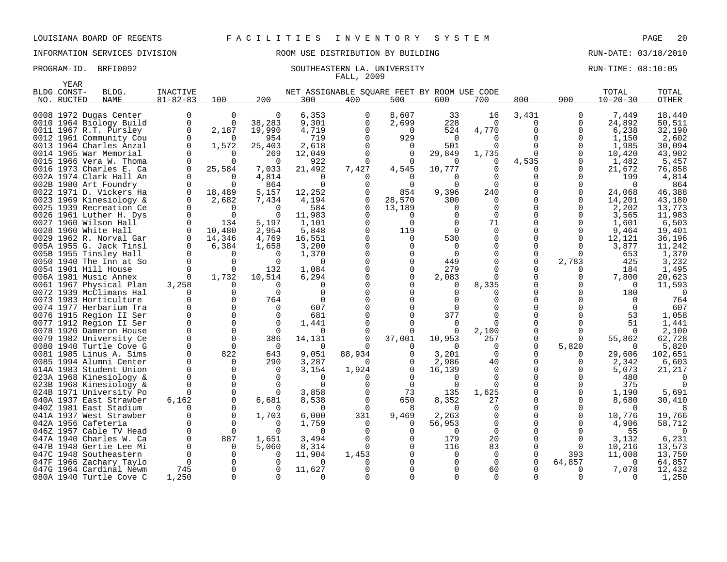LOUISIANA BOARD OF REGENTS — FACILITIES INVENTORY SYSTEM

INFORMATION SERVICES DIVISION — ROOM USE DISTRIBUTION BY BUILDING — RUN-DATE: 03/18/2010

PROGRAM-ID. BRFI0092 — SOUTHEASTERN LA. UNIVERSITY — FALL, 2009 — RUN-TIME: 08:10:05

| BLDG NO. | YEAR CONST-RUCTED | BLDG. NAME | INACTIVE 81-82-83 | 100 | 200 | 300 | 400 | 500 | 600 | 700 | 800 | 900 | TOTAL 10-20-30 | TOTAL OTHER |
|---|---|---|---|---|---|---|---|---|---|---|---|---|---|---|
| | | | | NET ASSIGNABLE SQUARE FEET BY ROOM USE CODE | | | | | | | | | | |
| 0008 | 1972 | Dugas Center | 0 | 0 | 0 | 6,353 | 0 | 8,607 | 33 | 16 | 3,431 | 0 | 7,449 | 18,440 |
| 0010 | 1964 | Biology Build | 0 | 0 | 38,283 | 9,301 | 0 | 2,699 | 228 | 0 | 0 | 0 | 24,892 | 50,511 |
| 0011 | 1967 | R.T. Pursley | 0 | 2,187 | 19,990 | 4,719 | 0 | 0 | 524 | 4,770 | 0 | 0 | 6,238 | 32,190 |
| 0012 | 1961 | Community Cou | 0 | 0 | 954 | 719 | 0 | 929 | 0 | 0 | 0 | 0 | 1,150 | 2,602 |
| 0013 | 1964 | Charles Anzal | 0 | 1,572 | 25,403 | 2,618 | 0 | 0 | 501 | 0 | 0 | 0 | 1,985 | 30,094 |
| 0014 | 1965 | War Memorial | 0 | 0 | 269 | 12,049 | 0 | 0 | 29,849 | 1,735 | 0 | 0 | 10,420 | 43,902 |
| 0015 | 1966 | Vera W. Thoma | 0 | 0 | 0 | 922 | 0 | 0 | 0 | 0 | 4,535 | 0 | 1,482 | 5,457 |
| 0016 | 1973 | Charles E. Ca | 0 | 25,584 | 7,033 | 21,492 | 7,427 | 4,545 | 10,777 | 0 | 0 | 0 | 21,672 | 76,858 |
| 002A | 1974 | Clark Hall An | 0 | 0 | 4,814 | 0 | 0 | 0 | 0 | 0 | 0 | 0 | 199 | 4,814 |
| 002B | 1980 | Art Foundry | 0 | 0 | 864 | 0 | 0 | 0 | 0 | 0 | 0 | 0 | 0 | 864 |
| 0022 | 1971 | D. Vickers Ha | 0 | 18,489 | 5,157 | 12,252 | 0 | 854 | 9,396 | 240 | 0 | 0 | 24,068 | 46,388 |
| 0023 | 1969 | Kinesiology & | 0 | 2,682 | 7,434 | 4,194 | 0 | 28,570 | 300 | 0 | 0 | 0 | 14,201 | 43,180 |
| 0025 | 1939 | Recreation Ce | 0 | 0 | 0 | 584 | 0 | 13,189 | 0 | 0 | 0 | 0 | 2,202 | 13,773 |
| 0026 | 1961 | Luther H. Dys | 0 | 0 | 0 | 11,983 | 0 | 0 | 0 | 0 | 0 | 0 | 3,565 | 11,983 |
| 0027 | 1960 | Wilson Hall | 0 | 134 | 5,197 | 1,101 | 0 | 0 | 0 | 71 | 0 | 0 | 1,601 | 6,503 |
| 0028 | 1960 | White Hall | 0 | 10,480 | 2,954 | 5,848 | 0 | 119 | 0 | 0 | 0 | 0 | 9,464 | 19,401 |
| 0029 | 1962 | R. Norval Gar | 0 | 14,346 | 4,769 | 16,551 | 0 | 0 | 530 | 0 | 0 | 0 | 12,121 | 36,196 |
| 005A | 1955 | G. Jack Tinsl | 0 | 6,384 | 1,658 | 3,200 | 0 | 0 | 0 | 0 | 0 | 0 | 3,877 | 11,242 |
| 005B | 1955 | Tinsley Hall | 0 | 0 | 0 | 1,370 | 0 | 0 | 0 | 0 | 0 | 0 | 653 | 1,370 |
| 0050 | 1940 | The Inn at So | 0 | 0 | 0 | 0 | 0 | 0 | 449 | 0 | 0 | 2,783 | 425 | 3,232 |
| 0054 | 1901 | Hill House | 0 | 0 | 132 | 1,084 | 0 | 0 | 279 | 0 | 0 | 0 | 184 | 1,495 |
| 006A | 1981 | Music Annex | 0 | 1,732 | 10,514 | 6,294 | 0 | 0 | 2,083 | 0 | 0 | 0 | 7,800 | 20,623 |
| 0061 | 1967 | Physical Plan | 3,258 | 0 | 0 | 0 | 0 | 0 | 0 | 8,335 | 0 | 0 | 0 | 11,593 |
| 0072 | 1939 | McClimans Hal | 0 | 0 | 0 | 0 | 0 | 0 | 0 | 0 | 0 | 0 | 180 | 0 |
| 0073 | 1983 | Horticulture | 0 | 0 | 764 | 0 | 0 | 0 | 0 | 0 | 0 | 0 | 0 | 764 |
| 0074 | 1977 | Herbarium Tra | 0 | 0 | 0 | 607 | 0 | 0 | 0 | 0 | 0 | 0 | 0 | 607 |
| 0076 | 1915 | Region II Ser | 0 | 0 | 0 | 681 | 0 | 0 | 377 | 0 | 0 | 0 | 53 | 1,058 |
| 0077 | 1912 | Region II Ser | 0 | 0 | 0 | 1,441 | 0 | 0 | 0 | 0 | 0 | 0 | 51 | 1,441 |
| 0078 | 1920 | Dameron House | 0 | 0 | 0 | 0 | 0 | 0 | 0 | 2,100 | 0 | 0 | 0 | 2,100 |
| 0079 | 1982 | University Ce | 0 | 0 | 386 | 14,131 | 0 | 37,001 | 10,953 | 257 | 0 | 0 | 55,862 | 62,728 |
| 0080 | 1940 | Turtle Cove G | 0 | 0 | 0 | 0 | 0 | 0 | 0 | 0 | 0 | 5,820 | 0 | 5,820 |
| 0081 | 1985 | Linus A. Sims | 0 | 822 | 643 | 9,051 | 88,934 | 0 | 3,201 | 0 | 0 | 0 | 29,606 | 102,651 |
| 0085 | 1994 | Alumni Center | 0 | 0 | 290 | 3,287 | 0 | 0 | 2,986 | 40 | 0 | 0 | 2,342 | 6,603 |
| 014A | 1983 | Student Union | 0 | 0 | 0 | 3,154 | 1,924 | 0 | 16,139 | 0 | 0 | 0 | 5,073 | 21,217 |
| 023A | 1968 | Kinesiology & | 0 | 0 | 0 | 0 | 0 | 0 | 0 | 0 | 0 | 0 | 480 | 0 |
| 023B | 1968 | Kinesiology & | 0 | 0 | 0 | 0 | 0 | 0 | 0 | 0 | 0 | 0 | 375 | 0 |
| 024B | 1971 | University Po | 0 | 0 | 0 | 3,858 | 0 | 73 | 135 | 1,625 | 0 | 0 | 1,190 | 5,691 |
| 040A | 1937 | East Strawber | 6,162 | 0 | 6,681 | 8,538 | 0 | 650 | 8,352 | 27 | 0 | 0 | 8,680 | 30,410 |
| 040Z | 1981 | East Stadium | 0 | 0 | 0 | 0 | 0 | 8 | 0 | 0 | 0 | 0 | 0 | 8 |
| 041A | 1937 | West Strawber | 0 | 0 | 1,703 | 6,000 | 331 | 9,469 | 2,263 | 0 | 0 | 0 | 10,776 | 19,766 |
| 042A | 1956 | Cafeteria | 0 | 0 | 0 | 1,759 | 0 | 0 | 56,953 | 0 | 0 | 0 | 4,906 | 58,712 |
| 046Z | 1957 | Cable TV Head | 0 | 0 | 0 | 0 | 0 | 0 | 0 | 0 | 0 | 0 | 55 | 0 |
| 047A | 1940 | Charles W. Ca | 0 | 887 | 1,651 | 3,494 | 0 | 0 | 179 | 20 | 0 | 0 | 3,132 | 6,231 |
| 047B | 1948 | Gertie Lee Mi | 0 | 0 | 5,060 | 8,314 | 0 | 0 | 116 | 83 | 0 | 0 | 10,216 | 13,573 |
| 047C | 1948 | Southeastern | 0 | 0 | 0 | 11,904 | 1,453 | 0 | 0 | 0 | 0 | 393 | 11,008 | 13,750 |
| 047F | 1966 | Zachary Taylo | 0 | 0 | 0 | 0 | 0 | 0 | 0 | 0 | 0 | 64,857 | 0 | 64,857 |
| 047G | 1964 | Cardinal Newm | 745 | 0 | 0 | 11,627 | 0 | 0 | 0 | 60 | 0 | 0 | 7,078 | 12,432 |
| 080A | 1940 | Turtle Cove C | 1,250 | 0 | 0 | 0 | 0 | 0 | 0 | 0 | 0 | 0 | 0 | 1,250 |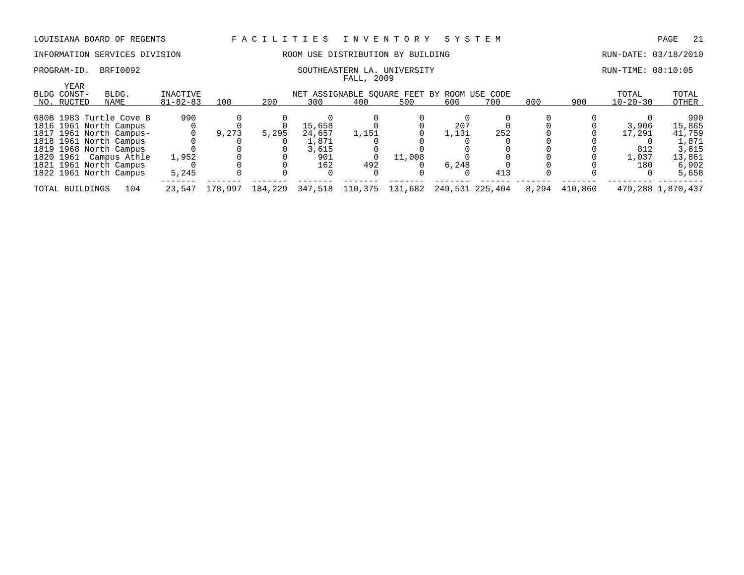LOUISIANA BOARD OF REGENTS — FACILITIES INVENTORY SYSTEM

INFORMATION SERVICES DIVISION — ROOM USE DISTRIBUTION BY BUILDING — RUN-DATE: 03/18/2010

PROGRAM-ID. BRFI0092 — SOUTHEASTERN LA. UNIVERSITY — RUN-TIME: 08:10:05

FALL, 2009

| BLDG NO. | YEAR CONST-RUCTED | BLDG. NAME | INACTIVE 81-82-83 | 100 | 200 | 300 | 400 | 500 | 600 | 700 | 800 | 900 | TOTAL 10-20-30 | TOTAL OTHER |
|---|---|---|---|---|---|---|---|---|---|---|---|---|---|---|
| | | | | NET ASSIGNABLE SQUARE FEET BY ROOM USE CODE | | | | | | | | | | |
| 080B | 1983 | Turtle Cove B | 990 | 0 | 0 | 0 | 0 | 0 | 0 | 0 | 0 | 0 | 0 | 990 |
| 1816 | 1961 | North Campus | 0 | 0 | 0 | 15,658 | 0 | 0 | 207 | 0 | 0 | 0 | 3,906 | 15,865 |
| 1817 | 1961 | North Campus- | 0 | 9,273 | 5,295 | 24,657 | 1,151 | 0 | 1,131 | 252 | 0 | 0 | 17,291 | 41,759 |
| 1818 | 1961 | North Campus | 0 | 0 | 0 | 1,871 | 0 | 0 | 0 | 0 | 0 | 0 | 0 | 1,871 |
| 1819 | 1968 | North Campus | 0 | 0 | 0 | 3,615 | 0 | 0 | 0 | 0 | 0 | 0 | 812 | 3,615 |
| 1820 | 1961 | Campus Athle | 1,952 | 0 | 0 | 901 | 0 | 11,008 | 0 | 0 | 0 | 0 | 1,037 | 13,861 |
| 1821 | 1961 | North Campus | 0 | 0 | 0 | 162 | 492 | 0 | 6,248 | 0 | 0 | 0 | 180 | 6,902 |
| 1822 | 1961 | North Campus | 5,245 | 0 | 0 | 0 | 0 | 0 | 0 | 413 | 0 | 0 | 0 | 5,658 |
| TOTAL BUILDINGS | | 104 | 23,547 | 178,997 | 184,229 | 347,518 | 110,375 | 131,682 | 249,531 | 225,404 | 8,294 | 410,860 | 479,288 | 1,870,437 |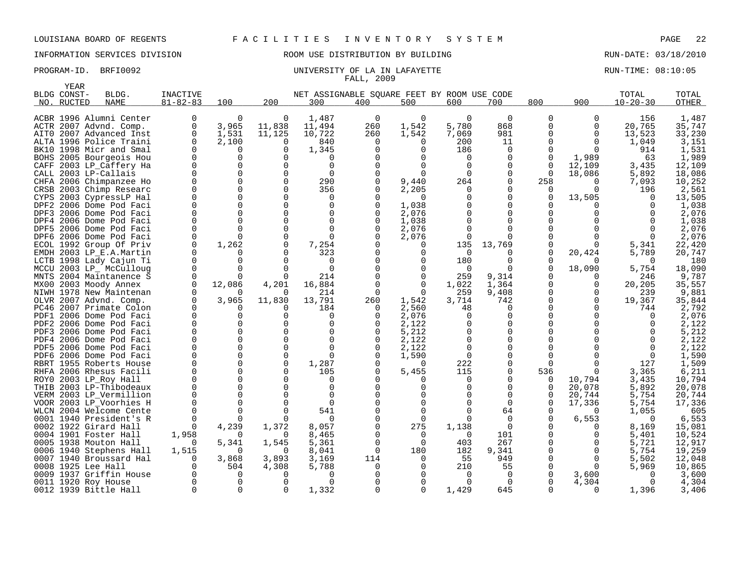LOUISIANA BOARD OF REGENTS F A C I L I T I E S I N V E N T O R Y S Y S T E M

INFORMATION SERVICES DIVISION ROOM USE DISTRIBUTION BY BUILDING RUN-DATE: 03/18/2010

PROGRAM-ID. BRFI0092 UNIVERSITY OF LA IN LAFAYETTE RUN-TIME: 08:10:05

FALL, 2009

| BLDG NO. | YEAR CONST-RUCTED | BLDG. NAME | INACTIVE 81-82-83 | 100 | 200 | 300 | 400 | 500 | 600 | 700 | 800 | 900 | TOTAL 10-20-30 | TOTAL OTHER |
|---|---|---|---|---|---|---|---|---|---|---|---|---|---|---|
| | | | | NET ASSIGNABLE SQUARE FEET BY ROOM USE CODE | | | | | | | | | | |
| ACBR | 1996 | Alumni Center | 0 | 0 | 0 | 1,487 | 0 | 0 | 0 | 0 | 0 | 0 | 156 | 1,487 |
| ACTR | 2007 | Advnd. Comp. | 0 | 3,965 | 11,838 | 11,494 | 260 | 1,542 | 5,780 | 868 | 0 | 0 | 20,765 | 35,747 |
| AIT0 | 2007 | Advanced Inst | 0 | 1,531 | 11,125 | 10,722 | 260 | 1,542 | 7,069 | 981 | 0 | 0 | 13,523 | 33,230 |
| ALTA | 1996 | Police Traini | 0 | 2,100 | 0 | 840 | 0 | 0 | 200 | 11 | 0 | 0 | 1,049 | 3,151 |
| BK10 | 1998 | Micr and Smal | 0 | 0 | 0 | 1,345 | 0 | 0 | 186 | 0 | 0 | 0 | 914 | 1,531 |
| BOHS | 2005 | Bourgeois Hou | 0 | 0 | 0 | 0 | 0 | 0 | 0 | 0 | 0 | 1,989 | 63 | 1,989 |
| CAFF | 2003 | LP_Caffery Ha | 0 | 0 | 0 | 0 | 0 | 0 | 0 | 0 | 0 | 12,109 | 3,435 | 12,109 |
| CALL | 2003 | LP-Callais | 0 | 0 | 0 | 0 | 0 | 0 | 0 | 0 | 0 | 18,086 | 5,892 | 18,086 |
| CHFA | 2006 | Chimpanzee Ho | 0 | 0 | 0 | 290 | 0 | 9,440 | 264 | 0 | 258 | 0 | 7,093 | 10,252 |
| CRSB | 2003 | Chimp Researc | 0 | 0 | 0 | 356 | 0 | 2,205 | 0 | 0 | 0 | 0 | 196 | 2,561 |
| CYPS | 2003 | CypressLP Hal | 0 | 0 | 0 | 0 | 0 | 0 | 0 | 0 | 0 | 13,505 | 0 | 13,505 |
| DPF2 | 2006 | Dome Pod Faci | 0 | 0 | 0 | 0 | 0 | 1,038 | 0 | 0 | 0 | 0 | 0 | 1,038 |
| DPF3 | 2006 | Dome Pod Faci | 0 | 0 | 0 | 0 | 0 | 2,076 | 0 | 0 | 0 | 0 | 0 | 2,076 |
| DPF4 | 2006 | Dome Pod Faci | 0 | 0 | 0 | 0 | 0 | 1,038 | 0 | 0 | 0 | 0 | 0 | 1,038 |
| DPF5 | 2006 | Dome Pod Faci | 0 | 0 | 0 | 0 | 0 | 2,076 | 0 | 0 | 0 | 0 | 0 | 2,076 |
| DPF6 | 2006 | Dome Pod Faci | 0 | 0 | 0 | 0 | 0 | 2,076 | 0 | 0 | 0 | 0 | 0 | 2,076 |
| ECOL | 1992 | Group Of Priv | 0 | 1,262 | 0 | 7,254 | 0 | 0 | 135 | 13,769 | 0 | 0 | 5,341 | 22,420 |
| EMDH | 2003 | LP_E.A.Martin | 0 | 0 | 0 | 323 | 0 | 0 | 0 | 0 | 0 | 20,424 | 5,789 | 20,747 |
| LCTB | 1998 | Lady Cajun Ti | 0 | 0 | 0 | 0 | 0 | 0 | 180 | 0 | 0 | 0 | 0 | 180 |
| MCCU | 2003 | LP_ McCulloug | 0 | 0 | 0 | 0 | 0 | 0 | 0 | 0 | 0 | 18,090 | 5,754 | 18,090 |
| MNTS | 2004 | Maintanence S | 0 | 0 | 0 | 214 | 0 | 0 | 259 | 9,314 | 0 | 0 | 246 | 9,787 |
| MX00 | 2003 | Moody Annex | 0 | 12,086 | 4,201 | 16,884 | 0 | 0 | 1,022 | 1,364 | 0 | 0 | 20,205 | 35,557 |
| NIWH | 1978 | New Maintenan | 0 | 0 | 0 | 214 | 0 | 0 | 259 | 9,408 | 0 | 0 | 239 | 9,881 |
| OLVR | 2007 | Advnd. Comp. | 0 | 3,965 | 11,830 | 13,791 | 260 | 1,542 | 3,714 | 742 | 0 | 0 | 19,367 | 35,844 |
| PC46 | 2007 | Primate Colon | 0 | 0 | 0 | 184 | 0 | 2,560 | 48 | 0 | 0 | 0 | 744 | 2,792 |
| PDF1 | 2006 | Dome Pod Faci | 0 | 0 | 0 | 0 | 0 | 2,076 | 0 | 0 | 0 | 0 | 0 | 2,076 |
| PDF2 | 2006 | Dome Pod Faci | 0 | 0 | 0 | 0 | 0 | 2,122 | 0 | 0 | 0 | 0 | 0 | 2,122 |
| PDF3 | 2006 | Dome Pod Faci | 0 | 0 | 0 | 0 | 0 | 5,212 | 0 | 0 | 0 | 0 | 0 | 5,212 |
| PDF4 | 2006 | Dome Pod Faci | 0 | 0 | 0 | 0 | 0 | 2,122 | 0 | 0 | 0 | 0 | 0 | 2,122 |
| PDF5 | 2006 | Dome Pod Faci | 0 | 0 | 0 | 0 | 0 | 2,122 | 0 | 0 | 0 | 0 | 0 | 2,122 |
| PDF6 | 2006 | Dome Pod Faci | 0 | 0 | 0 | 0 | 0 | 1,590 | 0 | 0 | 0 | 0 | 0 | 1,590 |
| RBRT | 1955 | Roberts House | 0 | 0 | 0 | 1,287 | 0 | 0 | 222 | 0 | 0 | 0 | 127 | 1,509 |
| RHFA | 2006 | Rhesus Facili | 0 | 0 | 0 | 105 | 0 | 5,455 | 115 | 0 | 536 | 0 | 3,365 | 6,211 |
| ROY0 | 2003 | LP_Roy Hall | 0 | 0 | 0 | 0 | 0 | 0 | 0 | 0 | 0 | 10,794 | 3,435 | 10,794 |
| THIB | 2003 | LP-Thibodeaux | 0 | 0 | 0 | 0 | 0 | 0 | 0 | 0 | 0 | 20,078 | 5,892 | 20,078 |
| VERM | 2003 | LP_Vermillion | 0 | 0 | 0 | 0 | 0 | 0 | 0 | 0 | 0 | 20,744 | 5,754 | 20,744 |
| VOOR | 2003 | LP_Voorhies H | 0 | 0 | 0 | 0 | 0 | 0 | 0 | 0 | 0 | 17,336 | 5,754 | 17,336 |
| WLCN | 2004 | Welcome Cente | 0 | 0 | 0 | 541 | 0 | 0 | 0 | 64 | 0 | 0 | 1,055 | 605 |
| 0001 | 1940 | President's R | 0 | 0 | 0 | 0 | 0 | 0 | 0 | 0 | 0 | 6,553 | 0 | 6,553 |
| 0002 | 1922 | Girard Hall | 0 | 4,239 | 1,372 | 8,057 | 0 | 275 | 1,138 | 0 | 0 | 0 | 8,169 | 15,081 |
| 0004 | 1901 | Foster Hall | 1,958 | 0 | 0 | 8,465 | 0 | 0 | 0 | 101 | 0 | 0 | 5,401 | 10,524 |
| 0005 | 1938 | Mouton Hall | 0 | 5,341 | 1,545 | 5,361 | 0 | 0 | 403 | 267 | 0 | 0 | 5,721 | 12,917 |
| 0006 | 1940 | Stephens Hall | 1,515 | 0 | 0 | 8,041 | 0 | 180 | 182 | 9,341 | 0 | 0 | 5,754 | 19,259 |
| 0007 | 1940 | Broussard Hal | 0 | 3,868 | 3,893 | 3,169 | 114 | 0 | 55 | 949 | 0 | 0 | 5,502 | 12,048 |
| 0008 | 1925 | Lee Hall | 0 | 504 | 4,308 | 5,788 | 0 | 0 | 210 | 55 | 0 | 0 | 5,969 | 10,865 |
| 0009 | 1937 | Griffin House | 0 | 0 | 0 | 0 | 0 | 0 | 0 | 0 | 0 | 3,600 | 0 | 3,600 |
| 0011 | 1920 | Roy House | 0 | 0 | 0 | 0 | 0 | 0 | 0 | 0 | 0 | 4,304 | 0 | 4,304 |
| 0012 | 1939 | Bittle Hall | 0 | 0 | 0 | 1,332 | 0 | 0 | 1,429 | 645 | 0 | 0 | 1,396 | 3,406 |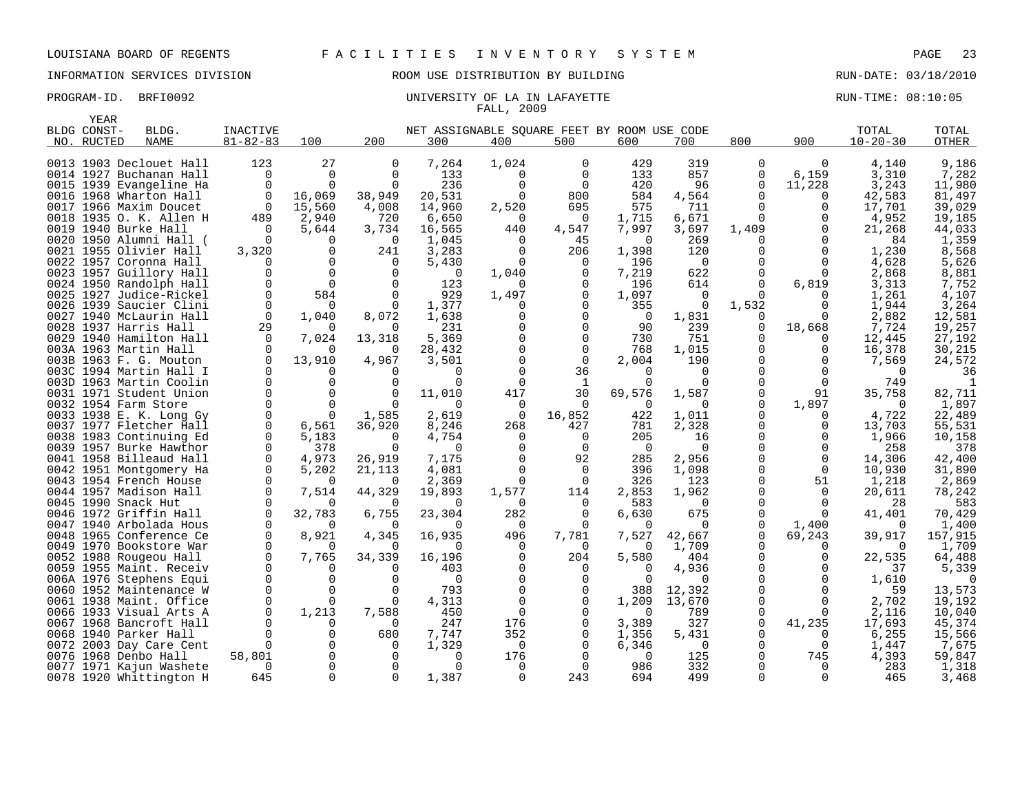LOUISIANA BOARD OF REGENTS — FACILITIES INVENTORY SYSTEM

INFORMATION SERVICES DIVISION — ROOM USE DISTRIBUTION BY BUILDING — RUN-DATE: 03/18/2010

PROGRAM-ID. BRFI0092 — UNIVERSITY OF LA IN LAFAYETTE — RUN-TIME: 08:10:05

FALL, 2009

| BLDG NO. | YEAR CONST-RUCTED | BLDG. NAME | INACTIVE 81-82-83 | 100 | 200 | 300 | 400 | 500 | 600 | 700 | 800 | 900 | TOTAL 10-20-30 | TOTAL OTHER |
|---|---|---|---|---|---|---|---|---|---|---|---|---|---|---|
| | | | | NET ASSIGNABLE SQUARE FEET BY ROOM USE CODE | | | | | | | | | | |
| 0013 | 1903 | Declouet Hall | 123 | 27 | 0 | 7,264 | 1,024 | 0 | 429 | 319 | 0 | 0 | 4,140 | 9,186 |
| 0014 | 1927 | Buchanan Hall | 0 | 0 | 0 | 133 | 0 | 0 | 133 | 857 | 0 | 6,159 | 3,310 | 7,282 |
| 0015 | 1939 | Evangeline Ha | 0 | 0 | 0 | 236 | 0 | 0 | 420 | 96 | 0 | 11,228 | 3,243 | 11,980 |
| 0016 | 1968 | Wharton Hall | 0 | 16,069 | 38,949 | 20,531 | 0 | 800 | 584 | 4,564 | 0 | 0 | 42,583 | 81,497 |
| 0017 | 1966 | Maxim Doucet | 0 | 15,560 | 4,008 | 14,960 | 2,520 | 695 | 575 | 711 | 0 | 0 | 17,701 | 39,029 |
| 0018 | 1935 | O. K. Allen H | 489 | 2,940 | 720 | 6,650 | 0 | 0 | 1,715 | 6,671 | 0 | 0 | 4,952 | 19,185 |
| 0019 | 1940 | Burke Hall | 0 | 5,644 | 3,734 | 16,565 | 440 | 4,547 | 7,997 | 3,697 | 1,409 | 0 | 21,268 | 44,033 |
| 0020 | 1950 | Alumni Hall ( | 0 | 0 | 0 | 1,045 | 0 | 45 | 0 | 269 | 0 | 0 | 84 | 1,359 |
| 0021 | 1955 | Olivier Hall | 3,320 | 0 | 241 | 3,283 | 0 | 206 | 1,398 | 120 | 0 | 0 | 1,230 | 8,568 |
| 0022 | 1957 | Coronna Hall | 0 | 0 | 0 | 5,430 | 0 | 0 | 196 | 0 | 0 | 0 | 4,628 | 5,626 |
| 0023 | 1957 | Guillory Hall | 0 | 0 | 0 | 0 | 1,040 | 0 | 7,219 | 622 | 0 | 0 | 2,868 | 8,881 |
| 0024 | 1950 | Randolph Hall | 0 | 0 | 0 | 123 | 0 | 0 | 196 | 614 | 0 | 6,819 | 3,313 | 7,752 |
| 0025 | 1927 | Judice-Rickel | 0 | 584 | 0 | 929 | 1,497 | 0 | 1,097 | 0 | 0 | 0 | 1,261 | 4,107 |
| 0026 | 1939 | Saucier Clini | 0 | 0 | 0 | 1,377 | 0 | 0 | 355 | 0 | 1,532 | 0 | 1,944 | 3,264 |
| 0027 | 1940 | McLaurin Hall | 0 | 1,040 | 8,072 | 1,638 | 0 | 0 | 0 | 1,831 | 0 | 0 | 2,882 | 12,581 |
| 0028 | 1937 | Harris Hall | 29 | 0 | 0 | 231 | 0 | 0 | 90 | 239 | 0 | 18,668 | 7,724 | 19,257 |
| 0029 | 1940 | Hamilton Hall | 0 | 7,024 | 13,318 | 5,369 | 0 | 0 | 730 | 751 | 0 | 0 | 12,445 | 27,192 |
| 003A | 1963 | Martin Hall | 0 | 0 | 0 | 28,432 | 0 | 0 | 768 | 1,015 | 0 | 0 | 16,378 | 30,215 |
| 003B | 1963 | F. G. Mouton | 0 | 13,910 | 4,967 | 3,501 | 0 | 0 | 2,004 | 190 | 0 | 0 | 7,569 | 24,572 |
| 003C | 1994 | Martin Hall I | 0 | 0 | 0 | 0 | 0 | 36 | 0 | 0 | 0 | 0 | 0 | 36 |
| 003D | 1963 | Martin Coolin | 0 | 0 | 0 | 0 | 0 | 1 | 0 | 0 | 0 | 0 | 749 | 1 |
| 0031 | 1971 | Student Union | 0 | 0 | 0 | 11,010 | 417 | 30 | 69,576 | 1,587 | 0 | 91 | 35,758 | 82,711 |
| 0032 | 1954 | Farm Store | 0 | 0 | 0 | 0 | 0 | 0 | 0 | 0 | 0 | 1,897 | 0 | 1,897 |
| 0033 | 1938 | E. K. Long Gy | 0 | 0 | 1,585 | 2,619 | 0 | 16,852 | 422 | 1,011 | 0 | 0 | 4,722 | 22,489 |
| 0037 | 1977 | Fletcher Hall | 0 | 6,561 | 36,920 | 8,246 | 268 | 427 | 781 | 2,328 | 0 | 0 | 13,703 | 55,531 |
| 0038 | 1983 | Continuing Ed | 0 | 5,183 | 0 | 4,754 | 0 | 0 | 205 | 16 | 0 | 0 | 1,966 | 10,158 |
| 0039 | 1957 | Burke Hawthor | 0 | 378 | 0 | 0 | 0 | 0 | 0 | 0 | 0 | 0 | 258 | 378 |
| 0041 | 1958 | Billeaud Hall | 0 | 4,973 | 26,919 | 7,175 | 0 | 92 | 285 | 2,956 | 0 | 0 | 14,306 | 42,400 |
| 0042 | 1951 | Montgomery Ha | 0 | 5,202 | 21,113 | 4,081 | 0 | 0 | 396 | 1,098 | 0 | 0 | 10,930 | 31,890 |
| 0043 | 1954 | French House | 0 | 0 | 0 | 2,369 | 0 | 0 | 326 | 123 | 0 | 51 | 1,218 | 2,869 |
| 0044 | 1957 | Madison Hall | 0 | 7,514 | 44,329 | 19,893 | 1,577 | 114 | 2,853 | 1,962 | 0 | 0 | 20,611 | 78,242 |
| 0045 | 1990 | Snack Hut | 0 | 0 | 0 | 0 | 0 | 0 | 583 | 0 | 0 | 0 | 28 | 583 |
| 0046 | 1972 | Griffin Hall | 0 | 32,783 | 6,755 | 23,304 | 282 | 0 | 6,630 | 675 | 0 | 0 | 41,401 | 70,429 |
| 0047 | 1940 | Arbolada Hous | 0 | 0 | 0 | 0 | 0 | 0 | 0 | 0 | 0 | 1,400 | 0 | 1,400 |
| 0048 | 1965 | Conference Ce | 0 | 8,921 | 4,345 | 16,935 | 496 | 7,781 | 7,527 | 42,667 | 0 | 69,243 | 39,917 | 157,915 |
| 0049 | 1970 | Bookstore War | 0 | 0 | 0 | 0 | 0 | 0 | 0 | 1,709 | 0 | 0 | 0 | 1,709 |
| 0052 | 1988 | Rougeou Hall | 0 | 7,765 | 34,339 | 16,196 | 0 | 204 | 5,580 | 404 | 0 | 0 | 22,535 | 64,488 |
| 0059 | 1955 | Maint. Receiv | 0 | 0 | 0 | 403 | 0 | 0 | 0 | 4,936 | 0 | 0 | 37 | 5,339 |
| 006A | 1976 | Stephens Equi | 0 | 0 | 0 | 0 | 0 | 0 | 0 | 0 | 0 | 0 | 1,610 | 0 |
| 0060 | 1952 | Maintenance W | 0 | 0 | 0 | 793 | 0 | 0 | 388 | 12,392 | 0 | 0 | 59 | 13,573 |
| 0061 | 1938 | Maint. Office | 0 | 0 | 0 | 4,313 | 0 | 0 | 1,209 | 13,670 | 0 | 0 | 2,702 | 19,192 |
| 0066 | 1933 | Visual Arts A | 0 | 1,213 | 7,588 | 450 | 0 | 0 | 0 | 789 | 0 | 0 | 2,116 | 10,040 |
| 0067 | 1968 | Bancroft Hall | 0 | 0 | 0 | 247 | 176 | 0 | 3,389 | 327 | 0 | 41,235 | 17,693 | 45,374 |
| 0068 | 1940 | Parker Hall | 0 | 0 | 680 | 7,747 | 352 | 0 | 1,356 | 5,431 | 0 | 0 | 6,255 | 15,566 |
| 0072 | 2003 | Day Care Cent | 0 | 0 | 0 | 1,329 | 0 | 0 | 6,346 | 0 | 0 | 0 | 1,447 | 7,675 |
| 0076 | 1968 | Denbo Hall | 58,801 | 0 | 0 | 0 | 176 | 0 | 0 | 125 | 0 | 745 | 4,393 | 59,847 |
| 0077 | 1971 | Kajun Washete | 0 | 0 | 0 | 0 | 0 | 0 | 986 | 332 | 0 | 0 | 283 | 1,318 |
| 0078 | 1920 | Whittington H | 645 | 0 | 0 | 1,387 | 0 | 243 | 694 | 499 | 0 | 0 | 465 | 3,468 |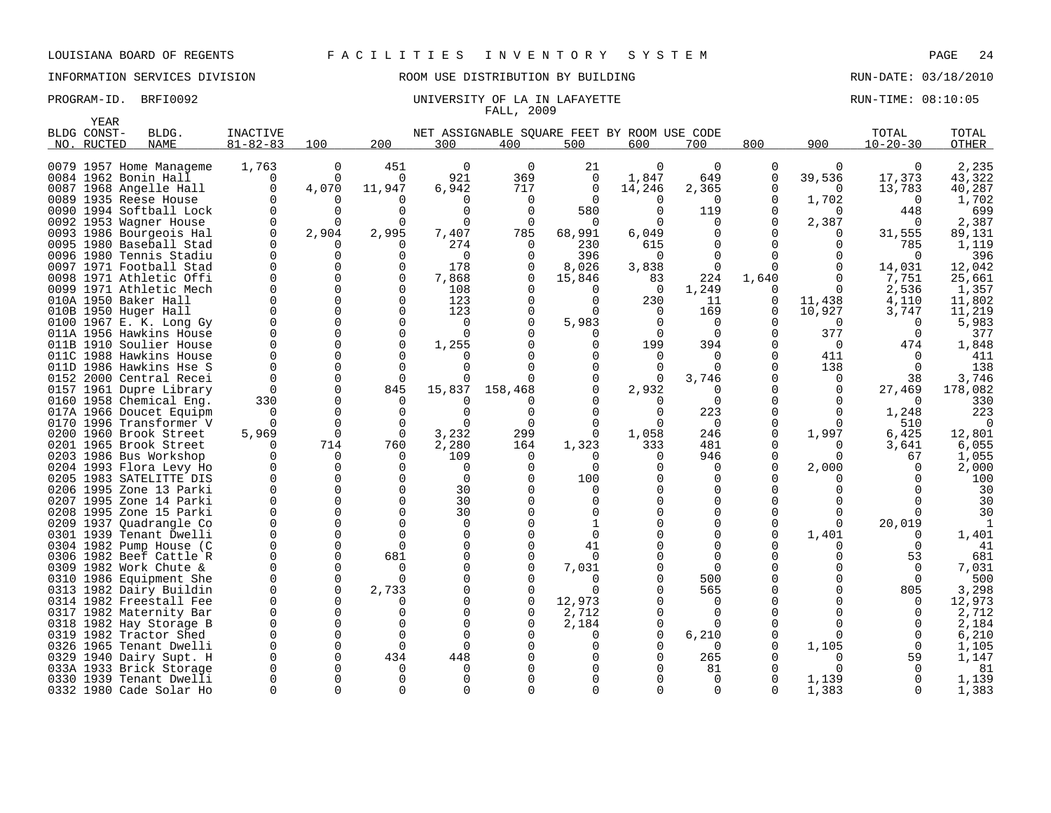LOUISIANA BOARD OF REGENTS F A C I L I T I E S I N V E N T O R Y S Y S T E M

INFORMATION SERVICES DIVISION ROOM USE DISTRIBUTION BY BUILDING RUN-DATE: 03/18/2010

PROGRAM-ID. BRFI0092 UNIVERSITY OF LA IN LAFAYETTE RUN-TIME: 08:10:05

FALL, 2009

| BLDG NO. | YEAR CONST-RUCTED | BLDG. NAME | INACTIVE 81-82-83 | 100 | 200 | 300 | 400 | 500 | 600 | 700 | 800 | 900 | TOTAL 10-20-30 | TOTAL OTHER |
|---|---|---|---|---|---|---|---|---|---|---|---|---|---|---|
| | | | | NET ASSIGNABLE SQUARE FEET BY ROOM USE CODE | | | | | | | | | | |
| 0079 | 1957 | Home Manageme | 1,763 | 0 | 451 | 0 | 0 | 21 | 0 | 0 | 0 | 0 | 0 | 2,235 |
| 0084 | 1962 | Bonin Hall | 0 | 0 | 0 | 921 | 369 | 0 | 1,847 | 649 | 0 | 39,536 | 17,373 | 43,322 |
| 0087 | 1968 | Angelle Hall | 0 | 4,070 | 11,947 | 6,942 | 717 | 0 | 14,246 | 2,365 | 0 | 0 | 13,783 | 40,287 |
| 0089 | 1935 | Reese House | 0 | 0 | 0 | 0 | 0 | 0 | 0 | 0 | 0 | 1,702 | 0 | 1,702 |
| 0090 | 1994 | Softball Lock | 0 | 0 | 0 | 0 | 0 | 580 | 0 | 119 | 0 | 0 | 448 | 699 |
| 0092 | 1953 | Wagner House | 0 | 0 | 0 | 0 | 0 | 0 | 0 | 0 | 0 | 2,387 | 0 | 2,387 |
| 0093 | 1986 | Bourgeois Hal | 0 | 2,904 | 2,995 | 7,407 | 785 | 68,991 | 6,049 | 0 | 0 | 0 | 31,555 | 89,131 |
| 0095 | 1980 | Baseball Stad | 0 | 0 | 0 | 274 | 0 | 230 | 615 | 0 | 0 | 0 | 785 | 1,119 |
| 0096 | 1980 | Tennis Stadiu | 0 | 0 | 0 | 0 | 0 | 396 | 0 | 0 | 0 | 0 | 0 | 396 |
| 0097 | 1971 | Football Stad | 0 | 0 | 0 | 178 | 0 | 8,026 | 3,838 | 0 | 0 | 0 | 14,031 | 12,042 |
| 0098 | 1971 | Athletic Offi | 0 | 0 | 0 | 7,868 | 0 | 15,846 | 83 | 224 | 1,640 | 0 | 7,751 | 25,661 |
| 0099 | 1971 | Athletic Mech | 0 | 0 | 0 | 108 | 0 | 0 | 0 | 1,249 | 0 | 0 | 2,536 | 1,357 |
| 010A | 1950 | Baker Hall | 0 | 0 | 0 | 123 | 0 | 0 | 230 | 11 | 0 | 11,438 | 4,110 | 11,802 |
| 010B | 1950 | Huger Hall | 0 | 0 | 0 | 123 | 0 | 0 | 0 | 169 | 0 | 10,927 | 3,747 | 11,219 |
| 0100 | 1967 | E. K. Long Gy | 0 | 0 | 0 | 0 | 0 | 5,983 | 0 | 0 | 0 | 0 | 0 | 5,983 |
| 011A | 1956 | Hawkins House | 0 | 0 | 0 | 0 | 0 | 0 | 0 | 0 | 0 | 377 | 0 | 377 |
| 011B | 1910 | Soulier House | 0 | 0 | 0 | 1,255 | 0 | 0 | 199 | 394 | 0 | 0 | 474 | 1,848 |
| 011C | 1988 | Hawkins House | 0 | 0 | 0 | 0 | 0 | 0 | 0 | 0 | 0 | 411 | 0 | 411 |
| 011D | 1986 | Hawkins Hse S | 0 | 0 | 0 | 0 | 0 | 0 | 0 | 0 | 0 | 138 | 0 | 138 |
| 0152 | 2000 | Central Recei | 0 | 0 | 0 | 0 | 0 | 0 | 0 | 3,746 | 0 | 0 | 38 | 3,746 |
| 0157 | 1961 | Dupre Library | 0 | 0 | 845 | 15,837 | 158,468 | 0 | 2,932 | 0 | 0 | 0 | 27,469 | 178,082 |
| 0160 | 1958 | Chemical Eng. | 330 | 0 | 0 | 0 | 0 | 0 | 0 | 0 | 0 | 0 | 0 | 330 |
| 017A | 1966 | Doucet Equipm | 0 | 0 | 0 | 0 | 0 | 0 | 0 | 223 | 0 | 0 | 1,248 | 223 |
| 0170 | 1996 | Transformer V | 0 | 0 | 0 | 0 | 0 | 0 | 0 | 0 | 0 | 0 | 510 | 0 |
| 0200 | 1960 | Brook Street | 5,969 | 0 | 0 | 3,232 | 299 | 0 | 1,058 | 246 | 0 | 1,997 | 6,425 | 12,801 |
| 0201 | 1965 | Brook Street | 0 | 714 | 760 | 2,280 | 164 | 1,323 | 333 | 481 | 0 | 0 | 3,641 | 6,055 |
| 0203 | 1986 | Bus Workshop | 0 | 0 | 0 | 109 | 0 | 0 | 0 | 946 | 0 | 0 | 67 | 1,055 |
| 0204 | 1993 | Flora Levy Ho | 0 | 0 | 0 | 0 | 0 | 0 | 0 | 0 | 0 | 2,000 | 0 | 2,000 |
| 0205 | 1983 | SATELITTE DIS | 0 | 0 | 0 | 0 | 0 | 100 | 0 | 0 | 0 | 0 | 0 | 100 |
| 0206 | 1995 | Zone 13 Parki | 0 | 0 | 0 | 30 | 0 | 0 | 0 | 0 | 0 | 0 | 0 | 30 |
| 0207 | 1995 | Zone 14 Parki | 0 | 0 | 0 | 30 | 0 | 0 | 0 | 0 | 0 | 0 | 0 | 30 |
| 0208 | 1995 | Zone 15 Parki | 0 | 0 | 0 | 30 | 0 | 0 | 0 | 0 | 0 | 0 | 0 | 30 |
| 0209 | 1937 | Quadrangle Co | 0 | 0 | 0 | 0 | 0 | 1 | 0 | 0 | 0 | 0 | 20,019 | 1 |
| 0301 | 1939 | Tenant Dwelli | 0 | 0 | 0 | 0 | 0 | 0 | 0 | 0 | 0 | 1,401 | 0 | 1,401 |
| 0304 | 1982 | Pump House (C | 0 | 0 | 0 | 0 | 0 | 41 | 0 | 0 | 0 | 0 | 0 | 41 |
| 0306 | 1982 | Beef Cattle R | 0 | 0 | 681 | 0 | 0 | 0 | 0 | 0 | 0 | 0 | 53 | 681 |
| 0309 | 1982 | Work Chute & | 0 | 0 | 0 | 0 | 0 | 7,031 | 0 | 0 | 0 | 0 | 0 | 7,031 |
| 0310 | 1986 | Equipment She | 0 | 0 | 0 | 0 | 0 | 0 | 0 | 500 | 0 | 0 | 0 | 500 |
| 0313 | 1982 | Dairy Buildin | 0 | 0 | 2,733 | 0 | 0 | 0 | 0 | 565 | 0 | 0 | 805 | 3,298 |
| 0314 | 1982 | Freestall Fee | 0 | 0 | 0 | 0 | 0 | 12,973 | 0 | 0 | 0 | 0 | 0 | 12,973 |
| 0317 | 1982 | Maternity Bar | 0 | 0 | 0 | 0 | 0 | 2,712 | 0 | 0 | 0 | 0 | 0 | 2,712 |
| 0318 | 1982 | Hay Storage B | 0 | 0 | 0 | 0 | 0 | 2,184 | 0 | 0 | 0 | 0 | 0 | 2,184 |
| 0319 | 1982 | Tractor Shed | 0 | 0 | 0 | 0 | 0 | 0 | 0 | 6,210 | 0 | 0 | 0 | 6,210 |
| 0326 | 1965 | Tenant Dwelli | 0 | 0 | 0 | 0 | 0 | 0 | 0 | 0 | 0 | 1,105 | 0 | 1,105 |
| 0329 | 1940 | Dairy Supt. H | 0 | 0 | 434 | 448 | 0 | 0 | 0 | 265 | 0 | 0 | 59 | 1,147 |
| 033A | 1933 | Brick Storage | 0 | 0 | 0 | 0 | 0 | 0 | 0 | 81 | 0 | 0 | 0 | 81 |
| 0330 | 1939 | Tenant Dwelli | 0 | 0 | 0 | 0 | 0 | 0 | 0 | 0 | 0 | 1,139 | 0 | 1,139 |
| 0332 | 1980 | Cade Solar Ho | 0 | 0 | 0 | 0 | 0 | 0 | 0 | 0 | 0 | 1,383 | 0 | 1,383 |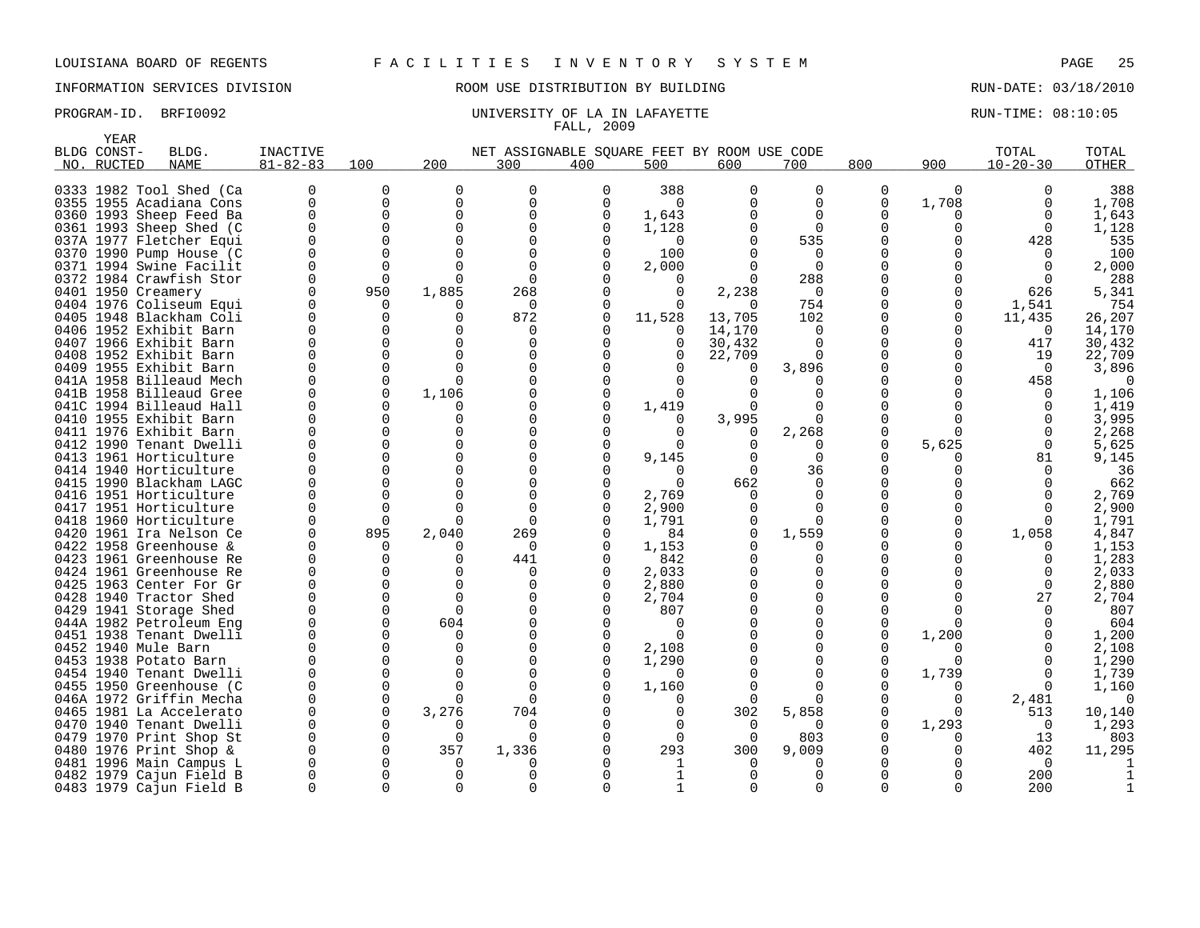LOUISIANA BOARD OF REGENTS F A C I L I T I E S I N V E N T O R Y S Y S T E M

INFORMATION SERVICES DIVISION ROOM USE DISTRIBUTION BY BUILDING RUN-DATE: 03/18/2010

PROGRAM-ID. BRFI0092 UNIVERSITY OF LA IN LAFAYETTE RUN-TIME: 08:10:05

FALL, 2009

| BLDG NO. | YEAR CONST-RUCTED | BLDG. NAME | INACTIVE 81-82-83 | 100 | 200 | 300 | 400 | 500 | 600 | 700 | 800 | 900 | TOTAL 10-20-30 | TOTAL OTHER |
|---|---|---|---|---|---|---|---|---|---|---|---|---|---|---|
| | | | | NET ASSIGNABLE SQUARE FEET BY ROOM USE CODE | | | | | | | | | | |
| 0333 | 1982 | Tool Shed (Ca | 0 | 0 | 0 | 0 | 0 | 388 | 0 | 0 | 0 | 0 | 0 | 388 |
| 0355 | 1955 | Acadiana Cons | 0 | 0 | 0 | 0 | 0 | 0 | 0 | 0 | 0 | 1,708 | 0 | 1,708 |
| 0360 | 1993 | Sheep Feed Ba | 0 | 0 | 0 | 0 | 0 | 1,643 | 0 | 0 | 0 | 0 | 0 | 1,643 |
| 0361 | 1993 | Sheep Shed (C | 0 | 0 | 0 | 0 | 0 | 1,128 | 0 | 0 | 0 | 0 | 0 | 1,128 |
| 037A | 1977 | Fletcher Equi | 0 | 0 | 0 | 0 | 0 | 0 | 0 | 535 | 0 | 0 | 428 | 535 |
| 0370 | 1990 | Pump House (C | 0 | 0 | 0 | 0 | 0 | 100 | 0 | 0 | 0 | 0 | 0 | 100 |
| 0371 | 1994 | Swine Facilit | 0 | 0 | 0 | 0 | 0 | 2,000 | 0 | 0 | 0 | 0 | 0 | 2,000 |
| 0372 | 1984 | Crawfish Stor | 0 | 0 | 0 | 0 | 0 | 0 | 0 | 288 | 0 | 0 | 0 | 288 |
| 0401 | 1950 | Creamery | 0 | 950 | 1,885 | 268 | 0 | 0 | 2,238 | 0 | 0 | 0 | 626 | 5,341 |
| 0404 | 1976 | Coliseum Equi | 0 | 0 | 0 | 0 | 0 | 0 | 0 | 754 | 0 | 0 | 1,541 | 754 |
| 0405 | 1948 | Blackham Coli | 0 | 0 | 0 | 872 | 0 | 11,528 | 13,705 | 102 | 0 | 0 | 11,435 | 26,207 |
| 0406 | 1952 | Exhibit Barn | 0 | 0 | 0 | 0 | 0 | 0 | 14,170 | 0 | 0 | 0 | 0 | 14,170 |
| 0407 | 1966 | Exhibit Barn | 0 | 0 | 0 | 0 | 0 | 0 | 30,432 | 0 | 0 | 0 | 417 | 30,432 |
| 0408 | 1952 | Exhibit Barn | 0 | 0 | 0 | 0 | 0 | 0 | 22,709 | 0 | 0 | 0 | 19 | 22,709 |
| 0409 | 1955 | Exhibit Barn | 0 | 0 | 0 | 0 | 0 | 0 | 0 | 3,896 | 0 | 0 | 0 | 3,896 |
| 041A | 1958 | Billeaud Mech | 0 | 0 | 0 | 0 | 0 | 0 | 0 | 0 | 0 | 0 | 458 | 0 |
| 041B | 1958 | Billeaud Gree | 0 | 0 | 1,106 | 0 | 0 | 0 | 0 | 0 | 0 | 0 | 0 | 1,106 |
| 041C | 1994 | Billeaud Hall | 0 | 0 | 0 | 0 | 0 | 1,419 | 0 | 0 | 0 | 0 | 0 | 1,419 |
| 0410 | 1955 | Exhibit Barn | 0 | 0 | 0 | 0 | 0 | 0 | 3,995 | 0 | 0 | 0 | 0 | 3,995 |
| 0411 | 1976 | Exhibit Barn | 0 | 0 | 0 | 0 | 0 | 0 | 0 | 2,268 | 0 | 0 | 0 | 2,268 |
| 0412 | 1990 | Tenant Dwelli | 0 | 0 | 0 | 0 | 0 | 0 | 0 | 0 | 0 | 5,625 | 0 | 5,625 |
| 0413 | 1961 | Horticulture | 0 | 0 | 0 | 0 | 0 | 9,145 | 0 | 0 | 0 | 0 | 81 | 9,145 |
| 0414 | 1940 | Horticulture | 0 | 0 | 0 | 0 | 0 | 0 | 0 | 36 | 0 | 0 | 0 | 36 |
| 0415 | 1990 | Blackham LAGC | 0 | 0 | 0 | 0 | 0 | 0 | 662 | 0 | 0 | 0 | 0 | 662 |
| 0416 | 1951 | Horticulture | 0 | 0 | 0 | 0 | 0 | 2,769 | 0 | 0 | 0 | 0 | 0 | 2,769 |
| 0417 | 1951 | Horticulture | 0 | 0 | 0 | 0 | 0 | 2,900 | 0 | 0 | 0 | 0 | 0 | 2,900 |
| 0418 | 1960 | Horticulture | 0 | 0 | 0 | 0 | 0 | 1,791 | 0 | 0 | 0 | 0 | 0 | 1,791 |
| 0420 | 1961 | Ira Nelson Ce | 0 | 895 | 2,040 | 269 | 0 | 84 | 0 | 1,559 | 0 | 0 | 1,058 | 4,847 |
| 0422 | 1958 | Greenhouse & | 0 | 0 | 0 | 0 | 0 | 1,153 | 0 | 0 | 0 | 0 | 0 | 1,153 |
| 0423 | 1961 | Greenhouse Re | 0 | 0 | 0 | 441 | 0 | 842 | 0 | 0 | 0 | 0 | 0 | 1,283 |
| 0424 | 1961 | Greenhouse Re | 0 | 0 | 0 | 0 | 0 | 2,033 | 0 | 0 | 0 | 0 | 0 | 2,033 |
| 0425 | 1963 | Center For Gr | 0 | 0 | 0 | 0 | 0 | 2,880 | 0 | 0 | 0 | 0 | 0 | 2,880 |
| 0428 | 1940 | Tractor Shed | 0 | 0 | 0 | 0 | 0 | 2,704 | 0 | 0 | 0 | 0 | 27 | 2,704 |
| 0429 | 1941 | Storage Shed | 0 | 0 | 0 | 0 | 0 | 807 | 0 | 0 | 0 | 0 | 0 | 807 |
| 044A | 1982 | Petroleum Eng | 0 | 0 | 604 | 0 | 0 | 0 | 0 | 0 | 0 | 0 | 0 | 604 |
| 0451 | 1938 | Tenant Dwelli | 0 | 0 | 0 | 0 | 0 | 0 | 0 | 0 | 0 | 1,200 | 0 | 1,200 |
| 0452 | 1940 | Mule Barn | 0 | 0 | 0 | 0 | 0 | 2,108 | 0 | 0 | 0 | 0 | 0 | 2,108 |
| 0453 | 1938 | Potato Barn | 0 | 0 | 0 | 0 | 0 | 1,290 | 0 | 0 | 0 | 0 | 0 | 1,290 |
| 0454 | 1940 | Tenant Dwelli | 0 | 0 | 0 | 0 | 0 | 0 | 0 | 0 | 0 | 1,739 | 0 | 1,739 |
| 0455 | 1950 | Greenhouse (C | 0 | 0 | 0 | 0 | 0 | 1,160 | 0 | 0 | 0 | 0 | 0 | 1,160 |
| 046A | 1972 | Griffin Mecha | 0 | 0 | 0 | 0 | 0 | 0 | 0 | 0 | 0 | 0 | 2,481 | 0 |
| 0465 | 1981 | La Accelerato | 0 | 0 | 3,276 | 704 | 0 | 0 | 302 | 5,858 | 0 | 0 | 513 | 10,140 |
| 0470 | 1940 | Tenant Dwelli | 0 | 0 | 0 | 0 | 0 | 0 | 0 | 0 | 0 | 1,293 | 0 | 1,293 |
| 0479 | 1970 | Print Shop St | 0 | 0 | 0 | 0 | 0 | 0 | 0 | 803 | 0 | 0 | 13 | 803 |
| 0480 | 1976 | Print Shop & | 0 | 0 | 357 | 1,336 | 0 | 293 | 300 | 9,009 | 0 | 0 | 402 | 11,295 |
| 0481 | 1996 | Main Campus L | 0 | 0 | 0 | 0 | 0 | 1 | 0 | 0 | 0 | 0 | 0 | 1 |
| 0482 | 1979 | Cajun Field B | 0 | 0 | 0 | 0 | 0 | 1 | 0 | 0 | 0 | 0 | 200 | 1 |
| 0483 | 1979 | Cajun Field B | 0 | 0 | 0 | 0 | 0 | 1 | 0 | 0 | 0 | 0 | 200 | 1 |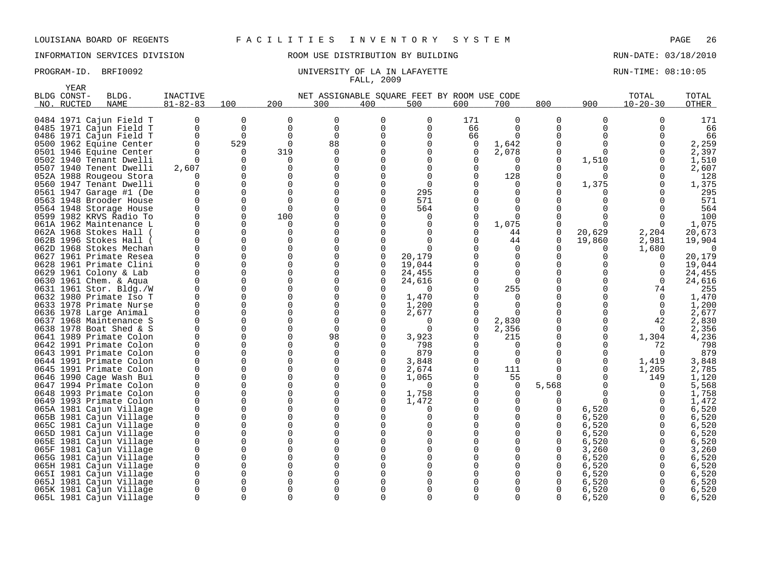LOUISIANA BOARD OF REGENTS F A C I L I T I E S I N V E N T O R Y S Y S T E M

INFORMATION SERVICES DIVISION ROOM USE DISTRIBUTION BY BUILDING RUN-DATE: 03/18/2010

PROGRAM-ID. BRFI0092 UNIVERSITY OF LA IN LAFAYETTE RUN-TIME: 08:10:05

FALL, 2009

| BLDG NO. | YEAR CONSTRUCTED | BLDG. NAME | INACTIVE 81-82-83 | 100 | 200 | 300 | 400 | 500 | 600 | 700 | 800 | 900 | TOTAL 10-20-30 | TOTAL OTHER |
|---|---|---|---|---|---|---|---|---|---|---|---|---|---|---|
| 0484 | 1971 | Cajun Field T | 0 | 0 | 0 | 0 | 0 | 0 | 171 | 0 | 0 | 0 | 0 | 171 |
| 0485 | 1971 | Cajun Field T | 0 | 0 | 0 | 0 | 0 | 0 | 66 | 0 | 0 | 0 | 0 | 66 |
| 0486 | 1971 | Cajun Field T | 0 | 0 | 0 | 0 | 0 | 0 | 66 | 0 | 0 | 0 | 0 | 66 |
| 0500 | 1962 | Equine Center | 0 | 529 | 0 | 88 | 0 | 0 | 0 | 1,642 | 0 | 0 | 0 | 2,259 |
| 0501 | 1946 | Equine Center | 0 | 0 | 319 | 0 | 0 | 0 | 0 | 2,078 | 0 | 0 | 0 | 2,397 |
| 0502 | 1940 | Tenant Dwelli | 0 | 0 | 0 | 0 | 0 | 0 | 0 | 0 | 0 | 1,510 | 0 | 1,510 |
| 0507 | 1940 | Tenent Dwelli | 2,607 | 0 | 0 | 0 | 0 | 0 | 0 | 0 | 0 | 0 | 0 | 2,607 |
| 052A | 1988 | Rougeou Stora | 0 | 0 | 0 | 0 | 0 | 0 | 0 | 128 | 0 | 0 | 0 | 128 |
| 0560 | 1947 | Tenant Dwelli | 0 | 0 | 0 | 0 | 0 | 0 | 0 | 0 | 0 | 1,375 | 0 | 1,375 |
| 0561 | 1947 | Garage #1 (De | 0 | 0 | 0 | 0 | 0 | 295 | 0 | 0 | 0 | 0 | 0 | 295 |
| 0563 | 1948 | Brooder House | 0 | 0 | 0 | 0 | 0 | 571 | 0 | 0 | 0 | 0 | 0 | 571 |
| 0564 | 1948 | Storage House | 0 | 0 | 0 | 0 | 0 | 564 | 0 | 0 | 0 | 0 | 0 | 564 |
| 0599 | 1982 | KRVS Radio To | 0 | 0 | 100 | 0 | 0 | 0 | 0 | 0 | 0 | 0 | 0 | 100 |
| 061A | 1962 | Maintenance L | 0 | 0 | 0 | 0 | 0 | 0 | 0 | 1,075 | 0 | 0 | 0 | 1,075 |
| 062A | 1968 | Stokes Hall ( | 0 | 0 | 0 | 0 | 0 | 0 | 0 | 44 | 0 | 20,629 | 2,204 | 20,673 |
| 062B | 1996 | Stokes Hall ( | 0 | 0 | 0 | 0 | 0 | 0 | 0 | 44 | 0 | 19,860 | 2,981 | 19,904 |
| 062D | 1968 | Stokes Mechan | 0 | 0 | 0 | 0 | 0 | 0 | 0 | 0 | 0 | 0 | 1,680 | 0 |
| 0627 | 1961 | Primate Resea | 0 | 0 | 0 | 0 | 0 | 20,179 | 0 | 0 | 0 | 0 | 0 | 20,179 |
| 0628 | 1961 | Primate Clini | 0 | 0 | 0 | 0 | 0 | 19,044 | 0 | 0 | 0 | 0 | 0 | 19,044 |
| 0629 | 1961 | Colony & Lab | 0 | 0 | 0 | 0 | 0 | 24,455 | 0 | 0 | 0 | 0 | 0 | 24,455 |
| 0630 | 1961 | Chem. & Aqua | 0 | 0 | 0 | 0 | 0 | 24,616 | 0 | 0 | 0 | 0 | 0 | 24,616 |
| 0631 | 1961 | Stor. Bldg./W | 0 | 0 | 0 | 0 | 0 | 0 | 0 | 255 | 0 | 0 | 74 | 255 |
| 0632 | 1980 | Primate Iso T | 0 | 0 | 0 | 0 | 0 | 1,470 | 0 | 0 | 0 | 0 | 0 | 1,470 |
| 0633 | 1978 | Primate Nurse | 0 | 0 | 0 | 0 | 0 | 1,200 | 0 | 0 | 0 | 0 | 0 | 1,200 |
| 0636 | 1978 | Large Animal | 0 | 0 | 0 | 0 | 0 | 2,677 | 0 | 0 | 0 | 0 | 0 | 2,677 |
| 0637 | 1968 | Maintenance S | 0 | 0 | 0 | 0 | 0 | 0 | 0 | 2,830 | 0 | 0 | 42 | 2,830 |
| 0638 | 1978 | Boat Shed & S | 0 | 0 | 0 | 0 | 0 | 0 | 0 | 2,356 | 0 | 0 | 0 | 2,356 |
| 0641 | 1989 | Primate Colon | 0 | 0 | 0 | 98 | 0 | 3,923 | 0 | 215 | 0 | 0 | 1,304 | 4,236 |
| 0642 | 1991 | Primate Colon | 0 | 0 | 0 | 0 | 0 | 798 | 0 | 0 | 0 | 0 | 72 | 798 |
| 0643 | 1991 | Primate Colon | 0 | 0 | 0 | 0 | 0 | 879 | 0 | 0 | 0 | 0 | 0 | 879 |
| 0644 | 1991 | Primate Colon | 0 | 0 | 0 | 0 | 0 | 3,848 | 0 | 0 | 0 | 0 | 1,419 | 3,848 |
| 0645 | 1991 | Primate Colon | 0 | 0 | 0 | 0 | 0 | 2,674 | 0 | 111 | 0 | 0 | 1,205 | 2,785 |
| 0646 | 1990 | Cage Wash Bui | 0 | 0 | 0 | 0 | 0 | 1,065 | 0 | 55 | 0 | 0 | 149 | 1,120 |
| 0647 | 1994 | Primate Colon | 0 | 0 | 0 | 0 | 0 | 0 | 0 | 0 | 5,568 | 0 | 0 | 5,568 |
| 0648 | 1993 | Primate Colon | 0 | 0 | 0 | 0 | 0 | 1,758 | 0 | 0 | 0 | 0 | 0 | 1,758 |
| 0649 | 1993 | Primate Colon | 0 | 0 | 0 | 0 | 0 | 1,472 | 0 | 0 | 0 | 0 | 0 | 1,472 |
| 065A | 1981 | Cajun Village | 0 | 0 | 0 | 0 | 0 | 0 | 0 | 0 | 0 | 6,520 | 0 | 6,520 |
| 065B | 1981 | Cajun Village | 0 | 0 | 0 | 0 | 0 | 0 | 0 | 0 | 0 | 6,520 | 0 | 6,520 |
| 065C | 1981 | Cajun Village | 0 | 0 | 0 | 0 | 0 | 0 | 0 | 0 | 0 | 6,520 | 0 | 6,520 |
| 065D | 1981 | Cajun Village | 0 | 0 | 0 | 0 | 0 | 0 | 0 | 0 | 0 | 6,520 | 0 | 6,520 |
| 065E | 1981 | Cajun Village | 0 | 0 | 0 | 0 | 0 | 0 | 0 | 0 | 0 | 6,520 | 0 | 6,520 |
| 065F | 1981 | Cajun Village | 0 | 0 | 0 | 0 | 0 | 0 | 0 | 0 | 0 | 3,260 | 0 | 3,260 |
| 065G | 1981 | Cajun Village | 0 | 0 | 0 | 0 | 0 | 0 | 0 | 0 | 0 | 6,520 | 0 | 6,520 |
| 065H | 1981 | Cajun Village | 0 | 0 | 0 | 0 | 0 | 0 | 0 | 0 | 0 | 6,520 | 0 | 6,520 |
| 065I | 1981 | Cajun Village | 0 | 0 | 0 | 0 | 0 | 0 | 0 | 0 | 0 | 6,520 | 0 | 6,520 |
| 065J | 1981 | Cajun Village | 0 | 0 | 0 | 0 | 0 | 0 | 0 | 0 | 0 | 6,520 | 0 | 6,520 |
| 065K | 1981 | Cajun Village | 0 | 0 | 0 | 0 | 0 | 0 | 0 | 0 | 0 | 6,520 | 0 | 6,520 |
| 065L | 1981 | Cajun Village | 0 | 0 | 0 | 0 | 0 | 0 | 0 | 0 | 0 | 6,520 | 0 | 6,520 |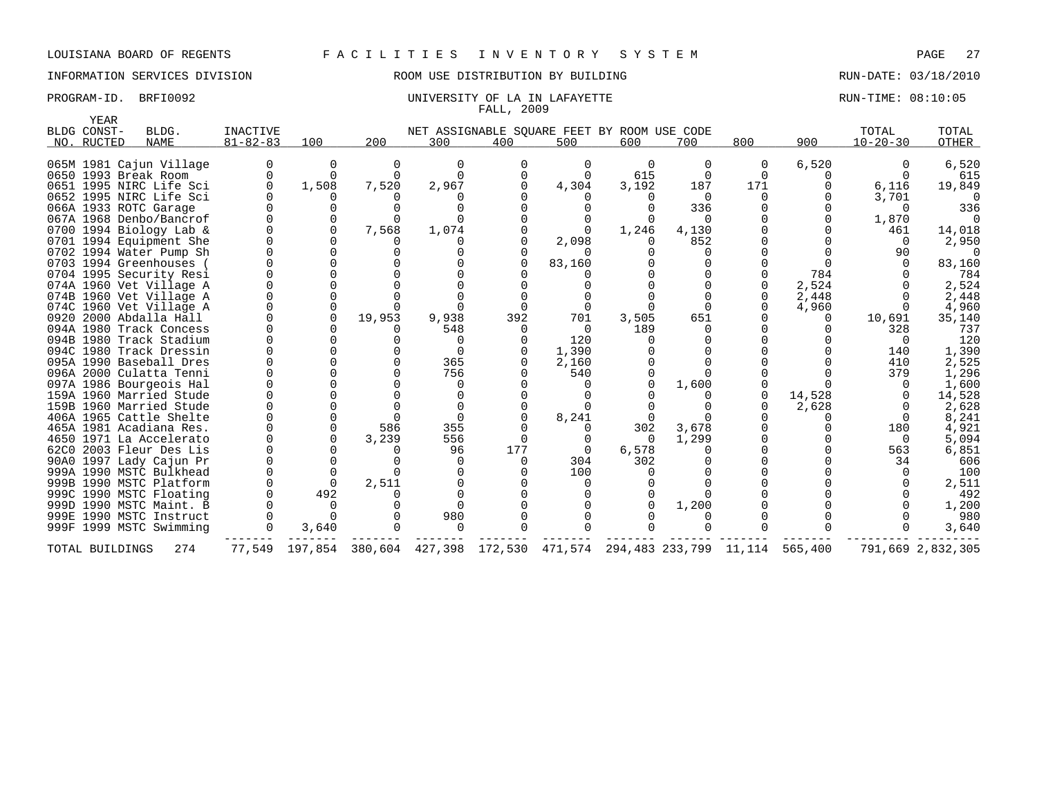LOUISIANA BOARD OF REGENTS F A C I L I T I E S I N V E N T O R Y S Y S T E M

INFORMATION SERVICES DIVISION ROOM USE DISTRIBUTION BY BUILDING RUN-DATE: 03/18/2010

PROGRAM-ID. BRFI0092 UNIVERSITY OF LA IN LAFAYETTE RUN-TIME: 08:10:05

FALL, 2009

| BLDG NO. | YEAR CONST-RUCTED | BLDG. NAME | INACTIVE 81-82-83 | 100 | 200 | 300 | 400 | 500 | 600 | 700 | 800 | 900 | TOTAL 10-20-30 | TOTAL OTHER |
|---|---|---|---|---|---|---|---|---|---|---|---|---|---|---|
| | | | | NET ASSIGNABLE SQUARE FEET BY ROOM USE CODE | | | | | | | | | | |
| 065M | 1981 | Cajun Village | 0 | 0 | 0 | 0 | 0 | 0 | 0 | 0 | 0 | 6,520 | 0 | 6,520 |
| 0650 | 1993 | Break Room | 0 | 0 | 0 | 0 | 0 | 0 | 615 | 0 | 0 | 0 | 0 | 615 |
| 0651 | 1995 | NIRC Life Sci | 0 | 1,508 | 7,520 | 2,967 | 0 | 4,304 | 3,192 | 187 | 171 | 0 | 6,116 | 19,849 |
| 0652 | 1995 | NIRC Life Sci | 0 | 0 | 0 | 0 | 0 | 0 | 0 | 0 | 0 | 0 | 3,701 | 0 |
| 066A | 1933 | ROTC Garage | 0 | 0 | 0 | 0 | 0 | 0 | 0 | 336 | 0 | 0 | 0 | 336 |
| 067A | 1968 | Denbo/Bancrof | 0 | 0 | 0 | 0 | 0 | 0 | 0 | 0 | 0 | 0 | 1,870 | 0 |
| 0700 | 1994 | Biology Lab & | 0 | 0 | 7,568 | 1,074 | 0 | 0 | 1,246 | 4,130 | 0 | 0 | 461 | 14,018 |
| 0701 | 1994 | Equipment She | 0 | 0 | 0 | 0 | 0 | 2,098 | 0 | 852 | 0 | 0 | 0 | 2,950 |
| 0702 | 1994 | Water Pump Sh | 0 | 0 | 0 | 0 | 0 | 0 | 0 | 0 | 0 | 0 | 90 | 0 |
| 0703 | 1994 | Greenhouses ( | 0 | 0 | 0 | 0 | 0 | 83,160 | 0 | 0 | 0 | 0 | 0 | 83,160 |
| 0704 | 1995 | Security Resi | 0 | 0 | 0 | 0 | 0 | 0 | 0 | 0 | 0 | 784 | 0 | 784 |
| 074A | 1960 | Vet Village A | 0 | 0 | 0 | 0 | 0 | 0 | 0 | 0 | 0 | 2,524 | 0 | 2,524 |
| 074B | 1960 | Vet Village A | 0 | 0 | 0 | 0 | 0 | 0 | 0 | 0 | 0 | 2,448 | 0 | 2,448 |
| 074C | 1960 | Vet Village A | 0 | 0 | 0 | 0 | 0 | 0 | 0 | 0 | 0 | 4,960 | 0 | 4,960 |
| 0920 | 2000 | Abdalla Hall | 0 | 0 | 19,953 | 9,938 | 392 | 701 | 3,505 | 651 | 0 | 0 | 10,691 | 35,140 |
| 094A | 1980 | Track Concess | 0 | 0 | 0 | 548 | 0 | 0 | 189 | 0 | 0 | 0 | 328 | 737 |
| 094B | 1980 | Track Stadium | 0 | 0 | 0 | 0 | 0 | 120 | 0 | 0 | 0 | 0 | 0 | 120 |
| 094C | 1980 | Track Dressin | 0 | 0 | 0 | 0 | 0 | 1,390 | 0 | 0 | 0 | 0 | 140 | 1,390 |
| 095A | 1990 | Baseball Dres | 0 | 0 | 0 | 365 | 0 | 2,160 | 0 | 0 | 0 | 0 | 410 | 2,525 |
| 096A | 2000 | Culatta Tenni | 0 | 0 | 0 | 756 | 0 | 540 | 0 | 0 | 0 | 0 | 379 | 1,296 |
| 097A | 1986 | Bourgeois Hal | 0 | 0 | 0 | 0 | 0 | 0 | 0 | 1,600 | 0 | 0 | 0 | 1,600 |
| 159A | 1960 | Married Stude | 0 | 0 | 0 | 0 | 0 | 0 | 0 | 0 | 0 | 14,528 | 0 | 14,528 |
| 159B | 1960 | Married Stude | 0 | 0 | 0 | 0 | 0 | 0 | 0 | 0 | 0 | 2,628 | 0 | 2,628 |
| 406A | 1965 | Cattle Shelte | 0 | 0 | 0 | 0 | 0 | 8,241 | 0 | 0 | 0 | 0 | 0 | 8,241 |
| 465A | 1981 | Acadiana Res. | 0 | 0 | 586 | 355 | 0 | 0 | 302 | 3,678 | 0 | 0 | 180 | 4,921 |
| 4650 | 1971 | La Accelerato | 0 | 0 | 3,239 | 556 | 0 | 0 | 0 | 1,299 | 0 | 0 | 0 | 5,094 |
| 62C0 | 2003 | Fleur Des Lis | 0 | 0 | 0 | 96 | 177 | 0 | 6,578 | 0 | 0 | 0 | 563 | 6,851 |
| 90A0 | 1997 | Lady Cajun Pr | 0 | 0 | 0 | 0 | 0 | 304 | 302 | 0 | 0 | 0 | 34 | 606 |
| 999A | 1990 | MSTC Bulkhead | 0 | 0 | 0 | 0 | 0 | 100 | 0 | 0 | 0 | 0 | 0 | 100 |
| 999B | 1990 | MSTC Platform | 0 | 0 | 2,511 | 0 | 0 | 0 | 0 | 0 | 0 | 0 | 0 | 2,511 |
| 999C | 1990 | MSTC Floating | 0 | 492 | 0 | 0 | 0 | 0 | 0 | 0 | 0 | 0 | 0 | 492 |
| 999D | 1990 | MSTC Maint. B | 0 | 0 | 0 | 0 | 0 | 0 | 0 | 1,200 | 0 | 0 | 0 | 1,200 |
| 999E | 1990 | MSTC Instruct | 0 | 0 | 0 | 980 | 0 | 0 | 0 | 0 | 0 | 0 | 0 | 980 |
| 999F | 1999 | MSTC Swimming | 0 | 3,640 | 0 | 0 | 0 | 0 | 0 | 0 | 0 | 0 | 0 | 3,640 |
| TOTAL BUILDINGS | | 274 | 77,549 | 197,854 | 380,604 | 427,398 | 172,530 | 471,574 | 294,483 | 233,799 | 11,114 | 565,400 | 791,669 | 2,832,305 |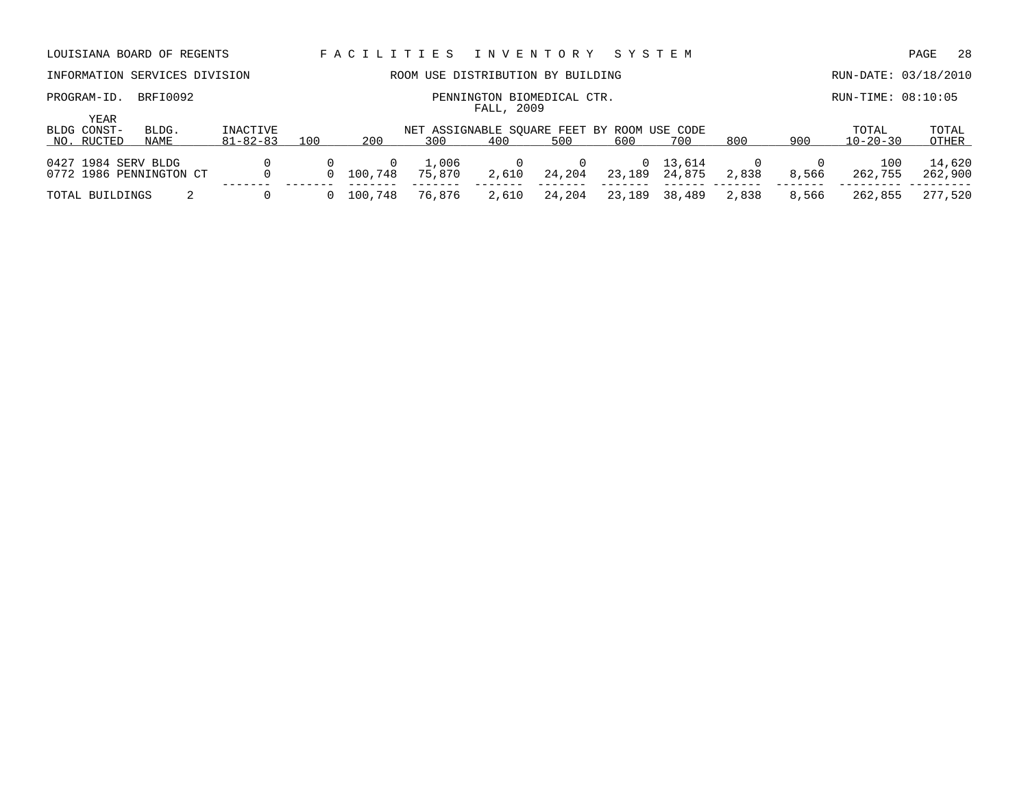LOUISIANA BOARD OF REGENTS — FACILITIES INVENTORY SYSTEM

INFORMATION SERVICES DIVISION — ROOM USE DISTRIBUTION BY BUILDING — RUN-DATE: 03/18/2010

PROGRAM-ID. BRFI0092 — PENNINGTON BIOMEDICAL CTR. — RUN-TIME: 08:10:05

FALL, 2009

| BLDG NO. | YEAR CONST-RUCTED | BLDG. NAME | INACTIVE 81-82-83 | 100 | 200 | 300 | 400 | 500 | 600 | 700 | 800 | 900 | TOTAL 10-20-30 | TOTAL OTHER |
|---|---|---|---|---|---|---|---|---|---|---|---|---|---|---|
| | | | | NET ASSIGNABLE SQUARE FEET BY ROOM USE CODE | | | | | | | | | | |
| 0427 | 1984 | SERV BLDG | 0 | 0 | 0 | 1,006 | 0 | 0 | 0 | 13,614 | 0 | 0 | 100 | 14,620 |
| 0772 | 1986 | PENNINGTON CT | 0 | 0 | 100,748 | 75,870 | 2,610 | 24,204 | 23,189 | 24,875 | 2,838 | 8,566 | 262,755 | 262,900 |
| TOTAL BUILDINGS | | 2 | 0 | 0 | 100,748 | 76,876 | 2,610 | 24,204 | 23,189 | 38,489 | 2,838 | 8,566 | 262,855 | 277,520 |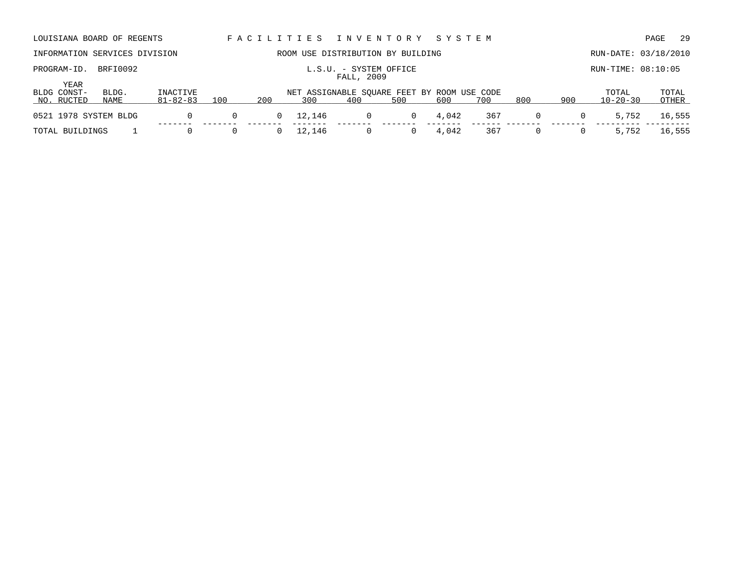LOUISIANA BOARD OF REGENTS — FACILITIES INVENTORY SYSTEM

INFORMATION SERVICES DIVISION — ROOM USE DISTRIBUTION BY BUILDING — RUN-DATE: 03/18/2010

PROGRAM-ID. BRFI0092 — L.S.U. - SYSTEM OFFICE — RUN-TIME: 08:10:05

FALL, 2009

| BLDG NO. | YEAR CONSTRUCTED | BLDG. NAME | INACTIVE 81-82-83 | 100 | 200 | 300 | 400 | 500 | 600 | 700 | 800 | 900 | TOTAL 10-20-30 | TOTAL OTHER |
|---|---|---|---|---|---|---|---|---|---|---|---|---|---|---|
| | | | | NET ASSIGNABLE SQUARE FEET BY ROOM USE CODE | | | | | | | | | | |
| 0521 | 1978 | SYSTEM BLDG | 0 | 0 | 0 | 12,146 | 0 | 0 | 4,042 | 367 | 0 | 0 | 5,752 | 16,555 |
| TOTAL BUILDINGS | | 1 | 0 | 0 | 0 | 12,146 | 0 | 0 | 4,042 | 367 | 0 | 0 | 5,752 | 16,555 |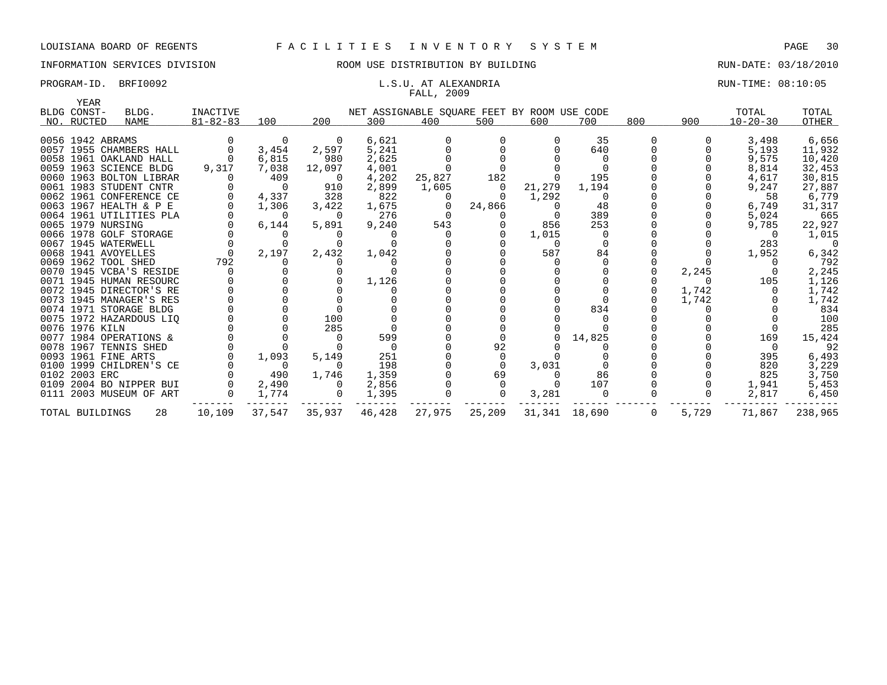LOUISIANA BOARD OF REGENTS F A C I L I T I E S I N V E N T O R Y S Y S T E M

INFORMATION SERVICES DIVISION ROOM USE DISTRIBUTION BY BUILDING RUN-DATE: 03/18/2010

PROGRAM-ID. BRFI0092 L.S.U. AT ALEXANDRIA RUN-TIME: 08:10:05

FALL, 2009

| BLDG NO. | YEAR CONSTRUCTED | BLDG. NAME | INACTIVE 81-82-83 | 100 | 200 | 300 | 400 | 500 | 600 | 700 | 800 | 900 | TOTAL 10-20-30 | TOTAL OTHER |
|---|---|---|---|---|---|---|---|---|---|---|---|---|---|---|
| | | | | NET ASSIGNABLE SQUARE FEET BY ROOM USE CODE | | | | | | | | | | |
| 0056 | 1942 | ABRAMS | 0 | 0 | 0 | 6,621 | 0 | 0 | 0 | 35 | 0 | 0 | 3,498 | 6,656 |
| 0057 | 1955 | CHAMBERS HALL | 0 | 3,454 | 2,597 | 5,241 | 0 | 0 | 0 | 640 | 0 | 0 | 5,193 | 11,932 |
| 0058 | 1961 | OAKLAND HALL | 0 | 6,815 | 980 | 2,625 | 0 | 0 | 0 | 0 | 0 | 0 | 9,575 | 10,420 |
| 0059 | 1963 | SCIENCE BLDG | 9,317 | 7,038 | 12,097 | 4,001 | 0 | 0 | 0 | 0 | 0 | 0 | 8,814 | 32,453 |
| 0060 | 1963 | BOLTON LIBRAR | 0 | 409 | 0 | 4,202 | 25,827 | 182 | 0 | 195 | 0 | 0 | 4,617 | 30,815 |
| 0061 | 1983 | STUDENT CNTR | 0 | 0 | 910 | 2,899 | 1,605 | 0 | 21,279 | 1,194 | 0 | 0 | 9,247 | 27,887 |
| 0062 | 1961 | CONFERENCE CE | 0 | 4,337 | 328 | 822 | 0 | 0 | 1,292 | 0 | 0 | 0 | 58 | 6,779 |
| 0063 | 1967 | HEALTH & P E | 0 | 1,306 | 3,422 | 1,675 | 0 | 24,866 | 0 | 48 | 0 | 0 | 6,749 | 31,317 |
| 0064 | 1961 | UTILITIES PLA | 0 | 0 | 0 | 276 | 0 | 0 | 0 | 389 | 0 | 0 | 5,024 | 665 |
| 0065 | 1979 | NURSING | 0 | 6,144 | 5,891 | 9,240 | 543 | 0 | 856 | 253 | 0 | 0 | 9,785 | 22,927 |
| 0066 | 1978 | GOLF STORAGE | 0 | 0 | 0 | 0 | 0 | 0 | 1,015 | 0 | 0 | 0 | 0 | 1,015 |
| 0067 | 1945 | WATERWELL | 0 | 0 | 0 | 0 | 0 | 0 | 0 | 0 | 0 | 0 | 283 | 0 |
| 0068 | 1941 | AVOYELLES | 0 | 2,197 | 2,432 | 1,042 | 0 | 0 | 587 | 84 | 0 | 0 | 1,952 | 6,342 |
| 0069 | 1962 | TOOL SHED | 792 | 0 | 0 | 0 | 0 | 0 | 0 | 0 | 0 | 0 | 0 | 792 |
| 0070 | 1945 | VCBA'S RESIDE | 0 | 0 | 0 | 0 | 0 | 0 | 0 | 0 | 0 | 2,245 | 0 | 2,245 |
| 0071 | 1945 | HUMAN RESOURC | 0 | 0 | 0 | 1,126 | 0 | 0 | 0 | 0 | 0 | 0 | 105 | 1,126 |
| 0072 | 1945 | DIRECTOR'S RE | 0 | 0 | 0 | 0 | 0 | 0 | 0 | 0 | 0 | 1,742 | 0 | 1,742 |
| 0073 | 1945 | MANAGER'S RES | 0 | 0 | 0 | 0 | 0 | 0 | 0 | 0 | 0 | 1,742 | 0 | 1,742 |
| 0074 | 1971 | STORAGE BLDG | 0 | 0 | 0 | 0 | 0 | 0 | 0 | 834 | 0 | 0 | 0 | 834 |
| 0075 | 1972 | HAZARDOUS LIQ | 0 | 0 | 100 | 0 | 0 | 0 | 0 | 0 | 0 | 0 | 0 | 100 |
| 0076 | 1976 | KILN | 0 | 0 | 285 | 0 | 0 | 0 | 0 | 0 | 0 | 0 | 0 | 285 |
| 0077 | 1984 | OPERATIONS & | 0 | 0 | 0 | 599 | 0 | 0 | 0 | 14,825 | 0 | 0 | 169 | 15,424 |
| 0078 | 1967 | TENNIS SHED | 0 | 0 | 0 | 0 | 0 | 92 | 0 | 0 | 0 | 0 | 0 | 92 |
| 0093 | 1961 | FINE ARTS | 0 | 1,093 | 5,149 | 251 | 0 | 0 | 0 | 0 | 0 | 0 | 395 | 6,493 |
| 0100 | 1999 | CHILDREN'S CE | 0 | 0 | 0 | 198 | 0 | 0 | 3,031 | 0 | 0 | 0 | 820 | 3,229 |
| 0102 | 2003 | ERC | 0 | 490 | 1,746 | 1,359 | 0 | 69 | 0 | 86 | 0 | 0 | 825 | 3,750 |
| 0109 | 2004 | BO NIPPER BUI | 0 | 2,490 | 0 | 2,856 | 0 | 0 | 0 | 107 | 0 | 0 | 1,941 | 5,453 |
| 0111 | 2003 | MUSEUM OF ART | 0 | 1,774 | 0 | 1,395 | 0 | 0 | 3,281 | 0 | 0 | 0 | 2,817 | 6,450 |
| TOTAL BUILDINGS | | 28 | 10,109 | 37,547 | 35,937 | 46,428 | 27,975 | 25,209 | 31,341 | 18,690 | 0 | 5,729 | 71,867 | 238,965 |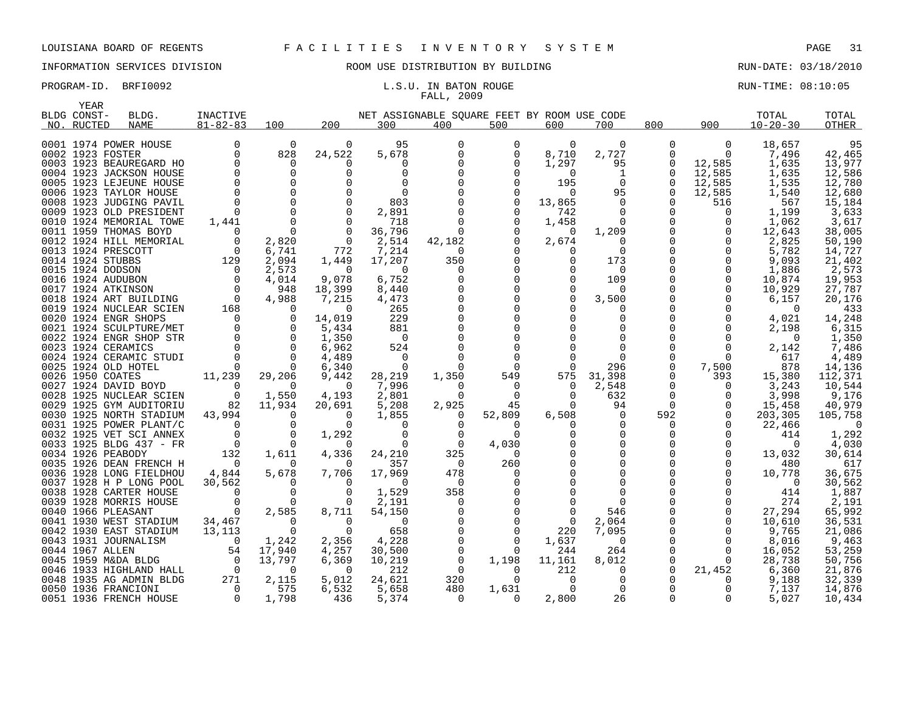LOUISIANA BOARD OF REGENTS — FACILITIES INVENTORY SYSTEM

INFORMATION SERVICES DIVISION — ROOM USE DISTRIBUTION BY BUILDING — RUN-DATE: 03/18/2010

PROGRAM-ID. BRFI0092 — L.S.U. IN BATON ROUGE — RUN-TIME: 08:10:05

FALL, 2009

| BLDG NO. | YEAR CONST-RUCTED | BLDG. NAME | INACTIVE 81-82-83 | 100 | 200 | 300 | 400 | 500 | 600 | 700 | 800 | 900 | TOTAL 10-20-30 | TOTAL OTHER |
|---|---|---|---|---|---|---|---|---|---|---|---|---|---|---|
| | | | | NET ASSIGNABLE SQUARE FEET BY ROOM USE CODE | | | | | | | | | | |
| 0001 | 1974 | POWER HOUSE | 0 | 0 | 0 | 95 | 0 | 0 | 0 | 0 | 0 | 0 | 18,657 | 95 |
| 0002 | 1923 | FOSTER | 0 | 828 | 24,522 | 5,678 | 0 | 0 | 8,710 | 2,727 | 0 | 0 | 7,496 | 42,465 |
| 0003 | 1923 | BEAUREGARD HO | 0 | 0 | 0 | 0 | 0 | 0 | 1,297 | 95 | 0 | 12,585 | 1,635 | 13,977 |
| 0004 | 1923 | JACKSON HOUSE | 0 | 0 | 0 | 0 | 0 | 0 | 0 | 1 | 0 | 12,585 | 1,635 | 12,586 |
| 0005 | 1923 | LEJEUNE HOUSE | 0 | 0 | 0 | 0 | 0 | 0 | 195 | 0 | 0 | 12,585 | 1,535 | 12,780 |
| 0006 | 1923 | TAYLOR HOUSE | 0 | 0 | 0 | 0 | 0 | 0 | 0 | 95 | 0 | 12,585 | 1,540 | 12,680 |
| 0008 | 1923 | JUDGING PAVIL | 0 | 0 | 0 | 803 | 0 | 0 | 13,865 | 0 | 0 | 516 | 567 | 15,184 |
| 0009 | 1923 | OLD PRESIDENT | 0 | 0 | 0 | 2,891 | 0 | 0 | 742 | 0 | 0 | 0 | 1,199 | 3,633 |
| 0010 | 1924 | MEMORIAL TOWE | 1,441 | 0 | 0 | 718 | 0 | 0 | 1,458 | 0 | 0 | 0 | 1,062 | 3,617 |
| 0011 | 1959 | THOMAS BOYD | 0 | 2,820 | 0 | 36,796 | 0 | 0 | 0 | 1,209 | 0 | 0 | 12,643 | 38,005 |
| 0012 | 1924 | HILL MEMORIAL | 0 | 2,820 | 0 | 2,514 | 42,182 | 0 | 2,674 | 0 | 0 | 0 | 2,825 | 50,190 |
| 0013 | 1924 | PRESCOTT | 0 | 6,741 | 772 | 7,214 | 0 | 0 | 0 | 0 | 0 | 0 | 5,782 | 14,727 |
| 0014 | 1924 | STUBBS | 129 | 2,094 | 1,449 | 17,207 | 350 | 0 | 0 | 173 | 0 | 0 | 9,093 | 21,402 |
| 0015 | 1924 | DODSON | 0 | 2,573 | 0 | 0 | 0 | 0 | 0 | 0 | 0 | 0 | 1,886 | 2,573 |
| 0016 | 1924 | AUDUBON | 0 | 4,014 | 9,078 | 6,752 | 0 | 0 | 0 | 109 | 0 | 0 | 10,874 | 19,953 |
| 0017 | 1924 | ATKINSON | 0 | 948 | 18,399 | 8,440 | 0 | 0 | 0 | 0 | 0 | 0 | 10,929 | 27,787 |
| 0018 | 1924 | ART BUILDING | 0 | 4,988 | 7,215 | 4,473 | 0 | 0 | 0 | 3,500 | 0 | 0 | 6,157 | 20,176 |
| 0019 | 1924 | NUCLEAR SCIEN | 168 | 0 | 0 | 265 | 0 | 0 | 0 | 0 | 0 | 0 | 0 | 433 |
| 0020 | 1924 | ENGR SHOPS | 0 | 0 | 14,019 | 229 | 0 | 0 | 0 | 0 | 0 | 0 | 4,021 | 14,248 |
| 0021 | 1924 | SCULPTURE/MET | 0 | 0 | 5,434 | 881 | 0 | 0 | 0 | 0 | 0 | 0 | 2,198 | 6,315 |
| 0022 | 1924 | ENGR SHOP STR | 0 | 0 | 1,350 | 0 | 0 | 0 | 0 | 0 | 0 | 0 | 0 | 1,350 |
| 0023 | 1924 | CERAMICS | 0 | 0 | 6,962 | 524 | 0 | 0 | 0 | 0 | 0 | 0 | 2,142 | 7,486 |
| 0024 | 1924 | CERAMIC STUDI | 0 | 0 | 4,489 | 0 | 0 | 0 | 0 | 0 | 0 | 0 | 617 | 4,489 |
| 0025 | 1924 | OLD HOTEL | 0 | 0 | 6,340 | 0 | 0 | 0 | 0 | 296 | 0 | 7,500 | 878 | 14,136 |
| 0026 | 1950 | COATES | 11,239 | 29,206 | 9,442 | 28,219 | 1,350 | 549 | 575 | 31,398 | 0 | 393 | 15,380 | 112,371 |
| 0027 | 1924 | DAVID BOYD | 0 | 0 | 0 | 7,996 | 0 | 0 | 0 | 2,548 | 0 | 0 | 3,243 | 10,544 |
| 0028 | 1925 | NUCLEAR SCIEN | 0 | 1,550 | 4,193 | 2,801 | 0 | 0 | 0 | 632 | 0 | 0 | 3,998 | 9,176 |
| 0029 | 1925 | GYM AUDITORIU | 82 | 11,934 | 20,691 | 5,208 | 2,925 | 45 | 0 | 94 | 0 | 0 | 15,458 | 40,979 |
| 0030 | 1925 | NORTH STADIUM | 43,994 | 0 | 0 | 1,855 | 0 | 52,809 | 6,508 | 0 | 592 | 0 | 203,305 | 105,758 |
| 0031 | 1925 | POWER PLANT/C | 0 | 0 | 0 | 0 | 0 | 0 | 0 | 0 | 0 | 0 | 22,466 | 0 |
| 0032 | 1925 | VET SCI ANNEX | 0 | 0 | 1,292 | 0 | 0 | 0 | 0 | 0 | 0 | 0 | 414 | 1,292 |
| 0033 | 1925 | BLDG 437 - FR | 0 | 0 | 0 | 0 | 0 | 4,030 | 0 | 0 | 0 | 0 | 0 | 4,030 |
| 0034 | 1926 | PEABODY | 132 | 1,611 | 4,336 | 24,210 | 325 | 0 | 0 | 0 | 0 | 0 | 13,032 | 30,614 |
| 0035 | 1926 | DEAN FRENCH H | 0 | 0 | 0 | 357 | 0 | 260 | 0 | 0 | 0 | 0 | 480 | 617 |
| 0036 | 1928 | LONG FIELDHOU | 4,844 | 5,678 | 7,706 | 17,969 | 478 | 0 | 0 | 0 | 0 | 0 | 10,778 | 36,675 |
| 0037 | 1928 | H P LONG POOL | 30,562 | 0 | 0 | 0 | 0 | 0 | 0 | 0 | 0 | 0 | 0 | 30,562 |
| 0038 | 1928 | CARTER HOUSE | 0 | 0 | 0 | 1,529 | 358 | 0 | 0 | 0 | 0 | 0 | 414 | 1,887 |
| 0039 | 1928 | MORRIS HOUSE | 0 | 0 | 0 | 2,191 | 0 | 0 | 0 | 0 | 0 | 0 | 274 | 2,191 |
| 0040 | 1966 | PLEASANT | 0 | 2,585 | 8,711 | 54,150 | 0 | 0 | 0 | 546 | 0 | 0 | 27,294 | 65,992 |
| 0041 | 1930 | WEST STADIUM | 34,467 | 0 | 0 | 0 | 0 | 0 | 0 | 2,064 | 0 | 0 | 10,610 | 36,531 |
| 0042 | 1930 | EAST STADIUM | 13,113 | 0 | 0 | 658 | 0 | 0 | 220 | 7,095 | 0 | 0 | 9,765 | 21,086 |
| 0043 | 1931 | JOURNALISM | 0 | 1,242 | 2,356 | 4,228 | 0 | 0 | 1,637 | 0 | 0 | 0 | 8,016 | 9,463 |
| 0044 | 1967 | ALLEN | 54 | 17,940 | 4,257 | 30,500 | 0 | 0 | 244 | 264 | 0 | 0 | 16,052 | 53,259 |
| 0045 | 1959 | M&DA BLDG | 0 | 13,797 | 6,369 | 10,219 | 0 | 1,198 | 11,161 | 8,012 | 0 | 0 | 28,738 | 50,756 |
| 0046 | 1933 | HIGHLAND HALL | 0 | 0 | 0 | 212 | 0 | 0 | 212 | 0 | 0 | 21,452 | 6,360 | 21,876 |
| 0048 | 1935 | AG ADMIN BLDG | 271 | 2,115 | 5,012 | 24,621 | 320 | 0 | 0 | 0 | 0 | 0 | 9,188 | 32,339 |
| 0050 | 1936 | FRANCIONI | 0 | 575 | 6,532 | 5,658 | 480 | 1,631 | 0 | 0 | 0 | 0 | 7,137 | 14,876 |
| 0051 | 1936 | FRENCH HOUSE | 0 | 1,798 | 436 | 5,374 | 0 | 0 | 2,800 | 26 | 0 | 0 | 5,027 | 10,434 |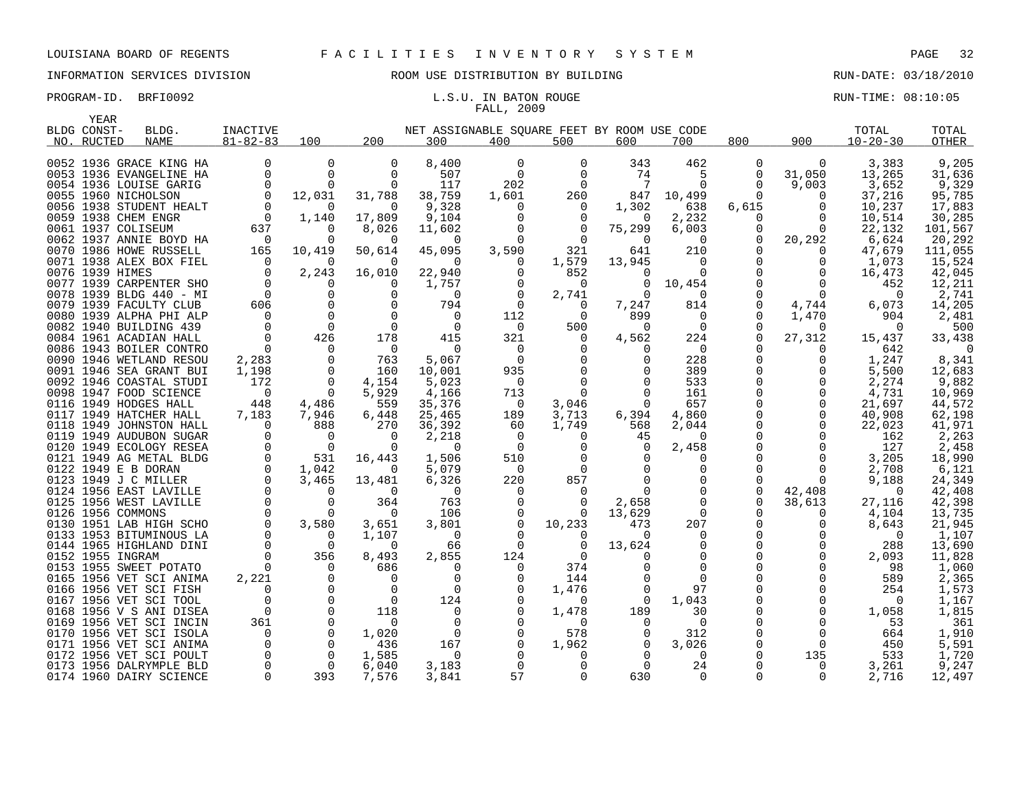LOUISIANA BOARD OF REGENTS F A C I L I T I E S I N V E N T O R Y S Y S T E M

INFORMATION SERVICES DIVISION ROOM USE DISTRIBUTION BY BUILDING RUN-DATE: 03/18/2010

PROGRAM-ID. BRFI0092 L.S.U. IN BATON ROUGE RUN-TIME: 08:10:05

FALL, 2009

| BLDG NO. | YEAR CONSTRUCTED | BLDG. NAME | INACTIVE 81-82-83 | 100 | 200 | 300 | 400 | 500 | 600 | 700 | 800 | 900 | TOTAL 10-20-30 | TOTAL OTHER |
|---|---|---|---|---|---|---|---|---|---|---|---|---|---|---|
| 0052 | 1936 | GRACE KING HA | 0 | 0 | 0 | 8,400 | 0 | 0 | 343 | 462 | 0 | 0 | 3,383 | 9,205 |
| 0053 | 1936 | EVANGELINE HA | 0 | 0 | 0 | 507 | 0 | 0 | 74 | 5 | 0 | 31,050 | 13,265 | 31,636 |
| 0054 | 1936 | LOUISE GARIG | 0 | 0 | 0 | 117 | 202 | 0 | 7 | 0 | 0 | 9,003 | 3,652 | 9,329 |
| 0055 | 1960 | NICHOLSON | 0 | 12,031 | 31,788 | 38,759 | 1,601 | 260 | 847 | 10,499 | 0 | 0 | 37,216 | 95,785 |
| 0056 | 1938 | STUDENT HEALT | 0 | 0 | 0 | 9,328 | 0 | 0 | 1,302 | 638 | 6,615 | 0 | 10,237 | 17,883 |
| 0059 | 1938 | CHEM ENGR | 0 | 1,140 | 17,809 | 9,104 | 0 | 0 | 0 | 2,232 | 0 | 0 | 10,514 | 30,285 |
| 0061 | 1937 | COLISEUM | 637 | 0 | 8,026 | 11,602 | 0 | 0 | 75,299 | 6,003 | 0 | 0 | 22,132 | 101,567 |
| 0062 | 1937 | ANNIE BOYD HA | 0 | 0 | 0 | 0 | 0 | 0 | 0 | 0 | 0 | 20,292 | 6,624 | 20,292 |
| 0070 | 1986 | HOWE RUSSELL | 165 | 10,419 | 50,614 | 45,095 | 3,590 | 321 | 641 | 210 | 0 | 0 | 47,679 | 111,055 |
| 0071 | 1938 | ALEX BOX FIEL | 0 | 0 | 0 | 0 | 0 | 1,579 | 13,945 | 0 | 0 | 0 | 1,073 | 15,524 |
| 0076 | 1939 | HIMES | 0 | 2,243 | 16,010 | 22,940 | 0 | 852 | 0 | 0 | 0 | 0 | 16,473 | 42,045 |
| 0077 | 1939 | CARPENTER SHO | 0 | 0 | 0 | 1,757 | 0 | 0 | 0 | 10,454 | 0 | 0 | 452 | 12,211 |
| 0078 | 1939 | BLDG 440 - MI | 0 | 0 | 0 | 0 | 0 | 2,741 | 0 | 0 | 0 | 0 | 0 | 2,741 |
| 0079 | 1939 | FACULTY CLUB | 606 | 0 | 0 | 794 | 0 | 0 | 7,247 | 814 | 0 | 4,744 | 6,073 | 14,205 |
| 0080 | 1939 | ALPHA PHI ALP | 0 | 0 | 0 | 0 | 112 | 0 | 899 | 0 | 0 | 1,470 | 904 | 2,481 |
| 0082 | 1940 | BUILDING 439 | 0 | 0 | 0 | 0 | 0 | 500 | 0 | 0 | 0 | 0 | 0 | 500 |
| 0084 | 1961 | ACADIAN HALL | 0 | 426 | 178 | 415 | 321 | 0 | 4,562 | 224 | 0 | 27,312 | 15,437 | 33,438 |
| 0086 | 1943 | BOILER CONTRO | 0 | 0 | 0 | 0 | 0 | 0 | 0 | 0 | 0 | 0 | 642 | 0 |
| 0090 | 1946 | WETLAND RESOU | 2,283 | 0 | 763 | 5,067 | 0 | 0 | 0 | 228 | 0 | 0 | 1,247 | 8,341 |
| 0091 | 1946 | SEA GRANT BUI | 1,198 | 0 | 160 | 10,001 | 935 | 0 | 0 | 389 | 0 | 0 | 5,500 | 12,683 |
| 0092 | 1946 | COASTAL STUDI | 172 | 0 | 4,154 | 5,023 | 0 | 0 | 0 | 533 | 0 | 0 | 2,274 | 9,882 |
| 0098 | 1947 | FOOD SCIENCE | 0 | 0 | 5,929 | 4,166 | 713 | 0 | 0 | 161 | 0 | 0 | 4,731 | 10,969 |
| 0116 | 1949 | HODGES HALL | 448 | 4,486 | 559 | 35,376 | 0 | 3,046 | 0 | 657 | 0 | 0 | 21,697 | 44,572 |
| 0117 | 1949 | HATCHER HALL | 7,183 | 7,946 | 6,448 | 25,465 | 189 | 3,713 | 6,394 | 4,860 | 0 | 0 | 40,908 | 62,198 |
| 0118 | 1949 | JOHNSTON HALL | 0 | 888 | 270 | 36,392 | 60 | 1,749 | 568 | 2,044 | 0 | 0 | 22,023 | 41,971 |
| 0119 | 1949 | AUDUBON SUGAR | 0 | 0 | 0 | 2,218 | 0 | 0 | 45 | 0 | 0 | 0 | 162 | 2,263 |
| 0120 | 1949 | ECOLOGY RESEA | 0 | 0 | 0 | 0 | 0 | 0 | 0 | 2,458 | 0 | 0 | 127 | 2,458 |
| 0121 | 1949 | AG METAL BLDG | 0 | 531 | 16,443 | 1,506 | 510 | 0 | 0 | 0 | 0 | 0 | 3,205 | 18,990 |
| 0122 | 1949 | E B DORAN | 0 | 1,042 | 0 | 5,079 | 0 | 0 | 0 | 0 | 0 | 0 | 2,708 | 6,121 |
| 0123 | 1949 | J C MILLER | 0 | 3,465 | 13,481 | 6,326 | 220 | 857 | 0 | 0 | 0 | 0 | 9,188 | 24,349 |
| 0124 | 1956 | EAST LAVILLE | 0 | 0 | 0 | 0 | 0 | 0 | 0 | 0 | 0 | 42,408 | 0 | 42,408 |
| 0125 | 1956 | WEST LAVILLE | 0 | 0 | 364 | 763 | 0 | 0 | 2,658 | 0 | 0 | 38,613 | 27,116 | 42,398 |
| 0126 | 1956 | COMMONS | 0 | 0 | 0 | 106 | 0 | 0 | 13,629 | 0 | 0 | 0 | 4,104 | 13,735 |
| 0130 | 1951 | LAB HIGH SCHO | 0 | 3,580 | 3,651 | 3,801 | 0 | 10,233 | 473 | 207 | 0 | 0 | 8,643 | 21,945 |
| 0133 | 1953 | BITUMINOUS LA | 0 | 0 | 1,107 | 0 | 0 | 0 | 0 | 0 | 0 | 0 | 0 | 1,107 |
| 0144 | 1965 | HIGHLAND DINI | 0 | 0 | 0 | 66 | 0 | 0 | 13,624 | 0 | 0 | 0 | 288 | 13,690 |
| 0152 | 1955 | INGRAM | 0 | 356 | 8,493 | 2,855 | 124 | 0 | 0 | 0 | 0 | 0 | 2,093 | 11,828 |
| 0153 | 1955 | SWEET POTATO | 0 | 0 | 686 | 0 | 0 | 374 | 0 | 0 | 0 | 0 | 98 | 1,060 |
| 0165 | 1956 | VET SCI ANIMA | 2,221 | 0 | 0 | 0 | 0 | 144 | 0 | 0 | 0 | 0 | 589 | 2,365 |
| 0166 | 1956 | VET SCI FISH | 0 | 0 | 0 | 0 | 0 | 1,476 | 0 | 97 | 0 | 0 | 254 | 1,573 |
| 0167 | 1956 | VET SCI TOOL | 0 | 0 | 0 | 124 | 0 | 0 | 0 | 1,043 | 0 | 0 | 0 | 1,167 |
| 0168 | 1956 | V S ANI DISEA | 0 | 0 | 118 | 0 | 0 | 1,478 | 189 | 30 | 0 | 0 | 1,058 | 1,815 |
| 0169 | 1956 | VET SCI INCIN | 361 | 0 | 0 | 0 | 0 | 0 | 0 | 0 | 0 | 0 | 53 | 361 |
| 0170 | 1956 | VET SCI ISOLA | 0 | 0 | 1,020 | 0 | 0 | 578 | 0 | 312 | 0 | 0 | 664 | 1,910 |
| 0171 | 1956 | VET SCI ANIMA | 0 | 0 | 436 | 167 | 0 | 1,962 | 0 | 3,026 | 0 | 0 | 450 | 5,591 |
| 0172 | 1956 | VET SCI POULT | 0 | 0 | 1,585 | 0 | 0 | 0 | 0 | 0 | 0 | 135 | 533 | 1,720 |
| 0173 | 1956 | DALRYMPLE BLD | 0 | 0 | 6,040 | 3,183 | 0 | 0 | 0 | 24 | 0 | 0 | 3,261 | 9,247 |
| 0174 | 1960 | DAIRY SCIENCE | 0 | 393 | 7,576 | 3,841 | 57 | 0 | 630 | 0 | 0 | 0 | 2,716 | 12,497 |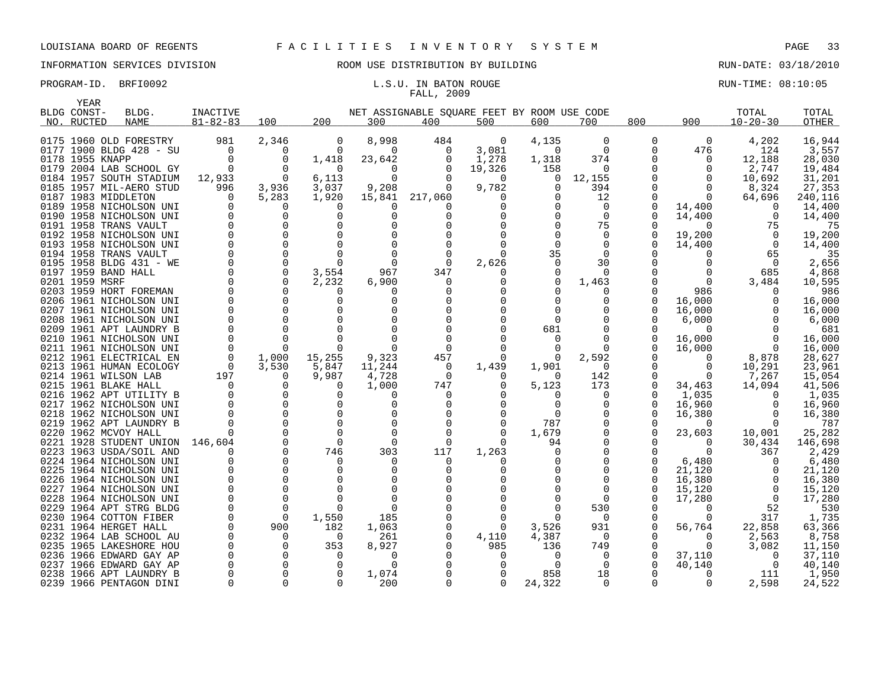LOUISIANA BOARD OF REGENTS F A C I L I T I E S I N V E N T O R Y S Y S T E M

INFORMATION SERVICES DIVISION ROOM USE DISTRIBUTION BY BUILDING RUN-DATE: 03/18/2010

PROGRAM-ID. BRFI0092 L.S.U. IN BATON ROUGE RUN-TIME: 08:10:05

FALL, 2009

| BLDG NO. | YEAR CONST-RUCTED | BLDG. NAME | INACTIVE 81-82-83 | 100 | 200 | 300 | 400 | 500 | 600 | 700 | 800 | 900 | TOTAL 10-20-30 | TOTAL OTHER |
|---|---|---|---|---|---|---|---|---|---|---|---|---|---|---|
| | | | | NET ASSIGNABLE SQUARE FEET BY ROOM USE CODE | | | | | | | | | | |
| 0175 | 1960 | OLD FORESTRY | 981 | 2,346 | 0 | 8,998 | 484 | 0 | 4,135 | 0 | 0 | 0 | 4,202 | 16,944 |
| 0177 | 1900 | BLDG 428 - SU | 0 | 0 | 0 | 0 | 0 | 3,081 | 0 | 0 | 0 | 476 | 124 | 3,557 |
| 0178 | 1955 | KNAPP | 0 | 0 | 1,418 | 23,642 | 0 | 1,278 | 1,318 | 374 | 0 | 0 | 12,188 | 28,030 |
| 0179 | 2004 | LAB SCHOOL GY | 0 | 0 | 0 | 0 | 0 | 19,326 | 158 | 0 | 0 | 0 | 2,747 | 19,484 |
| 0184 | 1957 | SOUTH STADIUM | 12,933 | 0 | 6,113 | 0 | 0 | 0 | 0 | 12,155 | 0 | 0 | 10,692 | 31,201 |
| 0185 | 1957 | MIL-AERO STUD | 996 | 3,936 | 3,037 | 9,208 | 0 | 9,782 | 0 | 394 | 0 | 0 | 8,324 | 27,353 |
| 0187 | 1983 | MIDDLETON | 0 | 5,283 | 1,920 | 15,841 | 217,060 | 0 | 0 | 12 | 0 | 0 | 64,696 | 240,116 |
| 0189 | 1958 | NICHOLSON UNI | 0 | 0 | 0 | 0 | 0 | 0 | 0 | 0 | 0 | 14,400 | 0 | 14,400 |
| 0190 | 1958 | NICHOLSON UNI | 0 | 0 | 0 | 0 | 0 | 0 | 0 | 0 | 0 | 14,400 | 0 | 14,400 |
| 0191 | 1958 | TRANS VAULT | 0 | 0 | 0 | 0 | 0 | 0 | 0 | 75 | 0 | 0 | 75 | 75 |
| 0192 | 1958 | NICHOLSON UNI | 0 | 0 | 0 | 0 | 0 | 0 | 0 | 0 | 0 | 19,200 | 0 | 19,200 |
| 0193 | 1958 | NICHOLSON UNI | 0 | 0 | 0 | 0 | 0 | 0 | 0 | 0 | 0 | 14,400 | 0 | 14,400 |
| 0194 | 1958 | TRANS VAULT | 0 | 0 | 0 | 0 | 0 | 0 | 35 | 0 | 0 | 0 | 65 | 35 |
| 0195 | 1958 | BLDG 431 - WE | 0 | 0 | 0 | 0 | 0 | 2,626 | 0 | 30 | 0 | 0 | 0 | 2,656 |
| 0197 | 1959 | BAND HALL | 0 | 0 | 3,554 | 967 | 347 | 0 | 0 | 0 | 0 | 0 | 685 | 4,868 |
| 0201 | 1959 | MSRF | 0 | 0 | 2,232 | 6,900 | 0 | 0 | 0 | 1,463 | 0 | 0 | 3,484 | 10,595 |
| 0203 | 1959 | HORT FOREMAN | 0 | 0 | 0 | 0 | 0 | 0 | 0 | 0 | 0 | 986 | 0 | 986 |
| 0206 | 1961 | NICHOLSON UNI | 0 | 0 | 0 | 0 | 0 | 0 | 0 | 0 | 0 | 16,000 | 0 | 16,000 |
| 0207 | 1961 | NICHOLSON UNI | 0 | 0 | 0 | 0 | 0 | 0 | 0 | 0 | 0 | 16,000 | 0 | 16,000 |
| 0208 | 1961 | NICHOLSON UNI | 0 | 0 | 0 | 0 | 0 | 0 | 0 | 0 | 0 | 6,000 | 0 | 6,000 |
| 0209 | 1961 | APT LAUNDRY B | 0 | 0 | 0 | 0 | 0 | 0 | 681 | 0 | 0 | 0 | 0 | 681 |
| 0210 | 1961 | NICHOLSON UNI | 0 | 0 | 0 | 0 | 0 | 0 | 0 | 0 | 0 | 16,000 | 0 | 16,000 |
| 0211 | 1961 | NICHOLSON UNI | 0 | 0 | 0 | 0 | 0 | 0 | 0 | 0 | 0 | 16,000 | 0 | 16,000 |
| 0212 | 1961 | ELECTRICAL EN | 0 | 1,000 | 15,255 | 9,323 | 457 | 0 | 0 | 2,592 | 0 | 0 | 8,878 | 28,627 |
| 0213 | 1961 | HUMAN ECOLOGY | 0 | 3,530 | 5,847 | 11,244 | 0 | 1,439 | 1,901 | 0 | 0 | 0 | 10,291 | 23,961 |
| 0214 | 1961 | WILSON LAB | 197 | 0 | 9,987 | 4,728 | 0 | 0 | 0 | 142 | 0 | 0 | 7,267 | 15,054 |
| 0215 | 1961 | BLAKE HALL | 0 | 0 | 0 | 1,000 | 747 | 0 | 5,123 | 173 | 0 | 34,463 | 14,094 | 41,506 |
| 0216 | 1962 | APT UTILITY B | 0 | 0 | 0 | 0 | 0 | 0 | 0 | 0 | 0 | 1,035 | 0 | 1,035 |
| 0217 | 1962 | NICHOLSON UNI | 0 | 0 | 0 | 0 | 0 | 0 | 0 | 0 | 0 | 16,960 | 0 | 16,960 |
| 0218 | 1962 | NICHOLSON UNI | 0 | 0 | 0 | 0 | 0 | 0 | 0 | 0 | 0 | 16,380 | 0 | 16,380 |
| 0219 | 1962 | APT LAUNDRY B | 0 | 0 | 0 | 0 | 0 | 0 | 787 | 0 | 0 | 0 | 0 | 787 |
| 0220 | 1962 | MCVOY HALL | 0 | 0 | 0 | 0 | 0 | 0 | 1,679 | 0 | 0 | 23,603 | 10,001 | 25,282 |
| 0221 | 1928 | STUDENT UNION | 146,604 | 0 | 0 | 0 | 0 | 0 | 94 | 0 | 0 | 0 | 30,434 | 146,698 |
| 0223 | 1963 | USDA/SOIL AND | 0 | 0 | 746 | 303 | 117 | 1,263 | 0 | 0 | 0 | 0 | 367 | 2,429 |
| 0224 | 1964 | NICHOLSON UNI | 0 | 0 | 0 | 0 | 0 | 0 | 0 | 0 | 0 | 6,480 | 0 | 6,480 |
| 0225 | 1964 | NICHOLSON UNI | 0 | 0 | 0 | 0 | 0 | 0 | 0 | 0 | 0 | 21,120 | 0 | 21,120 |
| 0226 | 1964 | NICHOLSON UNI | 0 | 0 | 0 | 0 | 0 | 0 | 0 | 0 | 0 | 16,380 | 0 | 16,380 |
| 0227 | 1964 | NICHOLSON UNI | 0 | 0 | 0 | 0 | 0 | 0 | 0 | 0 | 0 | 15,120 | 0 | 15,120 |
| 0228 | 1964 | NICHOLSON UNI | 0 | 0 | 0 | 0 | 0 | 0 | 0 | 0 | 0 | 17,280 | 0 | 17,280 |
| 0229 | 1964 | APT STRG BLDG | 0 | 0 | 0 | 0 | 0 | 0 | 0 | 530 | 0 | 0 | 52 | 530 |
| 0230 | 1964 | COTTON FIBER | 0 | 0 | 1,550 | 185 | 0 | 0 | 0 | 0 | 0 | 0 | 317 | 1,735 |
| 0231 | 1964 | HERGET HALL | 0 | 900 | 182 | 1,063 | 0 | 0 | 3,526 | 931 | 0 | 56,764 | 22,858 | 63,366 |
| 0232 | 1964 | LAB SCHOOL AU | 0 | 0 | 0 | 261 | 0 | 4,110 | 4,387 | 0 | 0 | 0 | 2,563 | 8,758 |
| 0235 | 1965 | LAKESHORE HOU | 0 | 0 | 353 | 8,927 | 0 | 985 | 136 | 749 | 0 | 0 | 3,082 | 11,150 |
| 0236 | 1966 | EDWARD GAY AP | 0 | 0 | 0 | 0 | 0 | 0 | 0 | 0 | 0 | 37,110 | 0 | 37,110 |
| 0237 | 1966 | EDWARD GAY AP | 0 | 0 | 0 | 0 | 0 | 0 | 0 | 0 | 0 | 40,140 | 0 | 40,140 |
| 0238 | 1966 | APT LAUNDRY B | 0 | 0 | 0 | 1,074 | 0 | 0 | 858 | 18 | 0 | 0 | 111 | 1,950 |
| 0239 | 1966 | PENTAGON DINI | 0 | 0 | 0 | 200 | 0 | 0 | 24,322 | 0 | 0 | 0 | 2,598 | 24,522 |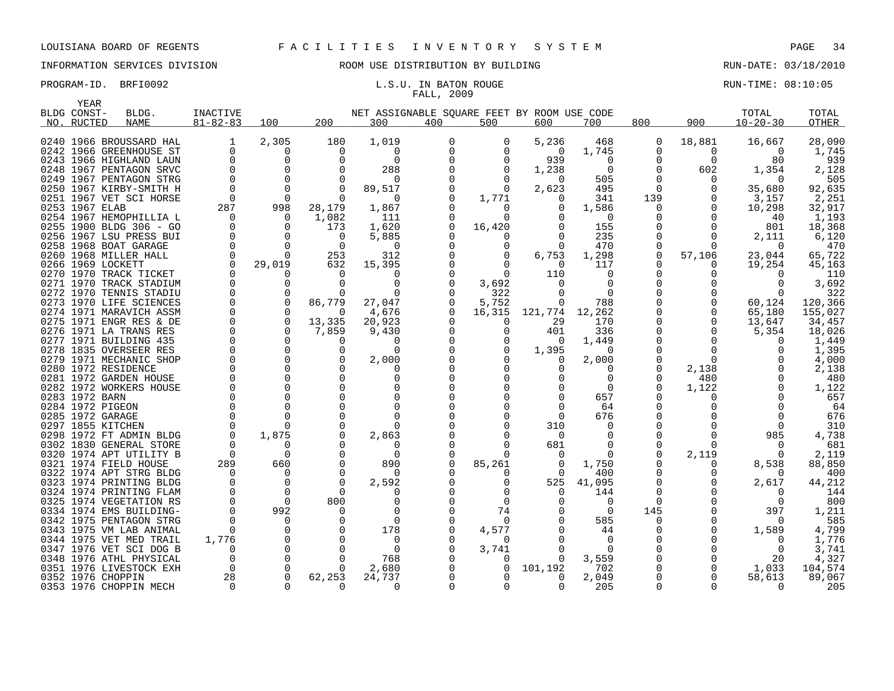LOUISIANA BOARD OF REGENTS — FACILITIES INVENTORY SYSTEM

INFORMATION SERVICES DIVISION — ROOM USE DISTRIBUTION BY BUILDING — RUN-DATE: 03/18/2010

PROGRAM-ID. BRFI0092 — L.S.U. IN BATON ROUGE — RUN-TIME: 08:10:05

FALL, 2009

| BLDG NO. | YEAR CONSTRUCTED | BLDG. NAME | INACTIVE 81-82-83 | 100 | 200 | 300 | 400 | 500 | 600 | 700 | 800 | 900 | TOTAL 10-20-30 | TOTAL OTHER |
|---|---|---|---|---|---|---|---|---|---|---|---|---|---|---|
| 0240 | 1966 | BROUSSARD HAL | 1 | 2,305 | 180 | 1,019 | 0 | 0 | 5,236 | 468 | 0 | 18,881 | 16,667 | 28,090 |
| 0242 | 1966 | GREENHOUSE ST | 0 | 0 | 0 | 0 | 0 | 0 | 0 | 1,745 | 0 | 0 | 0 | 1,745 |
| 0243 | 1966 | HIGHLAND LAUN | 0 | 0 | 0 | 0 | 0 | 0 | 939 | 0 | 0 | 0 | 80 | 939 |
| 0248 | 1967 | PENTAGON SRVC | 0 | 0 | 0 | 288 | 0 | 0 | 1,238 | 0 | 0 | 602 | 1,354 | 2,128 |
| 0249 | 1967 | PENTAGON STRG | 0 | 0 | 0 | 0 | 0 | 0 | 0 | 505 | 0 | 0 | 0 | 505 |
| 0250 | 1967 | KIRBY-SMITH H | 0 | 0 | 0 | 89,517 | 0 | 0 | 2,623 | 495 | 0 | 0 | 35,680 | 92,635 |
| 0251 | 1967 | VET SCI HORSE | 0 | 0 | 0 | 0 | 0 | 1,771 | 0 | 341 | 139 | 0 | 3,157 | 2,251 |
| 0253 | 1967 | ELAB | 287 | 998 | 28,179 | 1,867 | 0 | 0 | 0 | 1,586 | 0 | 0 | 10,298 | 32,917 |
| 0254 | 1967 | HEMOPHILLIA L | 0 | 0 | 1,082 | 111 | 0 | 0 | 0 | 0 | 0 | 0 | 40 | 1,193 |
| 0255 | 1900 | BLDG 306 - GO | 0 | 0 | 173 | 1,620 | 0 | 16,420 | 0 | 155 | 0 | 0 | 801 | 18,368 |
| 0256 | 1967 | LSU PRESS BUI | 0 | 0 | 0 | 5,885 | 0 | 0 | 0 | 235 | 0 | 0 | 2,111 | 6,120 |
| 0258 | 1968 | BOAT GARAGE | 0 | 0 | 0 | 0 | 0 | 0 | 0 | 470 | 0 | 0 | 0 | 470 |
| 0260 | 1968 | MILLER HALL | 0 | 0 | 253 | 312 | 0 | 0 | 6,753 | 1,298 | 0 | 57,106 | 23,044 | 65,722 |
| 0266 | 1969 | LOCKETT | 0 | 29,019 | 632 | 15,395 | 0 | 0 | 0 | 117 | 0 | 0 | 19,254 | 45,163 |
| 0270 | 1970 | TRACK TICKET | 0 | 0 | 0 | 0 | 0 | 0 | 110 | 0 | 0 | 0 | 0 | 110 |
| 0271 | 1970 | TRACK STADIUM | 0 | 0 | 0 | 0 | 0 | 3,692 | 0 | 0 | 0 | 0 | 0 | 3,692 |
| 0272 | 1970 | TENNIS STADIU | 0 | 0 | 0 | 0 | 0 | 322 | 0 | 0 | 0 | 0 | 0 | 322 |
| 0273 | 1970 | LIFE SCIENCES | 0 | 0 | 86,779 | 27,047 | 0 | 5,752 | 0 | 788 | 0 | 0 | 60,124 | 120,366 |
| 0274 | 1971 | MARAVICH ASSM | 0 | 0 | 0 | 4,676 | 0 | 16,315 | 121,774 | 12,262 | 0 | 0 | 65,180 | 155,027 |
| 0275 | 1971 | ENGR RES & DE | 0 | 0 | 13,335 | 20,923 | 0 | 0 | 29 | 170 | 0 | 0 | 13,647 | 34,457 |
| 0276 | 1971 | LA TRANS RES | 0 | 0 | 7,859 | 9,430 | 0 | 0 | 401 | 336 | 0 | 0 | 5,354 | 18,026 |
| 0277 | 1971 | BUILDING 435 | 0 | 0 | 0 | 0 | 0 | 0 | 0 | 1,449 | 0 | 0 | 0 | 1,449 |
| 0278 | 1835 | OVERSEER RES | 0 | 0 | 0 | 0 | 0 | 0 | 1,395 | 0 | 0 | 0 | 0 | 1,395 |
| 0279 | 1971 | MECHANIC SHOP | 0 | 0 | 0 | 2,000 | 0 | 0 | 0 | 2,000 | 0 | 0 | 0 | 4,000 |
| 0280 | 1972 | RESIDENCE | 0 | 0 | 0 | 0 | 0 | 0 | 0 | 0 | 0 | 2,138 | 0 | 2,138 |
| 0281 | 1972 | GARDEN HOUSE | 0 | 0 | 0 | 0 | 0 | 0 | 0 | 0 | 0 | 480 | 0 | 480 |
| 0282 | 1972 | WORKERS HOUSE | 0 | 0 | 0 | 0 | 0 | 0 | 0 | 0 | 0 | 1,122 | 0 | 1,122 |
| 0283 | 1972 | BARN | 0 | 0 | 0 | 0 | 0 | 0 | 0 | 657 | 0 | 0 | 0 | 657 |
| 0284 | 1972 | PIGEON | 0 | 0 | 0 | 0 | 0 | 0 | 0 | 64 | 0 | 0 | 0 | 64 |
| 0285 | 1972 | GARAGE | 0 | 0 | 0 | 0 | 0 | 0 | 0 | 676 | 0 | 0 | 0 | 676 |
| 0297 | 1855 | KITCHEN | 0 | 0 | 0 | 0 | 0 | 0 | 310 | 0 | 0 | 0 | 0 | 310 |
| 0298 | 1972 | FT ADMIN BLDG | 0 | 1,875 | 0 | 2,863 | 0 | 0 | 0 | 0 | 0 | 0 | 985 | 4,738 |
| 0302 | 1830 | GENERAL STORE | 0 | 0 | 0 | 0 | 0 | 0 | 681 | 0 | 0 | 0 | 0 | 681 |
| 0320 | 1974 | APT UTILITY B | 0 | 0 | 0 | 0 | 0 | 0 | 0 | 0 | 0 | 2,119 | 0 | 2,119 |
| 0321 | 1974 | FIELD HOUSE | 289 | 660 | 0 | 890 | 0 | 85,261 | 0 | 1,750 | 0 | 0 | 8,538 | 88,850 |
| 0322 | 1974 | APT STRG BLDG | 0 | 0 | 0 | 0 | 0 | 0 | 0 | 400 | 0 | 0 | 0 | 400 |
| 0323 | 1974 | PRINTING BLDG | 0 | 0 | 0 | 2,592 | 0 | 0 | 525 | 41,095 | 0 | 0 | 2,617 | 44,212 |
| 0324 | 1974 | PRINTING FLAM | 0 | 0 | 0 | 0 | 0 | 0 | 0 | 144 | 0 | 0 | 0 | 144 |
| 0325 | 1974 | VEGETATION RS | 0 | 0 | 800 | 0 | 0 | 0 | 0 | 0 | 0 | 0 | 0 | 800 |
| 0334 | 1974 | EMS BUILDING- | 0 | 992 | 0 | 0 | 0 | 74 | 0 | 0 | 145 | 0 | 397 | 1,211 |
| 0342 | 1975 | PENTAGON STRG | 0 | 0 | 0 | 0 | 0 | 0 | 0 | 585 | 0 | 0 | 0 | 585 |
| 0343 | 1975 | VM LAB ANIMAL | 0 | 0 | 0 | 178 | 0 | 4,577 | 0 | 44 | 0 | 0 | 1,589 | 4,799 |
| 0344 | 1975 | VET MED TRAIL | 1,776 | 0 | 0 | 0 | 0 | 0 | 0 | 0 | 0 | 0 | 0 | 1,776 |
| 0347 | 1976 | VET SCI DOG B | 0 | 0 | 0 | 0 | 0 | 3,741 | 0 | 0 | 0 | 0 | 0 | 3,741 |
| 0348 | 1976 | ATHL PHYSICAL | 0 | 0 | 0 | 768 | 0 | 0 | 0 | 3,559 | 0 | 0 | 20 | 4,327 |
| 0351 | 1976 | LIVESTOCK EXH | 0 | 0 | 0 | 2,680 | 0 | 0 | 101,192 | 702 | 0 | 0 | 1,033 | 104,574 |
| 0352 | 1976 | CHOPPIN | 28 | 0 | 62,253 | 24,737 | 0 | 0 | 0 | 2,049 | 0 | 0 | 58,613 | 89,067 |
| 0353 | 1976 | CHOPPIN MECH | 0 | 0 | 0 | 0 | 0 | 0 | 0 | 205 | 0 | 0 | 0 | 205 |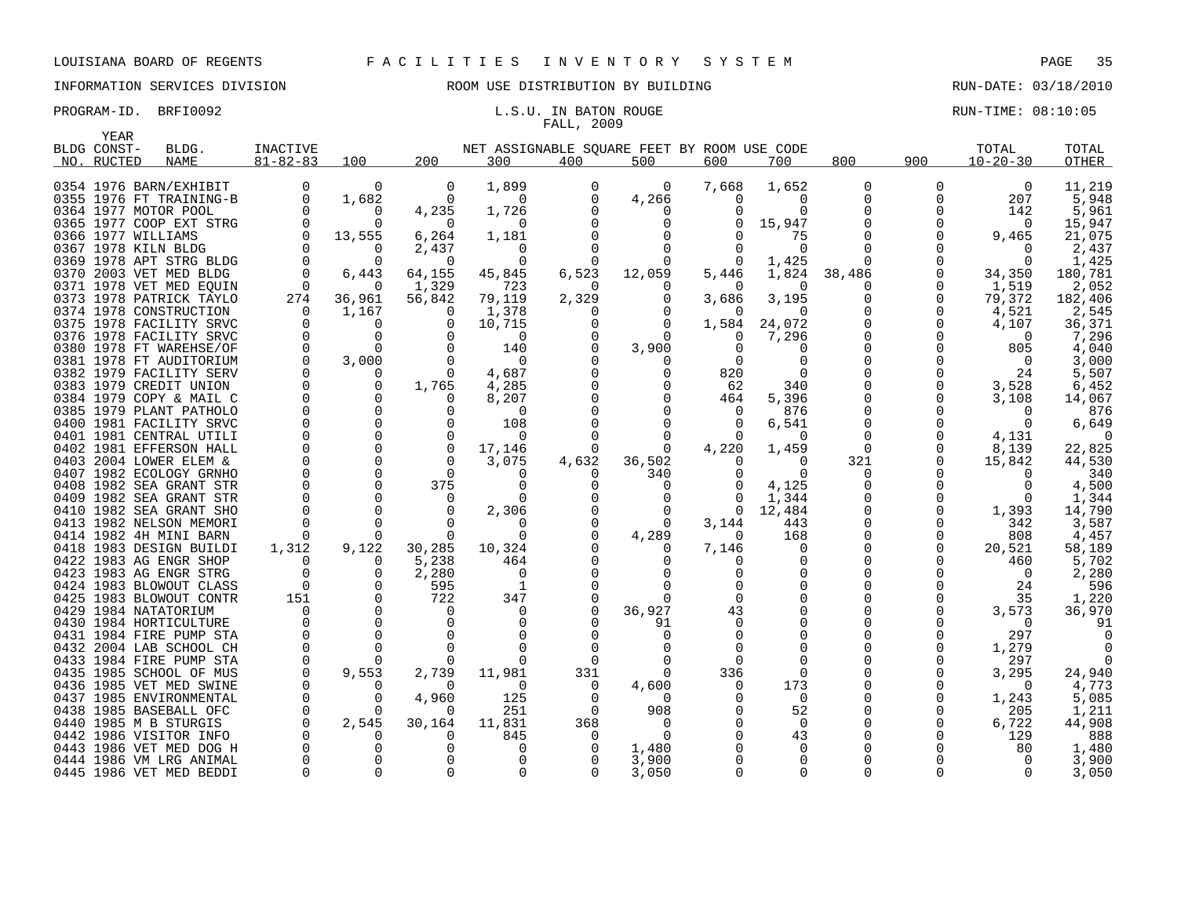LOUISIANA BOARD OF REGENTS — F A C I L I T I E S   I N V E N T O R Y   S Y S T E M

INFORMATION SERVICES DIVISION — ROOM USE DISTRIBUTION BY BUILDING — RUN-DATE: 03/18/2010

PROGRAM-ID. BRFI0092 — L.S.U. IN BATON ROUGE — RUN-TIME: 08:10:05

FALL, 2009

| BLDG NO. | YEAR CONST-RUCTED | BLDG. NAME | INACTIVE 81-82-83 | 100 | 200 | 300 | 400 | 500 | 600 | 700 | 800 | 900 | TOTAL 10-20-30 | TOTAL OTHER |
|---|---|---|---|---|---|---|---|---|---|---|---|---|---|---|
| | | | | NET ASSIGNABLE SQUARE FEET BY ROOM USE CODE | | | | | | | | | | |
| 0354 | 1976 | BARN/EXHIBIT | 0 | 0 | 0 | 1,899 | 0 | 0 | 7,668 | 1,652 | 0 | 0 | 0 | 11,219 |
| 0355 | 1976 | FT TRAINING-B | 0 | 1,682 | 0 | 0 | 0 | 4,266 | 0 | 0 | 0 | 0 | 207 | 5,948 |
| 0364 | 1977 | MOTOR POOL | 0 | 0 | 4,235 | 1,726 | 0 | 0 | 0 | 0 | 0 | 0 | 142 | 5,961 |
| 0365 | 1977 | COOP EXT STRG | 0 | 0 | 0 | 0 | 0 | 0 | 0 | 15,947 | 0 | 0 | 0 | 15,947 |
| 0366 | 1977 | WILLIAMS | 0 | 13,555 | 6,264 | 1,181 | 0 | 0 | 0 | 75 | 0 | 0 | 9,465 | 21,075 |
| 0367 | 1978 | KILN BLDG | 0 | 0 | 2,437 | 0 | 0 | 0 | 0 | 0 | 0 | 0 | 0 | 2,437 |
| 0369 | 1978 | APT STRG BLDG | 0 | 0 | 0 | 0 | 0 | 0 | 0 | 1,425 | 0 | 0 | 0 | 1,425 |
| 0370 | 2003 | VET MED BLDG | 0 | 6,443 | 64,155 | 45,845 | 6,523 | 12,059 | 5,446 | 1,824 | 38,486 | 0 | 34,350 | 180,781 |
| 0371 | 1978 | VET MED EQUIN | 0 | 0 | 1,329 | 723 | 0 | 0 | 0 | 0 | 0 | 0 | 1,519 | 2,052 |
| 0373 | 1978 | PATRICK TAYLO | 274 | 36,961 | 56,842 | 79,119 | 2,329 | 0 | 3,686 | 3,195 | 0 | 0 | 79,372 | 182,406 |
| 0374 | 1978 | CONSTRUCTION | 0 | 1,167 | 0 | 1,378 | 0 | 0 | 0 | 0 | 0 | 0 | 4,521 | 2,545 |
| 0375 | 1978 | FACILITY SRVC | 0 | 0 | 0 | 10,715 | 0 | 0 | 1,584 | 24,072 | 0 | 0 | 4,107 | 36,371 |
| 0376 | 1978 | FACILITY SRVC | 0 | 0 | 0 | 0 | 0 | 0 | 0 | 7,296 | 0 | 0 | 0 | 7,296 |
| 0380 | 1978 | FT WAREHSE/OF | 0 | 0 | 0 | 140 | 0 | 3,900 | 0 | 0 | 0 | 0 | 805 | 4,040 |
| 0381 | 1978 | FT AUDITORIUM | 0 | 3,000 | 0 | 0 | 0 | 0 | 0 | 0 | 0 | 0 | 0 | 3,000 |
| 0382 | 1979 | FACILITY SERV | 0 | 0 | 0 | 4,687 | 0 | 0 | 820 | 0 | 0 | 0 | 24 | 5,507 |
| 0383 | 1979 | CREDIT UNION | 0 | 0 | 1,765 | 4,285 | 0 | 0 | 62 | 340 | 0 | 0 | 3,528 | 6,452 |
| 0384 | 1979 | COPY & MAIL C | 0 | 0 | 0 | 8,207 | 0 | 0 | 464 | 5,396 | 0 | 0 | 3,108 | 14,067 |
| 0385 | 1979 | PLANT PATHOLO | 0 | 0 | 0 | 0 | 0 | 0 | 0 | 876 | 0 | 0 | 0 | 876 |
| 0400 | 1981 | FACILITY SRVC | 0 | 0 | 0 | 108 | 0 | 0 | 0 | 6,541 | 0 | 0 | 0 | 6,649 |
| 0401 | 1981 | CENTRAL UTILI | 0 | 0 | 0 | 0 | 0 | 0 | 0 | 0 | 0 | 0 | 4,131 | 0 |
| 0402 | 1981 | EFFERSON HALL | 0 | 0 | 0 | 17,146 | 0 | 0 | 4,220 | 1,459 | 0 | 0 | 8,139 | 22,825 |
| 0403 | 2004 | LOWER ELEM & | 0 | 0 | 0 | 3,075 | 4,632 | 36,502 | 0 | 0 | 321 | 0 | 15,842 | 44,530 |
| 0407 | 1982 | ECOLOGY GRNHO | 0 | 0 | 0 | 0 | 0 | 340 | 0 | 0 | 0 | 0 | 0 | 340 |
| 0408 | 1982 | SEA GRANT STR | 0 | 0 | 375 | 0 | 0 | 0 | 0 | 4,125 | 0 | 0 | 0 | 4,500 |
| 0409 | 1982 | SEA GRANT STR | 0 | 0 | 0 | 0 | 0 | 0 | 0 | 1,344 | 0 | 0 | 0 | 1,344 |
| 0410 | 1982 | SEA GRANT SHO | 0 | 0 | 0 | 2,306 | 0 | 0 | 0 | 12,484 | 0 | 0 | 1,393 | 14,790 |
| 0413 | 1982 | NELSON MEMORI | 0 | 0 | 0 | 0 | 0 | 0 | 3,144 | 443 | 0 | 0 | 342 | 3,587 |
| 0414 | 1982 | 4H MINI BARN | 0 | 0 | 0 | 0 | 0 | 4,289 | 0 | 168 | 0 | 0 | 808 | 4,457 |
| 0418 | 1983 | DESIGN BUILDI | 1,312 | 9,122 | 30,285 | 10,324 | 0 | 0 | 7,146 | 0 | 0 | 0 | 20,521 | 58,189 |
| 0422 | 1983 | AG ENGR SHOP | 0 | 0 | 5,238 | 464 | 0 | 0 | 0 | 0 | 0 | 0 | 460 | 5,702 |
| 0423 | 1983 | AG ENGR STRG | 0 | 0 | 2,280 | 0 | 0 | 0 | 0 | 0 | 0 | 0 | 0 | 2,280 |
| 0424 | 1983 | BLOWOUT CLASS | 0 | 0 | 595 | 1 | 0 | 0 | 0 | 0 | 0 | 0 | 24 | 596 |
| 0425 | 1983 | BLOWOUT CONTR | 151 | 0 | 722 | 347 | 0 | 0 | 0 | 0 | 0 | 0 | 35 | 1,220 |
| 0429 | 1984 | NATATORIUM | 0 | 0 | 0 | 0 | 0 | 36,927 | 43 | 0 | 0 | 0 | 3,573 | 36,970 |
| 0430 | 1984 | HORTICULTURE | 0 | 0 | 0 | 0 | 0 | 91 | 0 | 0 | 0 | 0 | 0 | 91 |
| 0431 | 1984 | FIRE PUMP STA | 0 | 0 | 0 | 0 | 0 | 0 | 0 | 0 | 0 | 0 | 297 | 0 |
| 0432 | 2004 | LAB SCHOOL CH | 0 | 0 | 0 | 0 | 0 | 0 | 0 | 0 | 0 | 0 | 1,279 | 0 |
| 0433 | 1984 | FIRE PUMP STA | 0 | 0 | 0 | 0 | 0 | 0 | 0 | 0 | 0 | 0 | 297 | 0 |
| 0435 | 1985 | SCHOOL OF MUS | 0 | 9,553 | 2,739 | 11,981 | 331 | 0 | 336 | 0 | 0 | 0 | 3,295 | 24,940 |
| 0436 | 1985 | VET MED SWINE | 0 | 0 | 0 | 0 | 0 | 4,600 | 0 | 173 | 0 | 0 | 0 | 4,773 |
| 0437 | 1985 | ENVIRONMENTAL | 0 | 0 | 4,960 | 125 | 0 | 0 | 0 | 0 | 0 | 0 | 1,243 | 5,085 |
| 0438 | 1985 | BASEBALL OFC | 0 | 0 | 0 | 251 | 0 | 908 | 0 | 52 | 0 | 0 | 205 | 1,211 |
| 0440 | 1985 | M B STURGIS | 0 | 2,545 | 30,164 | 11,831 | 368 | 0 | 0 | 0 | 0 | 0 | 6,722 | 44,908 |
| 0442 | 1986 | VISITOR INFO | 0 | 0 | 0 | 845 | 0 | 0 | 0 | 43 | 0 | 0 | 129 | 888 |
| 0443 | 1986 | VET MED DOG H | 0 | 0 | 0 | 0 | 0 | 1,480 | 0 | 0 | 0 | 0 | 80 | 1,480 |
| 0444 | 1986 | VM LRG ANIMAL | 0 | 0 | 0 | 0 | 0 | 3,900 | 0 | 0 | 0 | 0 | 0 | 3,900 |
| 0445 | 1986 | VET MED BEDDI | 0 | 0 | 0 | 0 | 0 | 3,050 | 0 | 0 | 0 | 0 | 0 | 3,050 |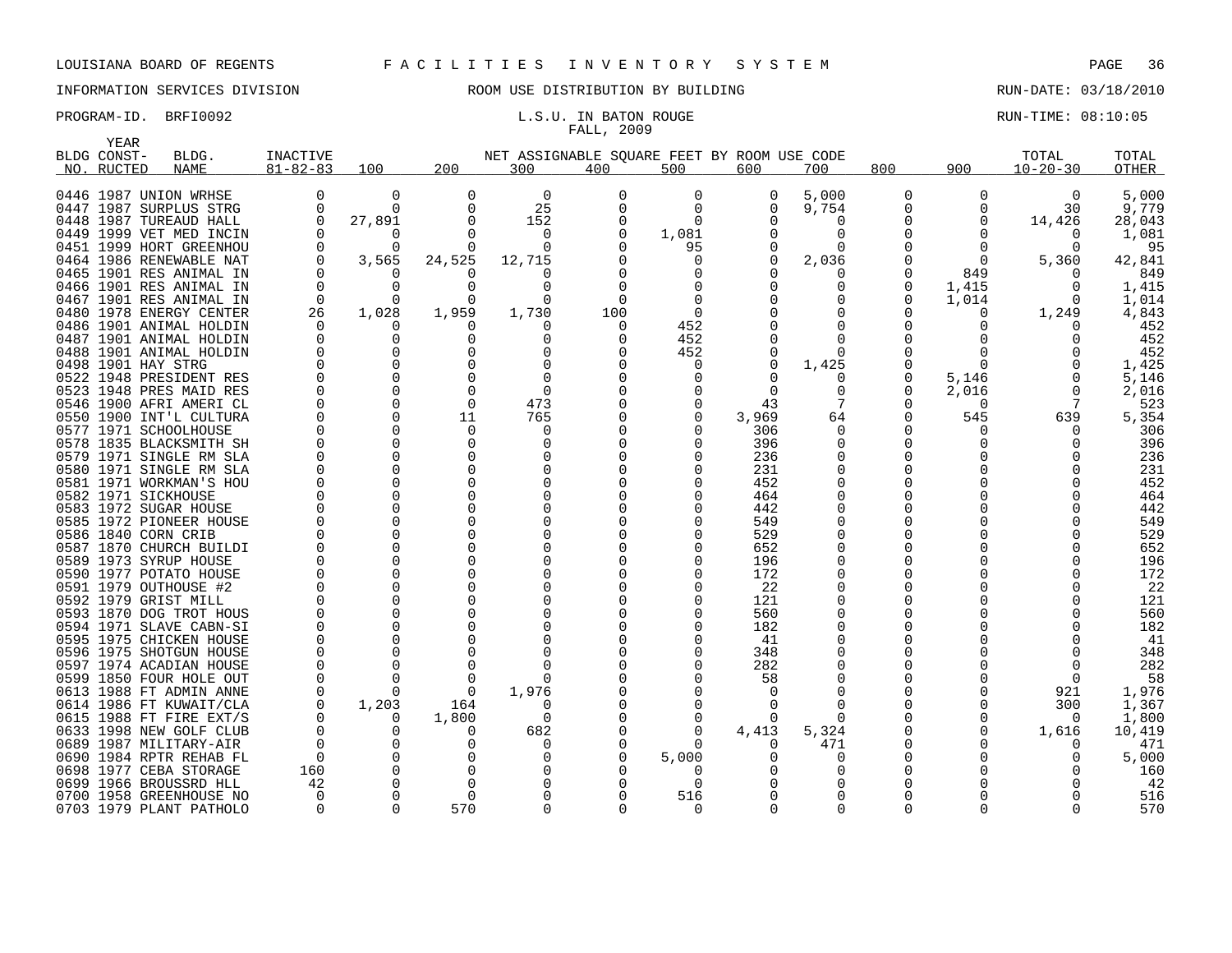LOUISIANA BOARD OF REGENTS F A C I L I T I E S I N V E N T O R Y S Y S T E M

INFORMATION SERVICES DIVISION ROOM USE DISTRIBUTION BY BUILDING RUN-DATE: 03/18/2010

PROGRAM-ID. BRFI0092 L.S.U. IN BATON ROUGE RUN-TIME: 08:10:05

FALL, 2009

| BLDG NO. | YEAR CONST-RUCTED | BLDG. NAME | INACTIVE 81-82-83 | 100 | 200 | 300 | 400 | 500 | 600 | 700 | 800 | 900 | TOTAL 10-20-30 | TOTAL OTHER |
|---|---|---|---|---|---|---|---|---|---|---|---|---|---|---|
| 0446 | 1987 | UNION WRHSE | 0 | 0 | 0 | 0 | 0 | 0 | 0 | 5,000 | 0 | 0 | 0 | 5,000 |
| 0447 | 1987 | SURPLUS STRG | 0 | 0 | 0 | 25 | 0 | 0 | 0 | 9,754 | 0 | 0 | 30 | 9,779 |
| 0448 | 1987 | TUREAUD HALL | 0 | 27,891 | 0 | 152 | 0 | 0 | 0 | 0 | 0 | 0 | 14,426 | 28,043 |
| 0449 | 1999 | VET MED INCIN | 0 | 0 | 0 | 0 | 0 | 1,081 | 0 | 0 | 0 | 0 | 0 | 1,081 |
| 0451 | 1999 | HORT GREENHOU | 0 | 0 | 0 | 0 | 0 | 95 | 0 | 0 | 0 | 0 | 0 | 95 |
| 0464 | 1986 | RENEWABLE NAT | 0 | 3,565 | 24,525 | 12,715 | 0 | 0 | 0 | 2,036 | 0 | 0 | 5,360 | 42,841 |
| 0465 | 1901 | RES ANIMAL IN | 0 | 0 | 0 | 0 | 0 | 0 | 0 | 0 | 0 | 849 | 0 | 849 |
| 0466 | 1901 | RES ANIMAL IN | 0 | 0 | 0 | 0 | 0 | 0 | 0 | 0 | 0 | 1,415 | 0 | 1,415 |
| 0467 | 1901 | RES ANIMAL IN | 0 | 0 | 0 | 0 | 0 | 0 | 0 | 0 | 0 | 1,014 | 0 | 1,014 |
| 0480 | 1978 | ENERGY CENTER | 26 | 1,028 | 1,959 | 1,730 | 100 | 0 | 0 | 0 | 0 | 0 | 1,249 | 4,843 |
| 0486 | 1901 | ANIMAL HOLDIN | 0 | 0 | 0 | 0 | 0 | 452 | 0 | 0 | 0 | 0 | 0 | 452 |
| 0487 | 1901 | ANIMAL HOLDIN | 0 | 0 | 0 | 0 | 0 | 452 | 0 | 0 | 0 | 0 | 0 | 452 |
| 0488 | 1901 | ANIMAL HOLDIN | 0 | 0 | 0 | 0 | 0 | 452 | 0 | 0 | 0 | 0 | 0 | 452 |
| 0498 | 1901 | HAY STRG | 0 | 0 | 0 | 0 | 0 | 0 | 0 | 1,425 | 0 | 0 | 0 | 1,425 |
| 0522 | 1948 | PRESIDENT RES | 0 | 0 | 0 | 0 | 0 | 0 | 0 | 0 | 0 | 5,146 | 0 | 5,146 |
| 0523 | 1948 | PRES MAID RES | 0 | 0 | 0 | 0 | 0 | 0 | 0 | 0 | 0 | 2,016 | 0 | 2,016 |
| 0546 | 1900 | AFRI AMERI CL | 0 | 0 | 0 | 473 | 0 | 0 | 43 | 7 | 0 | 0 | 7 | 523 |
| 0550 | 1900 | INT'L CULTURA | 0 | 0 | 11 | 765 | 0 | 0 | 3,969 | 64 | 0 | 545 | 639 | 5,354 |
| 0577 | 1971 | SCHOOLHOUSE | 0 | 0 | 0 | 0 | 0 | 0 | 306 | 0 | 0 | 0 | 0 | 306 |
| 0578 | 1835 | BLACKSMITH SH | 0 | 0 | 0 | 0 | 0 | 0 | 396 | 0 | 0 | 0 | 0 | 396 |
| 0579 | 1971 | SINGLE RM SLA | 0 | 0 | 0 | 0 | 0 | 0 | 236 | 0 | 0 | 0 | 0 | 236 |
| 0580 | 1971 | SINGLE RM SLA | 0 | 0 | 0 | 0 | 0 | 0 | 231 | 0 | 0 | 0 | 0 | 231 |
| 0581 | 1971 | WORKMAN'S HOU | 0 | 0 | 0 | 0 | 0 | 0 | 452 | 0 | 0 | 0 | 0 | 452 |
| 0582 | 1971 | SICKHOUSE | 0 | 0 | 0 | 0 | 0 | 0 | 464 | 0 | 0 | 0 | 0 | 464 |
| 0583 | 1972 | SUGAR HOUSE | 0 | 0 | 0 | 0 | 0 | 0 | 442 | 0 | 0 | 0 | 0 | 442 |
| 0585 | 1972 | PIONEER HOUSE | 0 | 0 | 0 | 0 | 0 | 0 | 549 | 0 | 0 | 0 | 0 | 549 |
| 0586 | 1840 | CORN CRIB | 0 | 0 | 0 | 0 | 0 | 0 | 529 | 0 | 0 | 0 | 0 | 529 |
| 0587 | 1870 | CHURCH BUILDI | 0 | 0 | 0 | 0 | 0 | 0 | 652 | 0 | 0 | 0 | 0 | 652 |
| 0589 | 1973 | SYRUP HOUSE | 0 | 0 | 0 | 0 | 0 | 0 | 196 | 0 | 0 | 0 | 0 | 196 |
| 0590 | 1977 | POTATO HOUSE | 0 | 0 | 0 | 0 | 0 | 0 | 172 | 0 | 0 | 0 | 0 | 172 |
| 0591 | 1979 | OUTHOUSE #2 | 0 | 0 | 0 | 0 | 0 | 0 | 22 | 0 | 0 | 0 | 0 | 22 |
| 0592 | 1979 | GRIST MILL | 0 | 0 | 0 | 0 | 0 | 0 | 121 | 0 | 0 | 0 | 0 | 121 |
| 0593 | 1870 | DOG TROT HOUS | 0 | 0 | 0 | 0 | 0 | 0 | 560 | 0 | 0 | 0 | 0 | 560 |
| 0594 | 1971 | SLAVE CABN-SI | 0 | 0 | 0 | 0 | 0 | 0 | 182 | 0 | 0 | 0 | 0 | 182 |
| 0595 | 1975 | CHICKEN HOUSE | 0 | 0 | 0 | 0 | 0 | 0 | 41 | 0 | 0 | 0 | 0 | 41 |
| 0596 | 1975 | SHOTGUN HOUSE | 0 | 0 | 0 | 0 | 0 | 0 | 348 | 0 | 0 | 0 | 0 | 348 |
| 0597 | 1974 | ACADIAN HOUSE | 0 | 0 | 0 | 0 | 0 | 0 | 282 | 0 | 0 | 0 | 0 | 282 |
| 0599 | 1850 | FOUR HOLE OUT | 0 | 0 | 0 | 0 | 0 | 0 | 58 | 0 | 0 | 0 | 0 | 58 |
| 0613 | 1988 | FT ADMIN ANNE | 0 | 0 | 0 | 1,976 | 0 | 0 | 0 | 0 | 0 | 0 | 921 | 1,976 |
| 0614 | 1986 | FT KUWAIT/CLA | 0 | 1,203 | 164 | 0 | 0 | 0 | 0 | 0 | 0 | 0 | 300 | 1,367 |
| 0615 | 1988 | FT FIRE EXT/S | 0 | 0 | 1,800 | 0 | 0 | 0 | 0 | 0 | 0 | 0 | 0 | 1,800 |
| 0633 | 1998 | NEW GOLF CLUB | 0 | 0 | 0 | 682 | 0 | 0 | 4,413 | 5,324 | 0 | 0 | 1,616 | 10,419 |
| 0689 | 1987 | MILITARY-AIR | 0 | 0 | 0 | 0 | 0 | 0 | 0 | 471 | 0 | 0 | 0 | 471 |
| 0690 | 1984 | RPTR REHAB FL | 0 | 0 | 0 | 0 | 0 | 5,000 | 0 | 0 | 0 | 0 | 0 | 5,000 |
| 0698 | 1977 | CEBA STORAGE | 160 | 0 | 0 | 0 | 0 | 0 | 0 | 0 | 0 | 0 | 0 | 160 |
| 0699 | 1966 | BROUSSRD HLL | 42 | 0 | 0 | 0 | 0 | 0 | 0 | 0 | 0 | 0 | 0 | 42 |
| 0700 | 1958 | GREENHOUSE NO | 0 | 0 | 0 | 0 | 0 | 516 | 0 | 0 | 0 | 0 | 0 | 516 |
| 0703 | 1979 | PLANT PATHOLO | 0 | 0 | 570 | 0 | 0 | 0 | 0 | 0 | 0 | 0 | 0 | 570 |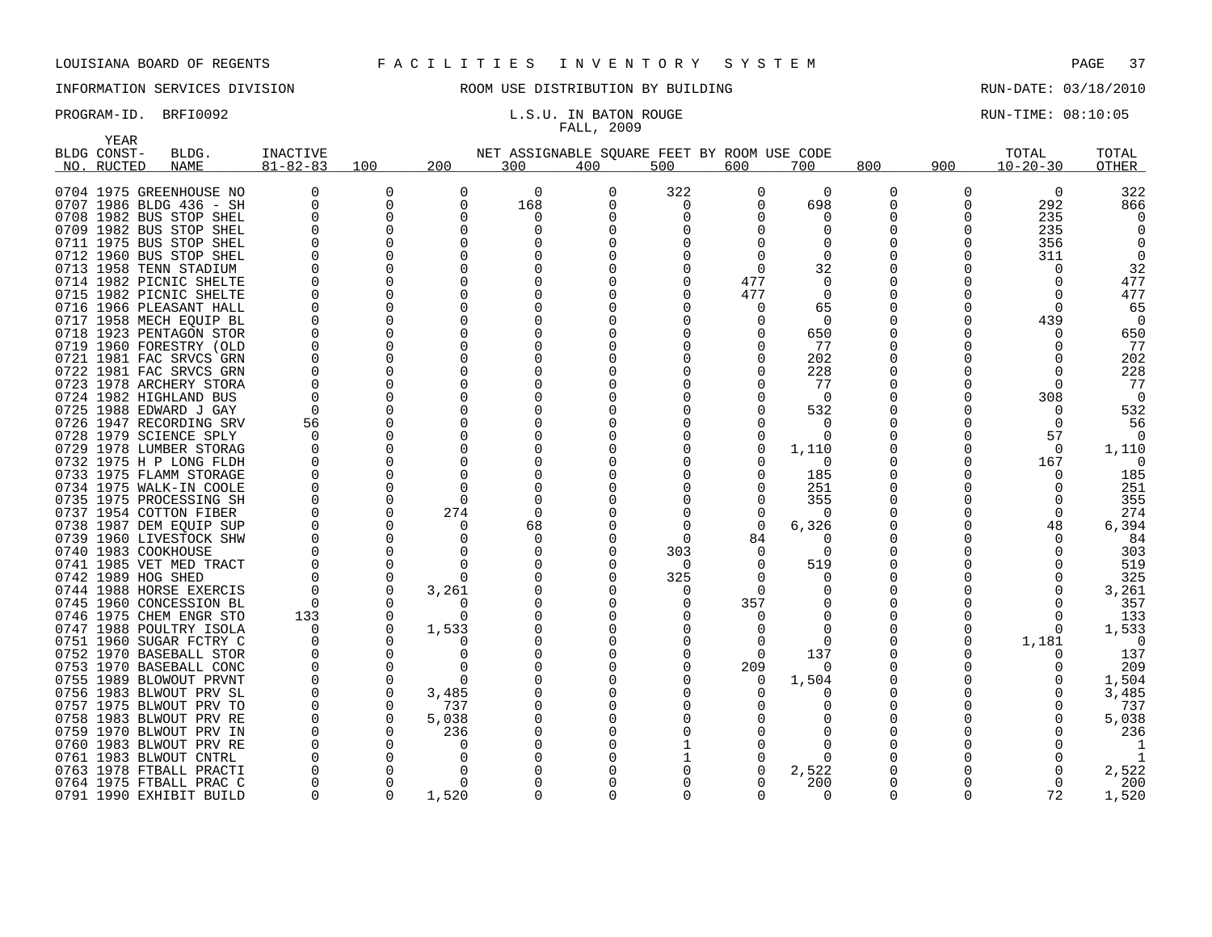LOUISIANA BOARD OF REGENTS F A C I L I T I E S I N V E N T O R Y S Y S T E M

INFORMATION SERVICES DIVISION ROOM USE DISTRIBUTION BY BUILDING RUN-DATE: 03/18/2010

PROGRAM-ID. BRFI0092 L.S.U. IN BATON ROUGE RUN-TIME: 08:10:05

FALL, 2009

| BLDG NO. | YEAR CONSTRUCTED | BLDG. NAME | INACTIVE 81-82-83 | 100 | 200 | 300 | 400 | 500 | 600 | 700 | 800 | 900 | TOTAL 10-20-30 | TOTAL OTHER |
|---|---|---|---|---|---|---|---|---|---|---|---|---|---|---|
| 0704 | 1975 | GREENHOUSE NO | 0 | 0 | 0 | 0 | 0 | 322 | 0 | 0 | 0 | 0 | 0 | 322 |
| 0707 | 1986 | BLDG 436 - SH | 0 | 0 | 0 | 168 | 0 | 0 | 0 | 698 | 0 | 0 | 292 | 866 |
| 0708 | 1982 | BUS STOP SHEL | 0 | 0 | 0 | 0 | 0 | 0 | 0 | 0 | 0 | 0 | 235 | 0 |
| 0709 | 1982 | BUS STOP SHEL | 0 | 0 | 0 | 0 | 0 | 0 | 0 | 0 | 0 | 0 | 235 | 0 |
| 0711 | 1975 | BUS STOP SHEL | 0 | 0 | 0 | 0 | 0 | 0 | 0 | 0 | 0 | 0 | 356 | 0 |
| 0712 | 1960 | BUS STOP SHEL | 0 | 0 | 0 | 0 | 0 | 0 | 0 | 0 | 0 | 0 | 311 | 0 |
| 0713 | 1958 | TENN STADIUM | 0 | 0 | 0 | 0 | 0 | 0 | 0 | 32 | 0 | 0 | 0 | 32 |
| 0714 | 1982 | PICNIC SHELTE | 0 | 0 | 0 | 0 | 0 | 0 | 477 | 0 | 0 | 0 | 0 | 477 |
| 0715 | 1982 | PICNIC SHELTE | 0 | 0 | 0 | 0 | 0 | 0 | 477 | 0 | 0 | 0 | 0 | 477 |
| 0716 | 1966 | PLEASANT HALL | 0 | 0 | 0 | 0 | 0 | 0 | 0 | 65 | 0 | 0 | 0 | 65 |
| 0717 | 1958 | MECH EQUIP BL | 0 | 0 | 0 | 0 | 0 | 0 | 0 | 0 | 0 | 0 | 439 | 0 |
| 0718 | 1923 | PENTAGON STOR | 0 | 0 | 0 | 0 | 0 | 0 | 0 | 650 | 0 | 0 | 0 | 650 |
| 0719 | 1960 | FORESTRY (OLD | 0 | 0 | 0 | 0 | 0 | 0 | 0 | 77 | 0 | 0 | 0 | 77 |
| 0721 | 1981 | FAC SRVCS GRN | 0 | 0 | 0 | 0 | 0 | 0 | 0 | 202 | 0 | 0 | 0 | 202 |
| 0722 | 1981 | FAC SRVCS GRN | 0 | 0 | 0 | 0 | 0 | 0 | 0 | 228 | 0 | 0 | 0 | 228 |
| 0723 | 1978 | ARCHERY STORA | 0 | 0 | 0 | 0 | 0 | 0 | 0 | 77 | 0 | 0 | 0 | 77 |
| 0724 | 1982 | HIGHLAND BUS | 0 | 0 | 0 | 0 | 0 | 0 | 0 | 0 | 0 | 0 | 308 | 0 |
| 0725 | 1988 | EDWARD J GAY | 0 | 0 | 0 | 0 | 0 | 0 | 0 | 532 | 0 | 0 | 0 | 532 |
| 0726 | 1947 | RECORDING SRV | 56 | 0 | 0 | 0 | 0 | 0 | 0 | 0 | 0 | 0 | 0 | 56 |
| 0728 | 1979 | SCIENCE SPLY | 0 | 0 | 0 | 0 | 0 | 0 | 0 | 0 | 0 | 0 | 57 | 0 |
| 0729 | 1978 | LUMBER STORAG | 0 | 0 | 0 | 0 | 0 | 0 | 0 | 1,110 | 0 | 0 | 0 | 1,110 |
| 0732 | 1975 | H P LONG FLDH | 0 | 0 | 0 | 0 | 0 | 0 | 0 | 0 | 0 | 0 | 167 | 0 |
| 0733 | 1975 | FLAMM STORAGE | 0 | 0 | 0 | 0 | 0 | 0 | 0 | 185 | 0 | 0 | 0 | 185 |
| 0734 | 1975 | WALK-IN COOLE | 0 | 0 | 0 | 0 | 0 | 0 | 0 | 251 | 0 | 0 | 0 | 251 |
| 0735 | 1975 | PROCESSING SH | 0 | 0 | 0 | 0 | 0 | 0 | 0 | 355 | 0 | 0 | 0 | 355 |
| 0737 | 1954 | COTTON FIBER | 0 | 0 | 274 | 0 | 0 | 0 | 0 | 0 | 0 | 0 | 0 | 274 |
| 0738 | 1987 | DEM EQUIP SUP | 0 | 0 | 0 | 68 | 0 | 0 | 0 | 6,326 | 0 | 0 | 48 | 6,394 |
| 0739 | 1960 | LIVESTOCK SHW | 0 | 0 | 0 | 0 | 0 | 0 | 84 | 0 | 0 | 0 | 0 | 84 |
| 0740 | 1983 | COOKHOUSE | 0 | 0 | 0 | 0 | 0 | 303 | 0 | 0 | 0 | 0 | 0 | 303 |
| 0741 | 1985 | VET MED TRACT | 0 | 0 | 0 | 0 | 0 | 0 | 0 | 519 | 0 | 0 | 0 | 519 |
| 0742 | 1989 | HOG SHED | 0 | 0 | 0 | 0 | 0 | 325 | 0 | 0 | 0 | 0 | 0 | 325 |
| 0744 | 1988 | HORSE EXERCIS | 0 | 0 | 3,261 | 0 | 0 | 0 | 0 | 0 | 0 | 0 | 0 | 3,261 |
| 0745 | 1960 | CONCESSION BL | 0 | 0 | 0 | 0 | 0 | 0 | 357 | 0 | 0 | 0 | 0 | 357 |
| 0746 | 1975 | CHEM ENGR STO | 133 | 0 | 0 | 0 | 0 | 0 | 0 | 0 | 0 | 0 | 0 | 133 |
| 0747 | 1988 | POULTRY ISOLA | 0 | 0 | 1,533 | 0 | 0 | 0 | 0 | 0 | 0 | 0 | 0 | 1,533 |
| 0751 | 1960 | SUGAR FCTRY C | 0 | 0 | 0 | 0 | 0 | 0 | 0 | 0 | 0 | 0 | 1,181 | 0 |
| 0752 | 1970 | BASEBALL STOR | 0 | 0 | 0 | 0 | 0 | 0 | 0 | 137 | 0 | 0 | 0 | 137 |
| 0753 | 1970 | BASEBALL CONC | 0 | 0 | 0 | 0 | 0 | 0 | 209 | 0 | 0 | 0 | 0 | 209 |
| 0755 | 1989 | BLOWOUT PRVNT | 0 | 0 | 0 | 0 | 0 | 0 | 0 | 1,504 | 0 | 0 | 0 | 1,504 |
| 0756 | 1983 | BLWOUT PRV SL | 0 | 0 | 3,485 | 0 | 0 | 0 | 0 | 0 | 0 | 0 | 0 | 3,485 |
| 0757 | 1975 | BLWOUT PRV TO | 0 | 0 | 737 | 0 | 0 | 0 | 0 | 0 | 0 | 0 | 0 | 737 |
| 0758 | 1983 | BLWOUT PRV RE | 0 | 0 | 5,038 | 0 | 0 | 0 | 0 | 0 | 0 | 0 | 0 | 5,038 |
| 0759 | 1970 | BLWOUT PRV IN | 0 | 0 | 236 | 0 | 0 | 0 | 0 | 0 | 0 | 0 | 0 | 236 |
| 0760 | 1983 | BLWOUT PRV RE | 0 | 0 | 0 | 0 | 0 | 1 | 0 | 0 | 0 | 0 | 0 | 1 |
| 0761 | 1983 | BLWOUT CNTRL | 0 | 0 | 0 | 0 | 0 | 1 | 0 | 0 | 0 | 0 | 0 | 1 |
| 0763 | 1978 | FTBALL PRACTI | 0 | 0 | 0 | 0 | 0 | 0 | 0 | 2,522 | 0 | 0 | 0 | 2,522 |
| 0764 | 1975 | FTBALL PRAC C | 0 | 0 | 0 | 0 | 0 | 0 | 0 | 200 | 0 | 0 | 0 | 200 |
| 0791 | 1990 | EXHIBIT BUILD | 0 | 0 | 1,520 | 0 | 0 | 0 | 0 | 0 | 0 | 0 | 72 | 1,520 |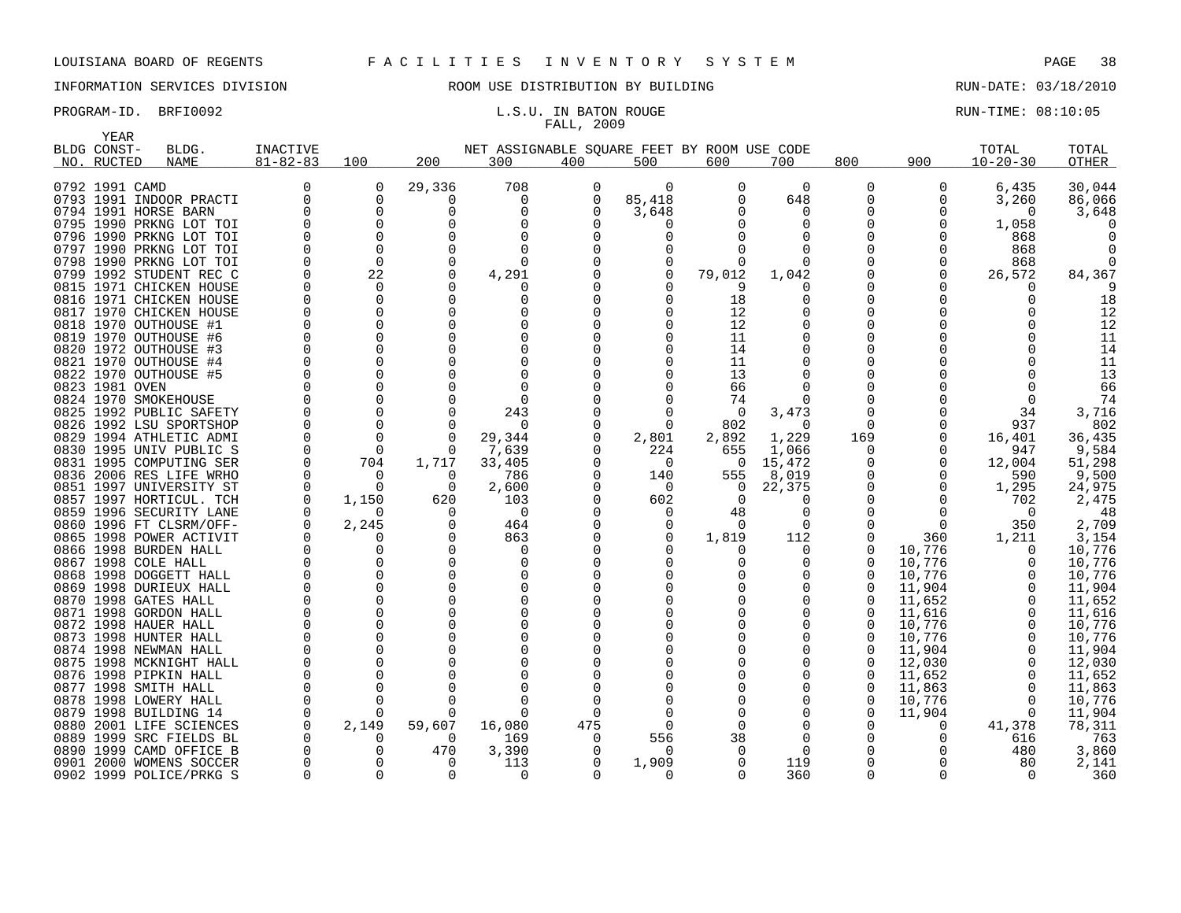LOUISIANA BOARD OF REGENTS F A C I L I T I E S I N V E N T O R Y S Y S T E M

INFORMATION SERVICES DIVISION ROOM USE DISTRIBUTION BY BUILDING RUN-DATE: 03/18/2010

PROGRAM-ID. BRFI0092 L.S.U. IN BATON ROUGE RUN-TIME: 08:10:05

FALL, 2009

| BLDG NO. | YEAR CONST-RUCTED | BLDG. NAME | INACTIVE 81-82-83 | 100 | 200 | 300 | 400 | 500 | 600 | 700 | 800 | 900 | TOTAL 10-20-30 | TOTAL OTHER |
|---|---|---|---|---|---|---|---|---|---|---|---|---|---|---|
| 0792 | 1991 | CAMD | 0 | 0 | 29,336 | 708 | 0 | 0 | 0 | 0 | 0 | 0 | 6,435 | 30,044 |
| 0793 | 1991 | INDOOR PRACTI | 0 | 0 | 0 | 0 | 0 | 85,418 | 0 | 648 | 0 | 0 | 3,260 | 86,066 |
| 0794 | 1991 | HORSE BARN | 0 | 0 | 0 | 0 | 0 | 3,648 | 0 | 0 | 0 | 0 | 0 | 3,648 |
| 0795 | 1990 | PRKNG LOT TOI | 0 | 0 | 0 | 0 | 0 | 0 | 0 | 0 | 0 | 0 | 1,058 | 0 |
| 0796 | 1990 | PRKNG LOT TOI | 0 | 0 | 0 | 0 | 0 | 0 | 0 | 0 | 0 | 0 | 868 | 0 |
| 0797 | 1990 | PRKNG LOT TOI | 0 | 0 | 0 | 0 | 0 | 0 | 0 | 0 | 0 | 0 | 868 | 0 |
| 0798 | 1990 | PRKNG LOT TOI | 0 | 0 | 0 | 0 | 0 | 0 | 0 | 0 | 0 | 0 | 868 | 0 |
| 0799 | 1992 | STUDENT REC C | 0 | 22 | 0 | 4,291 | 0 | 0 | 79,012 | 1,042 | 0 | 0 | 26,572 | 84,367 |
| 0815 | 1971 | CHICKEN HOUSE | 0 | 0 | 0 | 0 | 0 | 0 | 9 | 0 | 0 | 0 | 0 | 9 |
| 0816 | 1971 | CHICKEN HOUSE | 0 | 0 | 0 | 0 | 0 | 0 | 18 | 0 | 0 | 0 | 0 | 18 |
| 0817 | 1970 | CHICKEN HOUSE | 0 | 0 | 0 | 0 | 0 | 0 | 12 | 0 | 0 | 0 | 0 | 12 |
| 0818 | 1970 | OUTHOUSE #1 | 0 | 0 | 0 | 0 | 0 | 0 | 12 | 0 | 0 | 0 | 0 | 12 |
| 0819 | 1970 | OUTHOUSE #6 | 0 | 0 | 0 | 0 | 0 | 0 | 11 | 0 | 0 | 0 | 0 | 11 |
| 0820 | 1972 | OUTHOUSE #3 | 0 | 0 | 0 | 0 | 0 | 0 | 14 | 0 | 0 | 0 | 0 | 14 |
| 0821 | 1970 | OUTHOUSE #4 | 0 | 0 | 0 | 0 | 0 | 0 | 11 | 0 | 0 | 0 | 0 | 11 |
| 0822 | 1970 | OUTHOUSE #5 | 0 | 0 | 0 | 0 | 0 | 0 | 13 | 0 | 0 | 0 | 0 | 13 |
| 0823 | 1981 | OVEN | 0 | 0 | 0 | 0 | 0 | 0 | 66 | 0 | 0 | 0 | 0 | 66 |
| 0824 | 1970 | SMOKEHOUSE | 0 | 0 | 0 | 0 | 0 | 0 | 74 | 0 | 0 | 0 | 0 | 74 |
| 0825 | 1992 | PUBLIC SAFETY | 0 | 0 | 0 | 243 | 0 | 0 | 0 | 3,473 | 0 | 0 | 34 | 3,716 |
| 0826 | 1992 | LSU SPORTSHOP | 0 | 0 | 0 | 0 | 0 | 0 | 802 | 0 | 0 | 0 | 937 | 802 |
| 0829 | 1994 | ATHLETIC ADMI | 0 | 0 | 0 | 29,344 | 0 | 2,801 | 2,892 | 1,229 | 169 | 0 | 16,401 | 36,435 |
| 0830 | 1995 | UNIV PUBLIC S | 0 | 0 | 0 | 7,639 | 0 | 224 | 655 | 1,066 | 0 | 0 | 947 | 9,584 |
| 0831 | 1995 | COMPUTING SER | 0 | 704 | 1,717 | 33,405 | 0 | 0 | 0 | 15,472 | 0 | 0 | 12,004 | 51,298 |
| 0836 | 2006 | RES LIFE WRHO | 0 | 0 | 0 | 786 | 0 | 140 | 555 | 8,019 | 0 | 0 | 590 | 9,500 |
| 0851 | 1997 | UNIVERSITY ST | 0 | 0 | 0 | 2,600 | 0 | 0 | 0 | 22,375 | 0 | 0 | 1,295 | 24,975 |
| 0857 | 1997 | HORTICUL. TCH | 0 | 1,150 | 620 | 103 | 0 | 602 | 0 | 0 | 0 | 0 | 702 | 2,475 |
| 0859 | 1996 | SECURITY LANE | 0 | 0 | 0 | 0 | 0 | 0 | 48 | 0 | 0 | 0 | 0 | 48 |
| 0860 | 1996 | FT CLSRM/OFF- | 0 | 2,245 | 0 | 464 | 0 | 0 | 0 | 0 | 0 | 0 | 350 | 2,709 |
| 0865 | 1998 | POWER ACTIVIT | 0 | 0 | 0 | 863 | 0 | 0 | 1,819 | 112 | 0 | 360 | 1,211 | 3,154 |
| 0866 | 1998 | BURDEN HALL | 0 | 0 | 0 | 0 | 0 | 0 | 0 | 0 | 0 | 10,776 | 0 | 10,776 |
| 0867 | 1998 | COLE HALL | 0 | 0 | 0 | 0 | 0 | 0 | 0 | 0 | 0 | 10,776 | 0 | 10,776 |
| 0868 | 1998 | DOGGETT HALL | 0 | 0 | 0 | 0 | 0 | 0 | 0 | 0 | 0 | 10,776 | 0 | 10,776 |
| 0869 | 1998 | DURIEUX HALL | 0 | 0 | 0 | 0 | 0 | 0 | 0 | 0 | 0 | 11,904 | 0 | 11,904 |
| 0870 | 1998 | GATES HALL | 0 | 0 | 0 | 0 | 0 | 0 | 0 | 0 | 0 | 11,652 | 0 | 11,652 |
| 0871 | 1998 | GORDON HALL | 0 | 0 | 0 | 0 | 0 | 0 | 0 | 0 | 0 | 11,616 | 0 | 11,616 |
| 0872 | 1998 | HAUER HALL | 0 | 0 | 0 | 0 | 0 | 0 | 0 | 0 | 0 | 10,776 | 0 | 10,776 |
| 0873 | 1998 | HUNTER HALL | 0 | 0 | 0 | 0 | 0 | 0 | 0 | 0 | 0 | 10,776 | 0 | 10,776 |
| 0874 | 1998 | NEWMAN HALL | 0 | 0 | 0 | 0 | 0 | 0 | 0 | 0 | 0 | 11,904 | 0 | 11,904 |
| 0875 | 1998 | MCKNIGHT HALL | 0 | 0 | 0 | 0 | 0 | 0 | 0 | 0 | 0 | 12,030 | 0 | 12,030 |
| 0876 | 1998 | PIPKIN HALL | 0 | 0 | 0 | 0 | 0 | 0 | 0 | 0 | 0 | 11,652 | 0 | 11,652 |
| 0877 | 1998 | SMITH HALL | 0 | 0 | 0 | 0 | 0 | 0 | 0 | 0 | 0 | 11,863 | 0 | 11,863 |
| 0878 | 1998 | LOWERY HALL | 0 | 0 | 0 | 0 | 0 | 0 | 0 | 0 | 0 | 10,776 | 0 | 10,776 |
| 0879 | 1998 | BUILDING 14 | 0 | 0 | 0 | 0 | 0 | 0 | 0 | 0 | 0 | 11,904 | 0 | 11,904 |
| 0880 | 2001 | LIFE SCIENCES | 0 | 2,149 | 59,607 | 16,080 | 475 | 0 | 0 | 0 | 0 | 0 | 41,378 | 78,311 |
| 0889 | 1999 | SRC FIELDS BL | 0 | 0 | 0 | 169 | 0 | 556 | 38 | 0 | 0 | 0 | 616 | 763 |
| 0890 | 1999 | CAMD OFFICE B | 0 | 0 | 470 | 3,390 | 0 | 0 | 0 | 0 | 0 | 0 | 480 | 3,860 |
| 0901 | 2000 | WOMENS SOCCER | 0 | 0 | 0 | 113 | 0 | 1,909 | 0 | 119 | 0 | 0 | 80 | 2,141 |
| 0902 | 1999 | POLICE/PRKG S | 0 | 0 | 0 | 0 | 0 | 0 | 0 | 360 | 0 | 0 | 0 | 360 |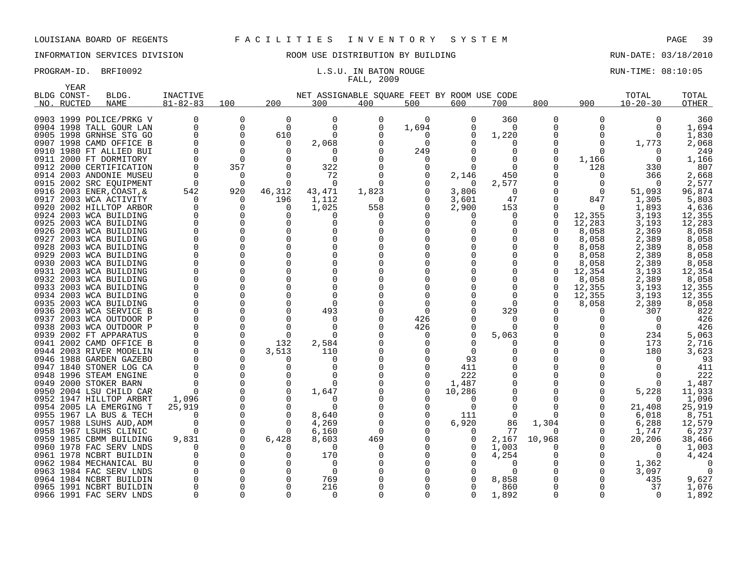LOUISIANA BOARD OF REGENTS F A C I L I T I E S I N V E N T O R Y S Y S T E M

INFORMATION SERVICES DIVISION ROOM USE DISTRIBUTION BY BUILDING RUN-DATE: 03/18/2010

PROGRAM-ID. BRFI0092 L.S.U. IN BATON ROUGE RUN-TIME: 08:10:05

FALL, 2009

| BLDG NO. | YEAR CONST-RUCTED | BLDG. NAME | INACTIVE 81-82-83 | 100 | 200 | 300 | 400 | 500 | 600 | 700 | 800 | 900 | TOTAL 10-20-30 | TOTAL OTHER |
|---|---|---|---|---|---|---|---|---|---|---|---|---|---|---|
| 0903 | 1999 | POLICE/PRKG V | 0 | 0 | 0 | 0 | 0 | 0 | 0 | 360 | 0 | 0 | 0 | 360 |
| 0904 | 1998 | TALL GOUR LAN | 0 | 0 | 0 | 0 | 0 | 1,694 | 0 | 0 | 0 | 0 | 0 | 1,694 |
| 0905 | 1998 | GRNHSE STG GO | 0 | 0 | 610 | 0 | 0 | 0 | 0 | 1,220 | 0 | 0 | 0 | 1,830 |
| 0907 | 1998 | CAMD OFFICE B | 0 | 0 | 0 | 2,068 | 0 | 0 | 0 | 0 | 0 | 0 | 1,773 | 2,068 |
| 0910 | 1980 | FT ALLIED BUI | 0 | 0 | 0 | 0 | 0 | 249 | 0 | 0 | 0 | 0 | 0 | 249 |
| 0911 | 2000 | FT DORMITORY | 0 | 0 | 0 | 0 | 0 | 0 | 0 | 0 | 0 | 1,166 | 0 | 1,166 |
| 0912 | 2000 | CERTIFICATION | 0 | 357 | 0 | 322 | 0 | 0 | 0 | 0 | 0 | 128 | 330 | 807 |
| 0914 | 2003 | ANDONIE MUSEU | 0 | 0 | 0 | 72 | 0 | 0 | 2,146 | 450 | 0 | 0 | 366 | 2,668 |
| 0915 | 2002 | SRC EQUIPMENT | 0 | 0 | 0 | 0 | 0 | 0 | 0 | 2,577 | 0 | 0 | 0 | 2,577 |
| 0916 | 2003 | ENER,COAST,& | 542 | 920 | 46,312 | 43,471 | 1,823 | 0 | 3,806 | 0 | 0 | 0 | 51,093 | 96,874 |
| 0917 | 2003 | WCA ACTIVITY | 0 | 0 | 196 | 1,112 | 0 | 0 | 3,601 | 47 | 0 | 847 | 1,305 | 5,803 |
| 0920 | 2002 | HILLTOP ARBOR | 0 | 0 | 0 | 1,025 | 558 | 0 | 2,900 | 153 | 0 | 0 | 1,893 | 4,636 |
| 0924 | 2003 | WCA BUILDING | 0 | 0 | 0 | 0 | 0 | 0 | 0 | 0 | 0 | 12,355 | 3,193 | 12,355 |
| 0925 | 2003 | WCA BUILDING | 0 | 0 | 0 | 0 | 0 | 0 | 0 | 0 | 0 | 12,283 | 3,193 | 12,283 |
| 0926 | 2003 | WCA BUILDING | 0 | 0 | 0 | 0 | 0 | 0 | 0 | 0 | 0 | 8,058 | 2,369 | 8,058 |
| 0927 | 2003 | WCA BUILDING | 0 | 0 | 0 | 0 | 0 | 0 | 0 | 0 | 0 | 8,058 | 2,389 | 8,058 |
| 0928 | 2003 | WCA BUILDING | 0 | 0 | 0 | 0 | 0 | 0 | 0 | 0 | 0 | 8,058 | 2,389 | 8,058 |
| 0929 | 2003 | WCA BUILDING | 0 | 0 | 0 | 0 | 0 | 0 | 0 | 0 | 0 | 8,058 | 2,389 | 8,058 |
| 0930 | 2003 | WCA BUILDING | 0 | 0 | 0 | 0 | 0 | 0 | 0 | 0 | 0 | 8,058 | 2,389 | 8,058 |
| 0931 | 2003 | WCA BUILDING | 0 | 0 | 0 | 0 | 0 | 0 | 0 | 0 | 0 | 12,354 | 3,193 | 12,354 |
| 0932 | 2003 | WCA BUILDING | 0 | 0 | 0 | 0 | 0 | 0 | 0 | 0 | 0 | 8,058 | 2,389 | 8,058 |
| 0933 | 2003 | WCA BUILDING | 0 | 0 | 0 | 0 | 0 | 0 | 0 | 0 | 0 | 12,355 | 3,193 | 12,355 |
| 0934 | 2003 | WCA BUILDING | 0 | 0 | 0 | 0 | 0 | 0 | 0 | 0 | 0 | 12,355 | 3,193 | 12,355 |
| 0935 | 2003 | WCA BUILDING | 0 | 0 | 0 | 0 | 0 | 0 | 0 | 0 | 0 | 8,058 | 2,389 | 8,058 |
| 0936 | 2003 | WCA SERVICE B | 0 | 0 | 0 | 493 | 0 | 0 | 0 | 329 | 0 | 0 | 307 | 822 |
| 0937 | 2003 | WCA OUTDOOR P | 0 | 0 | 0 | 0 | 0 | 426 | 0 | 0 | 0 | 0 | 0 | 426 |
| 0938 | 2003 | WCA OUTDOOR P | 0 | 0 | 0 | 0 | 0 | 426 | 0 | 0 | 0 | 0 | 0 | 426 |
| 0939 | 2002 | FT APPARATUS | 0 | 0 | 0 | 0 | 0 | 0 | 0 | 5,063 | 0 | 0 | 234 | 5,063 |
| 0941 | 2002 | CAMD OFFICE B | 0 | 0 | 132 | 2,584 | 0 | 0 | 0 | 0 | 0 | 0 | 173 | 2,716 |
| 0944 | 2003 | RIVER MODELIN | 0 | 0 | 3,513 | 110 | 0 | 0 | 0 | 0 | 0 | 0 | 180 | 3,623 |
| 0946 | 1988 | GARDEN GAZEBO | 0 | 0 | 0 | 0 | 0 | 0 | 93 | 0 | 0 | 0 | 0 | 93 |
| 0947 | 1840 | STONER LOG CA | 0 | 0 | 0 | 0 | 0 | 0 | 411 | 0 | 0 | 0 | 0 | 411 |
| 0948 | 1996 | STEAM ENGINE | 0 | 0 | 0 | 0 | 0 | 0 | 222 | 0 | 0 | 0 | 0 | 222 |
| 0949 | 2000 | STOKER BARN | 0 | 0 | 0 | 0 | 0 | 0 | 1,487 | 0 | 0 | 0 | 0 | 1,487 |
| 0950 | 2004 | LSU CHILD CAR | 0 | 0 | 0 | 1,647 | 0 | 0 | 10,286 | 0 | 0 | 0 | 5,228 | 11,933 |
| 0952 | 1947 | HILLTOP ARBRT | 1,096 | 0 | 0 | 0 | 0 | 0 | 0 | 0 | 0 | 0 | 0 | 1,096 |
| 0954 | 2005 | LA EMERGING T | 25,919 | 0 | 0 | 0 | 0 | 0 | 0 | 0 | 0 | 0 | 21,408 | 25,919 |
| 0955 | 1967 | LA BUS & TECH | 0 | 0 | 0 | 8,640 | 0 | 0 | 111 | 0 | 0 | 0 | 6,018 | 8,751 |
| 0957 | 1988 | LSUHS AUD,ADM | 0 | 0 | 0 | 4,269 | 0 | 0 | 6,920 | 86 | 1,304 | 0 | 6,288 | 12,579 |
| 0958 | 1967 | LSUHS CLINIC | 0 | 0 | 0 | 6,160 | 0 | 0 | 0 | 77 | 0 | 0 | 1,747 | 6,237 |
| 0959 | 1985 | CBMM BUILDING | 9,831 | 0 | 6,428 | 8,603 | 469 | 0 | 0 | 2,167 | 10,968 | 0 | 20,206 | 38,466 |
| 0960 | 1978 | FAC SERV LNDS | 0 | 0 | 0 | 0 | 0 | 0 | 0 | 1,003 | 0 | 0 | 0 | 1,003 |
| 0961 | 1978 | NCBRT BUILDIN | 0 | 0 | 0 | 170 | 0 | 0 | 0 | 4,254 | 0 | 0 | 0 | 4,424 |
| 0962 | 1984 | MECHANICAL BU | 0 | 0 | 0 | 0 | 0 | 0 | 0 | 0 | 0 | 0 | 1,362 | 0 |
| 0963 | 1984 | FAC SERV LNDS | 0 | 0 | 0 | 0 | 0 | 0 | 0 | 0 | 0 | 0 | 3,097 | 0 |
| 0964 | 1984 | NCBRT BUILDIN | 0 | 0 | 0 | 769 | 0 | 0 | 0 | 8,858 | 0 | 0 | 435 | 9,627 |
| 0965 | 1991 | NCBRT BUILDIN | 0 | 0 | 0 | 216 | 0 | 0 | 0 | 860 | 0 | 0 | 37 | 1,076 |
| 0966 | 1991 | FAC SERV LNDS | 0 | 0 | 0 | 0 | 0 | 0 | 0 | 1,892 | 0 | 0 | 0 | 1,892 |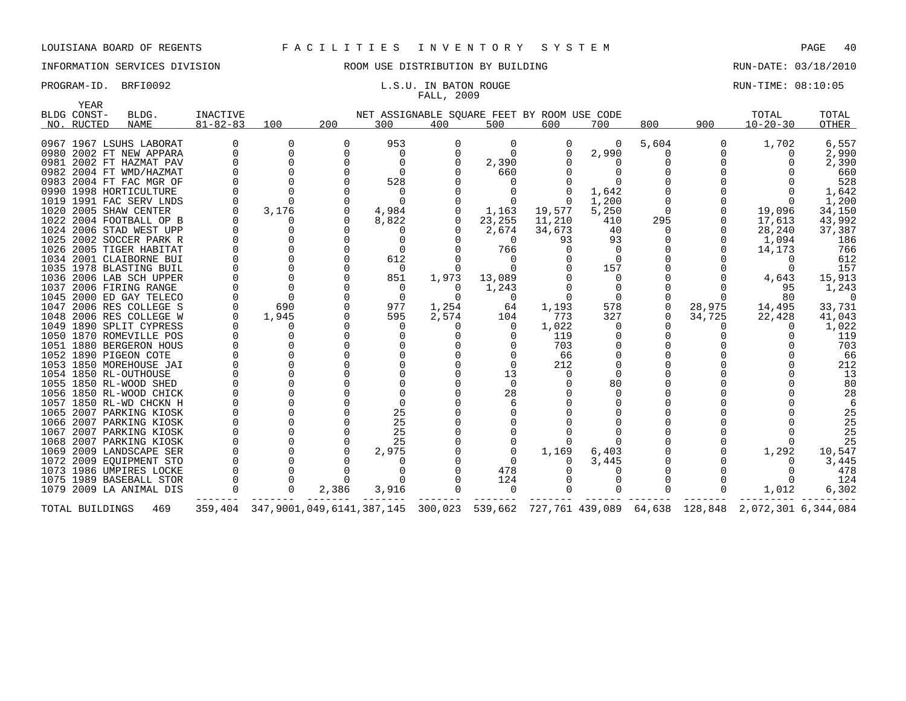LOUISIANA BOARD OF REGENTS F A C I L I T I E S I N V E N T O R Y S Y S T E M

INFORMATION SERVICES DIVISION — ROOM USE DISTRIBUTION BY BUILDING — RUN-DATE: 03/18/2010

PROGRAM-ID. BRFI0092 — L.S.U. IN BATON ROUGE — RUN-TIME: 08:10:05

FALL, 2009

NET ASSIGNABLE SQUARE FEET BY ROOM USE CODE

| BLDG NO. | YEAR CONST-RUCTED | BLDG. NAME | INACTIVE 81-82-83 | 100 | 200 | 300 | 400 | 500 | 600 | 700 | 800 | 900 | TOTAL 10-20-30 | TOTAL OTHER |
|---|---|---|---|---|---|---|---|---|---|---|---|---|---|---|
| 0967 | 1967 | LSUHS LABORAT | 0 | 0 | 0 | 953 | 0 | 0 | 0 | 0 | 5,604 | 0 | 1,702 | 6,557 |
| 0980 | 2002 | FT NEW APPARA | 0 | 0 | 0 | 0 | 0 | 0 | 0 | 2,990 | 0 | 0 | 0 | 2,990 |
| 0981 | 2002 | FT HAZMAT PAV | 0 | 0 | 0 | 0 | 0 | 2,390 | 0 | 0 | 0 | 0 | 0 | 2,390 |
| 0982 | 2004 | FT WMD/HAZMAT | 0 | 0 | 0 | 0 | 0 | 660 | 0 | 0 | 0 | 0 | 0 | 660 |
| 0983 | 2004 | FT FAC MGR OF | 0 | 0 | 0 | 528 | 0 | 0 | 0 | 0 | 0 | 0 | 0 | 528 |
| 0990 | 1998 | HORTICULTURE | 0 | 0 | 0 | 0 | 0 | 0 | 0 | 1,642 | 0 | 0 | 0 | 1,642 |
| 1019 | 1991 | FAC SERV LNDS | 0 | 0 | 0 | 0 | 0 | 0 | 0 | 1,200 | 0 | 0 | 0 | 1,200 |
| 1020 | 2005 | SHAW CENTER | 0 | 3,176 | 0 | 4,984 | 0 | 1,163 | 19,577 | 5,250 | 0 | 0 | 19,096 | 34,150 |
| 1022 | 2004 | FOOTBALL OP B | 0 | 0 | 0 | 8,822 | 0 | 23,255 | 11,210 | 410 | 295 | 0 | 17,613 | 43,992 |
| 1024 | 2006 | STAD WEST UPP | 0 | 0 | 0 | 0 | 0 | 2,674 | 34,673 | 40 | 0 | 0 | 28,240 | 37,387 |
| 1025 | 2002 | SOCCER PARK R | 0 | 0 | 0 | 0 | 0 | 0 | 93 | 93 | 0 | 0 | 1,094 | 186 |
| 1026 | 2005 | TIGER HABITAT | 0 | 0 | 0 | 0 | 0 | 766 | 0 | 0 | 0 | 0 | 14,173 | 766 |
| 1034 | 2001 | CLAIBORNE BUI | 0 | 0 | 0 | 612 | 0 | 0 | 0 | 0 | 0 | 0 | 0 | 612 |
| 1035 | 1978 | BLASTING BUIL | 0 | 0 | 0 | 0 | 0 | 0 | 0 | 157 | 0 | 0 | 0 | 157 |
| 1036 | 2006 | LAB SCH UPPER | 0 | 0 | 0 | 851 | 1,973 | 13,089 | 0 | 0 | 0 | 0 | 4,643 | 15,913 |
| 1037 | 2006 | FIRING RANGE | 0 | 0 | 0 | 0 | 0 | 1,243 | 0 | 0 | 0 | 0 | 95 | 1,243 |
| 1045 | 2000 | ED GAY TELECO | 0 | 0 | 0 | 0 | 0 | 0 | 0 | 0 | 0 | 0 | 80 | 0 |
| 1047 | 2006 | RES COLLEGE S | 0 | 690 | 0 | 977 | 1,254 | 64 | 1,193 | 578 | 0 | 28,975 | 14,495 | 33,731 |
| 1048 | 2006 | RES COLLEGE W | 0 | 1,945 | 0 | 595 | 2,574 | 104 | 773 | 327 | 0 | 34,725 | 22,428 | 41,043 |
| 1049 | 1890 | SPLIT CYPRESS | 0 | 0 | 0 | 0 | 0 | 0 | 1,022 | 0 | 0 | 0 | 0 | 1,022 |
| 1050 | 1870 | ROMEVILLE POS | 0 | 0 | 0 | 0 | 0 | 0 | 119 | 0 | 0 | 0 | 0 | 119 |
| 1051 | 1880 | BERGERON HOUS | 0 | 0 | 0 | 0 | 0 | 0 | 703 | 0 | 0 | 0 | 0 | 703 |
| 1052 | 1890 | PIGEON COTE | 0 | 0 | 0 | 0 | 0 | 0 | 66 | 0 | 0 | 0 | 0 | 66 |
| 1053 | 1850 | MOREHOUSE JAI | 0 | 0 | 0 | 0 | 0 | 0 | 212 | 0 | 0 | 0 | 0 | 212 |
| 1054 | 1850 | RL-OUTHOUSE | 0 | 0 | 0 | 0 | 0 | 13 | 0 | 0 | 0 | 0 | 0 | 13 |
| 1055 | 1850 | RL-WOOD SHED | 0 | 0 | 0 | 0 | 0 | 0 | 0 | 80 | 0 | 0 | 0 | 80 |
| 1056 | 1850 | RL-WOOD CHICK | 0 | 0 | 0 | 0 | 0 | 28 | 0 | 0 | 0 | 0 | 0 | 28 |
| 1057 | 1850 | RL-WD CHCKN H | 0 | 0 | 0 | 0 | 0 | 6 | 0 | 0 | 0 | 0 | 0 | 6 |
| 1065 | 2007 | PARKING KIOSK | 0 | 0 | 0 | 25 | 0 | 0 | 0 | 0 | 0 | 0 | 0 | 25 |
| 1066 | 2007 | PARKING KIOSK | 0 | 0 | 0 | 25 | 0 | 0 | 0 | 0 | 0 | 0 | 0 | 25 |
| 1067 | 2007 | PARKING KIOSK | 0 | 0 | 0 | 25 | 0 | 0 | 0 | 0 | 0 | 0 | 0 | 25 |
| 1068 | 2007 | PARKING KIOSK | 0 | 0 | 0 | 25 | 0 | 0 | 0 | 0 | 0 | 0 | 0 | 25 |
| 1069 | 2009 | LANDSCAPE SER | 0 | 0 | 0 | 2,975 | 0 | 0 | 1,169 | 6,403 | 0 | 0 | 1,292 | 10,547 |
| 1072 | 2009 | EQUIPMENT STO | 0 | 0 | 0 | 0 | 0 | 0 | 0 | 3,445 | 0 | 0 | 0 | 3,445 |
| 1073 | 1986 | UMPIRES LOCKE | 0 | 0 | 0 | 0 | 0 | 478 | 0 | 0 | 0 | 0 | 0 | 478 |
| 1075 | 1989 | BASEBALL STOR | 0 | 0 | 0 | 0 | 0 | 124 | 0 | 0 | 0 | 0 | 0 | 124 |
| 1079 | 2009 | LA ANIMAL DIS | 0 | 0 | 2,386 | 3,916 | 0 | 0 | 0 | 0 | 0 | 0 | 1,012 | 6,302 |
| TOTAL BUILDINGS | | 469 | 359,404 | 347,900 | 1,049,614 | 1,387,145 | 300,023 | 539,662 | 727,761 | 439,089 | 64,638 | 128,848 | 2,072,301 | 6,344,084 |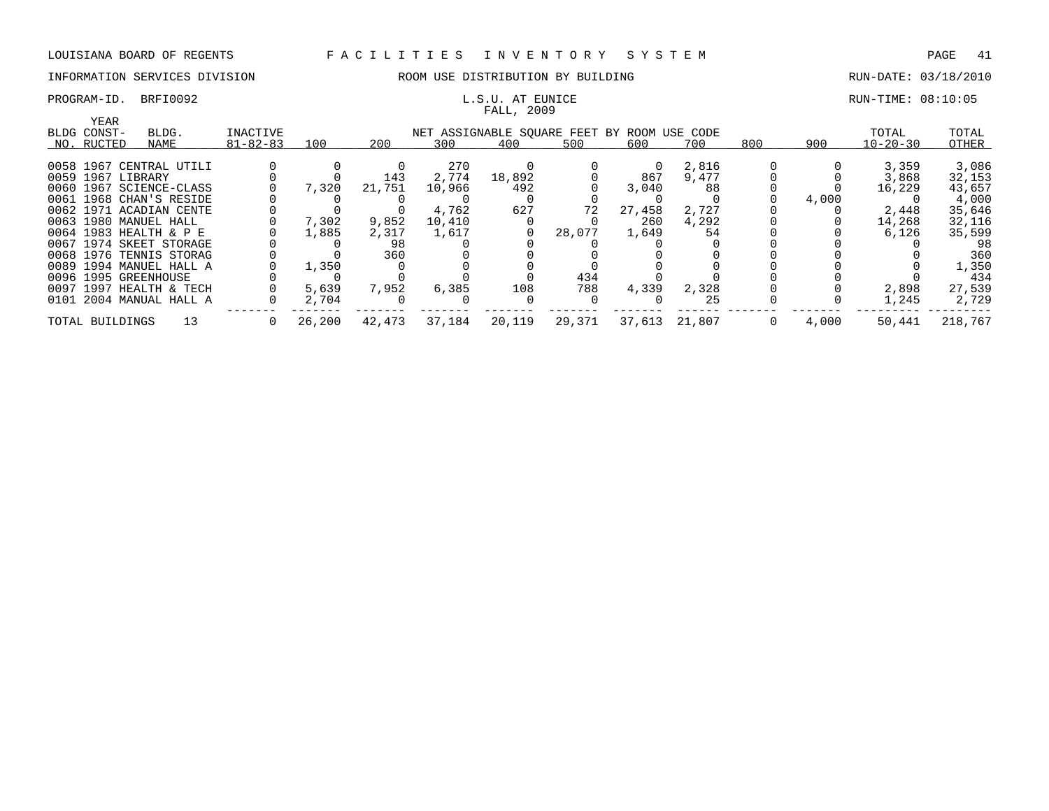LOUISIANA BOARD OF REGENTS F A C I L I T I E S I N V E N T O R Y S Y S T E M

INFORMATION SERVICES DIVISION ROOM USE DISTRIBUTION BY BUILDING RUN-DATE: 03/18/2010

PROGRAM-ID. BRFI0092 L.S.U. AT EUNICE RUN-TIME: 08:10:05

FALL, 2009

| BLDG NO. | YEAR CONST-RUCTED | BLDG. NAME | INACTIVE 81-82-83 | 100 | 200 | 300 | 400 | 500 | 600 | 700 | 800 | 900 | TOTAL 10-20-30 | TOTAL OTHER |
|---|---|---|---|---|---|---|---|---|---|---|---|---|---|---|
| | | | | NET ASSIGNABLE SQUARE FEET BY ROOM USE CODE | | | | | | | | | | |
| 0058 | 1967 | CENTRAL UTILI | 0 | 0 | 0 | 270 | 0 | 0 | 0 | 2,816 | 0 | 0 | 3,359 | 3,086 |
| 0059 | 1967 | LIBRARY | 0 | 0 | 143 | 2,774 | 18,892 | 0 | 867 | 9,477 | 0 | 0 | 3,868 | 32,153 |
| 0060 | 1967 | SCIENCE-CLASS | 0 | 7,320 | 21,751 | 10,966 | 492 | 0 | 3,040 | 88 | 0 | 0 | 16,229 | 43,657 |
| 0061 | 1968 | CHAN'S RESIDE | 0 | 0 | 0 | 0 | 0 | 0 | 0 | 0 | 0 | 4,000 | 0 | 4,000 |
| 0062 | 1971 | ACADIAN CENTE | 0 | 0 | 0 | 4,762 | 627 | 72 | 27,458 | 2,727 | 0 | 0 | 2,448 | 35,646 |
| 0063 | 1980 | MANUEL HALL | 0 | 7,302 | 9,852 | 10,410 | 0 | 0 | 260 | 4,292 | 0 | 0 | 14,268 | 32,116 |
| 0064 | 1983 | HEALTH & P E | 0 | 1,885 | 2,317 | 1,617 | 0 | 28,077 | 1,649 | 54 | 0 | 0 | 6,126 | 35,599 |
| 0067 | 1974 | SKEET STORAGE | 0 | 0 | 98 | 0 | 0 | 0 | 0 | 0 | 0 | 0 | 0 | 98 |
| 0068 | 1976 | TENNIS STORAG | 0 | 0 | 360 | 0 | 0 | 0 | 0 | 0 | 0 | 0 | 0 | 360 |
| 0089 | 1994 | MANUEL HALL A | 0 | 1,350 | 0 | 0 | 0 | 0 | 0 | 0 | 0 | 0 | 0 | 1,350 |
| 0096 | 1995 | GREENHOUSE | 0 | 0 | 0 | 0 | 0 | 434 | 0 | 0 | 0 | 0 | 0 | 434 |
| 0097 | 1997 | HEALTH & TECH | 0 | 5,639 | 7,952 | 6,385 | 108 | 788 | 4,339 | 2,328 | 0 | 0 | 2,898 | 27,539 |
| 0101 | 2004 | MANUAL HALL A | 0 | 2,704 | 0 | 0 | 0 | 0 | 0 | 25 | 0 | 0 | 1,245 | 2,729 |
| TOTAL BUILDINGS | | 13 | 0 | 26,200 | 42,473 | 37,184 | 20,119 | 29,371 | 37,613 | 21,807 | 0 | 4,000 | 50,441 | 218,767 |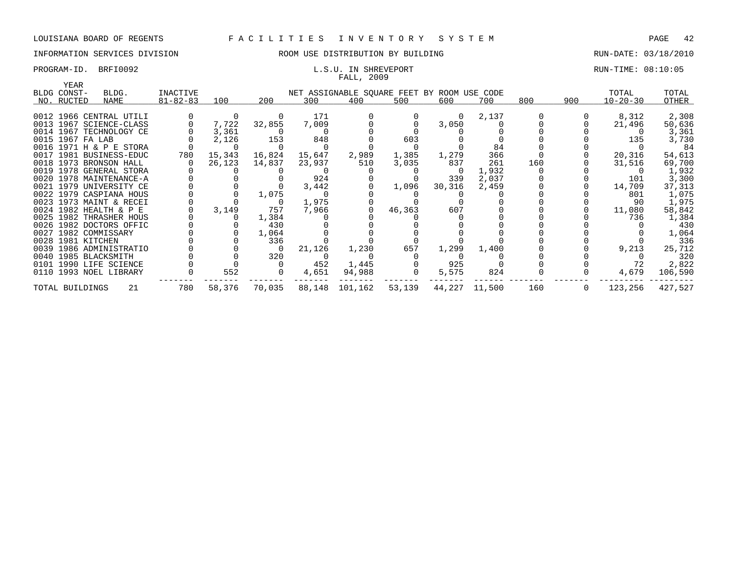LOUISIANA BOARD OF REGENTS F A C I L I T I E S I N V E N T O R Y S Y S T E M

INFORMATION SERVICES DIVISION ROOM USE DISTRIBUTION BY BUILDING RUN-DATE: 03/18/2010

PROGRAM-ID. BRFI0092 L.S.U. IN SHREVEPORT RUN-TIME: 08:10:05

FALL, 2009

| BLDG NO. | YEAR CONST-RUCTED | BLDG. NAME | INACTIVE 81-82-83 | 100 | 200 | 300 | 400 | 500 | 600 | 700 | 800 | 900 | TOTAL 10-20-30 | TOTAL OTHER |
|---|---|---|---|---|---|---|---|---|---|---|---|---|---|---|
| | | | | NET ASSIGNABLE SQUARE FEET BY ROOM USE CODE | | | | | | | | | | |
| 0012 | 1966 | CENTRAL UTILI | 0 | 0 | 0 | 171 | 0 | 0 | 0 | 2,137 | 0 | 0 | 8,312 | 2,308 |
| 0013 | 1967 | SCIENCE-CLASS | 0 | 7,722 | 32,855 | 7,009 | 0 | 0 | 3,050 | 0 | 0 | 0 | 21,496 | 50,636 |
| 0014 | 1967 | TECHNOLOGY CE | 0 | 3,361 | 0 | 0 | 0 | 0 | 0 | 0 | 0 | 0 | 0 | 3,361 |
| 0015 | 1967 | FA LAB | 0 | 2,126 | 153 | 848 | 0 | 603 | 0 | 0 | 0 | 0 | 135 | 3,730 |
| 0016 | 1971 | H & P E STORA | 0 | 0 | 0 | 0 | 0 | 0 | 0 | 84 | 0 | 0 | 0 | 84 |
| 0017 | 1981 | BUSINESS-EDUC | 780 | 15,343 | 16,824 | 15,647 | 2,989 | 1,385 | 1,279 | 366 | 0 | 0 | 20,316 | 54,613 |
| 0018 | 1973 | BRONSON HALL | 0 | 26,123 | 14,837 | 23,937 | 510 | 3,035 | 837 | 261 | 160 | 0 | 31,516 | 69,700 |
| 0019 | 1978 | GENERAL STORA | 0 | 0 | 0 | 0 | 0 | 0 | 0 | 1,932 | 0 | 0 | 0 | 1,932 |
| 0020 | 1978 | MAINTENANCE-A | 0 | 0 | 0 | 924 | 0 | 0 | 339 | 2,037 | 0 | 0 | 101 | 3,300 |
| 0021 | 1979 | UNIVERSITY CE | 0 | 0 | 0 | 3,442 | 0 | 1,096 | 30,316 | 2,459 | 0 | 0 | 14,709 | 37,313 |
| 0022 | 1979 | CASPIANA HOUS | 0 | 0 | 1,075 | 0 | 0 | 0 | 0 | 0 | 0 | 0 | 801 | 1,075 |
| 0023 | 1973 | MAINT & RECEI | 0 | 0 | 0 | 1,975 | 0 | 0 | 0 | 0 | 0 | 0 | 90 | 1,975 |
| 0024 | 1982 | HEALTH & P E | 0 | 3,149 | 757 | 7,966 | 0 | 46,363 | 607 | 0 | 0 | 0 | 11,080 | 58,842 |
| 0025 | 1982 | THRASHER HOUS | 0 | 0 | 1,384 | 0 | 0 | 0 | 0 | 0 | 0 | 0 | 736 | 1,384 |
| 0026 | 1982 | DOCTORS OFFIC | 0 | 0 | 430 | 0 | 0 | 0 | 0 | 0 | 0 | 0 | 0 | 430 |
| 0027 | 1982 | COMMISSARY | 0 | 0 | 1,064 | 0 | 0 | 0 | 0 | 0 | 0 | 0 | 0 | 1,064 |
| 0028 | 1981 | KITCHEN | 0 | 0 | 336 | 0 | 0 | 0 | 0 | 0 | 0 | 0 | 0 | 336 |
| 0039 | 1986 | ADMINISTRATIO | 0 | 0 | 0 | 21,126 | 1,230 | 657 | 1,299 | 1,400 | 0 | 0 | 9,213 | 25,712 |
| 0040 | 1985 | BLACKSMITH | 0 | 0 | 320 | 0 | 0 | 0 | 0 | 0 | 0 | 0 | 0 | 320 |
| 0101 | 1990 | LIFE SCIENCE | 0 | 0 | 0 | 452 | 1,445 | 0 | 925 | 0 | 0 | 0 | 72 | 2,822 |
| 0110 | 1993 | NOEL LIBRARY | 0 | 552 | 0 | 4,651 | 94,988 | 0 | 5,575 | 824 | 0 | 0 | 4,679 | 106,590 |
| TOTAL BUILDINGS | | 21 | 780 | 58,376 | 70,035 | 88,148 | 101,162 | 53,139 | 44,227 | 11,500 | 160 | 0 | 123,256 | 427,527 |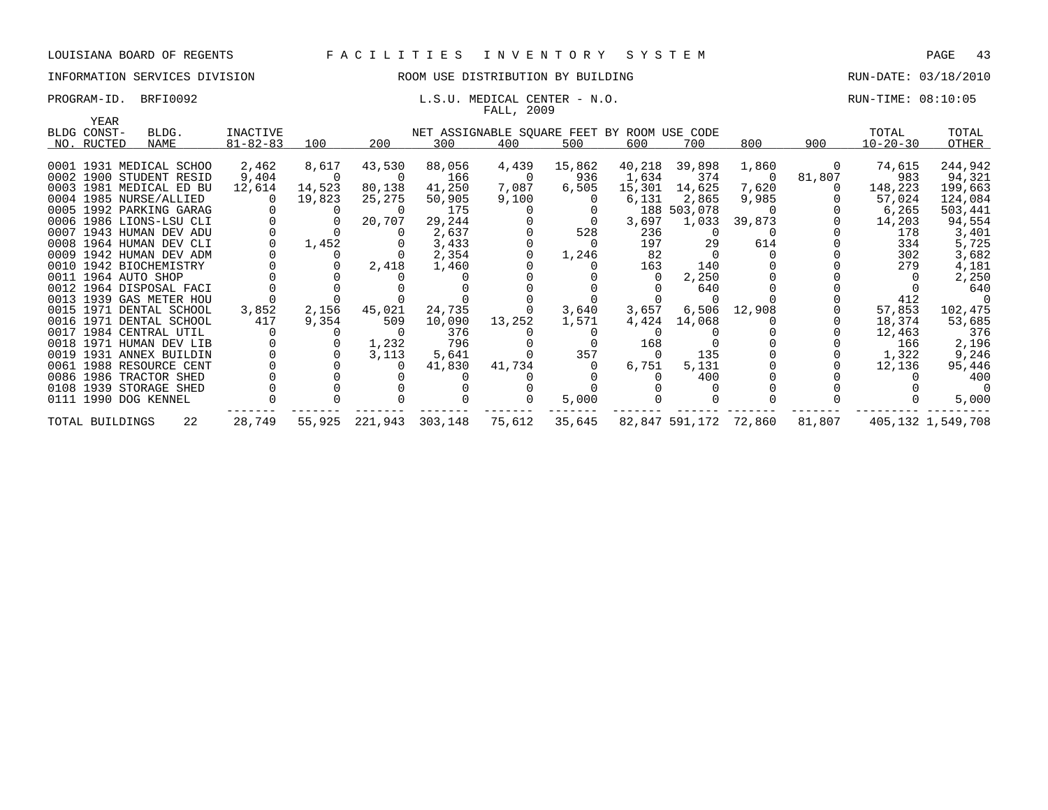LOUISIANA BOARD OF REGENTS F A C I L I T I E S I N V E N T O R Y S Y S T E M

INFORMATION SERVICES DIVISION ROOM USE DISTRIBUTION BY BUILDING RUN-DATE: 03/18/2010

PROGRAM-ID. BRFI0092 L.S.U. MEDICAL CENTER - N.O. RUN-TIME: 08:10:05

FALL, 2009

| BLDG NO. | YEAR CONST-RUCTED | BLDG. NAME | INACTIVE 81-82-83 | 100 | 200 | 300 | 400 | 500 | 600 | 700 | 800 | 900 | TOTAL 10-20-30 | TOTAL OTHER |
|---|---|---|---|---|---|---|---|---|---|---|---|---|---|---|
| | | | | NET ASSIGNABLE SQUARE FEET BY ROOM USE CODE | | | | | | | | | | |
| 0001 | 1931 | MEDICAL SCHOO | 2,462 | 8,617 | 43,530 | 88,056 | 4,439 | 15,862 | 40,218 | 39,898 | 1,860 | 0 | 74,615 | 244,942 |
| 0002 | 1900 | STUDENT RESID | 9,404 | 0 | 0 | 166 | 0 | 936 | 1,634 | 374 | 0 | 81,807 | 983 | 94,321 |
| 0003 | 1981 | MEDICAL ED BU | 12,614 | 14,523 | 80,138 | 41,250 | 7,087 | 6,505 | 15,301 | 14,625 | 7,620 | 0 | 148,223 | 199,663 |
| 0004 | 1985 | NURSE/ALLIED | 0 | 19,823 | 25,275 | 50,905 | 9,100 | 0 | 6,131 | 2,865 | 9,985 | 0 | 57,024 | 124,084 |
| 0005 | 1992 | PARKING GARAG | 0 | 0 | 0 | 175 | 0 | 0 | 188 | 503,078 | 0 | 0 | 6,265 | 503,441 |
| 0006 | 1986 | LIONS-LSU CLI | 0 | 0 | 20,707 | 29,244 | 0 | 0 | 3,697 | 1,033 | 39,873 | 0 | 14,203 | 94,554 |
| 0007 | 1943 | HUMAN DEV ADU | 0 | 0 | 0 | 2,637 | 0 | 528 | 236 | 0 | 0 | 0 | 178 | 3,401 |
| 0008 | 1964 | HUMAN DEV CLI | 0 | 1,452 | 0 | 3,433 | 0 | 0 | 197 | 29 | 614 | 0 | 334 | 5,725 |
| 0009 | 1942 | HUMAN DEV ADM | 0 | 0 | 0 | 2,354 | 0 | 1,246 | 82 | 0 | 0 | 0 | 302 | 3,682 |
| 0010 | 1942 | BIOCHEMISTRY | 0 | 0 | 2,418 | 1,460 | 0 | 0 | 163 | 140 | 0 | 0 | 279 | 4,181 |
| 0011 | 1964 | AUTO SHOP | 0 | 0 | 0 | 0 | 0 | 0 | 0 | 2,250 | 0 | 0 | 0 | 2,250 |
| 0012 | 1964 | DISPOSAL FACI | 0 | 0 | 0 | 0 | 0 | 0 | 0 | 640 | 0 | 0 | 0 | 640 |
| 0013 | 1939 | GAS METER HOU | 0 | 0 | 0 | 0 | 0 | 0 | 0 | 0 | 0 | 0 | 412 | 0 |
| 0015 | 1971 | DENTAL SCHOOL | 3,852 | 2,156 | 45,021 | 24,735 | 0 | 3,640 | 3,657 | 6,506 | 12,908 | 0 | 57,853 | 102,475 |
| 0016 | 1971 | DENTAL SCHOOL | 417 | 9,354 | 509 | 10,090 | 13,252 | 1,571 | 4,424 | 14,068 | 0 | 0 | 18,374 | 53,685 |
| 0017 | 1984 | CENTRAL UTIL | 0 | 0 | 0 | 376 | 0 | 0 | 0 | 0 | 0 | 0 | 12,463 | 376 |
| 0018 | 1971 | HUMAN DEV LIB | 0 | 0 | 1,232 | 796 | 0 | 0 | 168 | 0 | 0 | 0 | 166 | 2,196 |
| 0019 | 1931 | ANNEX BUILDIN | 0 | 0 | 3,113 | 5,641 | 0 | 357 | 0 | 135 | 0 | 0 | 1,322 | 9,246 |
| 0061 | 1988 | RESOURCE CENT | 0 | 0 | 0 | 41,830 | 41,734 | 0 | 6,751 | 5,131 | 0 | 0 | 12,136 | 95,446 |
| 0086 | 1986 | TRACTOR SHED | 0 | 0 | 0 | 0 | 0 | 0 | 0 | 400 | 0 | 0 | 0 | 400 |
| 0108 | 1939 | STORAGE SHED | 0 | 0 | 0 | 0 | 0 | 0 | 0 | 0 | 0 | 0 | 0 | 0 |
| 0111 | 1990 | DOG KENNEL | 0 | 0 | 0 | 0 | 0 | 5,000 | 0 | 0 | 0 | 0 | 0 | 5,000 |
| TOTAL BUILDINGS | | 22 | 28,749 | 55,925 | 221,943 | 303,148 | 75,612 | 35,645 | 82,847 | 591,172 | 72,860 | 81,807 | 405,132 | 1,549,708 |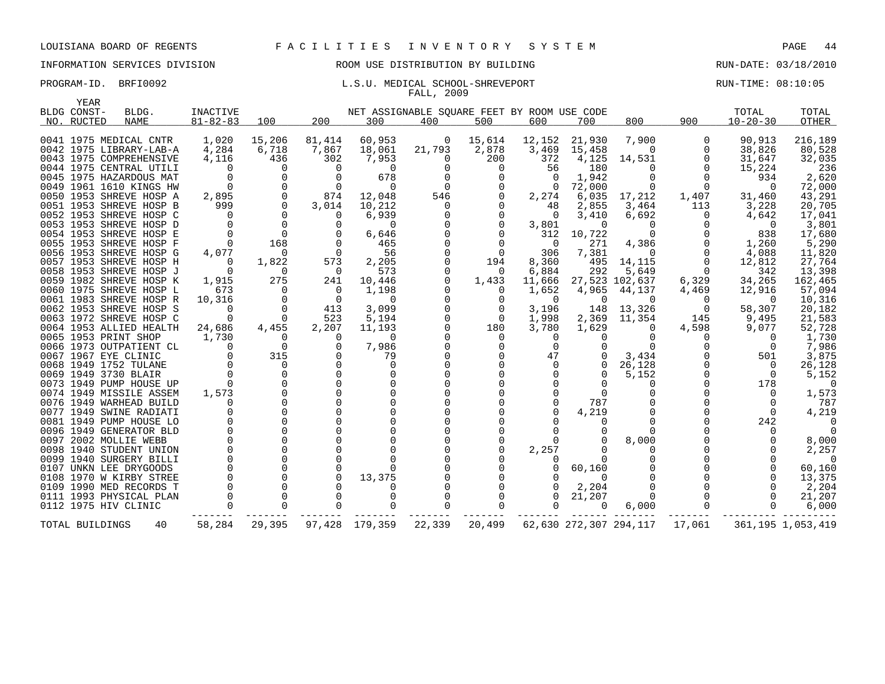LOUISIANA BOARD OF REGENTS F A C I L I T I E S   I N V E N T O R Y   S Y S T E M

INFORMATION SERVICES DIVISION ROOM USE DISTRIBUTION BY BUILDING RUN-DATE: 03/18/2010

PROGRAM-ID. BRFI0092 L.S.U. MEDICAL SCHOOL-SHREVEPORT RUN-TIME: 08:10:05

FALL, 2009

| BLDG NO. | YEAR CONST-RUCTED | BLDG. NAME | INACTIVE 81-82-83 | 100 | 200 | 300 | 400 | 500 | 600 | 700 | 800 | 900 | TOTAL 10-20-30 | TOTAL OTHER |
|---|---|---|---|---|---|---|---|---|---|---|---|---|---|---|
| | | | | NET ASSIGNABLE SQUARE FEET BY ROOM USE CODE | | | | | | | | | | |
| 0041 | 1975 | MEDICAL CNTR | 1,020 | 15,206 | 81,414 | 60,953 | 0 | 15,614 | 12,152 | 21,930 | 7,900 | 0 | 90,913 | 216,189 |
| 0042 | 1975 | LIBRARY-LAB-A | 4,284 | 6,718 | 7,867 | 18,061 | 21,793 | 2,878 | 3,469 | 15,458 | 0 | 0 | 38,826 | 80,528 |
| 0043 | 1975 | COMPREHENSIVE | 4,116 | 436 | 302 | 7,953 | 0 | 200 | 372 | 4,125 | 14,531 | 0 | 31,647 | 32,035 |
| 0044 | 1975 | CENTRAL UTILI | 0 | 0 | 0 | 0 | 0 | 0 | 56 | 180 | 0 | 0 | 15,224 | 236 |
| 0045 | 1975 | HAZARDOUS MAT | 0 | 0 | 0 | 678 | 0 | 0 | 0 | 1,942 | 0 | 0 | 934 | 2,620 |
| 0049 | 1961 | 1610 KINGS HW | 0 | 0 | 0 | 0 | 0 | 0 | 0 | 72,000 | 0 | 0 | 0 | 72,000 |
| 0050 | 1953 | SHREVE HOSP A | 2,895 | 0 | 874 | 12,048 | 546 | 0 | 2,274 | 6,035 | 17,212 | 1,407 | 31,460 | 43,291 |
| 0051 | 1953 | SHREVE HOSP B | 999 | 0 | 3,014 | 10,212 | 0 | 0 | 48 | 2,855 | 3,464 | 113 | 3,228 | 20,705 |
| 0052 | 1953 | SHREVE HOSP C | 0 | 0 | 0 | 6,939 | 0 | 0 | 0 | 3,410 | 6,692 | 0 | 4,642 | 17,041 |
| 0053 | 1953 | SHREVE HOSP D | 0 | 0 | 0 | 0 | 0 | 0 | 3,801 | 0 | 0 | 0 | 0 | 3,801 |
| 0054 | 1953 | SHREVE HOSP E | 0 | 0 | 0 | 6,646 | 0 | 0 | 312 | 10,722 | 0 | 0 | 838 | 17,680 |
| 0055 | 1953 | SHREVE HOSP F | 0 | 168 | 0 | 465 | 0 | 0 | 0 | 271 | 4,386 | 0 | 1,260 | 5,290 |
| 0056 | 1953 | SHREVE HOSP G | 4,077 | 0 | 0 | 56 | 0 | 0 | 306 | 7,381 | 0 | 0 | 4,088 | 11,820 |
| 0057 | 1953 | SHREVE HOSP H | 0 | 1,822 | 573 | 2,205 | 0 | 194 | 8,360 | 495 | 14,115 | 0 | 12,812 | 27,764 |
| 0058 | 1953 | SHREVE HOSP J | 0 | 0 | 0 | 573 | 0 | 0 | 6,884 | 292 | 5,649 | 0 | 342 | 13,398 |
| 0059 | 1982 | SHREVE HOSP K | 1,915 | 275 | 241 | 10,446 | 0 | 1,433 | 11,666 | 27,523 | 102,637 | 6,329 | 34,265 | 162,465 |
| 0060 | 1975 | SHREVE HOSP L | 673 | 0 | 0 | 1,198 | 0 | 0 | 1,652 | 4,965 | 44,137 | 4,469 | 12,916 | 57,094 |
| 0061 | 1983 | SHREVE HOSP R | 10,316 | 0 | 0 | 0 | 0 | 0 | 0 | 0 | 0 | 0 | 0 | 10,316 |
| 0062 | 1953 | SHREVE HOSP S | 0 | 0 | 413 | 3,099 | 0 | 0 | 3,196 | 148 | 13,326 | 0 | 58,307 | 20,182 |
| 0063 | 1972 | SHREVE HOSP C | 0 | 0 | 523 | 5,194 | 0 | 0 | 1,998 | 2,369 | 11,354 | 145 | 9,495 | 21,583 |
| 0064 | 1953 | ALLIED HEALTH | 24,686 | 4,455 | 2,207 | 11,193 | 0 | 180 | 3,780 | 1,629 | 0 | 4,598 | 9,077 | 52,728 |
| 0065 | 1953 | PRINT SHOP | 1,730 | 0 | 0 | 0 | 0 | 0 | 0 | 0 | 0 | 0 | 0 | 1,730 |
| 0066 | 1973 | OUTPATIENT CL | 0 | 0 | 0 | 7,986 | 0 | 0 | 0 | 0 | 0 | 0 | 0 | 7,986 |
| 0067 | 1967 | EYE CLINIC | 0 | 315 | 0 | 79 | 0 | 0 | 47 | 0 | 3,434 | 0 | 501 | 3,875 |
| 0068 | 1949 | 1752 TULANE | 0 | 0 | 0 | 0 | 0 | 0 | 0 | 0 | 26,128 | 0 | 0 | 26,128 |
| 0069 | 1949 | 3730 BLAIR | 0 | 0 | 0 | 0 | 0 | 0 | 0 | 0 | 5,152 | 0 | 0 | 5,152 |
| 0073 | 1949 | PUMP HOUSE UP | 0 | 0 | 0 | 0 | 0 | 0 | 0 | 0 | 0 | 0 | 178 | 0 |
| 0074 | 1949 | MISSILE ASSEM | 1,573 | 0 | 0 | 0 | 0 | 0 | 0 | 0 | 0 | 0 | 0 | 1,573 |
| 0076 | 1949 | WARHEAD BUILD | 0 | 0 | 0 | 0 | 0 | 0 | 0 | 787 | 0 | 0 | 0 | 787 |
| 0077 | 1949 | SWINE RADIATI | 0 | 0 | 0 | 0 | 0 | 0 | 0 | 4,219 | 0 | 0 | 0 | 4,219 |
| 0081 | 1949 | PUMP HOUSE LO | 0 | 0 | 0 | 0 | 0 | 0 | 0 | 0 | 0 | 0 | 242 | 0 |
| 0096 | 1949 | GENERATOR BLD | 0 | 0 | 0 | 0 | 0 | 0 | 0 | 0 | 0 | 0 | 0 | 0 |
| 0097 | 2002 | MOLLIE WEBB | 0 | 0 | 0 | 0 | 0 | 0 | 0 | 0 | 8,000 | 0 | 0 | 8,000 |
| 0098 | 1940 | STUDENT UNION | 0 | 0 | 0 | 0 | 0 | 0 | 2,257 | 0 | 0 | 0 | 0 | 2,257 |
| 0099 | 1940 | SURGERY BILLI | 0 | 0 | 0 | 0 | 0 | 0 | 0 | 0 | 0 | 0 | 0 | 0 |
| 0107 | UNKN | LEE DRYGOODS | 0 | 0 | 0 | 0 | 0 | 0 | 0 | 60,160 | 0 | 0 | 0 | 60,160 |
| 0108 | 1970 | W KIRBY STREE | 0 | 0 | 0 | 13,375 | 0 | 0 | 0 | 0 | 0 | 0 | 0 | 13,375 |
| 0109 | 1990 | MED RECORDS T | 0 | 0 | 0 | 0 | 0 | 0 | 0 | 2,204 | 0 | 0 | 0 | 2,204 |
| 0111 | 1993 | PHYSICAL PLAN | 0 | 0 | 0 | 0 | 0 | 0 | 0 | 21,207 | 0 | 0 | 0 | 21,207 |
| 0112 | 1975 | HIV CLINIC | 0 | 0 | 0 | 0 | 0 | 0 | 0 | 0 | 6,000 | 0 | 0 | 6,000 |
| TOTAL BUILDINGS | | 40 | 58,284 | 29,395 | 97,428 | 179,359 | 22,339 | 20,499 | 62,630 | 272,307 | 294,117 | 17,061 | 361,195 | 1,053,419 |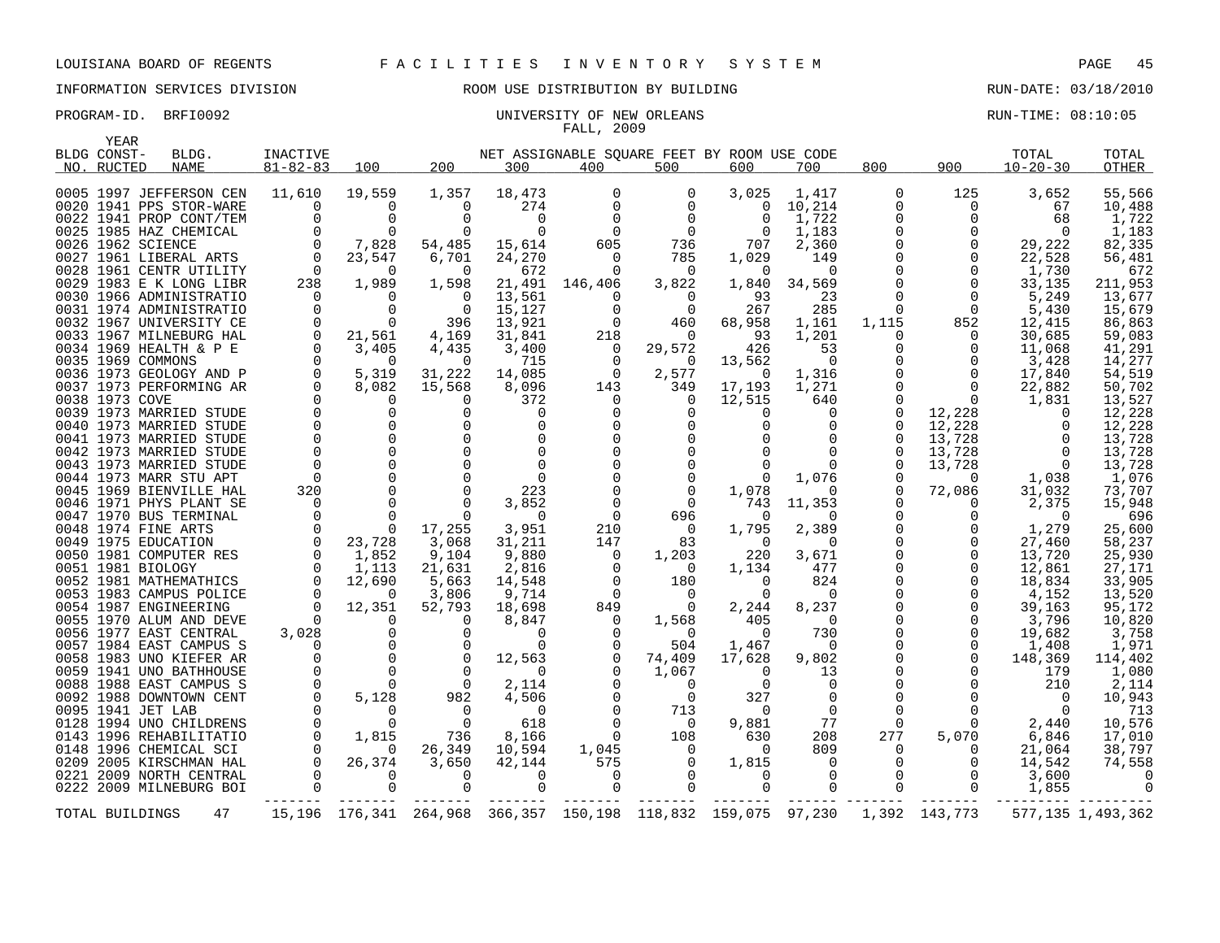LOUISIANA BOARD OF REGENTS — FACILITIES INVENTORY SYSTEM

INFORMATION SERVICES DIVISION — ROOM USE DISTRIBUTION BY BUILDING — RUN-DATE: 03/18/2010

PROGRAM-ID. BRFI0092 — UNIVERSITY OF NEW ORLEANS — RUN-TIME: 08:10:05

FALL, 2009

NET ASSIGNABLE SQUARE FEET BY ROOM USE CODE

| BLDG NO. | YEAR CONST-RUCTED | BLDG. NAME | INACTIVE 81-82-83 | 100 | 200 | 300 | 400 | 500 | 600 | 700 | 800 | 900 | TOTAL 10-20-30 | TOTAL OTHER |
|---|---|---|---|---|---|---|---|---|---|---|---|---|---|---|
| 0005 | 1997 | JEFFERSON CEN | 11,610 | 19,559 | 1,357 | 18,473 | 0 | 0 | 3,025 | 1,417 | 0 | 125 | 3,652 | 55,566 |
| 0020 | 1941 | PPS STOR-WARE | 0 | 0 | 0 | 274 | 0 | 0 | 0 | 10,214 | 0 | 0 | 67 | 10,488 |
| 0022 | 1941 | PROP CONT/TEM | 0 | 0 | 0 | 0 | 0 | 0 | 0 | 1,722 | 0 | 0 | 68 | 1,722 |
| 0025 | 1985 | HAZ CHEMICAL | 0 | 0 | 0 | 0 | 0 | 0 | 0 | 1,183 | 0 | 0 | 0 | 1,183 |
| 0026 | 1962 | SCIENCE | 0 | 7,828 | 54,485 | 15,614 | 605 | 736 | 707 | 2,360 | 0 | 0 | 29,222 | 82,335 |
| 0027 | 1961 | LIBERAL ARTS | 0 | 23,547 | 6,701 | 24,270 | 0 | 785 | 1,029 | 149 | 0 | 0 | 22,528 | 56,481 |
| 0028 | 1961 | CENTR UTILITY | 0 | 0 | 0 | 672 | 0 | 0 | 0 | 0 | 0 | 0 | 1,730 | 672 |
| 0029 | 1983 | E K LONG LIBR | 238 | 1,989 | 1,598 | 21,491 | 146,406 | 3,822 | 1,840 | 34,569 | 0 | 0 | 33,135 | 211,953 |
| 0030 | 1966 | ADMINISTRATIO | 0 | 0 | 0 | 13,561 | 0 | 0 | 93 | 23 | 0 | 0 | 5,249 | 13,677 |
| 0031 | 1974 | ADMINISTRATIO | 0 | 0 | 0 | 15,127 | 0 | 0 | 267 | 285 | 0 | 0 | 5,430 | 15,679 |
| 0032 | 1967 | UNIVERSITY CE | 0 | 0 | 396 | 13,921 | 0 | 460 | 68,958 | 1,161 | 1,115 | 852 | 12,415 | 86,863 |
| 0033 | 1967 | MILNEBURG HAL | 0 | 21,561 | 4,169 | 31,841 | 218 | 0 | 93 | 1,201 | 0 | 0 | 30,685 | 59,083 |
| 0034 | 1969 | HEALTH & P E | 0 | 3,405 | 4,435 | 3,400 | 0 | 29,572 | 426 | 53 | 0 | 0 | 11,068 | 41,291 |
| 0035 | 1969 | COMMONS | 0 | 0 | 0 | 715 | 0 | 0 | 13,562 | 0 | 0 | 0 | 3,428 | 14,277 |
| 0036 | 1973 | GEOLOGY AND P | 0 | 5,319 | 31,222 | 14,085 | 0 | 2,577 | 0 | 1,316 | 0 | 0 | 17,840 | 54,519 |
| 0037 | 1973 | PERFORMING AR | 0 | 8,082 | 15,568 | 8,096 | 143 | 349 | 17,193 | 1,271 | 0 | 0 | 22,882 | 50,702 |
| 0038 | 1973 | COVE | 0 | 0 | 0 | 372 | 0 | 0 | 12,515 | 640 | 0 | 0 | 1,831 | 13,527 |
| 0039 | 1973 | MARRIED STUDE | 0 | 0 | 0 | 0 | 0 | 0 | 0 | 0 | 0 | 12,228 | 0 | 12,228 |
| 0040 | 1973 | MARRIED STUDE | 0 | 0 | 0 | 0 | 0 | 0 | 0 | 0 | 0 | 12,228 | 0 | 12,228 |
| 0041 | 1973 | MARRIED STUDE | 0 | 0 | 0 | 0 | 0 | 0 | 0 | 0 | 0 | 13,728 | 0 | 13,728 |
| 0042 | 1973 | MARRIED STUDE | 0 | 0 | 0 | 0 | 0 | 0 | 0 | 0 | 0 | 13,728 | 0 | 13,728 |
| 0043 | 1973 | MARRIED STUDE | 0 | 0 | 0 | 0 | 0 | 0 | 0 | 0 | 0 | 13,728 | 0 | 13,728 |
| 0044 | 1973 | MARR STU APT | 0 | 0 | 0 | 0 | 0 | 0 | 0 | 1,076 | 0 | 0 | 1,038 | 1,076 |
| 0045 | 1969 | BIENVILLE HAL | 320 | 0 | 0 | 223 | 0 | 0 | 1,078 | 0 | 0 | 72,086 | 31,032 | 73,707 |
| 0046 | 1971 | PHYS PLANT SE | 0 | 0 | 0 | 3,852 | 0 | 0 | 743 | 11,353 | 0 | 0 | 2,375 | 15,948 |
| 0047 | 1970 | BUS TERMINAL | 0 | 0 | 0 | 0 | 0 | 696 | 0 | 0 | 0 | 0 | 0 | 696 |
| 0048 | 1974 | FINE ARTS | 0 | 0 | 17,255 | 3,951 | 210 | 0 | 1,795 | 2,389 | 0 | 0 | 1,279 | 25,600 |
| 0049 | 1975 | EDUCATION | 0 | 23,728 | 3,068 | 31,211 | 147 | 83 | 0 | 0 | 0 | 0 | 27,460 | 58,237 |
| 0050 | 1981 | COMPUTER RES | 0 | 1,852 | 9,104 | 9,880 | 0 | 1,203 | 220 | 3,671 | 0 | 0 | 13,720 | 25,930 |
| 0051 | 1981 | BIOLOGY | 0 | 1,113 | 21,631 | 2,816 | 0 | 0 | 1,134 | 477 | 0 | 0 | 12,861 | 27,171 |
| 0052 | 1981 | MATHEMATHICS | 0 | 12,690 | 5,663 | 14,548 | 0 | 180 | 0 | 824 | 0 | 0 | 18,834 | 33,905 |
| 0053 | 1983 | CAMPUS POLICE | 0 | 0 | 3,806 | 9,714 | 0 | 0 | 0 | 0 | 0 | 0 | 4,152 | 13,520 |
| 0054 | 1987 | ENGINEERING | 0 | 12,351 | 52,793 | 18,698 | 849 | 0 | 2,244 | 8,237 | 0 | 0 | 39,163 | 95,172 |
| 0055 | 1970 | ALUM AND DEVE | 0 | 0 | 0 | 8,847 | 0 | 1,568 | 405 | 0 | 0 | 0 | 3,796 | 10,820 |
| 0056 | 1977 | EAST CENTRAL | 3,028 | 0 | 0 | 0 | 0 | 0 | 0 | 730 | 0 | 0 | 19,682 | 3,758 |
| 0057 | 1984 | EAST CAMPUS S | 0 | 0 | 0 | 0 | 0 | 504 | 1,467 | 0 | 0 | 0 | 1,408 | 1,971 |
| 0058 | 1983 | UNO KIEFER AR | 0 | 0 | 0 | 12,563 | 0 | 74,409 | 17,628 | 9,802 | 0 | 0 | 148,369 | 114,402 |
| 0059 | 1941 | UNO BATHHOUSE | 0 | 0 | 0 | 0 | 0 | 1,067 | 0 | 13 | 0 | 0 | 179 | 1,080 |
| 0088 | 1988 | EAST CAMPUS S | 0 | 0 | 0 | 2,114 | 0 | 0 | 0 | 0 | 0 | 0 | 210 | 2,114 |
| 0092 | 1988 | DOWNTOWN CENT | 0 | 5,128 | 982 | 4,506 | 0 | 0 | 327 | 0 | 0 | 0 | 0 | 10,943 |
| 0095 | 1941 | JET LAB | 0 | 0 | 0 | 0 | 0 | 713 | 0 | 0 | 0 | 0 | 0 | 713 |
| 0128 | 1994 | UNO CHILDRENS | 0 | 0 | 0 | 618 | 0 | 0 | 9,881 | 77 | 0 | 0 | 2,440 | 10,576 |
| 0143 | 1996 | REHABILITATIO | 0 | 1,815 | 736 | 8,166 | 0 | 108 | 630 | 208 | 277 | 5,070 | 6,846 | 17,010 |
| 0148 | 1996 | CHEMICAL SCI | 0 | 0 | 26,349 | 10,594 | 1,045 | 0 | 0 | 809 | 0 | 0 | 21,064 | 38,797 |
| 0209 | 2005 | KIRSCHMAN HAL | 0 | 26,374 | 3,650 | 42,144 | 575 | 0 | 1,815 | 0 | 0 | 0 | 14,542 | 74,558 |
| 0221 | 2009 | NORTH CENTRAL | 0 | 0 | 0 | 0 | 0 | 0 | 0 | 0 | 0 | 0 | 3,600 | 0 |
| 0222 | 2009 | MILNEBURG BOI | 0 | 0 | 0 | 0 | 0 | 0 | 0 | 0 | 0 | 0 | 1,855 | 0 |
| TOTAL BUILDINGS | | 47 | 15,196 | 176,341 | 264,968 | 366,357 | 150,198 | 118,832 | 159,075 | 97,230 | 1,392 | 143,773 | 577,135 | 1,493,362 |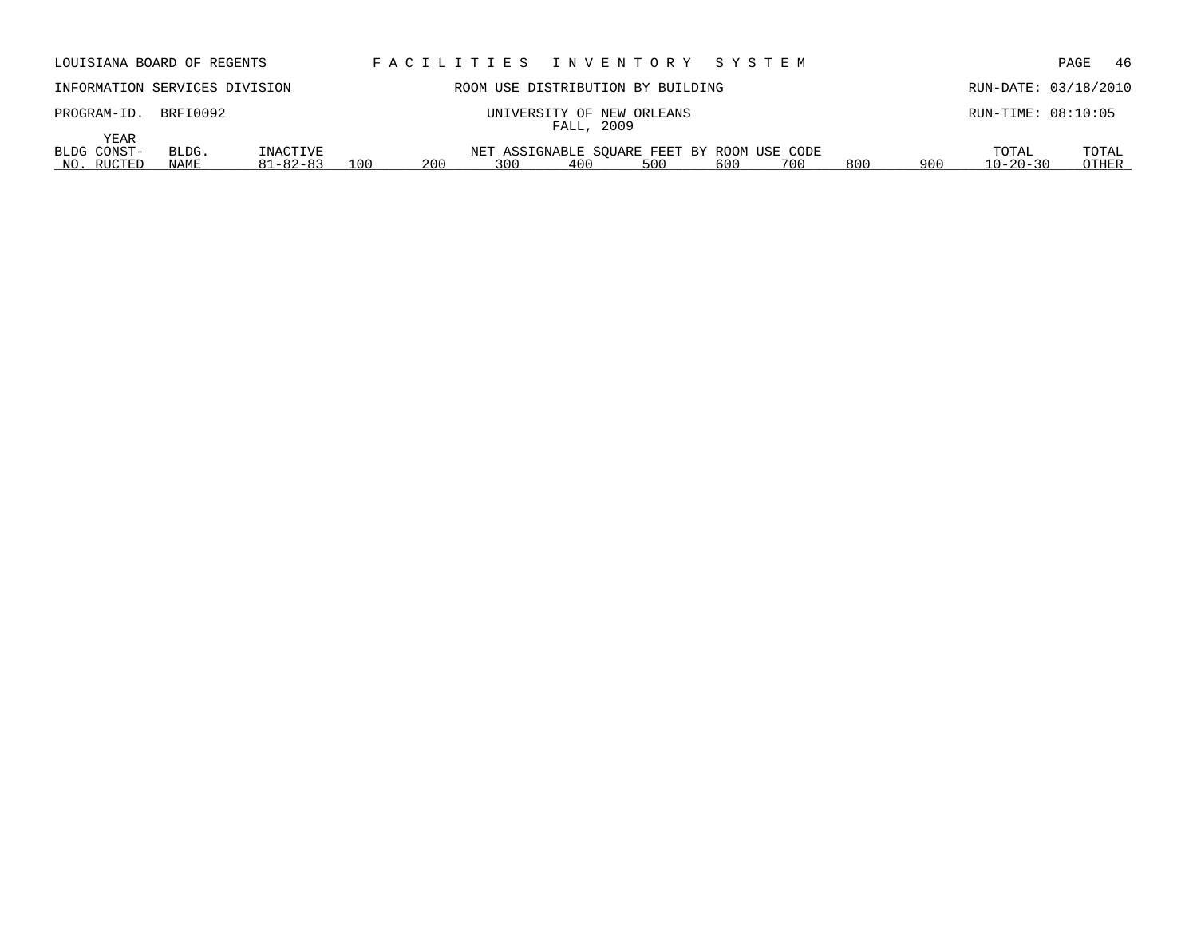LOUISIANA BOARD OF REGENTS — F A C I L I T I E S   I N V E N T O R Y   S Y S T E M

INFORMATION SERVICES DIVISION — ROOM USE DISTRIBUTION BY BUILDING — RUN-DATE: 03/18/2010

PROGRAM-ID. BRFI0092 — UNIVERSITY OF NEW ORLEANS — RUN-TIME: 08:10:05

FALL, 2009

| BLDG NO. | YEAR CONST-RUCTED | BLDG. NAME | INACTIVE 81-82-83 | NET ASSIGNABLE SQUARE FEET BY ROOM USE CODE 100 | 200 | 300 | 400 | 500 | 600 | 700 | 800 | 900 | TOTAL 10-20-30 | TOTAL OTHER |
|---|---|---|---|---|---|---|---|---|---|---|---|---|---|---|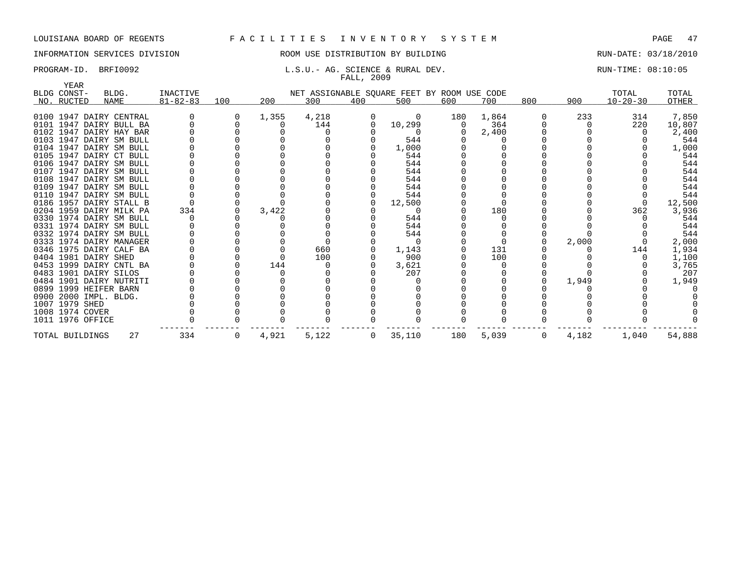LOUISIANA BOARD OF REGENTS — FACILITIES INVENTORY SYSTEM

INFORMATION SERVICES DIVISION — ROOM USE DISTRIBUTION BY BUILDING — RUN-DATE: 03/18/2010

PROGRAM-ID. BRFI0092 — L.S.U.- AG. SCIENCE & RURAL DEV. — RUN-TIME: 08:10:05

FALL, 2009

| BLDG NO. | YEAR CONST-RUCTED | BLDG. NAME | INACTIVE 81-82-83 | 100 | 200 | 300 | 400 | 500 | 600 | 700 | 800 | 900 | TOTAL 10-20-30 | TOTAL OTHER |
|---|---|---|---|---|---|---|---|---|---|---|---|---|---|---|
| 0100 | 1947 | DAIRY CENTRAL | 0 | 0 | 1,355 | 4,218 | 0 | 0 | 180 | 1,864 | 0 | 233 | 314 | 7,850 |
| 0101 | 1947 | DAIRY BULL BA | 0 | 0 | 0 | 144 | 0 | 10,299 | 0 | 364 | 0 | 0 | 220 | 10,807 |
| 0102 | 1947 | DAIRY HAY BAR | 0 | 0 | 0 | 0 | 0 | 0 | 0 | 2,400 | 0 | 0 | 0 | 2,400 |
| 0103 | 1947 | DAIRY SM BULL | 0 | 0 | 0 | 0 | 0 | 544 | 0 | 0 | 0 | 0 | 0 | 544 |
| 0104 | 1947 | DAIRY SM BULL | 0 | 0 | 0 | 0 | 0 | 1,000 | 0 | 0 | 0 | 0 | 0 | 1,000 |
| 0105 | 1947 | DAIRY CT BULL | 0 | 0 | 0 | 0 | 0 | 544 | 0 | 0 | 0 | 0 | 0 | 544 |
| 0106 | 1947 | DAIRY SM BULL | 0 | 0 | 0 | 0 | 0 | 544 | 0 | 0 | 0 | 0 | 0 | 544 |
| 0107 | 1947 | DAIRY SM BULL | 0 | 0 | 0 | 0 | 0 | 544 | 0 | 0 | 0 | 0 | 0 | 544 |
| 0108 | 1947 | DAIRY SM BULL | 0 | 0 | 0 | 0 | 0 | 544 | 0 | 0 | 0 | 0 | 0 | 544 |
| 0109 | 1947 | DAIRY SM BULL | 0 | 0 | 0 | 0 | 0 | 544 | 0 | 0 | 0 | 0 | 0 | 544 |
| 0110 | 1947 | DAIRY SM BULL | 0 | 0 | 0 | 0 | 0 | 544 | 0 | 0 | 0 | 0 | 0 | 544 |
| 0186 | 1957 | DAIRY STALL B | 0 | 0 | 0 | 0 | 0 | 12,500 | 0 | 0 | 0 | 0 | 0 | 12,500 |
| 0204 | 1959 | DAIRY MILK PA | 334 | 0 | 3,422 | 0 | 0 | 0 | 0 | 180 | 0 | 0 | 362 | 3,936 |
| 0330 | 1974 | DAIRY SM BULL | 0 | 0 | 0 | 0 | 0 | 544 | 0 | 0 | 0 | 0 | 0 | 544 |
| 0331 | 1974 | DAIRY SM BULL | 0 | 0 | 0 | 0 | 0 | 544 | 0 | 0 | 0 | 0 | 0 | 544 |
| 0332 | 1974 | DAIRY SM BULL | 0 | 0 | 0 | 0 | 0 | 544 | 0 | 0 | 0 | 0 | 0 | 544 |
| 0333 | 1974 | DAIRY MANAGER | 0 | 0 | 0 | 0 | 0 | 0 | 0 | 0 | 0 | 2,000 | 0 | 2,000 |
| 0346 | 1975 | DAIRY CALF BA | 0 | 0 | 0 | 660 | 0 | 1,143 | 0 | 131 | 0 | 0 | 144 | 1,934 |
| 0404 | 1981 | DAIRY SHED | 0 | 0 | 0 | 100 | 0 | 900 | 0 | 100 | 0 | 0 | 0 | 1,100 |
| 0453 | 1999 | DAIRY CNTL BA | 0 | 0 | 144 | 0 | 0 | 3,621 | 0 | 0 | 0 | 0 | 0 | 3,765 |
| 0483 | 1901 | DAIRY SILOS | 0 | 0 | 0 | 0 | 0 | 207 | 0 | 0 | 0 | 0 | 0 | 207 |
| 0484 | 1901 | DAIRY NUTRITI | 0 | 0 | 0 | 0 | 0 | 0 | 0 | 0 | 0 | 1,949 | 0 | 1,949 |
| 0899 | 1999 | HEIFER BARN | 0 | 0 | 0 | 0 | 0 | 0 | 0 | 0 | 0 | 0 | 0 | 0 |
| 0900 | 2000 | IMPL. BLDG. | 0 | 0 | 0 | 0 | 0 | 0 | 0 | 0 | 0 | 0 | 0 | 0 |
| 1007 | 1979 | SHED | 0 | 0 | 0 | 0 | 0 | 0 | 0 | 0 | 0 | 0 | 0 | 0 |
| 1008 | 1974 | COVER | 0 | 0 | 0 | 0 | 0 | 0 | 0 | 0 | 0 | 0 | 0 | 0 |
| 1011 | 1976 | OFFICE | 0 | 0 | 0 | 0 | 0 | 0 | 0 | 0 | 0 | 0 | 0 | 0 |
| TOTAL BUILDINGS | | 27 | 334 | 0 | 4,921 | 5,122 | 0 | 35,110 | 180 | 5,039 | 0 | 4,182 | 1,040 | 54,888 |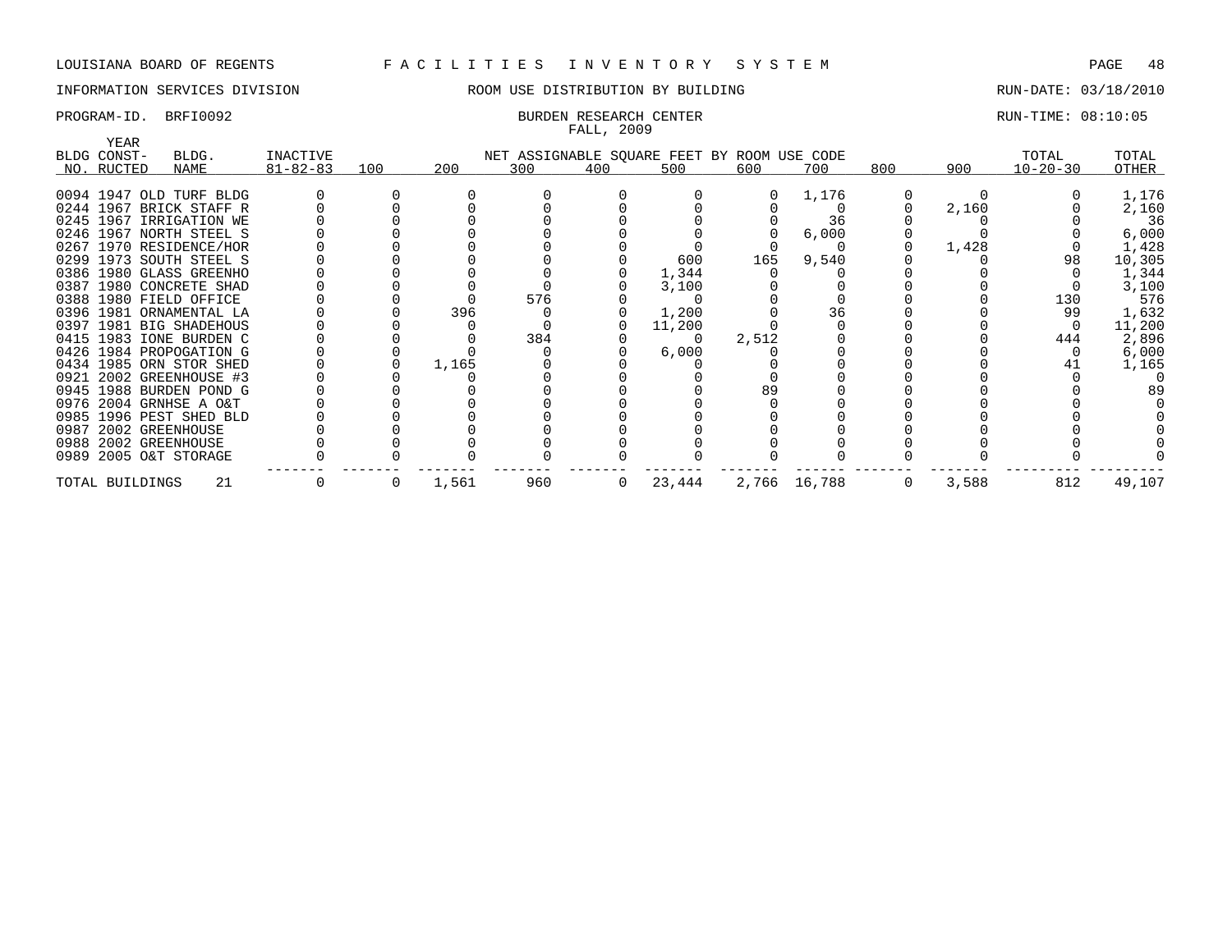LOUISIANA BOARD OF REGENTS F A C I L I T I E S I N V E N T O R Y S Y S T E M

INFORMATION SERVICES DIVISION ROOM USE DISTRIBUTION BY BUILDING RUN-DATE: 03/18/2010

PROGRAM-ID. BRFI0092 BURDEN RESEARCH CENTER RUN-TIME: 08:10:05

FALL, 2009

| BLDG NO. | YEAR CONST-RUCTED | BLDG. NAME | INACTIVE 81-82-83 | 100 | 200 | 300 | 400 | 500 | 600 | 700 | 800 | 900 | TOTAL 10-20-30 | TOTAL OTHER |
|---|---|---|---|---|---|---|---|---|---|---|---|---|---|---|
| 0094 | 1947 | OLD TURF BLDG | 0 | 0 | 0 | 0 | 0 | 0 | 0 | 1,176 | 0 | 0 | 0 | 1,176 |
| 0244 | 1967 | BRICK STAFF R | 0 | 0 | 0 | 0 | 0 | 0 | 0 | 0 | 0 | 2,160 | 0 | 2,160 |
| 0245 | 1967 | IRRIGATION WE | 0 | 0 | 0 | 0 | 0 | 0 | 0 | 36 | 0 | 0 | 0 | 36 |
| 0246 | 1967 | NORTH STEEL S | 0 | 0 | 0 | 0 | 0 | 0 | 0 | 6,000 | 0 | 0 | 0 | 6,000 |
| 0267 | 1970 | RESIDENCE/HOR | 0 | 0 | 0 | 0 | 0 | 0 | 0 | 0 | 0 | 1,428 | 0 | 1,428 |
| 0299 | 1973 | SOUTH STEEL S | 0 | 0 | 0 | 0 | 0 | 600 | 165 | 9,540 | 0 | 0 | 98 | 10,305 |
| 0386 | 1980 | GLASS GREENHO | 0 | 0 | 0 | 0 | 0 | 1,344 | 0 | 0 | 0 | 0 | 0 | 1,344 |
| 0387 | 1980 | CONCRETE SHAD | 0 | 0 | 0 | 0 | 0 | 3,100 | 0 | 0 | 0 | 0 | 0 | 3,100 |
| 0388 | 1980 | FIELD OFFICE | 0 | 0 | 0 | 576 | 0 | 0 | 0 | 0 | 0 | 0 | 130 | 576 |
| 0396 | 1981 | ORNAMENTAL LA | 0 | 0 | 396 | 0 | 0 | 1,200 | 0 | 36 | 0 | 0 | 99 | 1,632 |
| 0397 | 1981 | BIG SHADEHOUS | 0 | 0 | 0 | 0 | 0 | 11,200 | 0 | 0 | 0 | 0 | 0 | 11,200 |
| 0415 | 1983 | IONE BURDEN C | 0 | 0 | 0 | 384 | 0 | 0 | 2,512 | 0 | 0 | 0 | 444 | 2,896 |
| 0426 | 1984 | PROPOGATION G | 0 | 0 | 0 | 0 | 0 | 6,000 | 0 | 0 | 0 | 0 | 0 | 6,000 |
| 0434 | 1985 | ORN STOR SHED | 0 | 0 | 1,165 | 0 | 0 | 0 | 0 | 0 | 0 | 0 | 41 | 1,165 |
| 0921 | 2002 | GREENHOUSE #3 | 0 | 0 | 0 | 0 | 0 | 0 | 0 | 0 | 0 | 0 | 0 | 0 |
| 0945 | 1988 | BURDEN POND G | 0 | 0 | 0 | 0 | 0 | 0 | 89 | 0 | 0 | 0 | 0 | 89 |
| 0976 | 2004 | GRNHSE A O&T | 0 | 0 | 0 | 0 | 0 | 0 | 0 | 0 | 0 | 0 | 0 | 0 |
| 0985 | 1996 | PEST SHED BLD | 0 | 0 | 0 | 0 | 0 | 0 | 0 | 0 | 0 | 0 | 0 | 0 |
| 0987 | 2002 | GREENHOUSE | 0 | 0 | 0 | 0 | 0 | 0 | 0 | 0 | 0 | 0 | 0 | 0 |
| 0988 | 2002 | GREENHOUSE | 0 | 0 | 0 | 0 | 0 | 0 | 0 | 0 | 0 | 0 | 0 | 0 |
| 0989 | 2005 | O&T STORAGE | 0 | 0 | 0 | 0 | 0 | 0 | 0 | 0 | 0 | 0 | 0 | 0 |
| TOTAL BUILDINGS | | 21 | 0 | 0 | 1,561 | 960 | 0 | 23,444 | 2,766 | 16,788 | 0 | 3,588 | 812 | 49,107 |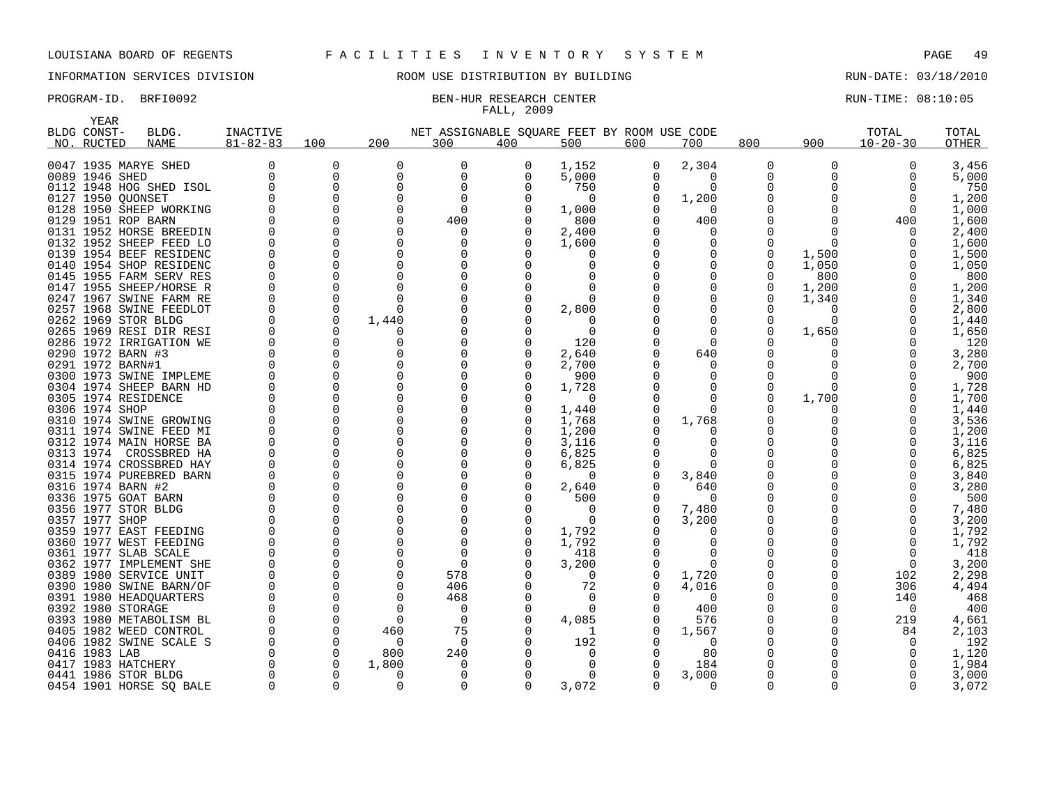LOUISIANA BOARD OF REGENTS F A C I L I T I E S I N V E N T O R Y S Y S T E M

INFORMATION SERVICES DIVISION ROOM USE DISTRIBUTION BY BUILDING RUN-DATE: 03/18/2010

PROGRAM-ID. BRFI0092 BEN-HUR RESEARCH CENTER RUN-TIME: 08:10:05

FALL, 2009

| BLDG NO. | YEAR CONST-RUCTED | BLDG. NAME | INACTIVE 81-82-83 | 100 | 200 | 300 | 400 | 500 | 600 | 700 | 800 | 900 | TOTAL 10-20-30 | TOTAL OTHER |
|---|---|---|---|---|---|---|---|---|---|---|---|---|---|---|
| 0047 | 1935 | MARYE SHED | 0 | 0 | 0 | 0 | 0 | 1,152 | 0 | 2,304 | 0 | 0 | 0 | 3,456 |
| 0089 | 1946 | SHED | 0 | 0 | 0 | 0 | 0 | 5,000 | 0 | 0 | 0 | 0 | 0 | 5,000 |
| 0112 | 1948 | HOG SHED ISOL | 0 | 0 | 0 | 0 | 0 | 750 | 0 | 0 | 0 | 0 | 0 | 750 |
| 0127 | 1950 | QUONSET | 0 | 0 | 0 | 0 | 0 | 0 | 0 | 1,200 | 0 | 0 | 0 | 1,200 |
| 0128 | 1950 | SHEEP WORKING | 0 | 0 | 0 | 0 | 0 | 1,000 | 0 | 0 | 0 | 0 | 0 | 1,000 |
| 0129 | 1951 | ROP BARN | 0 | 0 | 0 | 400 | 0 | 800 | 0 | 400 | 0 | 0 | 400 | 1,600 |
| 0131 | 1952 | HORSE BREEDIN | 0 | 0 | 0 | 0 | 0 | 2,400 | 0 | 0 | 0 | 0 | 0 | 2,400 |
| 0132 | 1952 | SHEEP FEED LO | 0 | 0 | 0 | 0 | 0 | 1,600 | 0 | 0 | 0 | 0 | 0 | 1,600 |
| 0139 | 1954 | BEEF RESIDENC | 0 | 0 | 0 | 0 | 0 | 0 | 0 | 0 | 0 | 1,500 | 0 | 1,500 |
| 0140 | 1954 | SHOP RESIDENC | 0 | 0 | 0 | 0 | 0 | 0 | 0 | 0 | 0 | 1,050 | 0 | 1,050 |
| 0145 | 1955 | FARM SERV RES | 0 | 0 | 0 | 0 | 0 | 0 | 0 | 0 | 0 | 800 | 0 | 800 |
| 0147 | 1955 | SHEEP/HORSE R | 0 | 0 | 0 | 0 | 0 | 0 | 0 | 0 | 0 | 1,200 | 0 | 1,200 |
| 0247 | 1967 | SWINE FARM RE | 0 | 0 | 0 | 0 | 0 | 0 | 0 | 0 | 0 | 1,340 | 0 | 1,340 |
| 0257 | 1968 | SWINE FEEDLOT | 0 | 0 | 0 | 0 | 0 | 2,800 | 0 | 0 | 0 | 0 | 0 | 2,800 |
| 0262 | 1969 | STOR BLDG | 0 | 0 | 1,440 | 0 | 0 | 0 | 0 | 0 | 0 | 0 | 0 | 1,440 |
| 0265 | 1969 | RESI DIR RESI | 0 | 0 | 0 | 0 | 0 | 0 | 0 | 0 | 0 | 1,650 | 0 | 1,650 |
| 0286 | 1972 | IRRIGATION WE | 0 | 0 | 0 | 0 | 0 | 120 | 0 | 0 | 0 | 0 | 0 | 120 |
| 0290 | 1972 | BARN #3 | 0 | 0 | 0 | 0 | 0 | 2,640 | 0 | 640 | 0 | 0 | 0 | 3,280 |
| 0291 | 1972 | BARN#1 | 0 | 0 | 0 | 0 | 0 | 2,700 | 0 | 0 | 0 | 0 | 0 | 2,700 |
| 0300 | 1973 | SWINE IMPLEME | 0 | 0 | 0 | 0 | 0 | 900 | 0 | 0 | 0 | 0 | 0 | 900 |
| 0304 | 1974 | SHEEP BARN HD | 0 | 0 | 0 | 0 | 0 | 1,728 | 0 | 0 | 0 | 0 | 0 | 1,728 |
| 0305 | 1974 | RESIDENCE | 0 | 0 | 0 | 0 | 0 | 0 | 0 | 0 | 0 | 1,700 | 0 | 1,700 |
| 0306 | 1974 | SHOP | 0 | 0 | 0 | 0 | 0 | 1,440 | 0 | 0 | 0 | 0 | 0 | 1,440 |
| 0310 | 1974 | SWINE GROWING | 0 | 0 | 0 | 0 | 0 | 1,768 | 0 | 1,768 | 0 | 0 | 0 | 3,536 |
| 0311 | 1974 | SWINE FEED MI | 0 | 0 | 0 | 0 | 0 | 1,200 | 0 | 0 | 0 | 0 | 0 | 1,200 |
| 0312 | 1974 | MAIN HORSE BA | 0 | 0 | 0 | 0 | 0 | 3,116 | 0 | 0 | 0 | 0 | 0 | 3,116 |
| 0313 | 1974 | CROSSBRED HA | 0 | 0 | 0 | 0 | 0 | 6,825 | 0 | 0 | 0 | 0 | 0 | 6,825 |
| 0314 | 1974 | CROSSBRED HAY | 0 | 0 | 0 | 0 | 0 | 6,825 | 0 | 0 | 0 | 0 | 0 | 6,825 |
| 0315 | 1974 | PUREBRED BARN | 0 | 0 | 0 | 0 | 0 | 0 | 0 | 3,840 | 0 | 0 | 0 | 3,840 |
| 0316 | 1974 | BARN #2 | 0 | 0 | 0 | 0 | 0 | 2,640 | 0 | 640 | 0 | 0 | 0 | 3,280 |
| 0336 | 1975 | GOAT BARN | 0 | 0 | 0 | 0 | 0 | 500 | 0 | 0 | 0 | 0 | 0 | 500 |
| 0356 | 1977 | STOR BLDG | 0 | 0 | 0 | 0 | 0 | 0 | 0 | 7,480 | 0 | 0 | 0 | 7,480 |
| 0357 | 1977 | SHOP | 0 | 0 | 0 | 0 | 0 | 0 | 0 | 3,200 | 0 | 0 | 0 | 3,200 |
| 0359 | 1977 | EAST FEEDING | 0 | 0 | 0 | 0 | 0 | 1,792 | 0 | 0 | 0 | 0 | 0 | 1,792 |
| 0360 | 1977 | WEST FEEDING | 0 | 0 | 0 | 0 | 0 | 1,792 | 0 | 0 | 0 | 0 | 0 | 1,792 |
| 0361 | 1977 | SLAB SCALE | 0 | 0 | 0 | 0 | 0 | 418 | 0 | 0 | 0 | 0 | 0 | 418 |
| 0362 | 1977 | IMPLEMENT SHE | 0 | 0 | 0 | 0 | 0 | 3,200 | 0 | 0 | 0 | 0 | 0 | 3,200 |
| 0389 | 1980 | SERVICE UNIT | 0 | 0 | 0 | 578 | 0 | 0 | 0 | 1,720 | 0 | 0 | 102 | 2,298 |
| 0390 | 1980 | SWINE BARN/OF | 0 | 0 | 0 | 406 | 0 | 72 | 0 | 4,016 | 0 | 0 | 306 | 4,494 |
| 0391 | 1980 | HEADQUARTERS | 0 | 0 | 0 | 468 | 0 | 0 | 0 | 0 | 0 | 0 | 140 | 468 |
| 0392 | 1980 | STORAGE | 0 | 0 | 0 | 0 | 0 | 0 | 0 | 400 | 0 | 0 | 0 | 400 |
| 0393 | 1980 | METABOLISM BL | 0 | 0 | 0 | 0 | 0 | 4,085 | 0 | 576 | 0 | 0 | 219 | 4,661 |
| 0405 | 1982 | WEED CONTROL | 0 | 0 | 460 | 75 | 0 | 1 | 0 | 1,567 | 0 | 0 | 84 | 2,103 |
| 0406 | 1982 | SWINE SCALE S | 0 | 0 | 0 | 0 | 0 | 192 | 0 | 0 | 0 | 0 | 0 | 192 |
| 0416 | 1983 | LAB | 0 | 0 | 800 | 240 | 0 | 0 | 0 | 80 | 0 | 0 | 0 | 1,120 |
| 0417 | 1983 | HATCHERY | 0 | 0 | 1,800 | 0 | 0 | 0 | 0 | 184 | 0 | 0 | 0 | 1,984 |
| 0441 | 1986 | STOR BLDG | 0 | 0 | 0 | 0 | 0 | 0 | 0 | 3,000 | 0 | 0 | 0 | 3,000 |
| 0454 | 1901 | HORSE SQ BALE | 0 | 0 | 0 | 0 | 0 | 3,072 | 0 | 0 | 0 | 0 | 0 | 3,072 |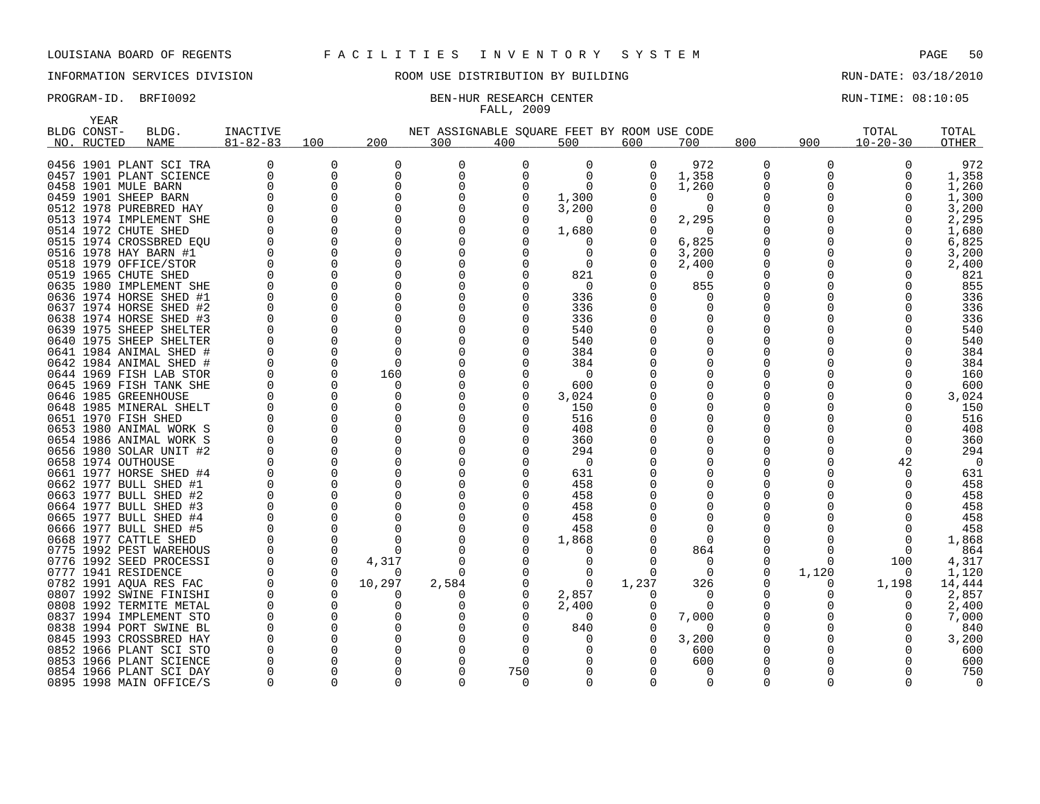LOUISIANA BOARD OF REGENTS F A C I L I T I E S I N V E N T O R Y S Y S T E M

INFORMATION SERVICES DIVISION ROOM USE DISTRIBUTION BY BUILDING RUN-DATE: 03/18/2010

PROGRAM-ID. BRFI0092 BEN-HUR RESEARCH CENTER RUN-TIME: 08:10:05

FALL, 2009

| BLDG NO. | YEAR CONSTRUCTED | BLDG. NAME | INACTIVE 81-82-83 | 100 | 200 | 300 | 400 | 500 | 600 | 700 | 800 | 900 | TOTAL 10-20-30 | TOTAL OTHER |
|---|---|---|---|---|---|---|---|---|---|---|---|---|---|---|
| 0456 | 1901 | PLANT SCI TRA | 0 | 0 | 0 | 0 | 0 | 0 | 0 | 972 | 0 | 0 | 0 | 972 |
| 0457 | 1901 | PLANT SCIENCE | 0 | 0 | 0 | 0 | 0 | 0 | 0 | 1,358 | 0 | 0 | 0 | 1,358 |
| 0458 | 1901 | MULE BARN | 0 | 0 | 0 | 0 | 0 | 0 | 0 | 1,260 | 0 | 0 | 0 | 1,260 |
| 0459 | 1901 | SHEEP BARN | 0 | 0 | 0 | 0 | 0 | 1,300 | 0 | 0 | 0 | 0 | 0 | 1,300 |
| 0512 | 1978 | PUREBRED HAY | 0 | 0 | 0 | 0 | 0 | 3,200 | 0 | 0 | 0 | 0 | 0 | 3,200 |
| 0513 | 1974 | IMPLEMENT SHE | 0 | 0 | 0 | 0 | 0 | 0 | 0 | 2,295 | 0 | 0 | 0 | 2,295 |
| 0514 | 1972 | CHUTE SHED | 0 | 0 | 0 | 0 | 0 | 1,680 | 0 | 0 | 0 | 0 | 0 | 1,680 |
| 0515 | 1974 | CROSSBRED EQU | 0 | 0 | 0 | 0 | 0 | 0 | 0 | 6,825 | 0 | 0 | 0 | 6,825 |
| 0516 | 1978 | HAY BARN #1 | 0 | 0 | 0 | 0 | 0 | 0 | 0 | 3,200 | 0 | 0 | 0 | 3,200 |
| 0518 | 1979 | OFFICE/STOR | 0 | 0 | 0 | 0 | 0 | 0 | 0 | 2,400 | 0 | 0 | 0 | 2,400 |
| 0519 | 1965 | CHUTE SHED | 0 | 0 | 0 | 0 | 0 | 821 | 0 | 0 | 0 | 0 | 0 | 821 |
| 0635 | 1980 | IMPLEMENT SHE | 0 | 0 | 0 | 0 | 0 | 0 | 0 | 855 | 0 | 0 | 0 | 855 |
| 0636 | 1974 | HORSE SHED #1 | 0 | 0 | 0 | 0 | 0 | 336 | 0 | 0 | 0 | 0 | 0 | 336 |
| 0637 | 1974 | HORSE SHED #2 | 0 | 0 | 0 | 0 | 0 | 336 | 0 | 0 | 0 | 0 | 0 | 336 |
| 0638 | 1974 | HORSE SHED #3 | 0 | 0 | 0 | 0 | 0 | 336 | 0 | 0 | 0 | 0 | 0 | 336 |
| 0639 | 1975 | SHEEP SHELTER | 0 | 0 | 0 | 0 | 0 | 540 | 0 | 0 | 0 | 0 | 0 | 540 |
| 0640 | 1975 | SHEEP SHELTER | 0 | 0 | 0 | 0 | 0 | 540 | 0 | 0 | 0 | 0 | 0 | 540 |
| 0641 | 1984 | ANIMAL SHED # | 0 | 0 | 0 | 0 | 0 | 384 | 0 | 0 | 0 | 0 | 0 | 384 |
| 0642 | 1984 | ANIMAL SHED # | 0 | 0 | 0 | 0 | 0 | 384 | 0 | 0 | 0 | 0 | 0 | 384 |
| 0644 | 1969 | FISH LAB STOR | 0 | 0 | 160 | 0 | 0 | 0 | 0 | 0 | 0 | 0 | 0 | 160 |
| 0645 | 1969 | FISH TANK SHE | 0 | 0 | 0 | 0 | 0 | 600 | 0 | 0 | 0 | 0 | 0 | 600 |
| 0646 | 1985 | GREENHOUSE | 0 | 0 | 0 | 0 | 0 | 3,024 | 0 | 0 | 0 | 0 | 0 | 3,024 |
| 0648 | 1985 | MINERAL SHELT | 0 | 0 | 0 | 0 | 0 | 150 | 0 | 0 | 0 | 0 | 0 | 150 |
| 0651 | 1970 | FISH SHED | 0 | 0 | 0 | 0 | 0 | 516 | 0 | 0 | 0 | 0 | 0 | 516 |
| 0653 | 1980 | ANIMAL WORK S | 0 | 0 | 0 | 0 | 0 | 408 | 0 | 0 | 0 | 0 | 0 | 408 |
| 0654 | 1986 | ANIMAL WORK S | 0 | 0 | 0 | 0 | 0 | 360 | 0 | 0 | 0 | 0 | 0 | 360 |
| 0656 | 1980 | SOLAR UNIT #2 | 0 | 0 | 0 | 0 | 0 | 294 | 0 | 0 | 0 | 0 | 0 | 294 |
| 0658 | 1974 | OUTHOUSE | 0 | 0 | 0 | 0 | 0 | 0 | 0 | 0 | 0 | 0 | 42 | 0 |
| 0661 | 1977 | HORSE SHED #4 | 0 | 0 | 0 | 0 | 0 | 631 | 0 | 0 | 0 | 0 | 0 | 631 |
| 0662 | 1977 | BULL SHED #1 | 0 | 0 | 0 | 0 | 0 | 458 | 0 | 0 | 0 | 0 | 0 | 458 |
| 0663 | 1977 | BULL SHED #2 | 0 | 0 | 0 | 0 | 0 | 458 | 0 | 0 | 0 | 0 | 0 | 458 |
| 0664 | 1977 | BULL SHED #3 | 0 | 0 | 0 | 0 | 0 | 458 | 0 | 0 | 0 | 0 | 0 | 458 |
| 0665 | 1977 | BULL SHED #4 | 0 | 0 | 0 | 0 | 0 | 458 | 0 | 0 | 0 | 0 | 0 | 458 |
| 0666 | 1977 | BULL SHED #5 | 0 | 0 | 0 | 0 | 0 | 458 | 0 | 0 | 0 | 0 | 0 | 458 |
| 0668 | 1977 | CATTLE SHED | 0 | 0 | 0 | 0 | 0 | 1,868 | 0 | 0 | 0 | 0 | 0 | 1,868 |
| 0775 | 1992 | PEST WAREHOUS | 0 | 0 | 0 | 0 | 0 | 0 | 0 | 864 | 0 | 0 | 0 | 864 |
| 0776 | 1992 | SEED PROCESSI | 0 | 0 | 4,317 | 0 | 0 | 0 | 0 | 0 | 0 | 0 | 100 | 4,317 |
| 0777 | 1941 | RESIDENCE | 0 | 0 | 0 | 0 | 0 | 0 | 0 | 0 | 0 | 1,120 | 0 | 1,120 |
| 0782 | 1991 | AQUA RES FAC | 0 | 0 | 10,297 | 2,584 | 0 | 0 | 1,237 | 326 | 0 | 0 | 1,198 | 14,444 |
| 0807 | 1992 | SWINE FINISHI | 0 | 0 | 0 | 0 | 0 | 2,857 | 0 | 0 | 0 | 0 | 0 | 2,857 |
| 0808 | 1992 | TERMITE METAL | 0 | 0 | 0 | 0 | 0 | 2,400 | 0 | 0 | 0 | 0 | 0 | 2,400 |
| 0837 | 1994 | IMPLEMENT STO | 0 | 0 | 0 | 0 | 0 | 0 | 0 | 7,000 | 0 | 0 | 0 | 7,000 |
| 0838 | 1994 | PORT SWINE BL | 0 | 0 | 0 | 0 | 0 | 840 | 0 | 0 | 0 | 0 | 0 | 840 |
| 0845 | 1993 | CROSSBRED HAY | 0 | 0 | 0 | 0 | 0 | 0 | 0 | 3,200 | 0 | 0 | 0 | 3,200 |
| 0852 | 1966 | PLANT SCI STO | 0 | 0 | 0 | 0 | 0 | 0 | 0 | 600 | 0 | 0 | 0 | 600 |
| 0853 | 1966 | PLANT SCIENCE | 0 | 0 | 0 | 0 | 0 | 0 | 0 | 600 | 0 | 0 | 0 | 600 |
| 0854 | 1966 | PLANT SCI DAY | 0 | 0 | 0 | 0 | 750 | 0 | 0 | 0 | 0 | 0 | 0 | 750 |
| 0895 | 1998 | MAIN OFFICE/S | 0 | 0 | 0 | 0 | 0 | 0 | 0 | 0 | 0 | 0 | 0 | 0 |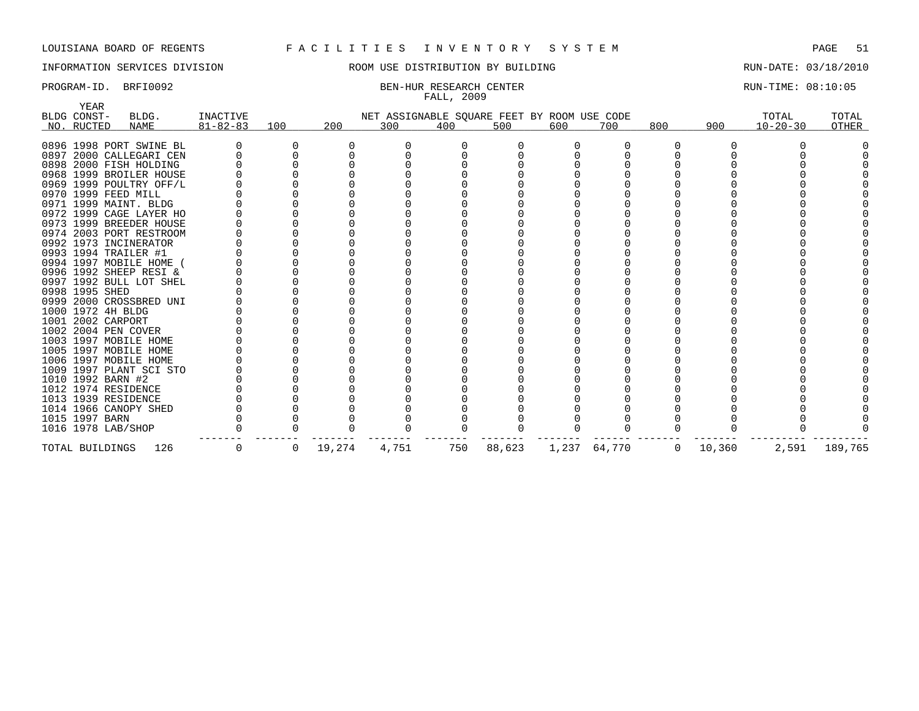LOUISIANA BOARD OF REGENTS F A C I L I T I E S I N V E N T O R Y S Y S T E M

INFORMATION SERVICES DIVISION ROOM USE DISTRIBUTION BY BUILDING RUN-DATE: 03/18/2010

PROGRAM-ID. BRFI0092 BEN-HUR RESEARCH CENTER RUN-TIME: 08:10:05

FALL, 2009

| BLDG NO. | YEAR CONSTRUCTED | BLDG. NAME | INACTIVE 81-82-83 | 100 | 200 | 300 | 400 | 500 | 600 | 700 | 800 | 900 | TOTAL 10-20-30 | TOTAL OTHER |
|---|---|---|---|---|---|---|---|---|---|---|---|---|---|---|
| 0896 | 1998 | PORT SWINE BL | 0 | 0 | 0 | 0 | 0 | 0 | 0 | 0 | 0 | 0 | 0 | 0 |
| 0897 | 2000 | CALLEGARI CEN | 0 | 0 | 0 | 0 | 0 | 0 | 0 | 0 | 0 | 0 | 0 | 0 |
| 0898 | 2000 | FISH HOLDING | 0 | 0 | 0 | 0 | 0 | 0 | 0 | 0 | 0 | 0 | 0 | 0 |
| 0968 | 1999 | BROILER HOUSE | 0 | 0 | 0 | 0 | 0 | 0 | 0 | 0 | 0 | 0 | 0 | 0 |
| 0969 | 1999 | POULTRY OFF/L | 0 | 0 | 0 | 0 | 0 | 0 | 0 | 0 | 0 | 0 | 0 | 0 |
| 0970 | 1999 | FEED MILL | 0 | 0 | 0 | 0 | 0 | 0 | 0 | 0 | 0 | 0 | 0 | 0 |
| 0971 | 1999 | MAINT. BLDG | 0 | 0 | 0 | 0 | 0 | 0 | 0 | 0 | 0 | 0 | 0 | 0 |
| 0972 | 1999 | CAGE LAYER HO | 0 | 0 | 0 | 0 | 0 | 0 | 0 | 0 | 0 | 0 | 0 | 0 |
| 0973 | 1999 | BREEDER HOUSE | 0 | 0 | 0 | 0 | 0 | 0 | 0 | 0 | 0 | 0 | 0 | 0 |
| 0974 | 2003 | PORT RESTROOM | 0 | 0 | 0 | 0 | 0 | 0 | 0 | 0 | 0 | 0 | 0 | 0 |
| 0992 | 1973 | INCINERATOR | 0 | 0 | 0 | 0 | 0 | 0 | 0 | 0 | 0 | 0 | 0 | 0 |
| 0993 | 1994 | TRAILER #1 | 0 | 0 | 0 | 0 | 0 | 0 | 0 | 0 | 0 | 0 | 0 | 0 |
| 0994 | 1997 | MOBILE HOME ( | 0 | 0 | 0 | 0 | 0 | 0 | 0 | 0 | 0 | 0 | 0 | 0 |
| 0996 | 1992 | SHEEP RESI & | 0 | 0 | 0 | 0 | 0 | 0 | 0 | 0 | 0 | 0 | 0 | 0 |
| 0997 | 1992 | BULL LOT SHEL | 0 | 0 | 0 | 0 | 0 | 0 | 0 | 0 | 0 | 0 | 0 | 0 |
| 0998 | 1995 | SHED | 0 | 0 | 0 | 0 | 0 | 0 | 0 | 0 | 0 | 0 | 0 | 0 |
| 0999 | 2000 | CROSSBRED UNI | 0 | 0 | 0 | 0 | 0 | 0 | 0 | 0 | 0 | 0 | 0 | 0 |
| 1000 | 1972 | 4H BLDG | 0 | 0 | 0 | 0 | 0 | 0 | 0 | 0 | 0 | 0 | 0 | 0 |
| 1001 | 2002 | CARPORT | 0 | 0 | 0 | 0 | 0 | 0 | 0 | 0 | 0 | 0 | 0 | 0 |
| 1002 | 2004 | PEN COVER | 0 | 0 | 0 | 0 | 0 | 0 | 0 | 0 | 0 | 0 | 0 | 0 |
| 1003 | 1997 | MOBILE HOME | 0 | 0 | 0 | 0 | 0 | 0 | 0 | 0 | 0 | 0 | 0 | 0 |
| 1005 | 1997 | MOBILE HOME | 0 | 0 | 0 | 0 | 0 | 0 | 0 | 0 | 0 | 0 | 0 | 0 |
| 1006 | 1997 | MOBILE HOME | 0 | 0 | 0 | 0 | 0 | 0 | 0 | 0 | 0 | 0 | 0 | 0 |
| 1009 | 1997 | PLANT SCI STO | 0 | 0 | 0 | 0 | 0 | 0 | 0 | 0 | 0 | 0 | 0 | 0 |
| 1010 | 1992 | BARN #2 | 0 | 0 | 0 | 0 | 0 | 0 | 0 | 0 | 0 | 0 | 0 | 0 |
| 1012 | 1974 | RESIDENCE | 0 | 0 | 0 | 0 | 0 | 0 | 0 | 0 | 0 | 0 | 0 | 0 |
| 1013 | 1939 | RESIDENCE | 0 | 0 | 0 | 0 | 0 | 0 | 0 | 0 | 0 | 0 | 0 | 0 |
| 1014 | 1966 | CANOPY SHED | 0 | 0 | 0 | 0 | 0 | 0 | 0 | 0 | 0 | 0 | 0 | 0 |
| 1015 | 1997 | BARN | 0 | 0 | 0 | 0 | 0 | 0 | 0 | 0 | 0 | 0 | 0 | 0 |
| 1016 | 1978 | LAB/SHOP | 0 | 0 | 0 | 0 | 0 | 0 | 0 | 0 | 0 | 0 | 0 | 0 |
| TOTAL BUILDINGS | | 126 | 0 | 0 | 19,274 | 4,751 | 750 | 88,623 | 1,237 | 64,770 | 0 | 10,360 | 2,591 | 189,765 |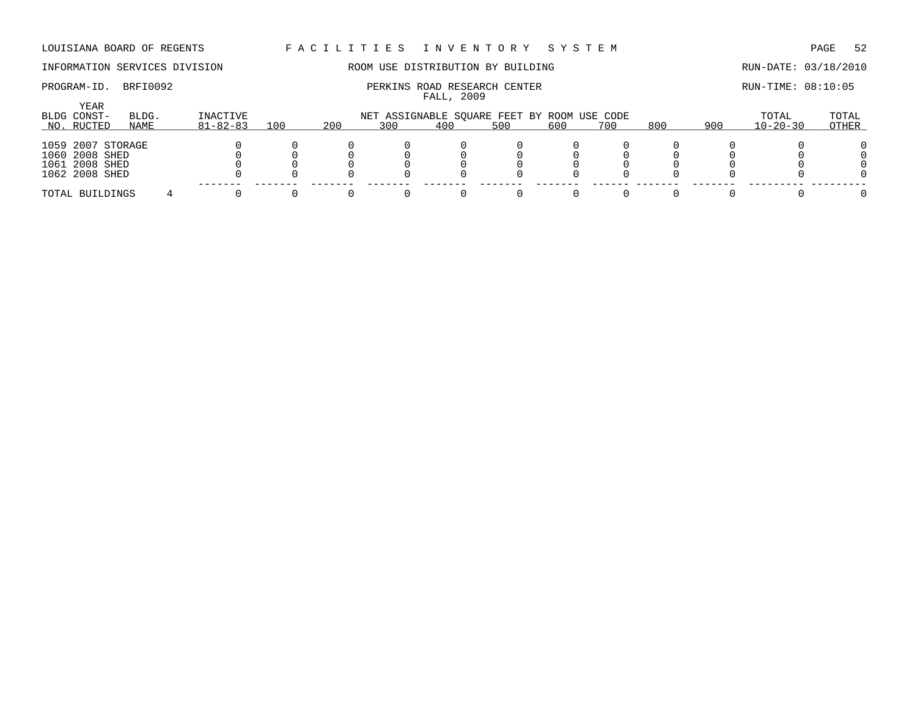LOUISIANA BOARD OF REGENTS — FACILITIES INVENTORY SYSTEM

INFORMATION SERVICES DIVISION — ROOM USE DISTRIBUTION BY BUILDING — RUN-DATE: 03/18/2010

PROGRAM-ID. BRFI0092 — PERKINS ROAD RESEARCH CENTER — RUN-TIME: 08:10:05

FALL, 2009

| BLDG NO. | YEAR CONST-RUCTED | BLDG. NAME | INACTIVE 81-82-83 | 100 | 200 | 300 | 400 | 500 | 600 | 700 | 800 | 900 | TOTAL 10-20-30 | TOTAL OTHER |
|---|---|---|---|---|---|---|---|---|---|---|---|---|---|---|
| | | | | NET ASSIGNABLE SQUARE FEET BY ROOM USE CODE | | | | | | | | | | |
| 1059 | 2007 | STORAGE | 0 | 0 | 0 | 0 | 0 | 0 | 0 | 0 | 0 | 0 | 0 | 0 |
| 1060 | 2008 | SHED | 0 | 0 | 0 | 0 | 0 | 0 | 0 | 0 | 0 | 0 | 0 | 0 |
| 1061 | 2008 | SHED | 0 | 0 | 0 | 0 | 0 | 0 | 0 | 0 | 0 | 0 | 0 | 0 |
| 1062 | 2008 | SHED | 0 | 0 | 0 | 0 | 0 | 0 | 0 | 0 | 0 | 0 | 0 | 0 |
| TOTAL BUILDINGS | | 4 | 0 | 0 | 0 | 0 | 0 | 0 | 0 | 0 | 0 | 0 | 0 | 0 |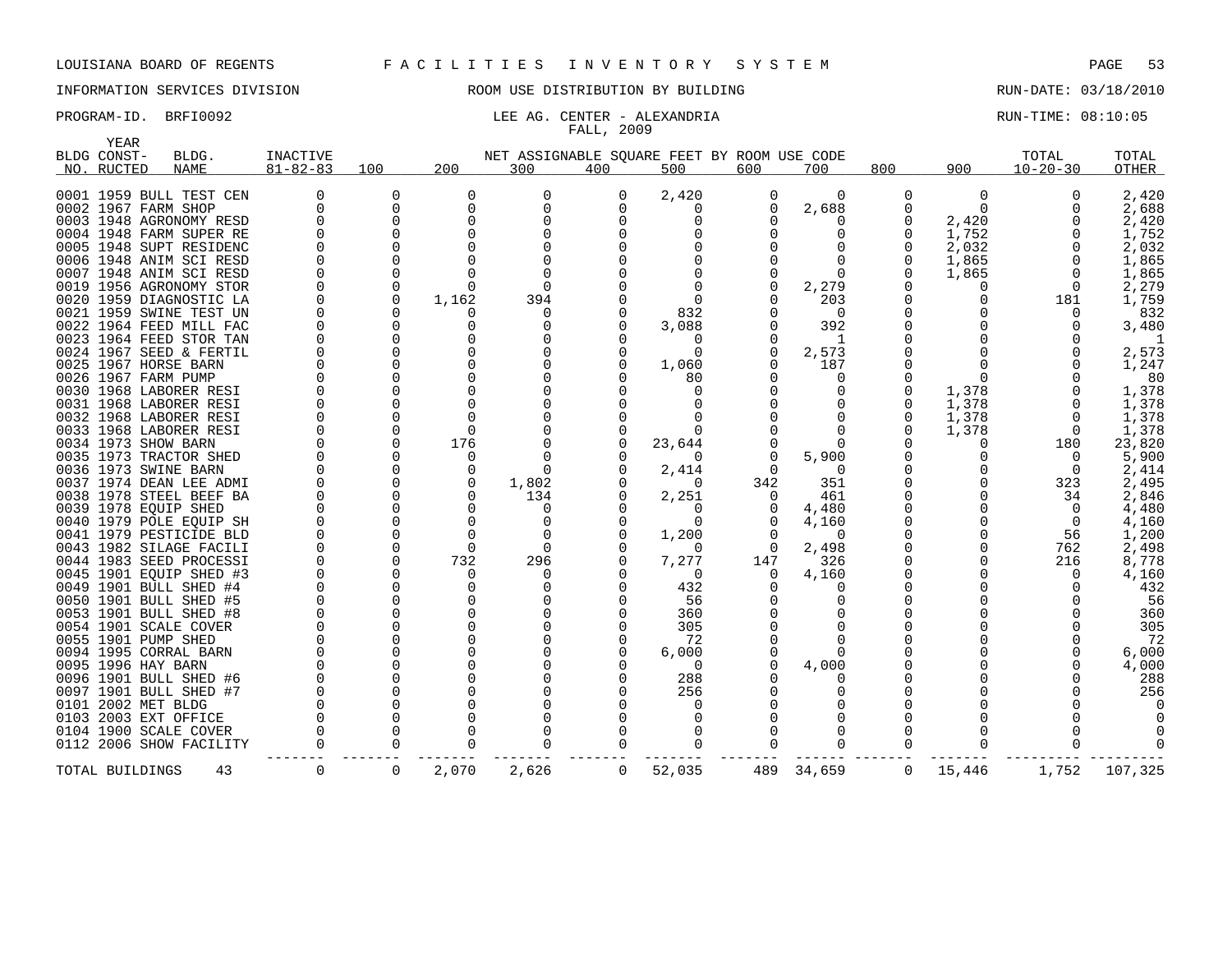LOUISIANA BOARD OF REGENTS F A C I L I T I E S I N V E N T O R Y S Y S T E M

INFORMATION SERVICES DIVISION ROOM USE DISTRIBUTION BY BUILDING RUN-DATE: 03/18/2010

PROGRAM-ID. BRFI0092 LEE AG. CENTER - ALEXANDRIA RUN-TIME: 08:10:05

FALL, 2009

| BLDG NO. | YEAR CONST-RUCTED | BLDG. NAME | INACTIVE 81-82-83 | 100 | 200 | 300 | 400 | 500 | 600 | 700 | 800 | 900 | TOTAL 10-20-30 | TOTAL OTHER |
|---|---|---|---|---|---|---|---|---|---|---|---|---|---|---|
| 0001 | 1959 | BULL TEST CEN | 0 | 0 | 0 | 0 | 0 | 2,420 | 0 | 0 | 0 | 0 | 0 | 2,420 |
| 0002 | 1967 | FARM SHOP | 0 | 0 | 0 | 0 | 0 | 0 | 0 | 2,688 | 0 | 0 | 0 | 2,688 |
| 0003 | 1948 | AGRONOMY RESD | 0 | 0 | 0 | 0 | 0 | 0 | 0 | 0 | 0 | 2,420 | 0 | 2,420 |
| 0004 | 1948 | FARM SUPER RE | 0 | 0 | 0 | 0 | 0 | 0 | 0 | 0 | 0 | 1,752 | 0 | 1,752 |
| 0005 | 1948 | SUPT RESIDENC | 0 | 0 | 0 | 0 | 0 | 0 | 0 | 0 | 0 | 2,032 | 0 | 2,032 |
| 0006 | 1948 | ANIM SCI RESD | 0 | 0 | 0 | 0 | 0 | 0 | 0 | 0 | 0 | 1,865 | 0 | 1,865 |
| 0007 | 1948 | ANIM SCI RESD | 0 | 0 | 0 | 0 | 0 | 0 | 0 | 0 | 0 | 1,865 | 0 | 1,865 |
| 0019 | 1956 | AGRONOMY STOR | 0 | 0 | 0 | 0 | 0 | 0 | 0 | 2,279 | 0 | 0 | 0 | 2,279 |
| 0020 | 1959 | DIAGNOSTIC LA | 0 | 0 | 1,162 | 394 | 0 | 0 | 0 | 203 | 0 | 0 | 181 | 1,759 |
| 0021 | 1959 | SWINE TEST UN | 0 | 0 | 0 | 0 | 0 | 832 | 0 | 0 | 0 | 0 | 0 | 832 |
| 0022 | 1964 | FEED MILL FAC | 0 | 0 | 0 | 0 | 0 | 3,088 | 0 | 392 | 0 | 0 | 0 | 3,480 |
| 0023 | 1964 | FEED STOR TAN | 0 | 0 | 0 | 0 | 0 | 0 | 0 | 1 | 0 | 0 | 0 | 1 |
| 0024 | 1967 | SEED & FERTIL | 0 | 0 | 0 | 0 | 0 | 0 | 0 | 2,573 | 0 | 0 | 0 | 2,573 |
| 0025 | 1967 | HORSE BARN | 0 | 0 | 0 | 0 | 0 | 1,060 | 0 | 187 | 0 | 0 | 0 | 1,247 |
| 0026 | 1967 | FARM PUMP | 0 | 0 | 0 | 0 | 0 | 80 | 0 | 0 | 0 | 0 | 0 | 80 |
| 0030 | 1968 | LABORER RESI | 0 | 0 | 0 | 0 | 0 | 0 | 0 | 0 | 0 | 1,378 | 0 | 1,378 |
| 0031 | 1968 | LABORER RESI | 0 | 0 | 0 | 0 | 0 | 0 | 0 | 0 | 0 | 1,378 | 0 | 1,378 |
| 0032 | 1968 | LABORER RESI | 0 | 0 | 0 | 0 | 0 | 0 | 0 | 0 | 0 | 1,378 | 0 | 1,378 |
| 0033 | 1968 | LABORER RESI | 0 | 0 | 0 | 0 | 0 | 0 | 0 | 0 | 0 | 1,378 | 0 | 1,378 |
| 0034 | 1973 | SHOW BARN | 0 | 0 | 176 | 0 | 0 | 23,644 | 0 | 0 | 0 | 0 | 180 | 23,820 |
| 0035 | 1973 | TRACTOR SHED | 0 | 0 | 0 | 0 | 0 | 0 | 0 | 5,900 | 0 | 0 | 0 | 5,900 |
| 0036 | 1973 | SWINE BARN | 0 | 0 | 0 | 0 | 0 | 2,414 | 0 | 0 | 0 | 0 | 0 | 2,414 |
| 0037 | 1974 | DEAN LEE ADMI | 0 | 0 | 0 | 1,802 | 0 | 0 | 342 | 351 | 0 | 0 | 323 | 2,495 |
| 0038 | 1978 | STEEL BEEF BA | 0 | 0 | 0 | 134 | 0 | 2,251 | 0 | 461 | 0 | 0 | 34 | 2,846 |
| 0039 | 1978 | EQUIP SHED | 0 | 0 | 0 | 0 | 0 | 0 | 0 | 4,480 | 0 | 0 | 0 | 4,480 |
| 0040 | 1979 | POLE EQUIP SH | 0 | 0 | 0 | 0 | 0 | 0 | 0 | 4,160 | 0 | 0 | 0 | 4,160 |
| 0041 | 1979 | PESTICIDE BLD | 0 | 0 | 0 | 0 | 0 | 1,200 | 0 | 0 | 0 | 0 | 56 | 1,200 |
| 0043 | 1982 | SILAGE FACILI | 0 | 0 | 0 | 0 | 0 | 0 | 0 | 2,498 | 0 | 0 | 762 | 2,498 |
| 0044 | 1983 | SEED PROCESSI | 0 | 0 | 732 | 296 | 0 | 7,277 | 147 | 326 | 0 | 0 | 216 | 8,778 |
| 0045 | 1901 | EQUIP SHED #3 | 0 | 0 | 0 | 0 | 0 | 0 | 0 | 4,160 | 0 | 0 | 0 | 4,160 |
| 0049 | 1901 | BULL SHED #4 | 0 | 0 | 0 | 0 | 0 | 432 | 0 | 0 | 0 | 0 | 0 | 432 |
| 0050 | 1901 | BULL SHED #5 | 0 | 0 | 0 | 0 | 0 | 56 | 0 | 0 | 0 | 0 | 0 | 56 |
| 0053 | 1901 | BULL SHED #8 | 0 | 0 | 0 | 0 | 0 | 360 | 0 | 0 | 0 | 0 | 0 | 360 |
| 0054 | 1901 | SCALE COVER | 0 | 0 | 0 | 0 | 0 | 305 | 0 | 0 | 0 | 0 | 0 | 305 |
| 0055 | 1901 | PUMP SHED | 0 | 0 | 0 | 0 | 0 | 72 | 0 | 0 | 0 | 0 | 0 | 72 |
| 0094 | 1995 | CORRAL BARN | 0 | 0 | 0 | 0 | 0 | 6,000 | 0 | 0 | 0 | 0 | 0 | 6,000 |
| 0095 | 1996 | HAY BARN | 0 | 0 | 0 | 0 | 0 | 0 | 0 | 4,000 | 0 | 0 | 0 | 4,000 |
| 0096 | 1901 | BULL SHED #6 | 0 | 0 | 0 | 0 | 0 | 288 | 0 | 0 | 0 | 0 | 0 | 288 |
| 0097 | 1901 | BULL SHED #7 | 0 | 0 | 0 | 0 | 0 | 256 | 0 | 0 | 0 | 0 | 0 | 256 |
| 0101 | 2002 | MET BLDG | 0 | 0 | 0 | 0 | 0 | 0 | 0 | 0 | 0 | 0 | 0 | 0 |
| 0103 | 2003 | EXT OFFICE | 0 | 0 | 0 | 0 | 0 | 0 | 0 | 0 | 0 | 0 | 0 | 0 |
| 0104 | 1900 | SCALE COVER | 0 | 0 | 0 | 0 | 0 | 0 | 0 | 0 | 0 | 0 | 0 | 0 |
| 0112 | 2006 | SHOW FACILITY | 0 | 0 | 0 | 0 | 0 | 0 | 0 | 0 | 0 | 0 | 0 | 0 |
| TOTAL BUILDINGS | | 43 | 0 | 0 | 2,070 | 2,626 | 0 | 52,035 | 489 | 34,659 | 0 | 15,446 | 1,752 | 107,325 |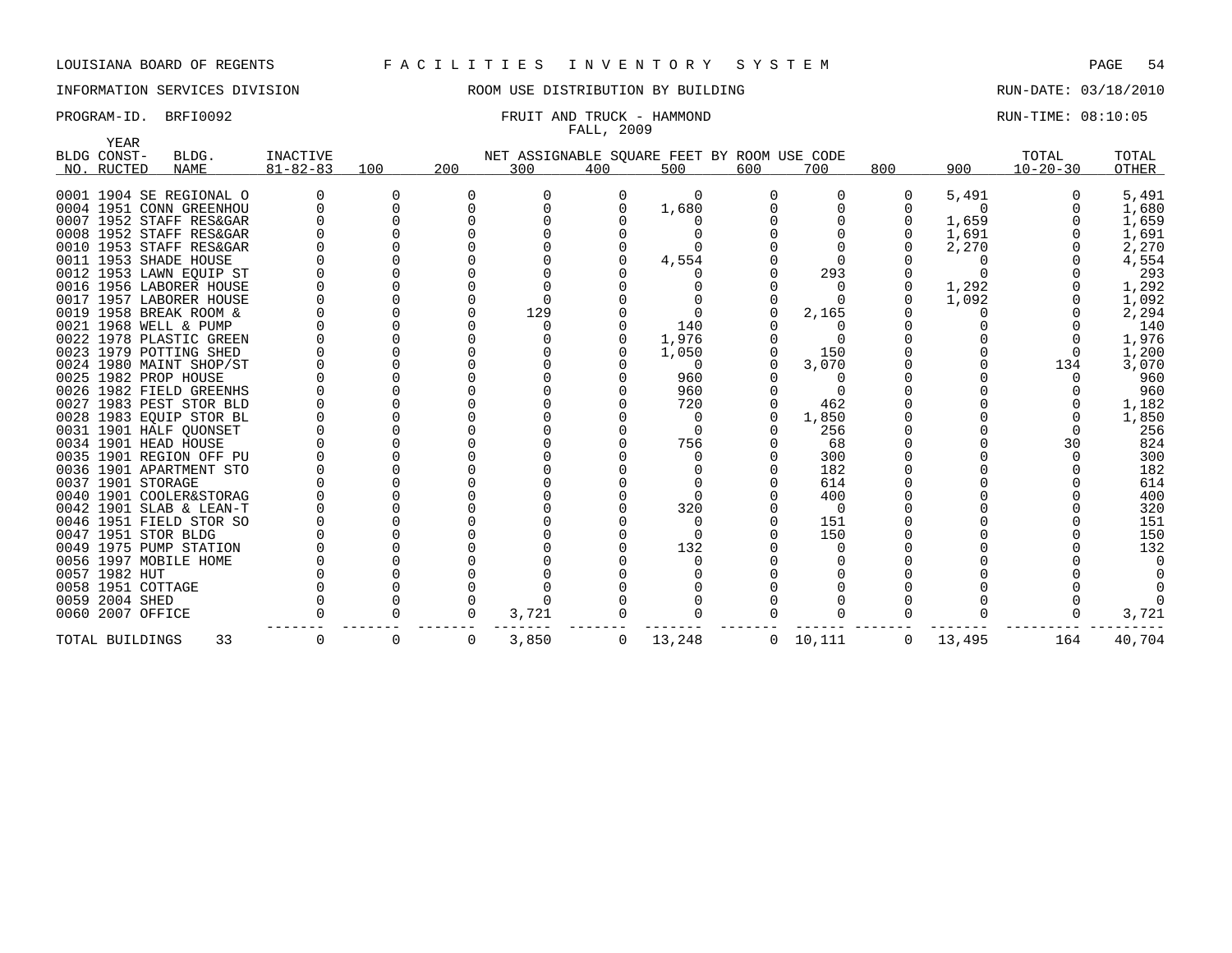LOUISIANA BOARD OF REGENTS F A C I L I T I E S I N V E N T O R Y S Y S T E M

INFORMATION SERVICES DIVISION ROOM USE DISTRIBUTION BY BUILDING RUN-DATE: 03/18/2010

PROGRAM-ID. BRFI0092 FRUIT AND TRUCK - HAMMOND RUN-TIME: 08:10:05

FALL, 2009

| BLDG NO. | YEAR CONST-RUCTED | BLDG. NAME | INACTIVE 81-82-83 | 100 | 200 | 300 | 400 | 500 | 600 | 700 | 800 | 900 | TOTAL 10-20-30 | TOTAL OTHER |
|---|---|---|---|---|---|---|---|---|---|---|---|---|---|---|
| | | | | NET ASSIGNABLE SQUARE FEET BY ROOM USE CODE | | | | | | | | | | |
| 0001 | 1904 | SE REGIONAL O | 0 | 0 | 0 | 0 | 0 | 0 | 0 | 0 | 0 | 5,491 | 0 | 5,491 |
| 0004 | 1951 | CONN GREENHOU | 0 | 0 | 0 | 0 | 0 | 1,680 | 0 | 0 | 0 | 0 | 0 | 1,680 |
| 0007 | 1952 | STAFF RES&GAR | 0 | 0 | 0 | 0 | 0 | 0 | 0 | 0 | 0 | 1,659 | 0 | 1,659 |
| 0008 | 1952 | STAFF RES&GAR | 0 | 0 | 0 | 0 | 0 | 0 | 0 | 0 | 0 | 1,691 | 0 | 1,691 |
| 0010 | 1953 | STAFF RES&GAR | 0 | 0 | 0 | 0 | 0 | 0 | 0 | 0 | 0 | 2,270 | 0 | 2,270 |
| 0011 | 1953 | SHADE HOUSE | 0 | 0 | 0 | 0 | 0 | 4,554 | 0 | 0 | 0 | 0 | 0 | 4,554 |
| 0012 | 1953 | LAWN EQUIP ST | 0 | 0 | 0 | 0 | 0 | 0 | 0 | 293 | 0 | 0 | 0 | 293 |
| 0016 | 1956 | LABORER HOUSE | 0 | 0 | 0 | 0 | 0 | 0 | 0 | 0 | 0 | 1,292 | 0 | 1,292 |
| 0017 | 1957 | LABORER HOUSE | 0 | 0 | 0 | 0 | 0 | 0 | 0 | 0 | 0 | 1,092 | 0 | 1,092 |
| 0019 | 1958 | BREAK ROOM & | 0 | 0 | 0 | 129 | 0 | 0 | 0 | 2,165 | 0 | 0 | 0 | 2,294 |
| 0021 | 1968 | WELL & PUMP | 0 | 0 | 0 | 0 | 0 | 140 | 0 | 0 | 0 | 0 | 0 | 140 |
| 0022 | 1978 | PLASTIC GREEN | 0 | 0 | 0 | 0 | 0 | 1,976 | 0 | 0 | 0 | 0 | 0 | 1,976 |
| 0023 | 1979 | POTTING SHED | 0 | 0 | 0 | 0 | 0 | 1,050 | 0 | 150 | 0 | 0 | 0 | 1,200 |
| 0024 | 1980 | MAINT SHOP/ST | 0 | 0 | 0 | 0 | 0 | 0 | 0 | 3,070 | 0 | 0 | 134 | 3,070 |
| 0025 | 1982 | PROP HOUSE | 0 | 0 | 0 | 0 | 0 | 960 | 0 | 0 | 0 | 0 | 0 | 960 |
| 0026 | 1982 | FIELD GREENHS | 0 | 0 | 0 | 0 | 0 | 960 | 0 | 0 | 0 | 0 | 0 | 960 |
| 0027 | 1983 | PEST STOR BLD | 0 | 0 | 0 | 0 | 0 | 720 | 0 | 462 | 0 | 0 | 0 | 1,182 |
| 0028 | 1983 | EQUIP STOR BL | 0 | 0 | 0 | 0 | 0 | 0 | 0 | 1,850 | 0 | 0 | 0 | 1,850 |
| 0031 | 1901 | HALF QUONSET | 0 | 0 | 0 | 0 | 0 | 0 | 0 | 256 | 0 | 0 | 0 | 256 |
| 0034 | 1901 | HEAD HOUSE | 0 | 0 | 0 | 0 | 0 | 756 | 0 | 68 | 0 | 0 | 30 | 824 |
| 0035 | 1901 | REGION OFF PU | 0 | 0 | 0 | 0 | 0 | 0 | 0 | 300 | 0 | 0 | 0 | 300 |
| 0036 | 1901 | APARTMENT STO | 0 | 0 | 0 | 0 | 0 | 0 | 0 | 182 | 0 | 0 | 0 | 182 |
| 0037 | 1901 | STORAGE | 0 | 0 | 0 | 0 | 0 | 0 | 0 | 614 | 0 | 0 | 0 | 614 |
| 0040 | 1901 | COOLER&STORAG | 0 | 0 | 0 | 0 | 0 | 0 | 0 | 400 | 0 | 0 | 0 | 400 |
| 0042 | 1901 | SLAB & LEAN-T | 0 | 0 | 0 | 0 | 0 | 320 | 0 | 0 | 0 | 0 | 0 | 320 |
| 0046 | 1951 | FIELD STOR SO | 0 | 0 | 0 | 0 | 0 | 0 | 0 | 151 | 0 | 0 | 0 | 151 |
| 0047 | 1951 | STOR BLDG | 0 | 0 | 0 | 0 | 0 | 0 | 0 | 150 | 0 | 0 | 0 | 150 |
| 0049 | 1975 | PUMP STATION | 0 | 0 | 0 | 0 | 0 | 132 | 0 | 0 | 0 | 0 | 0 | 132 |
| 0056 | 1997 | MOBILE HOME | 0 | 0 | 0 | 0 | 0 | 0 | 0 | 0 | 0 | 0 | 0 | 0 |
| 0057 | 1982 | HUT | 0 | 0 | 0 | 0 | 0 | 0 | 0 | 0 | 0 | 0 | 0 | 0 |
| 0058 | 1951 | COTTAGE | 0 | 0 | 0 | 0 | 0 | 0 | 0 | 0 | 0 | 0 | 0 | 0 |
| 0059 | 2004 | SHED | 0 | 0 | 0 | 0 | 0 | 0 | 0 | 0 | 0 | 0 | 0 | 0 |
| 0060 | 2007 | OFFICE | 0 | 0 | 0 | 3,721 | 0 | 0 | 0 | 0 | 0 | 0 | 0 | 3,721 |
| TOTAL BUILDINGS | | 33 | 0 | 0 | 0 | 3,850 | 0 | 13,248 | 0 | 10,111 | 0 | 13,495 | 164 | 40,704 |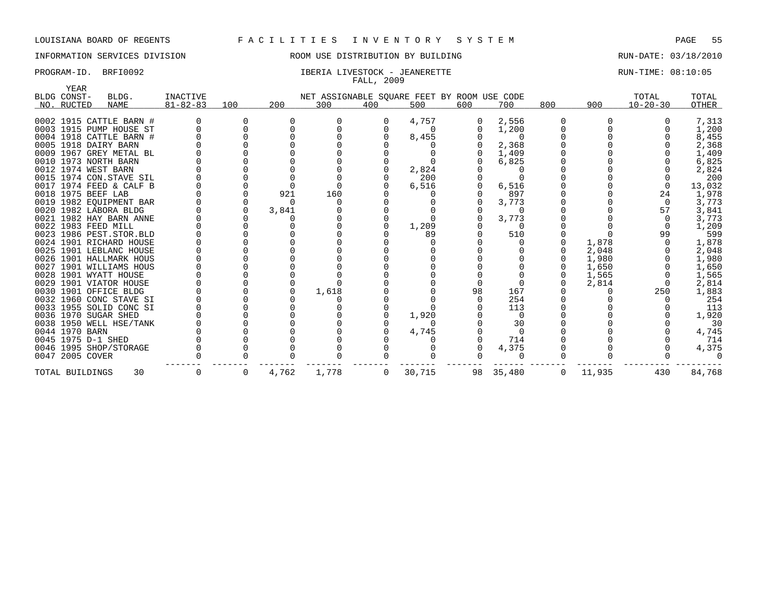LOUISIANA BOARD OF REGENTS F A C I L I T I E S I N V E N T O R Y S Y S T E M

INFORMATION SERVICES DIVISION ROOM USE DISTRIBUTION BY BUILDING RUN-DATE: 03/18/2010

PROGRAM-ID. BRFI0092 IBERIA LIVESTOCK - JEANERETTE RUN-TIME: 08:10:05

FALL, 2009

| BLDG NO. | YEAR CONST-RUCTED | BLDG. NAME | INACTIVE 81-82-83 | 100 | 200 | 300 | 400 | 500 | 600 | 700 | 800 | 900 | TOTAL 10-20-30 | TOTAL OTHER |
|---|---|---|---|---|---|---|---|---|---|---|---|---|---|---|
| 0002 | 1915 | CATTLE BARN # | 0 | 0 | 0 | 0 | 0 | 4,757 | 0 | 2,556 | 0 | 0 | 0 | 7,313 |
| 0003 | 1915 | PUMP HOUSE ST | 0 | 0 | 0 | 0 | 0 | 0 | 0 | 1,200 | 0 | 0 | 0 | 1,200 |
| 0004 | 1918 | CATTLE BARN # | 0 | 0 | 0 | 0 | 0 | 8,455 | 0 | 0 | 0 | 0 | 0 | 8,455 |
| 0005 | 1918 | DAIRY BARN | 0 | 0 | 0 | 0 | 0 | 0 | 0 | 2,368 | 0 | 0 | 0 | 2,368 |
| 0009 | 1967 | GREY METAL BL | 0 | 0 | 0 | 0 | 0 | 0 | 0 | 1,409 | 0 | 0 | 0 | 1,409 |
| 0010 | 1973 | NORTH BARN | 0 | 0 | 0 | 0 | 0 | 0 | 0 | 6,825 | 0 | 0 | 0 | 6,825 |
| 0012 | 1974 | WEST BARN | 0 | 0 | 0 | 0 | 0 | 2,824 | 0 | 0 | 0 | 0 | 0 | 2,824 |
| 0015 | 1974 | CON.STAVE SIL | 0 | 0 | 0 | 0 | 0 | 200 | 0 | 0 | 0 | 0 | 0 | 200 |
| 0017 | 1974 | FEED & CALF B | 0 | 0 | 0 | 0 | 0 | 6,516 | 0 | 6,516 | 0 | 0 | 0 | 13,032 |
| 0018 | 1975 | BEEF LAB | 0 | 0 | 921 | 160 | 0 | 0 | 0 | 897 | 0 | 0 | 24 | 1,978 |
| 0019 | 1982 | EQUIPMENT BAR | 0 | 0 | 0 | 0 | 0 | 0 | 0 | 3,773 | 0 | 0 | 0 | 3,773 |
| 0020 | 1982 | LABORA BLDG | 0 | 0 | 3,841 | 0 | 0 | 0 | 0 | 0 | 0 | 0 | 57 | 3,841 |
| 0021 | 1982 | HAY BARN ANNE | 0 | 0 | 0 | 0 | 0 | 0 | 0 | 3,773 | 0 | 0 | 0 | 3,773 |
| 0022 | 1983 | FEED MILL | 0 | 0 | 0 | 0 | 0 | 1,209 | 0 | 0 | 0 | 0 | 0 | 1,209 |
| 0023 | 1986 | PEST.STOR.BLD | 0 | 0 | 0 | 0 | 0 | 89 | 0 | 510 | 0 | 0 | 99 | 599 |
| 0024 | 1901 | RICHARD HOUSE | 0 | 0 | 0 | 0 | 0 | 0 | 0 | 0 | 0 | 1,878 | 0 | 1,878 |
| 0025 | 1901 | LEBLANC HOUSE | 0 | 0 | 0 | 0 | 0 | 0 | 0 | 0 | 0 | 2,048 | 0 | 2,048 |
| 0026 | 1901 | HALLMARK HOUS | 0 | 0 | 0 | 0 | 0 | 0 | 0 | 0 | 0 | 1,980 | 0 | 1,980 |
| 0027 | 1901 | WILLIAMS HOUS | 0 | 0 | 0 | 0 | 0 | 0 | 0 | 0 | 0 | 1,650 | 0 | 1,650 |
| 0028 | 1901 | WYATT HOUSE | 0 | 0 | 0 | 0 | 0 | 0 | 0 | 0 | 0 | 1,565 | 0 | 1,565 |
| 0029 | 1901 | VIATOR HOUSE | 0 | 0 | 0 | 0 | 0 | 0 | 0 | 0 | 0 | 2,814 | 0 | 2,814 |
| 0030 | 1901 | OFFICE BLDG | 0 | 0 | 0 | 1,618 | 0 | 0 | 98 | 167 | 0 | 0 | 250 | 1,883 |
| 0032 | 1960 | CONC STAVE SI | 0 | 0 | 0 | 0 | 0 | 0 | 0 | 254 | 0 | 0 | 0 | 254 |
| 0033 | 1955 | SOLID CONC SI | 0 | 0 | 0 | 0 | 0 | 0 | 0 | 113 | 0 | 0 | 0 | 113 |
| 0036 | 1970 | SUGAR SHED | 0 | 0 | 0 | 0 | 0 | 1,920 | 0 | 0 | 0 | 0 | 0 | 1,920 |
| 0038 | 1950 | WELL HSE/TANK | 0 | 0 | 0 | 0 | 0 | 0 | 0 | 30 | 0 | 0 | 0 | 30 |
| 0044 | 1970 | BARN | 0 | 0 | 0 | 0 | 0 | 4,745 | 0 | 0 | 0 | 0 | 0 | 4,745 |
| 0045 | 1975 | D-1 SHED | 0 | 0 | 0 | 0 | 0 | 0 | 0 | 714 | 0 | 0 | 0 | 714 |
| 0046 | 1995 | SHOP/STORAGE | 0 | 0 | 0 | 0 | 0 | 0 | 0 | 4,375 | 0 | 0 | 0 | 4,375 |
| 0047 | 2005 | COVER | 0 | 0 | 0 | 0 | 0 | 0 | 0 | 0 | 0 | 0 | 0 | 0 |
| TOTAL BUILDINGS | | 30 | 0 | 0 | 4,762 | 1,778 | 0 | 30,715 | 98 | 35,480 | 0 | 11,935 | 430 | 84,768 |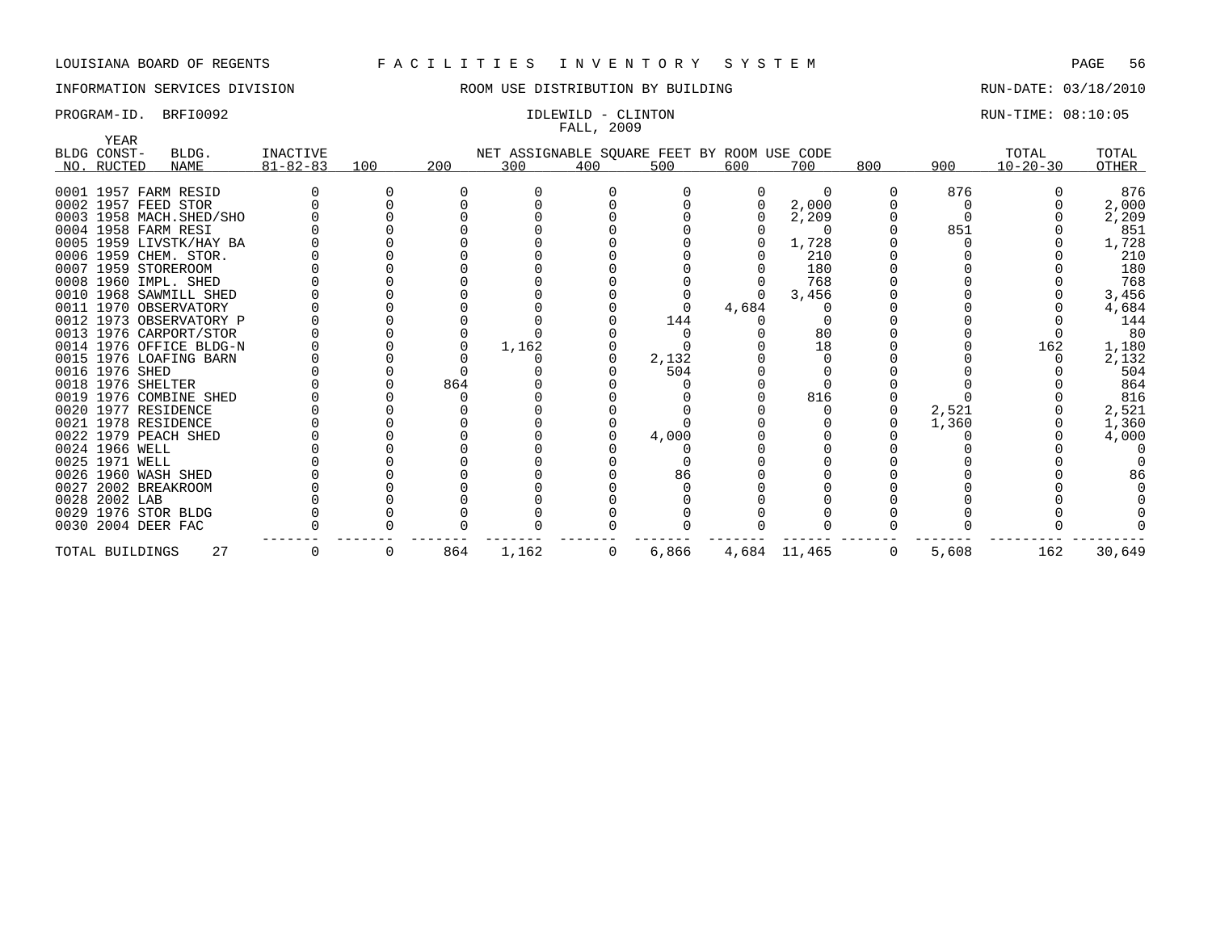LOUISIANA BOARD OF REGENTS F A C I L I T I E S I N V E N T O R Y S Y S T E M

INFORMATION SERVICES DIVISION ROOM USE DISTRIBUTION BY BUILDING RUN-DATE: 03/18/2010

PROGRAM-ID. BRFI0092 IDLEWILD - CLINTON RUN-TIME: 08:10:05

FALL, 2009

| BLDG NO. | YEAR CONST-RUCTED | BLDG. NAME | INACTIVE 81-82-83 | 100 | 200 | 300 | 400 | 500 | 600 | 700 | 800 | 900 | TOTAL 10-20-30 | TOTAL OTHER |
|---|---|---|---|---|---|---|---|---|---|---|---|---|---|---|
| 0001 | 1957 | FARM RESID | 0 | 0 | 0 | 0 | 0 | 0 | 0 | 0 | 0 | 876 | 0 | 876 |
| 0002 | 1957 | FEED STOR | 0 | 0 | 0 | 0 | 0 | 0 | 0 | 2,000 | 0 | 0 | 0 | 2,000 |
| 0003 | 1958 | MACH.SHED/SHO | 0 | 0 | 0 | 0 | 0 | 0 | 0 | 2,209 | 0 | 0 | 0 | 2,209 |
| 0004 | 1958 | FARM RESI | 0 | 0 | 0 | 0 | 0 | 0 | 0 | 0 | 0 | 851 | 0 | 851 |
| 0005 | 1959 | LIVSTK/HAY BA | 0 | 0 | 0 | 0 | 0 | 0 | 0 | 1,728 | 0 | 0 | 0 | 1,728 |
| 0006 | 1959 | CHEM. STOR. | 0 | 0 | 0 | 0 | 0 | 0 | 0 | 210 | 0 | 0 | 0 | 210 |
| 0007 | 1959 | STOREROOM | 0 | 0 | 0 | 0 | 0 | 0 | 0 | 180 | 0 | 0 | 0 | 180 |
| 0008 | 1960 | IMPL. SHED | 0 | 0 | 0 | 0 | 0 | 0 | 0 | 768 | 0 | 0 | 0 | 768 |
| 0010 | 1968 | SAWMILL SHED | 0 | 0 | 0 | 0 | 0 | 0 | 0 | 3,456 | 0 | 0 | 0 | 3,456 |
| 0011 | 1970 | OBSERVATORY | 0 | 0 | 0 | 0 | 0 | 0 | 4,684 | 0 | 0 | 0 | 0 | 4,684 |
| 0012 | 1973 | OBSERVATORY P | 0 | 0 | 0 | 0 | 0 | 144 | 0 | 0 | 0 | 0 | 0 | 144 |
| 0013 | 1976 | CARPORT/STOR | 0 | 0 | 0 | 0 | 0 | 0 | 0 | 80 | 0 | 0 | 0 | 80 |
| 0014 | 1976 | OFFICE BLDG-N | 0 | 0 | 0 | 1,162 | 0 | 0 | 0 | 18 | 0 | 0 | 162 | 1,180 |
| 0015 | 1976 | LOAFING BARN | 0 | 0 | 0 | 0 | 0 | 2,132 | 0 | 0 | 0 | 0 | 0 | 2,132 |
| 0016 | 1976 | SHED | 0 | 0 | 0 | 0 | 0 | 504 | 0 | 0 | 0 | 0 | 0 | 504 |
| 0018 | 1976 | SHELTER | 0 | 0 | 864 | 0 | 0 | 0 | 0 | 0 | 0 | 0 | 0 | 864 |
| 0019 | 1976 | COMBINE SHED | 0 | 0 | 0 | 0 | 0 | 0 | 0 | 816 | 0 | 0 | 0 | 816 |
| 0020 | 1977 | RESIDENCE | 0 | 0 | 0 | 0 | 0 | 0 | 0 | 0 | 0 | 2,521 | 0 | 2,521 |
| 0021 | 1978 | RESIDENCE | 0 | 0 | 0 | 0 | 0 | 0 | 0 | 0 | 0 | 1,360 | 0 | 1,360 |
| 0022 | 1979 | PEACH SHED | 0 | 0 | 0 | 0 | 0 | 4,000 | 0 | 0 | 0 | 0 | 0 | 4,000 |
| 0024 | 1966 | WELL | 0 | 0 | 0 | 0 | 0 | 0 | 0 | 0 | 0 | 0 | 0 | 0 |
| 0025 | 1971 | WELL | 0 | 0 | 0 | 0 | 0 | 0 | 0 | 0 | 0 | 0 | 0 | 0 |
| 0026 | 1960 | WASH SHED | 0 | 0 | 0 | 0 | 0 | 86 | 0 | 0 | 0 | 0 | 0 | 86 |
| 0027 | 2002 | BREAKROOM | 0 | 0 | 0 | 0 | 0 | 0 | 0 | 0 | 0 | 0 | 0 | 0 |
| 0028 | 2002 | LAB | 0 | 0 | 0 | 0 | 0 | 0 | 0 | 0 | 0 | 0 | 0 | 0 |
| 0029 | 1976 | STOR BLDG | 0 | 0 | 0 | 0 | 0 | 0 | 0 | 0 | 0 | 0 | 0 | 0 |
| 0030 | 2004 | DEER FAC | 0 | 0 | 0 | 0 | 0 | 0 | 0 | 0 | 0 | 0 | 0 | 0 |
| TOTAL BUILDINGS | | 27 | 0 | 0 | 864 | 1,162 | 0 | 6,866 | 4,684 | 11,465 | 0 | 5,608 | 162 | 30,649 |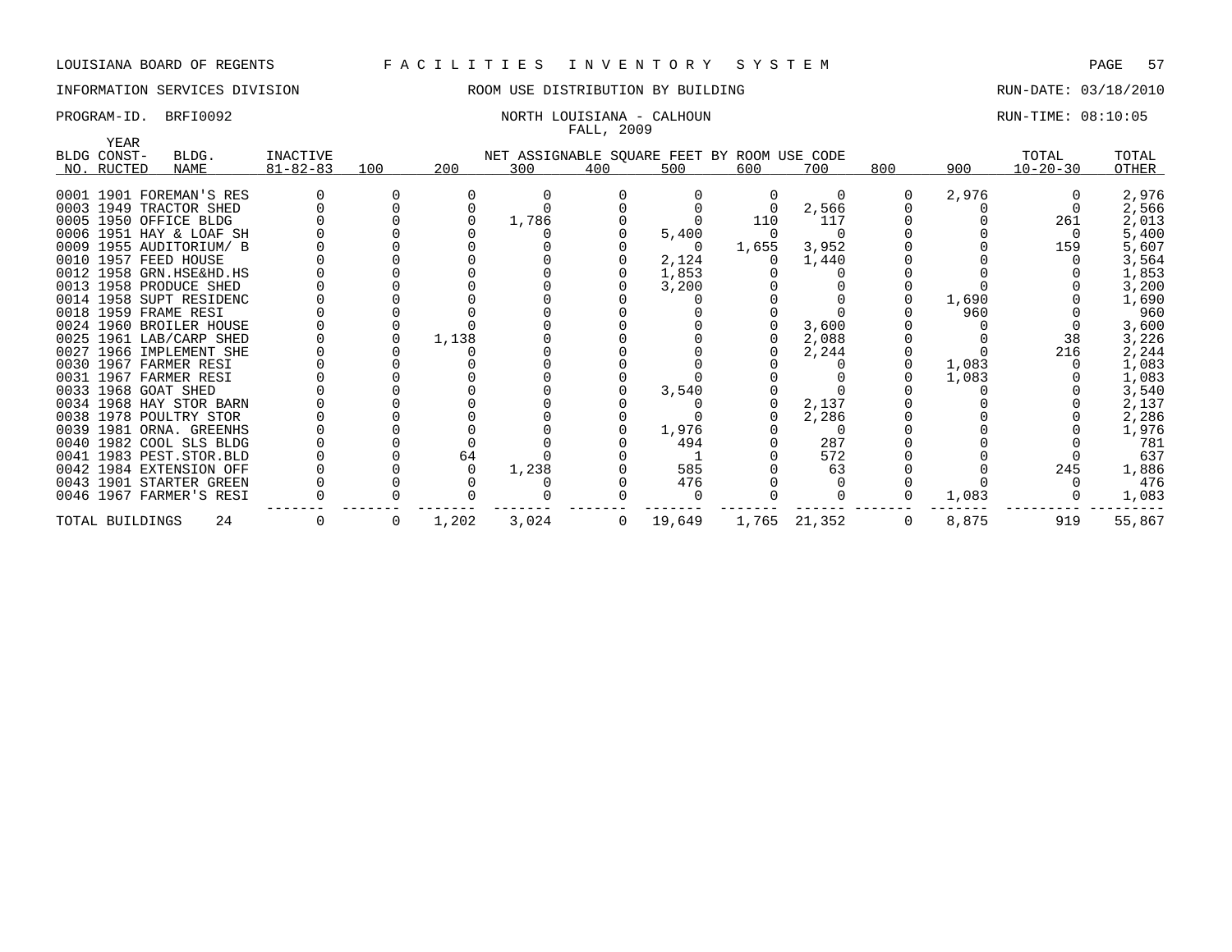LOUISIANA BOARD OF REGENTS — FACILITIES INVENTORY SYSTEM

INFORMATION SERVICES DIVISION — ROOM USE DISTRIBUTION BY BUILDING — RUN-DATE: 03/18/2010

PROGRAM-ID. BRFI0092 — NORTH LOUISIANA - CALHOUN — RUN-TIME: 08:10:05

FALL, 2009

| BLDG NO. | YEAR CONSTRUCTED | BLDG. NAME | INACTIVE 81-82-83 | 100 | 200 | 300 | 400 | 500 | 600 | 700 | 800 | 900 | TOTAL 10-20-30 | TOTAL OTHER |
|---|---|---|---|---|---|---|---|---|---|---|---|---|---|---|
| 0001 | 1901 | FOREMAN'S RES | 0 | 0 | 0 | 0 | 0 | 0 | 0 | 0 | 0 | 2,976 | 0 | 2,976 |
| 0003 | 1949 | TRACTOR SHED | 0 | 0 | 0 | 0 | 0 | 0 | 0 | 2,566 | 0 | 0 | 0 | 2,566 |
| 0005 | 1950 | OFFICE BLDG | 0 | 0 | 0 | 1,786 | 0 | 0 | 110 | 117 | 0 | 0 | 261 | 2,013 |
| 0006 | 1951 | HAY & LOAF SH | 0 | 0 | 0 | 0 | 0 | 5,400 | 0 | 0 | 0 | 0 | 0 | 5,400 |
| 0009 | 1955 | AUDITORIUM/ B | 0 | 0 | 0 | 0 | 0 | 0 | 1,655 | 3,952 | 0 | 0 | 159 | 5,607 |
| 0010 | 1957 | FEED HOUSE | 0 | 0 | 0 | 0 | 0 | 2,124 | 0 | 1,440 | 0 | 0 | 0 | 3,564 |
| 0012 | 1958 | GRN.HSE&HD.HS | 0 | 0 | 0 | 0 | 0 | 1,853 | 0 | 0 | 0 | 0 | 0 | 1,853 |
| 0013 | 1958 | PRODUCE SHED | 0 | 0 | 0 | 0 | 0 | 3,200 | 0 | 0 | 0 | 0 | 0 | 3,200 |
| 0014 | 1958 | SUPT RESIDENC | 0 | 0 | 0 | 0 | 0 | 0 | 0 | 0 | 0 | 1,690 | 0 | 1,690 |
| 0018 | 1959 | FRAME RESI | 0 | 0 | 0 | 0 | 0 | 0 | 0 | 0 | 0 | 960 | 0 | 960 |
| 0024 | 1960 | BROILER HOUSE | 0 | 0 | 0 | 0 | 0 | 0 | 0 | 3,600 | 0 | 0 | 0 | 3,600 |
| 0025 | 1961 | LAB/CARP SHED | 0 | 0 | 1,138 | 0 | 0 | 0 | 0 | 2,088 | 0 | 0 | 38 | 3,226 |
| 0027 | 1966 | IMPLEMENT SHE | 0 | 0 | 0 | 0 | 0 | 0 | 0 | 2,244 | 0 | 0 | 216 | 2,244 |
| 0030 | 1967 | FARMER RESI | 0 | 0 | 0 | 0 | 0 | 0 | 0 | 0 | 0 | 1,083 | 0 | 1,083 |
| 0031 | 1967 | FARMER RESI | 0 | 0 | 0 | 0 | 0 | 0 | 0 | 0 | 0 | 1,083 | 0 | 1,083 |
| 0033 | 1968 | GOAT SHED | 0 | 0 | 0 | 0 | 0 | 3,540 | 0 | 0 | 0 | 0 | 0 | 3,540 |
| 0034 | 1968 | HAY STOR BARN | 0 | 0 | 0 | 0 | 0 | 0 | 0 | 2,137 | 0 | 0 | 0 | 2,137 |
| 0038 | 1978 | POULTRY STOR | 0 | 0 | 0 | 0 | 0 | 0 | 0 | 2,286 | 0 | 0 | 0 | 2,286 |
| 0039 | 1981 | ORNA. GREENHS | 0 | 0 | 0 | 0 | 0 | 1,976 | 0 | 0 | 0 | 0 | 0 | 1,976 |
| 0040 | 1982 | COOL SLS BLDG | 0 | 0 | 0 | 0 | 0 | 494 | 0 | 287 | 0 | 0 | 0 | 781 |
| 0041 | 1983 | PEST.STOR.BLD | 0 | 0 | 64 | 0 | 0 | 1 | 0 | 572 | 0 | 0 | 0 | 637 |
| 0042 | 1984 | EXTENSION OFF | 0 | 0 | 0 | 1,238 | 0 | 585 | 0 | 63 | 0 | 0 | 245 | 1,886 |
| 0043 | 1901 | STARTER GREEN | 0 | 0 | 0 | 0 | 0 | 476 | 0 | 0 | 0 | 0 | 0 | 476 |
| 0046 | 1967 | FARMER'S RESI | 0 | 0 | 0 | 0 | 0 | 0 | 0 | 0 | 0 | 1,083 | 0 | 1,083 |
| TOTAL BUILDINGS | | 24 | 0 | 0 | 1,202 | 3,024 | 0 | 19,649 | 1,765 | 21,352 | 0 | 8,875 | 919 | 55,867 |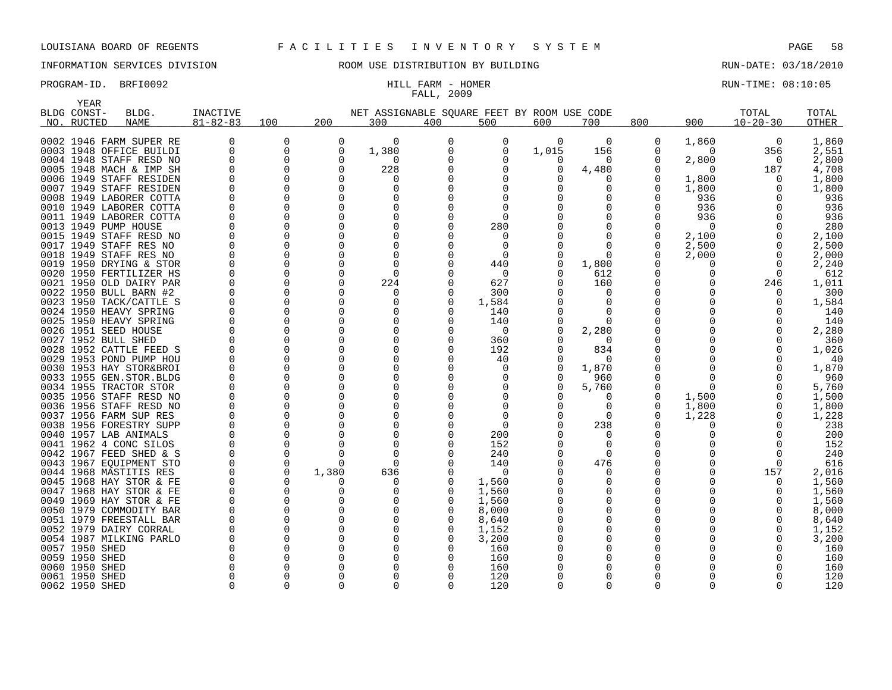LOUISIANA BOARD OF REGENTS — FACILITIES INVENTORY SYSTEM

INFORMATION SERVICES DIVISION — ROOM USE DISTRIBUTION BY BUILDING — RUN-DATE: 03/18/2010

PROGRAM-ID. BRFI0092 — HILL FARM - HOMER — RUN-TIME: 08:10:05

FALL, 2009

| BLDG NO. | YEAR CONST-RUCTED | BLDG. NAME | INACTIVE 81-82-83 | 100 | 200 | 300 | 400 | 500 | 600 | 700 | 800 | 900 | TOTAL 10-20-30 | TOTAL OTHER |
|---|---|---|---|---|---|---|---|---|---|---|---|---|---|---|
| 0002 | 1946 | FARM SUPER RE | 0 | 0 | 0 | 0 | 0 | 0 | 0 | 0 | 0 | 1,860 | 0 | 1,860 |
| 0003 | 1948 | OFFICE BUILDI | 0 | 0 | 0 | 1,380 | 0 | 0 | 1,015 | 156 | 0 | 0 | 356 | 2,551 |
| 0004 | 1948 | STAFF RESD NO | 0 | 0 | 0 | 0 | 0 | 0 | 0 | 0 | 0 | 2,800 | 0 | 2,800 |
| 0005 | 1948 | MACH & IMP SH | 0 | 0 | 0 | 228 | 0 | 0 | 0 | 4,480 | 0 | 0 | 187 | 4,708 |
| 0006 | 1949 | STAFF RESIDEN | 0 | 0 | 0 | 0 | 0 | 0 | 0 | 0 | 0 | 1,800 | 0 | 1,800 |
| 0007 | 1949 | STAFF RESIDEN | 0 | 0 | 0 | 0 | 0 | 0 | 0 | 0 | 0 | 1,800 | 0 | 1,800 |
| 0008 | 1949 | LABORER COTTA | 0 | 0 | 0 | 0 | 0 | 0 | 0 | 0 | 0 | 936 | 0 | 936 |
| 0010 | 1949 | LABORER COTTA | 0 | 0 | 0 | 0 | 0 | 0 | 0 | 0 | 0 | 936 | 0 | 936 |
| 0011 | 1949 | LABORER COTTA | 0 | 0 | 0 | 0 | 0 | 0 | 0 | 0 | 0 | 936 | 0 | 936 |
| 0013 | 1949 | PUMP HOUSE | 0 | 0 | 0 | 0 | 0 | 280 | 0 | 0 | 0 | 0 | 0 | 280 |
| 0015 | 1949 | STAFF RESD NO | 0 | 0 | 0 | 0 | 0 | 0 | 0 | 0 | 0 | 2,100 | 0 | 2,100 |
| 0017 | 1949 | STAFF RES NO | 0 | 0 | 0 | 0 | 0 | 0 | 0 | 0 | 0 | 2,500 | 0 | 2,500 |
| 0018 | 1949 | STAFF RES NO | 0 | 0 | 0 | 0 | 0 | 0 | 0 | 0 | 0 | 2,000 | 0 | 2,000 |
| 0019 | 1950 | DRYING & STOR | 0 | 0 | 0 | 0 | 0 | 440 | 0 | 1,800 | 0 | 0 | 0 | 2,240 |
| 0020 | 1950 | FERTILIZER HS | 0 | 0 | 0 | 0 | 0 | 0 | 0 | 612 | 0 | 0 | 0 | 612 |
| 0021 | 1950 | OLD DAIRY PAR | 0 | 0 | 0 | 224 | 0 | 627 | 0 | 160 | 0 | 0 | 246 | 1,011 |
| 0022 | 1950 | BULL BARN #2 | 0 | 0 | 0 | 0 | 0 | 300 | 0 | 0 | 0 | 0 | 0 | 300 |
| 0023 | 1950 | TACK/CATTLE S | 0 | 0 | 0 | 0 | 0 | 1,584 | 0 | 0 | 0 | 0 | 0 | 1,584 |
| 0024 | 1950 | HEAVY SPRING | 0 | 0 | 0 | 0 | 0 | 140 | 0 | 0 | 0 | 0 | 0 | 140 |
| 0025 | 1950 | HEAVY SPRING | 0 | 0 | 0 | 0 | 0 | 140 | 0 | 0 | 0 | 0 | 0 | 140 |
| 0026 | 1951 | SEED HOUSE | 0 | 0 | 0 | 0 | 0 | 0 | 0 | 2,280 | 0 | 0 | 0 | 2,280 |
| 0027 | 1952 | BULL SHED | 0 | 0 | 0 | 0 | 0 | 360 | 0 | 0 | 0 | 0 | 0 | 360 |
| 0028 | 1952 | CATTLE FEED S | 0 | 0 | 0 | 0 | 0 | 192 | 0 | 834 | 0 | 0 | 0 | 1,026 |
| 0029 | 1953 | POND PUMP HOU | 0 | 0 | 0 | 0 | 0 | 40 | 0 | 0 | 0 | 0 | 0 | 40 |
| 0030 | 1953 | HAY STOR&BROI | 0 | 0 | 0 | 0 | 0 | 0 | 0 | 1,870 | 0 | 0 | 0 | 1,870 |
| 0033 | 1955 | GEN.STOR.BLDG | 0 | 0 | 0 | 0 | 0 | 0 | 0 | 960 | 0 | 0 | 0 | 960 |
| 0034 | 1955 | TRACTOR STOR | 0 | 0 | 0 | 0 | 0 | 0 | 0 | 5,760 | 0 | 0 | 0 | 5,760 |
| 0035 | 1956 | STAFF RESD NO | 0 | 0 | 0 | 0 | 0 | 0 | 0 | 0 | 0 | 1,500 | 0 | 1,500 |
| 0036 | 1956 | STAFF RESD NO | 0 | 0 | 0 | 0 | 0 | 0 | 0 | 0 | 0 | 1,800 | 0 | 1,800 |
| 0037 | 1956 | FARM SUP RES | 0 | 0 | 0 | 0 | 0 | 0 | 0 | 0 | 0 | 1,228 | 0 | 1,228 |
| 0038 | 1956 | FORESTRY SUPP | 0 | 0 | 0 | 0 | 0 | 0 | 0 | 238 | 0 | 0 | 0 | 238 |
| 0040 | 1957 | LAB ANIMALS | 0 | 0 | 0 | 0 | 0 | 200 | 0 | 0 | 0 | 0 | 0 | 200 |
| 0041 | 1962 | 4 CONC SILOS | 0 | 0 | 0 | 0 | 0 | 152 | 0 | 0 | 0 | 0 | 0 | 152 |
| 0042 | 1967 | FEED SHED & S | 0 | 0 | 0 | 0 | 0 | 240 | 0 | 0 | 0 | 0 | 0 | 240 |
| 0043 | 1967 | EQUIPMENT STO | 0 | 0 | 0 | 0 | 0 | 140 | 0 | 476 | 0 | 0 | 0 | 616 |
| 0044 | 1968 | MASTITIS RES | 0 | 0 | 1,380 | 636 | 0 | 0 | 0 | 0 | 0 | 0 | 157 | 2,016 |
| 0045 | 1968 | HAY STOR & FE | 0 | 0 | 0 | 0 | 0 | 1,560 | 0 | 0 | 0 | 0 | 0 | 1,560 |
| 0047 | 1968 | HAY STOR & FE | 0 | 0 | 0 | 0 | 0 | 1,560 | 0 | 0 | 0 | 0 | 0 | 1,560 |
| 0049 | 1969 | HAY STOR & FE | 0 | 0 | 0 | 0 | 0 | 1,560 | 0 | 0 | 0 | 0 | 0 | 1,560 |
| 0050 | 1979 | COMMODITY BAR | 0 | 0 | 0 | 0 | 0 | 8,000 | 0 | 0 | 0 | 0 | 0 | 8,000 |
| 0051 | 1979 | FREESTALL BAR | 0 | 0 | 0 | 0 | 0 | 8,640 | 0 | 0 | 0 | 0 | 0 | 8,640 |
| 0052 | 1979 | DAIRY CORRAL | 0 | 0 | 0 | 0 | 0 | 1,152 | 0 | 0 | 0 | 0 | 0 | 1,152 |
| 0054 | 1987 | MILKING PARLO | 0 | 0 | 0 | 0 | 0 | 3,200 | 0 | 0 | 0 | 0 | 0 | 3,200 |
| 0057 | 1950 | SHED | 0 | 0 | 0 | 0 | 0 | 160 | 0 | 0 | 0 | 0 | 0 | 160 |
| 0059 | 1950 | SHED | 0 | 0 | 0 | 0 | 0 | 160 | 0 | 0 | 0 | 0 | 0 | 160 |
| 0060 | 1950 | SHED | 0 | 0 | 0 | 0 | 0 | 160 | 0 | 0 | 0 | 0 | 0 | 160 |
| 0061 | 1950 | SHED | 0 | 0 | 0 | 0 | 0 | 120 | 0 | 0 | 0 | 0 | 0 | 120 |
| 0062 | 1950 | SHED | 0 | 0 | 0 | 0 | 0 | 120 | 0 | 0 | 0 | 0 | 0 | 120 |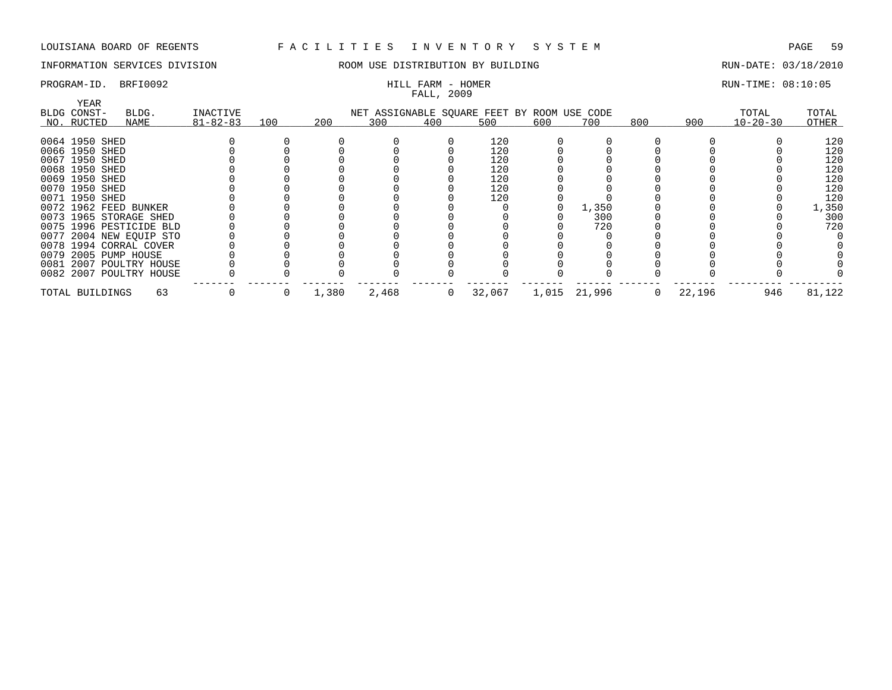LOUISIANA BOARD OF REGENTS — FACILITIES INVENTORY SYSTEM

INFORMATION SERVICES DIVISION — ROOM USE DISTRIBUTION BY BUILDING — RUN-DATE: 03/18/2010

PROGRAM-ID. BRFI0092 — HILL FARM - HOMER — RUN-TIME: 08:10:05

FALL, 2009

| BLDG NO. | YEAR CONST-RUCTED | BLDG. NAME | INACTIVE 81-82-83 | 100 | 200 | 300 | 400 | 500 | 600 | 700 | 800 | 900 | TOTAL 10-20-30 | TOTAL OTHER |
|---|---|---|---|---|---|---|---|---|---|---|---|---|---|---|
| 0064 | 1950 | SHED | 0 | 0 | 0 | 0 | 0 | 120 | 0 | 0 | 0 | 0 | 0 | 120 |
| 0066 | 1950 | SHED | 0 | 0 | 0 | 0 | 0 | 120 | 0 | 0 | 0 | 0 | 0 | 120 |
| 0067 | 1950 | SHED | 0 | 0 | 0 | 0 | 0 | 120 | 0 | 0 | 0 | 0 | 0 | 120 |
| 0068 | 1950 | SHED | 0 | 0 | 0 | 0 | 0 | 120 | 0 | 0 | 0 | 0 | 0 | 120 |
| 0069 | 1950 | SHED | 0 | 0 | 0 | 0 | 0 | 120 | 0 | 0 | 0 | 0 | 0 | 120 |
| 0070 | 1950 | SHED | 0 | 0 | 0 | 0 | 0 | 120 | 0 | 0 | 0 | 0 | 0 | 120 |
| 0071 | 1950 | SHED | 0 | 0 | 0 | 0 | 0 | 120 | 0 | 0 | 0 | 0 | 0 | 120 |
| 0072 | 1962 | FEED BUNKER | 0 | 0 | 0 | 0 | 0 | 0 | 0 | 1,350 | 0 | 0 | 0 | 1,350 |
| 0073 | 1965 | STORAGE SHED | 0 | 0 | 0 | 0 | 0 | 0 | 0 | 300 | 0 | 0 | 0 | 300 |
| 0075 | 1996 | PESTICIDE BLD | 0 | 0 | 0 | 0 | 0 | 0 | 0 | 720 | 0 | 0 | 0 | 720 |
| 0077 | 2004 | NEW EQUIP STO | 0 | 0 | 0 | 0 | 0 | 0 | 0 | 0 | 0 | 0 | 0 | 0 |
| 0078 | 1994 | CORRAL COVER | 0 | 0 | 0 | 0 | 0 | 0 | 0 | 0 | 0 | 0 | 0 | 0 |
| 0079 | 2005 | PUMP HOUSE | 0 | 0 | 0 | 0 | 0 | 0 | 0 | 0 | 0 | 0 | 0 | 0 |
| 0081 | 2007 | POULTRY HOUSE | 0 | 0 | 0 | 0 | 0 | 0 | 0 | 0 | 0 | 0 | 0 | 0 |
| 0082 | 2007 | POULTRY HOUSE | 0 | 0 | 0 | 0 | 0 | 0 | 0 | 0 | 0 | 0 | 0 | 0 |
| TOTAL BUILDINGS | | 63 | 0 | 0 | 1,380 | 2,468 | 0 | 32,067 | 1,015 | 21,996 | 0 | 22,196 | 946 | 81,122 |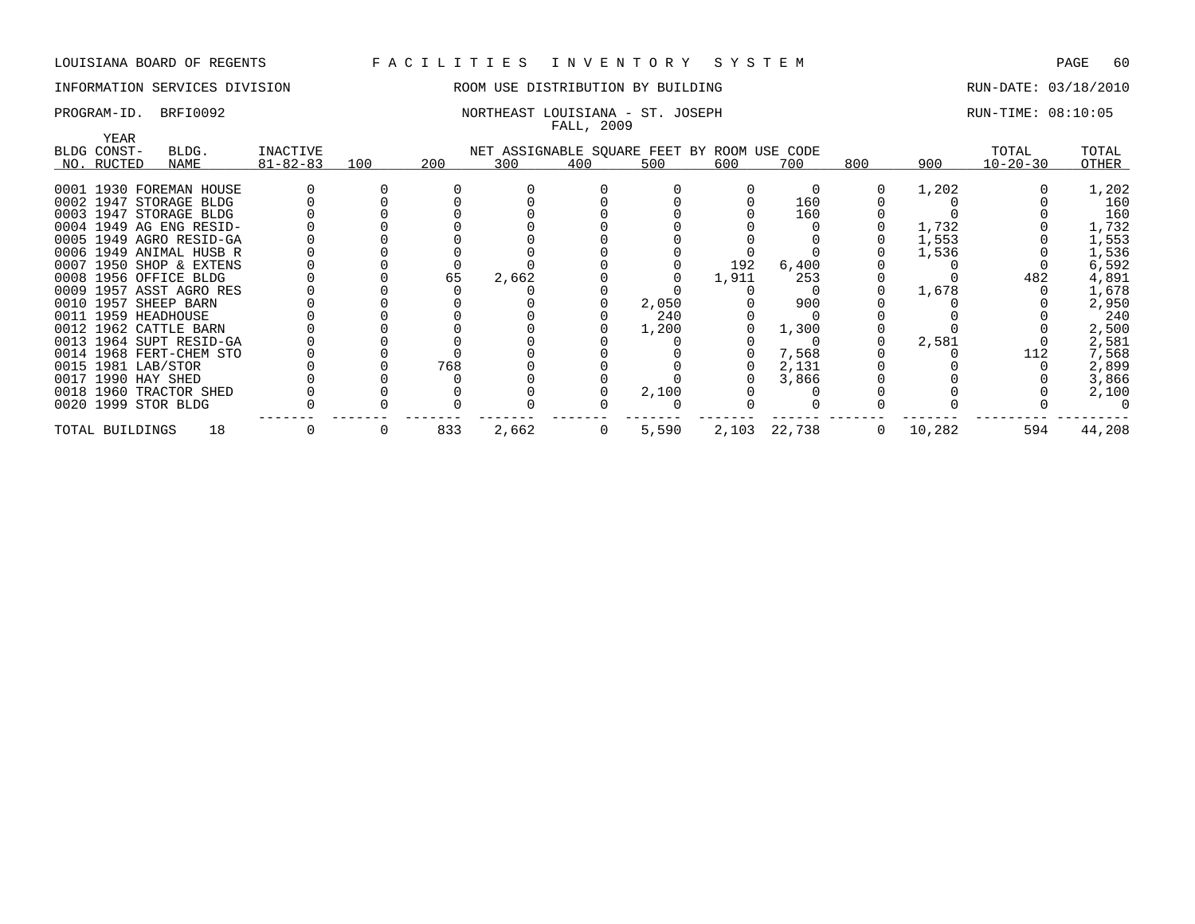LOUISIANA BOARD OF REGENTS — FACILITIES INVENTORY SYSTEM

INFORMATION SERVICES DIVISION — ROOM USE DISTRIBUTION BY BUILDING — RUN-DATE: 03/18/2010

PROGRAM-ID. BRFI0092 — NORTHEAST LOUISIANA - ST. JOSEPH — RUN-TIME: 08:10:05

FALL, 2009

| BLDG NO. | YEAR CONST-RUCTED | BLDG. NAME | INACTIVE 81-82-83 | 100 | 200 | 300 | 400 | 500 | 600 | 700 | 800 | 900 | TOTAL 10-20-30 | TOTAL OTHER |
|---|---|---|---|---|---|---|---|---|---|---|---|---|---|---|
| | | | | NET ASSIGNABLE SQUARE FEET BY ROOM USE CODE | | | | | | | | | | |
| 0001 | 1930 | FOREMAN HOUSE | 0 | 0 | 0 | 0 | 0 | 0 | 0 | 0 | 0 | 1,202 | 0 | 1,202 |
| 0002 | 1947 | STORAGE BLDG | 0 | 0 | 0 | 0 | 0 | 0 | 0 | 160 | 0 | 0 | 0 | 160 |
| 0003 | 1947 | STORAGE BLDG | 0 | 0 | 0 | 0 | 0 | 0 | 0 | 160 | 0 | 0 | 0 | 160 |
| 0004 | 1949 | AG ENG RESID- | 0 | 0 | 0 | 0 | 0 | 0 | 0 | 0 | 0 | 1,732 | 0 | 1,732 |
| 0005 | 1949 | AGRO RESID-GA | 0 | 0 | 0 | 0 | 0 | 0 | 0 | 0 | 0 | 1,553 | 0 | 1,553 |
| 0006 | 1949 | ANIMAL HUSB R | 0 | 0 | 0 | 0 | 0 | 0 | 0 | 0 | 0 | 1,536 | 0 | 1,536 |
| 0007 | 1950 | SHOP & EXTENS | 0 | 0 | 0 | 0 | 0 | 0 | 192 | 6,400 | 0 | 0 | 0 | 6,592 |
| 0008 | 1956 | OFFICE BLDG | 0 | 0 | 65 | 2,662 | 0 | 0 | 1,911 | 253 | 0 | 0 | 482 | 4,891 |
| 0009 | 1957 | ASST AGRO RES | 0 | 0 | 0 | 0 | 0 | 0 | 0 | 0 | 0 | 1,678 | 0 | 1,678 |
| 0010 | 1957 | SHEEP BARN | 0 | 0 | 0 | 0 | 0 | 2,050 | 0 | 900 | 0 | 0 | 0 | 2,950 |
| 0011 | 1959 | HEADHOUSE | 0 | 0 | 0 | 0 | 0 | 240 | 0 | 0 | 0 | 0 | 0 | 240 |
| 0012 | 1962 | CATTLE BARN | 0 | 0 | 0 | 0 | 0 | 1,200 | 0 | 1,300 | 0 | 0 | 0 | 2,500 |
| 0013 | 1964 | SUPT RESID-GA | 0 | 0 | 0 | 0 | 0 | 0 | 0 | 0 | 0 | 2,581 | 0 | 2,581 |
| 0014 | 1968 | FERT-CHEM STO | 0 | 0 | 0 | 0 | 0 | 0 | 0 | 7,568 | 0 | 0 | 112 | 7,568 |
| 0015 | 1981 | LAB/STOR | 0 | 0 | 768 | 0 | 0 | 0 | 0 | 2,131 | 0 | 0 | 0 | 2,899 |
| 0017 | 1990 | HAY SHED | 0 | 0 | 0 | 0 | 0 | 0 | 0 | 3,866 | 0 | 0 | 0 | 3,866 |
| 0018 | 1960 | TRACTOR SHED | 0 | 0 | 0 | 0 | 0 | 2,100 | 0 | 0 | 0 | 0 | 0 | 2,100 |
| 0020 | 1999 | STOR BLDG | 0 | 0 | 0 | 0 | 0 | 0 | 0 | 0 | 0 | 0 | 0 | 0 |
| TOTAL BUILDINGS | | 18 | 0 | 0 | 833 | 2,662 | 0 | 5,590 | 2,103 | 22,738 | 0 | 10,282 | 594 | 44,208 |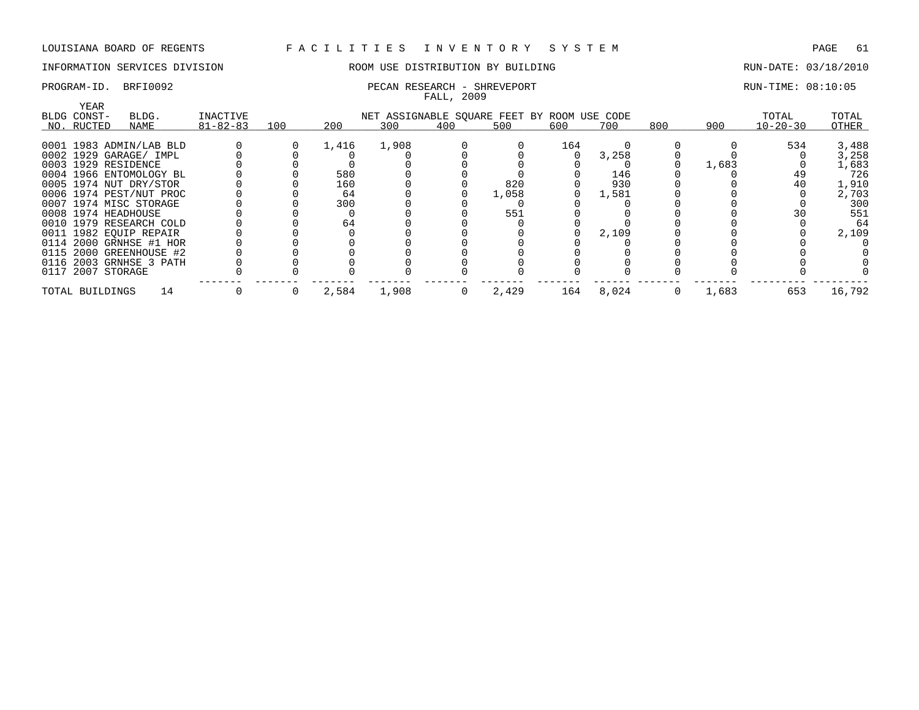LOUISIANA BOARD OF REGENTS F A C I L I T I E S I N V E N T O R Y S Y S T E M

INFORMATION SERVICES DIVISION ROOM USE DISTRIBUTION BY BUILDING RUN-DATE: 03/18/2010

PROGRAM-ID. BRFI0092 PECAN RESEARCH - SHREVEPORT RUN-TIME: 08:10:05

FALL, 2009

| BLDG NO. | YEAR CONST-RUCTED | BLDG. NAME | INACTIVE 81-82-83 | 100 | 200 | 300 | 400 | 500 | 600 | 700 | 800 | 900 | TOTAL 10-20-30 | TOTAL OTHER |
|---|---|---|---|---|---|---|---|---|---|---|---|---|---|---|
| | | | | NET ASSIGNABLE SQUARE FEET BY ROOM USE CODE | | | | | | | | | | |
| 0001 | 1983 | ADMIN/LAB BLD | 0 | 0 | 1,416 | 1,908 | 0 | 0 | 164 | 0 | 0 | 0 | 534 | 3,488 |
| 0002 | 1929 | GARAGE/ IMPL | 0 | 0 | 0 | 0 | 0 | 0 | 0 | 3,258 | 0 | 0 | 0 | 3,258 |
| 0003 | 1929 | RESIDENCE | 0 | 0 | 0 | 0 | 0 | 0 | 0 | 0 | 0 | 1,683 | 0 | 1,683 |
| 0004 | 1966 | ENTOMOLOGY BL | 0 | 0 | 580 | 0 | 0 | 0 | 0 | 146 | 0 | 0 | 49 | 726 |
| 0005 | 1974 | NUT DRY/STOR | 0 | 0 | 160 | 0 | 0 | 820 | 0 | 930 | 0 | 0 | 40 | 1,910 |
| 0006 | 1974 | PEST/NUT PROC | 0 | 0 | 64 | 0 | 0 | 1,058 | 0 | 1,581 | 0 | 0 | 0 | 2,703 |
| 0007 | 1974 | MISC STORAGE | 0 | 0 | 300 | 0 | 0 | 0 | 0 | 0 | 0 | 0 | 0 | 300 |
| 0008 | 1974 | HEADHOUSE | 0 | 0 | 0 | 0 | 0 | 551 | 0 | 0 | 0 | 0 | 30 | 551 |
| 0010 | 1979 | RESEARCH COLD | 0 | 0 | 64 | 0 | 0 | 0 | 0 | 0 | 0 | 0 | 0 | 64 |
| 0011 | 1982 | EQUIP REPAIR | 0 | 0 | 0 | 0 | 0 | 0 | 0 | 2,109 | 0 | 0 | 0 | 2,109 |
| 0114 | 2000 | GRNHSE #1 HOR | 0 | 0 | 0 | 0 | 0 | 0 | 0 | 0 | 0 | 0 | 0 | 0 |
| 0115 | 2000 | GREENHOUSE #2 | 0 | 0 | 0 | 0 | 0 | 0 | 0 | 0 | 0 | 0 | 0 | 0 |
| 0116 | 2003 | GRNHSE 3 PATH | 0 | 0 | 0 | 0 | 0 | 0 | 0 | 0 | 0 | 0 | 0 | 0 |
| 0117 | 2007 | STORAGE | 0 | 0 | 0 | 0 | 0 | 0 | 0 | 0 | 0 | 0 | 0 | 0 |
| TOTAL BUILDINGS | | 14 | 0 | 0 | 2,584 | 1,908 | 0 | 2,429 | 164 | 8,024 | 0 | 1,683 | 653 | 16,792 |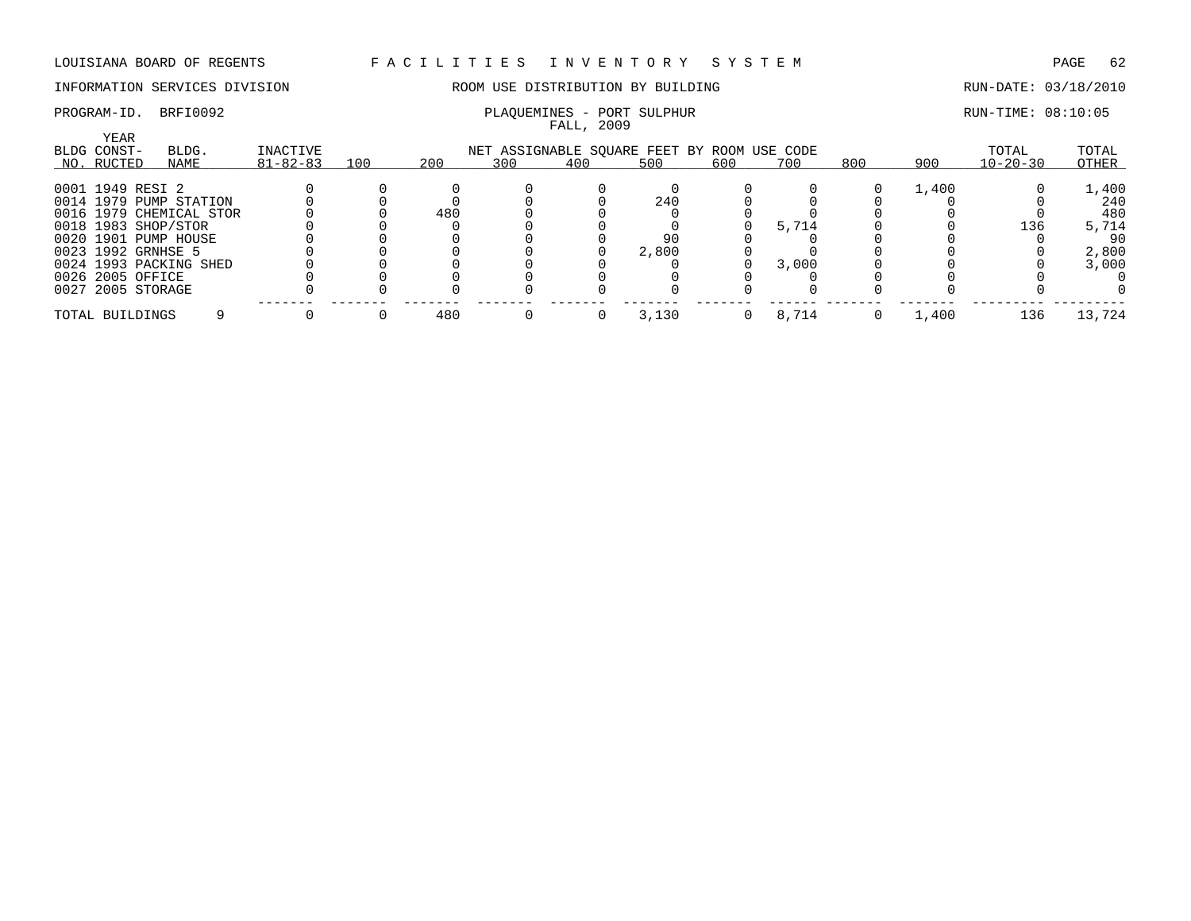LOUISIANA BOARD OF REGENTS — FACILITIES INVENTORY SYSTEM

INFORMATION SERVICES DIVISION — ROOM USE DISTRIBUTION BY BUILDING — RUN-DATE: 03/18/2010

PROGRAM-ID. BRFI0092 — PLAQUEMINES - PORT SULPHUR — RUN-TIME: 08:10:05

FALL, 2009

| BLDG NO. | YEAR CONSTRUCTED | BLDG. NAME | INACTIVE 81-82-83 | 100 | 200 | 300 | 400 | 500 | 600 | 700 | 800 | 900 | TOTAL 10-20-30 | TOTAL OTHER |
|---|---|---|---|---|---|---|---|---|---|---|---|---|---|---|
| 0001 | 1949 | RESI 2 | 0 | 0 | 0 | 0 | 0 | 0 | 0 | 0 | 0 | 1,400 | 0 | 1,400 |
| 0014 | 1979 | PUMP STATION | 0 | 0 | 0 | 0 | 0 | 240 | 0 | 0 | 0 | 0 | 0 | 240 |
| 0016 | 1979 | CHEMICAL STOR | 0 | 0 | 480 | 0 | 0 | 0 | 0 | 0 | 0 | 0 | 0 | 480 |
| 0018 | 1983 | SHOP/STOR | 0 | 0 | 0 | 0 | 0 | 0 | 0 | 5,714 | 0 | 0 | 136 | 5,714 |
| 0020 | 1901 | PUMP HOUSE | 0 | 0 | 0 | 0 | 0 | 90 | 0 | 0 | 0 | 0 | 0 | 90 |
| 0023 | 1992 | GRNHSE 5 | 0 | 0 | 0 | 0 | 0 | 2,800 | 0 | 0 | 0 | 0 | 0 | 2,800 |
| 0024 | 1993 | PACKING SHED | 0 | 0 | 0 | 0 | 0 | 0 | 0 | 3,000 | 0 | 0 | 0 | 3,000 |
| 0026 | 2005 | OFFICE | 0 | 0 | 0 | 0 | 0 | 0 | 0 | 0 | 0 | 0 | 0 | 0 |
| 0027 | 2005 | STORAGE | 0 | 0 | 0 | 0 | 0 | 0 | 0 | 0 | 0 | 0 | 0 | 0 |
| TOTAL BUILDINGS | | 9 | 0 | 0 | 480 | 0 | 0 | 3,130 | 0 | 8,714 | 0 | 1,400 | 136 | 13,724 |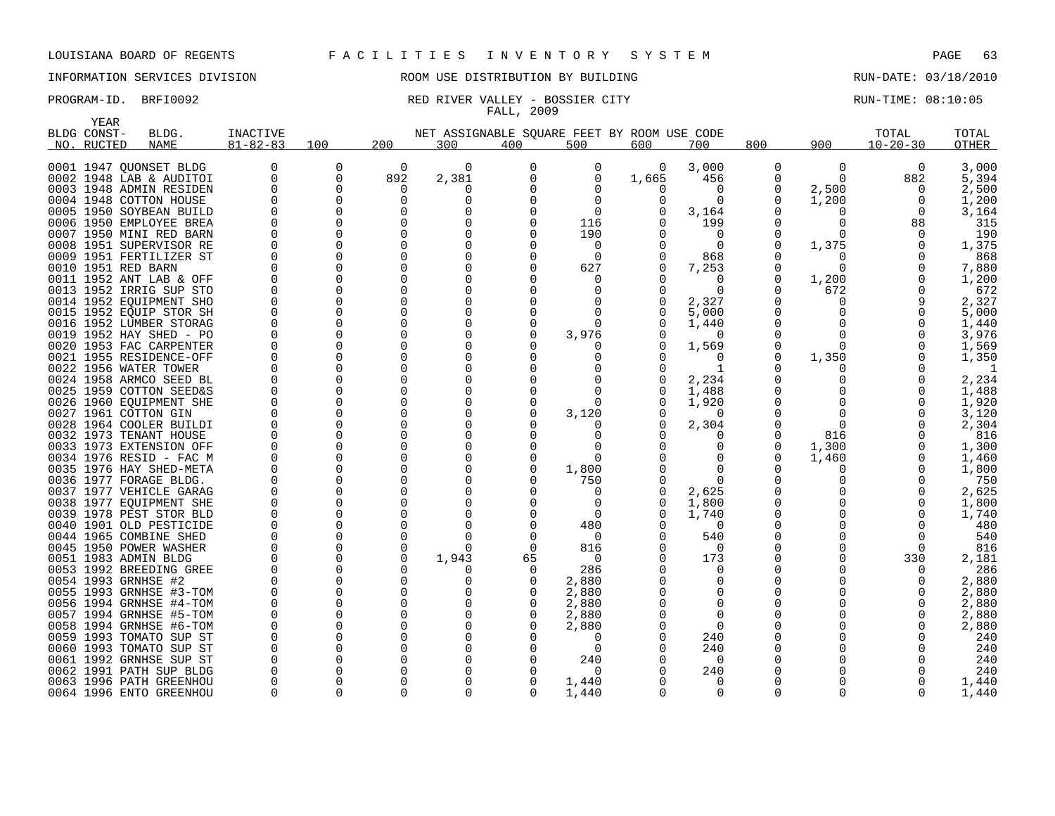LOUISIANA BOARD OF REGENTS F A C I L I T I E S I N V E N T O R Y S Y S T E M

INFORMATION SERVICES DIVISION ROOM USE DISTRIBUTION BY BUILDING RUN-DATE: 03/18/2010

PROGRAM-ID. BRFI0092 RED RIVER VALLEY - BOSSIER CITY RUN-TIME: 08:10:05

FALL, 2009

| BLDG NO. | YEAR CONST-RUCTED | BLDG. NAME | INACTIVE 81-82-83 | 100 | 200 | 300 | 400 | 500 | 600 | 700 | 800 | 900 | TOTAL 10-20-30 | TOTAL OTHER |
|---|---|---|---|---|---|---|---|---|---|---|---|---|---|---|
| 0001 | 1947 | QUONSET BLDG | 0 | 0 | 0 | 0 | 0 | 0 | 0 | 3,000 | 0 | 0 | 0 | 3,000 |
| 0002 | 1948 | LAB & AUDITOI | 0 | 0 | 892 | 2,381 | 0 | 0 | 1,665 | 456 | 0 | 0 | 882 | 5,394 |
| 0003 | 1948 | ADMIN RESIDEN | 0 | 0 | 0 | 0 | 0 | 0 | 0 | 0 | 0 | 2,500 | 0 | 2,500 |
| 0004 | 1948 | COTTON HOUSE | 0 | 0 | 0 | 0 | 0 | 0 | 0 | 0 | 0 | 1,200 | 0 | 1,200 |
| 0005 | 1950 | SOYBEAN BUILD | 0 | 0 | 0 | 0 | 0 | 0 | 0 | 3,164 | 0 | 0 | 0 | 3,164 |
| 0006 | 1950 | EMPLOYEE BREA | 0 | 0 | 0 | 0 | 0 | 116 | 0 | 199 | 0 | 0 | 88 | 315 |
| 0007 | 1950 | MINI RED BARN | 0 | 0 | 0 | 0 | 0 | 190 | 0 | 0 | 0 | 0 | 0 | 190 |
| 0008 | 1951 | SUPERVISOR RE | 0 | 0 | 0 | 0 | 0 | 0 | 0 | 0 | 0 | 1,375 | 0 | 1,375 |
| 0009 | 1951 | FERTILIZER ST | 0 | 0 | 0 | 0 | 0 | 0 | 0 | 868 | 0 | 0 | 0 | 868 |
| 0010 | 1951 | RED BARN | 0 | 0 | 0 | 0 | 0 | 627 | 0 | 7,253 | 0 | 0 | 0 | 7,880 |
| 0011 | 1952 | ANT LAB & OFF | 0 | 0 | 0 | 0 | 0 | 0 | 0 | 0 | 0 | 1,200 | 0 | 1,200 |
| 0013 | 1952 | IRRIG SUP STO | 0 | 0 | 0 | 0 | 0 | 0 | 0 | 0 | 0 | 672 | 0 | 672 |
| 0014 | 1952 | EQUIPMENT SHO | 0 | 0 | 0 | 0 | 0 | 0 | 0 | 2,327 | 0 | 0 | 9 | 2,327 |
| 0015 | 1952 | EQUIP STOR SH | 0 | 0 | 0 | 0 | 0 | 0 | 0 | 5,000 | 0 | 0 | 0 | 5,000 |
| 0016 | 1952 | LUMBER STORAG | 0 | 0 | 0 | 0 | 0 | 0 | 0 | 1,440 | 0 | 0 | 0 | 1,440 |
| 0019 | 1952 | HAY SHED - PO | 0 | 0 | 0 | 0 | 0 | 3,976 | 0 | 0 | 0 | 0 | 0 | 3,976 |
| 0020 | 1953 | FAC CARPENTER | 0 | 0 | 0 | 0 | 0 | 0 | 0 | 1,569 | 0 | 0 | 0 | 1,569 |
| 0021 | 1955 | RESIDENCE-OFF | 0 | 0 | 0 | 0 | 0 | 0 | 0 | 0 | 0 | 1,350 | 0 | 1,350 |
| 0022 | 1956 | WATER TOWER | 0 | 0 | 0 | 0 | 0 | 0 | 0 | 1 | 0 | 0 | 0 | 1 |
| 0024 | 1958 | ARMCO SEED BL | 0 | 0 | 0 | 0 | 0 | 0 | 0 | 2,234 | 0 | 0 | 0 | 2,234 |
| 0025 | 1959 | COTTON SEED&S | 0 | 0 | 0 | 0 | 0 | 0 | 0 | 1,488 | 0 | 0 | 0 | 1,488 |
| 0026 | 1960 | EQUIPMENT SHE | 0 | 0 | 0 | 0 | 0 | 0 | 0 | 1,920 | 0 | 0 | 0 | 1,920 |
| 0027 | 1961 | COTTON GIN | 0 | 0 | 0 | 0 | 0 | 3,120 | 0 | 0 | 0 | 0 | 0 | 3,120 |
| 0028 | 1964 | COOLER BUILDI | 0 | 0 | 0 | 0 | 0 | 0 | 0 | 2,304 | 0 | 0 | 0 | 2,304 |
| 0032 | 1973 | TENANT HOUSE | 0 | 0 | 0 | 0 | 0 | 0 | 0 | 0 | 0 | 816 | 0 | 816 |
| 0033 | 1973 | EXTENSION OFF | 0 | 0 | 0 | 0 | 0 | 0 | 0 | 0 | 0 | 1,300 | 0 | 1,300 |
| 0034 | 1976 | RESID - FAC M | 0 | 0 | 0 | 0 | 0 | 0 | 0 | 0 | 0 | 1,460 | 0 | 1,460 |
| 0035 | 1976 | HAY SHED-META | 0 | 0 | 0 | 0 | 0 | 1,800 | 0 | 0 | 0 | 0 | 0 | 1,800 |
| 0036 | 1977 | FORAGE BLDG. | 0 | 0 | 0 | 0 | 0 | 750 | 0 | 0 | 0 | 0 | 0 | 750 |
| 0037 | 1977 | VEHICLE GARAG | 0 | 0 | 0 | 0 | 0 | 0 | 0 | 2,625 | 0 | 0 | 0 | 2,625 |
| 0038 | 1977 | EQUIPMENT SHE | 0 | 0 | 0 | 0 | 0 | 0 | 0 | 1,800 | 0 | 0 | 0 | 1,800 |
| 0039 | 1978 | PEST STOR BLD | 0 | 0 | 0 | 0 | 0 | 0 | 0 | 1,740 | 0 | 0 | 0 | 1,740 |
| 0040 | 1901 | OLD PESTICIDE | 0 | 0 | 0 | 0 | 0 | 480 | 0 | 0 | 0 | 0 | 0 | 480 |
| 0044 | 1965 | COMBINE SHED | 0 | 0 | 0 | 0 | 0 | 0 | 0 | 540 | 0 | 0 | 0 | 540 |
| 0045 | 1950 | POWER WASHER | 0 | 0 | 0 | 0 | 0 | 816 | 0 | 0 | 0 | 0 | 0 | 816 |
| 0051 | 1983 | ADMIN BLDG | 0 | 0 | 0 | 1,943 | 65 | 0 | 0 | 173 | 0 | 0 | 330 | 2,181 |
| 0053 | 1992 | BREEDING GREE | 0 | 0 | 0 | 0 | 0 | 286 | 0 | 0 | 0 | 0 | 0 | 286 |
| 0054 | 1993 | GRNHSE #2 | 0 | 0 | 0 | 0 | 0 | 2,880 | 0 | 0 | 0 | 0 | 0 | 2,880 |
| 0055 | 1993 | GRNHSE #3-TOM | 0 | 0 | 0 | 0 | 0 | 2,880 | 0 | 0 | 0 | 0 | 0 | 2,880 |
| 0056 | 1994 | GRNHSE #4-TOM | 0 | 0 | 0 | 0 | 0 | 2,880 | 0 | 0 | 0 | 0 | 0 | 2,880 |
| 0057 | 1994 | GRNHSE #5-TOM | 0 | 0 | 0 | 0 | 0 | 2,880 | 0 | 0 | 0 | 0 | 0 | 2,880 |
| 0058 | 1994 | GRNHSE #6-TOM | 0 | 0 | 0 | 0 | 0 | 2,880 | 0 | 0 | 0 | 0 | 0 | 2,880 |
| 0059 | 1993 | TOMATO SUP ST | 0 | 0 | 0 | 0 | 0 | 0 | 0 | 240 | 0 | 0 | 0 | 240 |
| 0060 | 1993 | TOMATO SUP ST | 0 | 0 | 0 | 0 | 0 | 0 | 0 | 240 | 0 | 0 | 0 | 240 |
| 0061 | 1992 | GRNHSE SUP ST | 0 | 0 | 0 | 0 | 0 | 240 | 0 | 0 | 0 | 0 | 0 | 240 |
| 0062 | 1991 | PATH SUP BLDG | 0 | 0 | 0 | 0 | 0 | 0 | 0 | 240 | 0 | 0 | 0 | 240 |
| 0063 | 1996 | PATH GREENHOU | 0 | 0 | 0 | 0 | 0 | 1,440 | 0 | 0 | 0 | 0 | 0 | 1,440 |
| 0064 | 1996 | ENTO GREENHOU | 0 | 0 | 0 | 0 | 0 | 1,440 | 0 | 0 | 0 | 0 | 0 | 1,440 |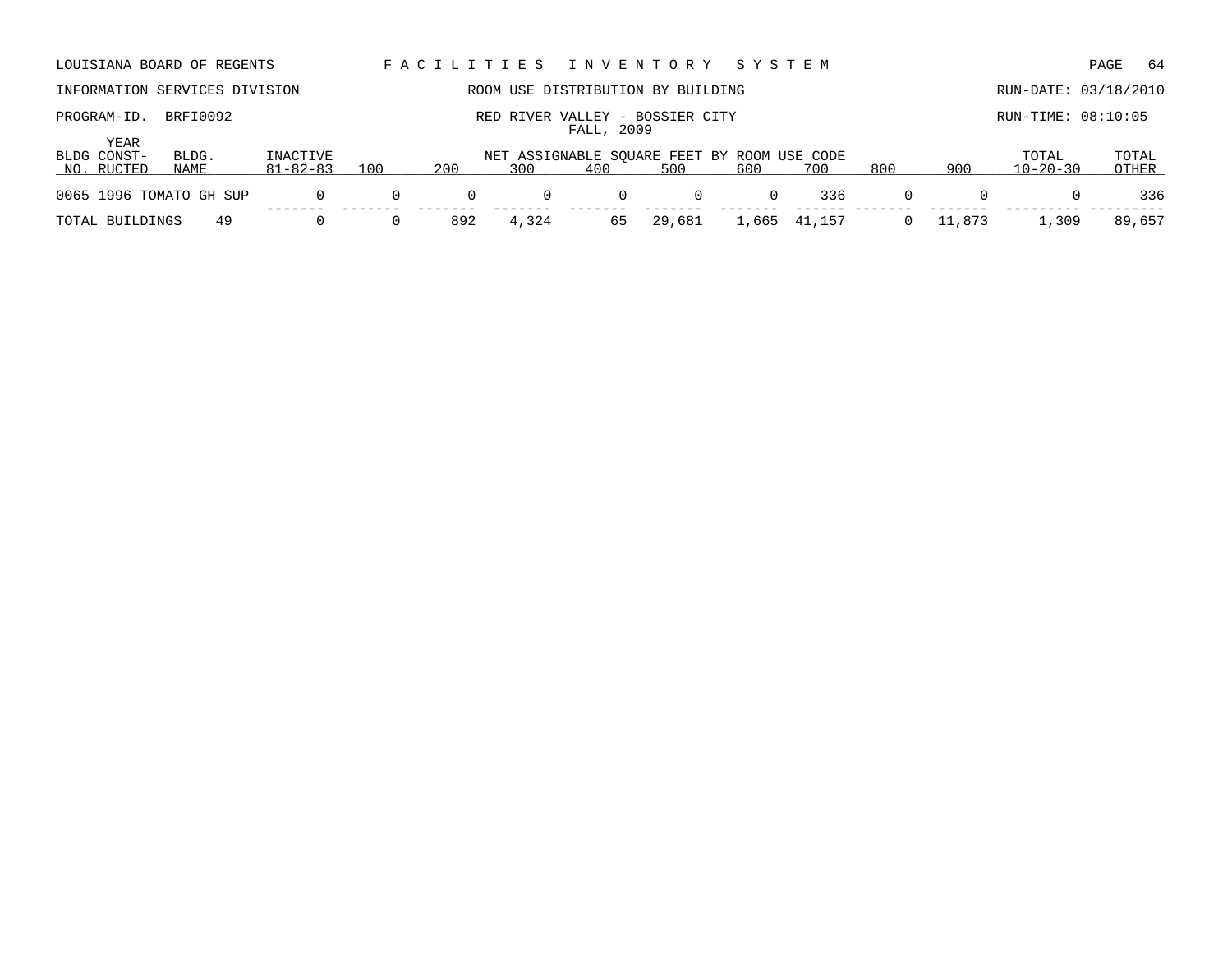LOUISIANA BOARD OF REGENTS — FACILITIES INVENTORY SYSTEM

INFORMATION SERVICES DIVISION — ROOM USE DISTRIBUTION BY BUILDING — RUN-DATE: 03/18/2010

PROGRAM-ID. BRFI0092 — RED RIVER VALLEY - BOSSIER CITY — RUN-TIME: 08:10:05

FALL, 2009

| BLDG NO. | YEAR CONST-RUCTED | BLDG. NAME | INACTIVE 81-82-83 | 100 | 200 | 300 | 400 | 500 | 600 | 700 | 800 | 900 | TOTAL 10-20-30 | TOTAL OTHER |
|---|---|---|---|---|---|---|---|---|---|---|---|---|---|---|
| 0065 | 1996 | TOMATO GH SUP | 0 | 0 | 0 | 0 | 0 | 0 | 0 | 336 | 0 | 0 | 0 | 336 |
| TOTAL BUILDINGS | | 49 | 0 | 0 | 892 | 4,324 | 65 | 29,681 | 1,665 | 41,157 | 0 | 11,873 | 1,309 | 89,657 |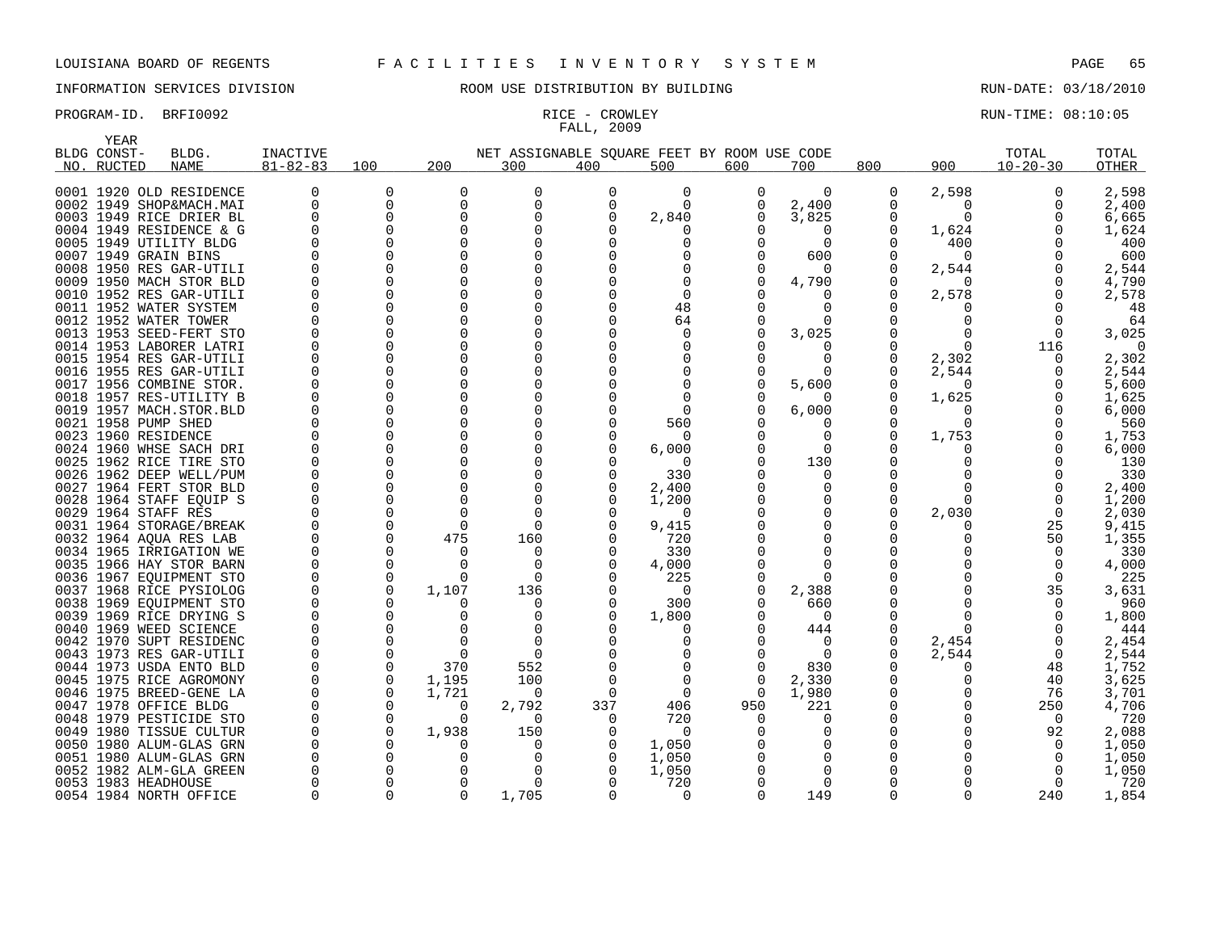LOUISIANA BOARD OF REGENTS F A C I L I T I E S I N V E N T O R Y S Y S T E M

INFORMATION SERVICES DIVISION ROOM USE DISTRIBUTION BY BUILDING RUN-DATE: 03/18/2010

PROGRAM-ID. BRFI0092 RICE - CROWLEY RUN-TIME: 08:10:05

FALL, 2009

| BLDG NO. | YEAR CONST-RUCTED | BLDG. NAME | INACTIVE 81-82-83 | 100 | 200 | 300 | 400 | 500 | 600 | 700 | 800 | 900 | TOTAL 10-20-30 | TOTAL OTHER |
|---|---|---|---|---|---|---|---|---|---|---|---|---|---|---|
| 0001 | 1920 | OLD RESIDENCE | 0 | 0 | 0 | 0 | 0 | 0 | 0 | 0 | 0 | 2,598 | 0 | 2,598 |
| 0002 | 1949 | SHOP&MACH.MAI | 0 | 0 | 0 | 0 | 0 | 0 | 0 | 2,400 | 0 | 0 | 0 | 2,400 |
| 0003 | 1949 | RICE DRIER BL | 0 | 0 | 0 | 0 | 0 | 2,840 | 0 | 3,825 | 0 | 0 | 0 | 6,665 |
| 0004 | 1949 | RESIDENCE & G | 0 | 0 | 0 | 0 | 0 | 0 | 0 | 0 | 0 | 1,624 | 0 | 1,624 |
| 0005 | 1949 | UTILITY BLDG | 0 | 0 | 0 | 0 | 0 | 0 | 0 | 0 | 0 | 400 | 0 | 400 |
| 0007 | 1949 | GRAIN BINS | 0 | 0 | 0 | 0 | 0 | 0 | 0 | 600 | 0 | 0 | 0 | 600 |
| 0008 | 1950 | RES GAR-UTILI | 0 | 0 | 0 | 0 | 0 | 0 | 0 | 0 | 0 | 2,544 | 0 | 2,544 |
| 0009 | 1950 | MACH STOR BLD | 0 | 0 | 0 | 0 | 0 | 0 | 0 | 4,790 | 0 | 0 | 0 | 4,790 |
| 0010 | 1952 | RES GAR-UTILI | 0 | 0 | 0 | 0 | 0 | 0 | 0 | 0 | 0 | 2,578 | 0 | 2,578 |
| 0011 | 1952 | WATER SYSTEM | 0 | 0 | 0 | 0 | 0 | 48 | 0 | 0 | 0 | 0 | 0 | 48 |
| 0012 | 1952 | WATER TOWER | 0 | 0 | 0 | 0 | 0 | 64 | 0 | 0 | 0 | 0 | 0 | 64 |
| 0013 | 1953 | SEED-FERT STO | 0 | 0 | 0 | 0 | 0 | 0 | 0 | 3,025 | 0 | 0 | 0 | 3,025 |
| 0014 | 1953 | LABORER LATRI | 0 | 0 | 0 | 0 | 0 | 0 | 0 | 0 | 0 | 0 | 116 | 0 |
| 0015 | 1954 | RES GAR-UTILI | 0 | 0 | 0 | 0 | 0 | 0 | 0 | 0 | 0 | 2,302 | 0 | 2,302 |
| 0016 | 1955 | RES GAR-UTILI | 0 | 0 | 0 | 0 | 0 | 0 | 0 | 0 | 0 | 2,544 | 0 | 2,544 |
| 0017 | 1956 | COMBINE STOR. | 0 | 0 | 0 | 0 | 0 | 0 | 0 | 5,600 | 0 | 0 | 0 | 5,600 |
| 0018 | 1957 | RES-UTILITY B | 0 | 0 | 0 | 0 | 0 | 0 | 0 | 0 | 0 | 1,625 | 0 | 1,625 |
| 0019 | 1957 | MACH.STOR.BLD | 0 | 0 | 0 | 0 | 0 | 0 | 0 | 6,000 | 0 | 0 | 0 | 6,000 |
| 0021 | 1958 | PUMP SHED | 0 | 0 | 0 | 0 | 0 | 560 | 0 | 0 | 0 | 0 | 0 | 560 |
| 0023 | 1960 | RESIDENCE | 0 | 0 | 0 | 0 | 0 | 0 | 0 | 0 | 0 | 1,753 | 0 | 1,753 |
| 0024 | 1960 | WHSE SACH DRI | 0 | 0 | 0 | 0 | 0 | 6,000 | 0 | 0 | 0 | 0 | 0 | 6,000 |
| 0025 | 1962 | RICE TIRE STO | 0 | 0 | 0 | 0 | 0 | 0 | 0 | 130 | 0 | 0 | 0 | 130 |
| 0026 | 1962 | DEEP WELL/PUM | 0 | 0 | 0 | 0 | 0 | 330 | 0 | 0 | 0 | 0 | 0 | 330 |
| 0027 | 1964 | FERT STOR BLD | 0 | 0 | 0 | 0 | 0 | 2,400 | 0 | 0 | 0 | 0 | 0 | 2,400 |
| 0028 | 1964 | STAFF EQUIP S | 0 | 0 | 0 | 0 | 0 | 1,200 | 0 | 0 | 0 | 0 | 0 | 1,200 |
| 0029 | 1964 | STAFF RES | 0 | 0 | 0 | 0 | 0 | 0 | 0 | 0 | 0 | 2,030 | 0 | 2,030 |
| 0031 | 1964 | STORAGE/BREAK | 0 | 0 | 0 | 0 | 0 | 9,415 | 0 | 0 | 0 | 0 | 25 | 9,415 |
| 0032 | 1964 | AQUA RES LAB | 0 | 0 | 475 | 160 | 0 | 720 | 0 | 0 | 0 | 0 | 50 | 1,355 |
| 0034 | 1965 | IRRIGATION WE | 0 | 0 | 0 | 0 | 0 | 330 | 0 | 0 | 0 | 0 | 0 | 330 |
| 0035 | 1966 | HAY STOR BARN | 0 | 0 | 0 | 0 | 0 | 4,000 | 0 | 0 | 0 | 0 | 0 | 4,000 |
| 0036 | 1967 | EQUIPMENT STO | 0 | 0 | 0 | 0 | 0 | 225 | 0 | 0 | 0 | 0 | 0 | 225 |
| 0037 | 1968 | RICE PYSIOLOG | 0 | 0 | 1,107 | 136 | 0 | 0 | 0 | 2,388 | 0 | 0 | 35 | 3,631 |
| 0038 | 1969 | EQUIPMENT STO | 0 | 0 | 0 | 0 | 0 | 300 | 0 | 660 | 0 | 0 | 0 | 960 |
| 0039 | 1969 | RICE DRYING S | 0 | 0 | 0 | 0 | 0 | 1,800 | 0 | 0 | 0 | 0 | 0 | 1,800 |
| 0040 | 1969 | WEED SCIENCE | 0 | 0 | 0 | 0 | 0 | 0 | 0 | 444 | 0 | 0 | 0 | 444 |
| 0042 | 1970 | SUPT RESIDENC | 0 | 0 | 0 | 0 | 0 | 0 | 0 | 0 | 0 | 2,454 | 0 | 2,454 |
| 0043 | 1973 | RES GAR-UTILI | 0 | 0 | 0 | 0 | 0 | 0 | 0 | 0 | 0 | 2,544 | 0 | 2,544 |
| 0044 | 1973 | USDA ENTO BLD | 0 | 0 | 370 | 552 | 0 | 0 | 0 | 830 | 0 | 0 | 48 | 1,752 |
| 0045 | 1975 | RICE AGROMONY | 0 | 0 | 1,195 | 100 | 0 | 0 | 0 | 2,330 | 0 | 0 | 40 | 3,625 |
| 0046 | 1975 | BREED-GENE LA | 0 | 0 | 1,721 | 0 | 0 | 0 | 0 | 1,980 | 0 | 0 | 76 | 3,701 |
| 0047 | 1978 | OFFICE BLDG | 0 | 0 | 0 | 2,792 | 337 | 406 | 950 | 221 | 0 | 0 | 250 | 4,706 |
| 0048 | 1979 | PESTICIDE STO | 0 | 0 | 0 | 0 | 0 | 720 | 0 | 0 | 0 | 0 | 0 | 720 |
| 0049 | 1980 | TISSUE CULTUR | 0 | 0 | 1,938 | 150 | 0 | 0 | 0 | 0 | 0 | 0 | 92 | 2,088 |
| 0050 | 1980 | ALUM-GLAS GRN | 0 | 0 | 0 | 0 | 0 | 1,050 | 0 | 0 | 0 | 0 | 0 | 1,050 |
| 0051 | 1980 | ALUM-GLAS GRN | 0 | 0 | 0 | 0 | 0 | 1,050 | 0 | 0 | 0 | 0 | 0 | 1,050 |
| 0052 | 1982 | ALM-GLA GREEN | 0 | 0 | 0 | 0 | 0 | 1,050 | 0 | 0 | 0 | 0 | 0 | 1,050 |
| 0053 | 1983 | HEADHOUSE | 0 | 0 | 0 | 0 | 0 | 720 | 0 | 0 | 0 | 0 | 0 | 720 |
| 0054 | 1984 | NORTH OFFICE | 0 | 0 | 0 | 1,705 | 0 | 0 | 0 | 149 | 0 | 0 | 240 | 1,854 |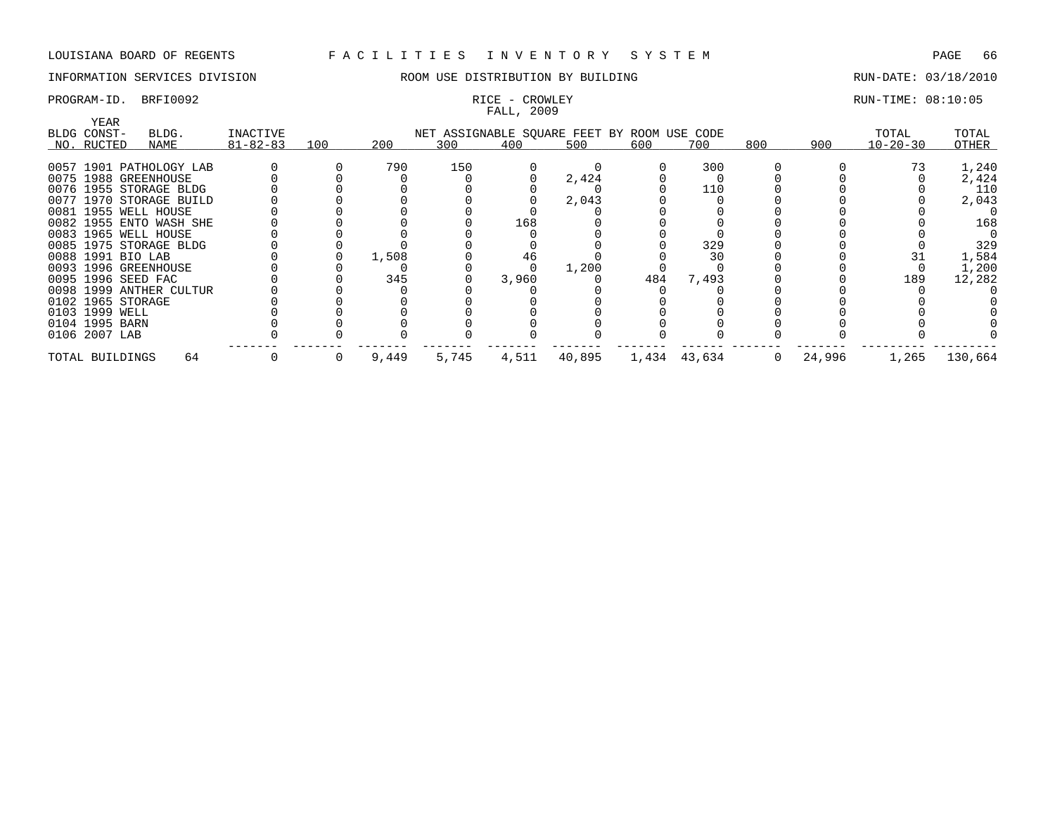LOUISIANA BOARD OF REGENTS — FACILITIES INVENTORY SYSTEM

INFORMATION SERVICES DIVISION — ROOM USE DISTRIBUTION BY BUILDING — RUN-DATE: 03/18/2010

PROGRAM-ID. BRFI0092 — RICE - CROWLEY — RUN-TIME: 08:10:05

FALL, 2009

| BLDG NO. | YEAR CONST-RUCTED | BLDG. NAME | INACTIVE 81-82-83 | 100 | 200 | 300 | 400 | 500 | 600 | 700 | 800 | 900 | TOTAL 10-20-30 | TOTAL OTHER |
|---|---|---|---|---|---|---|---|---|---|---|---|---|---|---|
| 0057 | 1901 | PATHOLOGY LAB | 0 | 0 | 790 | 150 | 0 | 0 | 0 | 300 | 0 | 0 | 73 | 1,240 |
| 0075 | 1988 | GREENHOUSE | 0 | 0 | 0 | 0 | 0 | 2,424 | 0 | 0 | 0 | 0 | 0 | 2,424 |
| 0076 | 1955 | STORAGE BLDG | 0 | 0 | 0 | 0 | 0 | 0 | 0 | 110 | 0 | 0 | 0 | 110 |
| 0077 | 1970 | STORAGE BUILD | 0 | 0 | 0 | 0 | 0 | 2,043 | 0 | 0 | 0 | 0 | 0 | 2,043 |
| 0081 | 1955 | WELL HOUSE | 0 | 0 | 0 | 0 | 0 | 0 | 0 | 0 | 0 | 0 | 0 | 0 |
| 0082 | 1955 | ENTO WASH SHE | 0 | 0 | 0 | 0 | 168 | 0 | 0 | 0 | 0 | 0 | 0 | 168 |
| 0083 | 1965 | WELL HOUSE | 0 | 0 | 0 | 0 | 0 | 0 | 0 | 0 | 0 | 0 | 0 | 0 |
| 0085 | 1975 | STORAGE BLDG | 0 | 0 | 0 | 0 | 0 | 0 | 0 | 329 | 0 | 0 | 0 | 329 |
| 0088 | 1991 | BIO LAB | 0 | 0 | 1,508 | 0 | 46 | 0 | 0 | 30 | 0 | 0 | 31 | 1,584 |
| 0093 | 1996 | GREENHOUSE | 0 | 0 | 0 | 0 | 0 | 1,200 | 0 | 0 | 0 | 0 | 0 | 1,200 |
| 0095 | 1996 | SEED FAC | 0 | 0 | 345 | 0 | 3,960 | 0 | 484 | 7,493 | 0 | 0 | 189 | 12,282 |
| 0098 | 1999 | ANTHER CULTUR | 0 | 0 | 0 | 0 | 0 | 0 | 0 | 0 | 0 | 0 | 0 | 0 |
| 0102 | 1965 | STORAGE | 0 | 0 | 0 | 0 | 0 | 0 | 0 | 0 | 0 | 0 | 0 | 0 |
| 0103 | 1999 | WELL | 0 | 0 | 0 | 0 | 0 | 0 | 0 | 0 | 0 | 0 | 0 | 0 |
| 0104 | 1995 | BARN | 0 | 0 | 0 | 0 | 0 | 0 | 0 | 0 | 0 | 0 | 0 | 0 |
| 0106 | 2007 | LAB | 0 | 0 | 0 | 0 | 0 | 0 | 0 | 0 | 0 | 0 | 0 | 0 |
| TOTAL BUILDINGS | | 64 | 0 | 0 | 9,449 | 5,745 | 4,511 | 40,895 | 1,434 | 43,634 | 0 | 24,996 | 1,265 | 130,664 |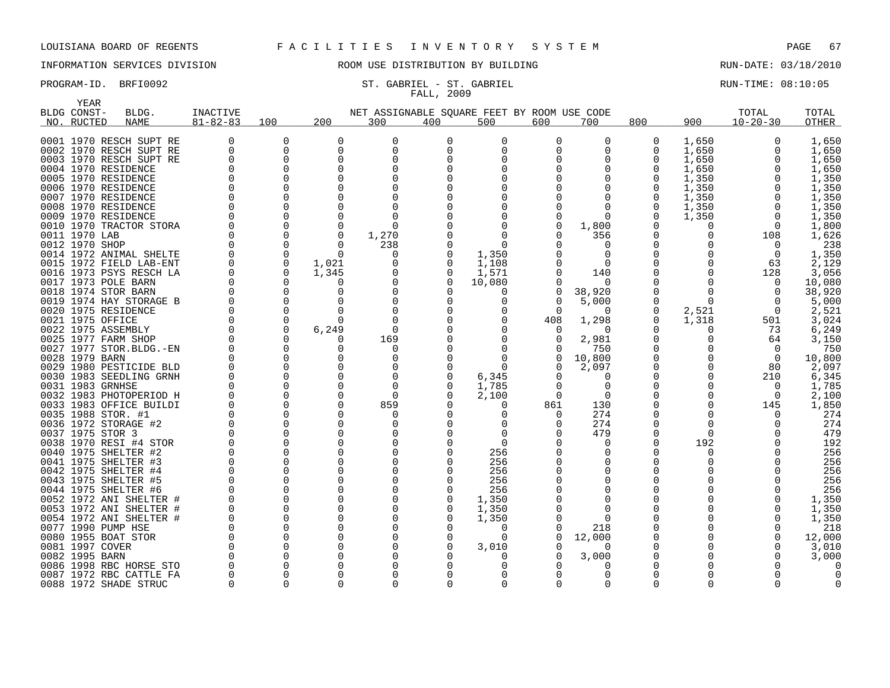LOUISIANA BOARD OF REGENTS — FACILITIES INVENTORY SYSTEM

INFORMATION SERVICES DIVISION — ROOM USE DISTRIBUTION BY BUILDING — RUN-DATE: 03/18/2010

PROGRAM-ID. BRFI0092 — ST. GABRIEL - ST. GABRIEL — RUN-TIME: 08:10:05

FALL, 2009

NET ASSIGNABLE SQUARE FEET BY ROOM USE CODE

| BLDG NO. | YEAR CONST-RUCTED | BLDG. NAME | INACTIVE 81-82-83 | 100 | 200 | 300 | 400 | 500 | 600 | 700 | 800 | 900 | TOTAL 10-20-30 | TOTAL OTHER |
|---|---|---|---|---|---|---|---|---|---|---|---|---|---|---|
| 0001 | 1970 | RESCH SUPT RE | 0 | 0 | 0 | 0 | 0 | 0 | 0 | 0 | 0 | 1,650 | 0 | 1,650 |
| 0002 | 1970 | RESCH SUPT RE | 0 | 0 | 0 | 0 | 0 | 0 | 0 | 0 | 0 | 1,650 | 0 | 1,650 |
| 0003 | 1970 | RESCH SUPT RE | 0 | 0 | 0 | 0 | 0 | 0 | 0 | 0 | 0 | 1,650 | 0 | 1,650 |
| 0004 | 1970 | RESIDENCE | 0 | 0 | 0 | 0 | 0 | 0 | 0 | 0 | 0 | 1,650 | 0 | 1,650 |
| 0005 | 1970 | RESIDENCE | 0 | 0 | 0 | 0 | 0 | 0 | 0 | 0 | 0 | 1,350 | 0 | 1,350 |
| 0006 | 1970 | RESIDENCE | 0 | 0 | 0 | 0 | 0 | 0 | 0 | 0 | 0 | 1,350 | 0 | 1,350 |
| 0007 | 1970 | RESIDENCE | 0 | 0 | 0 | 0 | 0 | 0 | 0 | 0 | 0 | 1,350 | 0 | 1,350 |
| 0008 | 1970 | RESIDENCE | 0 | 0 | 0 | 0 | 0 | 0 | 0 | 0 | 0 | 1,350 | 0 | 1,350 |
| 0009 | 1970 | RESIDENCE | 0 | 0 | 0 | 0 | 0 | 0 | 0 | 0 | 0 | 1,350 | 0 | 1,350 |
| 0010 | 1970 | TRACTOR STORA | 0 | 0 | 0 | 0 | 0 | 0 | 0 | 1,800 | 0 | 0 | 0 | 1,800 |
| 0011 | 1970 | LAB | 0 | 0 | 0 | 1,270 | 0 | 0 | 0 | 356 | 0 | 0 | 108 | 1,626 |
| 0012 | 1970 | SHOP | 0 | 0 | 0 | 238 | 0 | 0 | 0 | 0 | 0 | 0 | 0 | 238 |
| 0014 | 1972 | ANIMAL SHELTE | 0 | 0 | 0 | 0 | 0 | 1,350 | 0 | 0 | 0 | 0 | 0 | 1,350 |
| 0015 | 1972 | FIELD LAB-ENT | 0 | 0 | 1,021 | 0 | 0 | 1,108 | 0 | 0 | 0 | 0 | 63 | 2,129 |
| 0016 | 1973 | PSYS RESCH LA | 0 | 0 | 1,345 | 0 | 0 | 1,571 | 0 | 140 | 0 | 0 | 128 | 3,056 |
| 0017 | 1973 | POLE BARN | 0 | 0 | 0 | 0 | 0 | 10,080 | 0 | 0 | 0 | 0 | 0 | 10,080 |
| 0018 | 1974 | STOR BARN | 0 | 0 | 0 | 0 | 0 | 0 | 0 | 38,920 | 0 | 0 | 0 | 38,920 |
| 0019 | 1974 | HAY STORAGE B | 0 | 0 | 0 | 0 | 0 | 0 | 0 | 5,000 | 0 | 0 | 0 | 5,000 |
| 0020 | 1975 | RESIDENCE | 0 | 0 | 0 | 0 | 0 | 0 | 0 | 0 | 0 | 2,521 | 0 | 2,521 |
| 0021 | 1975 | OFFICE | 0 | 0 | 0 | 0 | 0 | 0 | 408 | 1,298 | 0 | 1,318 | 501 | 3,024 |
| 0022 | 1975 | ASSEMBLY | 0 | 0 | 6,249 | 0 | 0 | 0 | 0 | 0 | 0 | 0 | 73 | 6,249 |
| 0025 | 1977 | FARM SHOP | 0 | 0 | 0 | 169 | 0 | 0 | 0 | 2,981 | 0 | 0 | 64 | 3,150 |
| 0027 | 1977 | STOR.BLDG.-EN | 0 | 0 | 0 | 0 | 0 | 0 | 0 | 750 | 0 | 0 | 0 | 750 |
| 0028 | 1979 | BARN | 0 | 0 | 0 | 0 | 0 | 0 | 0 | 10,800 | 0 | 0 | 0 | 10,800 |
| 0029 | 1980 | PESTICIDE BLD | 0 | 0 | 0 | 0 | 0 | 0 | 0 | 2,097 | 0 | 0 | 80 | 2,097 |
| 0030 | 1983 | SEEDLING GRNH | 0 | 0 | 0 | 0 | 0 | 6,345 | 0 | 0 | 0 | 0 | 210 | 6,345 |
| 0031 | 1983 | GRNHSE | 0 | 0 | 0 | 0 | 0 | 1,785 | 0 | 0 | 0 | 0 | 0 | 1,785 |
| 0032 | 1983 | PHOTOPERIOD H | 0 | 0 | 0 | 0 | 0 | 2,100 | 0 | 0 | 0 | 0 | 0 | 2,100 |
| 0033 | 1983 | OFFICE BUILDI | 0 | 0 | 0 | 859 | 0 | 0 | 861 | 130 | 0 | 0 | 145 | 1,850 |
| 0035 | 1988 | STOR. #1 | 0 | 0 | 0 | 0 | 0 | 0 | 0 | 274 | 0 | 0 | 0 | 274 |
| 0036 | 1972 | STORAGE #2 | 0 | 0 | 0 | 0 | 0 | 0 | 0 | 274 | 0 | 0 | 0 | 274 |
| 0037 | 1975 | STOR 3 | 0 | 0 | 0 | 0 | 0 | 0 | 0 | 479 | 0 | 0 | 0 | 479 |
| 0038 | 1970 | RESI #4 STOR | 0 | 0 | 0 | 0 | 0 | 0 | 0 | 0 | 0 | 192 | 0 | 192 |
| 0040 | 1975 | SHELTER #2 | 0 | 0 | 0 | 0 | 0 | 256 | 0 | 0 | 0 | 0 | 0 | 256 |
| 0041 | 1975 | SHELTER #3 | 0 | 0 | 0 | 0 | 0 | 256 | 0 | 0 | 0 | 0 | 0 | 256 |
| 0042 | 1975 | SHELTER #4 | 0 | 0 | 0 | 0 | 0 | 256 | 0 | 0 | 0 | 0 | 0 | 256 |
| 0043 | 1975 | SHELTER #5 | 0 | 0 | 0 | 0 | 0 | 256 | 0 | 0 | 0 | 0 | 0 | 256 |
| 0044 | 1975 | SHELTER #6 | 0 | 0 | 0 | 0 | 0 | 256 | 0 | 0 | 0 | 0 | 0 | 256 |
| 0052 | 1972 | ANI SHELTER # | 0 | 0 | 0 | 0 | 0 | 1,350 | 0 | 0 | 0 | 0 | 0 | 1,350 |
| 0053 | 1972 | ANI SHELTER # | 0 | 0 | 0 | 0 | 0 | 1,350 | 0 | 0 | 0 | 0 | 0 | 1,350 |
| 0054 | 1972 | ANI SHELTER # | 0 | 0 | 0 | 0 | 0 | 1,350 | 0 | 0 | 0 | 0 | 0 | 1,350 |
| 0077 | 1990 | PUMP HSE | 0 | 0 | 0 | 0 | 0 | 0 | 0 | 218 | 0 | 0 | 0 | 218 |
| 0080 | 1955 | BOAT STOR | 0 | 0 | 0 | 0 | 0 | 0 | 0 | 12,000 | 0 | 0 | 0 | 12,000 |
| 0081 | 1997 | COVER | 0 | 0 | 0 | 0 | 0 | 3,010 | 0 | 0 | 0 | 0 | 0 | 3,010 |
| 0082 | 1995 | BARN | 0 | 0 | 0 | 0 | 0 | 0 | 0 | 3,000 | 0 | 0 | 0 | 3,000 |
| 0086 | 1998 | RBC HORSE STO | 0 | 0 | 0 | 0 | 0 | 0 | 0 | 0 | 0 | 0 | 0 | 0 |
| 0087 | 1972 | RBC CATTLE FA | 0 | 0 | 0 | 0 | 0 | 0 | 0 | 0 | 0 | 0 | 0 | 0 |
| 0088 | 1972 | SHADE STRUC | 0 | 0 | 0 | 0 | 0 | 0 | 0 | 0 | 0 | 0 | 0 | 0 |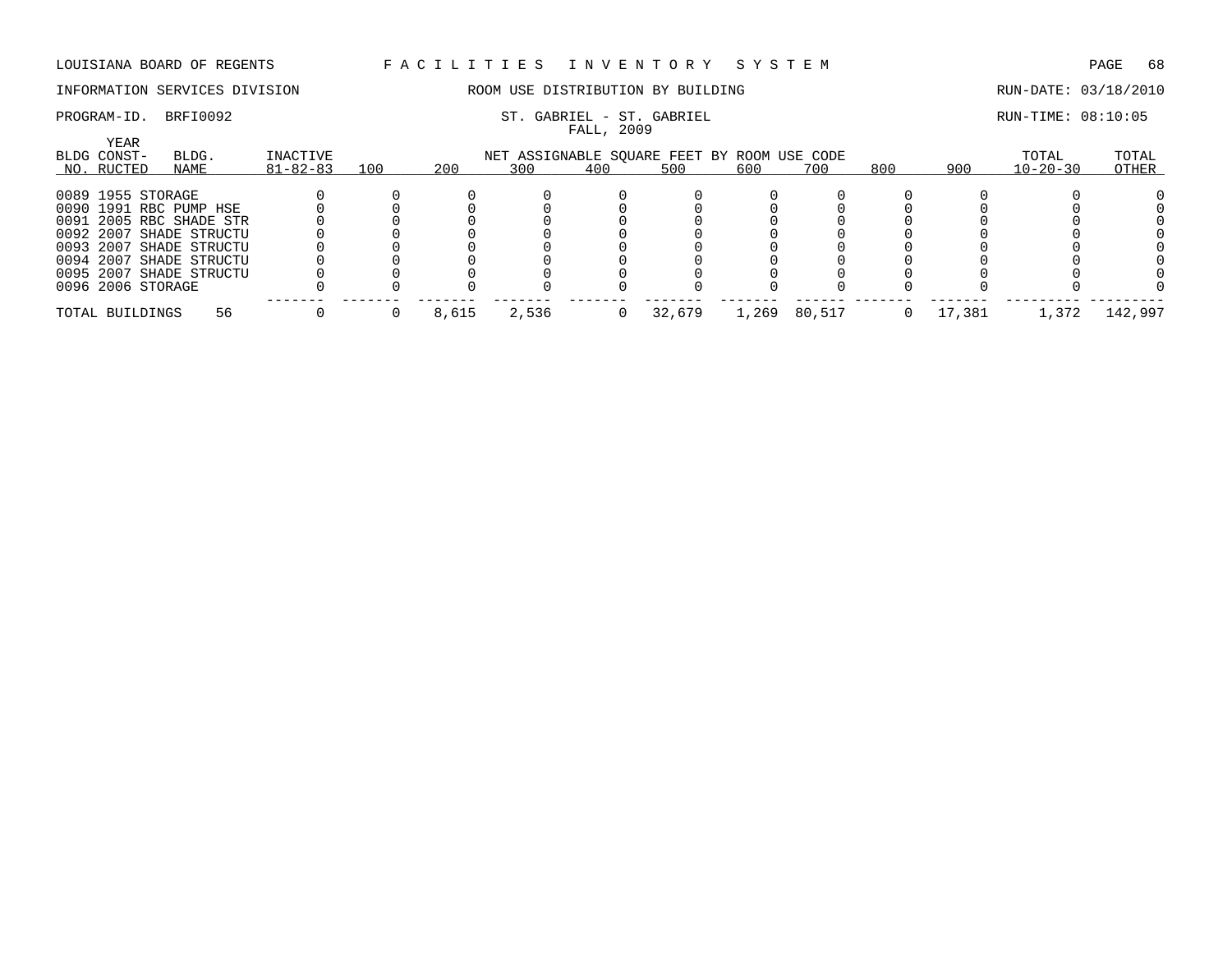LOUISIANA BOARD OF REGENTS — FACILITIES INVENTORY SYSTEM

INFORMATION SERVICES DIVISION — ROOM USE DISTRIBUTION BY BUILDING — RUN-DATE: 03/18/2010

PROGRAM-ID. BRFI0092 — ST. GABRIEL - ST. GABRIEL — RUN-TIME: 08:10:05

FALL, 2009

| BLDG NO. | YEAR CONST-RUCTED | BLDG. NAME | INACTIVE 81-82-83 | 100 | 200 | 300 | 400 | 500 | 600 | 700 | 800 | 900 | TOTAL 10-20-30 | TOTAL OTHER |
|---|---|---|---|---|---|---|---|---|---|---|---|---|---|---|
| 0089 | 1955 | STORAGE | 0 | 0 | 0 | 0 | 0 | 0 | 0 | 0 | 0 | 0 | 0 | 0 |
| 0090 | 1991 | RBC PUMP HSE | 0 | 0 | 0 | 0 | 0 | 0 | 0 | 0 | 0 | 0 | 0 | 0 |
| 0091 | 2005 | RBC SHADE STR | 0 | 0 | 0 | 0 | 0 | 0 | 0 | 0 | 0 | 0 | 0 | 0 |
| 0092 | 2007 | SHADE STRUCTU | 0 | 0 | 0 | 0 | 0 | 0 | 0 | 0 | 0 | 0 | 0 | 0 |
| 0093 | 2007 | SHADE STRUCTU | 0 | 0 | 0 | 0 | 0 | 0 | 0 | 0 | 0 | 0 | 0 | 0 |
| 0094 | 2007 | SHADE STRUCTU | 0 | 0 | 0 | 0 | 0 | 0 | 0 | 0 | 0 | 0 | 0 | 0 |
| 0095 | 2007 | SHADE STRUCTU | 0 | 0 | 0 | 0 | 0 | 0 | 0 | 0 | 0 | 0 | 0 | 0 |
| 0096 | 2006 | STORAGE | 0 | 0 | 0 | 0 | 0 | 0 | 0 | 0 | 0 | 0 | 0 | 0 |
| TOTAL BUILDINGS | | 56 | 0 | 0 | 8,615 | 2,536 | 0 | 32,679 | 1,269 | 80,517 | 0 | 17,381 | 1,372 | 142,997 |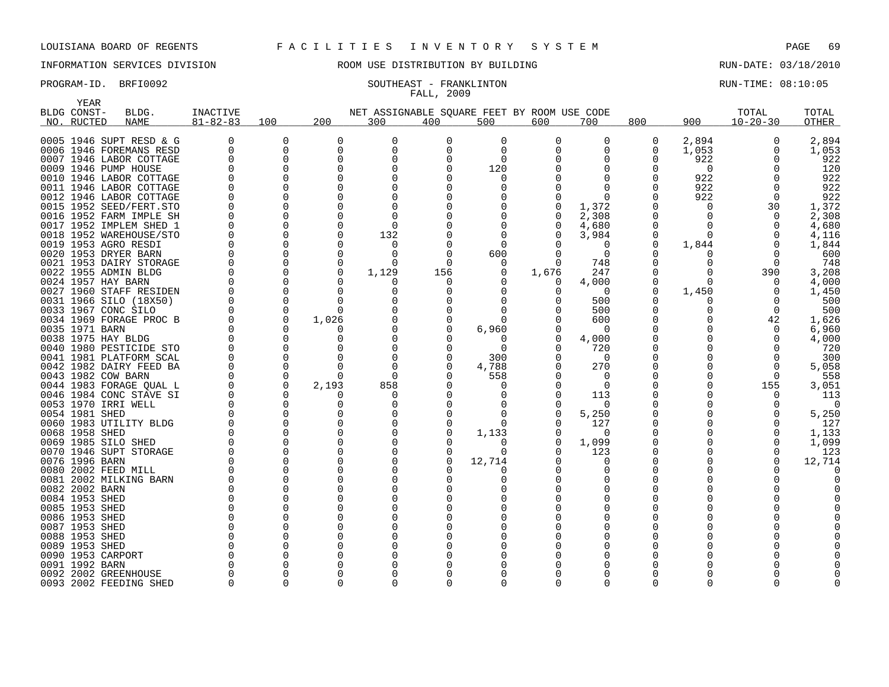LOUISIANA BOARD OF REGENTS F A C I L I T I E S I N V E N T O R Y S Y S T E M

INFORMATION SERVICES DIVISION ROOM USE DISTRIBUTION BY BUILDING RUN-DATE: 03/18/2010

PROGRAM-ID. BRFI0092 SOUTHEAST - FRANKLINTON RUN-TIME: 08:10:05

FALL, 2009

| BLDG NO. | YEAR CONST-RUCTED | BLDG. NAME | INACTIVE 81-82-83 | 100 | 200 | 300 | 400 | 500 | 600 | 700 | 800 | 900 | TOTAL 10-20-30 | TOTAL OTHER |
|---|---|---|---|---|---|---|---|---|---|---|---|---|---|---|
| 0005 | 1946 | SUPT RESD & G | 0 | 0 | 0 | 0 | 0 | 0 | 0 | 0 | 0 | 2,894 | 0 | 2,894 |
| 0006 | 1946 | FOREMANS RESD | 0 | 0 | 0 | 0 | 0 | 0 | 0 | 0 | 0 | 1,053 | 0 | 1,053 |
| 0007 | 1946 | LABOR COTTAGE | 0 | 0 | 0 | 0 | 0 | 0 | 0 | 0 | 0 | 922 | 0 | 922 |
| 0009 | 1946 | PUMP HOUSE | 0 | 0 | 0 | 0 | 0 | 120 | 0 | 0 | 0 | 0 | 0 | 120 |
| 0010 | 1946 | LABOR COTTAGE | 0 | 0 | 0 | 0 | 0 | 0 | 0 | 0 | 0 | 922 | 0 | 922 |
| 0011 | 1946 | LABOR COTTAGE | 0 | 0 | 0 | 0 | 0 | 0 | 0 | 0 | 0 | 922 | 0 | 922 |
| 0012 | 1946 | LABOR COTTAGE | 0 | 0 | 0 | 0 | 0 | 0 | 0 | 0 | 0 | 922 | 0 | 922 |
| 0015 | 1952 | SEED/FERT.STO | 0 | 0 | 0 | 0 | 0 | 0 | 0 | 1,372 | 0 | 0 | 30 | 1,372 |
| 0016 | 1952 | FARM IMPLE SH | 0 | 0 | 0 | 0 | 0 | 0 | 0 | 2,308 | 0 | 0 | 0 | 2,308 |
| 0017 | 1952 | IMPLEM SHED 1 | 0 | 0 | 0 | 0 | 0 | 0 | 0 | 4,680 | 0 | 0 | 0 | 4,680 |
| 0018 | 1952 | WAREHOUSE/STO | 0 | 0 | 0 | 132 | 0 | 0 | 0 | 3,984 | 0 | 0 | 0 | 4,116 |
| 0019 | 1953 | AGRO RESDI | 0 | 0 | 0 | 0 | 0 | 0 | 0 | 0 | 0 | 1,844 | 0 | 1,844 |
| 0020 | 1953 | DRYER BARN | 0 | 0 | 0 | 0 | 0 | 600 | 0 | 0 | 0 | 0 | 0 | 600 |
| 0021 | 1953 | DAIRY STORAGE | 0 | 0 | 0 | 0 | 0 | 0 | 0 | 748 | 0 | 0 | 0 | 748 |
| 0022 | 1955 | ADMIN BLDG | 0 | 0 | 0 | 1,129 | 156 | 0 | 1,676 | 247 | 0 | 0 | 390 | 3,208 |
| 0024 | 1957 | HAY BARN | 0 | 0 | 0 | 0 | 0 | 0 | 0 | 4,000 | 0 | 0 | 0 | 4,000 |
| 0027 | 1960 | STAFF RESIDEN | 0 | 0 | 0 | 0 | 0 | 0 | 0 | 0 | 0 | 1,450 | 0 | 1,450 |
| 0031 | 1966 | SILO (18X50) | 0 | 0 | 0 | 0 | 0 | 0 | 0 | 500 | 0 | 0 | 0 | 500 |
| 0033 | 1967 | CONC SILO | 0 | 0 | 0 | 0 | 0 | 0 | 0 | 500 | 0 | 0 | 0 | 500 |
| 0034 | 1969 | FORAGE PROC B | 0 | 0 | 1,026 | 0 | 0 | 0 | 0 | 600 | 0 | 0 | 42 | 1,626 |
| 0035 | 1971 | BARN | 0 | 0 | 0 | 0 | 0 | 6,960 | 0 | 0 | 0 | 0 | 0 | 6,960 |
| 0038 | 1975 | HAY BLDG | 0 | 0 | 0 | 0 | 0 | 0 | 0 | 4,000 | 0 | 0 | 0 | 4,000 |
| 0040 | 1980 | PESTICIDE STO | 0 | 0 | 0 | 0 | 0 | 0 | 0 | 720 | 0 | 0 | 0 | 720 |
| 0041 | 1981 | PLATFORM SCAL | 0 | 0 | 0 | 0 | 0 | 300 | 0 | 0 | 0 | 0 | 0 | 300 |
| 0042 | 1982 | DAIRY FEED BA | 0 | 0 | 0 | 0 | 0 | 4,788 | 0 | 270 | 0 | 0 | 0 | 5,058 |
| 0043 | 1982 | COW BARN | 0 | 0 | 0 | 0 | 0 | 558 | 0 | 0 | 0 | 0 | 0 | 558 |
| 0044 | 1983 | FORAGE QUAL L | 0 | 0 | 2,193 | 858 | 0 | 0 | 0 | 0 | 0 | 0 | 155 | 3,051 |
| 0046 | 1984 | CONC STAVE SI | 0 | 0 | 0 | 0 | 0 | 0 | 0 | 113 | 0 | 0 | 0 | 113 |
| 0053 | 1970 | IRRI WELL | 0 | 0 | 0 | 0 | 0 | 0 | 0 | 0 | 0 | 0 | 0 | 0 |
| 0054 | 1981 | SHED | 0 | 0 | 0 | 0 | 0 | 0 | 0 | 5,250 | 0 | 0 | 0 | 5,250 |
| 0060 | 1983 | UTILITY BLDG | 0 | 0 | 0 | 0 | 0 | 0 | 0 | 127 | 0 | 0 | 0 | 127 |
| 0068 | 1958 | SHED | 0 | 0 | 0 | 0 | 0 | 1,133 | 0 | 0 | 0 | 0 | 0 | 1,133 |
| 0069 | 1985 | SILO SHED | 0 | 0 | 0 | 0 | 0 | 0 | 0 | 1,099 | 0 | 0 | 0 | 1,099 |
| 0070 | 1946 | SUPT STORAGE | 0 | 0 | 0 | 0 | 0 | 0 | 0 | 123 | 0 | 0 | 0 | 123 |
| 0076 | 1996 | BARN | 0 | 0 | 0 | 0 | 0 | 12,714 | 0 | 0 | 0 | 0 | 0 | 12,714 |
| 0080 | 2002 | FEED MILL | 0 | 0 | 0 | 0 | 0 | 0 | 0 | 0 | 0 | 0 | 0 | 0 |
| 0081 | 2002 | MILKING BARN | 0 | 0 | 0 | 0 | 0 | 0 | 0 | 0 | 0 | 0 | 0 | 0 |
| 0082 | 2002 | BARN | 0 | 0 | 0 | 0 | 0 | 0 | 0 | 0 | 0 | 0 | 0 | 0 |
| 0084 | 1953 | SHED | 0 | 0 | 0 | 0 | 0 | 0 | 0 | 0 | 0 | 0 | 0 | 0 |
| 0085 | 1953 | SHED | 0 | 0 | 0 | 0 | 0 | 0 | 0 | 0 | 0 | 0 | 0 | 0 |
| 0086 | 1953 | SHED | 0 | 0 | 0 | 0 | 0 | 0 | 0 | 0 | 0 | 0 | 0 | 0 |
| 0087 | 1953 | SHED | 0 | 0 | 0 | 0 | 0 | 0 | 0 | 0 | 0 | 0 | 0 | 0 |
| 0088 | 1953 | SHED | 0 | 0 | 0 | 0 | 0 | 0 | 0 | 0 | 0 | 0 | 0 | 0 |
| 0089 | 1953 | SHED | 0 | 0 | 0 | 0 | 0 | 0 | 0 | 0 | 0 | 0 | 0 | 0 |
| 0090 | 1953 | CARPORT | 0 | 0 | 0 | 0 | 0 | 0 | 0 | 0 | 0 | 0 | 0 | 0 |
| 0091 | 1992 | BARN | 0 | 0 | 0 | 0 | 0 | 0 | 0 | 0 | 0 | 0 | 0 | 0 |
| 0092 | 2002 | GREENHOUSE | 0 | 0 | 0 | 0 | 0 | 0 | 0 | 0 | 0 | 0 | 0 | 0 |
| 0093 | 2002 | FEEDING SHED | 0 | 0 | 0 | 0 | 0 | 0 | 0 | 0 | 0 | 0 | 0 | 0 |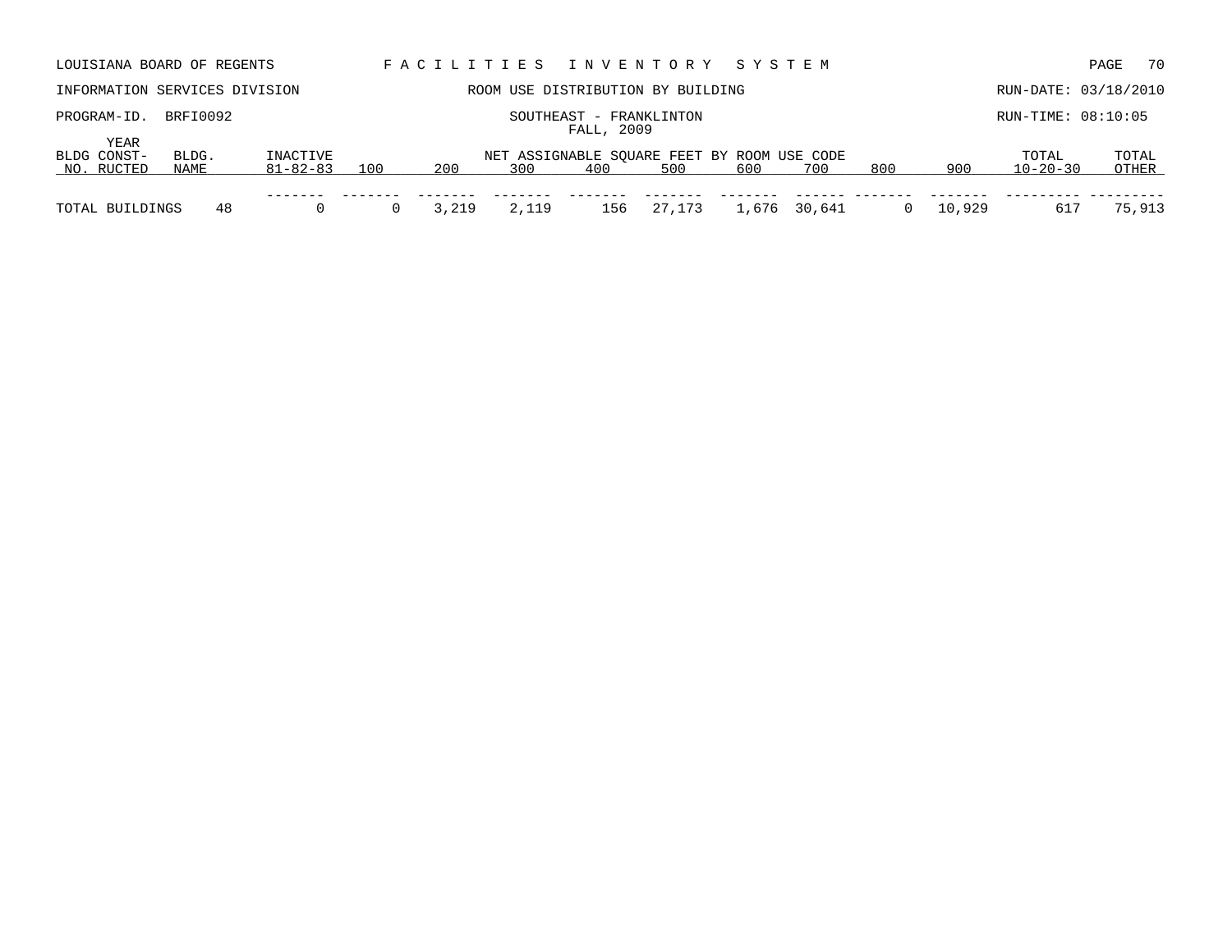LOUISIANA BOARD OF REGENTS — FACILITIES INVENTORY SYSTEM

INFORMATION SERVICES DIVISION — ROOM USE DISTRIBUTION BY BUILDING — RUN-DATE: 03/18/2010

PROGRAM-ID. BRFI0092 — SOUTHEAST - FRANKLINTON — RUN-TIME: 08:10:05

FALL, 2009

| BLDG NO. | YEAR CONST-RUCTED | BLDG. NAME | INACTIVE 81-82-83 | 100 | 200 | 300 | 400 | 500 | 600 | 700 | 800 | 900 | TOTAL 10-20-30 | TOTAL OTHER |
|---|---|---|---|---|---|---|---|---|---|---|---|---|---|---|
| | | | | NET ASSIGNABLE SQUARE FEET BY ROOM USE CODE | | | | | | | | | | |
| TOTAL BUILDINGS | | 48 | 0 | 0 | 3,219 | 2,119 | 156 | 27,173 | 1,676 | 30,641 | 0 | 10,929 | 617 | 75,913 |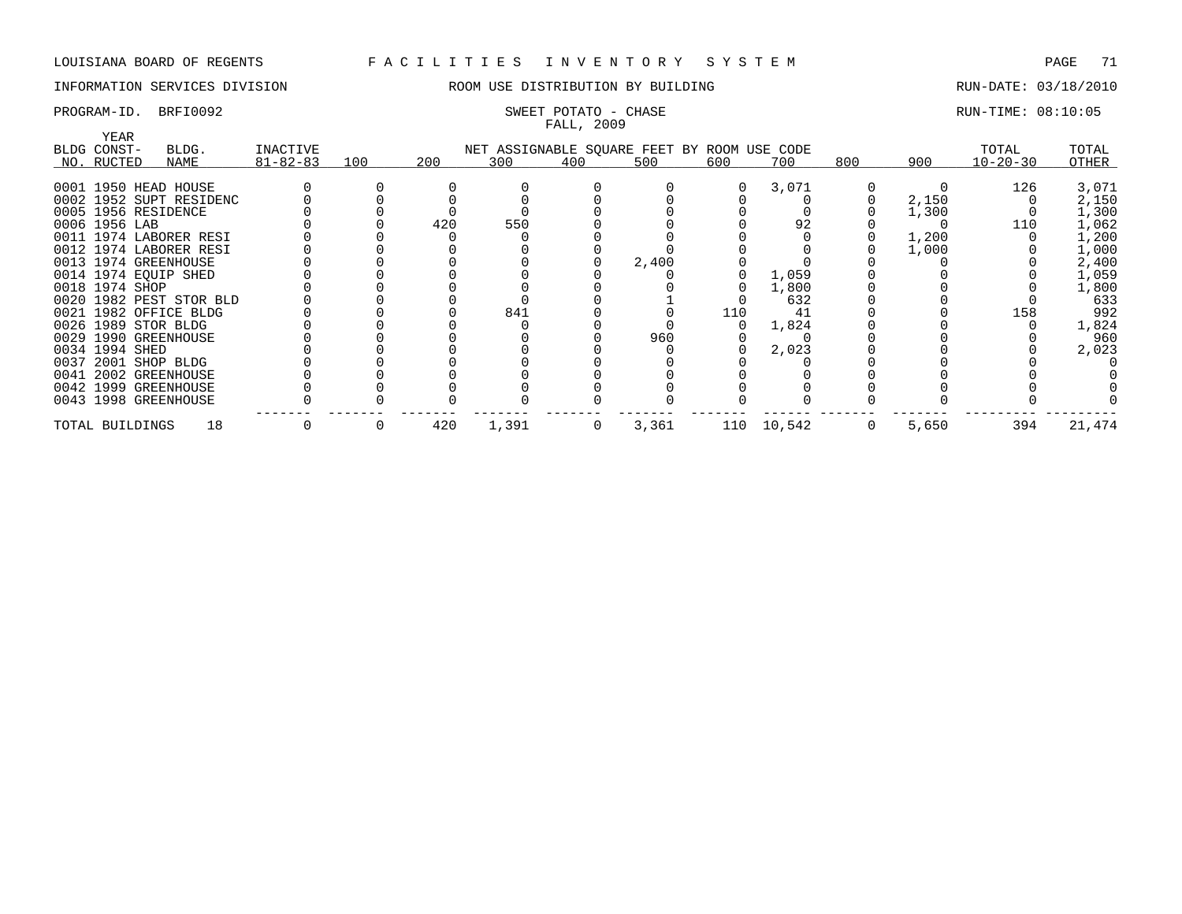LOUISIANA BOARD OF REGENTS — FACILITIES INVENTORY SYSTEM

INFORMATION SERVICES DIVISION — ROOM USE DISTRIBUTION BY BUILDING — RUN-DATE: 03/18/2010

PROGRAM-ID. BRFI0092 — SWEET POTATO - CHASE — RUN-TIME: 08:10:05

FALL, 2009

| BLDG NO. | YEAR CONST-RUCTED | BLDG. NAME | INACTIVE 81-82-83 | 100 | 200 | 300 | 400 | 500 | 600 | 700 | 800 | 900 | TOTAL 10-20-30 | TOTAL OTHER |
|---|---|---|---|---|---|---|---|---|---|---|---|---|---|---|
| | | | | NET ASSIGNABLE SQUARE FEET BY ROOM USE CODE | | | | | | | | | | |
| 0001 | 1950 | HEAD HOUSE | 0 | 0 | 0 | 0 | 0 | 0 | 0 | 3,071 | 0 | 0 | 126 | 3,071 |
| 0002 | 1952 | SUPT RESIDENC | 0 | 0 | 0 | 0 | 0 | 0 | 0 | 0 | 0 | 2,150 | 0 | 2,150 |
| 0005 | 1956 | RESIDENCE | 0 | 0 | 0 | 0 | 0 | 0 | 0 | 0 | 0 | 1,300 | 0 | 1,300 |
| 0006 | 1956 | LAB | 0 | 0 | 420 | 550 | 0 | 0 | 0 | 92 | 0 | 0 | 110 | 1,062 |
| 0011 | 1974 | LABORER RESI | 0 | 0 | 0 | 0 | 0 | 0 | 0 | 0 | 0 | 1,200 | 0 | 1,200 |
| 0012 | 1974 | LABORER RESI | 0 | 0 | 0 | 0 | 0 | 0 | 0 | 0 | 0 | 1,000 | 0 | 1,000 |
| 0013 | 1974 | GREENHOUSE | 0 | 0 | 0 | 0 | 0 | 2,400 | 0 | 0 | 0 | 0 | 0 | 2,400 |
| 0014 | 1974 | EQUIP SHED | 0 | 0 | 0 | 0 | 0 | 0 | 0 | 1,059 | 0 | 0 | 0 | 1,059 |
| 0018 | 1974 | SHOP | 0 | 0 | 0 | 0 | 0 | 0 | 0 | 1,800 | 0 | 0 | 0 | 1,800 |
| 0020 | 1982 | PEST STOR BLD | 0 | 0 | 0 | 0 | 0 | 1 | 0 | 632 | 0 | 0 | 0 | 633 |
| 0021 | 1982 | OFFICE BLDG | 0 | 0 | 0 | 841 | 0 | 0 | 110 | 41 | 0 | 0 | 158 | 992 |
| 0026 | 1989 | STOR BLDG | 0 | 0 | 0 | 0 | 0 | 0 | 0 | 1,824 | 0 | 0 | 0 | 1,824 |
| 0029 | 1990 | GREENHOUSE | 0 | 0 | 0 | 0 | 0 | 960 | 0 | 0 | 0 | 0 | 0 | 960 |
| 0034 | 1994 | SHED | 0 | 0 | 0 | 0 | 0 | 0 | 0 | 2,023 | 0 | 0 | 0 | 2,023 |
| 0037 | 2001 | SHOP BLDG | 0 | 0 | 0 | 0 | 0 | 0 | 0 | 0 | 0 | 0 | 0 | 0 |
| 0041 | 2002 | GREENHOUSE | 0 | 0 | 0 | 0 | 0 | 0 | 0 | 0 | 0 | 0 | 0 | 0 |
| 0042 | 1999 | GREENHOUSE | 0 | 0 | 0 | 0 | 0 | 0 | 0 | 0 | 0 | 0 | 0 | 0 |
| 0043 | 1998 | GREENHOUSE | 0 | 0 | 0 | 0 | 0 | 0 | 0 | 0 | 0 | 0 | 0 | 0 |
| TOTAL BUILDINGS | | 18 | 0 | 0 | 420 | 1,391 | 0 | 3,361 | 110 | 10,542 | 0 | 5,650 | 394 | 21,474 |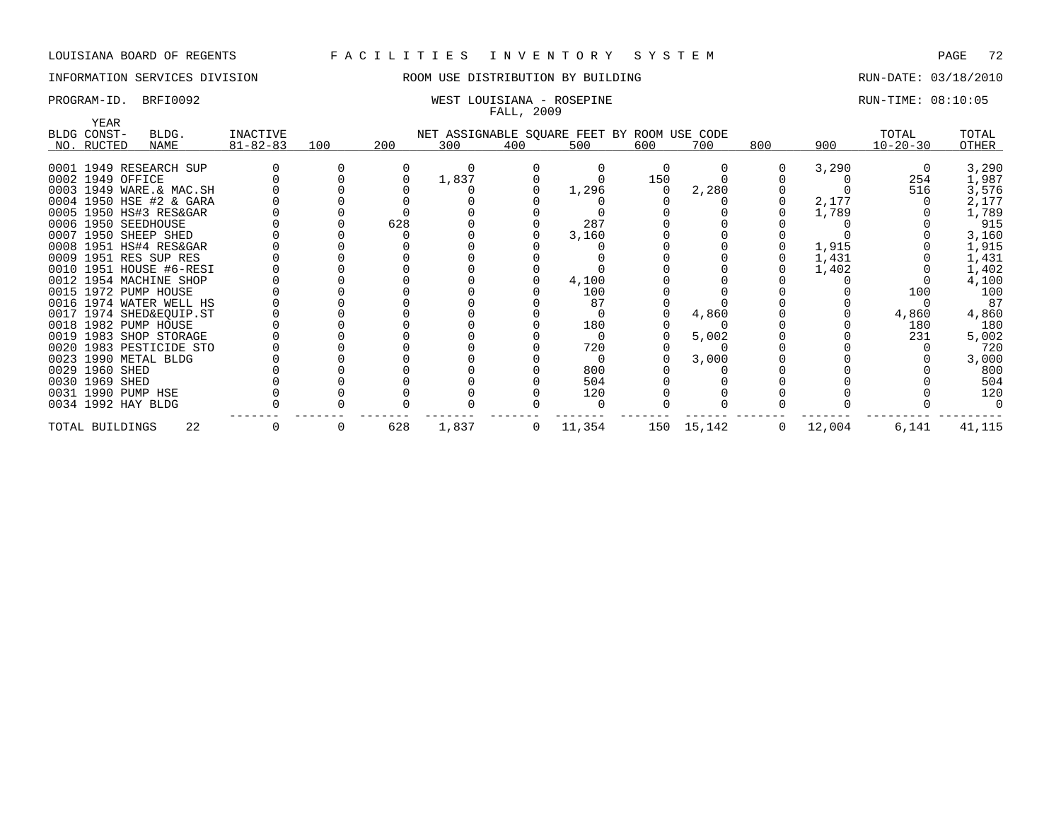LOUISIANA BOARD OF REGENTS — FACILITIES INVENTORY SYSTEM

INFORMATION SERVICES DIVISION — ROOM USE DISTRIBUTION BY BUILDING — RUN-DATE: 03/18/2010

PROGRAM-ID. BRFI0092 — WEST LOUISIANA - ROSEPINE — RUN-TIME: 08:10:05

FALL, 2009

| BLDG NO. | YEAR CONST-RUCTED | BLDG. NAME | INACTIVE 81-82-83 | 100 | 200 | 300 | 400 | 500 | 600 | 700 | 800 | 900 | TOTAL 10-20-30 | TOTAL OTHER |
|---|---|---|---|---|---|---|---|---|---|---|---|---|---|---|
| 0001 | 1949 | RESEARCH SUP | 0 | 0 | 0 | 0 | 0 | 0 | 0 | 0 | 0 | 3,290 | 0 | 3,290 |
| 0002 | 1949 | OFFICE | 0 | 0 | 0 | 1,837 | 0 | 0 | 150 | 0 | 0 | 0 | 254 | 1,987 |
| 0003 | 1949 | WARE.& MAC.SH | 0 | 0 | 0 | 0 | 0 | 1,296 | 0 | 2,280 | 0 | 0 | 516 | 3,576 |
| 0004 | 1950 | HSE #2 & GARA | 0 | 0 | 0 | 0 | 0 | 0 | 0 | 0 | 0 | 2,177 | 0 | 2,177 |
| 0005 | 1950 | HS#3 RES&GAR | 0 | 0 | 0 | 0 | 0 | 0 | 0 | 0 | 0 | 1,789 | 0 | 1,789 |
| 0006 | 1950 | SEEDHOUSE | 0 | 0 | 628 | 0 | 0 | 287 | 0 | 0 | 0 | 0 | 0 | 915 |
| 0007 | 1950 | SHEEP SHED | 0 | 0 | 0 | 0 | 0 | 3,160 | 0 | 0 | 0 | 0 | 0 | 3,160 |
| 0008 | 1951 | HS#4 RES&GAR | 0 | 0 | 0 | 0 | 0 | 0 | 0 | 0 | 0 | 1,915 | 0 | 1,915 |
| 0009 | 1951 | RES SUP RES | 0 | 0 | 0 | 0 | 0 | 0 | 0 | 0 | 0 | 1,431 | 0 | 1,431 |
| 0010 | 1951 | HOUSE #6-RESI | 0 | 0 | 0 | 0 | 0 | 0 | 0 | 0 | 0 | 1,402 | 0 | 1,402 |
| 0012 | 1954 | MACHINE SHOP | 0 | 0 | 0 | 0 | 0 | 4,100 | 0 | 0 | 0 | 0 | 0 | 4,100 |
| 0015 | 1972 | PUMP HOUSE | 0 | 0 | 0 | 0 | 0 | 100 | 0 | 0 | 0 | 0 | 100 | 100 |
| 0016 | 1974 | WATER WELL HS | 0 | 0 | 0 | 0 | 0 | 87 | 0 | 0 | 0 | 0 | 0 | 87 |
| 0017 | 1974 | SHED&EQUIP.ST | 0 | 0 | 0 | 0 | 0 | 0 | 0 | 4,860 | 0 | 0 | 4,860 | 4,860 |
| 0018 | 1982 | PUMP HOUSE | 0 | 0 | 0 | 0 | 0 | 180 | 0 | 0 | 0 | 0 | 180 | 180 |
| 0019 | 1983 | SHOP STORAGE | 0 | 0 | 0 | 0 | 0 | 0 | 0 | 5,002 | 0 | 0 | 231 | 5,002 |
| 0020 | 1983 | PESTICIDE STO | 0 | 0 | 0 | 0 | 0 | 720 | 0 | 0 | 0 | 0 | 0 | 720 |
| 0023 | 1990 | METAL BLDG | 0 | 0 | 0 | 0 | 0 | 0 | 0 | 3,000 | 0 | 0 | 0 | 3,000 |
| 0029 | 1960 | SHED | 0 | 0 | 0 | 0 | 0 | 800 | 0 | 0 | 0 | 0 | 0 | 800 |
| 0030 | 1969 | SHED | 0 | 0 | 0 | 0 | 0 | 504 | 0 | 0 | 0 | 0 | 0 | 504 |
| 0031 | 1990 | PUMP HSE | 0 | 0 | 0 | 0 | 0 | 120 | 0 | 0 | 0 | 0 | 0 | 120 |
| 0034 | 1992 | HAY BLDG | 0 | 0 | 0 | 0 | 0 | 0 | 0 | 0 | 0 | 0 | 0 | 0 |
| TOTAL BUILDINGS | | 22 | 0 | 0 | 628 | 1,837 | 0 | 11,354 | 150 | 15,142 | 0 | 12,004 | 6,141 | 41,115 |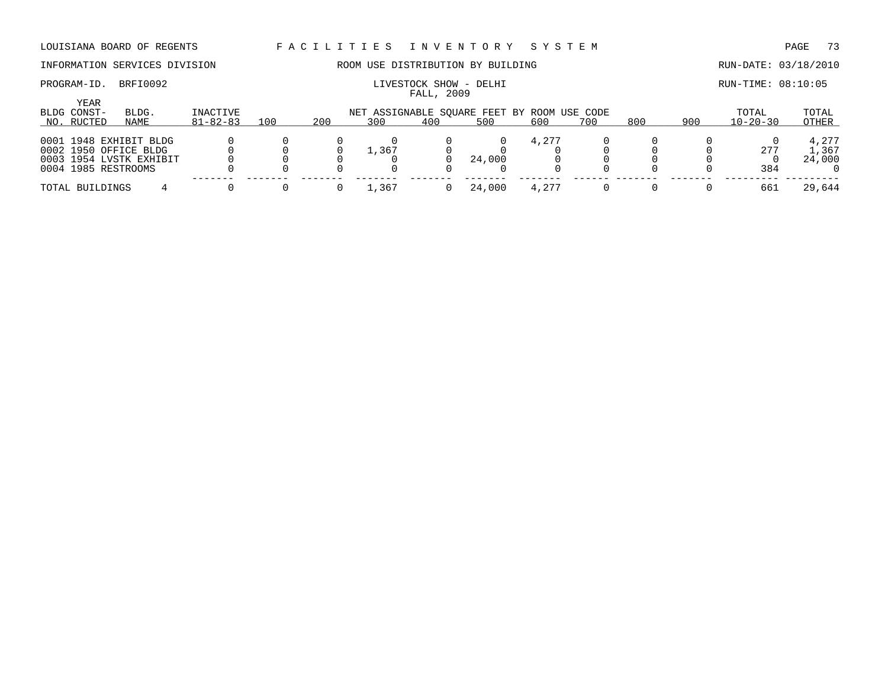LOUISIANA BOARD OF REGENTS F A C I L I T I E S I N V E N T O R Y S Y S T E M

INFORMATION SERVICES DIVISION ROOM USE DISTRIBUTION BY BUILDING RUN-DATE: 03/18/2010

PROGRAM-ID. BRFI0092 LIVESTOCK SHOW - DELHI RUN-TIME: 08:10:05

FALL, 2009

| BLDG NO. | YEAR CONST-RUCTED | BLDG. NAME | INACTIVE 81-82-83 | 100 | 200 | 300 | 400 | 500 | 600 | 700 | 800 | 900 | TOTAL 10-20-30 | TOTAL OTHER |
|---|---|---|---|---|---|---|---|---|---|---|---|---|---|---|
| | | | | NET ASSIGNABLE SQUARE FEET BY ROOM USE CODE | | | | | | | | | | |
| 0001 | 1948 | EXHIBIT BLDG | 0 | 0 | 0 | 0 | 0 | 0 | 4,277 | 0 | 0 | 0 | 0 | 4,277 |
| 0002 | 1950 | OFFICE BLDG | 0 | 0 | 0 | 1,367 | 0 | 0 | 0 | 0 | 0 | 0 | 277 | 1,367 |
| 0003 | 1954 | LVSTK EXHIBIT | 0 | 0 | 0 | 0 | 0 | 24,000 | 0 | 0 | 0 | 0 | 0 | 24,000 |
| 0004 | 1985 | RESTROOMS | 0 | 0 | 0 | 0 | 0 | 0 | 0 | 0 | 0 | 0 | 384 | 0 |
| TOTAL BUILDINGS | | 4 | 0 | 0 | 0 | 1,367 | 0 | 24,000 | 4,277 | 0 | 0 | 0 | 661 | 29,644 |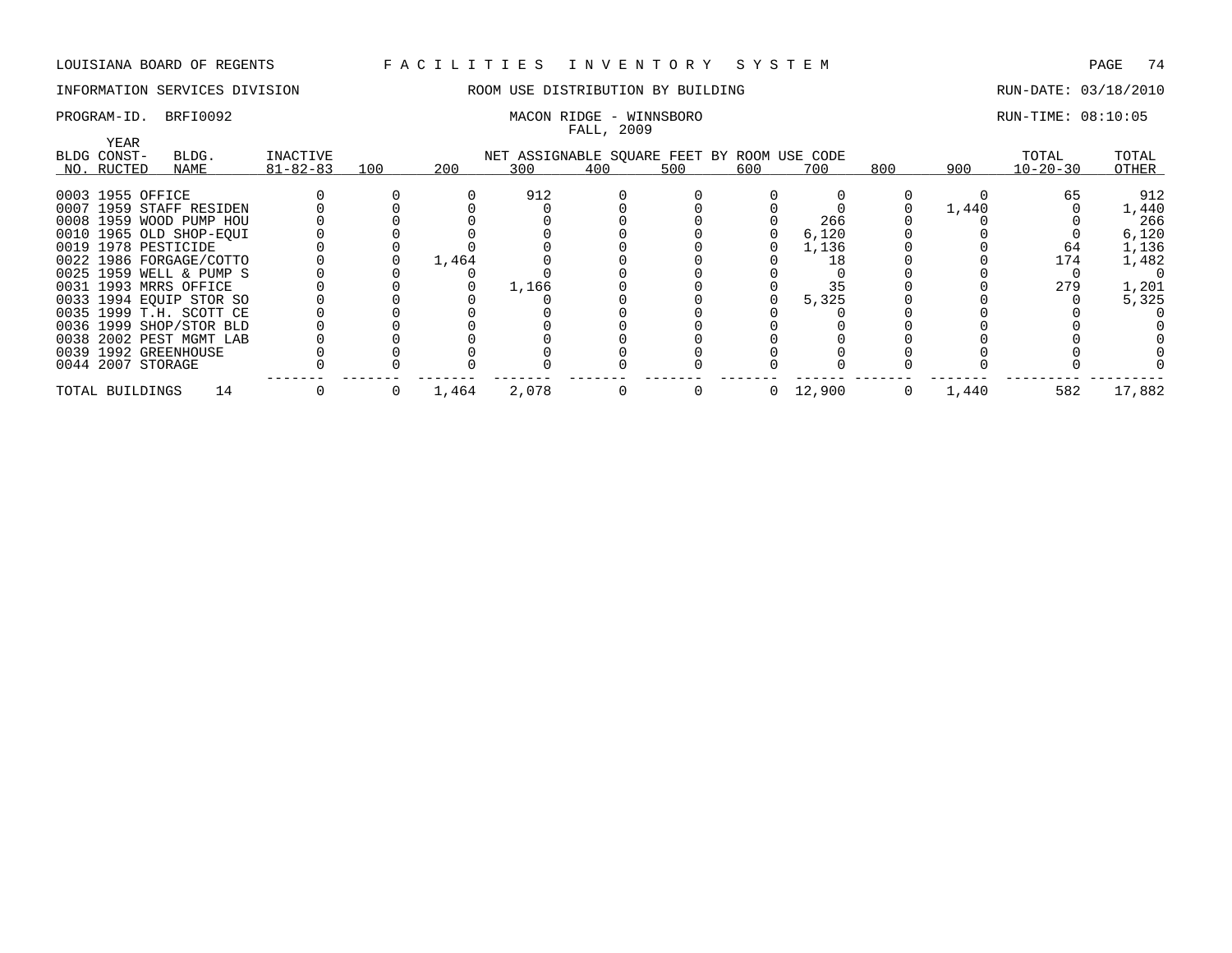LOUISIANA BOARD OF REGENTS F A C I L I T I E S I N V E N T O R Y S Y S T E M

INFORMATION SERVICES DIVISION ROOM USE DISTRIBUTION BY BUILDING RUN-DATE: 03/18/2010

PROGRAM-ID. BRFI0092 MACON RIDGE - WINNSBORO RUN-TIME: 08:10:05

FALL, 2009

| BLDG NO. | YEAR CONST-RUCTED | BLDG. NAME | INACTIVE 81-82-83 | 100 | 200 | 300 | 400 | 500 | 600 | 700 | 800 | 900 | TOTAL 10-20-30 | TOTAL OTHER |
|---|---|---|---|---|---|---|---|---|---|---|---|---|---|---|
| 0003 | 1955 | OFFICE | 0 | 0 | 0 | 912 | 0 | 0 | 0 | 0 | 0 | 0 | 65 | 912 |
| 0007 | 1959 | STAFF RESIDEN | 0 | 0 | 0 | 0 | 0 | 0 | 0 | 0 | 0 | 1,440 | 0 | 1,440 |
| 0008 | 1959 | WOOD PUMP HOU | 0 | 0 | 0 | 0 | 0 | 0 | 0 | 266 | 0 | 0 | 0 | 266 |
| 0010 | 1965 | OLD SHOP-EQUI | 0 | 0 | 0 | 0 | 0 | 0 | 0 | 6,120 | 0 | 0 | 0 | 6,120 |
| 0019 | 1978 | PESTICIDE | 0 | 0 | 0 | 0 | 0 | 0 | 0 | 1,136 | 0 | 0 | 64 | 1,136 |
| 0022 | 1986 | FORGAGE/COTTO | 0 | 0 | 1,464 | 0 | 0 | 0 | 0 | 18 | 0 | 0 | 174 | 1,482 |
| 0025 | 1959 | WELL & PUMP S | 0 | 0 | 0 | 0 | 0 | 0 | 0 | 0 | 0 | 0 | 0 | 0 |
| 0031 | 1993 | MRRS OFFICE | 0 | 0 | 0 | 1,166 | 0 | 0 | 0 | 35 | 0 | 0 | 279 | 1,201 |
| 0033 | 1994 | EQUIP STOR SO | 0 | 0 | 0 | 0 | 0 | 0 | 0 | 5,325 | 0 | 0 | 0 | 5,325 |
| 0035 | 1999 | T.H. SCOTT CE | 0 | 0 | 0 | 0 | 0 | 0 | 0 | 0 | 0 | 0 | 0 | 0 |
| 0036 | 1999 | SHOP/STOR BLD | 0 | 0 | 0 | 0 | 0 | 0 | 0 | 0 | 0 | 0 | 0 | 0 |
| 0038 | 2002 | PEST MGMT LAB | 0 | 0 | 0 | 0 | 0 | 0 | 0 | 0 | 0 | 0 | 0 | 0 |
| 0039 | 1992 | GREENHOUSE | 0 | 0 | 0 | 0 | 0 | 0 | 0 | 0 | 0 | 0 | 0 | 0 |
| 0044 | 2007 | STORAGE | 0 | 0 | 0 | 0 | 0 | 0 | 0 | 0 | 0 | 0 | 0 | 0 |
| TOTAL BUILDINGS | | 14 | 0 | 0 | 1,464 | 2,078 | 0 | 0 | 0 | 12,900 | 0 | 1,440 | 582 | 17,882 |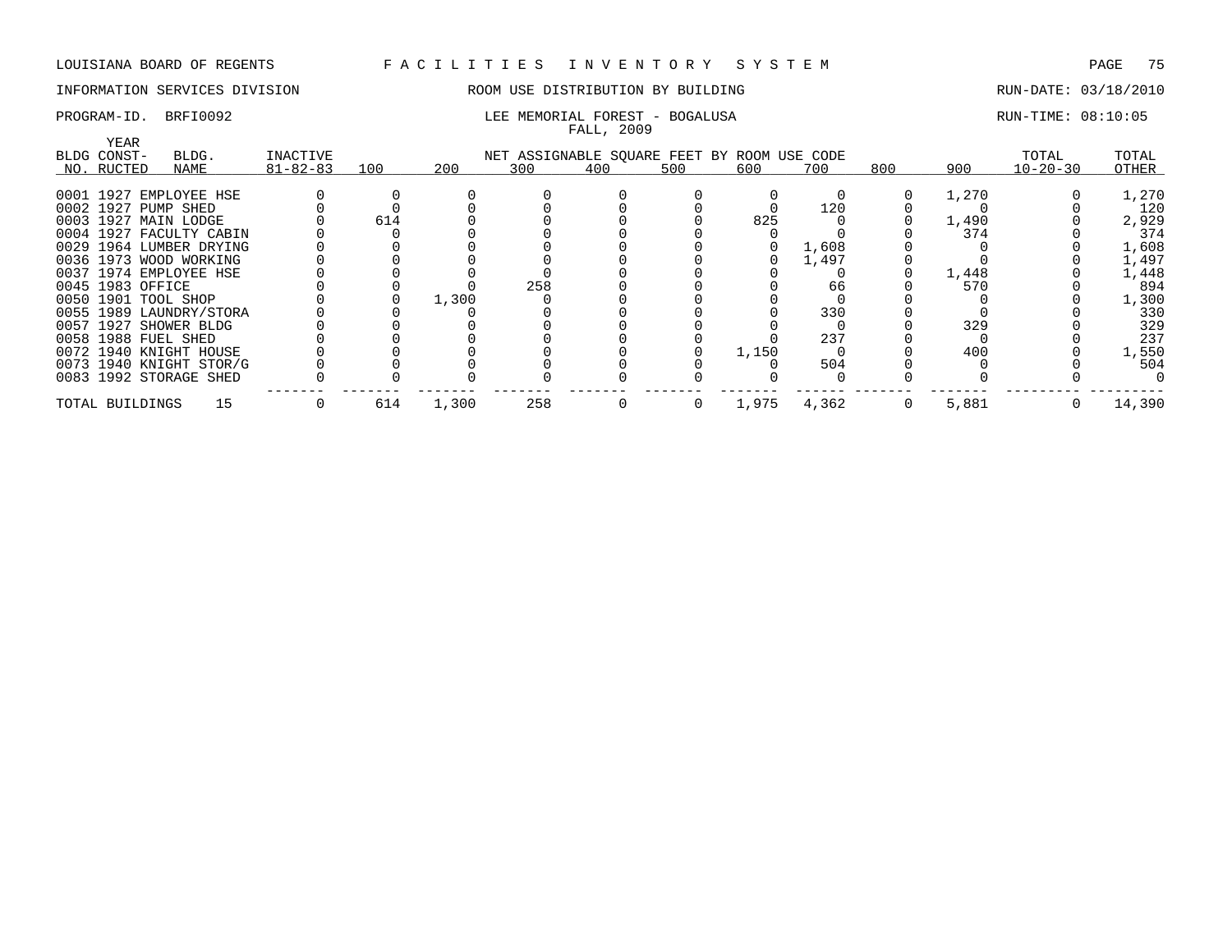LOUISIANA BOARD OF REGENTS — FACILITIES INVENTORY SYSTEM

INFORMATION SERVICES DIVISION — ROOM USE DISTRIBUTION BY BUILDING — RUN-DATE: 03/18/2010

PROGRAM-ID. BRFI0092 — LEE MEMORIAL FOREST - BOGALUSA — RUN-TIME: 08:10:05

FALL, 2009

| BLDG NO. | YEAR CONST-RUCTED | BLDG. NAME | INACTIVE 81-82-83 | 100 | 200 | 300 | 400 | 500 | 600 | 700 | 800 | 900 | TOTAL 10-20-30 | TOTAL OTHER |
|---|---|---|---|---|---|---|---|---|---|---|---|---|---|---|
| | | | | NET ASSIGNABLE SQUARE FEET BY ROOM USE CODE | | | | | | | | | | |
| 0001 | 1927 | EMPLOYEE HSE | 0 | 0 | 0 | 0 | 0 | 0 | 0 | 0 | 0 | 1,270 | 0 | 1,270 |
| 0002 | 1927 | PUMP SHED | 0 | 0 | 0 | 0 | 0 | 0 | 0 | 120 | 0 | 0 | 0 | 120 |
| 0003 | 1927 | MAIN LODGE | 0 | 614 | 0 | 0 | 0 | 0 | 825 | 0 | 0 | 1,490 | 0 | 2,929 |
| 0004 | 1927 | FACULTY CABIN | 0 | 0 | 0 | 0 | 0 | 0 | 0 | 0 | 0 | 374 | 0 | 374 |
| 0029 | 1964 | LUMBER DRYING | 0 | 0 | 0 | 0 | 0 | 0 | 0 | 1,608 | 0 | 0 | 0 | 1,608 |
| 0036 | 1973 | WOOD WORKING | 0 | 0 | 0 | 0 | 0 | 0 | 0 | 1,497 | 0 | 0 | 0 | 1,497 |
| 0037 | 1974 | EMPLOYEE HSE | 0 | 0 | 0 | 0 | 0 | 0 | 0 | 0 | 0 | 1,448 | 0 | 1,448 |
| 0045 | 1983 | OFFICE | 0 | 0 | 0 | 258 | 0 | 0 | 0 | 66 | 0 | 570 | 0 | 894 |
| 0050 | 1901 | TOOL SHOP | 0 | 0 | 1,300 | 0 | 0 | 0 | 0 | 0 | 0 | 0 | 0 | 1,300 |
| 0055 | 1989 | LAUNDRY/STORA | 0 | 0 | 0 | 0 | 0 | 0 | 0 | 330 | 0 | 0 | 0 | 330 |
| 0057 | 1927 | SHOWER BLDG | 0 | 0 | 0 | 0 | 0 | 0 | 0 | 0 | 0 | 329 | 0 | 329 |
| 0058 | 1988 | FUEL SHED | 0 | 0 | 0 | 0 | 0 | 0 | 0 | 237 | 0 | 0 | 0 | 237 |
| 0072 | 1940 | KNIGHT HOUSE | 0 | 0 | 0 | 0 | 0 | 0 | 1,150 | 0 | 0 | 400 | 0 | 1,550 |
| 0073 | 1940 | KNIGHT STOR/G | 0 | 0 | 0 | 0 | 0 | 0 | 0 | 504 | 0 | 0 | 0 | 504 |
| 0083 | 1992 | STORAGE SHED | 0 | 0 | 0 | 0 | 0 | 0 | 0 | 0 | 0 | 0 | 0 | 0 |
| TOTAL BUILDINGS | | 15 | 0 | 614 | 1,300 | 258 | 0 | 0 | 1,975 | 4,362 | 0 | 5,881 | 0 | 14,390 |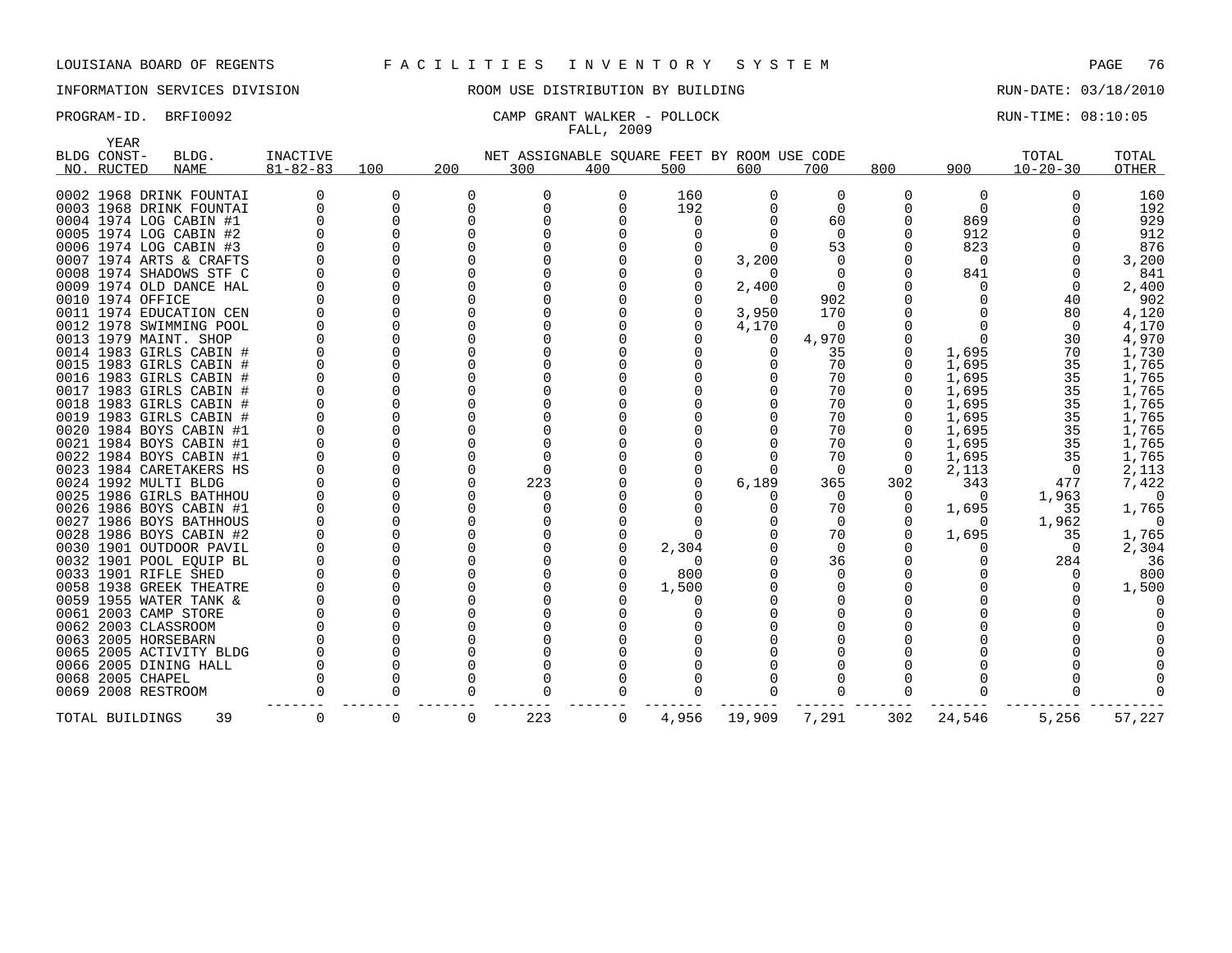LOUISIANA BOARD OF REGENTS F A C I L I T I E S I N V E N T O R Y S Y S T E M

INFORMATION SERVICES DIVISION ROOM USE DISTRIBUTION BY BUILDING RUN-DATE: 03/18/2010

PROGRAM-ID. BRFI0092 CAMP GRANT WALKER - POLLOCK RUN-TIME: 08:10:05

FALL, 2009

| BLDG NO. | YEAR CONST-RUCTED | BLDG. NAME | INACTIVE 81-82-83 | 100 | 200 | 300 | 400 | 500 | 600 | 700 | 800 | 900 | TOTAL 10-20-30 | TOTAL OTHER |
|---|---|---|---|---|---|---|---|---|---|---|---|---|---|---|
| 0002 | 1968 | DRINK FOUNTAI | 0 | 0 | 0 | 0 | 0 | 160 | 0 | 0 | 0 | 0 | 0 | 160 |
| 0003 | 1968 | DRINK FOUNTAI | 0 | 0 | 0 | 0 | 0 | 192 | 0 | 0 | 0 | 0 | 0 | 192 |
| 0004 | 1974 | LOG CABIN #1 | 0 | 0 | 0 | 0 | 0 | 0 | 0 | 60 | 0 | 869 | 0 | 929 |
| 0005 | 1974 | LOG CABIN #2 | 0 | 0 | 0 | 0 | 0 | 0 | 0 | 0 | 0 | 912 | 0 | 912 |
| 0006 | 1974 | LOG CABIN #3 | 0 | 0 | 0 | 0 | 0 | 0 | 0 | 53 | 0 | 823 | 0 | 876 |
| 0007 | 1974 | ARTS & CRAFTS | 0 | 0 | 0 | 0 | 0 | 0 | 3,200 | 0 | 0 | 0 | 0 | 3,200 |
| 0008 | 1974 | SHADOWS STF C | 0 | 0 | 0 | 0 | 0 | 0 | 0 | 0 | 0 | 841 | 0 | 841 |
| 0009 | 1974 | OLD DANCE HAL | 0 | 0 | 0 | 0 | 0 | 0 | 2,400 | 0 | 0 | 0 | 0 | 2,400 |
| 0010 | 1974 | OFFICE | 0 | 0 | 0 | 0 | 0 | 0 | 0 | 902 | 0 | 0 | 40 | 902 |
| 0011 | 1974 | EDUCATION CEN | 0 | 0 | 0 | 0 | 0 | 0 | 3,950 | 170 | 0 | 0 | 80 | 4,120 |
| 0012 | 1978 | SWIMMING POOL | 0 | 0 | 0 | 0 | 0 | 0 | 4,170 | 0 | 0 | 0 | 0 | 4,170 |
| 0013 | 1979 | MAINT. SHOP | 0 | 0 | 0 | 0 | 0 | 0 | 0 | 4,970 | 0 | 0 | 30 | 4,970 |
| 0014 | 1983 | GIRLS CABIN # | 0 | 0 | 0 | 0 | 0 | 0 | 0 | 35 | 0 | 1,695 | 70 | 1,730 |
| 0015 | 1983 | GIRLS CABIN # | 0 | 0 | 0 | 0 | 0 | 0 | 0 | 70 | 0 | 1,695 | 35 | 1,765 |
| 0016 | 1983 | GIRLS CABIN # | 0 | 0 | 0 | 0 | 0 | 0 | 0 | 70 | 0 | 1,695 | 35 | 1,765 |
| 0017 | 1983 | GIRLS CABIN # | 0 | 0 | 0 | 0 | 0 | 0 | 0 | 70 | 0 | 1,695 | 35 | 1,765 |
| 0018 | 1983 | GIRLS CABIN # | 0 | 0 | 0 | 0 | 0 | 0 | 0 | 70 | 0 | 1,695 | 35 | 1,765 |
| 0019 | 1983 | GIRLS CABIN # | 0 | 0 | 0 | 0 | 0 | 0 | 0 | 70 | 0 | 1,695 | 35 | 1,765 |
| 0020 | 1984 | BOYS CABIN #1 | 0 | 0 | 0 | 0 | 0 | 0 | 0 | 70 | 0 | 1,695 | 35 | 1,765 |
| 0021 | 1984 | BOYS CABIN #1 | 0 | 0 | 0 | 0 | 0 | 0 | 0 | 70 | 0 | 1,695 | 35 | 1,765 |
| 0022 | 1984 | BOYS CABIN #1 | 0 | 0 | 0 | 0 | 0 | 0 | 0 | 70 | 0 | 1,695 | 35 | 1,765 |
| 0023 | 1984 | CARETAKERS HS | 0 | 0 | 0 | 0 | 0 | 0 | 0 | 0 | 0 | 2,113 | 0 | 2,113 |
| 0024 | 1992 | MULTI BLDG | 0 | 0 | 0 | 223 | 0 | 0 | 6,189 | 365 | 302 | 343 | 477 | 7,422 |
| 0025 | 1986 | GIRLS BATHHOU | 0 | 0 | 0 | 0 | 0 | 0 | 0 | 0 | 0 | 0 | 1,963 | 0 |
| 0026 | 1986 | BOYS CABIN #1 | 0 | 0 | 0 | 0 | 0 | 0 | 0 | 70 | 0 | 1,695 | 35 | 1,765 |
| 0027 | 1986 | BOYS BATHHOUS | 0 | 0 | 0 | 0 | 0 | 0 | 0 | 0 | 0 | 0 | 1,962 | 0 |
| 0028 | 1986 | BOYS CABIN #2 | 0 | 0 | 0 | 0 | 0 | 0 | 0 | 70 | 0 | 1,695 | 35 | 1,765 |
| 0030 | 1901 | OUTDOOR PAVIL | 0 | 0 | 0 | 0 | 0 | 2,304 | 0 | 0 | 0 | 0 | 0 | 2,304 |
| 0032 | 1901 | POOL EQUIP BL | 0 | 0 | 0 | 0 | 0 | 0 | 0 | 36 | 0 | 0 | 284 | 36 |
| 0033 | 1901 | RIFLE SHED | 0 | 0 | 0 | 0 | 0 | 800 | 0 | 0 | 0 | 0 | 0 | 800 |
| 0058 | 1938 | GREEK THEATRE | 0 | 0 | 0 | 0 | 0 | 1,500 | 0 | 0 | 0 | 0 | 0 | 1,500 |
| 0059 | 1955 | WATER TANK & | 0 | 0 | 0 | 0 | 0 | 0 | 0 | 0 | 0 | 0 | 0 | 0 |
| 0061 | 2003 | CAMP STORE | 0 | 0 | 0 | 0 | 0 | 0 | 0 | 0 | 0 | 0 | 0 | 0 |
| 0062 | 2003 | CLASSROOM | 0 | 0 | 0 | 0 | 0 | 0 | 0 | 0 | 0 | 0 | 0 | 0 |
| 0063 | 2005 | HORSEBARN | 0 | 0 | 0 | 0 | 0 | 0 | 0 | 0 | 0 | 0 | 0 | 0 |
| 0065 | 2005 | ACTIVITY BLDG | 0 | 0 | 0 | 0 | 0 | 0 | 0 | 0 | 0 | 0 | 0 | 0 |
| 0066 | 2005 | DINING HALL | 0 | 0 | 0 | 0 | 0 | 0 | 0 | 0 | 0 | 0 | 0 | 0 |
| 0068 | 2005 | CHAPEL | 0 | 0 | 0 | 0 | 0 | 0 | 0 | 0 | 0 | 0 | 0 | 0 |
| 0069 | 2008 | RESTROOM | 0 | 0 | 0 | 0 | 0 | 0 | 0 | 0 | 0 | 0 | 0 | 0 |
| TOTAL BUILDINGS | | 39 | 0 | 0 | 0 | 223 | 0 | 4,956 | 19,909 | 7,291 | 302 | 24,546 | 5,256 | 57,227 |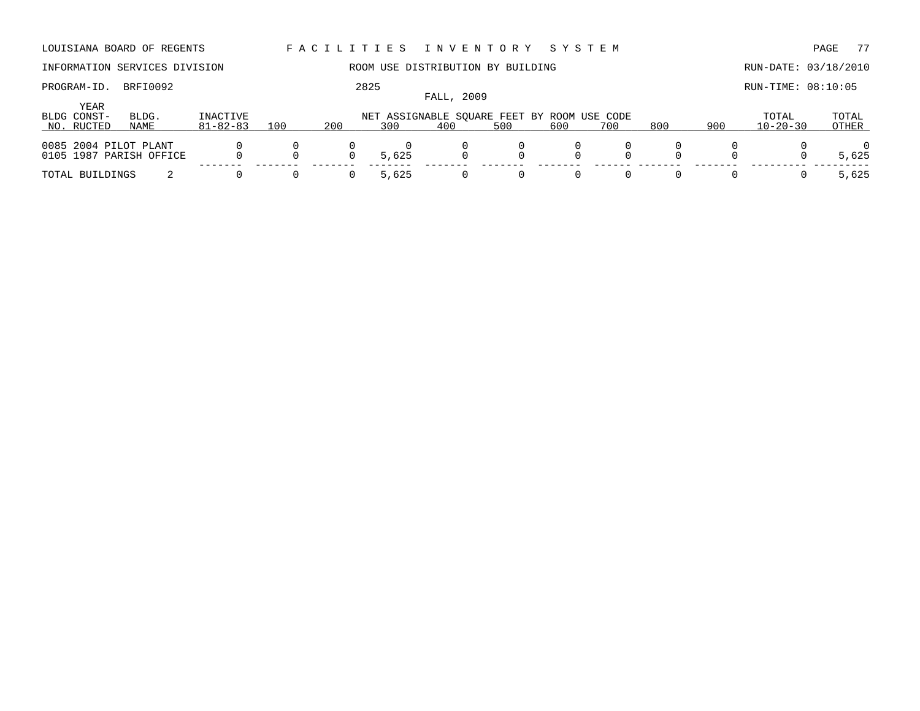LOUISIANA BOARD OF REGENTS — FACILITIES INVENTORY SYSTEM

INFORMATION SERVICES DIVISION — ROOM USE DISTRIBUTION BY BUILDING — RUN-DATE: 03/18/2010

PROGRAM-ID. BRFI0092 — 2825 — RUN-TIME: 08:10:05

FALL, 2009

| BLDG NO. | YEAR CONST-RUCTED | BLDG. NAME | INACTIVE 81-82-83 | 100 | 200 | 300 | 400 | 500 | 600 | 700 | 800 | 900 | TOTAL 10-20-30 | TOTAL OTHER |
|---|---|---|---|---|---|---|---|---|---|---|---|---|---|---|
| | | | NET ASSIGNABLE SQUARE FEET BY ROOM USE CODE | | | | | | | | | | | |
| 0085 | 2004 | PILOT PLANT | 0 | 0 | 0 | 0 | 0 | 0 | 0 | 0 | 0 | 0 | 0 | 0 |
| 0105 | 1987 | PARISH OFFICE | 0 | 0 | 0 | 5,625 | 0 | 0 | 0 | 0 | 0 | 0 | 0 | 5,625 |
| TOTAL BUILDINGS | | 2 | 0 | 0 | 0 | 5,625 | 0 | 0 | 0 | 0 | 0 | 0 | 0 | 5,625 |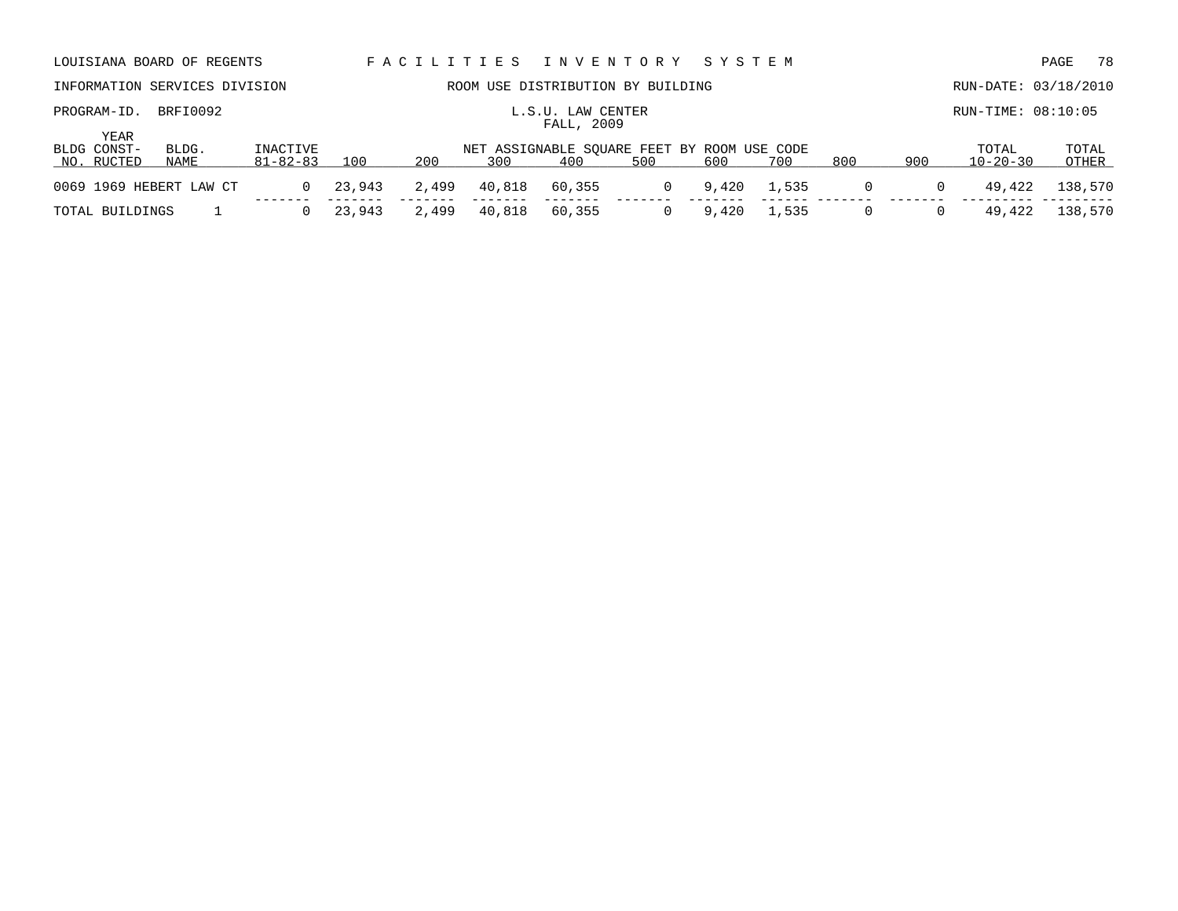LOUISIANA BOARD OF REGENTS — FACILITIES INVENTORY SYSTEM

INFORMATION SERVICES DIVISION — ROOM USE DISTRIBUTION BY BUILDING — RUN-DATE: 03/18/2010

PROGRAM-ID. BRFI0092 — L.S.U. LAW CENTER — RUN-TIME: 08:10:05

FALL, 2009

| BLDG NO. | YEAR CONST-RUCTED | BLDG. NAME | INACTIVE 81-82-83 | 100 | 200 | 300 | 400 | 500 | 600 | 700 | 800 | 900 | TOTAL 10-20-30 | TOTAL OTHER |
|---|---|---|---|---|---|---|---|---|---|---|---|---|---|---|
| | | | | NET ASSIGNABLE SQUARE FEET BY ROOM USE CODE | | | | | | | | | | |
| 0069 | 1969 | HEBERT LAW CT | 0 | 23,943 | 2,499 | 40,818 | 60,355 | 0 | 9,420 | 1,535 | 0 | 0 | 49,422 | 138,570 |
| TOTAL BUILDINGS | | 1 | 0 | 23,943 | 2,499 | 40,818 | 60,355 | 0 | 9,420 | 1,535 | 0 | 0 | 49,422 | 138,570 |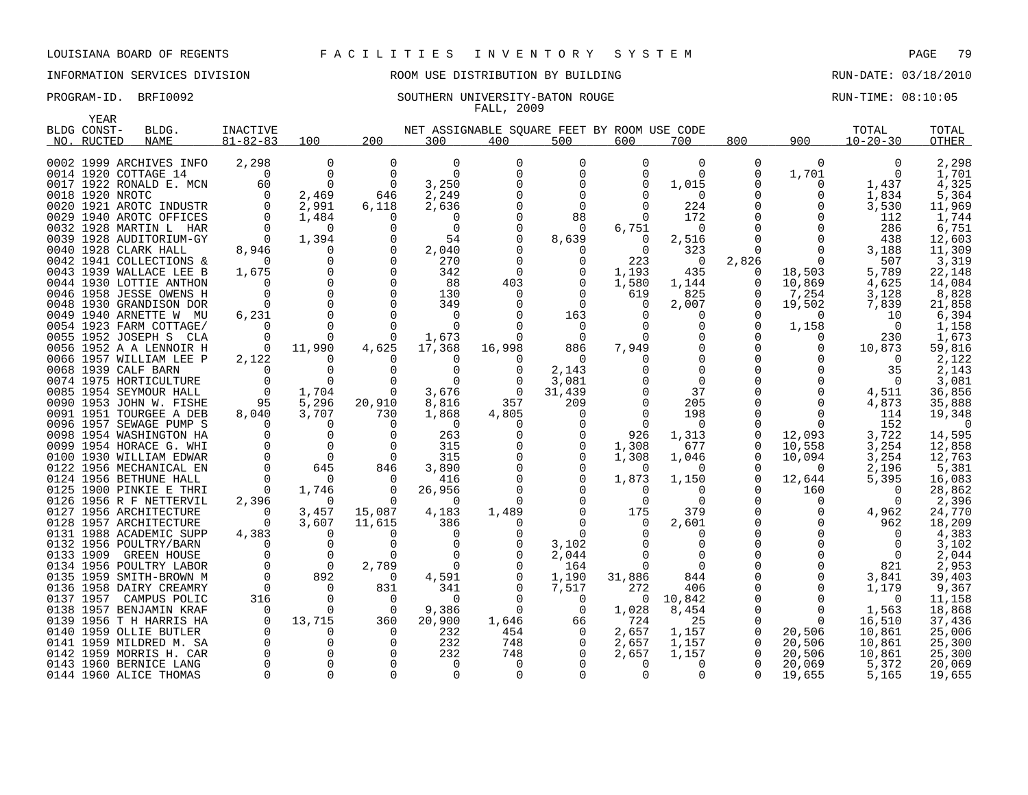LOUISIANA BOARD OF REGENTS F A C I L I T I E S I N V E N T O R Y S Y S T E M

INFORMATION SERVICES DIVISION ROOM USE DISTRIBUTION BY BUILDING RUN-DATE: 03/18/2010

PROGRAM-ID. BRFI0092 SOUTHERN UNIVERSITY-BATON ROUGE RUN-TIME: 08:10:05

FALL, 2009

| BLDG NO. | YEAR CONST-RUCTED | BLDG. NAME | INACTIVE 81-82-83 | 100 | 200 | 300 | 400 | 500 | 600 | 700 | 800 | 900 | TOTAL 10-20-30 | TOTAL OTHER |
|---|---|---|---|---|---|---|---|---|---|---|---|---|---|---|
| | | | | NET ASSIGNABLE SQUARE FEET BY ROOM USE CODE | | | | | | | | | | |
| 0002 | 1999 | ARCHIVES INFO | 2,298 | 0 | 0 | 0 | 0 | 0 | 0 | 0 | 0 | 0 | 0 | 2,298 |
| 0014 | 1920 | COTTAGE 14 | 0 | 0 | 0 | 0 | 0 | 0 | 0 | 0 | 0 | 1,701 | 0 | 1,701 |
| 0017 | 1922 | RONALD E. MCN | 60 | 0 | 0 | 3,250 | 0 | 0 | 0 | 1,015 | 0 | 0 | 1,437 | 4,325 |
| 0018 | 1920 | NROTC | 0 | 2,469 | 646 | 2,249 | 0 | 0 | 0 | 0 | 0 | 0 | 1,834 | 5,364 |
| 0020 | 1921 | AROTC INDUSTR | 0 | 2,991 | 6,118 | 2,636 | 0 | 0 | 0 | 224 | 0 | 0 | 3,530 | 11,969 |
| 0029 | 1940 | AROTC OFFICES | 0 | 1,484 | 0 | 0 | 0 | 88 | 0 | 172 | 0 | 0 | 112 | 1,744 |
| 0032 | 1928 | MARTIN L HAR | 0 | 0 | 0 | 0 | 0 | 0 | 6,751 | 0 | 0 | 0 | 286 | 6,751 |
| 0039 | 1928 | AUDITORIUM-GY | 0 | 1,394 | 0 | 54 | 0 | 8,639 | 0 | 2,516 | 0 | 0 | 438 | 12,603 |
| 0040 | 1928 | CLARK HALL | 8,946 | 0 | 0 | 2,040 | 0 | 0 | 0 | 323 | 0 | 0 | 3,188 | 11,309 |
| 0042 | 1941 | COLLECTIONS & | 0 | 0 | 0 | 270 | 0 | 0 | 223 | 0 | 2,826 | 0 | 507 | 3,319 |
| 0043 | 1939 | WALLACE LEE B | 1,675 | 0 | 0 | 342 | 0 | 0 | 1,193 | 435 | 0 | 18,503 | 5,789 | 22,148 |
| 0044 | 1930 | LOTTIE ANTHON | 0 | 0 | 0 | 88 | 403 | 0 | 1,580 | 1,144 | 0 | 10,869 | 4,625 | 14,084 |
| 0046 | 1958 | JESSE OWENS H | 0 | 0 | 0 | 130 | 0 | 0 | 619 | 825 | 0 | 7,254 | 3,128 | 8,828 |
| 0048 | 1930 | GRANDISON DOR | 0 | 0 | 0 | 349 | 0 | 0 | 0 | 2,007 | 0 | 19,502 | 7,839 | 21,858 |
| 0049 | 1940 | ARNETTE W MU | 6,231 | 0 | 0 | 0 | 0 | 163 | 0 | 0 | 0 | 0 | 10 | 6,394 |
| 0054 | 1923 | FARM COTTAGE/ | 0 | 0 | 0 | 0 | 0 | 0 | 0 | 0 | 0 | 1,158 | 0 | 1,158 |
| 0055 | 1952 | JOSEPH S CLA | 0 | 0 | 0 | 1,673 | 0 | 0 | 0 | 0 | 0 | 0 | 230 | 1,673 |
| 0056 | 1952 | A A LENNOIR H | 0 | 11,990 | 4,625 | 17,368 | 16,998 | 886 | 7,949 | 0 | 0 | 0 | 10,873 | 59,816 |
| 0066 | 1957 | WILLIAM LEE P | 2,122 | 0 | 0 | 0 | 0 | 0 | 0 | 0 | 0 | 0 | 0 | 2,122 |
| 0068 | 1939 | CALF BARN | 0 | 0 | 0 | 0 | 0 | 2,143 | 0 | 0 | 0 | 0 | 35 | 2,143 |
| 0074 | 1975 | HORTICULTURE | 0 | 0 | 0 | 0 | 0 | 3,081 | 0 | 0 | 0 | 0 | 0 | 3,081 |
| 0085 | 1954 | SEYMOUR HALL | 0 | 1,704 | 0 | 3,676 | 0 | 31,439 | 0 | 37 | 0 | 0 | 4,511 | 36,856 |
| 0090 | 1953 | JOHN W. FISHE | 95 | 5,296 | 20,910 | 8,816 | 357 | 209 | 0 | 205 | 0 | 0 | 4,873 | 35,888 |
| 0091 | 1951 | TOURGEE A DEB | 8,040 | 3,707 | 730 | 1,868 | 4,805 | 0 | 0 | 198 | 0 | 0 | 114 | 19,348 |
| 0096 | 1957 | SEWAGE PUMP S | 0 | 0 | 0 | 0 | 0 | 0 | 0 | 0 | 0 | 0 | 152 | 0 |
| 0098 | 1954 | WASHINGTON HA | 0 | 0 | 0 | 263 | 0 | 0 | 926 | 1,313 | 0 | 12,093 | 3,722 | 14,595 |
| 0099 | 1954 | HORACE G. WHI | 0 | 0 | 0 | 315 | 0 | 0 | 1,308 | 677 | 0 | 10,558 | 3,254 | 12,858 |
| 0100 | 1930 | WILLIAM EDWAR | 0 | 0 | 0 | 315 | 0 | 0 | 1,308 | 1,046 | 0 | 10,094 | 3,254 | 12,763 |
| 0122 | 1956 | MECHANICAL EN | 0 | 645 | 846 | 3,890 | 0 | 0 | 0 | 0 | 0 | 0 | 2,196 | 5,381 |
| 0124 | 1956 | BETHUNE HALL | 0 | 0 | 0 | 416 | 0 | 0 | 1,873 | 1,150 | 0 | 12,644 | 5,395 | 16,083 |
| 0125 | 1900 | PINKIE E THRI | 0 | 1,746 | 0 | 26,956 | 0 | 0 | 0 | 0 | 0 | 160 | 0 | 28,862 |
| 0126 | 1956 | R F NETTERVIL | 2,396 | 0 | 0 | 0 | 0 | 0 | 0 | 0 | 0 | 0 | 0 | 2,396 |
| 0127 | 1956 | ARCHITECTURE | 0 | 3,457 | 15,087 | 4,183 | 1,489 | 0 | 175 | 379 | 0 | 0 | 4,962 | 24,770 |
| 0128 | 1957 | ARCHITECTURE | 0 | 3,607 | 11,615 | 386 | 0 | 0 | 0 | 2,601 | 0 | 0 | 962 | 18,209 |
| 0131 | 1988 | ACADEMIC SUPP | 4,383 | 0 | 0 | 0 | 0 | 0 | 0 | 0 | 0 | 0 | 0 | 4,383 |
| 0132 | 1956 | POULTRY/BARN | 0 | 0 | 0 | 0 | 0 | 3,102 | 0 | 0 | 0 | 0 | 0 | 3,102 |
| 0133 | 1909 | GREEN HOUSE | 0 | 0 | 0 | 0 | 0 | 2,044 | 0 | 0 | 0 | 0 | 0 | 2,044 |
| 0134 | 1956 | POULTRY LABOR | 0 | 0 | 2,789 | 0 | 0 | 164 | 0 | 0 | 0 | 0 | 821 | 2,953 |
| 0135 | 1959 | SMITH-BROWN M | 0 | 892 | 0 | 4,591 | 0 | 1,190 | 31,886 | 844 | 0 | 0 | 3,841 | 39,403 |
| 0136 | 1958 | DAIRY CREAMRY | 0 | 0 | 831 | 341 | 0 | 7,517 | 272 | 406 | 0 | 0 | 1,179 | 9,367 |
| 0137 | 1957 | CAMPUS POLIC | 316 | 0 | 0 | 0 | 0 | 0 | 0 | 10,842 | 0 | 0 | 0 | 11,158 |
| 0138 | 1957 | BENJAMIN KRAF | 0 | 0 | 0 | 9,386 | 0 | 0 | 1,028 | 8,454 | 0 | 0 | 1,563 | 18,868 |
| 0139 | 1956 | T H HARRIS HA | 0 | 13,715 | 360 | 20,900 | 1,646 | 66 | 724 | 25 | 0 | 0 | 16,510 | 37,436 |
| 0140 | 1959 | OLLIE BUTLER | 0 | 0 | 0 | 232 | 454 | 0 | 2,657 | 1,157 | 0 | 20,506 | 10,861 | 25,006 |
| 0141 | 1959 | MILDRED M. SA | 0 | 0 | 0 | 232 | 748 | 0 | 2,657 | 1,157 | 0 | 20,506 | 10,861 | 25,300 |
| 0142 | 1959 | MORRIS H. CAR | 0 | 0 | 0 | 232 | 748 | 0 | 2,657 | 1,157 | 0 | 20,506 | 10,861 | 25,300 |
| 0143 | 1960 | BERNICE LANG | 0 | 0 | 0 | 0 | 0 | 0 | 0 | 0 | 0 | 20,069 | 5,372 | 20,069 |
| 0144 | 1960 | ALICE THOMAS | 0 | 0 | 0 | 0 | 0 | 0 | 0 | 0 | 0 | 19,655 | 5,165 | 19,655 |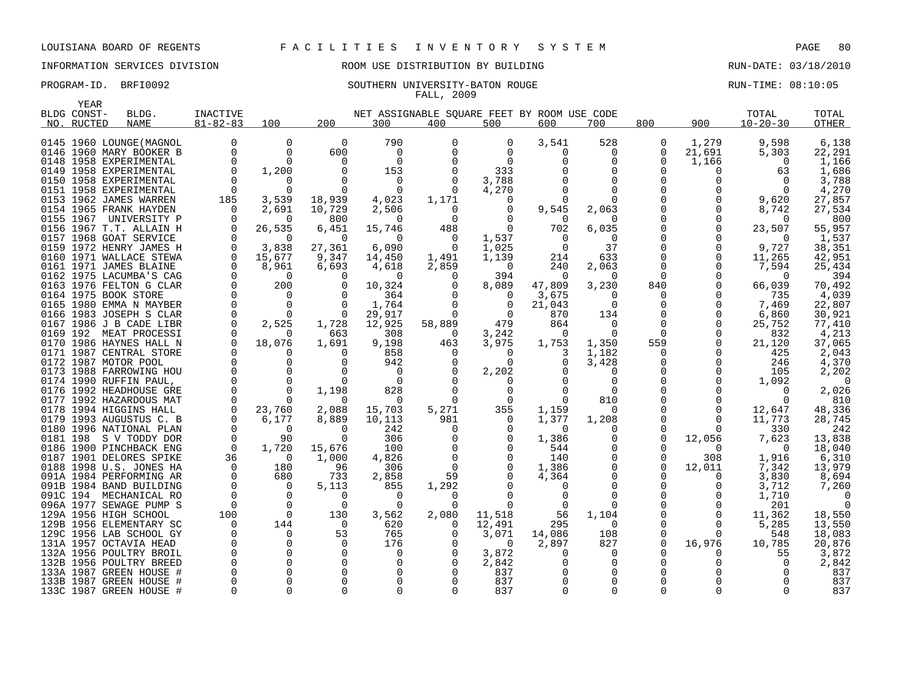LOUISIANA BOARD OF REGENTS F A C I L I T I E S I N V E N T O R Y S Y S T E M

INFORMATION SERVICES DIVISION ROOM USE DISTRIBUTION BY BUILDING RUN-DATE: 03/18/2010

PROGRAM-ID. BRFI0092 SOUTHERN UNIVERSITY-BATON ROUGE RUN-TIME: 08:10:05

FALL, 2009

| BLDG NO. | YEAR CONST-RUCTED | BLDG. NAME | INACTIVE 81-82-83 | 100 | 200 | 300 | 400 | 500 | 600 | 700 | 800 | 900 | TOTAL 10-20-30 | TOTAL OTHER |
|---|---|---|---|---|---|---|---|---|---|---|---|---|---|---|
| | | | | NET ASSIGNABLE SQUARE FEET BY ROOM USE CODE | | | | | | | | | | |
| 0145 | 1960 | LOUNGE(MAGNOL | 0 | 0 | 0 | 790 | 0 | 0 | 3,541 | 528 | 0 | 1,279 | 9,598 | 6,138 |
| 0146 | 1960 | MARY BOOKER B | 0 | 0 | 600 | 0 | 0 | 0 | 0 | 0 | 0 | 21,691 | 5,303 | 22,291 |
| 0148 | 1958 | EXPERIMENTAL | 0 | 0 | 0 | 0 | 0 | 0 | 0 | 0 | 0 | 1,166 | 0 | 1,166 |
| 0149 | 1958 | EXPERIMENTAL | 0 | 1,200 | 0 | 153 | 0 | 333 | 0 | 0 | 0 | 0 | 63 | 1,686 |
| 0150 | 1958 | EXPERIMENTAL | 0 | 0 | 0 | 0 | 0 | 3,788 | 0 | 0 | 0 | 0 | 0 | 3,788 |
| 0151 | 1958 | EXPERIMENTAL | 0 | 0 | 0 | 0 | 0 | 4,270 | 0 | 0 | 0 | 0 | 0 | 4,270 |
| 0153 | 1962 | JAMES WARREN | 185 | 3,539 | 18,939 | 4,023 | 1,171 | 0 | 0 | 0 | 0 | 0 | 9,620 | 27,857 |
| 0154 | 1965 | FRANK HAYDEN | 0 | 2,691 | 10,729 | 2,506 | 0 | 0 | 9,545 | 2,063 | 0 | 0 | 8,742 | 27,534 |
| 0155 | 1967 | UNIVERSITY P | 0 | 0 | 800 | 0 | 0 | 0 | 0 | 0 | 0 | 0 | 0 | 800 |
| 0156 | 1967 | T.T. ALLAIN H | 0 | 26,535 | 6,451 | 15,746 | 488 | 0 | 702 | 6,035 | 0 | 0 | 23,507 | 55,957 |
| 0157 | 1968 | GOAT SERVICE | 0 | 0 | 0 | 0 | 0 | 1,537 | 0 | 0 | 0 | 0 | 0 | 1,537 |
| 0159 | 1972 | HENRY JAMES H | 0 | 3,838 | 27,361 | 6,090 | 0 | 1,025 | 0 | 37 | 0 | 0 | 9,727 | 38,351 |
| 0160 | 1971 | WALLACE STEWA | 0 | 15,677 | 9,347 | 14,450 | 1,491 | 1,139 | 214 | 633 | 0 | 0 | 11,265 | 42,951 |
| 0161 | 1971 | JAMES BLAINE | 0 | 8,961 | 6,693 | 4,618 | 2,859 | 0 | 240 | 2,063 | 0 | 0 | 7,594 | 25,434 |
| 0162 | 1975 | LACUMBA'S CAG | 0 | 0 | 0 | 0 | 0 | 394 | 0 | 0 | 0 | 0 | 0 | 394 |
| 0163 | 1976 | FELTON G CLAR | 0 | 200 | 0 | 10,324 | 0 | 8,089 | 47,809 | 3,230 | 840 | 0 | 66,039 | 70,492 |
| 0164 | 1975 | BOOK STORE | 0 | 0 | 0 | 364 | 0 | 0 | 3,675 | 0 | 0 | 0 | 735 | 4,039 |
| 0165 | 1980 | EMMA N MAYBER | 0 | 0 | 0 | 1,764 | 0 | 0 | 21,043 | 0 | 0 | 0 | 7,469 | 22,807 |
| 0166 | 1983 | JOSEPH S CLAR | 0 | 0 | 0 | 29,917 | 0 | 0 | 870 | 134 | 0 | 0 | 6,860 | 30,921 |
| 0167 | 1986 | J B CADE LIBR | 0 | 2,525 | 1,728 | 12,925 | 58,889 | 479 | 864 | 0 | 0 | 0 | 25,752 | 77,410 |
| 0169 | 192 | MEAT PROCESSI | 0 | 0 | 663 | 308 | 0 | 3,242 | 0 | 0 | 0 | 0 | 832 | 4,213 |
| 0170 | 1986 | HAYNES HALL N | 0 | 18,076 | 1,691 | 9,198 | 463 | 3,975 | 1,753 | 1,350 | 559 | 0 | 21,120 | 37,065 |
| 0171 | 1987 | CENTRAL STORE | 0 | 0 | 0 | 858 | 0 | 0 | 3 | 1,182 | 0 | 0 | 425 | 2,043 |
| 0172 | 1987 | MOTOR POOL | 0 | 0 | 0 | 942 | 0 | 0 | 0 | 3,428 | 0 | 0 | 246 | 4,370 |
| 0173 | 1988 | FARROWING HOU | 0 | 0 | 0 | 0 | 0 | 2,202 | 0 | 0 | 0 | 0 | 105 | 2,202 |
| 0174 | 1990 | RUFFIN PAUL, | 0 | 0 | 0 | 0 | 0 | 0 | 0 | 0 | 0 | 0 | 1,092 | 0 |
| 0176 | 1992 | HEADHOUSE GRE | 0 | 0 | 1,198 | 828 | 0 | 0 | 0 | 0 | 0 | 0 | 0 | 2,026 |
| 0177 | 1992 | HAZARDOUS MAT | 0 | 0 | 0 | 0 | 0 | 0 | 0 | 810 | 0 | 0 | 0 | 810 |
| 0178 | 1994 | HIGGINS HALL | 0 | 23,760 | 2,088 | 15,703 | 5,271 | 355 | 1,159 | 0 | 0 | 0 | 12,647 | 48,336 |
| 0179 | 1993 | AUGUSTUS C. B | 0 | 6,177 | 8,889 | 10,113 | 981 | 0 | 1,377 | 1,208 | 0 | 0 | 11,773 | 28,745 |
| 0180 | 1996 | NATIONAL PLAN | 0 | 0 | 0 | 242 | 0 | 0 | 0 | 0 | 0 | 0 | 330 | 242 |
| 0181 | 198 | S V TODDY DOR | 0 | 90 | 0 | 306 | 0 | 0 | 1,386 | 0 | 0 | 12,056 | 7,623 | 13,838 |
| 0186 | 1900 | PINCHBACK ENG | 0 | 1,720 | 15,676 | 100 | 0 | 0 | 544 | 0 | 0 | 0 | 0 | 18,040 |
| 0187 | 1901 | DELORES SPIKE | 36 | 0 | 1,000 | 4,826 | 0 | 0 | 140 | 0 | 0 | 308 | 1,916 | 6,310 |
| 0188 | 1998 | U.S. JONES HA | 0 | 180 | 96 | 306 | 0 | 0 | 1,386 | 0 | 0 | 12,011 | 7,342 | 13,979 |
| 091A | 1984 | PERFORMING AR | 0 | 680 | 733 | 2,858 | 59 | 0 | 4,364 | 0 | 0 | 0 | 3,830 | 8,694 |
| 091B | 1984 | BAND BUILDING | 0 | 0 | 5,113 | 855 | 1,292 | 0 | 0 | 0 | 0 | 0 | 3,712 | 7,260 |
| 091C | 194 | MECHANICAL RO | 0 | 0 | 0 | 0 | 0 | 0 | 0 | 0 | 0 | 0 | 1,710 | 0 |
| 096A | 1977 | SEWAGE PUMP S | 0 | 0 | 0 | 0 | 0 | 0 | 0 | 0 | 0 | 0 | 201 | 0 |
| 129A | 1956 | HIGH SCHOOL | 100 | 0 | 130 | 3,562 | 2,080 | 11,518 | 56 | 1,104 | 0 | 0 | 11,362 | 18,550 |
| 129B | 1956 | ELEMENTARY SC | 0 | 144 | 0 | 620 | 0 | 12,491 | 295 | 0 | 0 | 0 | 5,285 | 13,550 |
| 129C | 1956 | LAB SCHOOL GY | 0 | 0 | 53 | 765 | 0 | 3,071 | 14,086 | 108 | 0 | 0 | 548 | 18,083 |
| 131A | 1957 | OCTAVIA HEAD | 0 | 0 | 0 | 176 | 0 | 0 | 2,897 | 827 | 0 | 16,976 | 10,785 | 20,876 |
| 132A | 1956 | POULTRY BROIL | 0 | 0 | 0 | 0 | 0 | 3,872 | 0 | 0 | 0 | 0 | 55 | 3,872 |
| 132B | 1956 | POULTRY BREED | 0 | 0 | 0 | 0 | 0 | 2,842 | 0 | 0 | 0 | 0 | 0 | 2,842 |
| 133A | 1987 | GREEN HOUSE # | 0 | 0 | 0 | 0 | 0 | 837 | 0 | 0 | 0 | 0 | 0 | 837 |
| 133B | 1987 | GREEN HOUSE # | 0 | 0 | 0 | 0 | 0 | 837 | 0 | 0 | 0 | 0 | 0 | 837 |
| 133C | 1987 | GREEN HOUSE # | 0 | 0 | 0 | 0 | 0 | 837 | 0 | 0 | 0 | 0 | 0 | 837 |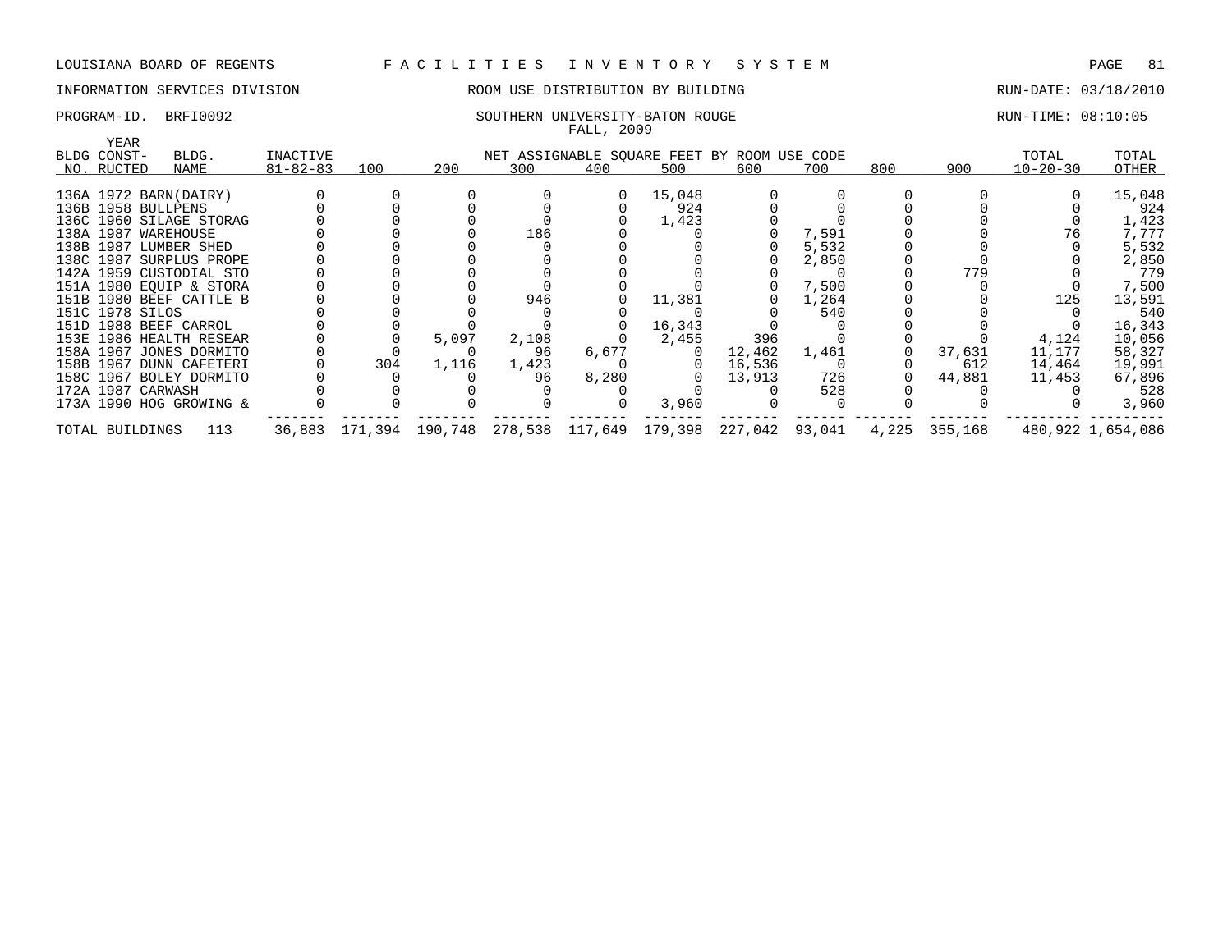LOUISIANA BOARD OF REGENTS — FACILITIES INVENTORY SYSTEM

INFORMATION SERVICES DIVISION — ROOM USE DISTRIBUTION BY BUILDING — RUN-DATE: 03/18/2010

PROGRAM-ID. BRFI0092 — SOUTHERN UNIVERSITY-BATON ROUGE — RUN-TIME: 08:10:05

FALL, 2009

| BLDG NO. | YEAR CONST-RUCTED | BLDG. NAME | INACTIVE 81-82-83 | 100 | 200 | 300 | 400 | 500 | 600 | 700 | 800 | 900 | TOTAL 10-20-30 | TOTAL OTHER |
|---|---|---|---|---|---|---|---|---|---|---|---|---|---|---|
| | | | | NET ASSIGNABLE SQUARE FEET BY ROOM USE CODE | | | | | | | | | | |
| 136A | 1972 | BARN(DAIRY) | 0 | 0 | 0 | 0 | 0 | 15,048 | 0 | 0 | 0 | 0 | 0 | 15,048 |
| 136B | 1958 | BULLPENS | 0 | 0 | 0 | 0 | 0 | 924 | 0 | 0 | 0 | 0 | 0 | 924 |
| 136C | 1960 | SILAGE STORAG | 0 | 0 | 0 | 0 | 0 | 1,423 | 0 | 0 | 0 | 0 | 0 | 1,423 |
| 138A | 1987 | WAREHOUSE | 0 | 0 | 0 | 186 | 0 | 0 | 0 | 7,591 | 0 | 0 | 76 | 7,777 |
| 138B | 1987 | LUMBER SHED | 0 | 0 | 0 | 0 | 0 | 0 | 0 | 5,532 | 0 | 0 | 0 | 5,532 |
| 138C | 1987 | SURPLUS PROPE | 0 | 0 | 0 | 0 | 0 | 0 | 0 | 2,850 | 0 | 0 | 0 | 2,850 |
| 142A | 1959 | CUSTODIAL STO | 0 | 0 | 0 | 0 | 0 | 0 | 0 | 0 | 0 | 779 | 0 | 779 |
| 151A | 1980 | EQUIP & STORA | 0 | 0 | 0 | 0 | 0 | 0 | 0 | 7,500 | 0 | 0 | 0 | 7,500 |
| 151B | 1980 | BEEF CATTLE B | 0 | 0 | 0 | 946 | 0 | 11,381 | 0 | 1,264 | 0 | 0 | 125 | 13,591 |
| 151C | 1978 | SILOS | 0 | 0 | 0 | 0 | 0 | 0 | 0 | 540 | 0 | 0 | 0 | 540 |
| 151D | 1988 | BEEF CARROL | 0 | 0 | 0 | 0 | 0 | 16,343 | 0 | 0 | 0 | 0 | 0 | 16,343 |
| 153E | 1986 | HEALTH RESEAR | 0 | 0 | 5,097 | 2,108 | 0 | 2,455 | 396 | 0 | 0 | 0 | 4,124 | 10,056 |
| 158A | 1967 | JONES DORMITO | 0 | 0 | 0 | 96 | 6,677 | 0 | 12,462 | 1,461 | 0 | 37,631 | 11,177 | 58,327 |
| 158B | 1967 | DUNN CAFETERI | 0 | 304 | 1,116 | 1,423 | 0 | 0 | 16,536 | 0 | 0 | 612 | 14,464 | 19,991 |
| 158C | 1967 | BOLEY DORMITO | 0 | 0 | 0 | 96 | 8,280 | 0 | 13,913 | 726 | 0 | 44,881 | 11,453 | 67,896 |
| 172A | 1987 | CARWASH | 0 | 0 | 0 | 0 | 0 | 0 | 0 | 528 | 0 | 0 | 0 | 528 |
| 173A | 1990 | HOG GROWING & | 0 | 0 | 0 | 0 | 0 | 3,960 | 0 | 0 | 0 | 0 | 0 | 3,960 |
| TOTAL BUILDINGS | | 113 | 36,883 | 171,394 | 190,748 | 278,538 | 117,649 | 179,398 | 227,042 | 93,041 | 4,225 | 355,168 | 480,922 | 1,654,086 |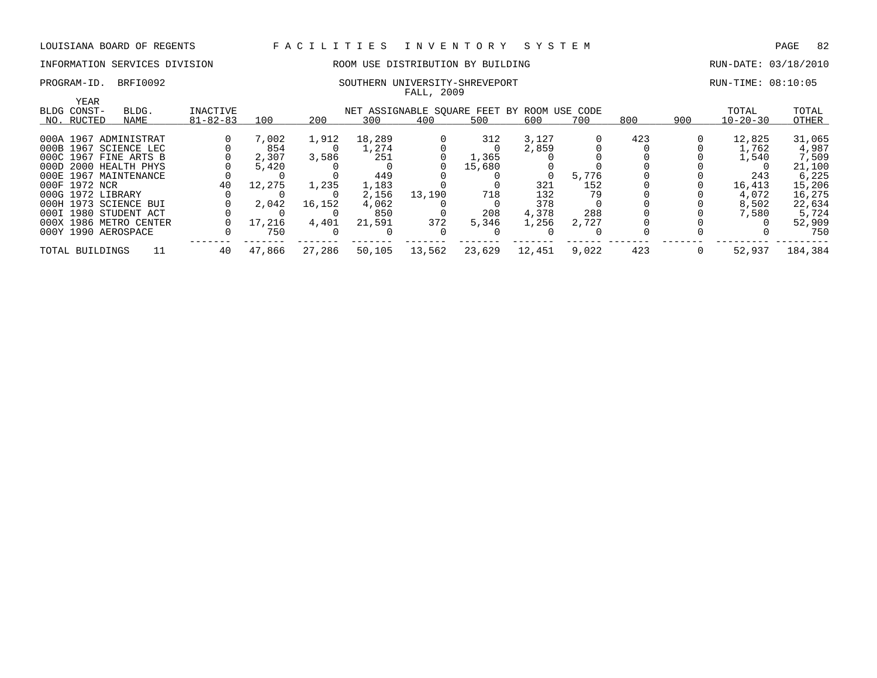LOUISIANA BOARD OF REGENTS — FACILITIES INVENTORY SYSTEM

INFORMATION SERVICES DIVISION — ROOM USE DISTRIBUTION BY BUILDING — RUN-DATE: 03/18/2010

PROGRAM-ID. BRFI0092 — SOUTHERN UNIVERSITY-SHREVEPORT — RUN-TIME: 08:10:05

FALL, 2009

| BLDG NO. | YEAR CONST-RUCTED | BLDG. NAME | INACTIVE 81-82-83 | 100 | 200 | 300 | 400 | 500 | 600 | 700 | 800 | 900 | TOTAL 10-20-30 | TOTAL OTHER |
|---|---|---|---|---|---|---|---|---|---|---|---|---|---|---|
| | | | | NET ASSIGNABLE SQUARE FEET BY ROOM USE CODE | | | | | | | | | | |
| 000A | 1967 | ADMINISTRAT | 0 | 7,002 | 1,912 | 18,289 | 0 | 312 | 3,127 | 0 | 423 | 0 | 12,825 | 31,065 |
| 000B | 1967 | SCIENCE LEC | 0 | 854 | 0 | 1,274 | 0 | 0 | 2,859 | 0 | 0 | 0 | 1,762 | 4,987 |
| 000C | 1967 | FINE ARTS B | 0 | 2,307 | 3,586 | 251 | 0 | 1,365 | 0 | 0 | 0 | 0 | 1,540 | 7,509 |
| 000D | 2000 | HEALTH PHYS | 0 | 5,420 | 0 | 0 | 0 | 15,680 | 0 | 0 | 0 | 0 | 0 | 21,100 |
| 000E | 1967 | MAINTENANCE | 0 | 0 | 0 | 449 | 0 | 0 | 0 | 5,776 | 0 | 0 | 243 | 6,225 |
| 000F | 1972 | NCR | 40 | 12,275 | 1,235 | 1,183 | 0 | 0 | 321 | 152 | 0 | 0 | 16,413 | 15,206 |
| 000G | 1972 | LIBRARY | 0 | 0 | 0 | 2,156 | 13,190 | 718 | 132 | 79 | 0 | 0 | 4,072 | 16,275 |
| 000H | 1973 | SCIENCE BUI | 0 | 2,042 | 16,152 | 4,062 | 0 | 0 | 378 | 0 | 0 | 0 | 8,502 | 22,634 |
| 000I | 1980 | STUDENT ACT | 0 | 0 | 0 | 850 | 0 | 208 | 4,378 | 288 | 0 | 0 | 7,580 | 5,724 |
| 000X | 1986 | METRO CENTER | 0 | 17,216 | 4,401 | 21,591 | 372 | 5,346 | 1,256 | 2,727 | 0 | 0 | 0 | 52,909 |
| 000Y | 1990 | AEROSPACE | 0 | 750 | 0 | 0 | 0 | 0 | 0 | 0 | 0 | 0 | 0 | 750 |
| TOTAL BUILDINGS | | 11 | 40 | 47,866 | 27,286 | 50,105 | 13,562 | 23,629 | 12,451 | 9,022 | 423 | 0 | 52,937 | 184,384 |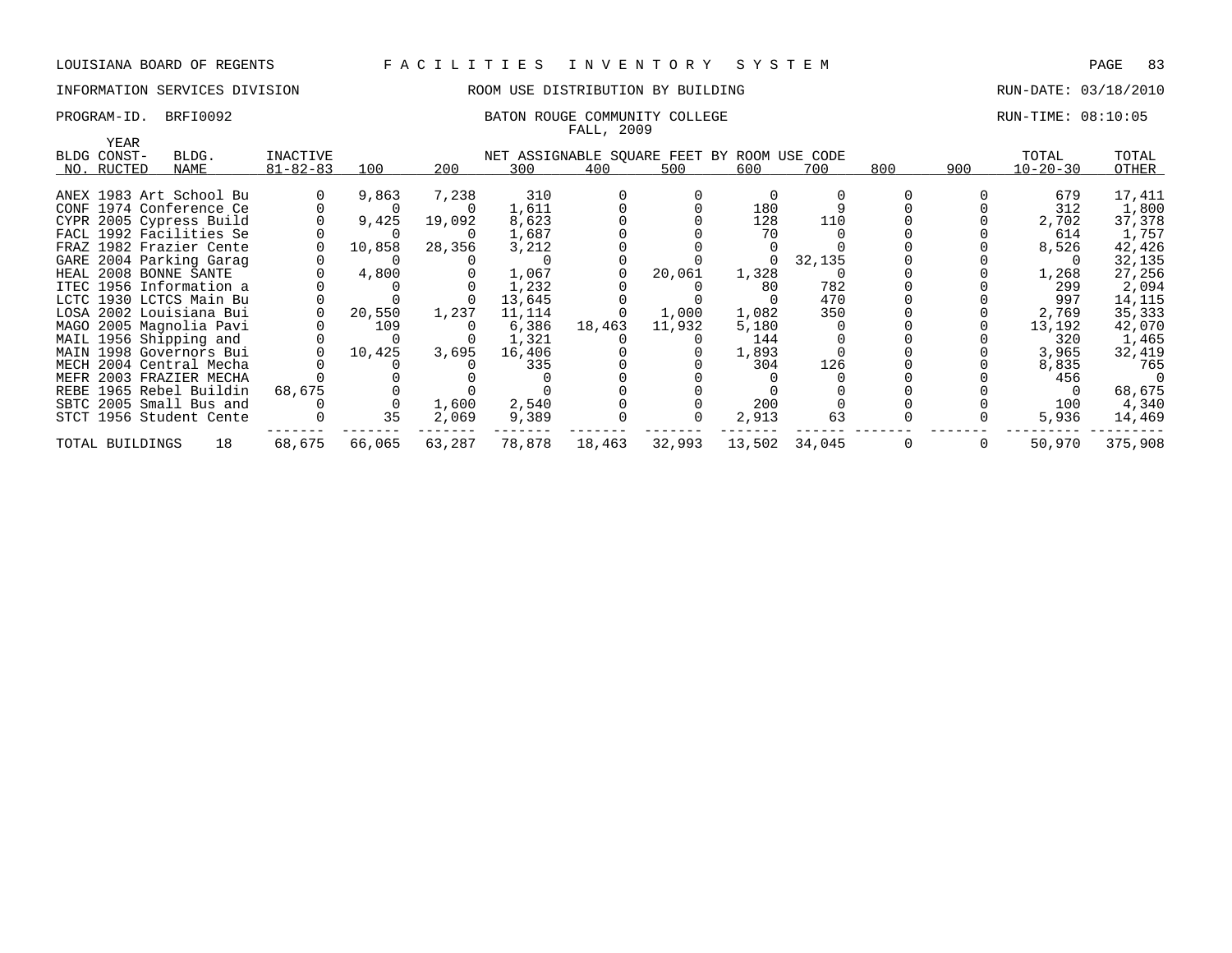LOUISIANA BOARD OF REGENTS F A C I L I T I E S I N V E N T O R Y S Y S T E M

INFORMATION SERVICES DIVISION ROOM USE DISTRIBUTION BY BUILDING RUN-DATE: 03/18/2010

PROGRAM-ID. BRFI0092 BATON ROUGE COMMUNITY COLLEGE RUN-TIME: 08:10:05

FALL, 2009

| BLDG NO. | YEAR CONST-RUCTED | BLDG. NAME | INACTIVE 81-82-83 | 100 | 200 | 300 | 400 | 500 | 600 | 700 | 800 | 900 | TOTAL 10-20-30 | TOTAL OTHER |
|---|---|---|---|---|---|---|---|---|---|---|---|---|---|---|
| | | | | NET ASSIGNABLE SQUARE FEET BY ROOM USE CODE | | | | | | | | | | |
| ANEX | 1983 | Art School Bu | 0 | 9,863 | 7,238 | 310 | 0 | 0 | 0 | 0 | 0 | 0 | 679 | 17,411 |
| CONF | 1974 | Conference Ce | 0 | 0 | 0 | 1,611 | 0 | 0 | 180 | 9 | 0 | 0 | 312 | 1,800 |
| CYPR | 2005 | Cypress Build | 0 | 9,425 | 19,092 | 8,623 | 0 | 0 | 128 | 110 | 0 | 0 | 2,702 | 37,378 |
| FACL | 1992 | Facilities Se | 0 | 0 | 0 | 1,687 | 0 | 0 | 70 | 0 | 0 | 0 | 614 | 1,757 |
| FRAZ | 1982 | Frazier Cente | 0 | 10,858 | 28,356 | 3,212 | 0 | 0 | 0 | 0 | 0 | 0 | 8,526 | 42,426 |
| GARE | 2004 | Parking Garag | 0 | 0 | 0 | 0 | 0 | 0 | 0 | 32,135 | 0 | 0 | 0 | 32,135 |
| HEAL | 2008 | BONNE SANTE | 0 | 4,800 | 0 | 1,067 | 0 | 20,061 | 1,328 | 0 | 0 | 0 | 1,268 | 27,256 |
| ITEC | 1956 | Information a | 0 | 0 | 0 | 1,232 | 0 | 0 | 80 | 782 | 0 | 0 | 299 | 2,094 |
| LCTC | 1930 | LCTCS Main Bu | 0 | 0 | 0 | 13,645 | 0 | 0 | 0 | 470 | 0 | 0 | 997 | 14,115 |
| LOSA | 2002 | Louisiana Bui | 0 | 20,550 | 1,237 | 11,114 | 0 | 1,000 | 1,082 | 350 | 0 | 0 | 2,769 | 35,333 |
| MAGO | 2005 | Magnolia Pavi | 0 | 109 | 0 | 6,386 | 18,463 | 11,932 | 5,180 | 0 | 0 | 0 | 13,192 | 42,070 |
| MAIL | 1956 | Shipping and | 0 | 0 | 0 | 1,321 | 0 | 0 | 144 | 0 | 0 | 0 | 320 | 1,465 |
| MAIN | 1998 | Governors Bui | 0 | 10,425 | 3,695 | 16,406 | 0 | 0 | 1,893 | 0 | 0 | 0 | 3,965 | 32,419 |
| MECH | 2004 | Central Mecha | 0 | 0 | 0 | 335 | 0 | 0 | 304 | 126 | 0 | 0 | 8,835 | 765 |
| MEFR | 2003 | FRAZIER MECHA | 0 | 0 | 0 | 0 | 0 | 0 | 0 | 0 | 0 | 0 | 456 | 0 |
| REBE | 1965 | Rebel Buildin | 68,675 | 0 | 0 | 0 | 0 | 0 | 0 | 0 | 0 | 0 | 0 | 68,675 |
| SBTC | 2005 | Small Bus and | 0 | 0 | 1,600 | 2,540 | 0 | 0 | 200 | 0 | 0 | 0 | 100 | 4,340 |
| STCT | 1956 | Student Cente | 0 | 35 | 2,069 | 9,389 | 0 | 0 | 2,913 | 63 | 0 | 0 | 5,936 | 14,469 |
| TOTAL BUILDINGS | | 18 | 68,675 | 66,065 | 63,287 | 78,878 | 18,463 | 32,993 | 13,502 | 34,045 | 0 | 0 | 50,970 | 375,908 |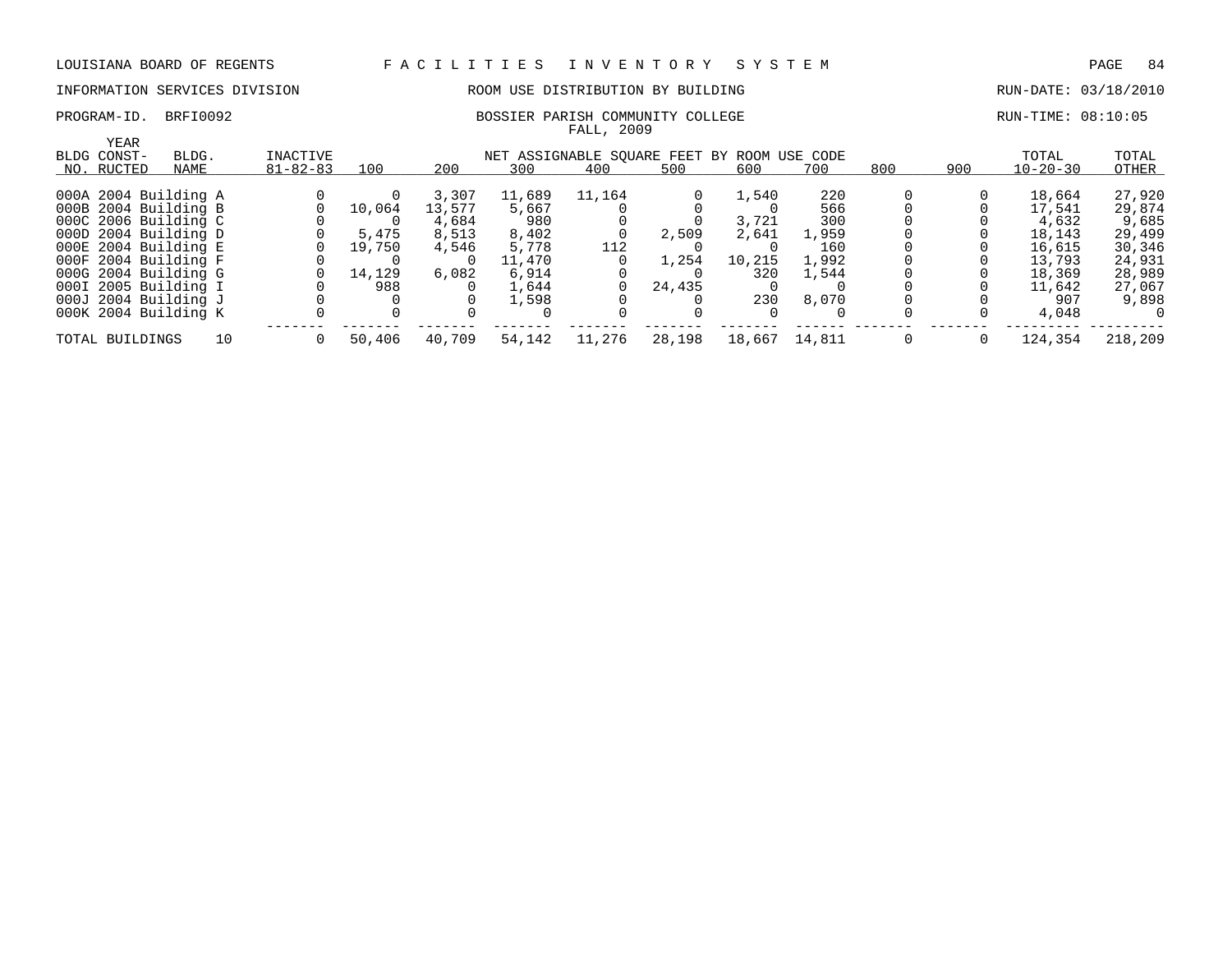LOUISIANA BOARD OF REGENTS — F A C I L I T I E S   I N V E N T O R Y   S Y S T E M

INFORMATION SERVICES DIVISION — ROOM USE DISTRIBUTION BY BUILDING — RUN-DATE: 03/18/2010

PROGRAM-ID. BRFI0092 — BOSSIER PARISH COMMUNITY COLLEGE — RUN-TIME: 08:10:05

FALL, 2009

| BLDG NO. | YEAR CONST-RUCTED | BLDG. NAME | INACTIVE 81-82-83 | 100 | 200 | 300 | 400 | 500 | 600 | 700 | 800 | 900 | TOTAL 10-20-30 | TOTAL OTHER |
|---|---|---|---|---|---|---|---|---|---|---|---|---|---|---|
| | | | | NET ASSIGNABLE SQUARE FEET BY ROOM USE CODE | | | | | | | | | | |
| 000A | 2004 | Building A | 0 | 0 | 3,307 | 11,689 | 11,164 | 0 | 1,540 | 220 | 0 | 0 | 18,664 | 27,920 |
| 000B | 2004 | Building B | 0 | 10,064 | 13,577 | 5,667 | 0 | 0 | 0 | 566 | 0 | 0 | 17,541 | 29,874 |
| 000C | 2006 | Building C | 0 | 0 | 4,684 | 980 | 0 | 0 | 3,721 | 300 | 0 | 0 | 4,632 | 9,685 |
| 000D | 2004 | Building D | 0 | 5,475 | 8,513 | 8,402 | 0 | 2,509 | 2,641 | 1,959 | 0 | 0 | 18,143 | 29,499 |
| 000E | 2004 | Building E | 0 | 19,750 | 4,546 | 5,778 | 112 | 0 | 0 | 160 | 0 | 0 | 16,615 | 30,346 |
| 000F | 2004 | Building F | 0 | 0 | 0 | 11,470 | 0 | 1,254 | 10,215 | 1,992 | 0 | 0 | 13,793 | 24,931 |
| 000G | 2004 | Building G | 0 | 14,129 | 6,082 | 6,914 | 0 | 0 | 320 | 1,544 | 0 | 0 | 18,369 | 28,989 |
| 000I | 2005 | Building I | 0 | 988 | 0 | 1,644 | 0 | 24,435 | 0 | 0 | 0 | 0 | 11,642 | 27,067 |
| 000J | 2004 | Building J | 0 | 0 | 0 | 1,598 | 0 | 0 | 230 | 8,070 | 0 | 0 | 907 | 9,898 |
| 000K | 2004 | Building K | 0 | 0 | 0 | 0 | 0 | 0 | 0 | 0 | 0 | 0 | 4,048 | 0 |
| TOTAL BUILDINGS | | 10 | 0 | 50,406 | 40,709 | 54,142 | 11,276 | 28,198 | 18,667 | 14,811 | 0 | 0 | 124,354 | 218,209 |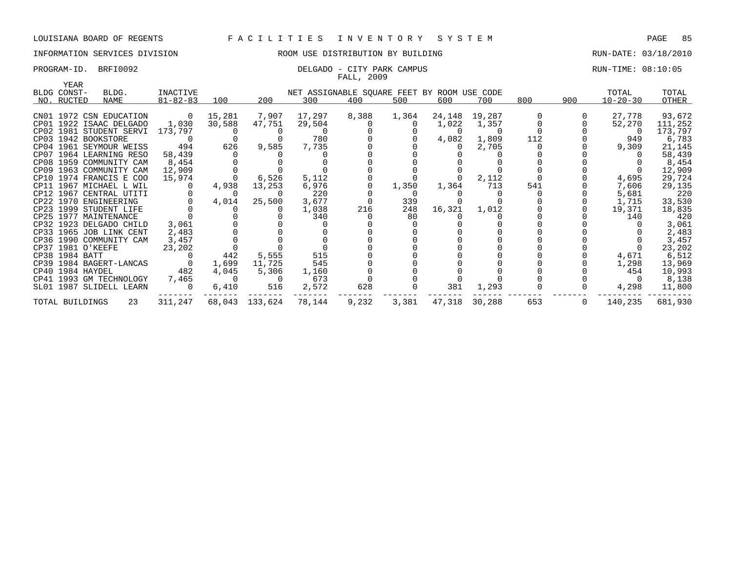LOUISIANA BOARD OF REGENTS F A C I L I T I E S I N V E N T O R Y S Y S T E M

INFORMATION SERVICES DIVISION ROOM USE DISTRIBUTION BY BUILDING RUN-DATE: 03/18/2010

PROGRAM-ID. BRFI0092 DELGADO - CITY PARK CAMPUS RUN-TIME: 08:10:05

FALL, 2009

| BLDG NO. | YEAR CONST-RUCTED | BLDG. NAME | INACTIVE 81-82-83 | 100 | 200 | 300 | 400 | 500 | 600 | 700 | 800 | 900 | TOTAL 10-20-30 | TOTAL OTHER |
|---|---|---|---|---|---|---|---|---|---|---|---|---|---|---|
| | | | | NET ASSIGNABLE SQUARE FEET BY ROOM USE CODE | | | | | | | | | | |
| CN01 | 1972 | CSN EDUCATION | 0 | 15,281 | 7,907 | 17,297 | 8,388 | 1,364 | 24,148 | 19,287 | 0 | 0 | 27,778 | 93,672 |
| CP01 | 1922 | ISAAC DELGADO | 1,030 | 30,588 | 47,751 | 29,504 | 0 | 0 | 1,022 | 1,357 | 0 | 0 | 52,270 | 111,252 |
| CP02 | 1981 | STUDENT SERVI | 173,797 | 0 | 0 | 0 | 0 | 0 | 0 | 0 | 0 | 0 | 0 | 173,797 |
| CP03 | 1942 | BOOKSTORE | 0 | 0 | 0 | 780 | 0 | 0 | 4,082 | 1,809 | 112 | 0 | 949 | 6,783 |
| CP04 | 1961 | SEYMOUR WEISS | 494 | 626 | 9,585 | 7,735 | 0 | 0 | 0 | 2,705 | 0 | 0 | 9,309 | 21,145 |
| CP07 | 1964 | LEARNING RESO | 58,439 | 0 | 0 | 0 | 0 | 0 | 0 | 0 | 0 | 0 | 0 | 58,439 |
| CP08 | 1959 | COMMUNITY CAM | 8,454 | 0 | 0 | 0 | 0 | 0 | 0 | 0 | 0 | 0 | 0 | 8,454 |
| CP09 | 1963 | COMMUNITY CAM | 12,909 | 0 | 0 | 0 | 0 | 0 | 0 | 0 | 0 | 0 | 0 | 12,909 |
| CP10 | 1974 | FRANCIS E COO | 15,974 | 0 | 6,526 | 5,112 | 0 | 0 | 0 | 2,112 | 0 | 0 | 4,695 | 29,724 |
| CP11 | 1967 | MICHAEL L WIL | 0 | 4,938 | 13,253 | 6,976 | 0 | 1,350 | 1,364 | 713 | 541 | 0 | 7,606 | 29,135 |
| CP12 | 1967 | CENTRAL UTITI | 0 | 0 | 0 | 220 | 0 | 0 | 0 | 0 | 0 | 0 | 5,681 | 220 |
| CP22 | 1970 | ENGINEERING | 0 | 4,014 | 25,500 | 3,677 | 0 | 339 | 0 | 0 | 0 | 0 | 1,715 | 33,530 |
| CP23 | 1999 | STUDENT LIFE | 0 | 0 | 0 | 1,038 | 216 | 248 | 16,321 | 1,012 | 0 | 0 | 19,371 | 18,835 |
| CP25 | 1977 | MAINTENANCE | 0 | 0 | 0 | 340 | 0 | 80 | 0 | 0 | 0 | 0 | 140 | 420 |
| CP32 | 1923 | DELGADO CHILD | 3,061 | 0 | 0 | 0 | 0 | 0 | 0 | 0 | 0 | 0 | 0 | 3,061 |
| CP33 | 1965 | JOB LINK CENT | 2,483 | 0 | 0 | 0 | 0 | 0 | 0 | 0 | 0 | 0 | 0 | 2,483 |
| CP36 | 1990 | COMMUNITY CAM | 3,457 | 0 | 0 | 0 | 0 | 0 | 0 | 0 | 0 | 0 | 0 | 3,457 |
| CP37 | 1981 | O'KEEFE | 23,202 | 0 | 0 | 0 | 0 | 0 | 0 | 0 | 0 | 0 | 0 | 23,202 |
| CP38 | 1984 | BATT | 0 | 442 | 5,555 | 515 | 0 | 0 | 0 | 0 | 0 | 0 | 4,671 | 6,512 |
| CP39 | 1984 | BAGERT-LANCAS | 0 | 1,699 | 11,725 | 545 | 0 | 0 | 0 | 0 | 0 | 0 | 1,298 | 13,969 |
| CP40 | 1984 | HAYDEL | 482 | 4,045 | 5,306 | 1,160 | 0 | 0 | 0 | 0 | 0 | 0 | 454 | 10,993 |
| CP41 | 1993 | GM TECHNOLOGY | 7,465 | 0 | 0 | 673 | 0 | 0 | 0 | 0 | 0 | 0 | 0 | 8,138 |
| SL01 | 1987 | SLIDELL LEARN | 0 | 6,410 | 516 | 2,572 | 628 | 0 | 381 | 1,293 | 0 | 0 | 4,298 | 11,800 |
| TOTAL BUILDINGS | | 23 | 311,247 | 68,043 | 133,624 | 78,144 | 9,232 | 3,381 | 47,318 | 30,288 | 653 | 0 | 140,235 | 681,930 |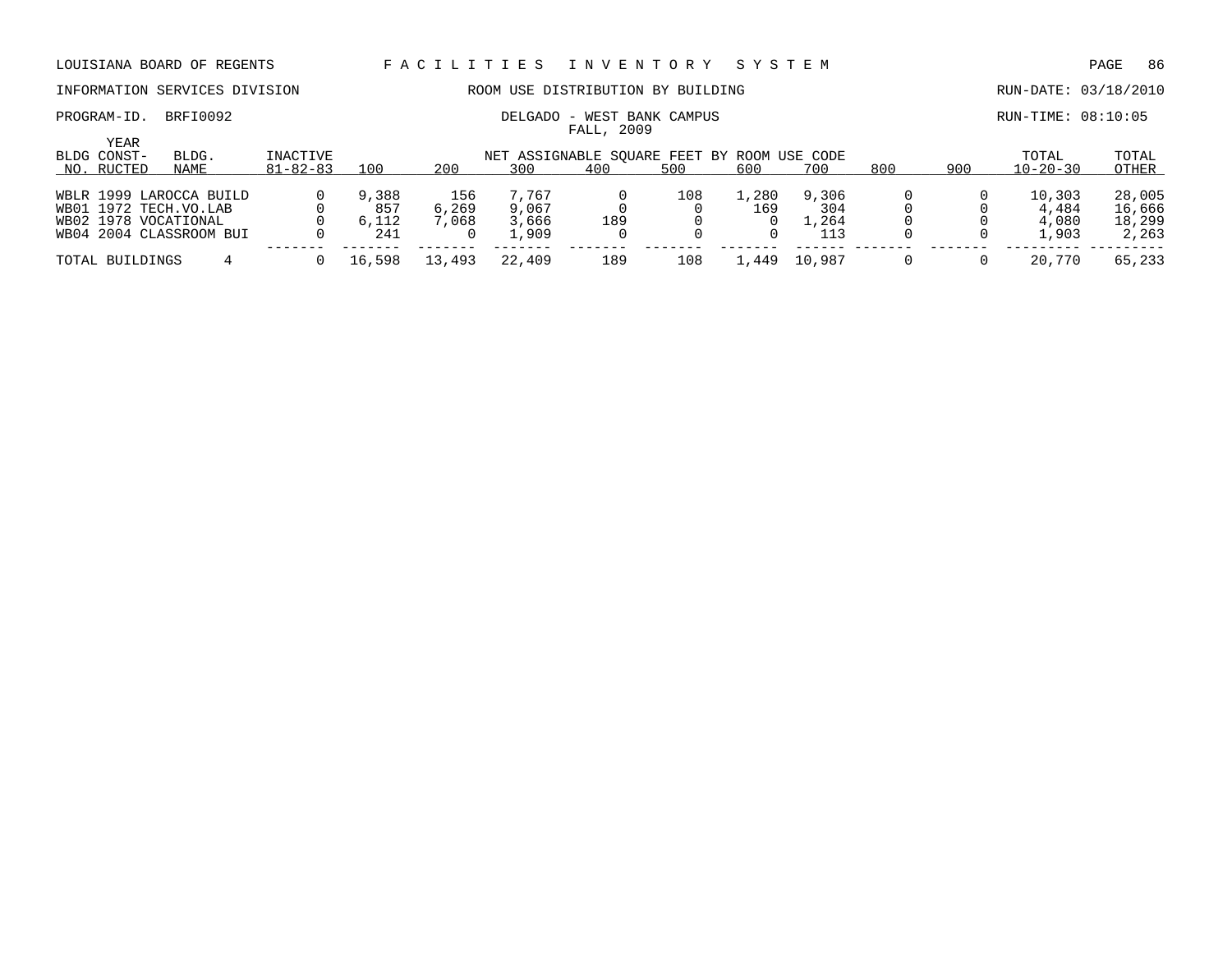LOUISIANA BOARD OF REGENTS — FACILITIES INVENTORY SYSTEM

INFORMATION SERVICES DIVISION — ROOM USE DISTRIBUTION BY BUILDING — RUN-DATE: 03/18/2010

PROGRAM-ID. BRFI0092 — DELGADO - WEST BANK CAMPUS — RUN-TIME: 08:10:05

FALL, 2009

| BLDG NO. | YEAR CONST-RUCTED | BLDG. NAME | INACTIVE 81-82-83 | 100 | 200 | 300 | 400 | 500 | 600 | 700 | 800 | 900 | TOTAL 10-20-30 | TOTAL OTHER |
|---|---|---|---|---|---|---|---|---|---|---|---|---|---|---|
| | | | | NET ASSIGNABLE SQUARE FEET BY ROOM USE CODE | | | | | | | | | | |
| WBLR | 1999 | LAROCCA BUILD | 0 | 9,388 | 156 | 7,767 | 0 | 108 | 1,280 | 9,306 | 0 | 0 | 10,303 | 28,005 |
| WB01 | 1972 | TECH.VO.LAB | 0 | 857 | 6,269 | 9,067 | 0 | 0 | 169 | 304 | 0 | 0 | 4,484 | 16,666 |
| WB02 | 1978 | VOCATIONAL | 0 | 6,112 | 7,068 | 3,666 | 189 | 0 | 0 | 1,264 | 0 | 0 | 4,080 | 18,299 |
| WB04 | 2004 | CLASSROOM BUI | 0 | 241 | 0 | 1,909 | 0 | 0 | 0 | 113 | 0 | 0 | 1,903 | 2,263 |
| TOTAL BUILDINGS | | 4 | 0 | 16,598 | 13,493 | 22,409 | 189 | 108 | 1,449 | 10,987 | 0 | 0 | 20,770 | 65,233 |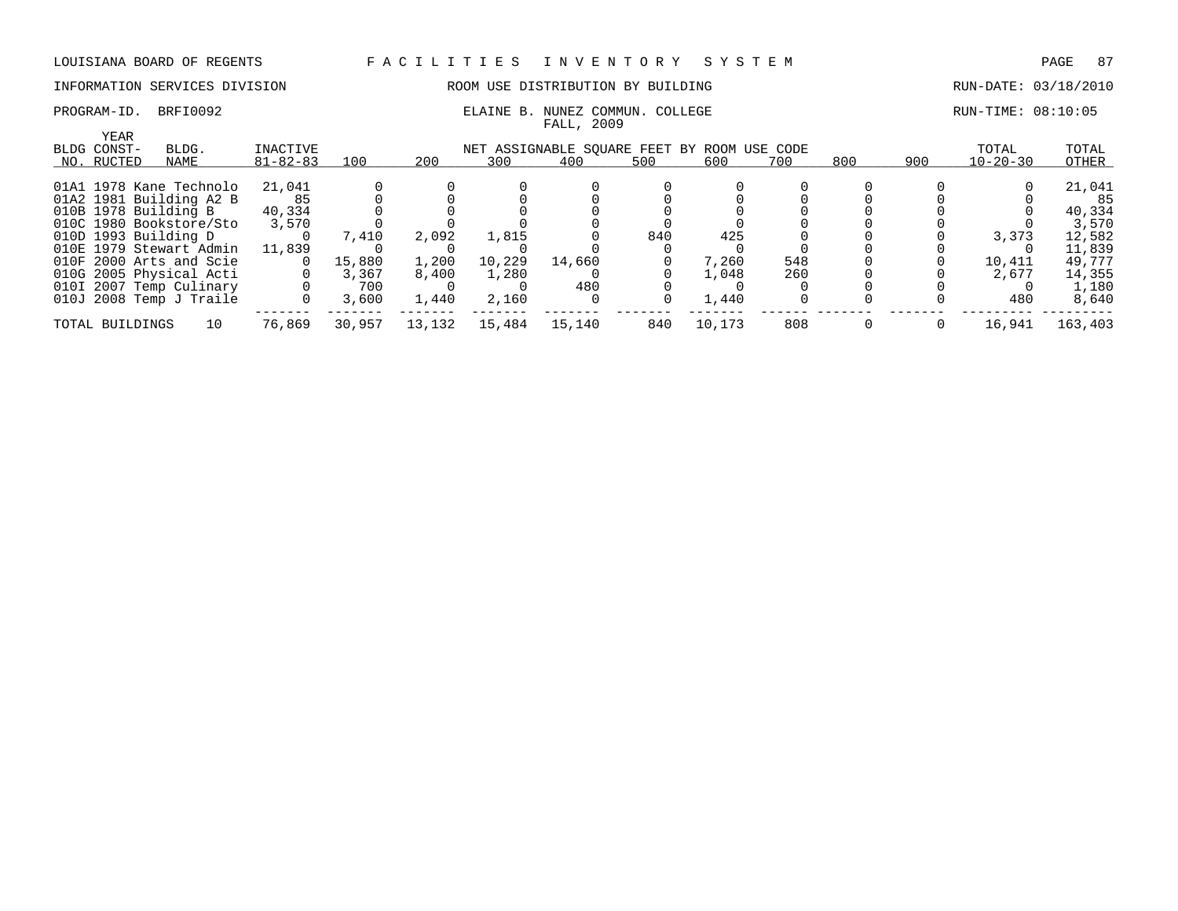LOUISIANA BOARD OF REGENTS — FACILITIES INVENTORY SYSTEM

INFORMATION SERVICES DIVISION — ROOM USE DISTRIBUTION BY BUILDING — RUN-DATE: 03/18/2010

PROGRAM-ID. BRFI0092 — ELAINE B. NUNEZ COMMUN. COLLEGE — RUN-TIME: 08:10:05

FALL, 2009

| BLDG NO. | YEAR CONST-RUCTED | BLDG. NAME | INACTIVE 81-82-83 | 100 | 200 | 300 | 400 | 500 | 600 | 700 | 800 | 900 | TOTAL 10-20-30 | TOTAL OTHER |
|---|---|---|---|---|---|---|---|---|---|---|---|---|---|---|
| | | | | NET ASSIGNABLE SQUARE FEET BY ROOM USE CODE | | | | | | | | | | |
| 01A1 | 1978 | Kane Technolo | 21,041 | 0 | 0 | 0 | 0 | 0 | 0 | 0 | 0 | 0 | 0 | 21,041 |
| 01A2 | 1981 | Building A2 B | 85 | 0 | 0 | 0 | 0 | 0 | 0 | 0 | 0 | 0 | 0 | 85 |
| 010B | 1978 | Building B | 40,334 | 0 | 0 | 0 | 0 | 0 | 0 | 0 | 0 | 0 | 0 | 40,334 |
| 010C | 1980 | Bookstore/Sto | 3,570 | 0 | 0 | 0 | 0 | 0 | 0 | 0 | 0 | 0 | 0 | 3,570 |
| 010D | 1993 | Building D | 0 | 7,410 | 2,092 | 1,815 | 0 | 840 | 425 | 0 | 0 | 0 | 3,373 | 12,582 |
| 010E | 1979 | Stewart Admin | 11,839 | 0 | 0 | 0 | 0 | 0 | 0 | 0 | 0 | 0 | 0 | 11,839 |
| 010F | 2000 | Arts and Scie | 0 | 15,880 | 1,200 | 10,229 | 14,660 | 0 | 7,260 | 548 | 0 | 0 | 10,411 | 49,777 |
| 010G | 2005 | Physical Acti | 0 | 3,367 | 8,400 | 1,280 | 0 | 0 | 1,048 | 260 | 0 | 0 | 2,677 | 14,355 |
| 010I | 2007 | Temp Culinary | 0 | 700 | 0 | 0 | 480 | 0 | 0 | 0 | 0 | 0 | 0 | 1,180 |
| 010J | 2008 | Temp J Traile | 0 | 3,600 | 1,440 | 2,160 | 0 | 0 | 1,440 | 0 | 0 | 0 | 480 | 8,640 |
| TOTAL BUILDINGS | | 10 | 76,869 | 30,957 | 13,132 | 15,484 | 15,140 | 840 | 10,173 | 808 | 0 | 0 | 16,941 | 163,403 |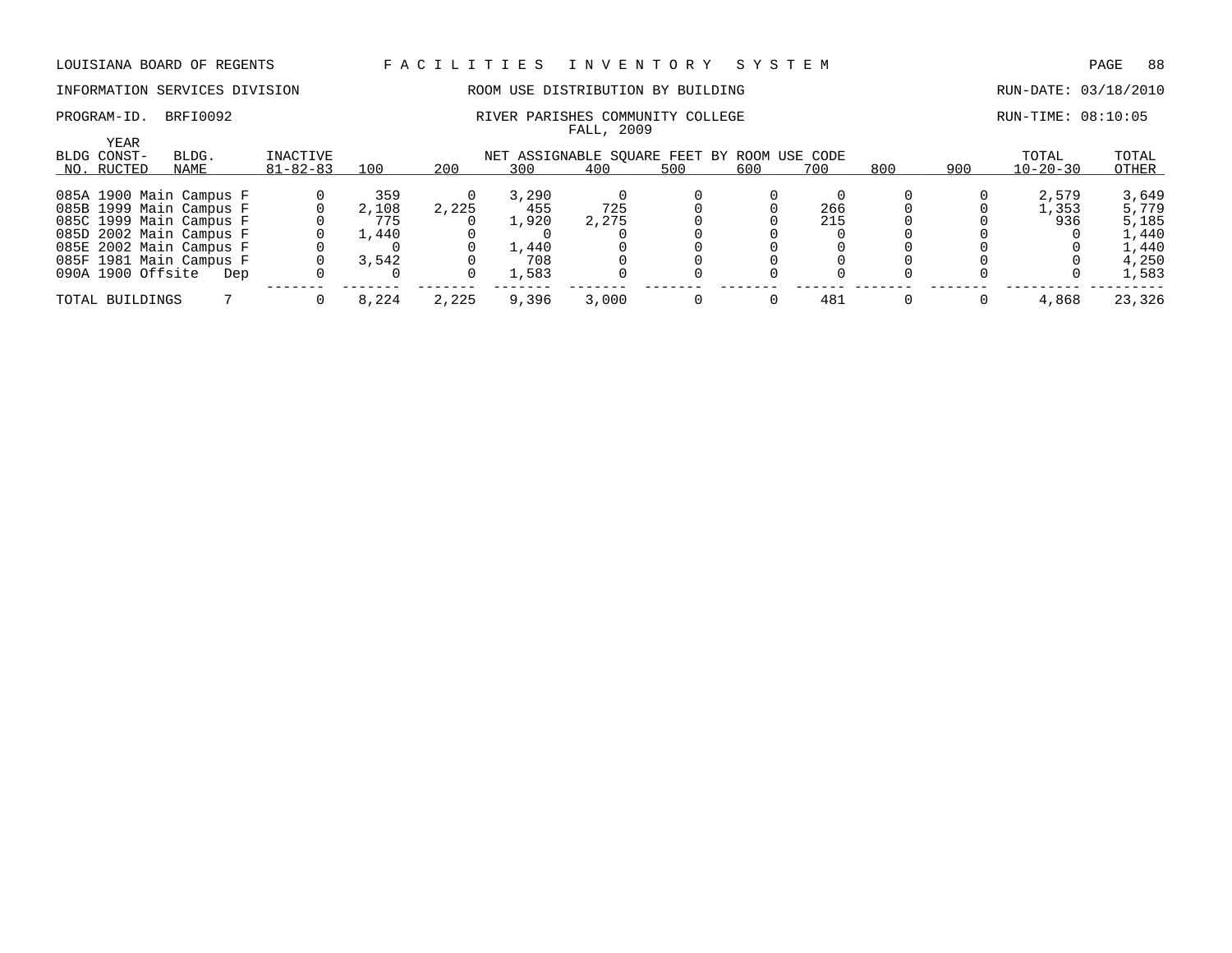LOUISIANA BOARD OF REGENTS — FACILITIES INVENTORY SYSTEM

INFORMATION SERVICES DIVISION — ROOM USE DISTRIBUTION BY BUILDING — RUN-DATE: 03/18/2010

PROGRAM-ID. BRFI0092 — RIVER PARISHES COMMUNITY COLLEGE — RUN-TIME: 08:10:05

FALL, 2009

| BLDG NO. | YEAR CONST-RUCTED | BLDG. NAME | INACTIVE 81-82-83 | 100 | 200 | 300 | 400 | 500 | 600 | 700 | 800 | 900 | TOTAL 10-20-30 | TOTAL OTHER |
|---|---|---|---|---|---|---|---|---|---|---|---|---|---|---|
| | | | | NET ASSIGNABLE SQUARE FEET BY ROOM USE CODE | | | | | | | | | | |
| 085A | 1900 | Main Campus F | 0 | 359 | 0 | 3,290 | 0 | 0 | 0 | 0 | 0 | 0 | 2,579 | 3,649 |
| 085B | 1999 | Main Campus F | 0 | 2,108 | 2,225 | 455 | 725 | 0 | 0 | 266 | 0 | 0 | 1,353 | 5,779 |
| 085C | 1999 | Main Campus F | 0 | 775 | 0 | 1,920 | 2,275 | 0 | 0 | 215 | 0 | 0 | 936 | 5,185 |
| 085D | 2002 | Main Campus F | 0 | 1,440 | 0 | 0 | 0 | 0 | 0 | 0 | 0 | 0 | 0 | 1,440 |
| 085E | 2002 | Main Campus F | 0 | 0 | 0 | 1,440 | 0 | 0 | 0 | 0 | 0 | 0 | 0 | 1,440 |
| 085F | 1981 | Main Campus F | 0 | 3,542 | 0 | 708 | 0 | 0 | 0 | 0 | 0 | 0 | 0 | 4,250 |
| 090A | 1900 | Offsite Dep | 0 | 0 | 0 | 1,583 | 0 | 0 | 0 | 0 | 0 | 0 | 0 | 1,583 |
| TOTAL BUILDINGS | | 7 | 0 | 8,224 | 2,225 | 9,396 | 3,000 | 0 | 0 | 481 | 0 | 0 | 4,868 | 23,326 |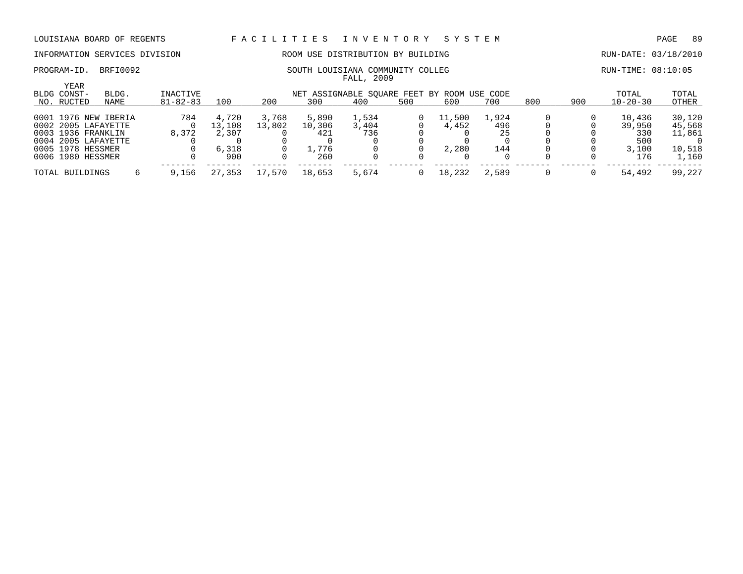LOUISIANA BOARD OF REGENTS F A C I L I T I E S I N V E N T O R Y S Y S T E M

INFORMATION SERVICES DIVISION ROOM USE DISTRIBUTION BY BUILDING RUN-DATE: 03/18/2010

PROGRAM-ID. BRFI0092 SOUTH LOUISIANA COMMUNITY COLLEG RUN-TIME: 08:10:05

FALL, 2009

| BLDG NO. | YEAR CONST-RUCTED | BLDG. NAME | INACTIVE 81-82-83 | 100 | 200 | 300 | 400 | 500 | 600 | 700 | 800 | 900 | TOTAL 10-20-30 | TOTAL OTHER |
|---|---|---|---|---|---|---|---|---|---|---|---|---|---|---|
| | | | | NET ASSIGNABLE SQUARE FEET BY ROOM USE CODE | | | | | | | | | | |
| 0001 | 1976 | NEW IBERIA | 784 | 4,720 | 3,768 | 5,890 | 1,534 | 0 | 11,500 | 1,924 | 0 | 0 | 10,436 | 30,120 |
| 0002 | 2005 | LAFAYETTE | 0 | 13,108 | 13,802 | 10,306 | 3,404 | 0 | 4,452 | 496 | 0 | 0 | 39,950 | 45,568 |
| 0003 | 1936 | FRANKLIN | 8,372 | 2,307 | 0 | 421 | 736 | 0 | 0 | 25 | 0 | 0 | 330 | 11,861 |
| 0004 | 2005 | LAFAYETTE | 0 | 0 | 0 | 0 | 0 | 0 | 0 | 0 | 0 | 0 | 500 | 0 |
| 0005 | 1978 | HESSMER | 0 | 6,318 | 0 | 1,776 | 0 | 0 | 2,280 | 144 | 0 | 0 | 3,100 | 10,518 |
| 0006 | 1980 | HESSMER | 0 | 900 | 0 | 260 | 0 | 0 | 0 | 0 | 0 | 0 | 176 | 1,160 |
| TOTAL BUILDINGS | | 6 | 9,156 | 27,353 | 17,570 | 18,653 | 5,674 | 0 | 18,232 | 2,589 | 0 | 0 | 54,492 | 99,227 |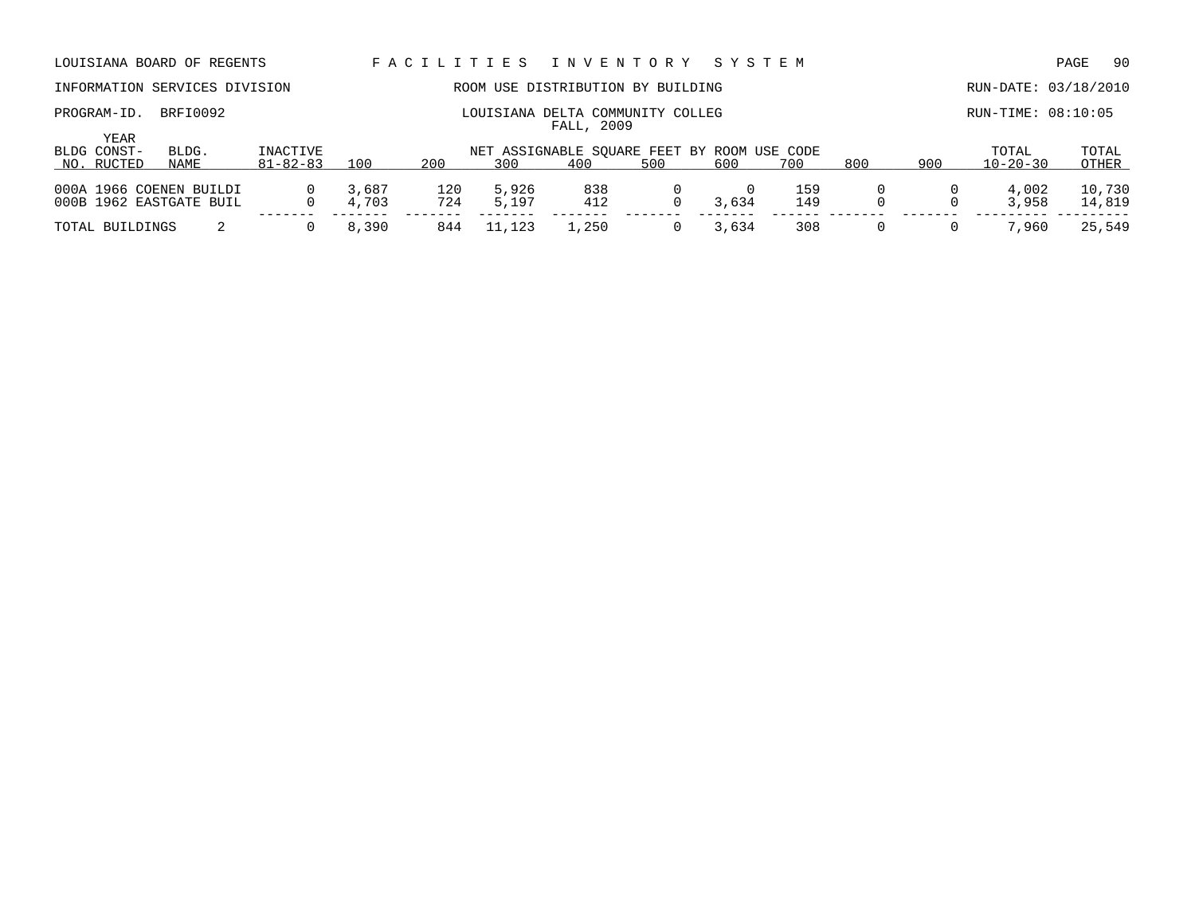LOUISIANA BOARD OF REGENTS — F A C I L I T I E S   I N V E N T O R Y   S Y S T E M

INFORMATION SERVICES DIVISION — ROOM USE DISTRIBUTION BY BUILDING — RUN-DATE: 03/18/2010

PROGRAM-ID. BRFI0092 — LOUISIANA DELTA COMMUNITY COLLEG — RUN-TIME: 08:10:05

FALL, 2009

| BLDG NO. | YEAR CONST-RUCTED | BLDG. NAME | INACTIVE 81-82-83 | 100 | 200 | 300 | 400 | 500 | 600 | 700 | 800 | 900 | TOTAL 10-20-30 | TOTAL OTHER |
|---|---|---|---|---|---|---|---|---|---|---|---|---|---|---|
| | | | | NET ASSIGNABLE SQUARE FEET BY ROOM USE CODE | | | | | | | | | | |
| 000A | 1966 | COENEN BUILDI | 0 | 3,687 | 120 | 5,926 | 838 | 0 | 0 | 159 | 0 | 0 | 4,002 | 10,730 |
| 000B | 1962 | EASTGATE BUIL | 0 | 4,703 | 724 | 5,197 | 412 | 0 | 3,634 | 149 | 0 | 0 | 3,958 | 14,819 |
| TOTAL BUILDINGS | | 2 | 0 | 8,390 | 844 | 11,123 | 1,250 | 0 | 3,634 | 308 | 0 | 0 | 7,960 | 25,549 |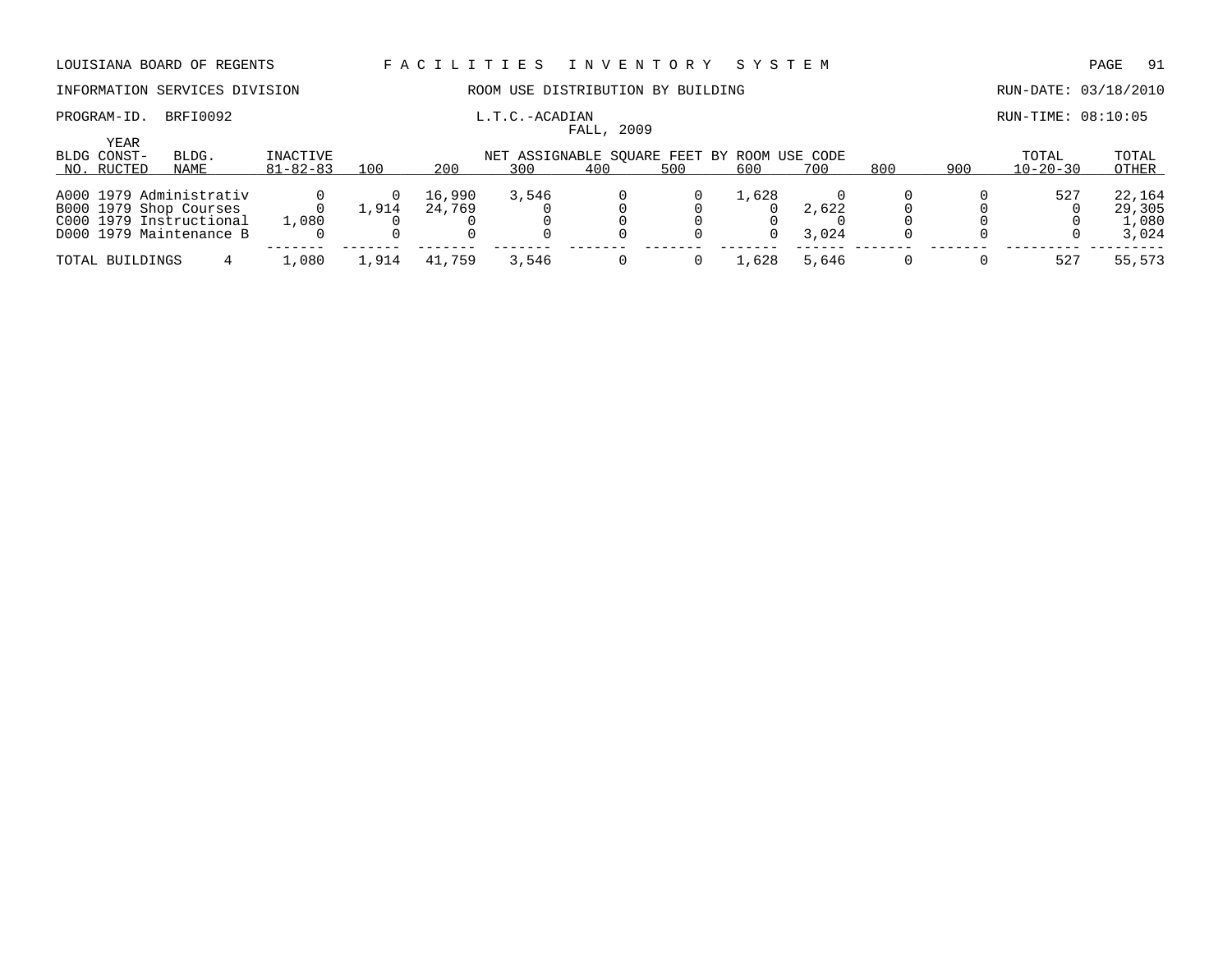LOUISIANA BOARD OF REGENTS — FACILITIES INVENTORY SYSTEM

INFORMATION SERVICES DIVISION — ROOM USE DISTRIBUTION BY BUILDING — RUN-DATE: 03/18/2010

PROGRAM-ID. BRFI0092 — L.T.C.-ACADIAN — RUN-TIME: 08:10:05

FALL, 2009

| BLDG NO. | YEAR CONSTRUCTED | BLDG. NAME | INACTIVE 81-82-83 | 100 | 200 | 300 | 400 | 500 | 600 | 700 | 800 | 900 | TOTAL 10-20-30 | TOTAL OTHER |
|---|---|---|---|---|---|---|---|---|---|---|---|---|---|---|
| | | | | NET ASSIGNABLE SQUARE FEET BY ROOM USE CODE | | | | | | | | | | |
| A000 | 1979 | Administrativ | 0 | 0 | 16,990 | 3,546 | 0 | 0 | 1,628 | 0 | 0 | 0 | 527 | 22,164 |
| B000 | 1979 | Shop Courses | 0 | 1,914 | 24,769 | 0 | 0 | 0 | 0 | 2,622 | 0 | 0 | 0 | 29,305 |
| C000 | 1979 | Instructional | 1,080 | 0 | 0 | 0 | 0 | 0 | 0 | 0 | 0 | 0 | 0 | 1,080 |
| D000 | 1979 | Maintenance B | 0 | 0 | 0 | 0 | 0 | 0 | 0 | 3,024 | 0 | 0 | 0 | 3,024 |
| TOTAL BUILDINGS | | 4 | 1,080 | 1,914 | 41,759 | 3,546 | 0 | 0 | 1,628 | 5,646 | 0 | 0 | 527 | 55,573 |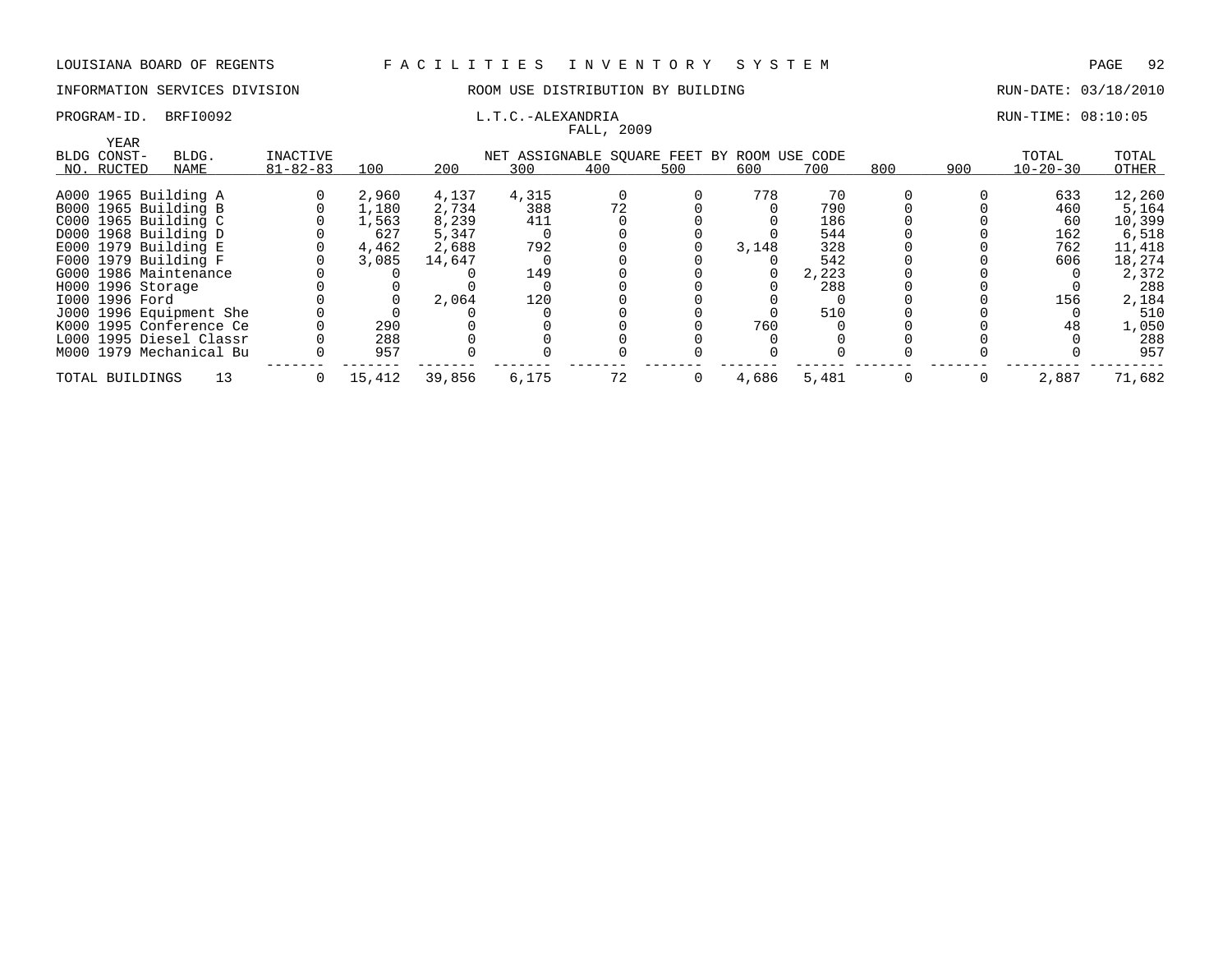LOUISIANA BOARD OF REGENTS — FACILITIES INVENTORY SYSTEM

INFORMATION SERVICES DIVISION — ROOM USE DISTRIBUTION BY BUILDING — RUN-DATE: 03/18/2010

PROGRAM-ID. BRFI0092 — L.T.C.-ALEXANDRIA — RUN-TIME: 08:10:05

FALL, 2009

| BLDG NO. | YEAR CONST-RUCTED | BLDG. NAME | INACTIVE 81-82-83 | 100 | 200 | 300 | 400 | 500 | 600 | 700 | 800 | 900 | TOTAL 10-20-30 | TOTAL OTHER |
|---|---|---|---|---|---|---|---|---|---|---|---|---|---|---|
| | | | | NET ASSIGNABLE SQUARE FEET BY ROOM USE CODE | | | | | | | | | | |
| A000 | 1965 | Building A | 0 | 2,960 | 4,137 | 4,315 | 0 | 0 | 778 | 70 | 0 | 0 | 633 | 12,260 |
| B000 | 1965 | Building B | 0 | 1,180 | 2,734 | 388 | 72 | 0 | 0 | 790 | 0 | 0 | 460 | 5,164 |
| C000 | 1965 | Building C | 0 | 1,563 | 8,239 | 411 | 0 | 0 | 0 | 186 | 0 | 0 | 60 | 10,399 |
| D000 | 1968 | Building D | 0 | 627 | 5,347 | 0 | 0 | 0 | 0 | 544 | 0 | 0 | 162 | 6,518 |
| E000 | 1979 | Building E | 0 | 4,462 | 2,688 | 792 | 0 | 0 | 3,148 | 328 | 0 | 0 | 762 | 11,418 |
| F000 | 1979 | Building F | 0 | 3,085 | 14,647 | 0 | 0 | 0 | 0 | 542 | 0 | 0 | 606 | 18,274 |
| G000 | 1986 | Maintenance | 0 | 0 | 0 | 149 | 0 | 0 | 0 | 2,223 | 0 | 0 | 0 | 2,372 |
| H000 | 1996 | Storage | 0 | 0 | 0 | 0 | 0 | 0 | 0 | 288 | 0 | 0 | 0 | 288 |
| I000 | 1996 | Ford | 0 | 0 | 2,064 | 120 | 0 | 0 | 0 | 0 | 0 | 0 | 156 | 2,184 |
| J000 | 1996 | Equipment She | 0 | 0 | 0 | 0 | 0 | 0 | 0 | 510 | 0 | 0 | 0 | 510 |
| K000 | 1995 | Conference Ce | 0 | 290 | 0 | 0 | 0 | 0 | 760 | 0 | 0 | 0 | 48 | 1,050 |
| L000 | 1995 | Diesel Classr | 0 | 288 | 0 | 0 | 0 | 0 | 0 | 0 | 0 | 0 | 0 | 288 |
| M000 | 1979 | Mechanical Bu | 0 | 957 | 0 | 0 | 0 | 0 | 0 | 0 | 0 | 0 | 0 | 957 |
| TOTAL BUILDINGS | | 13 | 0 | 15,412 | 39,856 | 6,175 | 72 | 0 | 4,686 | 5,481 | 0 | 0 | 2,887 | 71,682 |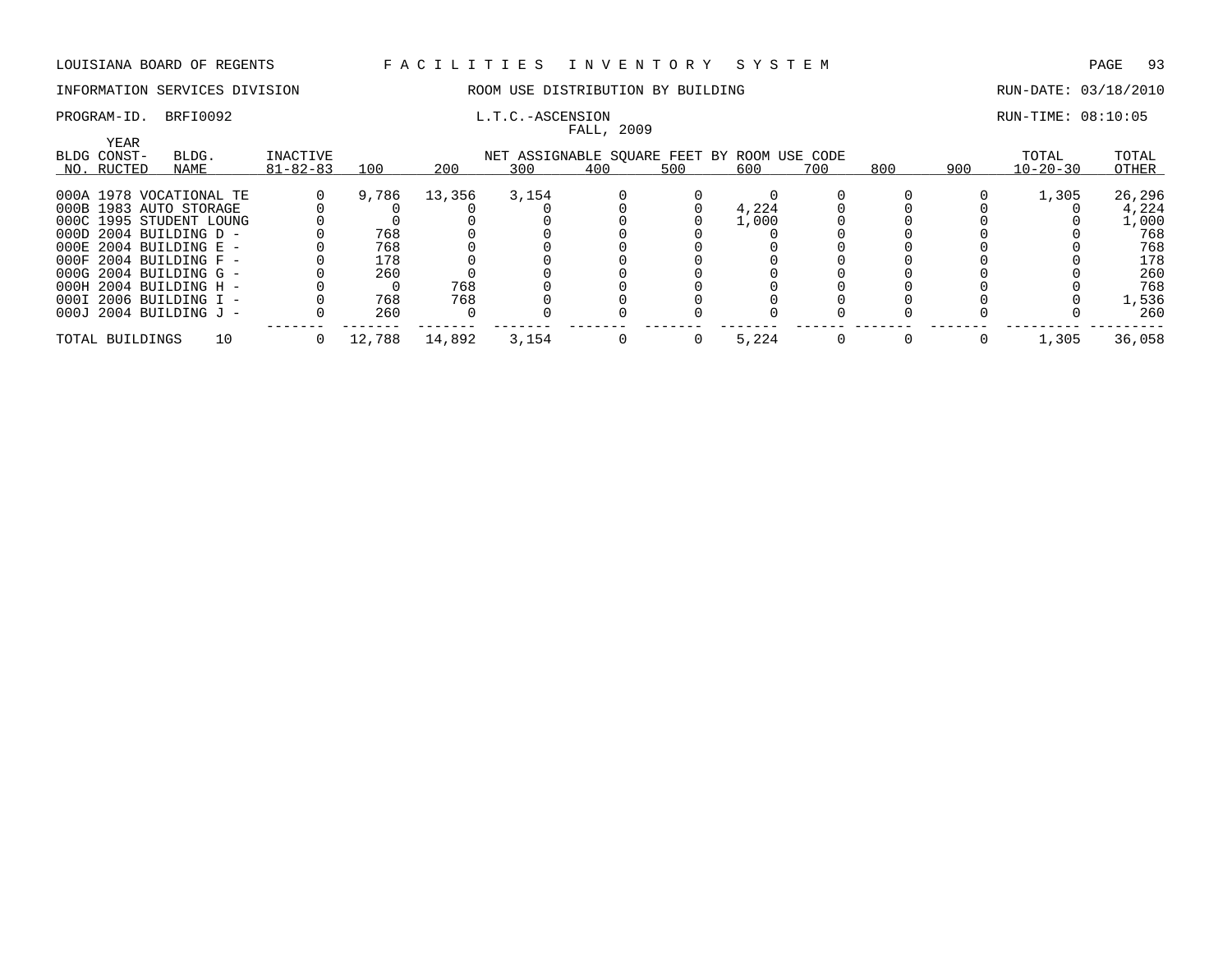LOUISIANA BOARD OF REGENTS — FACILITIES INVENTORY SYSTEM

INFORMATION SERVICES DIVISION — ROOM USE DISTRIBUTION BY BUILDING — RUN-DATE: 03/18/2010

PROGRAM-ID. BRFI0092 — L.T.C.-ASCENSION — RUN-TIME: 08:10:05

FALL, 2009

| BLDG NO. | YEAR CONST-RUCTED | BLDG. NAME | INACTIVE 81-82-83 | 100 | 200 | 300 | 400 | 500 | 600 | 700 | 800 | 900 | TOTAL 10-20-30 | TOTAL OTHER |
|---|---|---|---|---|---|---|---|---|---|---|---|---|---|---|
| | | | | NET ASSIGNABLE SQUARE FEET BY ROOM USE CODE | | | | | | | | | | |
| 000A | 1978 | VOCATIONAL TE | 0 | 9,786 | 13,356 | 3,154 | 0 | 0 | 0 | 0 | 0 | 0 | 1,305 | 26,296 |
| 000B | 1983 | AUTO STORAGE | 0 | 0 | 0 | 0 | 0 | 0 | 4,224 | 0 | 0 | 0 | 0 | 4,224 |
| 000C | 1995 | STUDENT LOUNG | 0 | 0 | 0 | 0 | 0 | 0 | 1,000 | 0 | 0 | 0 | 0 | 1,000 |
| 000D | 2004 | BUILDING D - | 0 | 768 | 0 | 0 | 0 | 0 | 0 | 0 | 0 | 0 | 0 | 768 |
| 000E | 2004 | BUILDING E - | 0 | 768 | 0 | 0 | 0 | 0 | 0 | 0 | 0 | 0 | 0 | 768 |
| 000F | 2004 | BUILDING F - | 0 | 178 | 0 | 0 | 0 | 0 | 0 | 0 | 0 | 0 | 0 | 178 |
| 000G | 2004 | BUILDING G - | 0 | 260 | 0 | 0 | 0 | 0 | 0 | 0 | 0 | 0 | 0 | 260 |
| 000H | 2004 | BUILDING H - | 0 | 0 | 768 | 0 | 0 | 0 | 0 | 0 | 0 | 0 | 0 | 768 |
| 000I | 2006 | BUILDING I - | 0 | 768 | 768 | 0 | 0 | 0 | 0 | 0 | 0 | 0 | 0 | 1,536 |
| 000J | 2004 | BUILDING J - | 0 | 260 | 0 | 0 | 0 | 0 | 0 | 0 | 0 | 0 | 0 | 260 |
| TOTAL BUILDINGS | | 10 | 0 | 12,788 | 14,892 | 3,154 | 0 | 0 | 5,224 | 0 | 0 | 0 | 1,305 | 36,058 |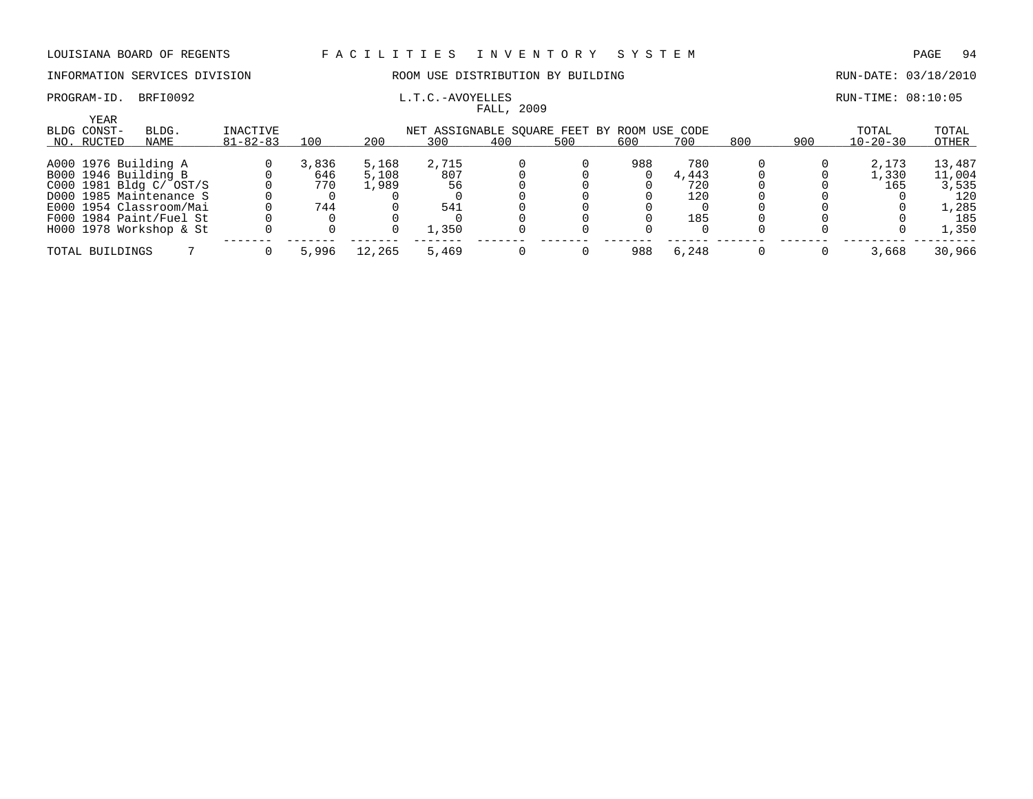LOUISIANA BOARD OF REGENTS — FACILITIES INVENTORY SYSTEM

INFORMATION SERVICES DIVISION — ROOM USE DISTRIBUTION BY BUILDING — RUN-DATE: 03/18/2010

PROGRAM-ID. BRFI0092 — L.T.C.-AVOYELLES — RUN-TIME: 08:10:05

FALL, 2009

| BLDG NO. | YEAR CONST-RUCTED | BLDG. NAME | INACTIVE 81-82-83 | 100 | 200 | 300 | 400 | 500 | 600 | 700 | 800 | 900 | TOTAL 10-20-30 | TOTAL OTHER |
|---|---|---|---|---|---|---|---|---|---|---|---|---|---|---|
| | | | | NET ASSIGNABLE SQUARE FEET BY ROOM USE CODE | | | | | | | | | | |
| A000 | 1976 | Building A | 0 | 3,836 | 5,168 | 2,715 | 0 | 0 | 988 | 780 | 0 | 0 | 2,173 | 13,487 |
| B000 | 1946 | Building B | 0 | 646 | 5,108 | 807 | 0 | 0 | 0 | 4,443 | 0 | 0 | 1,330 | 11,004 |
| C000 | 1981 | Bldg C/ OST/S | 0 | 770 | 1,989 | 56 | 0 | 0 | 0 | 720 | 0 | 0 | 165 | 3,535 |
| D000 | 1985 | Maintenance S | 0 | 0 | 0 | 0 | 0 | 0 | 0 | 120 | 0 | 0 | 0 | 120 |
| E000 | 1954 | Classroom/Mai | 0 | 744 | 0 | 541 | 0 | 0 | 0 | 0 | 0 | 0 | 0 | 1,285 |
| F000 | 1984 | Paint/Fuel St | 0 | 0 | 0 | 0 | 0 | 0 | 0 | 185 | 0 | 0 | 0 | 185 |
| H000 | 1978 | Workshop & St | 0 | 0 | 0 | 1,350 | 0 | 0 | 0 | 0 | 0 | 0 | 0 | 1,350 |
| TOTAL BUILDINGS | | 7 | 0 | 5,996 | 12,265 | 5,469 | 0 | 0 | 988 | 6,248 | 0 | 0 | 3,668 | 30,966 |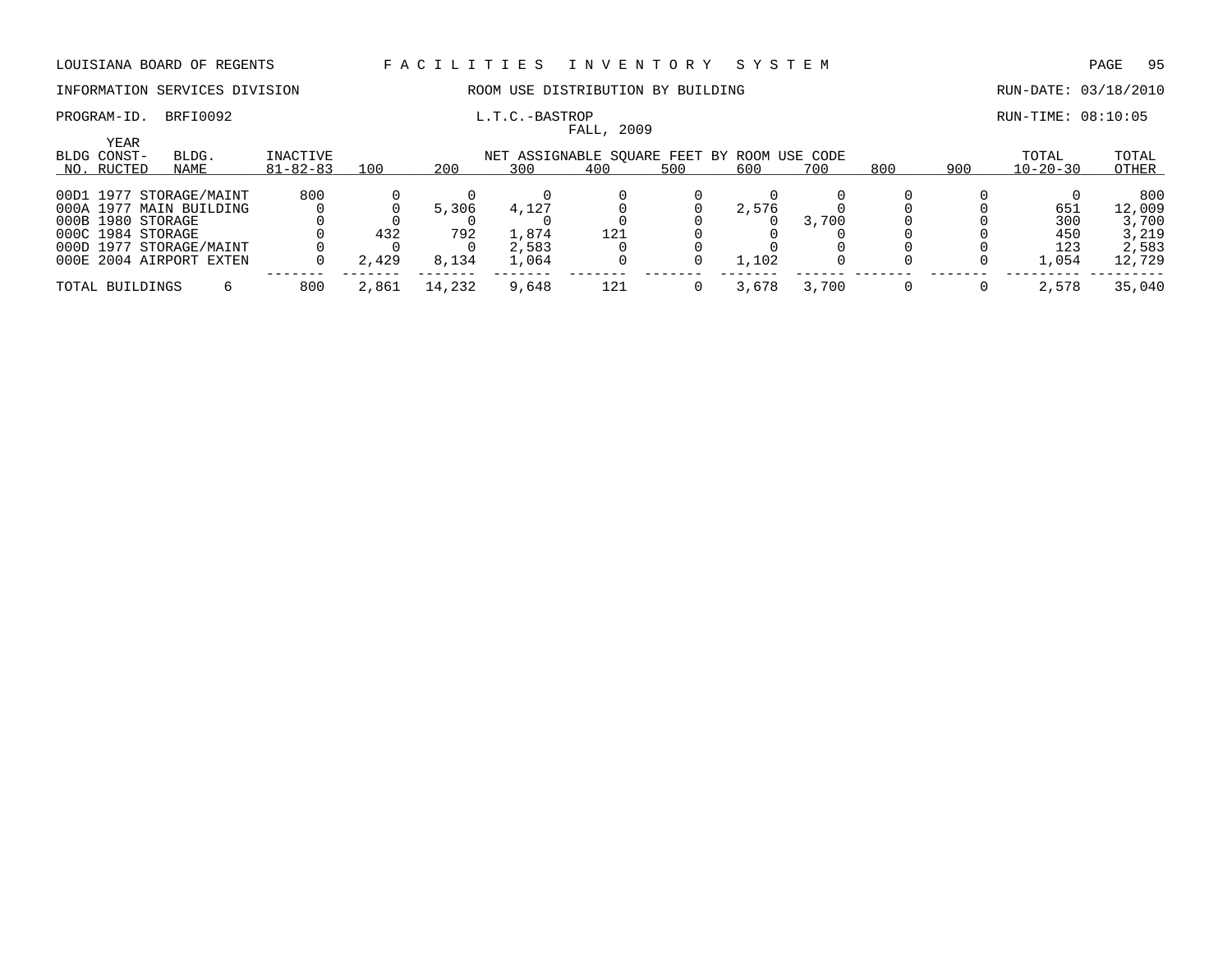LOUISIANA BOARD OF REGENTS — F A C I L I T I E S   I N V E N T O R Y   S Y S T E M

INFORMATION SERVICES DIVISION — ROOM USE DISTRIBUTION BY BUILDING — RUN-DATE: 03/18/2010

PROGRAM-ID. BRFI0092 — L.T.C.-BASTROP — RUN-TIME: 08:10:05

FALL, 2009

| BLDG NO. | YEAR CONST-RUCTED | BLDG. NAME | INACTIVE 81-82-83 | 100 | 200 | 300 | 400 | 500 | 600 | 700 | 800 | 900 | TOTAL 10-20-30 | TOTAL OTHER |
|---|---|---|---|---|---|---|---|---|---|---|---|---|---|---|
| | | | | NET ASSIGNABLE SQUARE FEET BY ROOM USE CODE | | | | | | | | | | |
| 00D1 | 1977 | STORAGE/MAINT | 800 | 0 | 0 | 0 | 0 | 0 | 0 | 0 | 0 | 0 | 0 | 800 |
| 000A | 1977 | MAIN BUILDING | 0 | 0 | 5,306 | 4,127 | 0 | 0 | 2,576 | 0 | 0 | 0 | 651 | 12,009 |
| 000B | 1980 | STORAGE | 0 | 0 | 0 | 0 | 0 | 0 | 0 | 3,700 | 0 | 0 | 300 | 3,700 |
| 000C | 1984 | STORAGE | 0 | 432 | 792 | 1,874 | 121 | 0 | 0 | 0 | 0 | 0 | 450 | 3,219 |
| 000D | 1977 | STORAGE/MAINT | 0 | 0 | 0 | 2,583 | 0 | 0 | 0 | 0 | 0 | 0 | 123 | 2,583 |
| 000E | 2004 | AIRPORT EXTEN | 0 | 2,429 | 8,134 | 1,064 | 0 | 0 | 1,102 | 0 | 0 | 0 | 1,054 | 12,729 |
| TOTAL BUILDINGS | | 6 | 800 | 2,861 | 14,232 | 9,648 | 121 | 0 | 3,678 | 3,700 | 0 | 0 | 2,578 | 35,040 |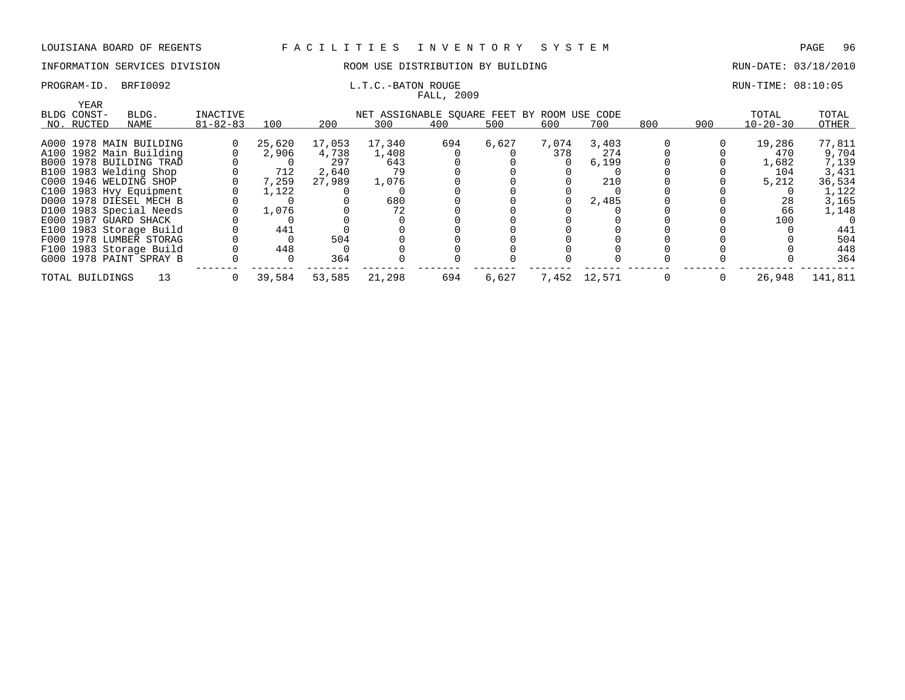LOUISIANA BOARD OF REGENTS F A C I L I T I E S I N V E N T O R Y S Y S T E M

INFORMATION SERVICES DIVISION ROOM USE DISTRIBUTION BY BUILDING RUN-DATE: 03/18/2010

PROGRAM-ID. BRFI0092 L.T.C.-BATON ROUGE RUN-TIME: 08:10:05

FALL, 2009

| BLDG NO. | YEAR CONST-RUCTED | BLDG. NAME | INACTIVE 81-82-83 | 100 | 200 | 300 | 400 | 500 | 600 | 700 | 800 | 900 | TOTAL 10-20-30 | TOTAL OTHER |
|---|---|---|---|---|---|---|---|---|---|---|---|---|---|---|
| A000 | 1978 | MAIN BUILDING | 0 | 25,620 | 17,053 | 17,340 | 694 | 6,627 | 7,074 | 3,403 | 0 | 0 | 19,286 | 77,811 |
| A100 | 1982 | Main Building | 0 | 2,906 | 4,738 | 1,408 | 0 | 0 | 378 | 274 | 0 | 0 | 470 | 9,704 |
| B000 | 1978 | BUILDING TRAD | 0 | 0 | 297 | 643 | 0 | 0 | 0 | 6,199 | 0 | 0 | 1,682 | 7,139 |
| B100 | 1983 | Welding Shop | 0 | 712 | 2,640 | 79 | 0 | 0 | 0 | 0 | 0 | 0 | 104 | 3,431 |
| C000 | 1946 | WELDING SHOP | 0 | 7,259 | 27,989 | 1,076 | 0 | 0 | 0 | 210 | 0 | 0 | 5,212 | 36,534 |
| C100 | 1983 | Hvy Equipment | 0 | 1,122 | 0 | 0 | 0 | 0 | 0 | 0 | 0 | 0 | 0 | 1,122 |
| D000 | 1978 | DIESEL MECH B | 0 | 0 | 0 | 680 | 0 | 0 | 0 | 2,485 | 0 | 0 | 28 | 3,165 |
| D100 | 1983 | Special Needs | 0 | 1,076 | 0 | 72 | 0 | 0 | 0 | 0 | 0 | 0 | 66 | 1,148 |
| E000 | 1987 | GUARD SHACK | 0 | 0 | 0 | 0 | 0 | 0 | 0 | 0 | 0 | 0 | 100 | 0 |
| E100 | 1983 | Storage Build | 0 | 441 | 0 | 0 | 0 | 0 | 0 | 0 | 0 | 0 | 0 | 441 |
| F000 | 1978 | LUMBER STORAG | 0 | 0 | 504 | 0 | 0 | 0 | 0 | 0 | 0 | 0 | 0 | 504 |
| F100 | 1983 | Storage Build | 0 | 448 | 0 | 0 | 0 | 0 | 0 | 0 | 0 | 0 | 0 | 448 |
| G000 | 1978 | PAINT SPRAY B | 0 | 0 | 364 | 0 | 0 | 0 | 0 | 0 | 0 | 0 | 0 | 364 |
| TOTAL BUILDINGS | | 13 | 0 | 39,584 | 53,585 | 21,298 | 694 | 6,627 | 7,452 | 12,571 | 0 | 0 | 26,948 | 141,811 |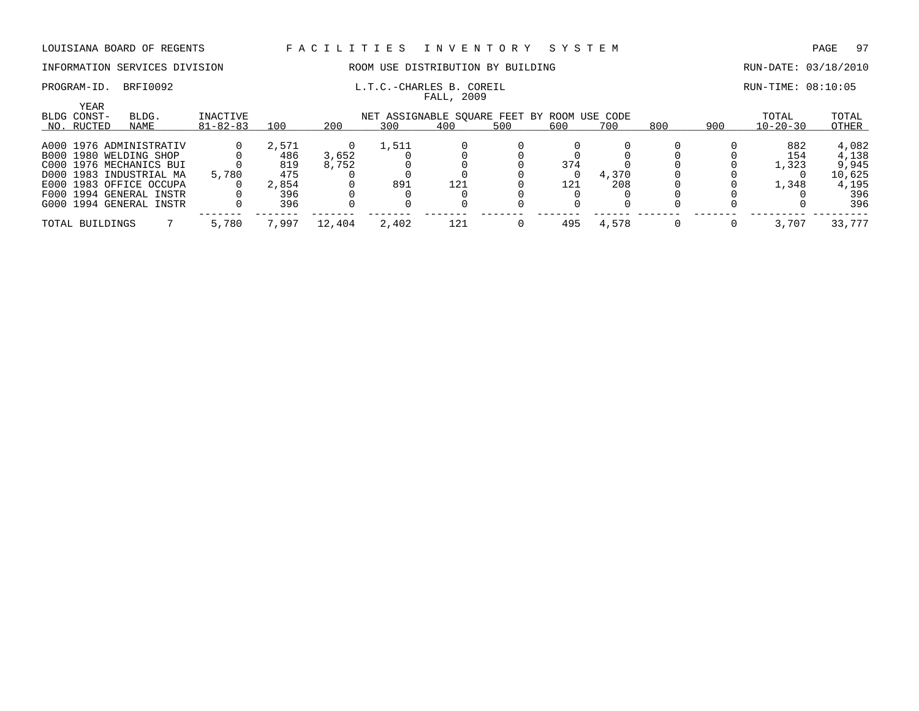LOUISIANA BOARD OF REGENTS — FACILITIES INVENTORY SYSTEM

INFORMATION SERVICES DIVISION — ROOM USE DISTRIBUTION BY BUILDING — RUN-DATE: 03/18/2010

PROGRAM-ID. BRFI0092 — L.T.C.-CHARLES B. COREIL — RUN-TIME: 08:10:05

FALL, 2009

| BLDG NO. | YEAR CONST-RUCTED | BLDG. NAME | INACTIVE 81-82-83 | 100 | 200 | 300 | 400 | 500 | 600 | 700 | 800 | 900 | TOTAL 10-20-30 | TOTAL OTHER |
|---|---|---|---|---|---|---|---|---|---|---|---|---|---|---|
| | | | | NET ASSIGNABLE SQUARE FEET BY ROOM USE CODE | | | | | | | | | | |
| A000 | 1976 | ADMINISTRATIV | 0 | 2,571 | 0 | 1,511 | 0 | 0 | 0 | 0 | 0 | 0 | 882 | 4,082 |
| B000 | 1980 | WELDING SHOP | 0 | 486 | 3,652 | 0 | 0 | 0 | 0 | 0 | 0 | 0 | 154 | 4,138 |
| C000 | 1976 | MECHANICS BUI | 0 | 819 | 8,752 | 0 | 0 | 0 | 374 | 0 | 0 | 0 | 1,323 | 9,945 |
| D000 | 1983 | INDUSTRIAL MA | 5,780 | 475 | 0 | 0 | 0 | 0 | 0 | 4,370 | 0 | 0 | 0 | 10,625 |
| E000 | 1983 | OFFICE OCCUPA | 0 | 2,854 | 0 | 891 | 121 | 0 | 121 | 208 | 0 | 0 | 1,348 | 4,195 |
| F000 | 1994 | GENERAL INSTR | 0 | 396 | 0 | 0 | 0 | 0 | 0 | 0 | 0 | 0 | 0 | 396 |
| G000 | 1994 | GENERAL INSTR | 0 | 396 | 0 | 0 | 0 | 0 | 0 | 0 | 0 | 0 | 0 | 396 |
| TOTAL BUILDINGS | | 7 | 5,780 | 7,997 | 12,404 | 2,402 | 121 | 0 | 495 | 4,578 | 0 | 0 | 3,707 | 33,777 |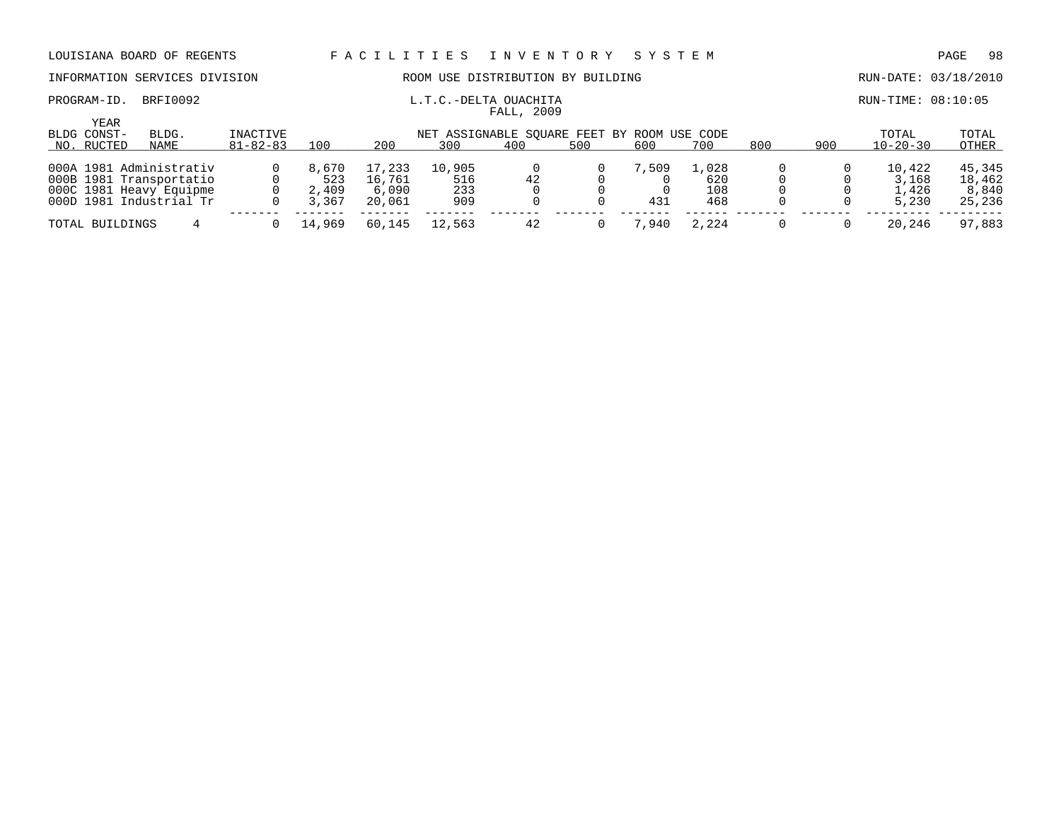LOUISIANA BOARD OF REGENTS — FACILITIES INVENTORY SYSTEM

INFORMATION SERVICES DIVISION — ROOM USE DISTRIBUTION BY BUILDING — RUN-DATE: 03/18/2010

PROGRAM-ID. BRFI0092 — L.T.C.-DELTA OUACHITA — RUN-TIME: 08:10:05

FALL, 2009

| BLDG NO. | YEAR CONST-RUCTED | BLDG. NAME | INACTIVE 81-82-83 | 100 | 200 | 300 | 400 | 500 | 600 | 700 | 800 | 900 | TOTAL 10-20-30 | TOTAL OTHER |
|---|---|---|---|---|---|---|---|---|---|---|---|---|---|---|
| | | | | NET ASSIGNABLE SQUARE FEET BY ROOM USE CODE | | | | | | | | | | |
| 000A | 1981 | Administrativ | 0 | 8,670 | 17,233 | 10,905 | 0 | 0 | 7,509 | 1,028 | 0 | 0 | 10,422 | 45,345 |
| 000B | 1981 | Transportatio | 0 | 523 | 16,761 | 516 | 42 | 0 | 0 | 620 | 0 | 0 | 3,168 | 18,462 |
| 000C | 1981 | Heavy Equipme | 0 | 2,409 | 6,090 | 233 | 0 | 0 | 0 | 108 | 0 | 0 | 1,426 | 8,840 |
| 000D | 1981 | Industrial Tr | 0 | 3,367 | 20,061 | 909 | 0 | 0 | 431 | 468 | 0 | 0 | 5,230 | 25,236 |
| TOTAL BUILDINGS | | 4 | 0 | 14,969 | 60,145 | 12,563 | 42 | 0 | 7,940 | 2,224 | 0 | 0 | 20,246 | 97,883 |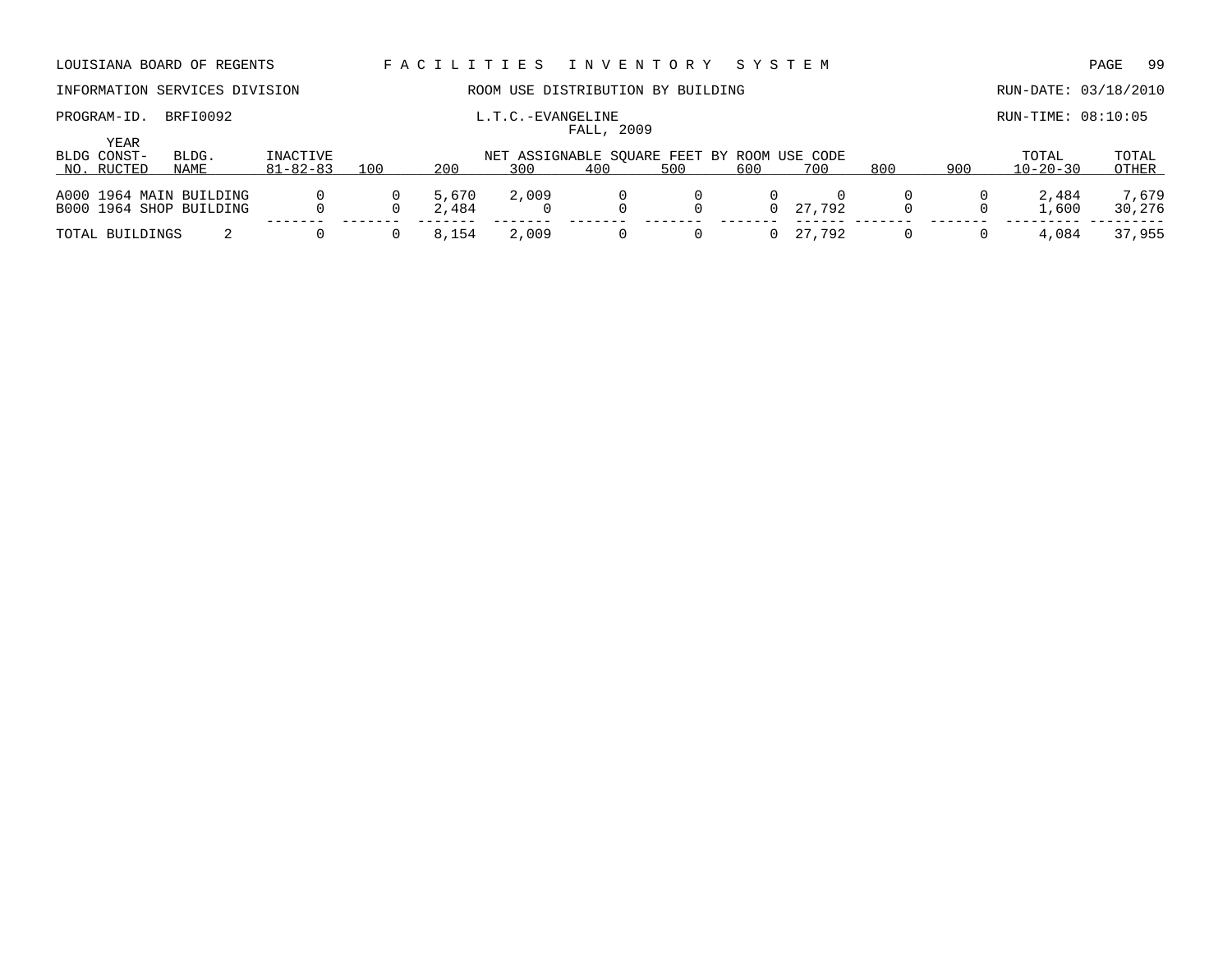LOUISIANA BOARD OF REGENTS — FACILITIES INVENTORY SYSTEM

INFORMATION SERVICES DIVISION — ROOM USE DISTRIBUTION BY BUILDING — RUN-DATE: 03/18/2010

PROGRAM-ID. BRFI0092 — L.T.C.-EVANGELINE — RUN-TIME: 08:10:05

FALL, 2009

| BLDG NO. | YEAR CONST-RUCTED | BLDG. NAME | INACTIVE 81-82-83 | 100 | 200 | 300 | 400 | 500 | 600 | 700 | 800 | 900 | TOTAL 10-20-30 | TOTAL OTHER |
|---|---|---|---|---|---|---|---|---|---|---|---|---|---|---|
| | | | NET ASSIGNABLE SQUARE FEET BY ROOM USE CODE | | | | | | | | | | | |
| A000 | 1964 | MAIN BUILDING | 0 | 0 | 5,670 | 2,009 | 0 | 0 | 0 | 0 | 0 | 0 | 2,484 | 7,679 |
| B000 | 1964 | SHOP BUILDING | 0 | 0 | 2,484 | 0 | 0 | 0 | 0 | 27,792 | 0 | 0 | 1,600 | 30,276 |
| TOTAL BUILDINGS | | 2 | 0 | 0 | 8,154 | 2,009 | 0 | 0 | 0 | 27,792 | 0 | 0 | 4,084 | 37,955 |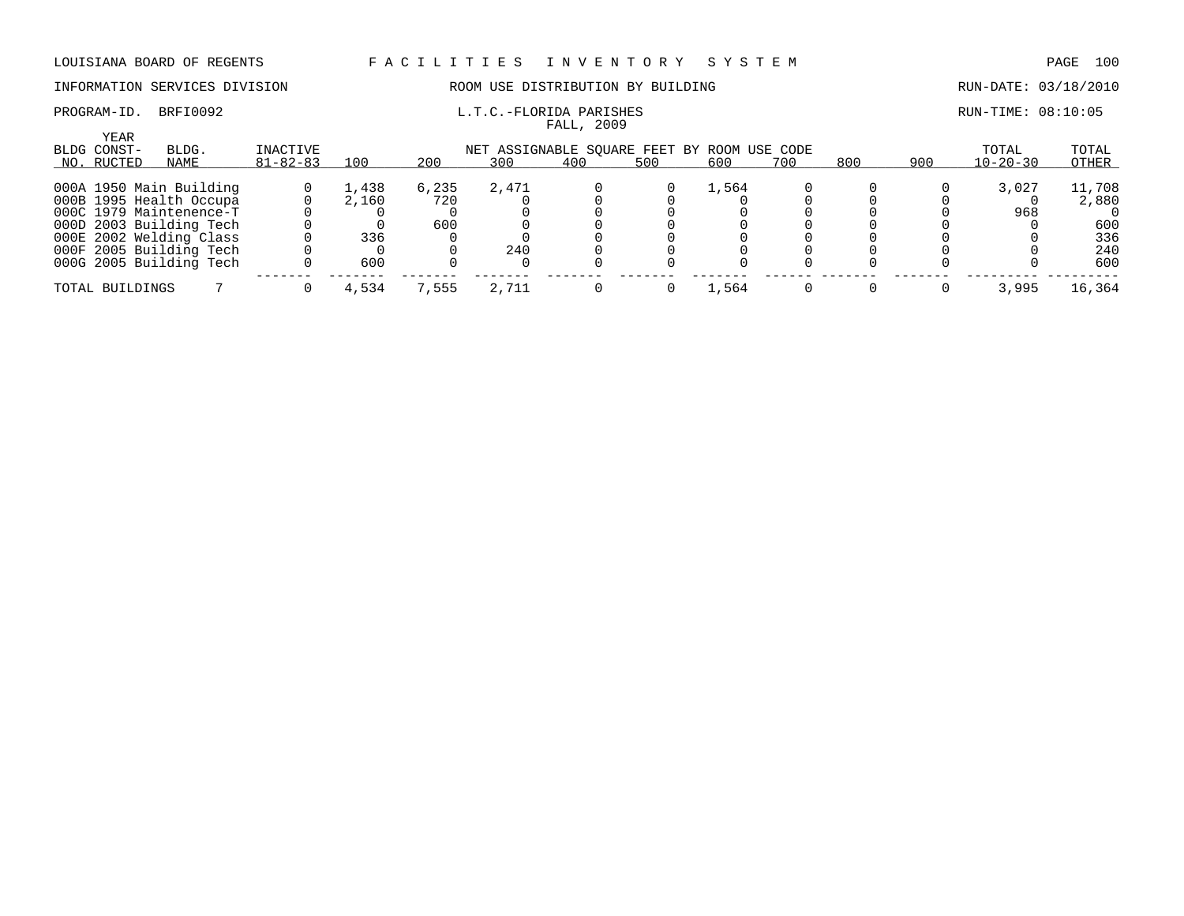LOUISIANA BOARD OF REGENTS — FACILITIES INVENTORY SYSTEM

INFORMATION SERVICES DIVISION — ROOM USE DISTRIBUTION BY BUILDING — RUN-DATE: 03/18/2010

PROGRAM-ID. BRFI0092 — L.T.C.-FLORIDA PARISHES — RUN-TIME: 08:10:05

FALL, 2009

| BLDG NO. | YEAR CONST-RUCTED | BLDG. NAME | INACTIVE 81-82-83 | 100 | 200 | 300 | 400 | 500 | 600 | 700 | 800 | 900 | TOTAL 10-20-30 | TOTAL OTHER |
|---|---|---|---|---|---|---|---|---|---|---|---|---|---|---|
| 000A | 1950 | Main Building | 0 | 1,438 | 6,235 | 2,471 | 0 | 0 | 1,564 | 0 | 0 | 0 | 3,027 | 11,708 |
| 000B | 1995 | Health Occupa | 0 | 2,160 | 720 | 0 | 0 | 0 | 0 | 0 | 0 | 0 | 0 | 2,880 |
| 000C | 1979 | Maintenence-T | 0 | 0 | 0 | 0 | 0 | 0 | 0 | 0 | 0 | 0 | 968 | 0 |
| 000D | 2003 | Building Tech | 0 | 0 | 600 | 0 | 0 | 0 | 0 | 0 | 0 | 0 | 0 | 600 |
| 000E | 2002 | Welding Class | 0 | 336 | 0 | 0 | 0 | 0 | 0 | 0 | 0 | 0 | 0 | 336 |
| 000F | 2005 | Building Tech | 0 | 0 | 0 | 240 | 0 | 0 | 0 | 0 | 0 | 0 | 0 | 240 |
| 000G | 2005 | Building Tech | 0 | 600 | 0 | 0 | 0 | 0 | 0 | 0 | 0 | 0 | 0 | 600 |
| TOTAL BUILDINGS | | 7 | 0 | 4,534 | 7,555 | 2,711 | 0 | 0 | 1,564 | 0 | 0 | 0 | 3,995 | 16,364 |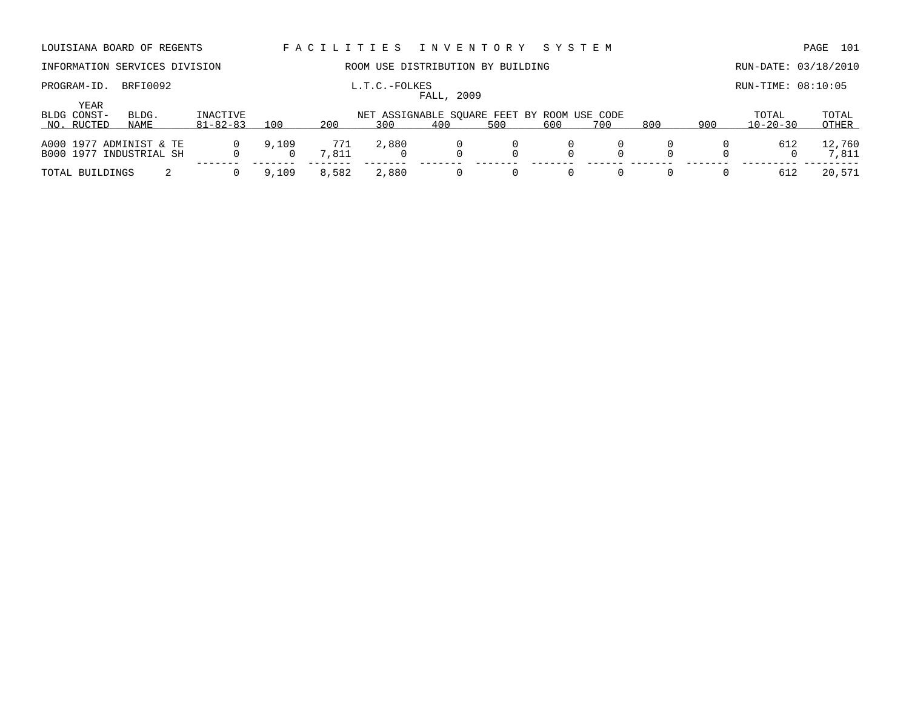LOUISIANA BOARD OF REGENTS — FACILITIES INVENTORY SYSTEM

INFORMATION SERVICES DIVISION — ROOM USE DISTRIBUTION BY BUILDING — RUN-DATE: 03/18/2010

PROGRAM-ID. BRFI0092 — L.T.C.-FOLKES — RUN-TIME: 08:10:05

FALL, 2009

| BLDG NO. | YEAR CONST-RUCTED | BLDG. NAME | INACTIVE 81-82-83 | 100 | 200 | 300 | 400 | 500 | 600 | 700 | 800 | 900 | TOTAL 10-20-30 | TOTAL OTHER |
|---|---|---|---|---|---|---|---|---|---|---|---|---|---|---|
| | | | | NET ASSIGNABLE SQUARE FEET BY ROOM USE CODE | | | | | | | | | | |
| A000 | 1977 | ADMINIST & TE | 0 | 9,109 | 771 | 2,880 | 0 | 0 | 0 | 0 | 0 | 0 | 612 | 12,760 |
| B000 | 1977 | INDUSTRIAL SH | 0 | 0 | 7,811 | 0 | 0 | 0 | 0 | 0 | 0 | 0 | 0 | 7,811 |
| TOTAL BUILDINGS | | 2 | 0 | 9,109 | 8,582 | 2,880 | 0 | 0 | 0 | 0 | 0 | 0 | 612 | 20,571 |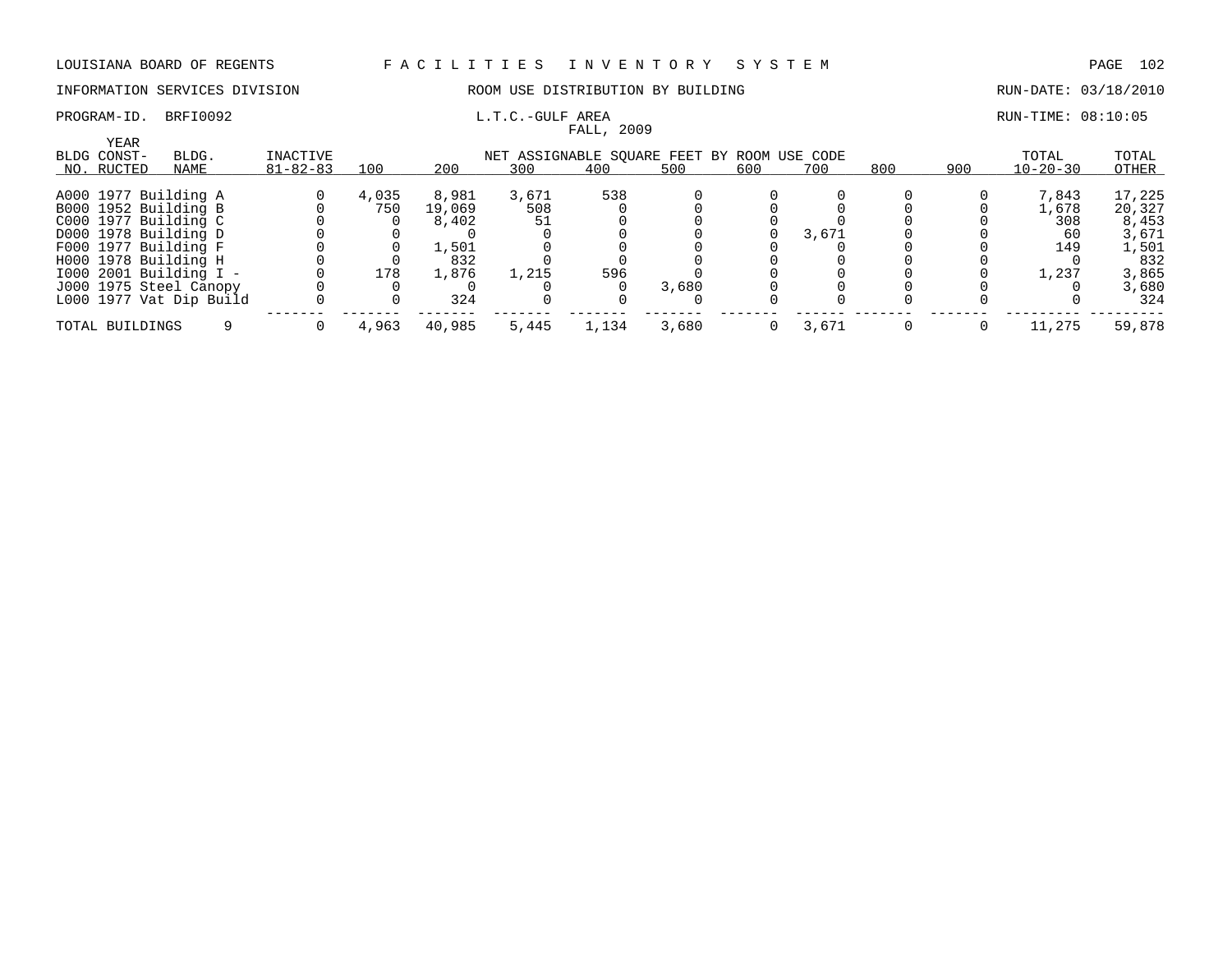LOUISIANA BOARD OF REGENTS — FACILITIES INVENTORY SYSTEM

INFORMATION SERVICES DIVISION — ROOM USE DISTRIBUTION BY BUILDING — RUN-DATE: 03/18/2010

PROGRAM-ID. BRFI0092 — L.T.C.-GULF AREA — RUN-TIME: 08:10:05

FALL, 2009

| BLDG NO. | YEAR CONST-RUCTED | BLDG. NAME | INACTIVE 81-82-83 | 100 | 200 | 300 | 400 | 500 | 600 | 700 | 800 | 900 | TOTAL 10-20-30 | TOTAL OTHER |
|---|---|---|---|---|---|---|---|---|---|---|---|---|---|---|
| | | | | NET ASSIGNABLE SQUARE FEET BY ROOM USE CODE | | | | | | | | | | |
| A000 | 1977 | Building A | 0 | 4,035 | 8,981 | 3,671 | 538 | 0 | 0 | 0 | 0 | 0 | 7,843 | 17,225 |
| B000 | 1952 | Building B | 0 | 750 | 19,069 | 508 | 0 | 0 | 0 | 0 | 0 | 0 | 1,678 | 20,327 |
| C000 | 1977 | Building C | 0 | 0 | 8,402 | 51 | 0 | 0 | 0 | 0 | 0 | 0 | 308 | 8,453 |
| D000 | 1978 | Building D | 0 | 0 | 0 | 0 | 0 | 0 | 0 | 3,671 | 0 | 0 | 60 | 3,671 |
| F000 | 1977 | Building F | 0 | 0 | 1,501 | 0 | 0 | 0 | 0 | 0 | 0 | 0 | 149 | 1,501 |
| H000 | 1978 | Building H | 0 | 0 | 832 | 0 | 0 | 0 | 0 | 0 | 0 | 0 | 0 | 832 |
| I000 | 2001 | Building I - | 0 | 178 | 1,876 | 1,215 | 596 | 0 | 0 | 0 | 0 | 0 | 1,237 | 3,865 |
| J000 | 1975 | Steel Canopy | 0 | 0 | 0 | 0 | 0 | 3,680 | 0 | 0 | 0 | 0 | 0 | 3,680 |
| L000 | 1977 | Vat Dip Build | 0 | 0 | 324 | 0 | 0 | 0 | 0 | 0 | 0 | 0 | 0 | 324 |
| TOTAL BUILDINGS | | 9 | 0 | 4,963 | 40,985 | 5,445 | 1,134 | 3,680 | 0 | 3,671 | 0 | 0 | 11,275 | 59,878 |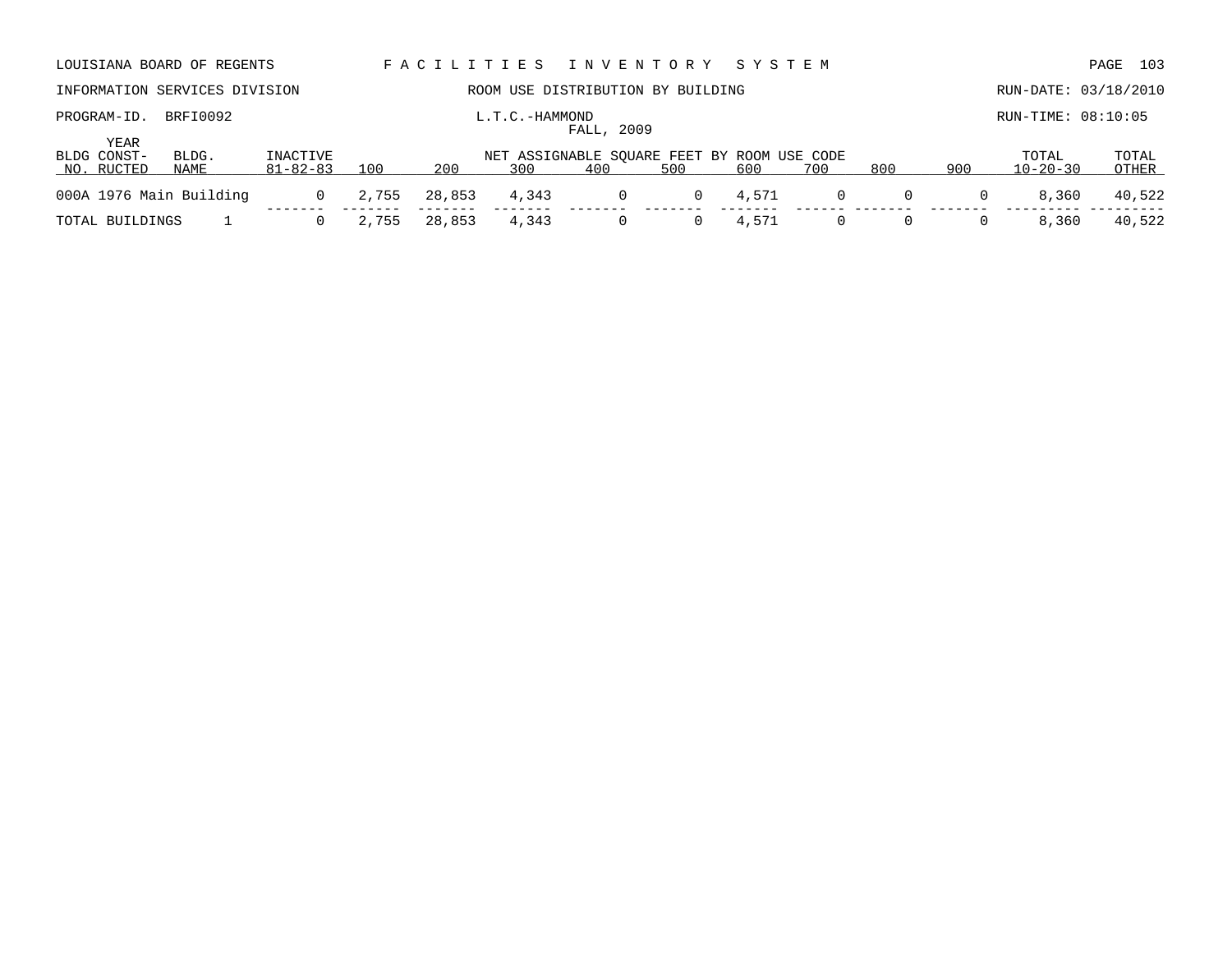LOUISIANA BOARD OF REGENTS — FACILITIES INVENTORY SYSTEM

INFORMATION SERVICES DIVISION — ROOM USE DISTRIBUTION BY BUILDING — RUN-DATE: 03/18/2010

PROGRAM-ID. BRFI0092 — L.T.C.-HAMMOND — RUN-TIME: 08:10:05

FALL, 2009

| BLDG NO. | YEAR CONST-RUCTED | BLDG. NAME | INACTIVE 81-82-83 | 100 | 200 | 300 | 400 | 500 | 600 | 700 | 800 | 900 | TOTAL 10-20-30 | TOTAL OTHER |
|---|---|---|---|---|---|---|---|---|---|---|---|---|---|---|
| | | | | NET ASSIGNABLE SQUARE FEET BY ROOM USE CODE | | | | | | | | | | |
| 000A | 1976 | Main Building | 0 | 2,755 | 28,853 | 4,343 | 0 | 0 | 4,571 | 0 | 0 | 0 | 8,360 | 40,522 |
| TOTAL BUILDINGS | | 1 | 0 | 2,755 | 28,853 | 4,343 | 0 | 0 | 4,571 | 0 | 0 | 0 | 8,360 | 40,522 |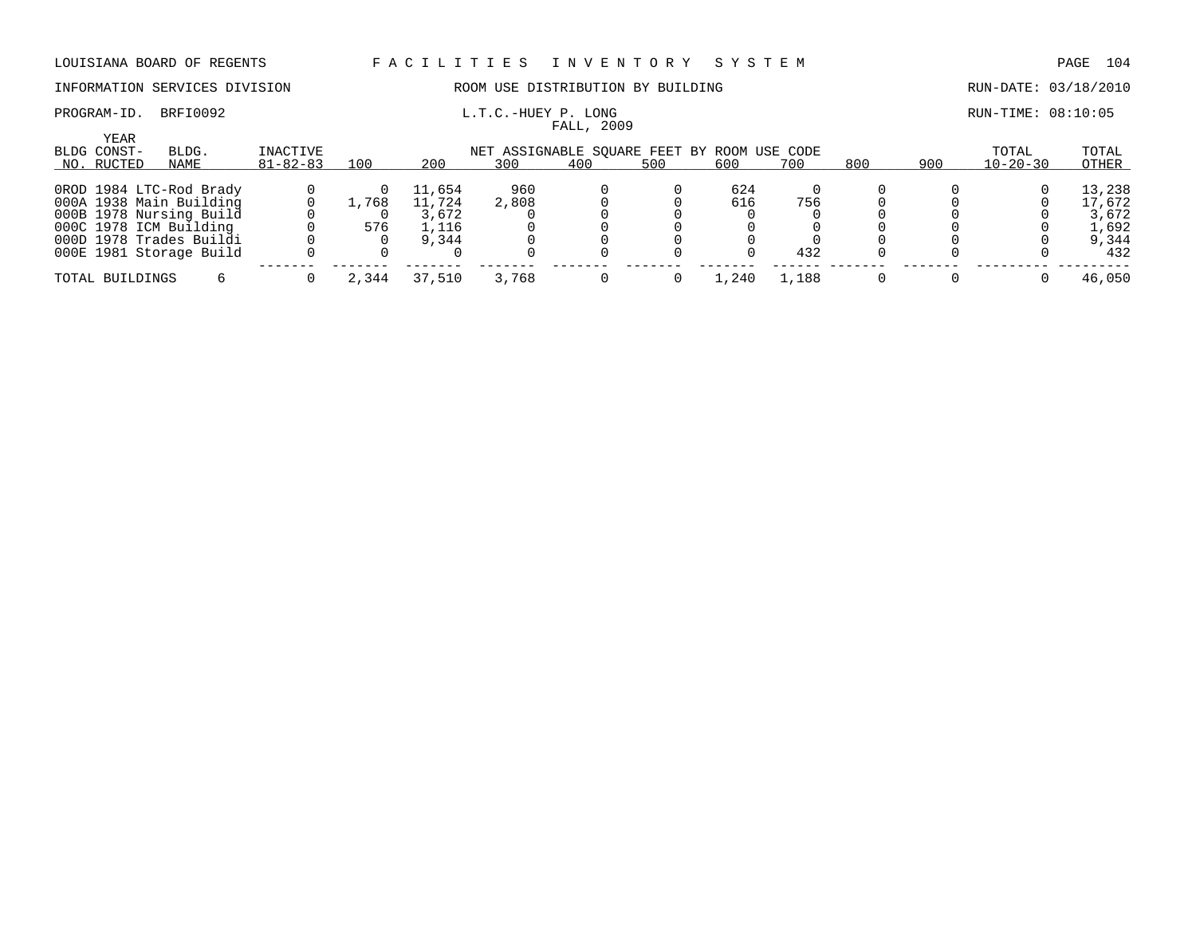LOUISIANA BOARD OF REGENTS F A C I L I T I E S I N V E N T O R Y S Y S T E M

INFORMATION SERVICES DIVISION ROOM USE DISTRIBUTION BY BUILDING RUN-DATE: 03/18/2010

PROGRAM-ID. BRFI0092 L.T.C.-HUEY P. LONG RUN-TIME: 08:10:05

FALL, 2009

| BLDG NO. | YEAR CONST-RUCTED | BLDG. NAME | INACTIVE 81-82-83 | 100 | 200 | 300 | 400 | 500 | 600 | 700 | 800 | 900 | TOTAL 10-20-30 | TOTAL OTHER |
|---|---|---|---|---|---|---|---|---|---|---|---|---|---|---|
| | | | | NET ASSIGNABLE SQUARE FEET BY ROOM USE CODE | | | | | | | | | | |
| 0ROD | 1984 | LTC-Rod Brady | 0 | 0 | 11,654 | 960 | 0 | 0 | 624 | 0 | 0 | 0 | 0 | 13,238 |
| 000A | 1938 | Main Building | 0 | 1,768 | 11,724 | 2,808 | 0 | 0 | 616 | 756 | 0 | 0 | 0 | 17,672 |
| 000B | 1978 | Nursing Build | 0 | 0 | 3,672 | 0 | 0 | 0 | 0 | 0 | 0 | 0 | 0 | 3,672 |
| 000C | 1978 | ICM Building | 0 | 576 | 1,116 | 0 | 0 | 0 | 0 | 0 | 0 | 0 | 0 | 1,692 |
| 000D | 1978 | Trades Buildi | 0 | 0 | 9,344 | 0 | 0 | 0 | 0 | 0 | 0 | 0 | 0 | 9,344 |
| 000E | 1981 | Storage Build | 0 | 0 | 0 | 0 | 0 | 0 | 0 | 432 | 0 | 0 | 0 | 432 |
| TOTAL BUILDINGS | | 6 | 0 | 2,344 | 37,510 | 3,768 | 0 | 0 | 1,240 | 1,188 | 0 | 0 | 0 | 46,050 |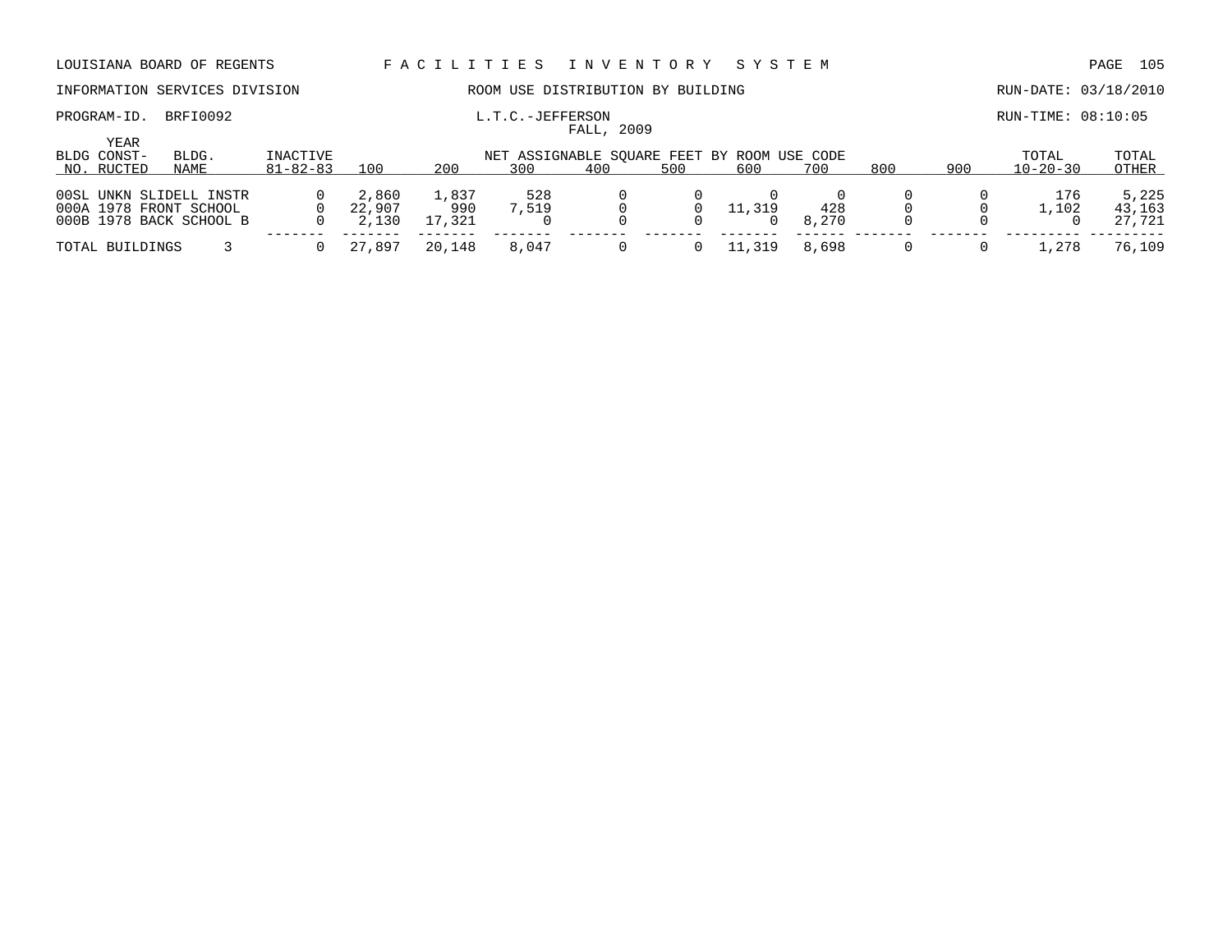LOUISIANA BOARD OF REGENTS — FACILITIES INVENTORY SYSTEM

INFORMATION SERVICES DIVISION — ROOM USE DISTRIBUTION BY BUILDING — RUN-DATE: 03/18/2010

PROGRAM-ID. BRFI0092 — L.T.C.-JEFFERSON — RUN-TIME: 08:10:05

FALL, 2009

| BLDG NO. | YEAR CONST-RUCTED | BLDG. NAME | INACTIVE 81-82-83 | 100 | 200 | 300 | 400 | 500 | 600 | 700 | 800 | 900 | TOTAL 10-20-30 | TOTAL OTHER |
|---|---|---|---|---|---|---|---|---|---|---|---|---|---|---|
| 00SL | UNKN | SLIDELL INSTR | 0 | 2,860 | 1,837 | 528 | 0 | 0 | 0 | 0 | 0 | 0 | 176 | 5,225 |
| 000A | 1978 | FRONT SCHOOL | 0 | 22,907 | 990 | 7,519 | 0 | 0 | 11,319 | 428 | 0 | 0 | 1,102 | 43,163 |
| 000B | 1978 | BACK SCHOOL B | 0 | 2,130 | 17,321 | 0 | 0 | 0 | 0 | 8,270 | 0 | 0 | 0 | 27,721 |
| TOTAL BUILDINGS | | 3 | 0 | 27,897 | 20,148 | 8,047 | 0 | 0 | 11,319 | 8,698 | 0 | 0 | 1,278 | 76,109 |

NET ASSIGNABLE SQUARE FEET BY ROOM USE CODE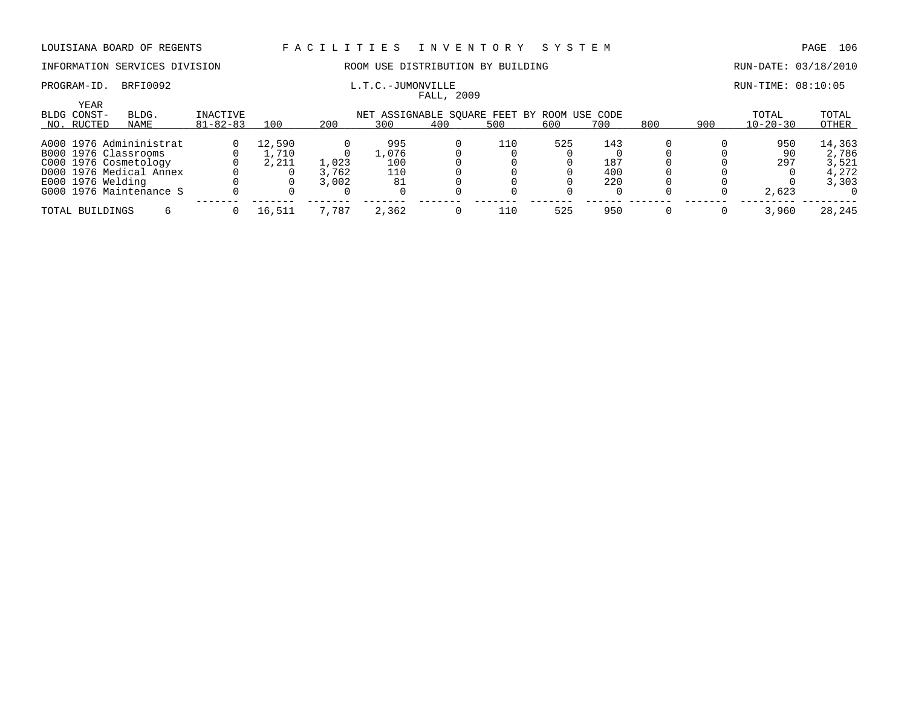LOUISIANA BOARD OF REGENTS F A C I L I T I E S I N V E N T O R Y S Y S T E M

INFORMATION SERVICES DIVISION ROOM USE DISTRIBUTION BY BUILDING RUN-DATE: 03/18/2010

PROGRAM-ID. BRFI0092 L.T.C.-JUMONVILLE RUN-TIME: 08:10:05

FALL, 2009

| BLDG NO. | YEAR CONST-RUCTED | BLDG. NAME | INACTIVE 81-82-83 | 100 | 200 | 300 | 400 | 500 | 600 | 700 | 800 | 900 | TOTAL 10-20-30 | TOTAL OTHER |
|---|---|---|---|---|---|---|---|---|---|---|---|---|---|---|
| | | | | NET ASSIGNABLE SQUARE FEET BY ROOM USE CODE | | | | | | | | | | |
| A000 | 1976 | Admininistrat | 0 | 12,590 | 0 | 995 | 0 | 110 | 525 | 143 | 0 | 0 | 950 | 14,363 |
| B000 | 1976 | Classrooms | 0 | 1,710 | 0 | 1,076 | 0 | 0 | 0 | 0 | 0 | 0 | 90 | 2,786 |
| C000 | 1976 | Cosmetology | 0 | 2,211 | 1,023 | 100 | 0 | 0 | 0 | 187 | 0 | 0 | 297 | 3,521 |
| D000 | 1976 | Medical Annex | 0 | 0 | 3,762 | 110 | 0 | 0 | 0 | 400 | 0 | 0 | 0 | 4,272 |
| E000 | 1976 | Welding | 0 | 0 | 3,002 | 81 | 0 | 0 | 0 | 220 | 0 | 0 | 0 | 3,303 |
| G000 | 1976 | Maintenance S | 0 | 0 | 0 | 0 | 0 | 0 | 0 | 0 | 0 | 0 | 2,623 | 0 |
| TOTAL BUILDINGS | | 6 | 0 | 16,511 | 7,787 | 2,362 | 0 | 110 | 525 | 950 | 0 | 0 | 3,960 | 28,245 |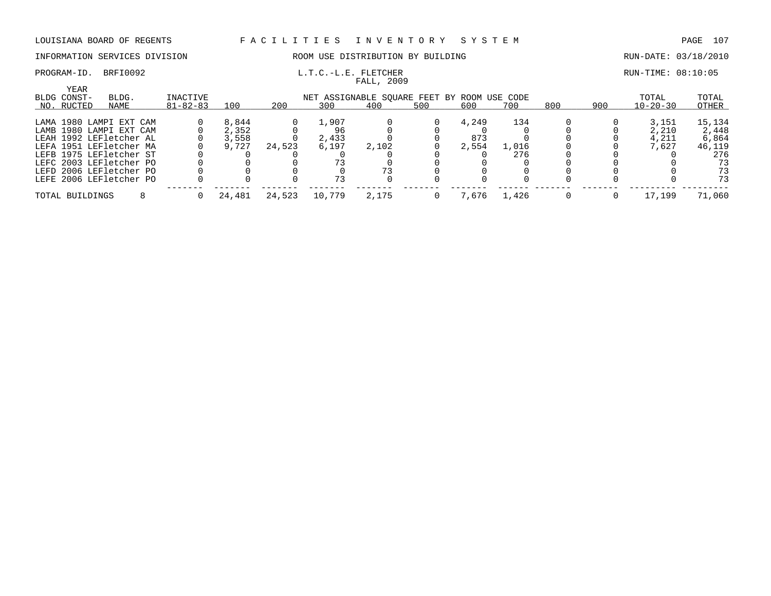LOUISIANA BOARD OF REGENTS — FACILITIES INVENTORY SYSTEM

INFORMATION SERVICES DIVISION — ROOM USE DISTRIBUTION BY BUILDING — RUN-DATE: 03/18/2010

PROGRAM-ID. BRFI0092 — L.T.C.-L.E. FLETCHER — RUN-TIME: 08:10:05

FALL, 2009

| BLDG NO. | YEAR CONST-RUCTED | BLDG. NAME | INACTIVE 81-82-83 | 100 | 200 | 300 | 400 | 500 | 600 | 700 | 800 | 900 | TOTAL 10-20-30 | TOTAL OTHER |
|---|---|---|---|---|---|---|---|---|---|---|---|---|---|---|
| LAMA | 1980 | LAMPI EXT CAM | 0 | 8,844 | 0 | 1,907 | 0 | 0 | 4,249 | 134 | 0 | 0 | 3,151 | 15,134 |
| LAMB | 1980 | LAMPI EXT CAM | 0 | 2,352 | 0 | 96 | 0 | 0 | 0 | 0 | 0 | 0 | 2,210 | 2,448 |
| LEAH | 1992 | LEFletcher AL | 0 | 3,558 | 0 | 2,433 | 0 | 0 | 873 | 0 | 0 | 0 | 4,211 | 6,864 |
| LEFA | 1951 | LEFletcher MA | 0 | 9,727 | 24,523 | 6,197 | 2,102 | 0 | 2,554 | 1,016 | 0 | 0 | 7,627 | 46,119 |
| LEFB | 1975 | LEFletcher ST | 0 | 0 | 0 | 0 | 0 | 0 | 0 | 276 | 0 | 0 | 0 | 276 |
| LEFC | 2003 | LEFletcher PO | 0 | 0 | 0 | 73 | 0 | 0 | 0 | 0 | 0 | 0 | 0 | 73 |
| LEFD | 2006 | LEFletcher PO | 0 | 0 | 0 | 0 | 73 | 0 | 0 | 0 | 0 | 0 | 0 | 73 |
| LEFE | 2006 | LEFletcher PO | 0 | 0 | 0 | 73 | 0 | 0 | 0 | 0 | 0 | 0 | 0 | 73 |
| TOTAL BUILDINGS | | 8 | 0 | 24,481 | 24,523 | 10,779 | 2,175 | 0 | 7,676 | 1,426 | 0 | 0 | 17,199 | 71,060 |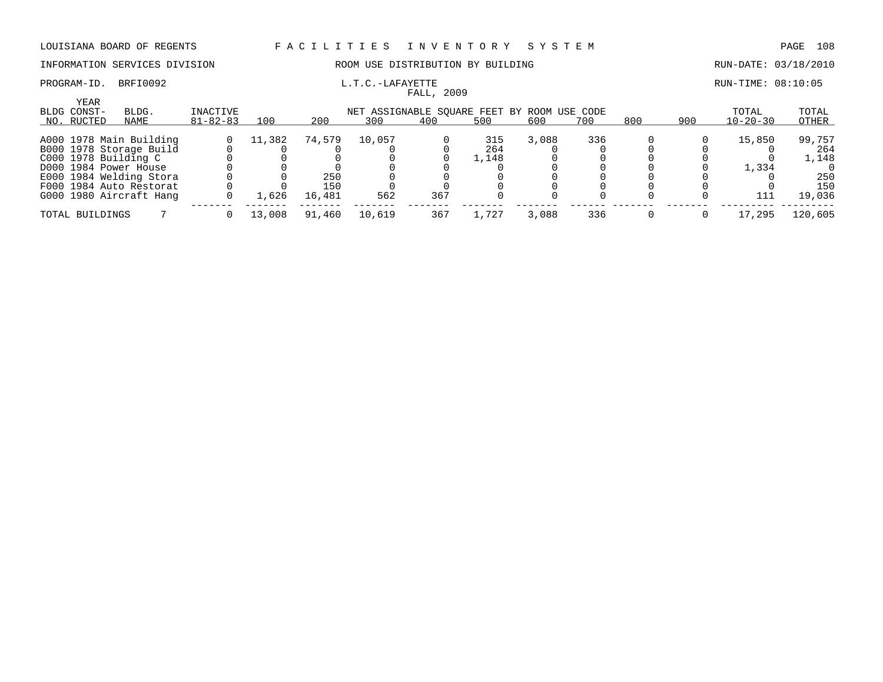LOUISIANA BOARD OF REGENTS — FACILITIES INVENTORY SYSTEM

INFORMATION SERVICES DIVISION — ROOM USE DISTRIBUTION BY BUILDING — RUN-DATE: 03/18/2010

PROGRAM-ID. BRFI0092 — L.T.C.-LAFAYETTE — RUN-TIME: 08:10:05

FALL, 2009

| BLDG NO. | YEAR CONST-RUCTED | BLDG. NAME | INACTIVE 81-82-83 | 100 | 200 | 300 | 400 | 500 | 600 | 700 | 800 | 900 | TOTAL 10-20-30 | TOTAL OTHER |
|---|---|---|---|---|---|---|---|---|---|---|---|---|---|---|
| | | | | NET ASSIGNABLE SQUARE FEET BY ROOM USE CODE | | | | | | | | | | |
| A000 | 1978 | Main Building | 0 | 11,382 | 74,579 | 10,057 | 0 | 315 | 3,088 | 336 | 0 | 0 | 15,850 | 99,757 |
| B000 | 1978 | Storage Build | 0 | 0 | 0 | 0 | 0 | 264 | 0 | 0 | 0 | 0 | 0 | 264 |
| C000 | 1978 | Building C | 0 | 0 | 0 | 0 | 0 | 1,148 | 0 | 0 | 0 | 0 | 0 | 1,148 |
| D000 | 1984 | Power House | 0 | 0 | 0 | 0 | 0 | 0 | 0 | 0 | 0 | 0 | 1,334 | 0 |
| E000 | 1984 | Welding Stora | 0 | 0 | 250 | 0 | 0 | 0 | 0 | 0 | 0 | 0 | 0 | 250 |
| F000 | 1984 | Auto Restorat | 0 | 0 | 150 | 0 | 0 | 0 | 0 | 0 | 0 | 0 | 0 | 150 |
| G000 | 1980 | Aircraft Hang | 0 | 1,626 | 16,481 | 562 | 367 | 0 | 0 | 0 | 0 | 0 | 111 | 19,036 |
| TOTAL BUILDINGS | | 7 | 0 | 13,008 | 91,460 | 10,619 | 367 | 1,727 | 3,088 | 336 | 0 | 0 | 17,295 | 120,605 |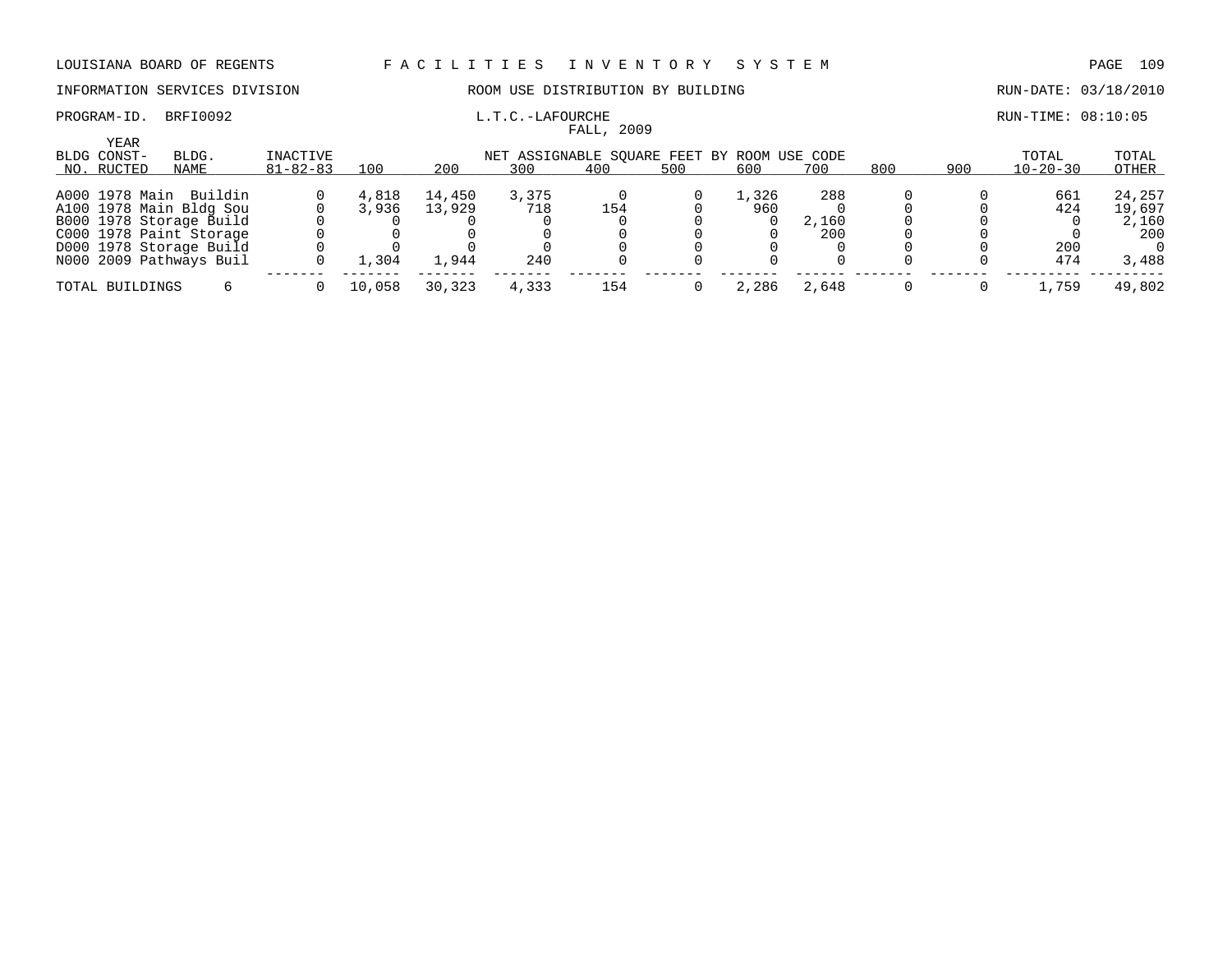LOUISIANA BOARD OF REGENTS — FACILITIES INVENTORY SYSTEM

INFORMATION SERVICES DIVISION — ROOM USE DISTRIBUTION BY BUILDING — RUN-DATE: 03/18/2010

PROGRAM-ID. BRFI0092 — L.T.C.-LAFOURCHE — RUN-TIME: 08:10:05

FALL, 2009

| BLDG NO. | YEAR CONST-RUCTED | BLDG. NAME | INACTIVE 81-82-83 | 100 | 200 | 300 | 400 | 500 | 600 | 700 | 800 | 900 | TOTAL 10-20-30 | TOTAL OTHER |
|---|---|---|---|---|---|---|---|---|---|---|---|---|---|---|
| | | | | NET ASSIGNABLE SQUARE FEET BY ROOM USE CODE | | | | | | | | | | |
| A000 | 1978 | Main Buildin | 0 | 4,818 | 14,450 | 3,375 | 0 | 0 | 1,326 | 288 | 0 | 0 | 661 | 24,257 |
| A100 | 1978 | Main Bldg Sou | 0 | 3,936 | 13,929 | 718 | 154 | 0 | 960 | 0 | 0 | 0 | 424 | 19,697 |
| B000 | 1978 | Storage Build | 0 | 0 | 0 | 0 | 0 | 0 | 0 | 2,160 | 0 | 0 | 0 | 2,160 |
| C000 | 1978 | Paint Storage | 0 | 0 | 0 | 0 | 0 | 0 | 0 | 200 | 0 | 0 | 0 | 200 |
| D000 | 1978 | Storage Build | 0 | 0 | 0 | 0 | 0 | 0 | 0 | 0 | 0 | 0 | 200 | 0 |
| N000 | 2009 | Pathways Buil | 0 | 1,304 | 1,944 | 240 | 0 | 0 | 0 | 0 | 0 | 0 | 474 | 3,488 |
| TOTAL BUILDINGS | | 6 | 0 | 10,058 | 30,323 | 4,333 | 154 | 0 | 2,286 | 2,648 | 0 | 0 | 1,759 | 49,802 |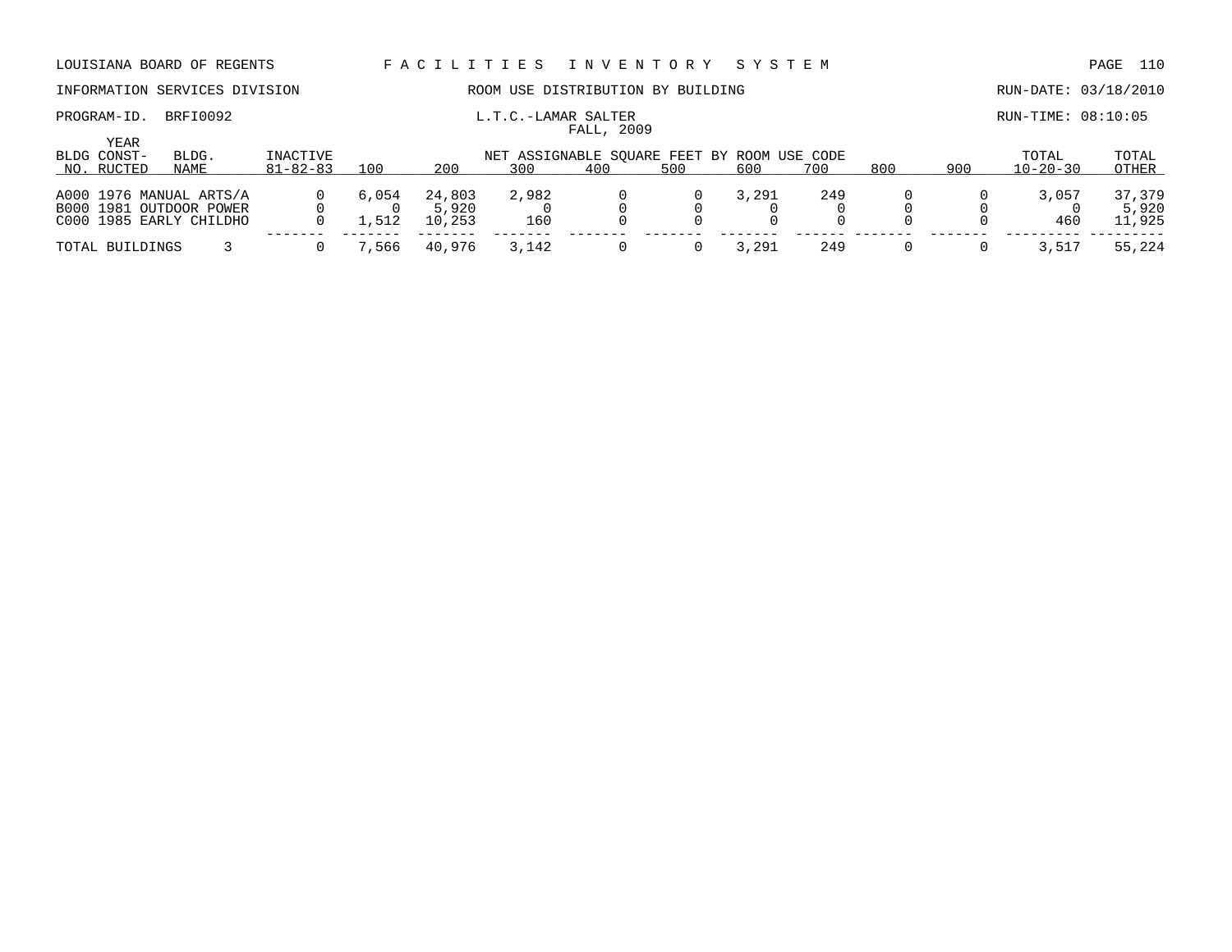LOUISIANA BOARD OF REGENTS — FACILITIES INVENTORY SYSTEM

INFORMATION SERVICES DIVISION — ROOM USE DISTRIBUTION BY BUILDING — RUN-DATE: 03/18/2010

PROGRAM-ID. BRFI0092 — L.T.C.-LAMAR SALTER — RUN-TIME: 08:10:05

FALL, 2009

| BLDG NO. | YEAR CONST-RUCTED | BLDG. NAME | INACTIVE 81-82-83 | 100 | 200 | 300 | 400 | 500 | 600 | 700 | 800 | 900 | TOTAL 10-20-30 | TOTAL OTHER |
|---|---|---|---|---|---|---|---|---|---|---|---|---|---|---|
| | | | | NET ASSIGNABLE SQUARE FEET BY ROOM USE CODE | | | | | | | | | | |
| A000 | 1976 | MANUAL ARTS/A | 0 | 6,054 | 24,803 | 2,982 | 0 | 0 | 3,291 | 249 | 0 | 0 | 3,057 | 37,379 |
| B000 | 1981 | OUTDOOR POWER | 0 | 0 | 5,920 | 0 | 0 | 0 | 0 | 0 | 0 | 0 | 0 | 5,920 |
| C000 | 1985 | EARLY CHILDHO | 0 | 1,512 | 10,253 | 160 | 0 | 0 | 0 | 0 | 0 | 0 | 460 | 11,925 |
| TOTAL BUILDINGS | | 3 | 0 | 7,566 | 40,976 | 3,142 | 0 | 0 | 3,291 | 249 | 0 | 0 | 3,517 | 55,224 |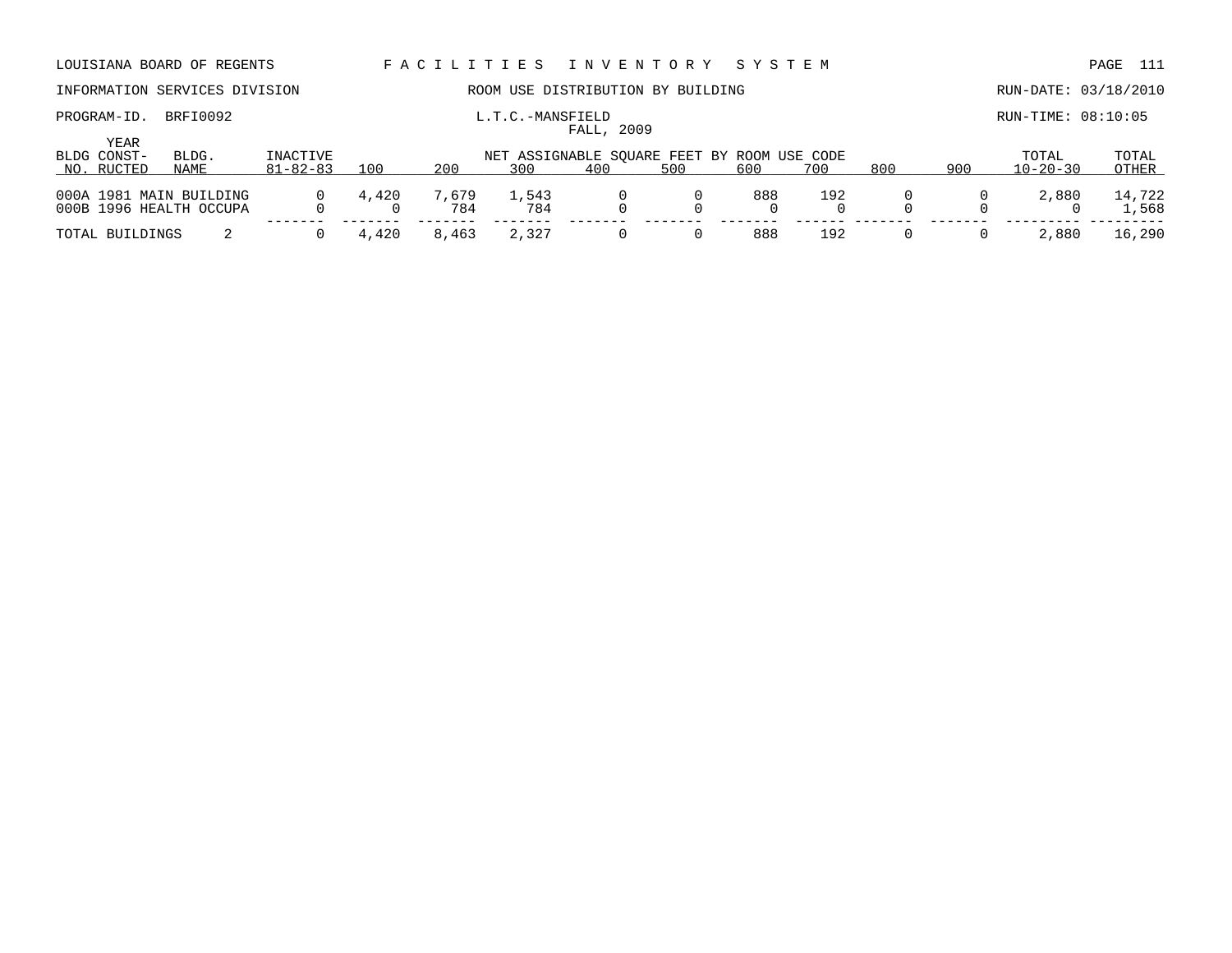LOUISIANA BOARD OF REGENTS — F A C I L I T I E S   I N V E N T O R Y   S Y S T E M

INFORMATION SERVICES DIVISION — ROOM USE DISTRIBUTION BY BUILDING — RUN-DATE: 03/18/2010

PROGRAM-ID. BRFI0092 — L.T.C.-MANSFIELD — RUN-TIME: 08:10:05

FALL, 2009

| BLDG NO. | YEAR CONSTRUCTED | BLDG. NAME | INACTIVE 81-82-83 | 100 | 200 | 300 | 400 | 500 | 600 | 700 | 800 | 900 | TOTAL 10-20-30 | TOTAL OTHER |
|---|---|---|---|---|---|---|---|---|---|---|---|---|---|---|
| 000A | 1981 | MAIN BUILDING | 0 | 4,420 | 7,679 | 1,543 | 0 | 0 | 888 | 192 | 0 | 0 | 2,880 | 14,722 |
| 000B | 1996 | HEALTH OCCUPA | 0 | 0 | 784 | 784 | 0 | 0 | 0 | 0 | 0 | 0 | 0 | 1,568 |
| TOTAL BUILDINGS | | 2 | 0 | 4,420 | 8,463 | 2,327 | 0 | 0 | 888 | 192 | 0 | 0 | 2,880 | 16,290 |

NET ASSIGNABLE SQUARE FEET BY ROOM USE CODE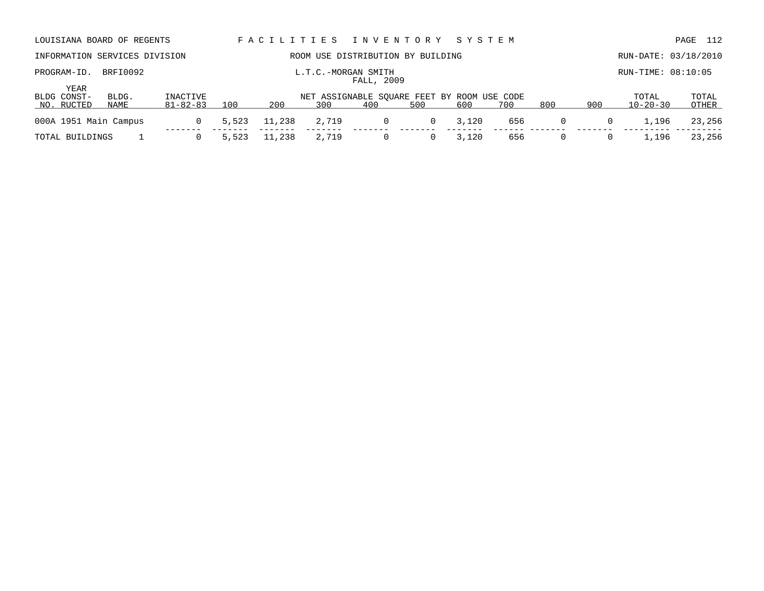LOUISIANA BOARD OF REGENTS — FACILITIES INVENTORY SYSTEM

INFORMATION SERVICES DIVISION — ROOM USE DISTRIBUTION BY BUILDING — RUN-DATE: 03/18/2010

PROGRAM-ID. BRFI0092 — L.T.C.-MORGAN SMITH — RUN-TIME: 08:10:05

FALL, 2009

| BLDG NO. | YEAR CONST-RUCTED | BLDG. NAME | INACTIVE 81-82-83 | 100 | 200 | 300 | 400 | 500 | 600 | 700 | 800 | 900 | TOTAL 10-20-30 | TOTAL OTHER |
|---|---|---|---|---|---|---|---|---|---|---|---|---|---|---|
| | | | | NET ASSIGNABLE SQUARE FEET BY ROOM USE CODE | | | | | | | | | | |
| 000A | 1951 | Main Campus | 0 | 5,523 | 11,238 | 2,719 | 0 | 0 | 3,120 | 656 | 0 | 0 | 1,196 | 23,256 |
| TOTAL BUILDINGS | | 1 | 0 | 5,523 | 11,238 | 2,719 | 0 | 0 | 3,120 | 656 | 0 | 0 | 1,196 | 23,256 |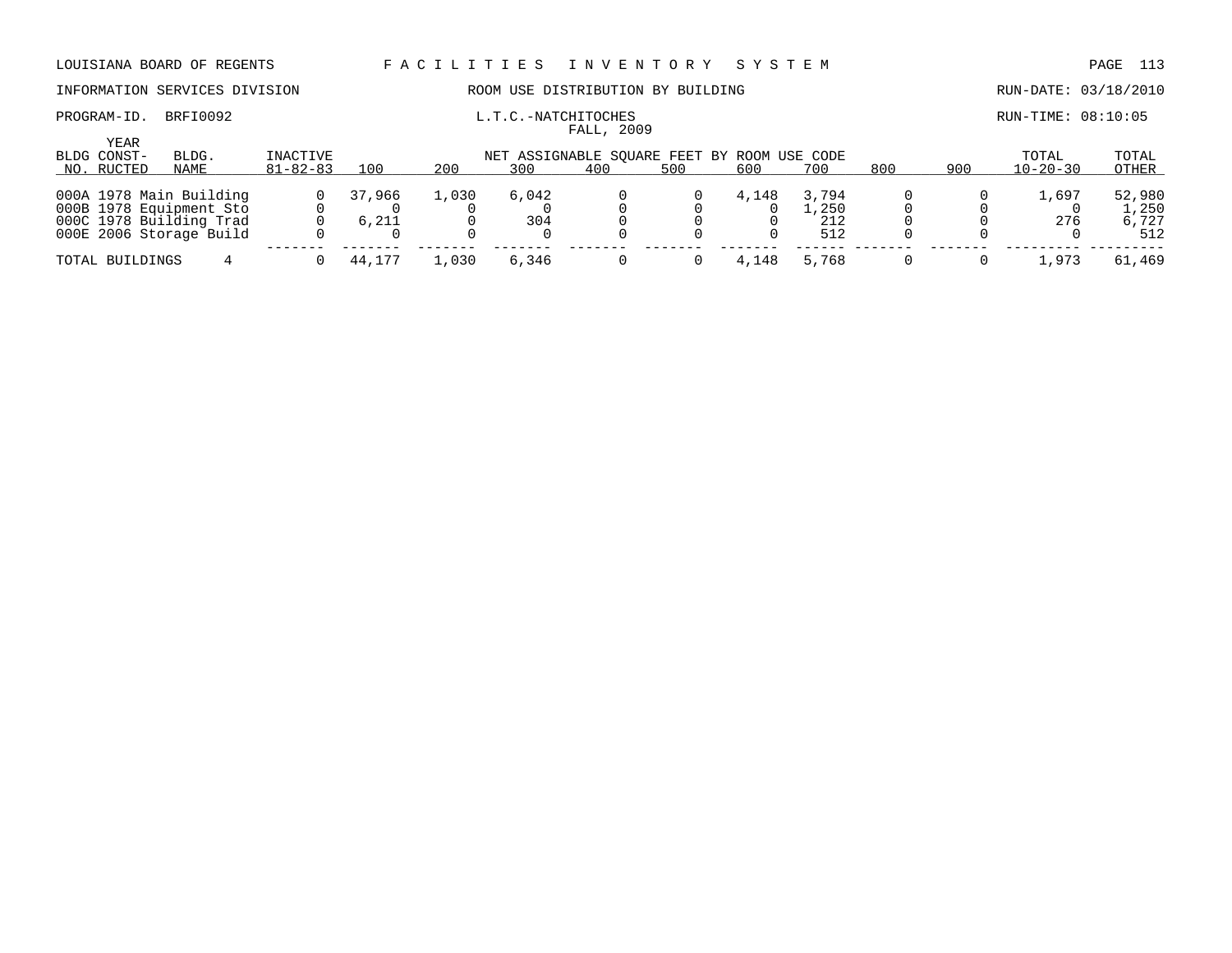LOUISIANA BOARD OF REGENTS — F A C I L I T I E S   I N V E N T O R Y   S Y S T E M

INFORMATION SERVICES DIVISION — ROOM USE DISTRIBUTION BY BUILDING — RUN-DATE: 03/18/2010

PROGRAM-ID. BRFI0092 — L.T.C.-NATCHITOCHES — RUN-TIME: 08:10:05

FALL, 2009

| BLDG NO. | YEAR CONSTRUCTED | BLDG. NAME | INACTIVE 81-82-83 | 100 | 200 | 300 | 400 | 500 | 600 | 700 | 800 | 900 | TOTAL 10-20-30 | TOTAL OTHER |
|---|---|---|---|---|---|---|---|---|---|---|---|---|---|---|
| 000A | 1978 | Main Building | 0 | 37,966 | 1,030 | 6,042 | 0 | 0 | 4,148 | 3,794 | 0 | 0 | 1,697 | 52,980 |
| 000B | 1978 | Equipment Sto | 0 | 0 | 0 | 0 | 0 | 0 | 0 | 1,250 | 0 | 0 | 0 | 1,250 |
| 000C | 1978 | Building Trad | 0 | 6,211 | 0 | 304 | 0 | 0 | 0 | 212 | 0 | 0 | 276 | 6,727 |
| 000E | 2006 | Storage Build | 0 | 0 | 0 | 0 | 0 | 0 | 0 | 512 | 0 | 0 | 0 | 512 |
| TOTAL BUILDINGS | | 4 | 0 | 44,177 | 1,030 | 6,346 | 0 | 0 | 4,148 | 5,768 | 0 | 0 | 1,973 | 61,469 |

NET ASSIGNABLE SQUARE FEET BY ROOM USE CODE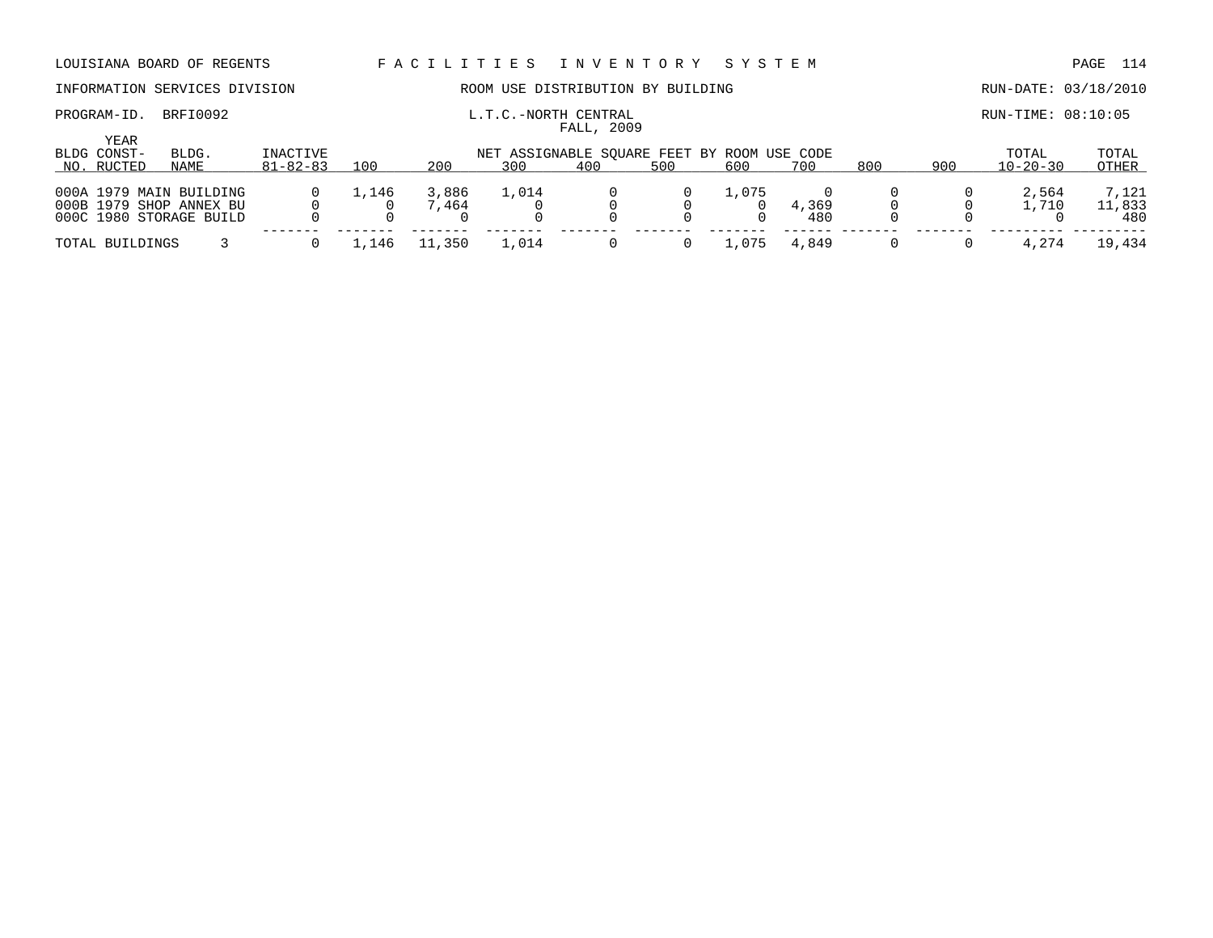LOUISIANA BOARD OF REGENTS — FACILITIES INVENTORY SYSTEM

INFORMATION SERVICES DIVISION — ROOM USE DISTRIBUTION BY BUILDING — RUN-DATE: 03/18/2010

PROGRAM-ID. BRFI0092 — L.T.C.-NORTH CENTRAL — RUN-TIME: 08:10:05

FALL, 2009

| BLDG NO. | YEAR CONST-RUCTED | BLDG. NAME | INACTIVE 81-82-83 | 100 | 200 | 300 | 400 | 500 | 600 | 700 | 800 | 900 | TOTAL 10-20-30 | TOTAL OTHER |
|---|---|---|---|---|---|---|---|---|---|---|---|---|---|---|
| | | | | NET ASSIGNABLE SQUARE FEET BY ROOM USE CODE | | | | | | | | | | |
| 000A | 1979 | MAIN BUILDING | 0 | 1,146 | 3,886 | 1,014 | 0 | 0 | 1,075 | 0 | 0 | 0 | 2,564 | 7,121 |
| 000B | 1979 | SHOP ANNEX BU | 0 | 0 | 7,464 | 0 | 0 | 0 | 0 | 4,369 | 0 | 0 | 1,710 | 11,833 |
| 000C | 1980 | STORAGE BUILD | 0 | 0 | 0 | 0 | 0 | 0 | 0 | 480 | 0 | 0 | 0 | 480 |
| TOTAL BUILDINGS | | 3 | 0 | 1,146 | 11,350 | 1,014 | 0 | 0 | 1,075 | 4,849 | 0 | 0 | 4,274 | 19,434 |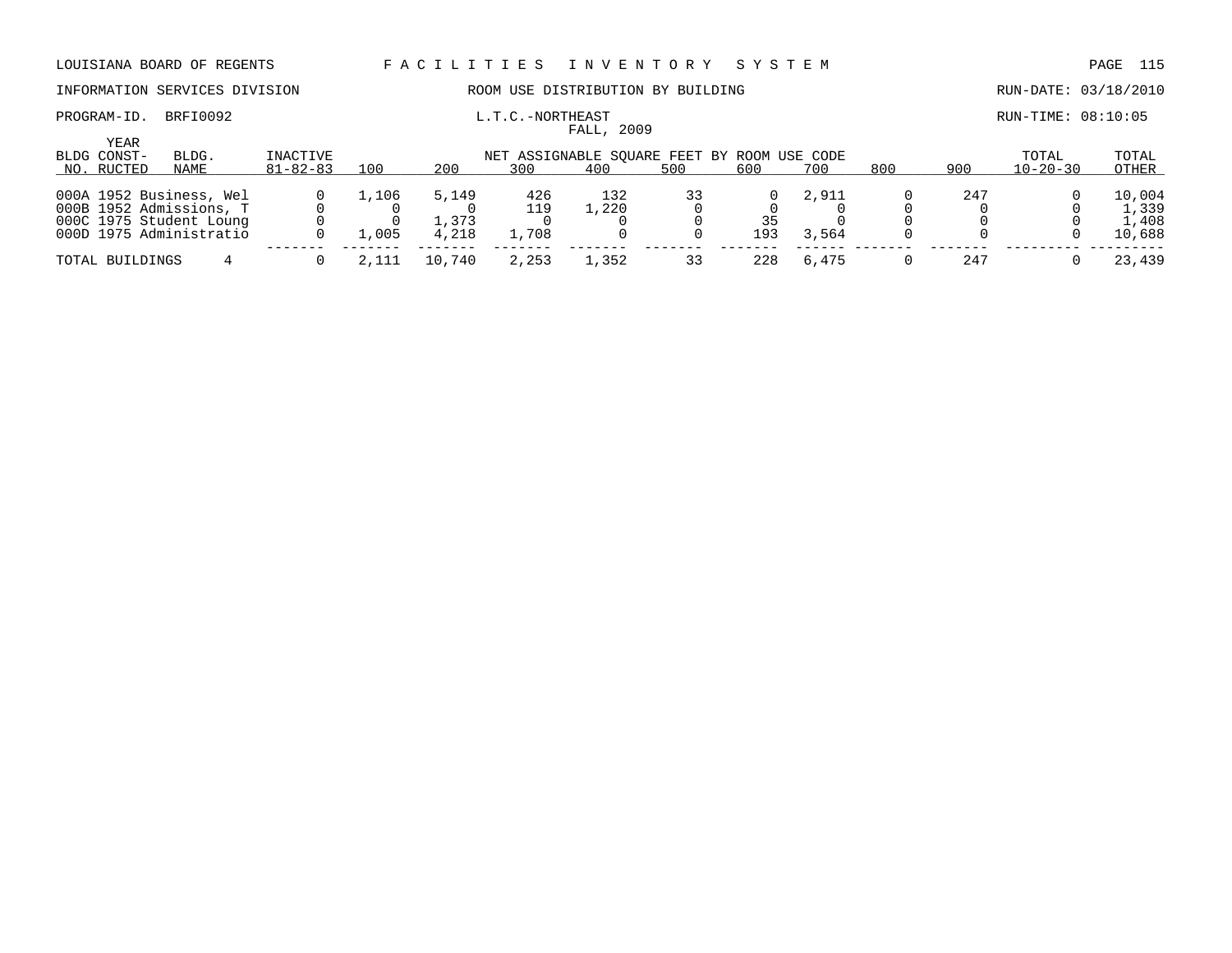LOUISIANA BOARD OF REGENTS — FACILITIES INVENTORY SYSTEM

INFORMATION SERVICES DIVISION — ROOM USE DISTRIBUTION BY BUILDING — RUN-DATE: 03/18/2010

PROGRAM-ID. BRFI0092 — L.T.C.-NORTHEAST — RUN-TIME: 08:10:05

FALL, 2009

| BLDG NO. | YEAR CONST-RUCTED | BLDG. NAME | INACTIVE 81-82-83 | 100 | 200 | 300 | 400 | 500 | 600 | 700 | 800 | 900 | TOTAL 10-20-30 | TOTAL OTHER |
|---|---|---|---|---|---|---|---|---|---|---|---|---|---|---|
| | | | | NET ASSIGNABLE SQUARE FEET BY ROOM USE CODE | | | | | | | | | | |
| 000A | 1952 | Business, Wel | 0 | 1,106 | 5,149 | 426 | 132 | 33 | 0 | 2,911 | 0 | 247 | 0 | 10,004 |
| 000B | 1952 | Admissions, T | 0 | 0 | 0 | 119 | 1,220 | 0 | 0 | 0 | 0 | 0 | 0 | 1,339 |
| 000C | 1975 | Student Loung | 0 | 0 | 1,373 | 0 | 0 | 0 | 35 | 0 | 0 | 0 | 0 | 1,408 |
| 000D | 1975 | Administratio | 0 | 1,005 | 4,218 | 1,708 | 0 | 0 | 193 | 3,564 | 0 | 0 | 0 | 10,688 |
| TOTAL BUILDINGS | | 4 | 0 | 2,111 | 10,740 | 2,253 | 1,352 | 33 | 228 | 6,475 | 0 | 247 | 0 | 23,439 |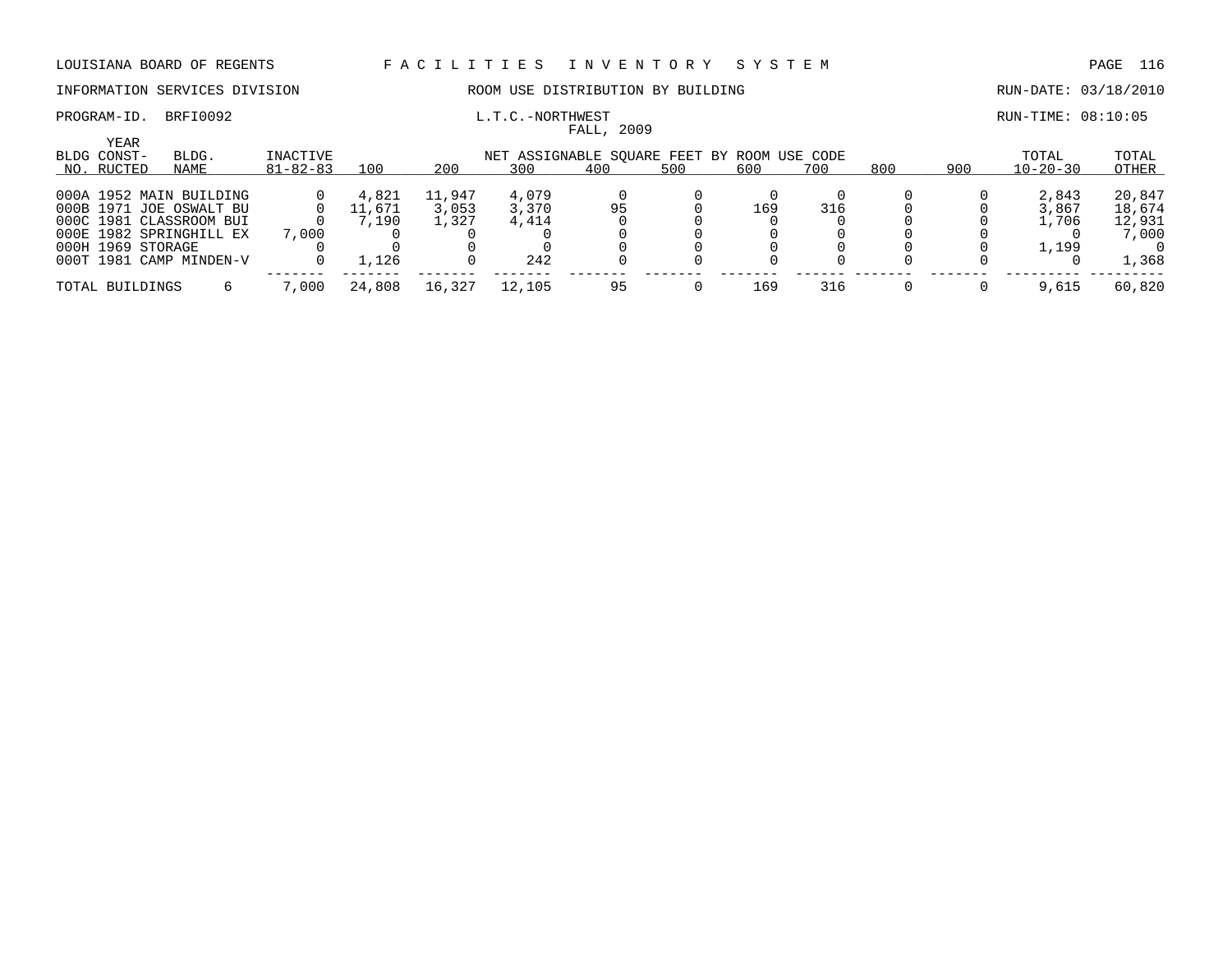LOUISIANA BOARD OF REGENTS — FACILITIES INVENTORY SYSTEM

INFORMATION SERVICES DIVISION — ROOM USE DISTRIBUTION BY BUILDING — RUN-DATE: 03/18/2010

PROGRAM-ID. BRFI0092 — L.T.C.-NORTHWEST — RUN-TIME: 08:10:05

FALL, 2009

| BLDG NO. | YEAR CONST-RUCTED | BLDG. NAME | INACTIVE 81-82-83 | 100 | 200 | 300 | 400 | 500 | 600 | 700 | 800 | 900 | TOTAL 10-20-30 | TOTAL OTHER |
|---|---|---|---|---|---|---|---|---|---|---|---|---|---|---|
| | | | | NET ASSIGNABLE SQUARE FEET BY ROOM USE CODE | | | | | | | | | | |
| 000A | 1952 | MAIN BUILDING | 0 | 4,821 | 11,947 | 4,079 | 0 | 0 | 0 | 0 | 0 | 0 | 2,843 | 20,847 |
| 000B | 1971 | JOE OSWALT BU | 0 | 11,671 | 3,053 | 3,370 | 95 | 0 | 169 | 316 | 0 | 0 | 3,867 | 18,674 |
| 000C | 1981 | CLASSROOM BUI | 0 | 7,190 | 1,327 | 4,414 | 0 | 0 | 0 | 0 | 0 | 0 | 1,706 | 12,931 |
| 000E | 1982 | SPRINGHILL EX | 7,000 | 0 | 0 | 0 | 0 | 0 | 0 | 0 | 0 | 0 | 0 | 7,000 |
| 000H | 1969 | STORAGE | 0 | 0 | 0 | 0 | 0 | 0 | 0 | 0 | 0 | 0 | 1,199 | 0 |
| 000T | 1981 | CAMP MINDEN-V | 0 | 1,126 | 0 | 242 | 0 | 0 | 0 | 0 | 0 | 0 | 0 | 1,368 |
| TOTAL BUILDINGS | | 6 | 7,000 | 24,808 | 16,327 | 12,105 | 95 | 0 | 169 | 316 | 0 | 0 | 9,615 | 60,820 |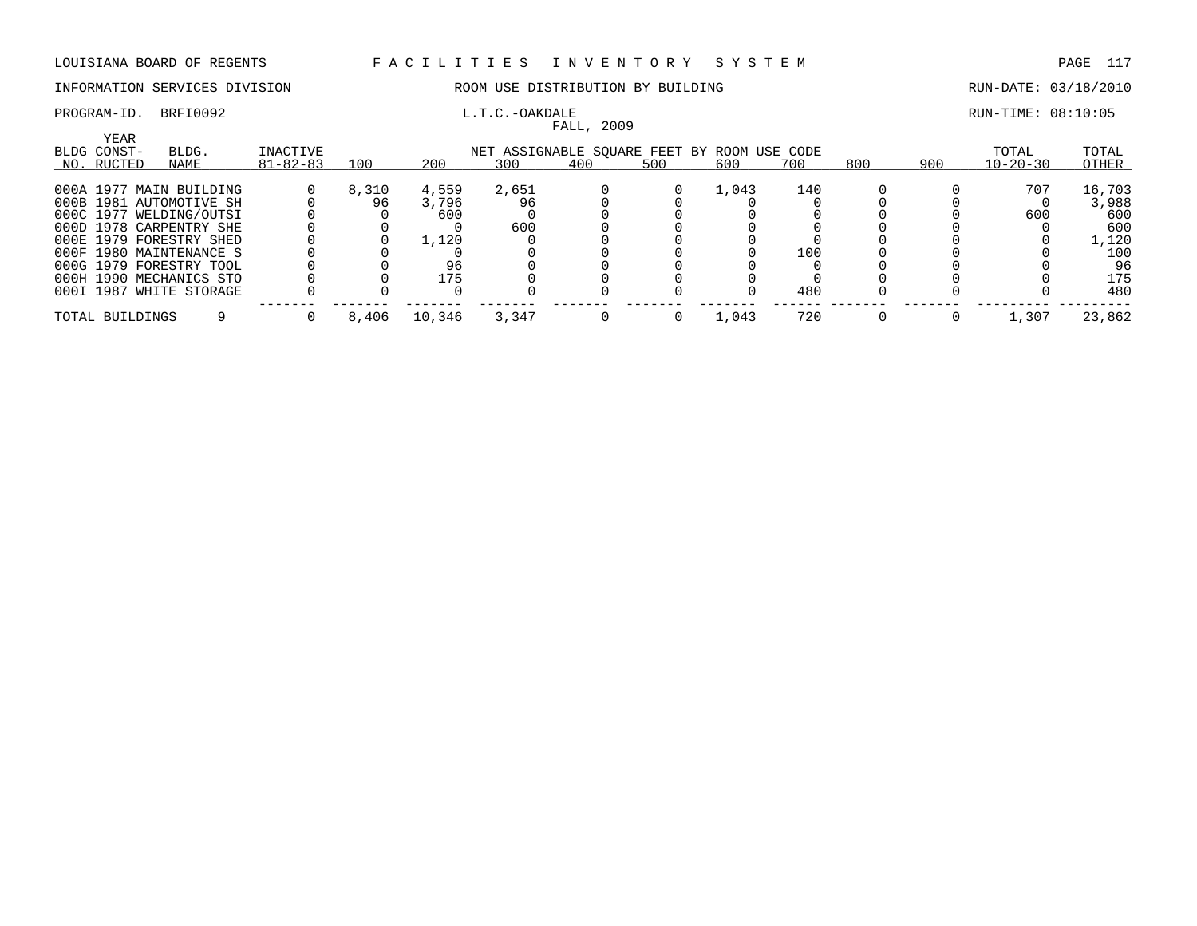LOUISIANA BOARD OF REGENTS — FACILITIES INVENTORY SYSTEM

INFORMATION SERVICES DIVISION — ROOM USE DISTRIBUTION BY BUILDING — RUN-DATE: 03/18/2010

PROGRAM-ID. BRFI0092 — L.T.C.-OAKDALE — RUN-TIME: 08:10:05

FALL, 2009

| BLDG NO. | YEAR CONST-RUCTED | BLDG. NAME | INACTIVE 81-82-83 | 100 | 200 | 300 | 400 | 500 | 600 | 700 | 800 | 900 | TOTAL 10-20-30 | TOTAL OTHER |
|---|---|---|---|---|---|---|---|---|---|---|---|---|---|---|
| | | | | NET ASSIGNABLE SQUARE FEET BY ROOM USE CODE | | | | | | | | | | |
| 000A | 1977 | MAIN BUILDING | 0 | 8,310 | 4,559 | 2,651 | 0 | 0 | 1,043 | 140 | 0 | 0 | 707 | 16,703 |
| 000B | 1981 | AUTOMOTIVE SH | 0 | 96 | 3,796 | 96 | 0 | 0 | 0 | 0 | 0 | 0 | 0 | 3,988 |
| 000C | 1977 | WELDING/OUTSI | 0 | 0 | 600 | 0 | 0 | 0 | 0 | 0 | 0 | 0 | 600 | 600 |
| 000D | 1978 | CARPENTRY SHE | 0 | 0 | 0 | 600 | 0 | 0 | 0 | 0 | 0 | 0 | 0 | 600 |
| 000E | 1979 | FORESTRY SHED | 0 | 0 | 1,120 | 0 | 0 | 0 | 0 | 0 | 0 | 0 | 0 | 1,120 |
| 000F | 1980 | MAINTENANCE S | 0 | 0 | 0 | 0 | 0 | 0 | 0 | 100 | 0 | 0 | 0 | 100 |
| 000G | 1979 | FORESTRY TOOL | 0 | 0 | 96 | 0 | 0 | 0 | 0 | 0 | 0 | 0 | 0 | 96 |
| 000H | 1990 | MECHANICS STO | 0 | 0 | 175 | 0 | 0 | 0 | 0 | 0 | 0 | 0 | 0 | 175 |
| 000I | 1987 | WHITE STORAGE | 0 | 0 | 0 | 0 | 0 | 0 | 0 | 480 | 0 | 0 | 0 | 480 |
| TOTAL BUILDINGS | | 9 | 0 | 8,406 | 10,346 | 3,347 | 0 | 0 | 1,043 | 720 | 0 | 0 | 1,307 | 23,862 |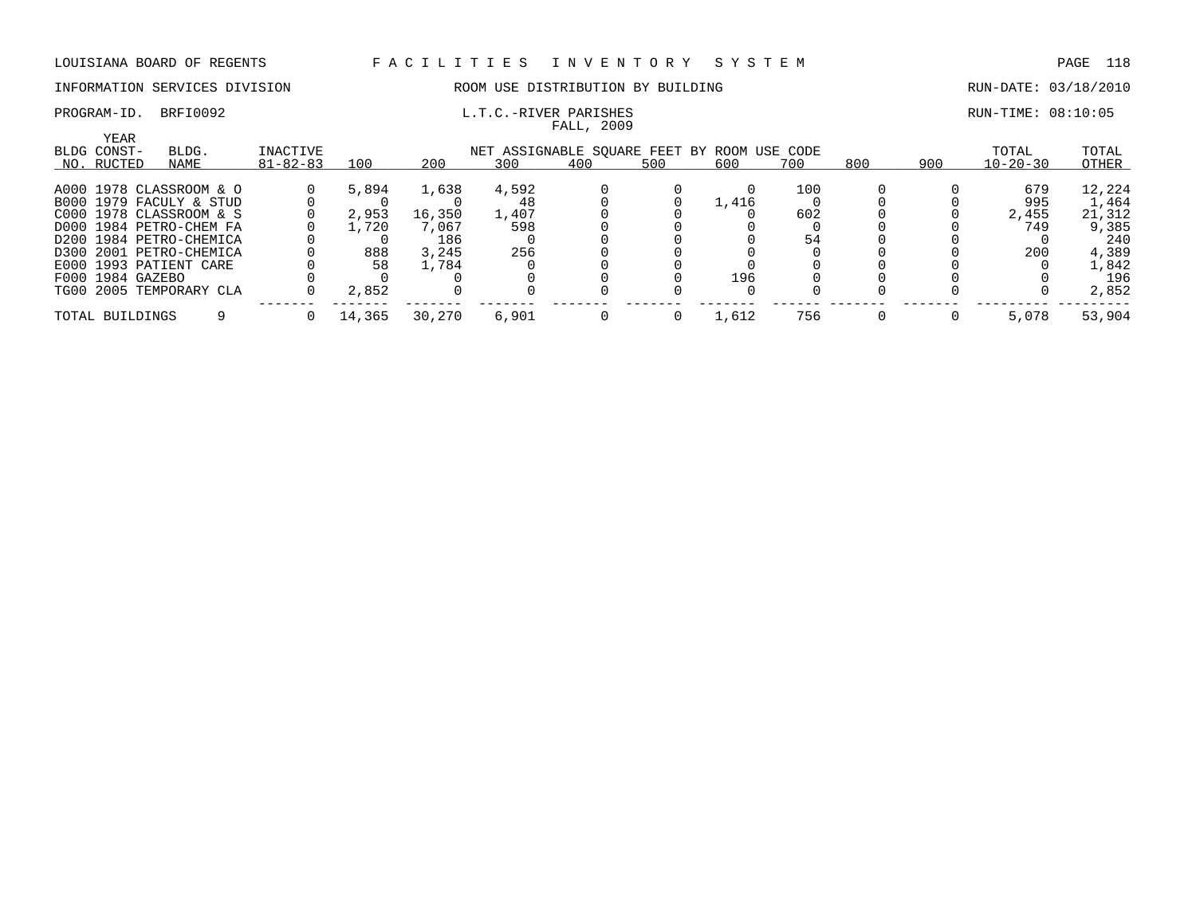LOUISIANA BOARD OF REGENTS — FACILITIES INVENTORY SYSTEM

INFORMATION SERVICES DIVISION — ROOM USE DISTRIBUTION BY BUILDING — RUN-DATE: 03/18/2010

PROGRAM-ID. BRFI0092 — L.T.C.-RIVER PARISHES — RUN-TIME: 08:10:05

FALL, 2009

| BLDG NO. | YEAR CONST-RUCTED | BLDG. NAME | INACTIVE 81-82-83 | 100 | 200 | 300 | 400 | 500 | 600 | 700 | 800 | 900 | TOTAL 10-20-30 | TOTAL OTHER |
|---|---|---|---|---|---|---|---|---|---|---|---|---|---|---|
| | | | | NET ASSIGNABLE SQUARE FEET BY ROOM USE CODE | | | | | | | | | | |
| A000 | 1978 | CLASSROOM & O | 0 | 5,894 | 1,638 | 4,592 | 0 | 0 | 0 | 100 | 0 | 0 | 679 | 12,224 |
| B000 | 1979 | FACULY & STUD | 0 | 0 | 0 | 48 | 0 | 0 | 1,416 | 0 | 0 | 0 | 995 | 1,464 |
| C000 | 1978 | CLASSROOM & S | 0 | 2,953 | 16,350 | 1,407 | 0 | 0 | 0 | 602 | 0 | 0 | 2,455 | 21,312 |
| D000 | 1984 | PETRO-CHEM FA | 0 | 1,720 | 7,067 | 598 | 0 | 0 | 0 | 0 | 0 | 0 | 749 | 9,385 |
| D200 | 1984 | PETRO-CHEMICA | 0 | 0 | 186 | 0 | 0 | 0 | 0 | 54 | 0 | 0 | 0 | 240 |
| D300 | 2001 | PETRO-CHEMICA | 0 | 888 | 3,245 | 256 | 0 | 0 | 0 | 0 | 0 | 0 | 200 | 4,389 |
| E000 | 1993 | PATIENT CARE | 0 | 58 | 1,784 | 0 | 0 | 0 | 0 | 0 | 0 | 0 | 0 | 1,842 |
| F000 | 1984 | GAZEBO | 0 | 0 | 0 | 0 | 0 | 0 | 196 | 0 | 0 | 0 | 0 | 196 |
| TG00 | 2005 | TEMPORARY CLA | 0 | 2,852 | 0 | 0 | 0 | 0 | 0 | 0 | 0 | 0 | 0 | 2,852 |
| TOTAL BUILDINGS | | 9 | 0 | 14,365 | 30,270 | 6,901 | 0 | 0 | 1,612 | 756 | 0 | 0 | 5,078 | 53,904 |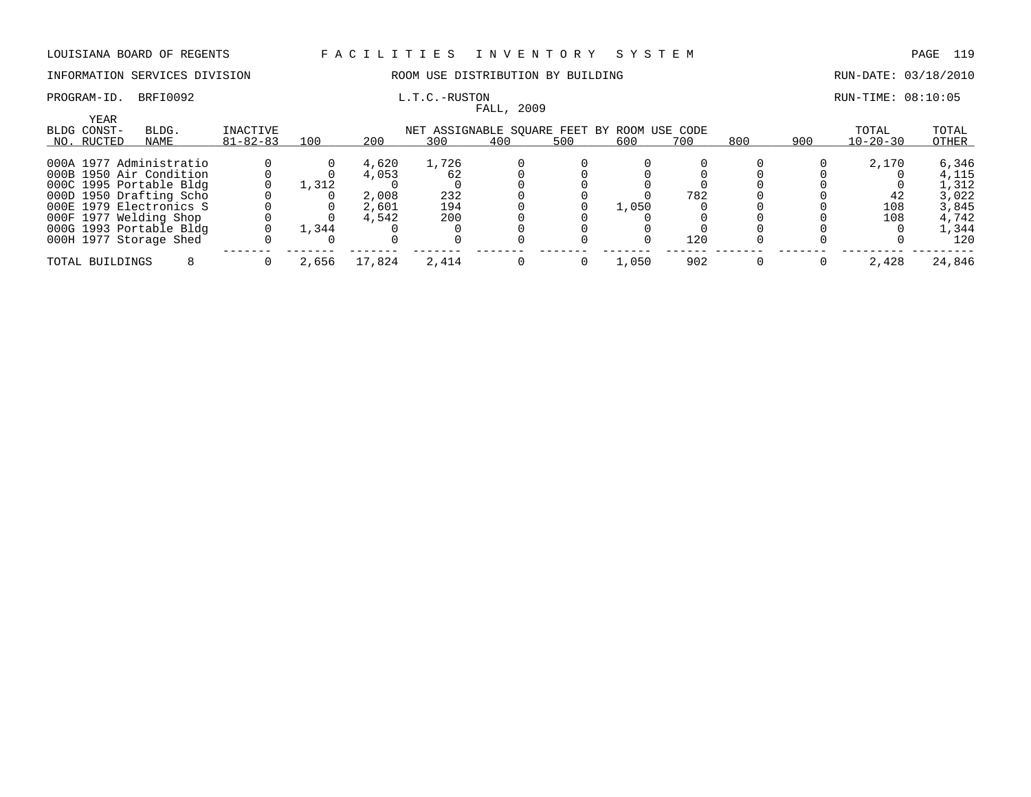LOUISIANA BOARD OF REGENTS — F A C I L I T I E S   I N V E N T O R Y   S Y S T E M

INFORMATION SERVICES DIVISION — ROOM USE DISTRIBUTION BY BUILDING — RUN-DATE: 03/18/2010

PROGRAM-ID. BRFI0092 — L.T.C.-RUSTON — RUN-TIME: 08:10:05

FALL, 2009

| BLDG NO. | YEAR CONST-RUCTED | BLDG. NAME | INACTIVE 81-82-83 | 100 | 200 | 300 | 400 | 500 | 600 | 700 | 800 | 900 | TOTAL 10-20-30 | TOTAL OTHER |
|---|---|---|---|---|---|---|---|---|---|---|---|---|---|---|
| | | | | NET ASSIGNABLE SQUARE FEET BY ROOM USE CODE | | | | | | | | | | |
| 000A | 1977 | Administratio | 0 | 0 | 4,620 | 1,726 | 0 | 0 | 0 | 0 | 0 | 0 | 2,170 | 6,346 |
| 000B | 1950 | Air Condition | 0 | 0 | 4,053 | 62 | 0 | 0 | 0 | 0 | 0 | 0 | 0 | 4,115 |
| 000C | 1995 | Portable Bldg | 0 | 1,312 | 0 | 0 | 0 | 0 | 0 | 0 | 0 | 0 | 0 | 1,312 |
| 000D | 1950 | Drafting Scho | 0 | 0 | 2,008 | 232 | 0 | 0 | 0 | 782 | 0 | 0 | 42 | 3,022 |
| 000E | 1979 | Electronics S | 0 | 0 | 2,601 | 194 | 0 | 0 | 1,050 | 0 | 0 | 0 | 108 | 3,845 |
| 000F | 1977 | Welding Shop | 0 | 0 | 4,542 | 200 | 0 | 0 | 0 | 0 | 0 | 0 | 108 | 4,742 |
| 000G | 1993 | Portable Bldg | 0 | 1,344 | 0 | 0 | 0 | 0 | 0 | 0 | 0 | 0 | 0 | 1,344 |
| 000H | 1977 | Storage Shed | 0 | 0 | 0 | 0 | 0 | 0 | 0 | 120 | 0 | 0 | 0 | 120 |
| TOTAL BUILDINGS | | 8 | 0 | 2,656 | 17,824 | 2,414 | 0 | 0 | 1,050 | 902 | 0 | 0 | 2,428 | 24,846 |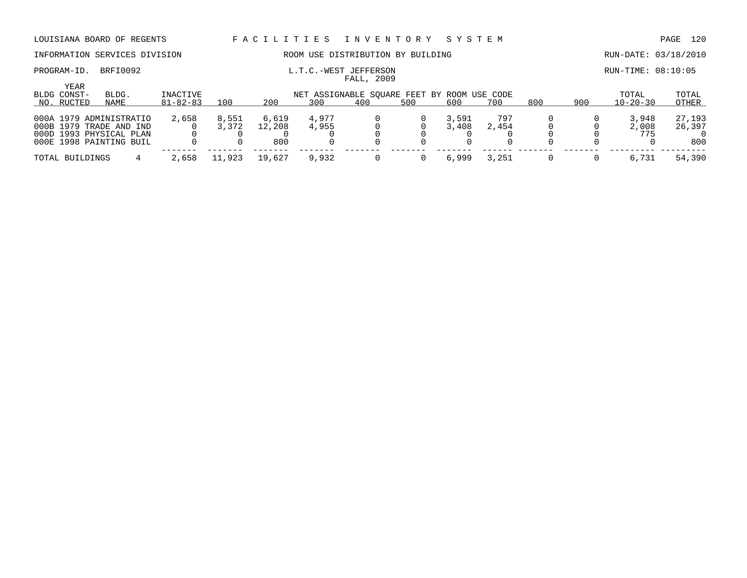LOUISIANA BOARD OF REGENTS — FACILITIES INVENTORY SYSTEM

INFORMATION SERVICES DIVISION — ROOM USE DISTRIBUTION BY BUILDING — RUN-DATE: 03/18/2010

PROGRAM-ID. BRFI0092 — L.T.C.-WEST JEFFERSON — RUN-TIME: 08:10:05

FALL, 2009

| BLDG NO. | YEAR CONST-RUCTED | BLDG. NAME | INACTIVE 81-82-83 | 100 | 200 | 300 | 400 | 500 | 600 | 700 | 800 | 900 | TOTAL 10-20-30 | TOTAL OTHER |
|---|---|---|---|---|---|---|---|---|---|---|---|---|---|---|
| | | | | NET ASSIGNABLE SQUARE FEET BY ROOM USE CODE | | | | | | | | | | |
| 000A | 1979 | ADMINISTRATIO | 2,658 | 8,551 | 6,619 | 4,977 | 0 | 0 | 3,591 | 797 | 0 | 0 | 3,948 | 27,193 |
| 000B | 1979 | TRADE AND IND | 0 | 3,372 | 12,208 | 4,955 | 0 | 0 | 3,408 | 2,454 | 0 | 0 | 2,008 | 26,397 |
| 000D | 1993 | PHYSICAL PLAN | 0 | 0 | 0 | 0 | 0 | 0 | 0 | 0 | 0 | 0 | 775 | 0 |
| 000E | 1998 | PAINTING BUIL | 0 | 0 | 800 | 0 | 0 | 0 | 0 | 0 | 0 | 0 | 0 | 800 |
| TOTAL BUILDINGS | | 4 | 2,658 | 11,923 | 19,627 | 9,932 | 0 | 0 | 6,999 | 3,251 | 0 | 0 | 6,731 | 54,390 |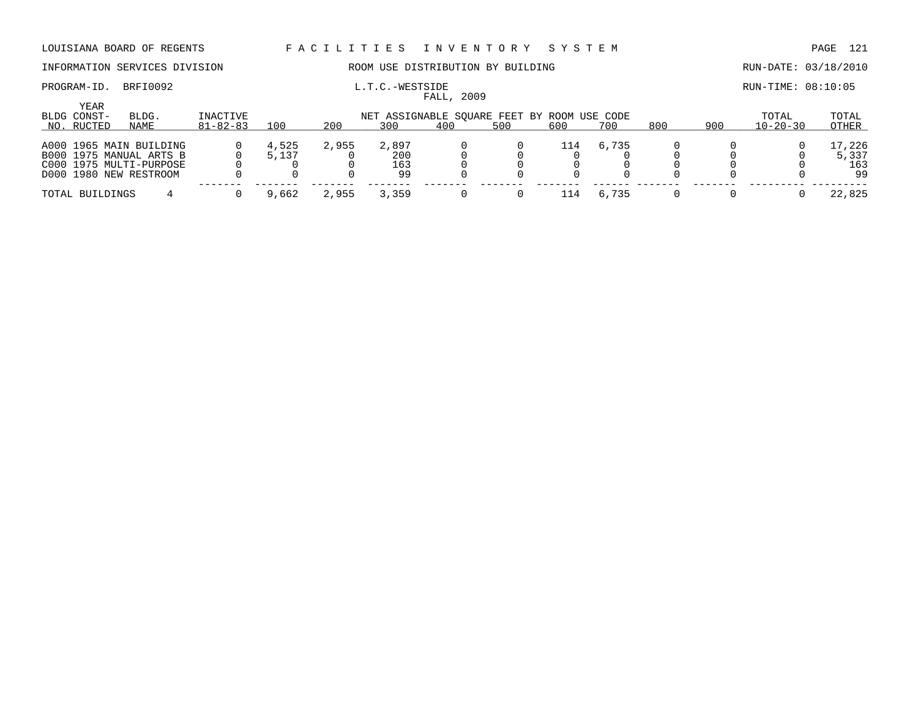LOUISIANA BOARD OF REGENTS — FACILITIES INVENTORY SYSTEM

INFORMATION SERVICES DIVISION — ROOM USE DISTRIBUTION BY BUILDING — RUN-DATE: 03/18/2010

PROGRAM-ID. BRFI0092 — L.T.C.-WESTSIDE — RUN-TIME: 08:10:05

FALL, 2009

| BLDG NO. | YEAR CONST-RUCTED | BLDG. NAME | INACTIVE 81-82-83 | 100 | 200 | 300 | 400 | 500 | 600 | 700 | 800 | 900 | TOTAL 10-20-30 | TOTAL OTHER |
|---|---|---|---|---|---|---|---|---|---|---|---|---|---|---|
| | | | | NET ASSIGNABLE SQUARE FEET BY ROOM USE CODE | | | | | | | | | | |
| A000 | 1965 | MAIN BUILDING | 0 | 4,525 | 2,955 | 2,897 | 0 | 0 | 114 | 6,735 | 0 | 0 | 0 | 17,226 |
| B000 | 1975 | MANUAL ARTS B | 0 | 5,137 | 0 | 200 | 0 | 0 | 0 | 0 | 0 | 0 | 0 | 5,337 |
| C000 | 1975 | MULTI-PURPOSE | 0 | 0 | 0 | 163 | 0 | 0 | 0 | 0 | 0 | 0 | 0 | 163 |
| D000 | 1980 | NEW RESTROOM | 0 | 0 | 0 | 99 | 0 | 0 | 0 | 0 | 0 | 0 | 0 | 99 |
| TOTAL BUILDINGS | | 4 | 0 | 9,662 | 2,955 | 3,359 | 0 | 0 | 114 | 6,735 | 0 | 0 | 0 | 22,825 |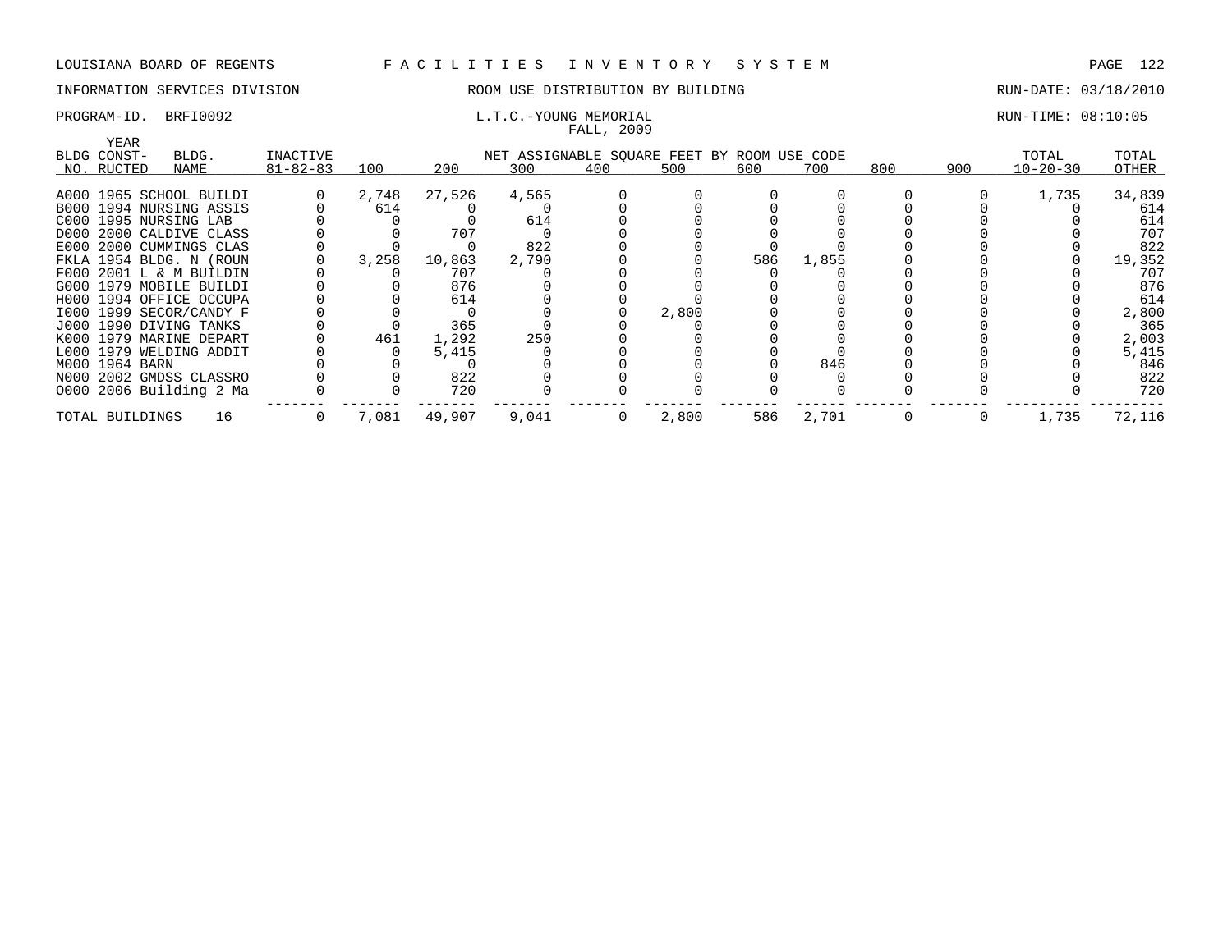LOUISIANA BOARD OF REGENTS — FACILITIES INVENTORY SYSTEM

INFORMATION SERVICES DIVISION — ROOM USE DISTRIBUTION BY BUILDING — RUN-DATE: 03/18/2010

PROGRAM-ID. BRFI0092 — L.T.C.-YOUNG MEMORIAL — RUN-TIME: 08:10:05

FALL, 2009

| BLDG NO. | YEAR CONST-RUCTED | BLDG. NAME | INACTIVE 81-82-83 | 100 | 200 | 300 | 400 | 500 | 600 | 700 | 800 | 900 | TOTAL 10-20-30 | TOTAL OTHER |
|---|---|---|---|---|---|---|---|---|---|---|---|---|---|---|
| | | | | NET ASSIGNABLE SQUARE FEET BY ROOM USE CODE | | | | | | | | | | |
| A000 | 1965 | SCHOOL BUILDI | 0 | 2,748 | 27,526 | 4,565 | 0 | 0 | 0 | 0 | 0 | 0 | 1,735 | 34,839 |
| B000 | 1994 | NURSING ASSIS | 0 | 614 | 0 | 0 | 0 | 0 | 0 | 0 | 0 | 0 | 0 | 614 |
| C000 | 1995 | NURSING LAB | 0 | 0 | 0 | 614 | 0 | 0 | 0 | 0 | 0 | 0 | 0 | 614 |
| D000 | 2000 | CALDIVE CLASS | 0 | 0 | 707 | 0 | 0 | 0 | 0 | 0 | 0 | 0 | 0 | 707 |
| E000 | 2000 | CUMMINGS CLAS | 0 | 0 | 0 | 822 | 0 | 0 | 0 | 0 | 0 | 0 | 0 | 822 |
| FKLA | 1954 | BLDG. N (ROUN | 0 | 3,258 | 10,863 | 2,790 | 0 | 0 | 586 | 1,855 | 0 | 0 | 0 | 19,352 |
| F000 | 2001 | L & M BUILDIN | 0 | 0 | 707 | 0 | 0 | 0 | 0 | 0 | 0 | 0 | 0 | 707 |
| G000 | 1979 | MOBILE BUILDI | 0 | 0 | 876 | 0 | 0 | 0 | 0 | 0 | 0 | 0 | 0 | 876 |
| H000 | 1994 | OFFICE OCCUPA | 0 | 0 | 614 | 0 | 0 | 0 | 0 | 0 | 0 | 0 | 0 | 614 |
| I000 | 1999 | SECOR/CANDY F | 0 | 0 | 0 | 0 | 0 | 2,800 | 0 | 0 | 0 | 0 | 0 | 2,800 |
| J000 | 1990 | DIVING TANKS | 0 | 0 | 365 | 0 | 0 | 0 | 0 | 0 | 0 | 0 | 0 | 365 |
| K000 | 1979 | MARINE DEPART | 0 | 461 | 1,292 | 250 | 0 | 0 | 0 | 0 | 0 | 0 | 0 | 2,003 |
| L000 | 1979 | WELDING ADDIT | 0 | 0 | 5,415 | 0 | 0 | 0 | 0 | 0 | 0 | 0 | 0 | 5,415 |
| M000 | 1964 | BARN | 0 | 0 | 0 | 0 | 0 | 0 | 0 | 846 | 0 | 0 | 0 | 846 |
| N000 | 2002 | GMDSS CLASSRO | 0 | 0 | 822 | 0 | 0 | 0 | 0 | 0 | 0 | 0 | 0 | 822 |
| O000 | 2006 | Building 2 Ma | 0 | 0 | 720 | 0 | 0 | 0 | 0 | 0 | 0 | 0 | 0 | 720 |
| TOTAL BUILDINGS | | 16 | 0 | 7,081 | 49,907 | 9,041 | 0 | 2,800 | 586 | 2,701 | 0 | 0 | 1,735 | 72,116 |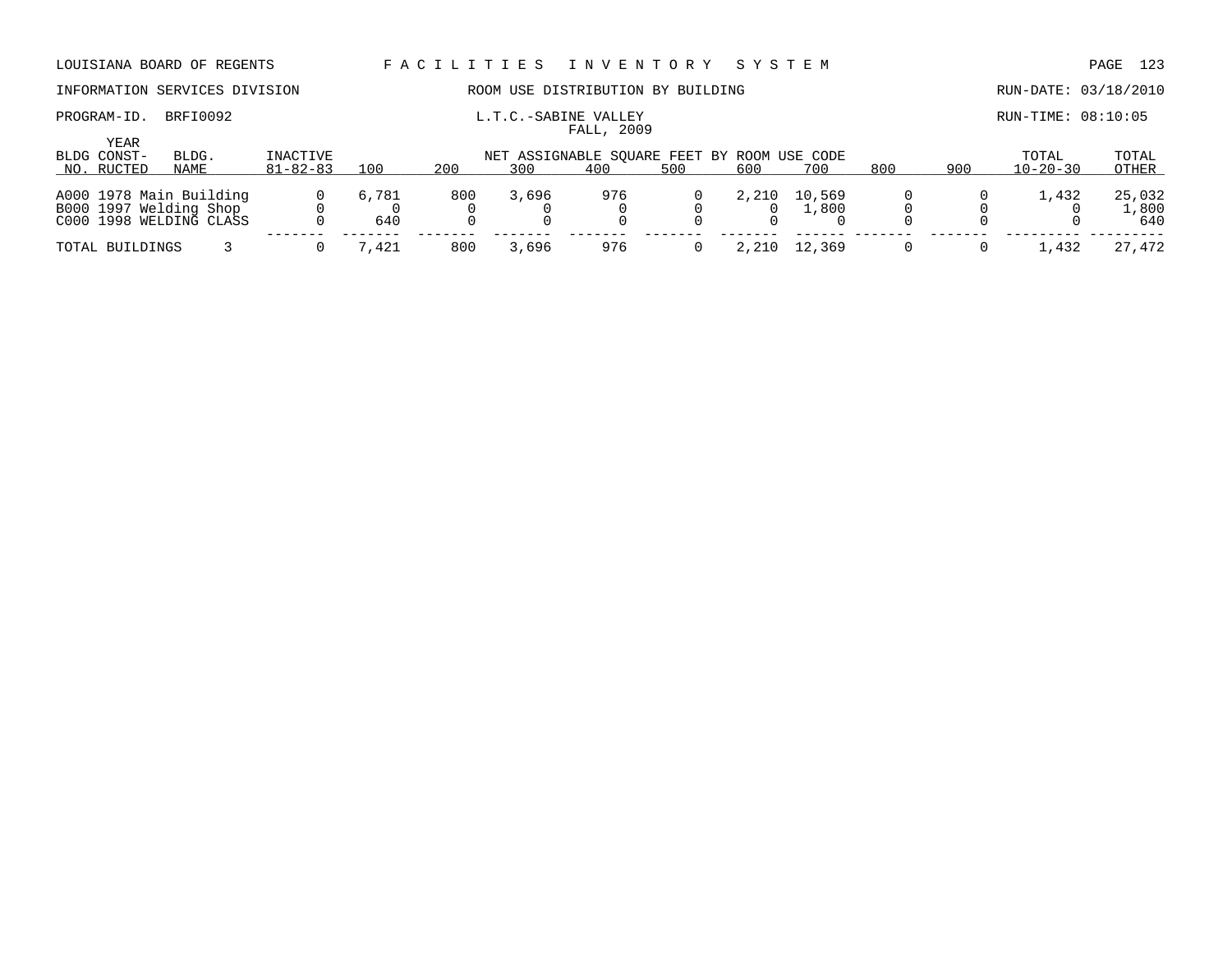LOUISIANA BOARD OF REGENTS — FACILITIES INVENTORY SYSTEM

INFORMATION SERVICES DIVISION — ROOM USE DISTRIBUTION BY BUILDING — RUN-DATE: 03/18/2010

PROGRAM-ID. BRFI0092 — L.T.C.-SABINE VALLEY — RUN-TIME: 08:10:05

FALL, 2009

| BLDG NO. | YEAR CONST-RUCTED | BLDG. NAME | INACTIVE 81-82-83 | 100 | 200 | 300 | 400 | 500 | 600 | 700 | 800 | 900 | TOTAL 10-20-30 | TOTAL OTHER |
|---|---|---|---|---|---|---|---|---|---|---|---|---|---|---|
| | | | | NET ASSIGNABLE SQUARE FEET BY ROOM USE CODE | | | | | | | | | | |
| A000 | 1978 | Main Building | 0 | 6,781 | 800 | 3,696 | 976 | 0 | 2,210 | 10,569 | 0 | 0 | 1,432 | 25,032 |
| B000 | 1997 | Welding Shop | 0 | 0 | 0 | 0 | 0 | 0 | 0 | 1,800 | 0 | 0 | 0 | 1,800 |
| C000 | 1998 | WELDING CLASS | 0 | 640 | 0 | 0 | 0 | 0 | 0 | 0 | 0 | 0 | 0 | 640 |
| TOTAL BUILDINGS | | 3 | 0 | 7,421 | 800 | 3,696 | 976 | 0 | 2,210 | 12,369 | 0 | 0 | 1,432 | 27,472 |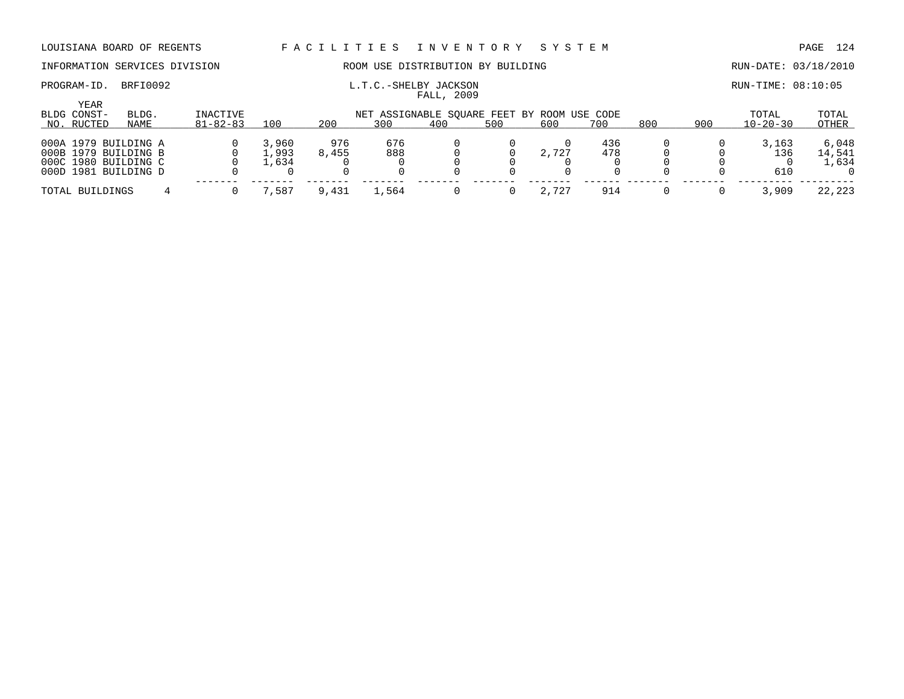LOUISIANA BOARD OF REGENTS — F A C I L I T I E S   I N V E N T O R Y   S Y S T E M

INFORMATION SERVICES DIVISION — ROOM USE DISTRIBUTION BY BUILDING — RUN-DATE: 03/18/2010

PROGRAM-ID. BRFI0092 — L.T.C.-SHELBY JACKSON — RUN-TIME: 08:10:05

FALL, 2009

| BLDG NO. | YEAR CONST-RUCTED | BLDG. NAME | INACTIVE 81-82-83 | 100 | 200 | 300 | 400 | 500 | 600 | 700 | 800 | 900 | TOTAL 10-20-30 | TOTAL OTHER |
|---|---|---|---|---|---|---|---|---|---|---|---|---|---|---|
| | | | | NET ASSIGNABLE SQUARE FEET BY ROOM USE CODE | | | | | | | | | | |
| 000A | 1979 | BUILDING A | 0 | 3,960 | 976 | 676 | 0 | 0 | 0 | 436 | 0 | 0 | 3,163 | 6,048 |
| 000B | 1979 | BUILDING B | 0 | 1,993 | 8,455 | 888 | 0 | 0 | 2,727 | 478 | 0 | 0 | 136 | 14,541 |
| 000C | 1980 | BUILDING C | 0 | 1,634 | 0 | 0 | 0 | 0 | 0 | 0 | 0 | 0 | 0 | 1,634 |
| 000D | 1981 | BUILDING D | 0 | 0 | 0 | 0 | 0 | 0 | 0 | 0 | 0 | 0 | 610 | 0 |
| TOTAL BUILDINGS | | 4 | 0 | 7,587 | 9,431 | 1,564 | 0 | 0 | 2,727 | 914 | 0 | 0 | 3,909 | 22,223 |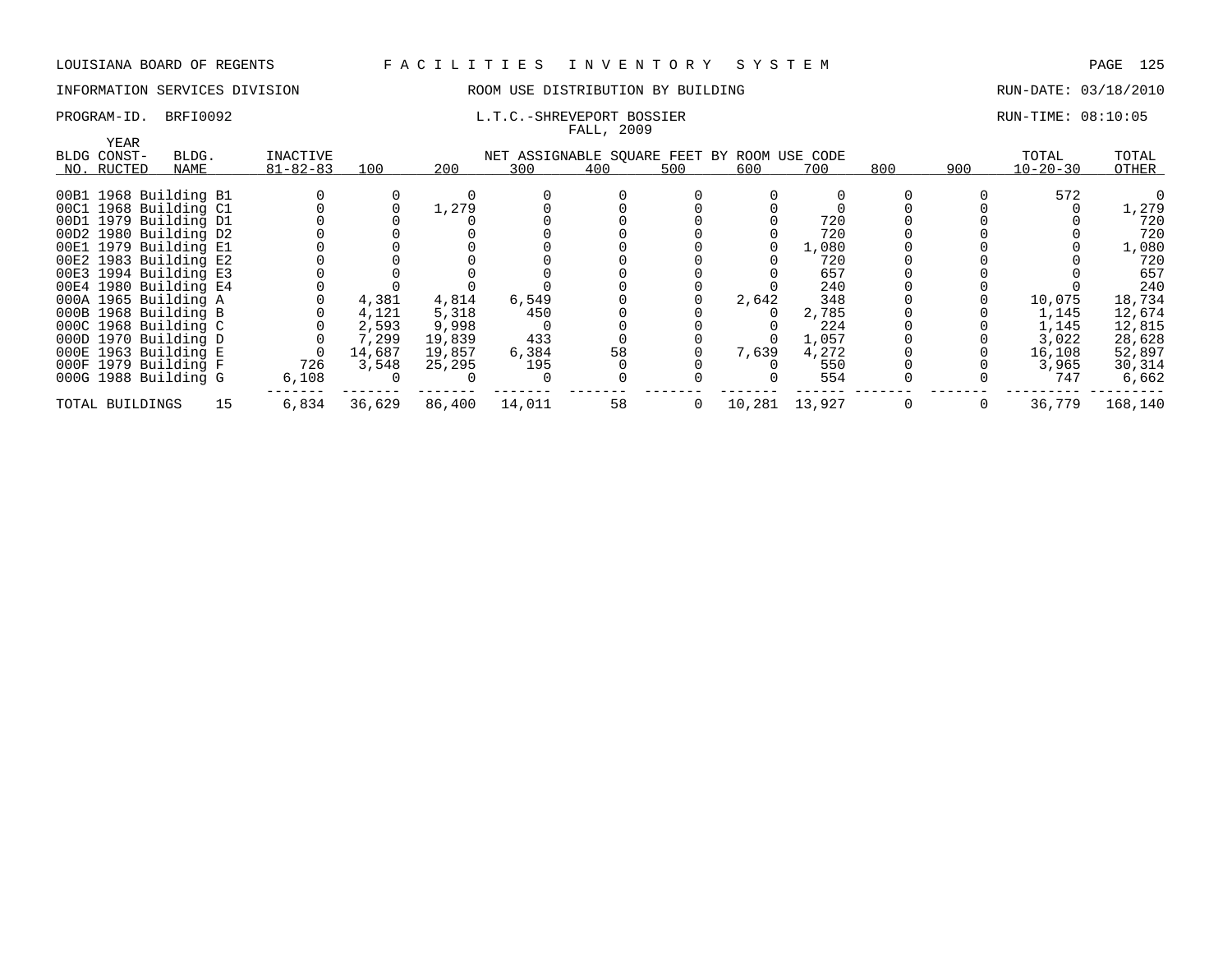LOUISIANA BOARD OF REGENTS — FACILITIES INVENTORY SYSTEM

INFORMATION SERVICES DIVISION — ROOM USE DISTRIBUTION BY BUILDING — RUN-DATE: 03/18/2010

PROGRAM-ID. BRFI0092 — L.T.C.-SHREVEPORT BOSSIER — RUN-TIME: 08:10:05

FALL, 2009

| BLDG NO. | YEAR CONST-RUCTED | BLDG. NAME | INACTIVE 81-82-83 | 100 | 200 | 300 | 400 | 500 | 600 | 700 | 800 | 900 | TOTAL 10-20-30 | TOTAL OTHER |
|---|---|---|---|---|---|---|---|---|---|---|---|---|---|---|
| | | | | NET ASSIGNABLE SQUARE FEET BY ROOM USE CODE | | | | | | | | | | |
| 00B1 | 1968 | Building B1 | 0 | 0 | 0 | 0 | 0 | 0 | 0 | 0 | 0 | 0 | 572 | 0 |
| 00C1 | 1968 | Building C1 | 0 | 0 | 1,279 | 0 | 0 | 0 | 0 | 0 | 0 | 0 | 0 | 1,279 |
| 00D1 | 1979 | Building D1 | 0 | 0 | 0 | 0 | 0 | 0 | 0 | 720 | 0 | 0 | 0 | 720 |
| 00D2 | 1980 | Building D2 | 0 | 0 | 0 | 0 | 0 | 0 | 0 | 720 | 0 | 0 | 0 | 720 |
| 00E1 | 1979 | Building E1 | 0 | 0 | 0 | 0 | 0 | 0 | 0 | 1,080 | 0 | 0 | 0 | 1,080 |
| 00E2 | 1983 | Building E2 | 0 | 0 | 0 | 0 | 0 | 0 | 0 | 720 | 0 | 0 | 0 | 720 |
| 00E3 | 1994 | Building E3 | 0 | 0 | 0 | 0 | 0 | 0 | 0 | 657 | 0 | 0 | 0 | 657 |
| 00E4 | 1980 | Building E4 | 0 | 0 | 0 | 0 | 0 | 0 | 0 | 240 | 0 | 0 | 0 | 240 |
| 000A | 1965 | Building A | 0 | 4,381 | 4,814 | 6,549 | 0 | 0 | 2,642 | 348 | 0 | 0 | 10,075 | 18,734 |
| 000B | 1968 | Building B | 0 | 4,121 | 5,318 | 450 | 0 | 0 | 0 | 2,785 | 0 | 0 | 1,145 | 12,674 |
| 000C | 1968 | Building C | 0 | 2,593 | 9,998 | 0 | 0 | 0 | 0 | 224 | 0 | 0 | 1,145 | 12,815 |
| 000D | 1970 | Building D | 0 | 7,299 | 19,839 | 433 | 0 | 0 | 0 | 1,057 | 0 | 0 | 3,022 | 28,628 |
| 000E | 1963 | Building E | 0 | 14,687 | 19,857 | 6,384 | 58 | 0 | 7,639 | 4,272 | 0 | 0 | 16,108 | 52,897 |
| 000F | 1979 | Building F | 726 | 3,548 | 25,295 | 195 | 0 | 0 | 0 | 550 | 0 | 0 | 3,965 | 30,314 |
| 000G | 1988 | Building G | 6,108 | 0 | 0 | 0 | 0 | 0 | 0 | 554 | 0 | 0 | 747 | 6,662 |
| TOTAL BUILDINGS | | 15 | 6,834 | 36,629 | 86,400 | 14,011 | 58 | 0 | 10,281 | 13,927 | 0 | 0 | 36,779 | 168,140 |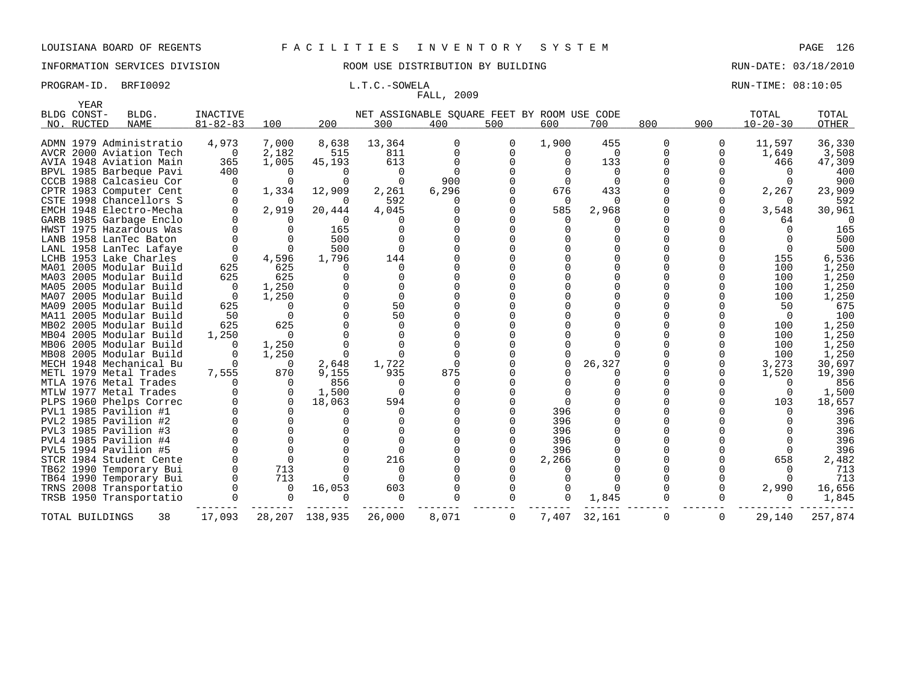LOUISIANA BOARD OF REGENTS F A C I L I T I E S I N V E N T O R Y S Y S T E M

INFORMATION SERVICES DIVISION ROOM USE DISTRIBUTION BY BUILDING RUN-DATE: 03/18/2010

PROGRAM-ID. BRFI0092 L.T.C.-SOWELA RUN-TIME: 08:10:05

FALL, 2009

| BLDG NO. | YEAR CONST-RUCTED | BLDG. NAME | INACTIVE 81-82-83 | 100 | 200 | 300 | 400 | 500 | 600 | 700 | 800 | 900 | TOTAL 10-20-30 | TOTAL OTHER |
|---|---|---|---|---|---|---|---|---|---|---|---|---|---|---|
| | | | | NET ASSIGNABLE SQUARE FEET BY ROOM USE CODE | | | | | | | | | | |
| ADMN | 1979 | Administratio | 4,973 | 7,000 | 8,638 | 13,364 | 0 | 0 | 1,900 | 455 | 0 | 0 | 11,597 | 36,330 |
| AVCR | 2000 | Aviation Tech | 0 | 2,182 | 515 | 811 | 0 | 0 | 0 | 0 | 0 | 0 | 1,649 | 3,508 |
| AVIA | 1948 | Aviation Main | 365 | 1,005 | 45,193 | 613 | 0 | 0 | 0 | 133 | 0 | 0 | 466 | 47,309 |
| BPVL | 1985 | Barbeque Pavi | 400 | 0 | 0 | 0 | 0 | 0 | 0 | 0 | 0 | 0 | 0 | 400 |
| CCCB | 1988 | Calcasieu Cor | 0 | 0 | 0 | 0 | 900 | 0 | 0 | 0 | 0 | 0 | 0 | 900 |
| CPTR | 1983 | Computer Cent | 0 | 1,334 | 12,909 | 2,261 | 6,296 | 0 | 676 | 433 | 0 | 0 | 2,267 | 23,909 |
| CSTE | 1998 | Chancellors S | 0 | 0 | 0 | 592 | 0 | 0 | 0 | 0 | 0 | 0 | 0 | 592 |
| EMCH | 1948 | Electro-Mecha | 0 | 2,919 | 20,444 | 4,045 | 0 | 0 | 585 | 2,968 | 0 | 0 | 3,548 | 30,961 |
| GARB | 1985 | Garbage Enclo | 0 | 0 | 0 | 0 | 0 | 0 | 0 | 0 | 0 | 0 | 64 | 0 |
| HWST | 1975 | Hazardous Was | 0 | 0 | 165 | 0 | 0 | 0 | 0 | 0 | 0 | 0 | 0 | 165 |
| LANB | 1958 | LanTec Baton | 0 | 0 | 500 | 0 | 0 | 0 | 0 | 0 | 0 | 0 | 0 | 500 |
| LANL | 1958 | LanTec Lafaye | 0 | 0 | 500 | 0 | 0 | 0 | 0 | 0 | 0 | 0 | 0 | 500 |
| LCHB | 1953 | Lake Charles | 0 | 4,596 | 1,796 | 144 | 0 | 0 | 0 | 0 | 0 | 0 | 155 | 6,536 |
| MA01 | 2005 | Modular Build | 625 | 625 | 0 | 0 | 0 | 0 | 0 | 0 | 0 | 0 | 100 | 1,250 |
| MA03 | 2005 | Modular Build | 625 | 625 | 0 | 0 | 0 | 0 | 0 | 0 | 0 | 0 | 100 | 1,250 |
| MA05 | 2005 | Modular Build | 0 | 1,250 | 0 | 0 | 0 | 0 | 0 | 0 | 0 | 0 | 100 | 1,250 |
| MA07 | 2005 | Modular Build | 0 | 1,250 | 0 | 0 | 0 | 0 | 0 | 0 | 0 | 0 | 100 | 1,250 |
| MA09 | 2005 | Modular Build | 625 | 0 | 0 | 50 | 0 | 0 | 0 | 0 | 0 | 0 | 50 | 675 |
| MA11 | 2005 | Modular Build | 50 | 0 | 0 | 50 | 0 | 0 | 0 | 0 | 0 | 0 | 0 | 100 |
| MB02 | 2005 | Modular Build | 625 | 625 | 0 | 0 | 0 | 0 | 0 | 0 | 0 | 0 | 100 | 1,250 |
| MB04 | 2005 | Modular Build | 1,250 | 0 | 0 | 0 | 0 | 0 | 0 | 0 | 0 | 0 | 100 | 1,250 |
| MB06 | 2005 | Modular Build | 0 | 1,250 | 0 | 0 | 0 | 0 | 0 | 0 | 0 | 0 | 100 | 1,250 |
| MB08 | 2005 | Modular Build | 0 | 1,250 | 0 | 0 | 0 | 0 | 0 | 0 | 0 | 0 | 100 | 1,250 |
| MECH | 1948 | Mechanical Bu | 0 | 0 | 2,648 | 1,722 | 0 | 0 | 0 | 26,327 | 0 | 0 | 3,273 | 30,697 |
| METL | 1979 | Metal Trades | 7,555 | 870 | 9,155 | 935 | 875 | 0 | 0 | 0 | 0 | 0 | 1,520 | 19,390 |
| MTLA | 1976 | Metal Trades | 0 | 0 | 856 | 0 | 0 | 0 | 0 | 0 | 0 | 0 | 0 | 856 |
| MTLW | 1977 | Metal Trades | 0 | 0 | 1,500 | 0 | 0 | 0 | 0 | 0 | 0 | 0 | 0 | 1,500 |
| PLPS | 1960 | Phelps Correc | 0 | 0 | 18,063 | 594 | 0 | 0 | 0 | 0 | 0 | 0 | 103 | 18,657 |
| PVL1 | 1985 | Pavilion #1 | 0 | 0 | 0 | 0 | 0 | 0 | 396 | 0 | 0 | 0 | 0 | 396 |
| PVL2 | 1985 | Pavilion #2 | 0 | 0 | 0 | 0 | 0 | 0 | 396 | 0 | 0 | 0 | 0 | 396 |
| PVL3 | 1985 | Pavilion #3 | 0 | 0 | 0 | 0 | 0 | 0 | 396 | 0 | 0 | 0 | 0 | 396 |
| PVL4 | 1985 | Pavilion #4 | 0 | 0 | 0 | 0 | 0 | 0 | 396 | 0 | 0 | 0 | 0 | 396 |
| PVL5 | 1994 | Pavilion #5 | 0 | 0 | 0 | 0 | 0 | 0 | 396 | 0 | 0 | 0 | 0 | 396 |
| STCR | 1984 | Student Cente | 0 | 0 | 0 | 216 | 0 | 0 | 2,266 | 0 | 0 | 0 | 658 | 2,482 |
| TB62 | 1990 | Temporary Bui | 0 | 713 | 0 | 0 | 0 | 0 | 0 | 0 | 0 | 0 | 0 | 713 |
| TB64 | 1990 | Temporary Bui | 0 | 713 | 0 | 0 | 0 | 0 | 0 | 0 | 0 | 0 | 0 | 713 |
| TRNS | 2008 | Transportatio | 0 | 0 | 16,053 | 603 | 0 | 0 | 0 | 0 | 0 | 0 | 2,990 | 16,656 |
| TRSB | 1950 | Transportatio | 0 | 0 | 0 | 0 | 0 | 0 | 0 | 1,845 | 0 | 0 | 0 | 1,845 |
| TOTAL BUILDINGS | | 38 | 17,093 | 28,207 | 138,935 | 26,000 | 8,071 | 0 | 7,407 | 32,161 | 0 | 0 | 29,140 | 257,874 |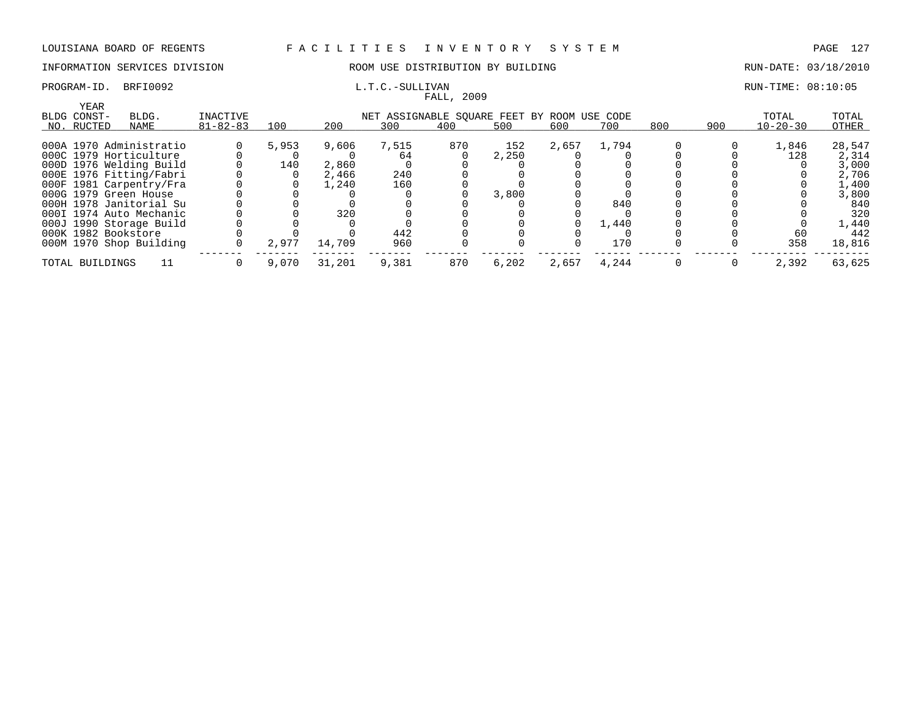LOUISIANA BOARD OF REGENTS — FACILITIES INVENTORY SYSTEM

INFORMATION SERVICES DIVISION — ROOM USE DISTRIBUTION BY BUILDING — RUN-DATE: 03/18/2010

PROGRAM-ID. BRFI0092 — L.T.C.-SULLIVAN — RUN-TIME: 08:10:05

FALL, 2009

| BLDG NO. | YEAR CONST-RUCTED | BLDG. NAME | INACTIVE 81-82-83 | 100 | 200 | 300 | 400 | 500 | 600 | 700 | 800 | 900 | TOTAL 10-20-30 | TOTAL OTHER |
|---|---|---|---|---|---|---|---|---|---|---|---|---|---|---|
| | | | | NET ASSIGNABLE SQUARE FEET BY ROOM USE CODE | | | | | | | | | | |
| 000A | 1970 | Administratio | 0 | 5,953 | 9,606 | 7,515 | 870 | 152 | 2,657 | 1,794 | 0 | 0 | 1,846 | 28,547 |
| 000C | 1979 | Horticulture | 0 | 0 | 0 | 64 | 0 | 2,250 | 0 | 0 | 0 | 0 | 128 | 2,314 |
| 000D | 1976 | Welding Build | 0 | 140 | 2,860 | 0 | 0 | 0 | 0 | 0 | 0 | 0 | 0 | 3,000 |
| 000E | 1976 | Fitting/Fabri | 0 | 0 | 2,466 | 240 | 0 | 0 | 0 | 0 | 0 | 0 | 0 | 2,706 |
| 000F | 1981 | Carpentry/Fra | 0 | 0 | 1,240 | 160 | 0 | 0 | 0 | 0 | 0 | 0 | 0 | 1,400 |
| 000G | 1979 | Green House | 0 | 0 | 0 | 0 | 0 | 3,800 | 0 | 0 | 0 | 0 | 0 | 3,800 |
| 000H | 1978 | Janitorial Su | 0 | 0 | 0 | 0 | 0 | 0 | 0 | 840 | 0 | 0 | 0 | 840 |
| 000I | 1974 | Auto Mechanic | 0 | 0 | 320 | 0 | 0 | 0 | 0 | 0 | 0 | 0 | 0 | 320 |
| 000J | 1990 | Storage Build | 0 | 0 | 0 | 0 | 0 | 0 | 0 | 1,440 | 0 | 0 | 0 | 1,440 |
| 000K | 1982 | Bookstore | 0 | 0 | 0 | 442 | 0 | 0 | 0 | 0 | 0 | 0 | 60 | 442 |
| 000M | 1970 | Shop Building | 0 | 2,977 | 14,709 | 960 | 0 | 0 | 0 | 170 | 0 | 0 | 358 | 18,816 |
| TOTAL BUILDINGS | | 11 | 0 | 9,070 | 31,201 | 9,381 | 870 | 6,202 | 2,657 | 4,244 | 0 | 0 | 2,392 | 63,625 |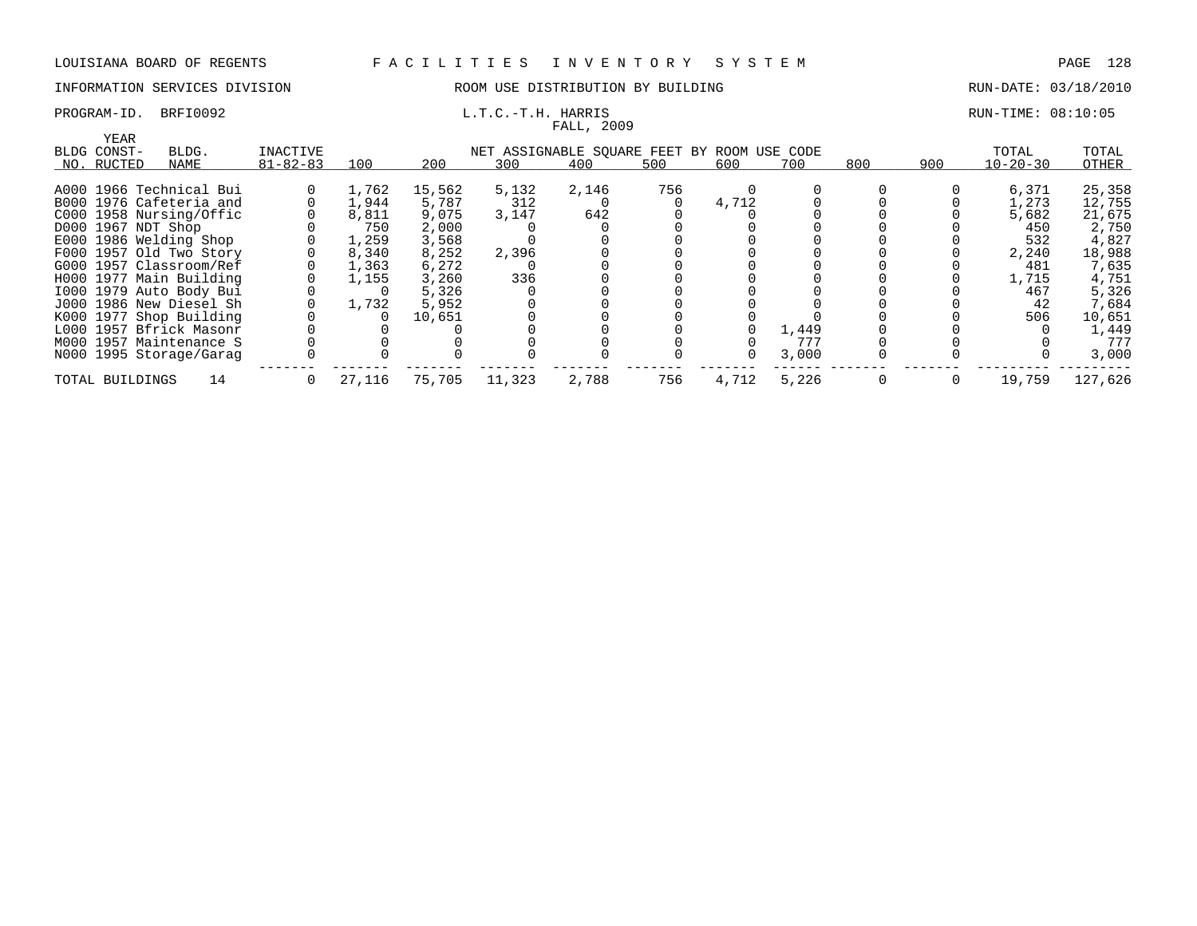LOUISIANA BOARD OF REGENTS — FACILITIES INVENTORY SYSTEM

INFORMATION SERVICES DIVISION — ROOM USE DISTRIBUTION BY BUILDING — RUN-DATE: 03/18/2010

PROGRAM-ID. BRFI0092 — L.T.C.-T.H. HARRIS — RUN-TIME: 08:10:05

FALL, 2009

| BLDG NO. | YEAR CONST-RUCTED | BLDG. NAME | INACTIVE 81-82-83 | NET ASSIGNABLE SQUARE FEET BY ROOM USE CODE 100 | 200 | 300 | 400 | 500 | 600 | 700 | 800 | 900 | TOTAL 10-20-30 | TOTAL OTHER |
|---|---|---|---|---|---|---|---|---|---|---|---|---|---|---|
| A000 | 1966 | Technical Bui | 0 | 1,762 | 15,562 | 5,132 | 2,146 | 756 | 0 | 0 | 0 | 0 | 6,371 | 25,358 |
| B000 | 1976 | Cafeteria and | 0 | 1,944 | 5,787 | 312 | 0 | 0 | 4,712 | 0 | 0 | 0 | 1,273 | 12,755 |
| C000 | 1958 | Nursing/Offic | 0 | 8,811 | 9,075 | 3,147 | 642 | 0 | 0 | 0 | 0 | 0 | 5,682 | 21,675 |
| D000 | 1967 | NDT Shop | 0 | 750 | 2,000 | 0 | 0 | 0 | 0 | 0 | 0 | 0 | 450 | 2,750 |
| E000 | 1986 | Welding Shop | 0 | 1,259 | 3,568 | 0 | 0 | 0 | 0 | 0 | 0 | 0 | 532 | 4,827 |
| F000 | 1957 | Old Two Story | 0 | 8,340 | 8,252 | 2,396 | 0 | 0 | 0 | 0 | 0 | 0 | 2,240 | 18,988 |
| G000 | 1957 | Classroom/Ref | 0 | 1,363 | 6,272 | 0 | 0 | 0 | 0 | 0 | 0 | 0 | 481 | 7,635 |
| H000 | 1977 | Main Building | 0 | 1,155 | 3,260 | 336 | 0 | 0 | 0 | 0 | 0 | 0 | 1,715 | 4,751 |
| I000 | 1979 | Auto Body Bui | 0 | 0 | 5,326 | 0 | 0 | 0 | 0 | 0 | 0 | 0 | 467 | 5,326 |
| J000 | 1986 | New Diesel Sh | 0 | 1,732 | 5,952 | 0 | 0 | 0 | 0 | 0 | 0 | 0 | 42 | 7,684 |
| K000 | 1977 | Shop Building | 0 | 0 | 10,651 | 0 | 0 | 0 | 0 | 0 | 0 | 0 | 506 | 10,651 |
| L000 | 1957 | Bfrick Masonr | 0 | 0 | 0 | 0 | 0 | 0 | 0 | 1,449 | 0 | 0 | 0 | 1,449 |
| M000 | 1957 | Maintenance S | 0 | 0 | 0 | 0 | 0 | 0 | 0 | 777 | 0 | 0 | 0 | 777 |
| N000 | 1995 | Storage/Garag | 0 | 0 | 0 | 0 | 0 | 0 | 0 | 3,000 | 0 | 0 | 0 | 3,000 |
| TOTAL BUILDINGS | | 14 | 0 | 27,116 | 75,705 | 11,323 | 2,788 | 756 | 4,712 | 5,226 | 0 | 0 | 19,759 | 127,626 |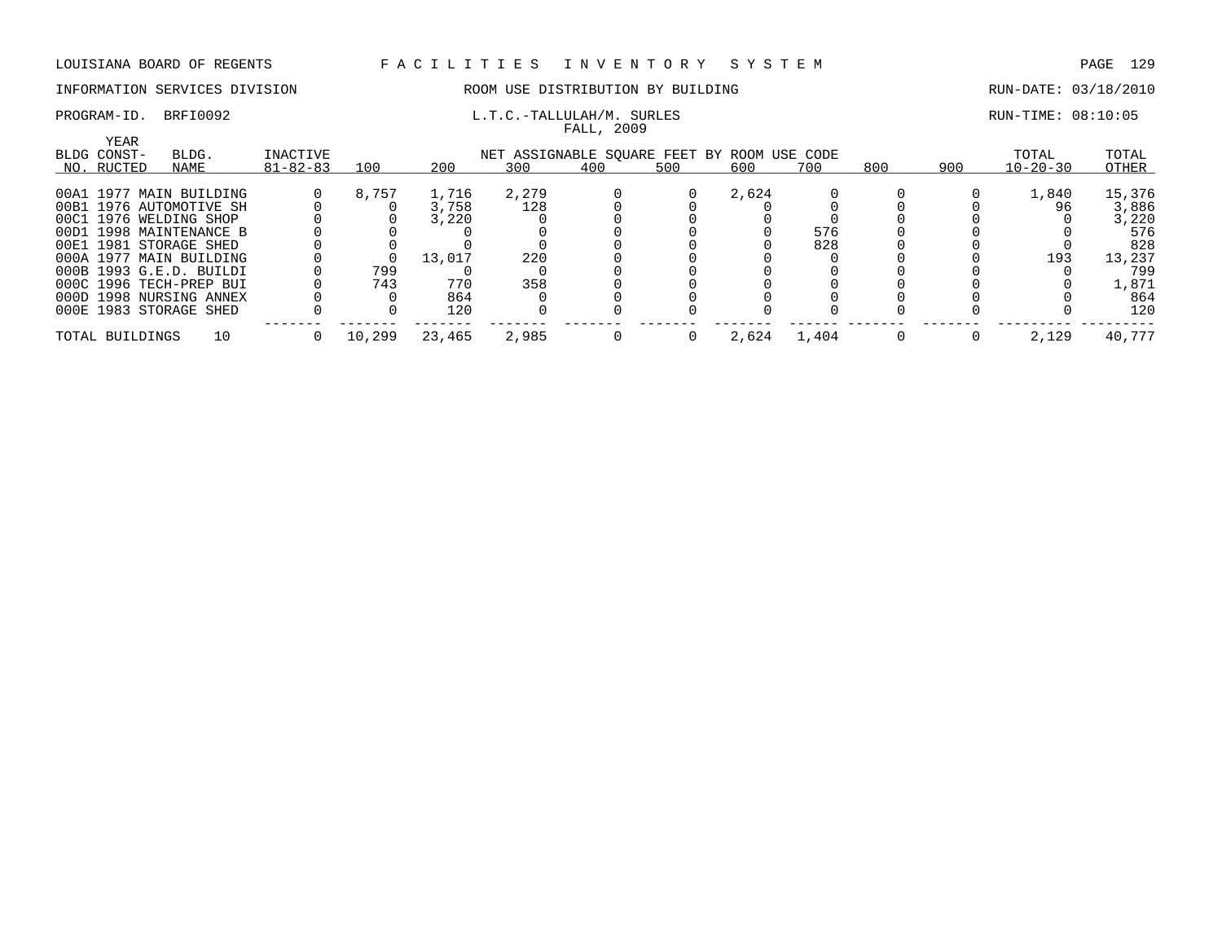LOUISIANA BOARD OF REGENTS — FACILITIES INVENTORY SYSTEM

INFORMATION SERVICES DIVISION — ROOM USE DISTRIBUTION BY BUILDING — RUN-DATE: 03/18/2010

PROGRAM-ID. BRFI0092 — L.T.C.-TALLULAH/M. SURLES — RUN-TIME: 08:10:05

FALL, 2009

| BLDG NO. | YEAR CONST-RUCTED | BLDG. NAME | INACTIVE 81-82-83 | 100 | 200 | 300 | 400 | 500 | 600 | 700 | 800 | 900 | TOTAL 10-20-30 | TOTAL OTHER |
|---|---|---|---|---|---|---|---|---|---|---|---|---|---|---|
| 00A1 | 1977 | MAIN BUILDING | 0 | 8,757 | 1,716 | 2,279 | 0 | 0 | 2,624 | 0 | 0 | 0 | 1,840 | 15,376 |
| 00B1 | 1976 | AUTOMOTIVE SH | 0 | 0 | 3,758 | 128 | 0 | 0 | 0 | 0 | 0 | 0 | 96 | 3,886 |
| 00C1 | 1976 | WELDING SHOP | 0 | 0 | 3,220 | 0 | 0 | 0 | 0 | 0 | 0 | 0 | 0 | 3,220 |
| 00D1 | 1998 | MAINTENANCE B | 0 | 0 | 0 | 0 | 0 | 0 | 0 | 576 | 0 | 0 | 0 | 576 |
| 00E1 | 1981 | STORAGE SHED | 0 | 0 | 0 | 0 | 0 | 0 | 0 | 828 | 0 | 0 | 0 | 828 |
| 000A | 1977 | MAIN BUILDING | 0 | 0 | 13,017 | 220 | 0 | 0 | 0 | 0 | 0 | 0 | 193 | 13,237 |
| 000B | 1993 | G.E.D. BUILDI | 0 | 799 | 0 | 0 | 0 | 0 | 0 | 0 | 0 | 0 | 0 | 799 |
| 000C | 1996 | TECH-PREP BUI | 0 | 743 | 770 | 358 | 0 | 0 | 0 | 0 | 0 | 0 | 0 | 1,871 |
| 000D | 1998 | NURSING ANNEX | 0 | 0 | 864 | 0 | 0 | 0 | 0 | 0 | 0 | 0 | 0 | 864 |
| 000E | 1983 | STORAGE SHED | 0 | 0 | 120 | 0 | 0 | 0 | 0 | 0 | 0 | 0 | 0 | 120 |
| TOTAL BUILDINGS | | 10 | 0 | 10,299 | 23,465 | 2,985 | 0 | 0 | 2,624 | 1,404 | 0 | 0 | 2,129 | 40,777 |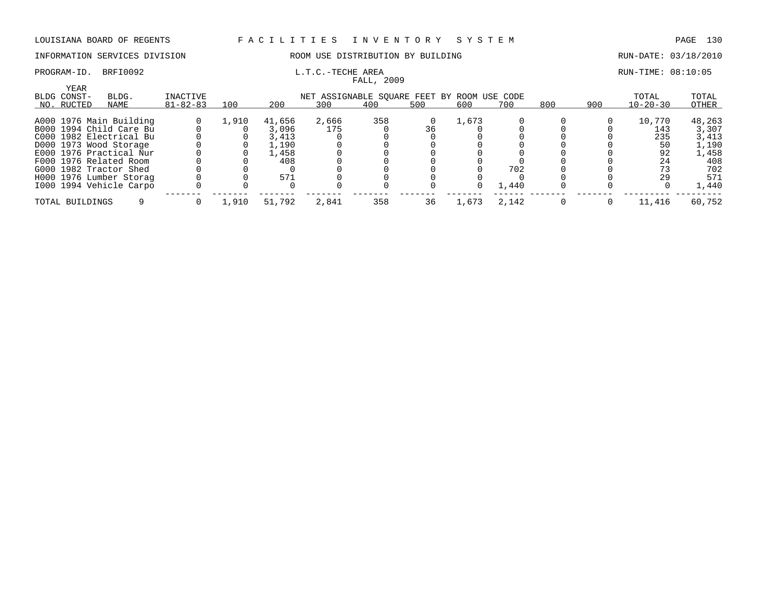LOUISIANA BOARD OF REGENTS — F A C I L I T I E S   I N V E N T O R Y   S Y S T E M

INFORMATION SERVICES DIVISION — ROOM USE DISTRIBUTION BY BUILDING — RUN-DATE: 03/18/2010

PROGRAM-ID. BRFI0092 — L.T.C.-TECHE AREA — RUN-TIME: 08:10:05

FALL, 2009

| BLDG NO. | YEAR CONST-RUCTED | BLDG. NAME | INACTIVE 81-82-83 | 100 | 200 | 300 | 400 | 500 | 600 | 700 | 800 | 900 | TOTAL 10-20-30 | TOTAL OTHER |
|---|---|---|---|---|---|---|---|---|---|---|---|---|---|---|
| | | | | NET ASSIGNABLE SQUARE FEET BY ROOM USE CODE | | | | | | | | | | |
| A000 | 1976 | Main Building | 0 | 1,910 | 41,656 | 2,666 | 358 | 0 | 1,673 | 0 | 0 | 0 | 10,770 | 48,263 |
| B000 | 1994 | Child Care Bu | 0 | 0 | 3,096 | 175 | 0 | 36 | 0 | 0 | 0 | 0 | 143 | 3,307 |
| C000 | 1982 | Electrical Bu | 0 | 0 | 3,413 | 0 | 0 | 0 | 0 | 0 | 0 | 0 | 235 | 3,413 |
| D000 | 1973 | Wood Storage | 0 | 0 | 1,190 | 0 | 0 | 0 | 0 | 0 | 0 | 0 | 50 | 1,190 |
| E000 | 1976 | Practical Nur | 0 | 0 | 1,458 | 0 | 0 | 0 | 0 | 0 | 0 | 0 | 92 | 1,458 |
| F000 | 1976 | Related Room | 0 | 0 | 408 | 0 | 0 | 0 | 0 | 0 | 0 | 0 | 24 | 408 |
| G000 | 1982 | Tractor Shed | 0 | 0 | 0 | 0 | 0 | 0 | 0 | 702 | 0 | 0 | 73 | 702 |
| H000 | 1976 | Lumber Storag | 0 | 0 | 571 | 0 | 0 | 0 | 0 | 0 | 0 | 0 | 29 | 571 |
| I000 | 1994 | Vehicle Carpo | 0 | 0 | 0 | 0 | 0 | 0 | 0 | 1,440 | 0 | 0 | 0 | 1,440 |
| TOTAL BUILDINGS | | 9 | 0 | 1,910 | 51,792 | 2,841 | 358 | 36 | 1,673 | 2,142 | 0 | 0 | 11,416 | 60,752 |